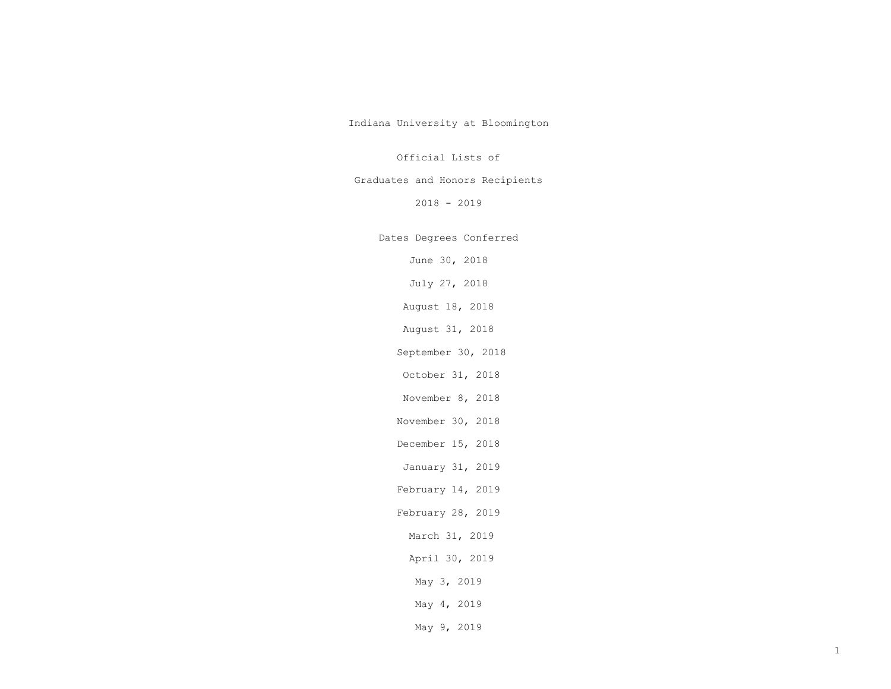# Indiana University at Bloomington

## Official Lists of

## Graduates and Honors Recipients

## 2018 - 2019

### Dates Degrees Conferred

June 30, 2018

July 27, 2018

August 18, 2018

August 31, 2018

September 30, 2018

October 31, 2018

November 8, 2018

November 30, 2018

December 15, 2018

January 31, 2019

February 14, 2019

February 28, 2019

March 31, 2019

April 30, 2019

May 3, 2019

May 4, 2019

May 9, 2019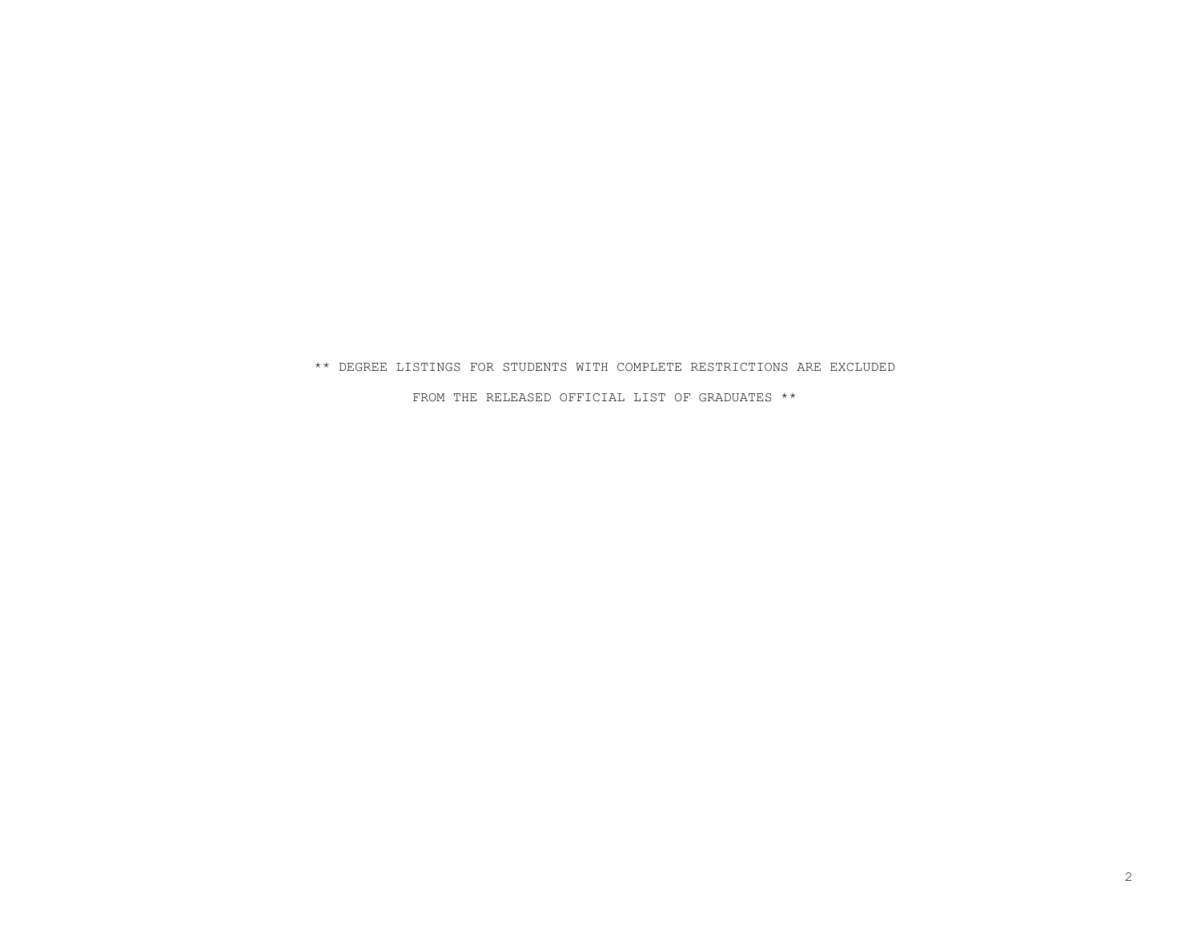** DEGREE LISTINGS FOR STUDENTS WITH COMPLETE RESTRICTIONS ARE EXCLUDED

FROM THE RELEASED OFFICIAL LIST OF GRADUATES **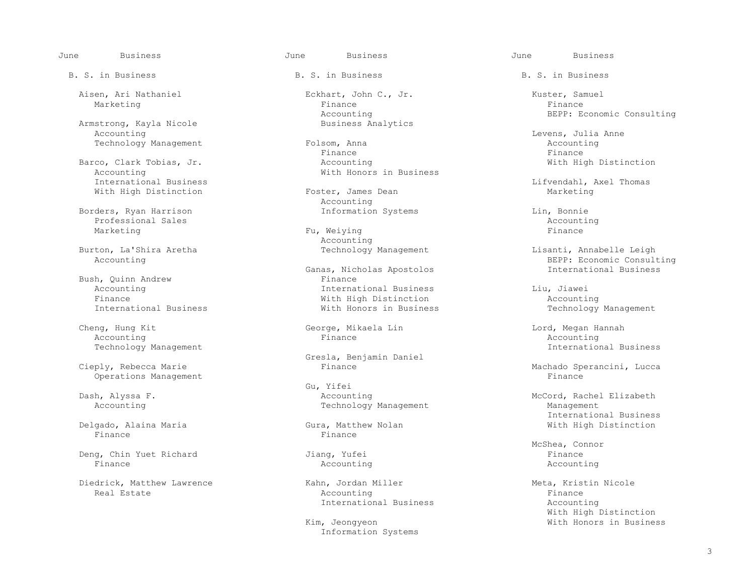## June — Business

### B. S. in Business

Aisen, Ari Nathaniel
- Marketing

Armstrong, Kayla Nicole
- Accounting
- Technology Management

Barco, Clark Tobias, Jr.
- Accounting
- International Business
- With High Distinction

Borders, Ryan Harrison
- Professional Sales
- Marketing

Burton, La'Shira Aretha
- Accounting

Bush, Quinn Andrew
- Accounting
- Finance
- International Business

Cheng, Hung Kit
- Accounting
- Technology Management

Cieply, Rebecca Marie
- Operations Management

Dash, Alyssa F.
- Accounting

Delgado, Alaina Maria
- Finance

Deng, Chin Yuet Richard
- Finance

Diedrick, Matthew Lawrence
- Real Estate

Eckhart, John C., Jr.
- Finance
- Accounting
- Business Analytics

Folsom, Anna
- Finance
- Accounting
- With Honors in Business

Foster, James Dean
- Accounting
- Information Systems

Fu, Weiying
- Accounting
- Technology Management

Ganas, Nicholas Apostolos
- Finance
- International Business
- With High Distinction
- With Honors in Business

George, Mikaela Lin
- Finance

Gresla, Benjamin Daniel
- Finance

Gu, Yifei
- Accounting
- Technology Management

Gura, Matthew Nolan
- Finance

Jiang, Yufei
- Accounting

Kahn, Jordan Miller
- Accounting
- International Business

Kim, Jeongyeon
- Information Systems

Kuster, Samuel
- Finance
- BEPP: Economic Consulting

Levens, Julia Anne
- Accounting
- Finance
- With High Distinction

Lifvendahl, Axel Thomas
- Marketing

Lin, Bonnie
- Accounting
- Finance

Lisanti, Annabelle Leigh
- BEPP: Economic Consulting
- International Business

Liu, Jiawei
- Accounting
- Technology Management

Lord, Megan Hannah
- Accounting
- International Business

Machado Sperancini, Lucca
- Finance

McCord, Rachel Elizabeth
- Management
- International Business
- With High Distinction

McShea, Connor
- Finance
- Accounting

Meta, Kristin Nicole
- Finance
- Accounting
- With High Distinction
- With Honors in Business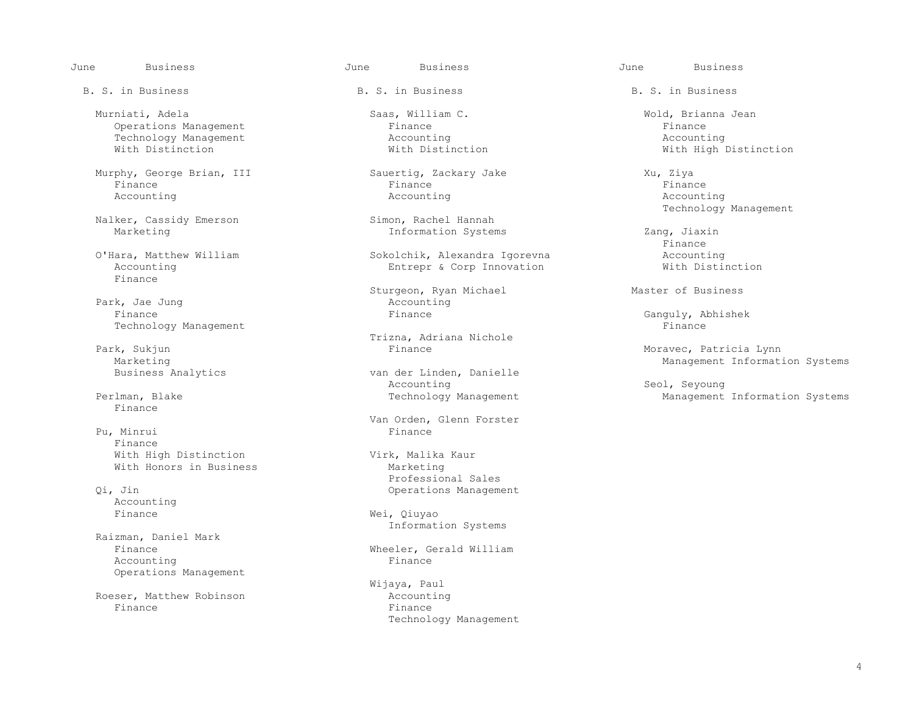June Business

## B. S. in Business

Murniati, Adela
- Operations Management
- Technology Management
- With Distinction

Murphy, George Brian, III
- Finance
- Accounting

Nalker, Cassidy Emerson
- Marketing

O'Hara, Matthew William
- Accounting
- Finance

Park, Jae Jung
- Finance
- Technology Management

Park, Sukjun
- Marketing
- Business Analytics

Perlman, Blake
- Finance

Pu, Minrui
- Finance
- With High Distinction
- With Honors in Business

Qi, Jin
- Accounting
- Finance

Raizman, Daniel Mark
- Finance
- Accounting
- Operations Management

Roeser, Matthew Robinson
- Finance

Saas, William C.
- Finance
- Accounting
- With Distinction

Sauertig, Zackary Jake
- Finance
- Accounting

Simon, Rachel Hannah
- Information Systems

Sokolchik, Alexandra Igorevna
- Entrepr & Corp Innovation

Sturgeon, Ryan Michael
- Accounting
- Finance

Trizna, Adriana Nichole
- Finance

van der Linden, Danielle
- Accounting
- Technology Management

Van Orden, Glenn Forster
- Finance

Virk, Malika Kaur
- Marketing
- Professional Sales
- Operations Management

Wei, Qiuyao
- Information Systems

Wheeler, Gerald William
- Finance

Wijaya, Paul
- Accounting
- Finance
- Technology Management

Wold, Brianna Jean
- Finance
- Accounting
- With High Distinction

Xu, Ziya
- Finance
- Accounting
- Technology Management

Zang, Jiaxin
- Finance
- Accounting
- With Distinction

## Master of Business

Ganguly, Abhishek
- Finance

Moravec, Patricia Lynn
- Management Information Systems

Seol, Seyoung
- Management Information Systems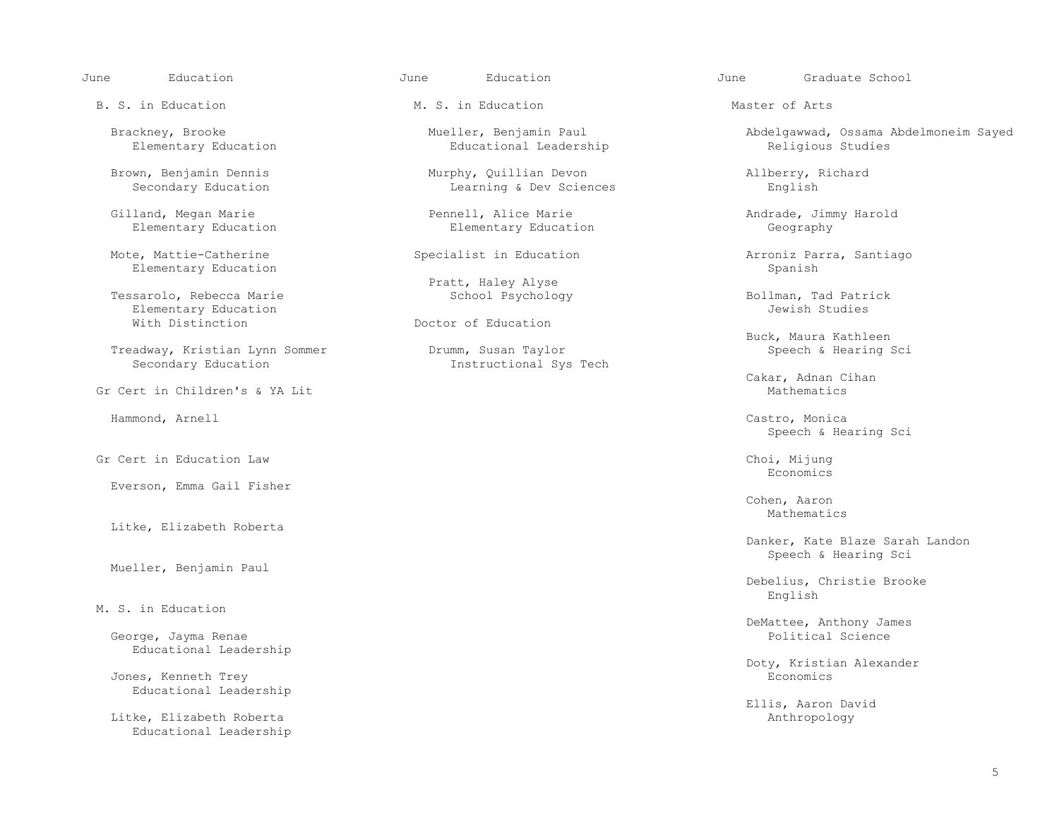## June — Education

### B. S. in Education

Brackney, Brooke
Elementary Education

Brown, Benjamin Dennis
Secondary Education

Gilland, Megan Marie
Elementary Education

Mote, Mattie-Catherine
Elementary Education

Tessarolo, Rebecca Marie
Elementary Education
With Distinction

Treadway, Kristian Lynn Sommer
Secondary Education

### Gr Cert in Children's & YA Lit

Hammond, Arnell

### Gr Cert in Education Law

Everson, Emma Gail Fisher

Litke, Elizabeth Roberta

Mueller, Benjamin Paul

### M. S. in Education

George, Jayma Renae
Educational Leadership

Jones, Kenneth Trey
Educational Leadership

Litke, Elizabeth Roberta
Educational Leadership

## June — Education

### M. S. in Education

Mueller, Benjamin Paul
Educational Leadership

Murphy, Quillian Devon
Learning & Dev Sciences

Pennell, Alice Marie
Elementary Education

### Specialist in Education

Pratt, Haley Alyse
School Psychology

### Doctor of Education

Drumm, Susan Taylor
Instructional Sys Tech

## June — Graduate School

### Master of Arts

Abdelgawwad, Ossama Abdelmoneim Sayed
Religious Studies

Allberry, Richard
English

Andrade, Jimmy Harold
Geography

Arroniz Parra, Santiago
Spanish

Bollman, Tad Patrick
Jewish Studies

Buck, Maura Kathleen
Speech & Hearing Sci

Cakar, Adnan Cihan
Mathematics

Castro, Monica
Speech & Hearing Sci

Choi, Mijung
Economics

Cohen, Aaron
Mathematics

Danker, Kate Blaze Sarah Landon
Speech & Hearing Sci

Debelius, Christie Brooke
English

DeMattee, Anthony James
Political Science

Doty, Kristian Alexander
Economics

Ellis, Aaron David
Anthropology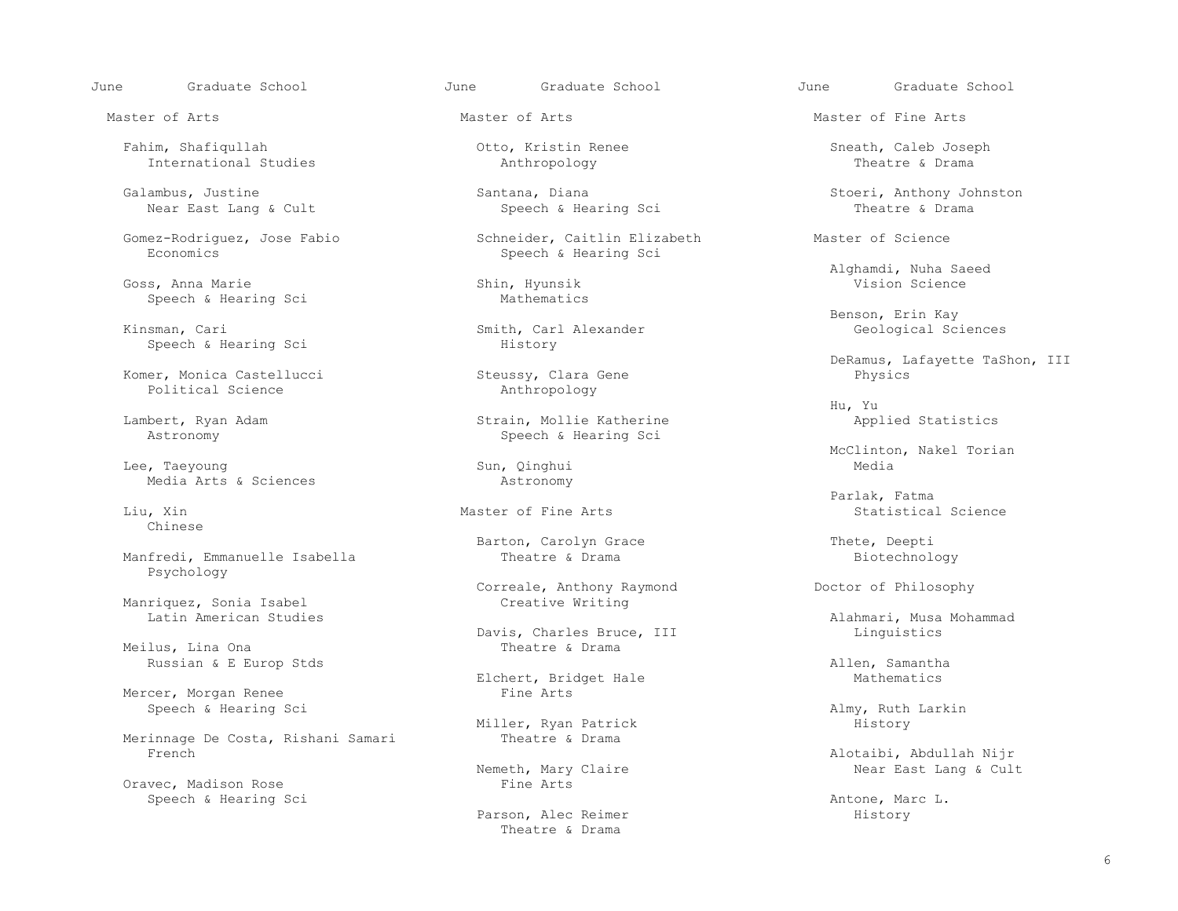## June — Graduate School

### Master of Arts

Fahim, Shafiqullah
International Studies

Galambus, Justine
Near East Lang & Cult

Gomez-Rodriguez, Jose Fabio
Economics

Goss, Anna Marie
Speech & Hearing Sci

Kinsman, Cari
Speech & Hearing Sci

Komer, Monica Castellucci
Political Science

Lambert, Ryan Adam
Astronomy

Lee, Taeyoung
Media Arts & Sciences

Liu, Xin
Chinese

Manfredi, Emmanuelle Isabella
Psychology

Manriquez, Sonia Isabel
Latin American Studies

Meilus, Lina Ona
Russian & E Europ Stds

Mercer, Morgan Renee
Speech & Hearing Sci

Merinnage De Costa, Rishani Samari
French

Oravec, Madison Rose
Speech & Hearing Sci

Otto, Kristin Renee
Anthropology

Santana, Diana
Speech & Hearing Sci

Schneider, Caitlin Elizabeth
Speech & Hearing Sci

Shin, Hyunsik
Mathematics

Smith, Carl Alexander
History

Steussy, Clara Gene
Anthropology

Strain, Mollie Katherine
Speech & Hearing Sci

Sun, Qinghui
Astronomy

### Master of Fine Arts

Barton, Carolyn Grace
Theatre & Drama

Correale, Anthony Raymond
Creative Writing

Davis, Charles Bruce, III
Theatre & Drama

Elchert, Bridget Hale
Fine Arts

Miller, Ryan Patrick
Theatre & Drama

Nemeth, Mary Claire
Fine Arts

Parson, Alec Reimer
Theatre & Drama

Sneath, Caleb Joseph
Theatre & Drama

Stoeri, Anthony Johnston
Theatre & Drama

### Master of Science

Alghamdi, Nuha Saeed
Vision Science

Benson, Erin Kay
Geological Sciences

DeRamus, Lafayette TaShon, III
Physics

Hu, Yu
Applied Statistics

McClinton, Nakel Torian
Media

Parlak, Fatma
Statistical Science

Thete, Deepti
Biotechnology

### Doctor of Philosophy

Alahmari, Musa Mohammad
Linguistics

Allen, Samantha
Mathematics

Almy, Ruth Larkin
History

Alotaibi, Abdullah Nijr
Near East Lang & Cult

Antone, Marc L.
History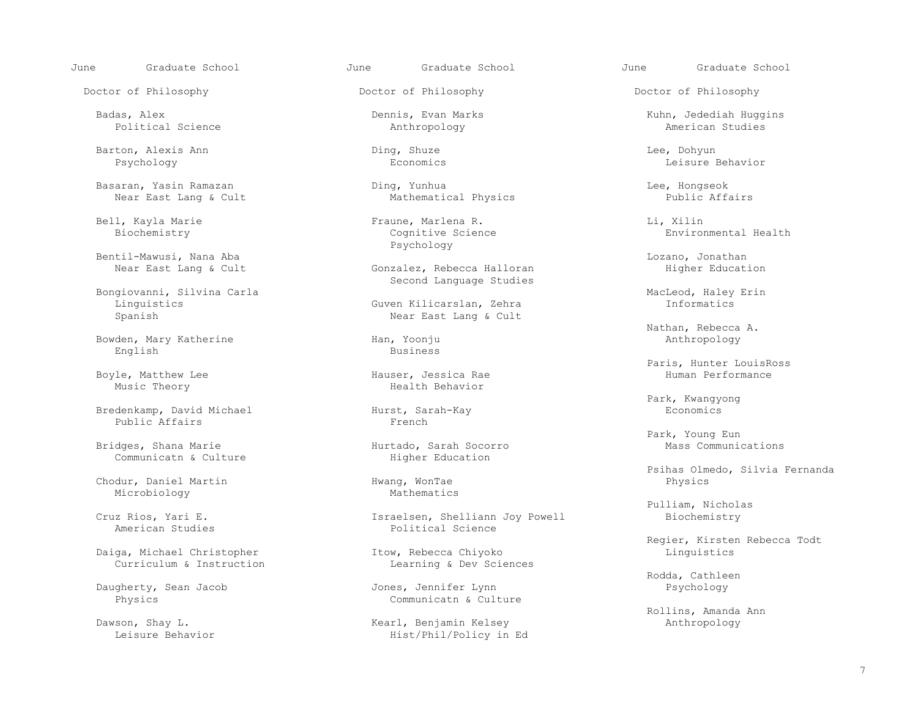## June — Graduate School

### Doctor of Philosophy

Badas, Alex
Political Science

Barton, Alexis Ann
Psychology

Basaran, Yasin Ramazan
Near East Lang & Cult

Bell, Kayla Marie
Biochemistry

Bentil-Mawusi, Nana Aba
Near East Lang & Cult

Bongiovanni, Silvina Carla
Linguistics
Spanish

Bowden, Mary Katherine
English

Boyle, Matthew Lee
Music Theory

Bredenkamp, David Michael
Public Affairs

Bridges, Shana Marie
Communicatn & Culture

Chodur, Daniel Martin
Microbiology

Cruz Rios, Yari E.
American Studies

Daiga, Michael Christopher
Curriculum & Instruction

Daugherty, Sean Jacob
Physics

Dawson, Shay L.
Leisure Behavior

Dennis, Evan Marks
Anthropology

Ding, Shuze
Economics

Ding, Yunhua
Mathematical Physics

Fraune, Marlena R.
Cognitive Science
Psychology

Gonzalez, Rebecca Halloran
Second Language Studies

Guven Kilicarslan, Zehra
Near East Lang & Cult

Han, Yoonju
Business

Hauser, Jessica Rae
Health Behavior

Hurst, Sarah-Kay
French

Hurtado, Sarah Socorro
Higher Education

Hwang, WonTae
Mathematics

Israelsen, Shelliann Joy Powell
Political Science

Itow, Rebecca Chiyoko
Learning & Dev Sciences

Jones, Jennifer Lynn
Communicatn & Culture

Kearl, Benjamin Kelsey
Hist/Phil/Policy in Ed

Kuhn, Jedediah Huggins
American Studies

Lee, Dohyun
Leisure Behavior

Lee, Hongseok
Public Affairs

Li, Xilin
Environmental Health

Lozano, Jonathan
Higher Education

MacLeod, Haley Erin
Informatics

Nathan, Rebecca A.
Anthropology

Paris, Hunter LouisRoss
Human Performance

Park, Kwangyong
Economics

Park, Young Eun
Mass Communications

Psihas Olmedo, Silvia Fernanda
Physics

Pulliam, Nicholas
Biochemistry

Regier, Kirsten Rebecca Todt
Linguistics

Rodda, Cathleen
Psychology

Rollins, Amanda Ann
Anthropology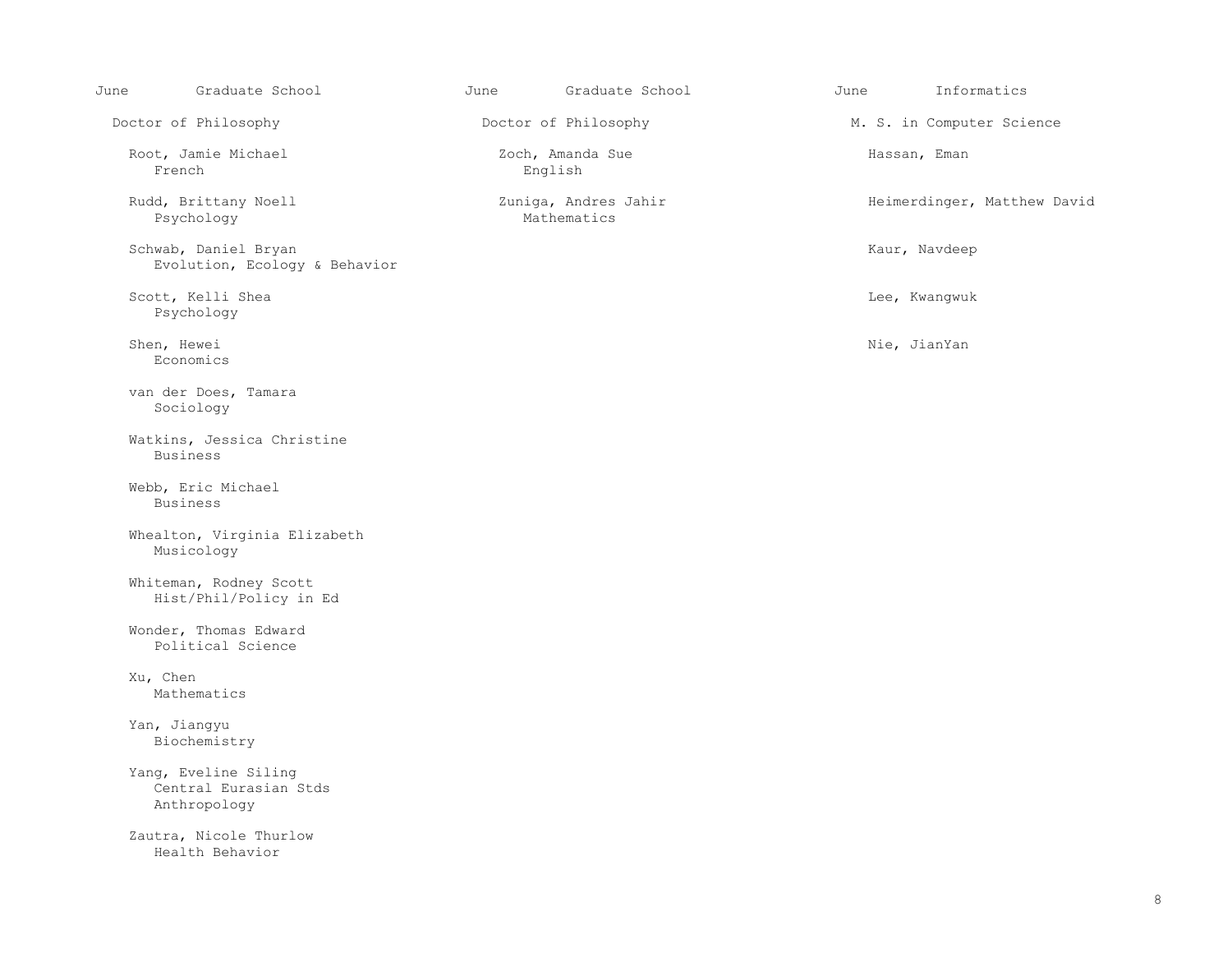June Graduate School

## Doctor of Philosophy

Root, Jamie Michael
French

Rudd, Brittany Noell
Psychology

Schwab, Daniel Bryan
Evolution, Ecology & Behavior

Scott, Kelli Shea
Psychology

Shen, Hewei
Economics

van der Does, Tamara
Sociology

Watkins, Jessica Christine
Business

Webb, Eric Michael
Business

Whealton, Virginia Elizabeth
Musicology

Whiteman, Rodney Scott
Hist/Phil/Policy in Ed

Wonder, Thomas Edward
Political Science

Xu, Chen
Mathematics

Yan, Jiangyu
Biochemistry

Yang, Eveline Siling
Central Eurasian Stds
Anthropology

Zautra, Nicole Thurlow
Health Behavior

June Graduate School

## Doctor of Philosophy

Zoch, Amanda Sue
English

Zuniga, Andres Jahir
Mathematics

June Informatics

## M. S. in Computer Science

Hassan, Eman

Heimerdinger, Matthew David

Kaur, Navdeep

Lee, Kwangwuk

Nie, JianYan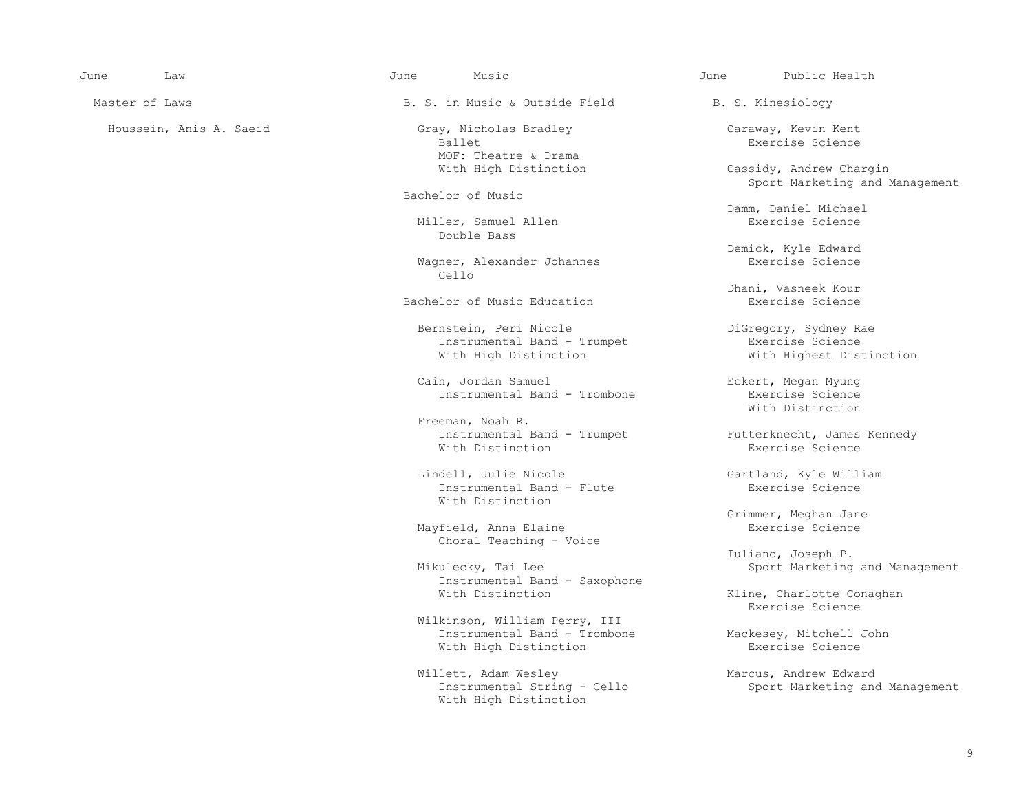## June — Law

### Master of Laws

Houssein, Anis A. Saeid

## June — Music

### B. S. in Music & Outside Field

Gray, Nicholas Bradley
Ballet
MOF: Theatre & Drama
With High Distinction

### Bachelor of Music

Miller, Samuel Allen
Double Bass

Wagner, Alexander Johannes
Cello

### Bachelor of Music Education

Bernstein, Peri Nicole
Instrumental Band - Trumpet
With High Distinction

Cain, Jordan Samuel
Instrumental Band - Trombone

Freeman, Noah R.
Instrumental Band - Trumpet
With Distinction

Lindell, Julie Nicole
Instrumental Band - Flute
With Distinction

Mayfield, Anna Elaine
Choral Teaching - Voice

Mikulecky, Tai Lee
Instrumental Band - Saxophone
With Distinction

Wilkinson, William Perry, III
Instrumental Band - Trombone
With High Distinction

Willett, Adam Wesley
Instrumental String - Cello
With High Distinction

## June — Public Health

### B. S. Kinesiology

Caraway, Kevin Kent
Exercise Science

Cassidy, Andrew Chargin
Sport Marketing and Management

Damm, Daniel Michael
Exercise Science

Demick, Kyle Edward
Exercise Science

Dhani, Vasneek Kour
Exercise Science

DiGregory, Sydney Rae
Exercise Science
With Highest Distinction

Eckert, Megan Myung
Exercise Science
With Distinction

Futterknecht, James Kennedy
Exercise Science

Gartland, Kyle William
Exercise Science

Grimmer, Meghan Jane
Exercise Science

Iuliano, Joseph P.
Sport Marketing and Management

Kline, Charlotte Conaghan
Exercise Science

Mackesey, Mitchell John
Exercise Science

Marcus, Andrew Edward
Sport Marketing and Management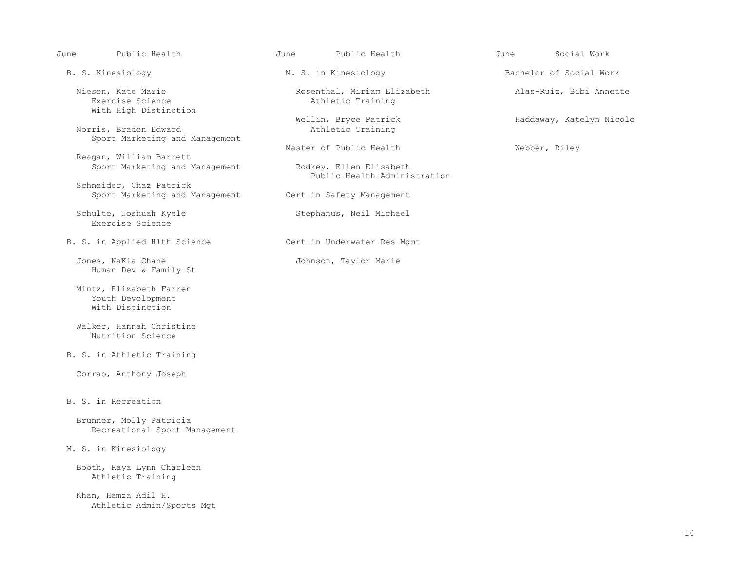## June — Public Health

### B. S. Kinesiology

Niesen, Kate Marie
Exercise Science
With High Distinction

Norris, Braden Edward
Sport Marketing and Management

Reagan, William Barrett
Sport Marketing and Management

Schneider, Chaz Patrick
Sport Marketing and Management

Schulte, Joshuah Kyele
Exercise Science

### B. S. in Applied Hlth Science

Jones, NaKia Chane
Human Dev & Family St

Mintz, Elizabeth Farren
Youth Development
With Distinction

Walker, Hannah Christine
Nutrition Science

### B. S. in Athletic Training

Corrao, Anthony Joseph

### B. S. in Recreation

Brunner, Molly Patricia
Recreational Sport Management

### M. S. in Kinesiology

Booth, Raya Lynn Charleen
Athletic Training

Khan, Hamza Adil H.
Athletic Admin/Sports Mgt

## June — Public Health

### M. S. in Kinesiology

Rosenthal, Miriam Elizabeth
Athletic Training

Wellin, Bryce Patrick
Athletic Training

### Master of Public Health

Rodkey, Ellen Elisabeth
Public Health Administration

### Cert in Safety Management

Stephanus, Neil Michael

### Cert in Underwater Res Mgmt

Johnson, Taylor Marie

## June — Social Work

### Bachelor of Social Work

Alas-Ruiz, Bibi Annette

Haddaway, Katelyn Nicole

Webber, Riley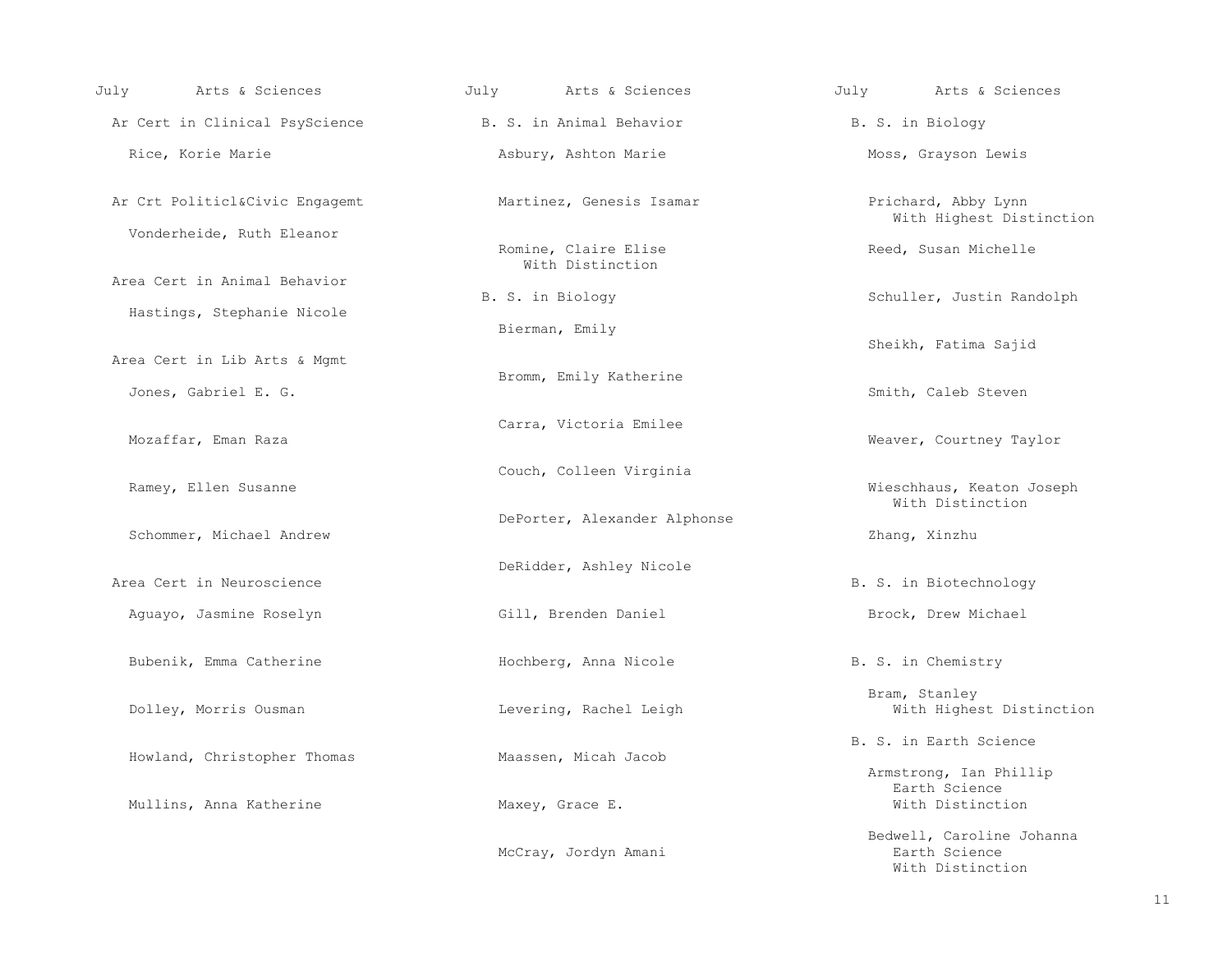July Arts & Sciences

## Ar Cert in Clinical PsyScience

Rice, Korie Marie

## Ar Crt Politicl&Civic Engagemt

Vonderheide, Ruth Eleanor

## Area Cert in Animal Behavior

Hastings, Stephanie Nicole

## Area Cert in Lib Arts & Mgmt

Jones, Gabriel E. G.

Mozaffar, Eman Raza

Ramey, Ellen Susanne

Schommer, Michael Andrew

## Area Cert in Neuroscience

Aguayo, Jasmine Roselyn

Bubenik, Emma Catherine

Dolley, Morris Ousman

Howland, Christopher Thomas

Mullins, Anna Katherine

## B. S. in Animal Behavior

Asbury, Ashton Marie

Martinez, Genesis Isamar

Romine, Claire Elise
With Distinction

## B. S. in Biology

Bierman, Emily

Bromm, Emily Katherine

Carra, Victoria Emilee

Couch, Colleen Virginia

DePorter, Alexander Alphonse

DeRidder, Ashley Nicole

Gill, Brenden Daniel

Hochberg, Anna Nicole

Levering, Rachel Leigh

Maassen, Micah Jacob

Maxey, Grace E.

McCray, Jordyn Amani

Moss, Grayson Lewis

Prichard, Abby Lynn
With Highest Distinction

Reed, Susan Michelle

Schuller, Justin Randolph

Sheikh, Fatima Sajid

Smith, Caleb Steven

Weaver, Courtney Taylor

Wieschhaus, Keaton Joseph
With Distinction

Zhang, Xinzhu

## B. S. in Biotechnology

Brock, Drew Michael

## B. S. in Chemistry

Bram, Stanley
With Highest Distinction

## B. S. in Earth Science

Armstrong, Ian Phillip
Earth Science
With Distinction

Bedwell, Caroline Johanna
Earth Science
With Distinction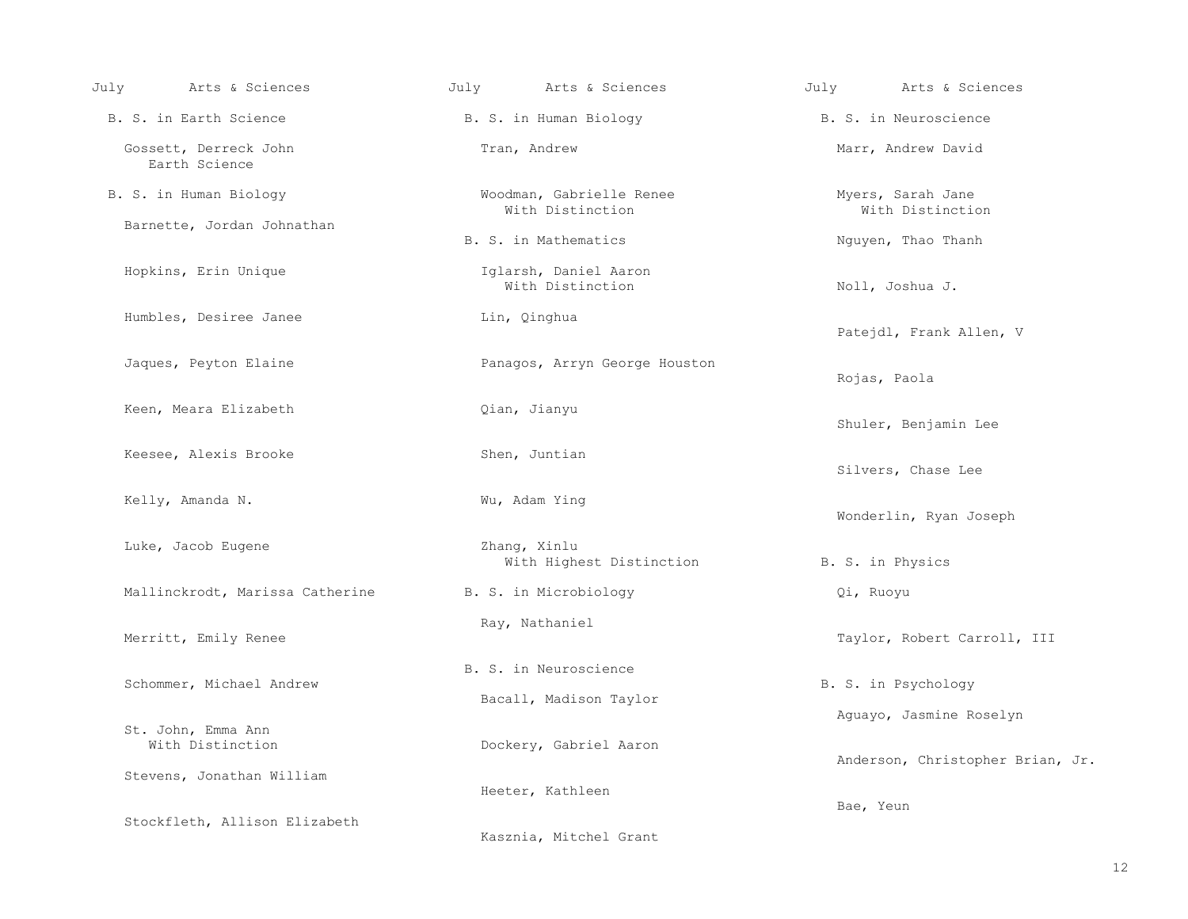July Arts & Sciences

## B. S. in Earth Science

Gossett, Derreck John
Earth Science

## B. S. in Human Biology

Barnette, Jordan Johnathan

Hopkins, Erin Unique

Humbles, Desiree Janee

Jaques, Peyton Elaine

Keen, Meara Elizabeth

Keesee, Alexis Brooke

Kelly, Amanda N.

Luke, Jacob Eugene

Mallinckrodt, Marissa Catherine

Merritt, Emily Renee

Schommer, Michael Andrew

St. John, Emma Ann
With Distinction

Stevens, Jonathan William

Stockfleth, Allison Elizabeth

Tran, Andrew

Woodman, Gabrielle Renee
With Distinction

## B. S. in Mathematics

Iglarsh, Daniel Aaron
With Distinction

Lin, Qinghua

Panagos, Arryn George Houston

Qian, Jianyu

Shen, Juntian

Wu, Adam Ying

Zhang, Xinlu
With Highest Distinction

## B. S. in Microbiology

Ray, Nathaniel

## B. S. in Neuroscience

Bacall, Madison Taylor

Dockery, Gabriel Aaron

Heeter, Kathleen

Kasznia, Mitchel Grant

Marr, Andrew David

Myers, Sarah Jane
With Distinction

Nguyen, Thao Thanh

Noll, Joshua J.

Patejdl, Frank Allen, V

Rojas, Paola

Shuler, Benjamin Lee

Silvers, Chase Lee

Wonderlin, Ryan Joseph

## B. S. in Physics

Qi, Ruoyu

Taylor, Robert Carroll, III

## B. S. in Psychology

Aguayo, Jasmine Roselyn

Anderson, Christopher Brian, Jr.

Bae, Yeun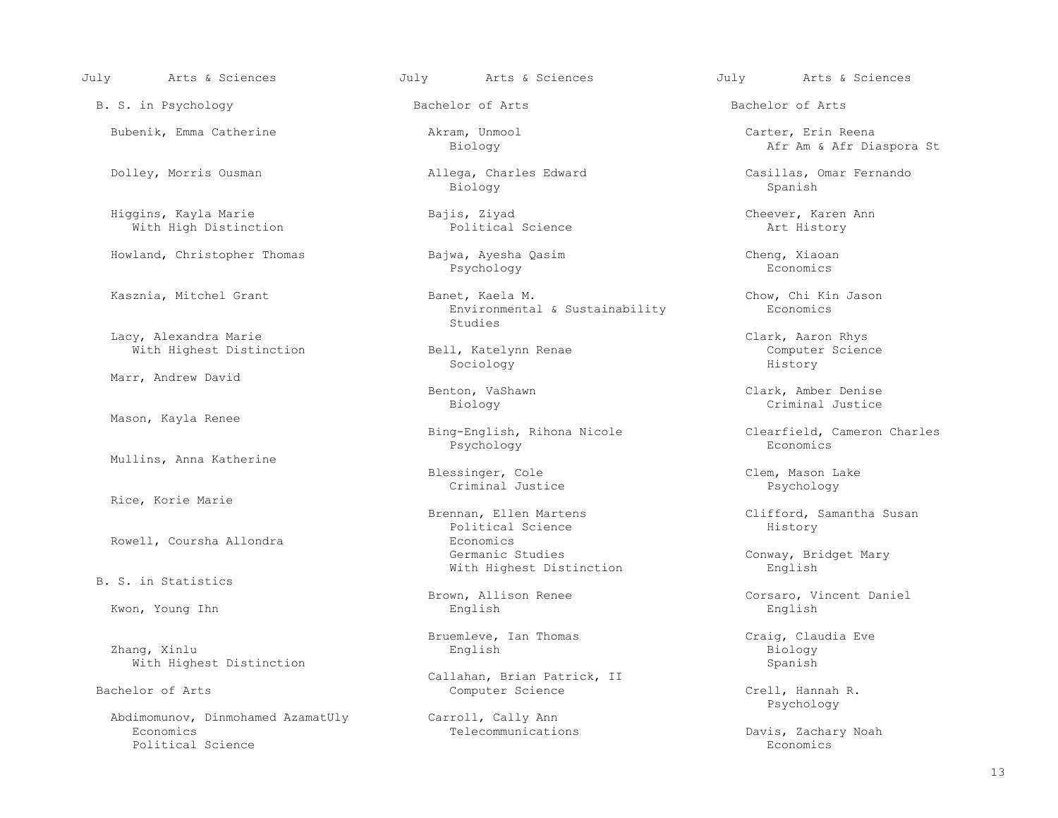## B. S. in Psychology

Bubenik, Emma Catherine

Dolley, Morris Ousman

Higgins, Kayla Marie
With High Distinction

Howland, Christopher Thomas

Kasznia, Mitchel Grant

Lacy, Alexandra Marie
With Highest Distinction

Marr, Andrew David

Mason, Kayla Renee

Mullins, Anna Katherine

Rice, Korie Marie

Rowell, Coursha Allondra

## B. S. in Statistics

Kwon, Young Ihn

Zhang, Xinlu
With Highest Distinction

## Bachelor of Arts

Abdimomunov, Dinmohamed AzamatUly
Economics
Political Science

Akram, Unmool
Biology

Allega, Charles Edward
Biology

Bajis, Ziyad
Political Science

Bajwa, Ayesha Qasim
Psychology

Banet, Kaela M.
Environmental & Sustainability Studies

Bell, Katelynn Renae
Sociology

Benton, VaShawn
Biology

Bing-English, Rihona Nicole
Psychology

Blessinger, Cole
Criminal Justice

Brennan, Ellen Martens
Political Science
Economics
Germanic Studies
With Highest Distinction

Brown, Allison Renee
English

Bruemleve, Ian Thomas
English

Callahan, Brian Patrick, II
Computer Science

Carroll, Cally Ann
Telecommunications

Carter, Erin Reena
Afr Am & Afr Diaspora St

Casillas, Omar Fernando
Spanish

Cheever, Karen Ann
Art History

Cheng, Xiaoan
Economics

Chow, Chi Kin Jason
Economics

Clark, Aaron Rhys
Computer Science
History

Clark, Amber Denise
Criminal Justice

Clearfield, Cameron Charles
Economics

Clem, Mason Lake
Psychology

Clifford, Samantha Susan
History

Conway, Bridget Mary
English

Corsaro, Vincent Daniel
English

Craig, Claudia Eve
Biology
Spanish

Crell, Hannah R.
Psychology

Davis, Zachary Noah
Economics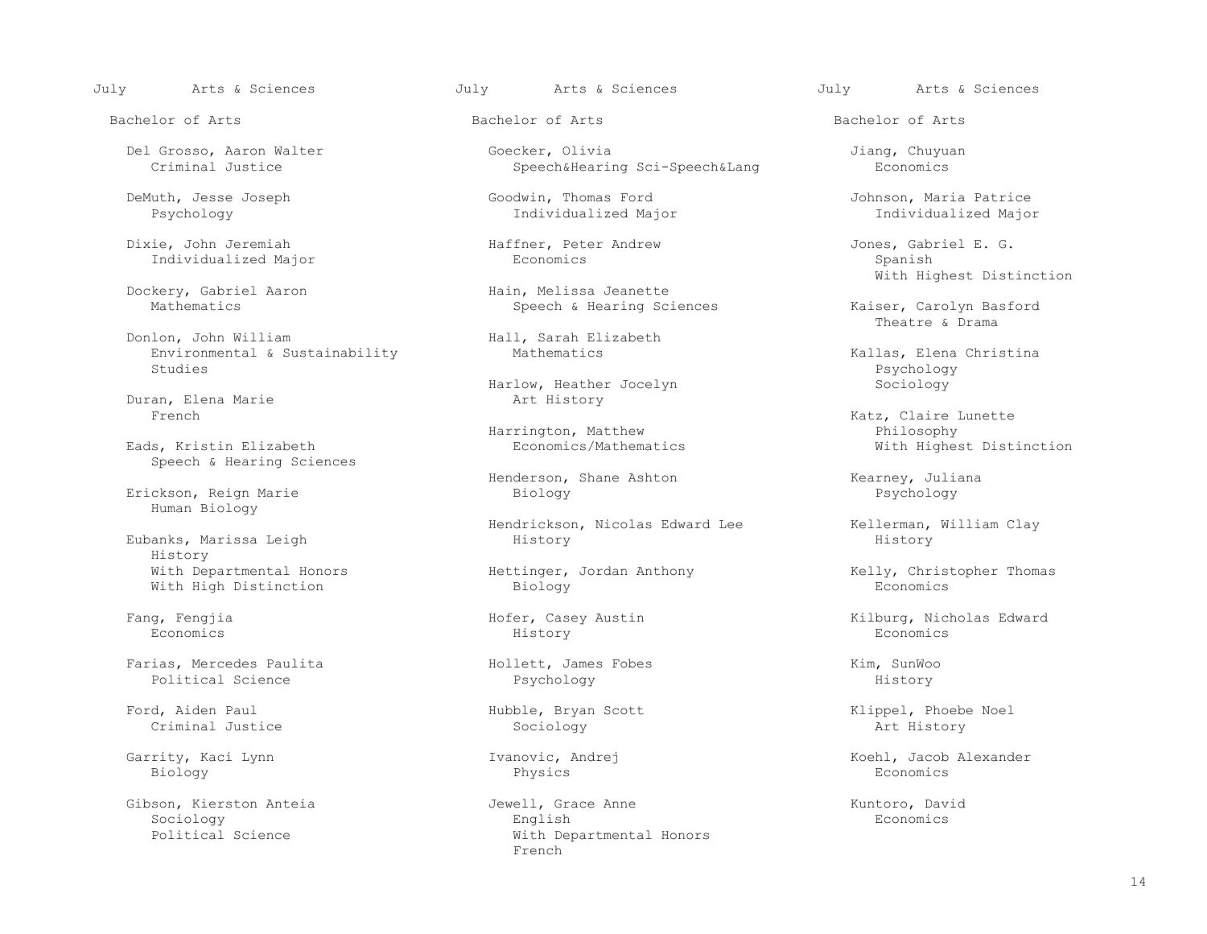July Arts & Sciences

## Bachelor of Arts

Del Grosso, Aaron Walter
Criminal Justice

DeMuth, Jesse Joseph
Psychology

Dixie, John Jeremiah
Individualized Major

Dockery, Gabriel Aaron
Mathematics

Donlon, John William
Environmental & Sustainability Studies

Duran, Elena Marie
French

Eads, Kristin Elizabeth
Speech & Hearing Sciences

Erickson, Reign Marie
Human Biology

Eubanks, Marissa Leigh
History
With Departmental Honors
With High Distinction

Fang, Fengjia
Economics

Farias, Mercedes Paulita
Political Science

Ford, Aiden Paul
Criminal Justice

Garrity, Kaci Lynn
Biology

Gibson, Kierston Anteia
Sociology
Political Science

Goecker, Olivia
Speech&Hearing Sci-Speech&Lang

Goodwin, Thomas Ford
Individualized Major

Haffner, Peter Andrew
Economics

Hain, Melissa Jeanette
Speech & Hearing Sciences

Hall, Sarah Elizabeth
Mathematics

Harlow, Heather Jocelyn
Art History

Harrington, Matthew
Economics/Mathematics

Henderson, Shane Ashton
Biology

Hendrickson, Nicolas Edward Lee
History

Hettinger, Jordan Anthony
Biology

Hofer, Casey Austin
History

Hollett, James Fobes
Psychology

Hubble, Bryan Scott
Sociology

Ivanovic, Andrej
Physics

Jewell, Grace Anne
English
With Departmental Honors
French

Jiang, Chuyuan
Economics

Johnson, Maria Patrice
Individualized Major

Jones, Gabriel E. G.
Spanish
With Highest Distinction

Kaiser, Carolyn Basford
Theatre & Drama

Kallas, Elena Christina
Psychology
Sociology

Katz, Claire Lunette
Philosophy
With Highest Distinction

Kearney, Juliana
Psychology

Kellerman, William Clay
History

Kelly, Christopher Thomas
Economics

Kilburg, Nicholas Edward
Economics

Kim, SunWoo
History

Klippel, Phoebe Noel
Art History

Koehl, Jacob Alexander
Economics

Kuntoro, David
Economics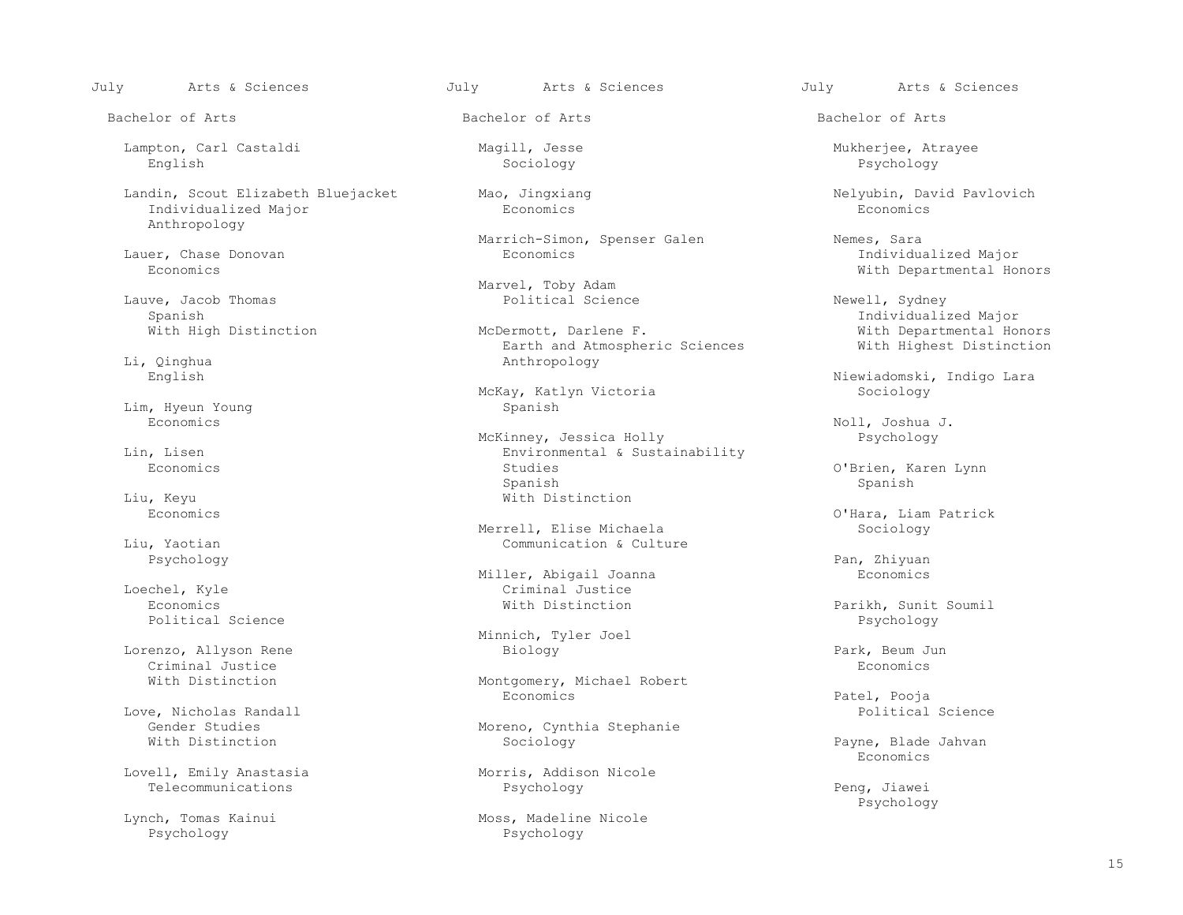## July — Arts & Sciences

### Bachelor of Arts

Lampton, Carl Castaldi
English

Landin, Scout Elizabeth Bluejacket
Individualized Major
Anthropology

Lauer, Chase Donovan
Economics

Lauve, Jacob Thomas
Spanish
With High Distinction

Li, Qinghua
English

Lim, Hyeun Young
Economics

Lin, Lisen
Economics

Liu, Keyu
Economics

Liu, Yaotian
Psychology

Loechel, Kyle
Economics
Political Science

Lorenzo, Allyson Rene
Criminal Justice
With Distinction

Love, Nicholas Randall
Gender Studies
With Distinction

Lovell, Emily Anastasia
Telecommunications

Lynch, Tomas Kainui
Psychology

Magill, Jesse
Sociology

Mao, Jingxiang
Economics

Marrich-Simon, Spenser Galen
Economics

Marvel, Toby Adam
Political Science

McDermott, Darlene F.
Earth and Atmospheric Sciences
Anthropology

McKay, Katlyn Victoria
Spanish

McKinney, Jessica Holly
Environmental & Sustainability Studies
Spanish
With Distinction

Merrell, Elise Michaela
Communication & Culture

Miller, Abigail Joanna
Criminal Justice
With Distinction

Minnich, Tyler Joel
Biology

Montgomery, Michael Robert
Economics

Moreno, Cynthia Stephanie
Sociology

Morris, Addison Nicole
Psychology

Moss, Madeline Nicole
Psychology

Mukherjee, Atrayee
Psychology

Nelyubin, David Pavlovich
Economics

Nemes, Sara
Individualized Major
With Departmental Honors

Newell, Sydney
Individualized Major
With Departmental Honors
With Highest Distinction

Niewiadomski, Indigo Lara
Sociology

Noll, Joshua J.
Psychology

O'Brien, Karen Lynn
Spanish

O'Hara, Liam Patrick
Sociology

Pan, Zhiyuan
Economics

Parikh, Sunit Soumil
Psychology

Park, Beum Jun
Economics

Patel, Pooja
Political Science

Payne, Blade Jahvan
Economics

Peng, Jiawei
Psychology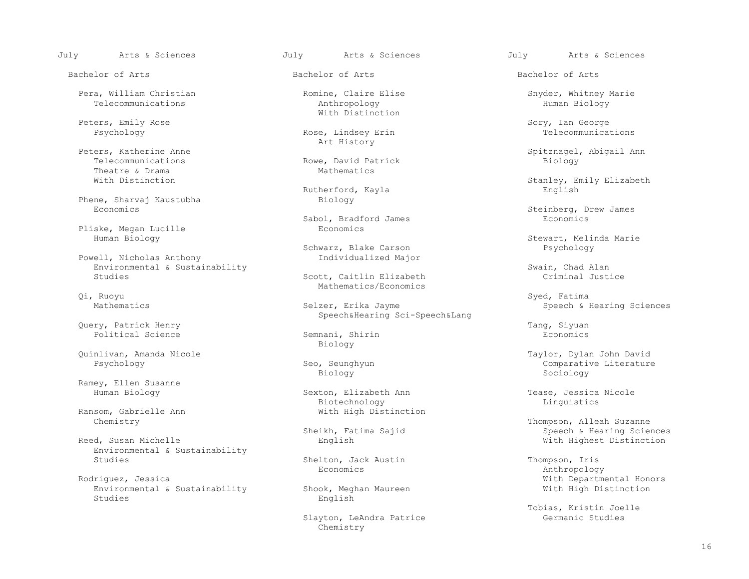## July Arts & Sciences

### Bachelor of Arts

Pera, William Christian
Telecommunications

Peters, Emily Rose
Psychology

Peters, Katherine Anne
Telecommunications
Theatre & Drama
With Distinction

Phene, Sharvaj Kaustubha
Economics

Pliske, Megan Lucille
Human Biology

Powell, Nicholas Anthony
Environmental & Sustainability Studies

Qi, Ruoyu
Mathematics

Query, Patrick Henry
Political Science

Quinlivan, Amanda Nicole
Psychology

Ramey, Ellen Susanne
Human Biology

Ransom, Gabrielle Ann
Chemistry

Reed, Susan Michelle
Environmental & Sustainability Studies

Rodriguez, Jessica
Environmental & Sustainability Studies

Romine, Claire Elise
Anthropology
With Distinction

Rose, Lindsey Erin
Art History

Rowe, David Patrick
Mathematics

Rutherford, Kayla
Biology

Sabol, Bradford James
Economics

Schwarz, Blake Carson
Individualized Major

Scott, Caitlin Elizabeth
Mathematics/Economics

Selzer, Erika Jayme
Speech&Hearing Sci-Speech&Lang

Semnani, Shirin
Biology

Seo, Seunghyun
Biology

Sexton, Elizabeth Ann
Biotechnology
With High Distinction

Sheikh, Fatima Sajid
English

Shelton, Jack Austin
Economics

Shook, Meghan Maureen
English

Slayton, LeAndra Patrice
Chemistry

Snyder, Whitney Marie
Human Biology

Sory, Ian George
Telecommunications

Spitznagel, Abigail Ann
Biology

Stanley, Emily Elizabeth
English

Steinberg, Drew James
Economics

Stewart, Melinda Marie
Psychology

Swain, Chad Alan
Criminal Justice

Syed, Fatima
Speech & Hearing Sciences

Tang, Siyuan
Economics

Taylor, Dylan John David
Comparative Literature
Sociology

Tease, Jessica Nicole
Linguistics

Thompson, Alleah Suzanne
Speech & Hearing Sciences
With Highest Distinction

Thompson, Iris
Anthropology
With Departmental Honors
With High Distinction

Tobias, Kristin Joelle
Germanic Studies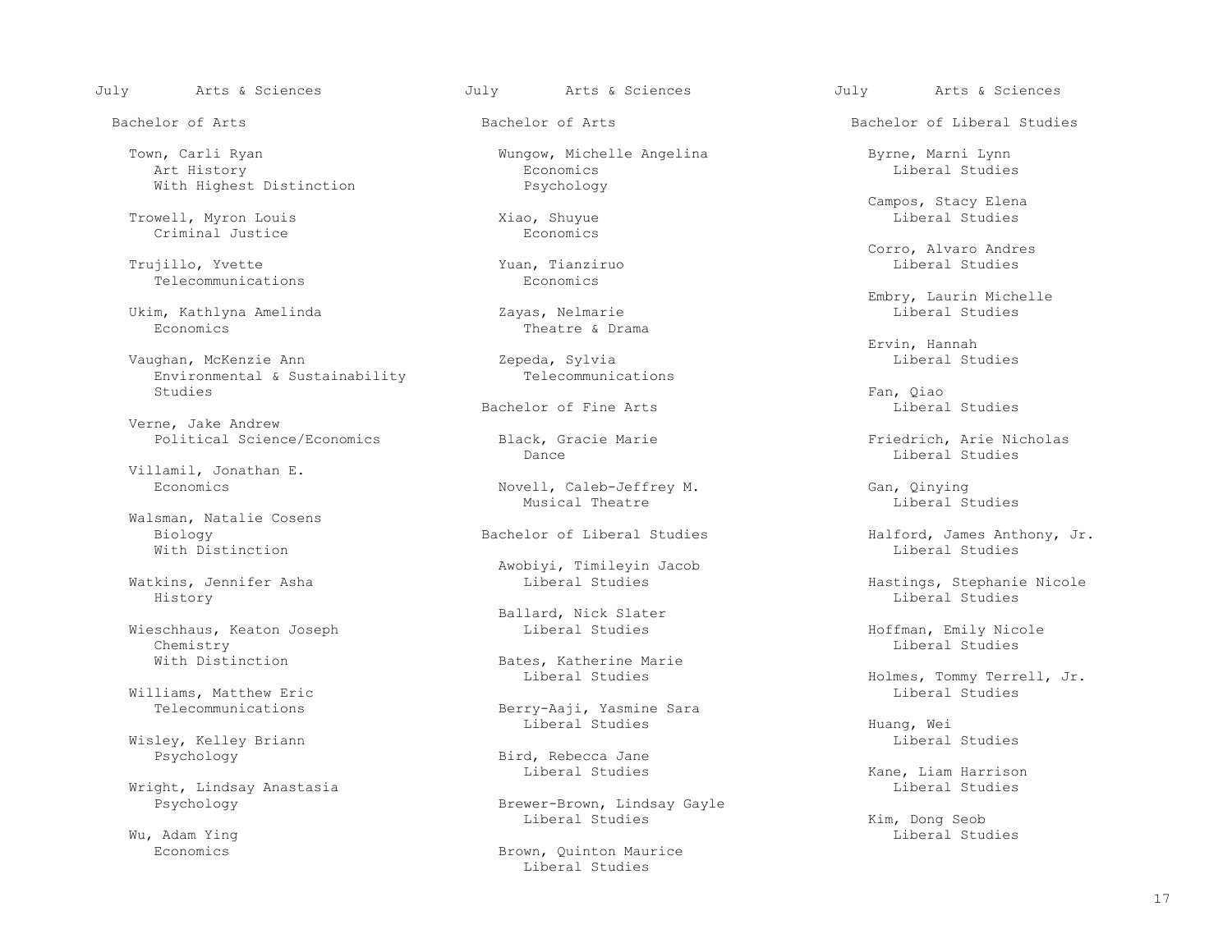July Arts & Sciences

## Bachelor of Arts

Town, Carli Ryan
Art History
With Highest Distinction

Trowell, Myron Louis
Criminal Justice

Trujillo, Yvette
Telecommunications

Ukim, Kathlyna Amelinda
Economics

Vaughan, McKenzie Ann
Environmental & Sustainability Studies

Verne, Jake Andrew
Political Science/Economics

Villamil, Jonathan E.
Economics

Walsman, Natalie Cosens
Biology
With Distinction

Watkins, Jennifer Asha
History

Wieschhaus, Keaton Joseph
Chemistry
With Distinction

Williams, Matthew Eric
Telecommunications

Wisley, Kelley Briann
Psychology

Wright, Lindsay Anastasia
Psychology

Wu, Adam Ying
Economics

Wungow, Michelle Angelina
Economics
Psychology

Xiao, Shuyue
Economics

Yuan, Tianziruo
Economics

Zayas, Nelmarie
Theatre & Drama

Zepeda, Sylvia
Telecommunications

## Bachelor of Fine Arts

Black, Gracie Marie
Dance

Novell, Caleb-Jeffrey M.
Musical Theatre

## Bachelor of Liberal Studies

Awobiyi, Timileyin Jacob
Liberal Studies

Ballard, Nick Slater
Liberal Studies

Bates, Katherine Marie
Liberal Studies

Berry-Aaji, Yasmine Sara
Liberal Studies

Bird, Rebecca Jane
Liberal Studies

Brewer-Brown, Lindsay Gayle
Liberal Studies

Brown, Quinton Maurice
Liberal Studies

Byrne, Marni Lynn
Liberal Studies

Campos, Stacy Elena
Liberal Studies

Corro, Alvaro Andres
Liberal Studies

Embry, Laurin Michelle
Liberal Studies

Ervin, Hannah
Liberal Studies

Fan, Qiao
Liberal Studies

Friedrich, Arie Nicholas
Liberal Studies

Gan, Qinying
Liberal Studies

Halford, James Anthony, Jr.
Liberal Studies

Hastings, Stephanie Nicole
Liberal Studies

Hoffman, Emily Nicole
Liberal Studies

Holmes, Tommy Terrell, Jr.
Liberal Studies

Huang, Wei
Liberal Studies

Kane, Liam Harrison
Liberal Studies

Kim, Dong Seob
Liberal Studies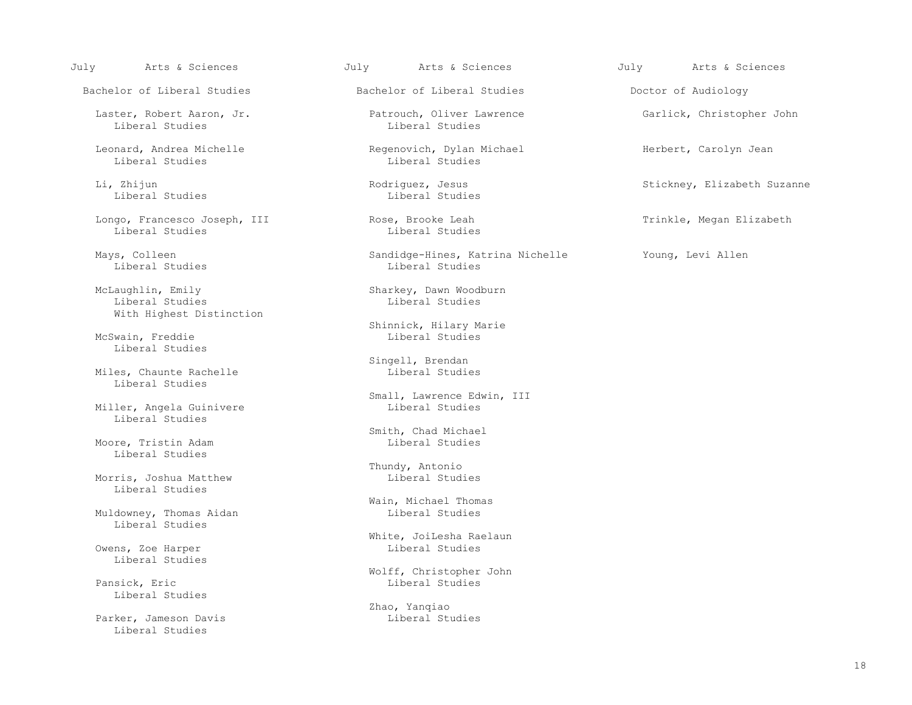July Arts & Sciences

## Bachelor of Liberal Studies

Laster, Robert Aaron, Jr.
Liberal Studies

Leonard, Andrea Michelle
Liberal Studies

Li, Zhijun
Liberal Studies

Longo, Francesco Joseph, III
Liberal Studies

Mays, Colleen
Liberal Studies

McLaughlin, Emily
Liberal Studies
With Highest Distinction

McSwain, Freddie
Liberal Studies

Miles, Chaunte Rachelle
Liberal Studies

Miller, Angela Guinivere
Liberal Studies

Moore, Tristin Adam
Liberal Studies

Morris, Joshua Matthew
Liberal Studies

Muldowney, Thomas Aidan
Liberal Studies

Owens, Zoe Harper
Liberal Studies

Pansick, Eric
Liberal Studies

Parker, Jameson Davis
Liberal Studies

July Arts & Sciences

## Bachelor of Liberal Studies

Patrouch, Oliver Lawrence
Liberal Studies

Regenovich, Dylan Michael
Liberal Studies

Rodriguez, Jesus
Liberal Studies

Rose, Brooke Leah
Liberal Studies

Sandidge-Hines, Katrina Nichelle
Liberal Studies

Sharkey, Dawn Woodburn
Liberal Studies

Shinnick, Hilary Marie
Liberal Studies

Singell, Brendan
Liberal Studies

Small, Lawrence Edwin, III
Liberal Studies

Smith, Chad Michael
Liberal Studies

Thundy, Antonio
Liberal Studies

Wain, Michael Thomas
Liberal Studies

White, JoiLesha Raelaun
Liberal Studies

Wolff, Christopher John
Liberal Studies

Zhao, Yanqiao
Liberal Studies

July Arts & Sciences

## Doctor of Audiology

Garlick, Christopher John

Herbert, Carolyn Jean

Stickney, Elizabeth Suzanne

Trinkle, Megan Elizabeth

Young, Levi Allen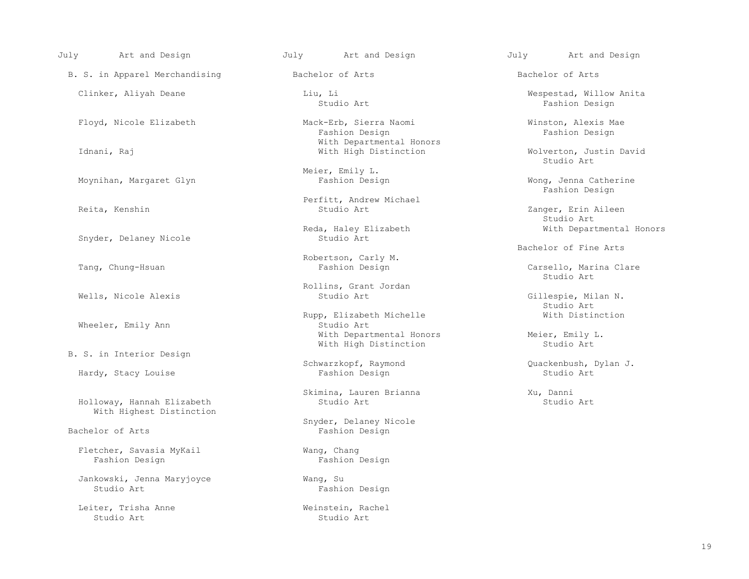## July — Art and Design

### B. S. in Apparel Merchandising

Clinker, Aliyah Deane

Floyd, Nicole Elizabeth

Idnani, Raj

Moynihan, Margaret Glyn

Reita, Kenshin

Snyder, Delaney Nicole

Tang, Chung-Hsuan

Wells, Nicole Alexis

Wheeler, Emily Ann

### B. S. in Interior Design

Hardy, Stacy Louise

Holloway, Hannah Elizabeth
With Highest Distinction

### Bachelor of Arts

Fletcher, Savasia MyKail
Fashion Design

Jankowski, Jenna Maryjoyce
Studio Art

Leiter, Trisha Anne
Studio Art

Liu, Li
Studio Art

Mack-Erb, Sierra Naomi
Fashion Design
With Departmental Honors
With High Distinction

Meier, Emily L.
Fashion Design

Perfitt, Andrew Michael
Studio Art

Reda, Haley Elizabeth
Studio Art

Robertson, Carly M.
Fashion Design

Rollins, Grant Jordan
Studio Art

Rupp, Elizabeth Michelle
Studio Art
With Departmental Honors
With High Distinction

Schwarzkopf, Raymond
Fashion Design

Skimina, Lauren Brianna
Studio Art

Snyder, Delaney Nicole
Fashion Design

Wang, Chang
Fashion Design

Wang, Su
Fashion Design

Weinstein, Rachel
Studio Art

Wespestad, Willow Anita
Fashion Design

Winston, Alexis Mae
Fashion Design

Wolverton, Justin David
Studio Art

Wong, Jenna Catherine
Fashion Design

Zanger, Erin Aileen
Studio Art
With Departmental Honors

### Bachelor of Fine Arts

Carsello, Marina Clare
Studio Art

Gillespie, Milan N.
Studio Art
With Distinction

Meier, Emily L.
Studio Art

Quackenbush, Dylan J.
Studio Art

Xu, Danni
Studio Art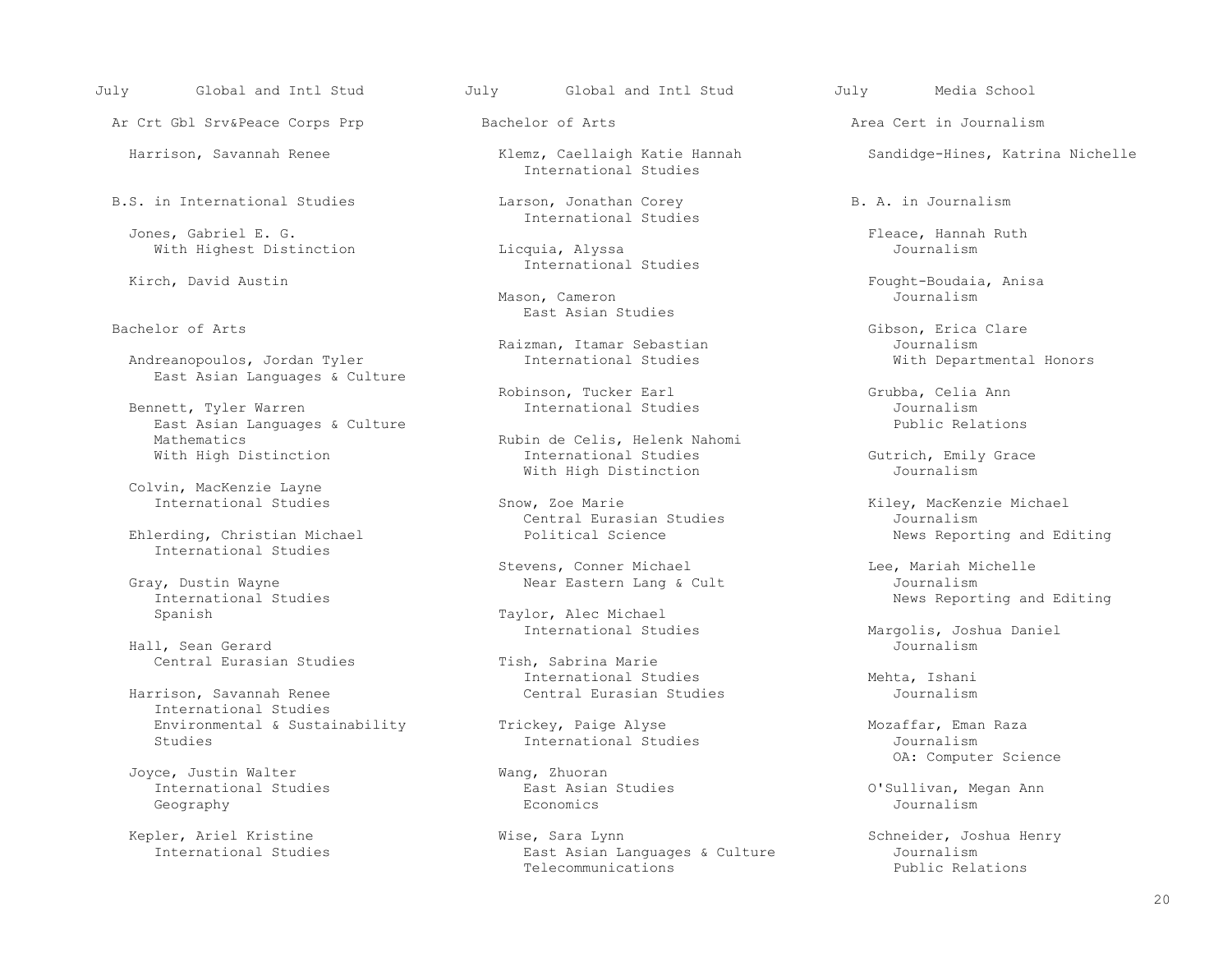July Global and Intl Stud

## Ar Crt Gbl Srv&Peace Corps Prp

Harrison, Savannah Renee

## B.S. in International Studies

Jones, Gabriel E. G.
With Highest Distinction

Kirch, David Austin

## Bachelor of Arts

Andreanopoulos, Jordan Tyler
East Asian Languages & Culture

Bennett, Tyler Warren
East Asian Languages & Culture
Mathematics
With High Distinction

Colvin, MacKenzie Layne
International Studies

Ehlerding, Christian Michael
International Studies

Gray, Dustin Wayne
International Studies
Spanish

Hall, Sean Gerard
Central Eurasian Studies

Harrison, Savannah Renee
International Studies
Environmental & Sustainability Studies

Joyce, Justin Walter
International Studies
Geography

Kepler, Ariel Kristine
International Studies

July Global and Intl Stud

## Bachelor of Arts

Klemz, Caellaigh Katie Hannah
International Studies

Larson, Jonathan Corey
International Studies

Licquia, Alyssa
International Studies

Mason, Cameron
East Asian Studies

Raizman, Itamar Sebastian
International Studies

Robinson, Tucker Earl
International Studies

Rubin de Celis, Helenk Nahomi
International Studies
With High Distinction

Snow, Zoe Marie
Central Eurasian Studies
Political Science

Stevens, Conner Michael
Near Eastern Lang & Cult

Taylor, Alec Michael
International Studies

Tish, Sabrina Marie
International Studies
Central Eurasian Studies

Trickey, Paige Alyse
International Studies

Wang, Zhuoran
East Asian Studies
Economics

Wise, Sara Lynn
East Asian Languages & Culture
Telecommunications

July Media School

## Area Cert in Journalism

Sandidge-Hines, Katrina Nichelle

## B. A. in Journalism

Fleace, Hannah Ruth
Journalism

Fought-Boudaia, Anisa
Journalism

Gibson, Erica Clare
Journalism
With Departmental Honors

Grubba, Celia Ann
Journalism
Public Relations

Gutrich, Emily Grace
Journalism

Kiley, MacKenzie Michael
Journalism
News Reporting and Editing

Lee, Mariah Michelle
Journalism
News Reporting and Editing

Margolis, Joshua Daniel
Journalism

Mehta, Ishani
Journalism

Mozaffar, Eman Raza
Journalism
OA: Computer Science

O'Sullivan, Megan Ann
Journalism

Schneider, Joshua Henry
Journalism
Public Relations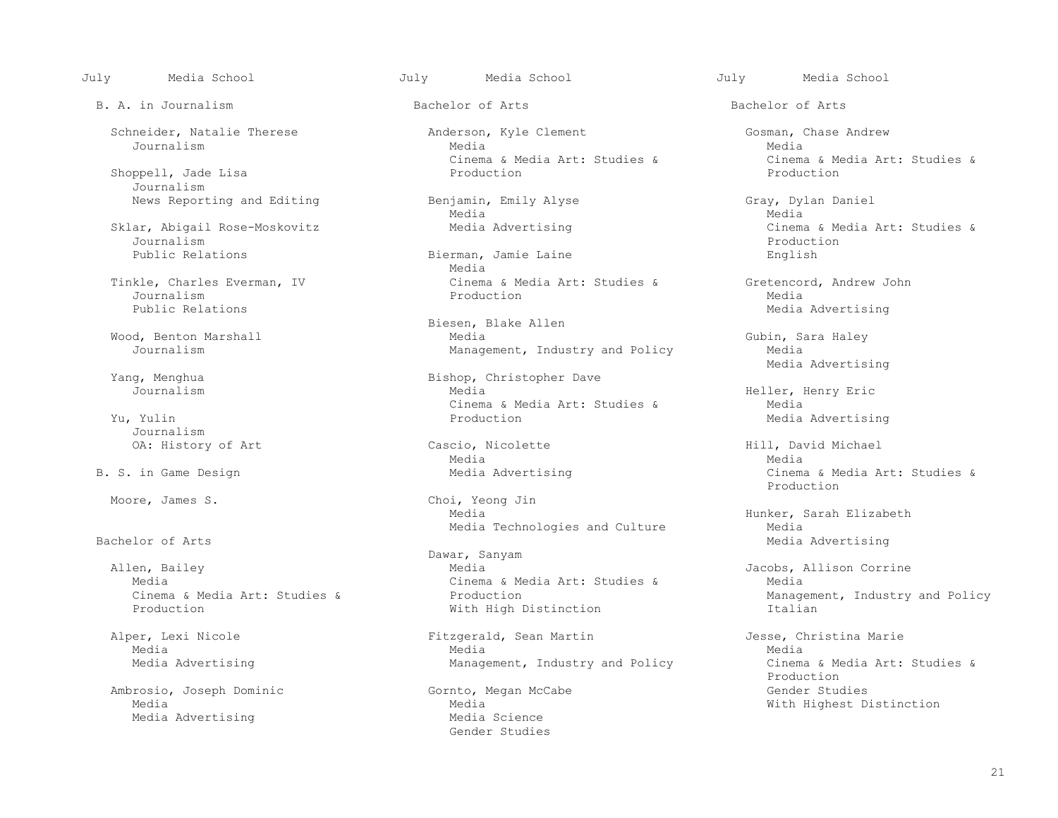## B. A. in Journalism

Schneider, Natalie Therese
Journalism

Shoppell, Jade Lisa
Journalism
News Reporting and Editing

Sklar, Abigail Rose-Moskovitz
Journalism
Public Relations

Tinkle, Charles Everman, IV
Journalism
Public Relations

Wood, Benton Marshall
Journalism

Yang, Menghua
Journalism

Yu, Yulin
Journalism
OA: History of Art

## B. S. in Game Design

Moore, James S.

## Bachelor of Arts

Allen, Bailey
Media
Cinema & Media Art: Studies & Production

Alper, Lexi Nicole
Media
Media Advertising

Ambrosio, Joseph Dominic
Media
Media Advertising

Anderson, Kyle Clement
Media
Cinema & Media Art: Studies & Production

Benjamin, Emily Alyse
Media
Media Advertising

Bierman, Jamie Laine
Media
Cinema & Media Art: Studies & Production

Biesen, Blake Allen
Media
Management, Industry and Policy

Bishop, Christopher Dave
Media
Cinema & Media Art: Studies & Production

Cascio, Nicolette
Media
Media Advertising

Choi, Yeong Jin
Media
Media Technologies and Culture

Dawar, Sanyam
Media
Cinema & Media Art: Studies & Production
With High Distinction

Fitzgerald, Sean Martin
Media
Management, Industry and Policy

Gornto, Megan McCabe
Media
Media Science
Gender Studies

Gosman, Chase Andrew
Media
Cinema & Media Art: Studies & Production

Gray, Dylan Daniel
Media
Cinema & Media Art: Studies & Production
English

Gretencord, Andrew John
Media
Media Advertising

Gubin, Sara Haley
Media
Media Advertising

Heller, Henry Eric
Media
Media Advertising

Hill, David Michael
Media
Cinema & Media Art: Studies & Production

Hunker, Sarah Elizabeth
Media
Media Advertising

Jacobs, Allison Corrine
Media
Management, Industry and Policy
Italian

Jesse, Christina Marie
Media
Cinema & Media Art: Studies & Production
Gender Studies
With Highest Distinction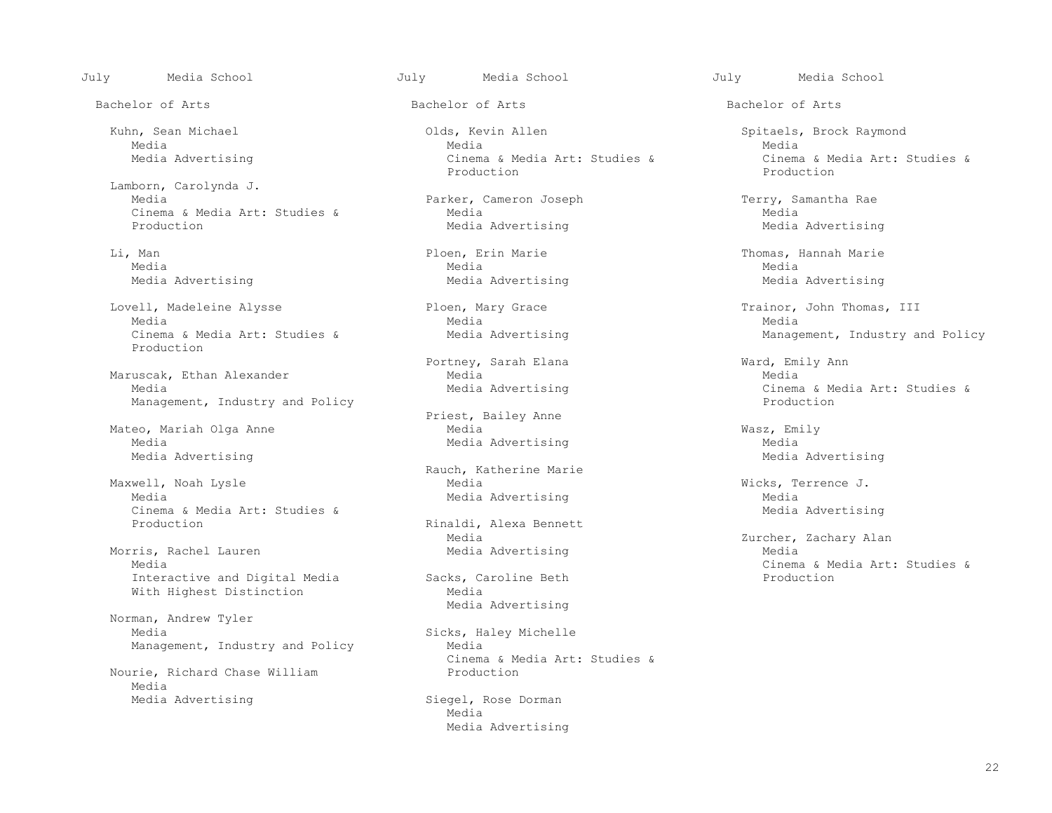July Media School

Bachelor of Arts

Kuhn, Sean Michael
Media
Media Advertising

Lamborn, Carolynda J.
Media
Cinema & Media Art: Studies & Production

Li, Man
Media
Media Advertising

Lovell, Madeleine Alysse
Media
Cinema & Media Art: Studies & Production

Maruscak, Ethan Alexander
Media
Management, Industry and Policy

Mateo, Mariah Olga Anne
Media
Media Advertising

Maxwell, Noah Lysle
Media
Cinema & Media Art: Studies & Production

Morris, Rachel Lauren
Media
Interactive and Digital Media
With Highest Distinction

Norman, Andrew Tyler
Media
Management, Industry and Policy

Nourie, Richard Chase William
Media
Media Advertising

Olds, Kevin Allen
Media
Cinema & Media Art: Studies & Production

Parker, Cameron Joseph
Media
Media Advertising

Ploen, Erin Marie
Media
Media Advertising

Ploen, Mary Grace
Media
Media Advertising

Portney, Sarah Elana
Media
Media Advertising

Priest, Bailey Anne
Media
Media Advertising

Rauch, Katherine Marie
Media
Media Advertising

Rinaldi, Alexa Bennett
Media
Media Advertising

Sacks, Caroline Beth
Media
Media Advertising

Sicks, Haley Michelle
Media
Cinema & Media Art: Studies & Production

Siegel, Rose Dorman
Media
Media Advertising

Spitaels, Brock Raymond
Media
Cinema & Media Art: Studies & Production

Terry, Samantha Rae
Media
Media Advertising

Thomas, Hannah Marie
Media
Media Advertising

Trainor, John Thomas, III
Media
Management, Industry and Policy

Ward, Emily Ann
Media
Cinema & Media Art: Studies & Production

Wasz, Emily
Media
Media Advertising

Wicks, Terrence J.
Media
Media Advertising

Zurcher, Zachary Alan
Media
Cinema & Media Art: Studies & Production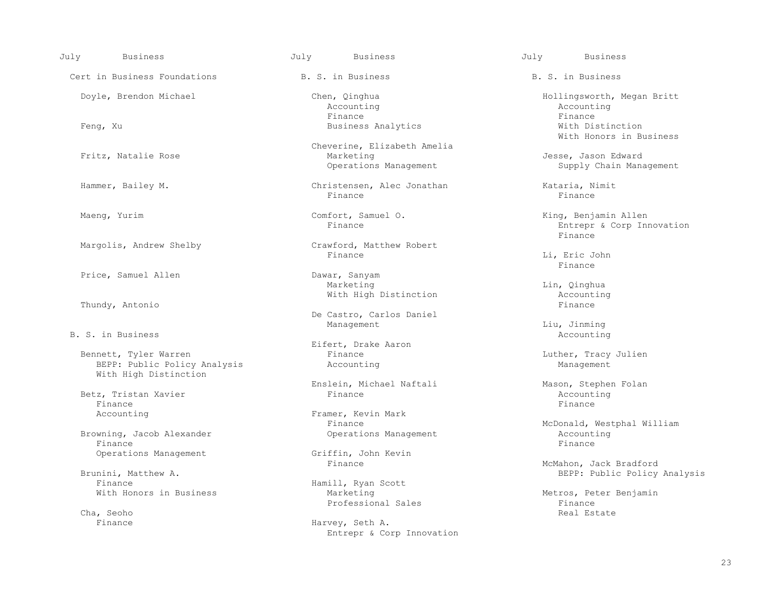## July Business

### Cert in Business Foundations

Doyle, Brendon Michael

Feng, Xu

Fritz, Natalie Rose

Hammer, Bailey M.

Maeng, Yurim

Margolis, Andrew Shelby

Price, Samuel Allen

Thundy, Antonio

### B. S. in Business

Bennett, Tyler Warren
- BEPP: Public Policy Analysis
- With High Distinction

Betz, Tristan Xavier
- Finance
- Accounting

Browning, Jacob Alexander
- Finance
- Operations Management

Brunini, Matthew A.
- Finance
- With Honors in Business

Cha, Seoho
- Finance

Chen, Qinghua
- Accounting
- Finance
- Business Analytics

Cheverine, Elizabeth Amelia
- Marketing
- Operations Management

Christensen, Alec Jonathan
- Finance

Comfort, Samuel O.
- Finance

Crawford, Matthew Robert
- Finance

Dawar, Sanyam
- Marketing
- With High Distinction

De Castro, Carlos Daniel
- Management

Eifert, Drake Aaron
- Finance
- Accounting

Enslein, Michael Naftali
- Finance

Framer, Kevin Mark
- Finance
- Operations Management

Griffin, John Kevin
- Finance

Hamill, Ryan Scott
- Marketing
- Professional Sales

Harvey, Seth A.
- Entrepr & Corp Innovation

Hollingsworth, Megan Britt
- Accounting
- Finance
- With Distinction
- With Honors in Business

Jesse, Jason Edward
- Supply Chain Management

Kataria, Nimit
- Finance

King, Benjamin Allen
- Entrepr & Corp Innovation
- Finance

Li, Eric John
- Finance

Lin, Qinghua
- Accounting
- Finance

Liu, Jinming
- Accounting

Luther, Tracy Julien
- Management

Mason, Stephen Folan
- Accounting
- Finance

McDonald, Westphal William
- Accounting
- Finance

McMahon, Jack Bradford
- BEPP: Public Policy Analysis

Metros, Peter Benjamin
- Finance
- Real Estate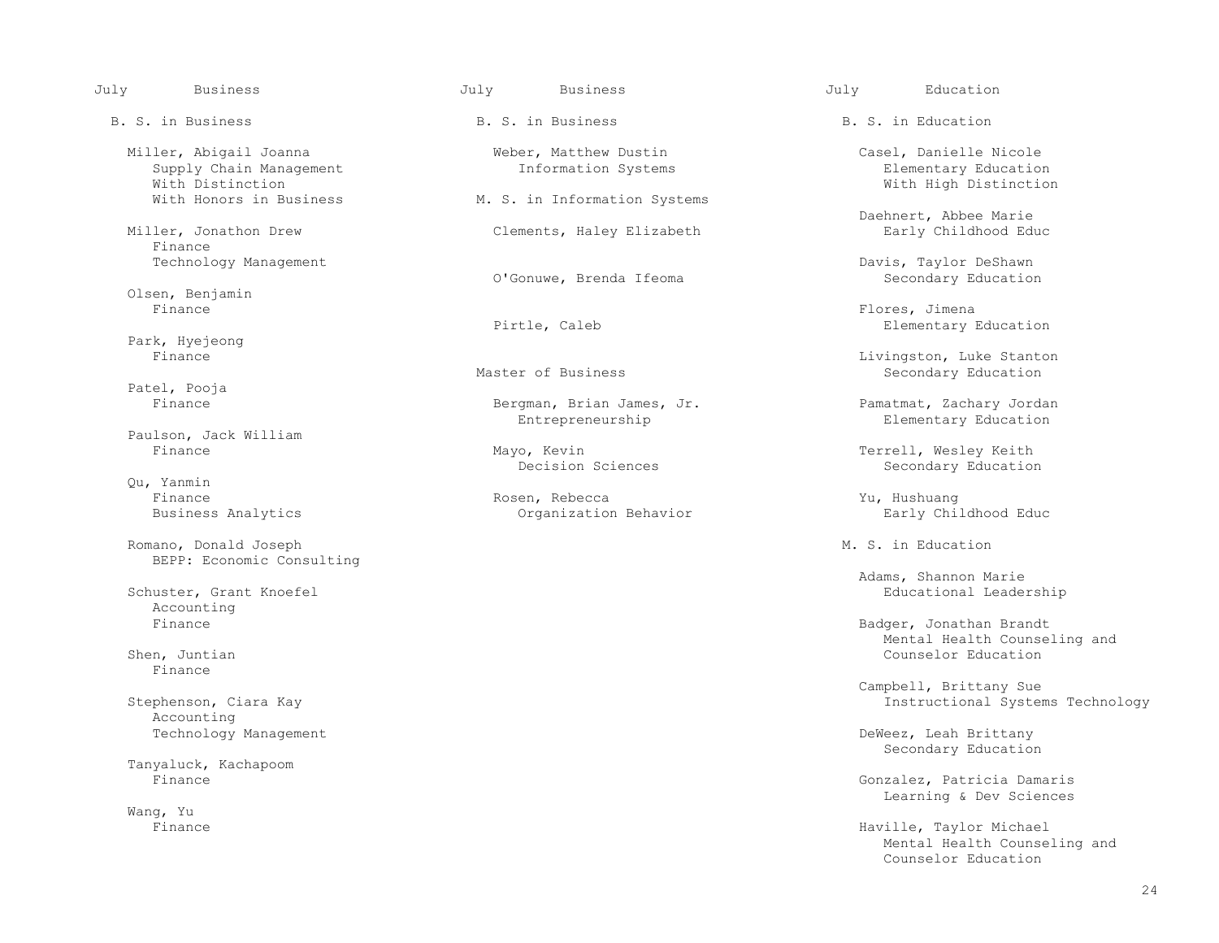## July Business

### B. S. in Business

Miller, Abigail Joanna
Supply Chain Management
With Distinction
With Honors in Business

Miller, Jonathon Drew
Finance
Technology Management

Olsen, Benjamin
Finance

Park, Hyejeong
Finance

Patel, Pooja
Finance

Paulson, Jack William
Finance

Qu, Yanmin
Finance
Business Analytics

Romano, Donald Joseph
BEPP: Economic Consulting

Schuster, Grant Knoefel
Accounting
Finance

Shen, Juntian
Finance

Stephenson, Ciara Kay
Accounting
Technology Management

Tanyaluck, Kachapoom
Finance

Wang, Yu
Finance

## July Business

### B. S. in Business

Weber, Matthew Dustin
Information Systems

### M. S. in Information Systems

Clements, Haley Elizabeth

O'Gonuwe, Brenda Ifeoma

Pirtle, Caleb

### Master of Business

Bergman, Brian James, Jr.
Entrepreneurship

Mayo, Kevin
Decision Sciences

Rosen, Rebecca
Organization Behavior

## July Education

### B. S. in Education

Casel, Danielle Nicole
Elementary Education
With High Distinction

Daehnert, Abbee Marie
Early Childhood Educ

Davis, Taylor DeShawn
Secondary Education

Flores, Jimena
Elementary Education

Livingston, Luke Stanton
Secondary Education

Pamatmat, Zachary Jordan
Elementary Education

Terrell, Wesley Keith
Secondary Education

Yu, Hushuang
Early Childhood Educ

### M. S. in Education

Adams, Shannon Marie
Educational Leadership

Badger, Jonathan Brandt
Mental Health Counseling and
Counselor Education

Campbell, Brittany Sue
Instructional Systems Technology

DeWeez, Leah Brittany
Secondary Education

Gonzalez, Patricia Damaris
Learning & Dev Sciences

Haville, Taylor Michael
Mental Health Counseling and
Counselor Education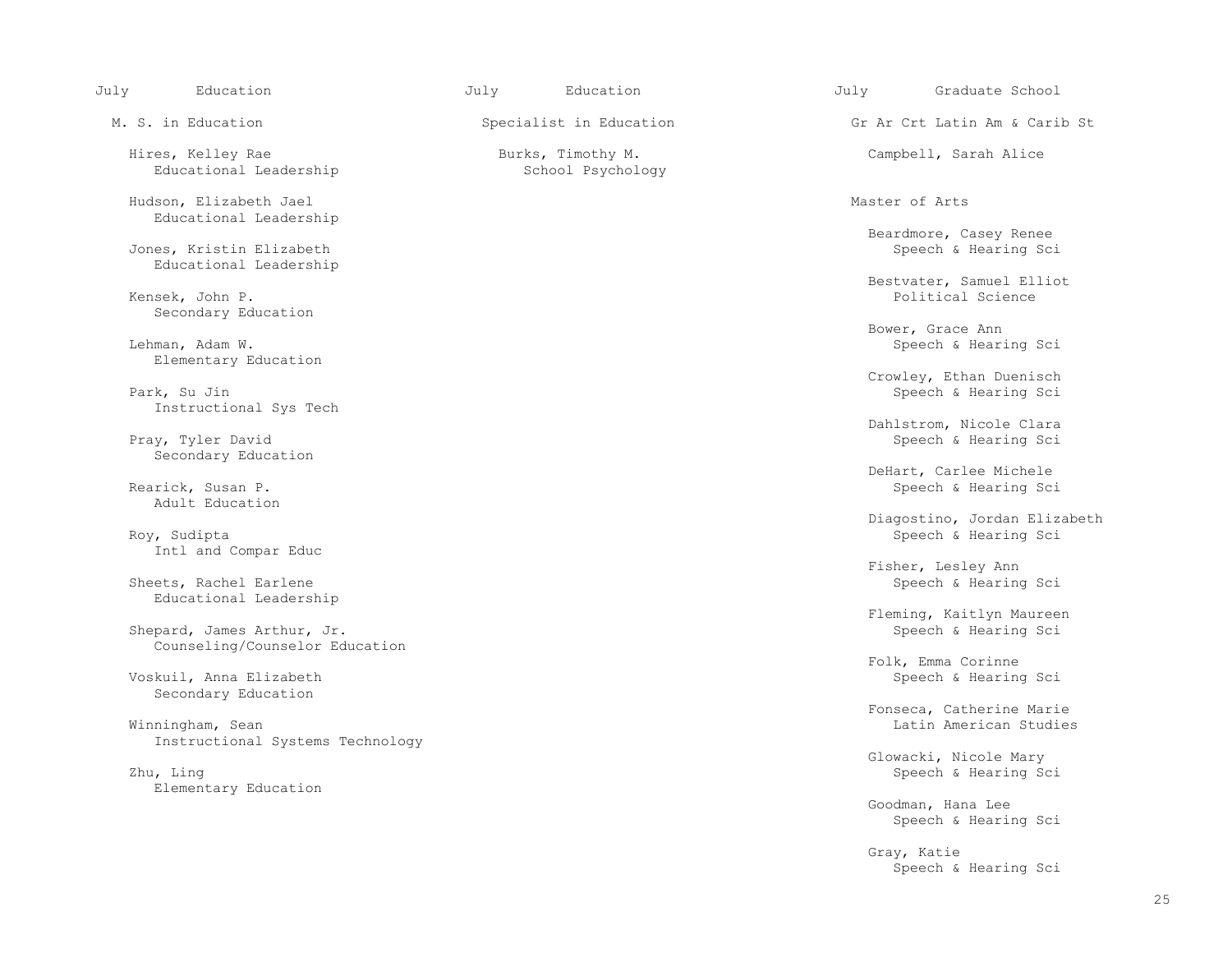July Education

## M. S. in Education

Hires, Kelley Rae
Educational Leadership

Hudson, Elizabeth Jael
Educational Leadership

Jones, Kristin Elizabeth
Educational Leadership

Kensek, John P.
Secondary Education

Lehman, Adam W.
Elementary Education

Park, Su Jin
Instructional Sys Tech

Pray, Tyler David
Secondary Education

Rearick, Susan P.
Adult Education

Roy, Sudipta
Intl and Compar Educ

Sheets, Rachel Earlene
Educational Leadership

Shepard, James Arthur, Jr.
Counseling/Counselor Education

Voskuil, Anna Elizabeth
Secondary Education

Winningham, Sean
Instructional Systems Technology

Zhu, Ling
Elementary Education

July Education

## Specialist in Education

Burks, Timothy M.
School Psychology

July Graduate School

## Gr Ar Crt Latin Am & Carib St

Campbell, Sarah Alice

## Master of Arts

Beardmore, Casey Renee
Speech & Hearing Sci

Bestvater, Samuel Elliot
Political Science

Bower, Grace Ann
Speech & Hearing Sci

Crowley, Ethan Duenisch
Speech & Hearing Sci

Dahlstrom, Nicole Clara
Speech & Hearing Sci

DeHart, Carlee Michele
Speech & Hearing Sci

Diagostino, Jordan Elizabeth
Speech & Hearing Sci

Fisher, Lesley Ann
Speech & Hearing Sci

Fleming, Kaitlyn Maureen
Speech & Hearing Sci

Folk, Emma Corinne
Speech & Hearing Sci

Fonseca, Catherine Marie
Latin American Studies

Glowacki, Nicole Mary
Speech & Hearing Sci

Goodman, Hana Lee
Speech & Hearing Sci

Gray, Katie
Speech & Hearing Sci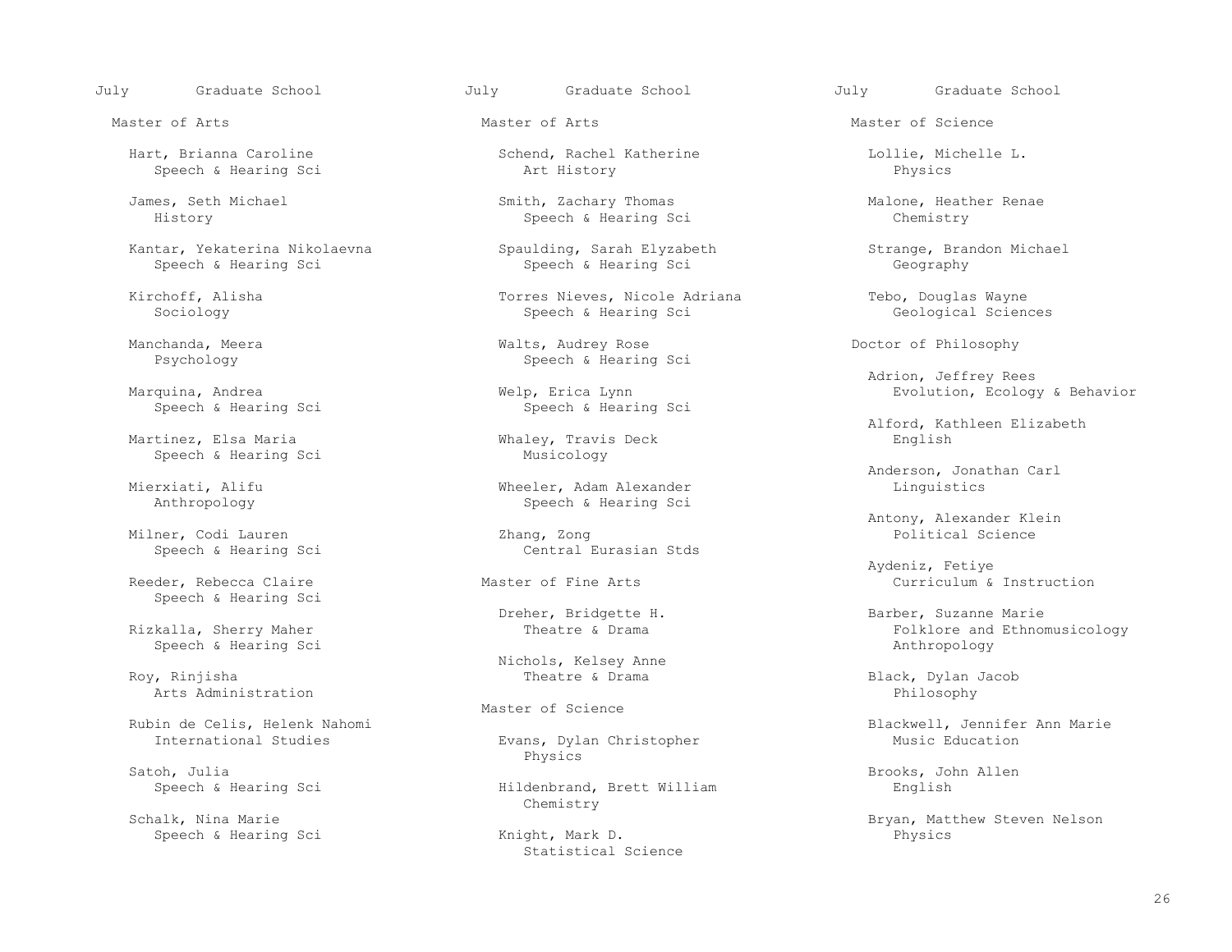## July Graduate School

### Master of Arts

Hart, Brianna Caroline
Speech & Hearing Sci

James, Seth Michael
History

Kantar, Yekaterina Nikolaevna
Speech & Hearing Sci

Kirchoff, Alisha
Sociology

Manchanda, Meera
Psychology

Marquina, Andrea
Speech & Hearing Sci

Martinez, Elsa Maria
Speech & Hearing Sci

Mierxiati, Alifu
Anthropology

Milner, Codi Lauren
Speech & Hearing Sci

Reeder, Rebecca Claire
Speech & Hearing Sci

Rizkalla, Sherry Maher
Speech & Hearing Sci

Roy, Rinjisha
Arts Administration

Rubin de Celis, Helenk Nahomi
International Studies

Satoh, Julia
Speech & Hearing Sci

Schalk, Nina Marie
Speech & Hearing Sci

Schend, Rachel Katherine
Art History

Smith, Zachary Thomas
Speech & Hearing Sci

Spaulding, Sarah Elyzabeth
Speech & Hearing Sci

Torres Nieves, Nicole Adriana
Speech & Hearing Sci

Walts, Audrey Rose
Speech & Hearing Sci

Welp, Erica Lynn
Speech & Hearing Sci

Whaley, Travis Deck
Musicology

Wheeler, Adam Alexander
Speech & Hearing Sci

Zhang, Zong
Central Eurasian Stds

### Master of Fine Arts

Dreher, Bridgette H.
Theatre & Drama

Nichols, Kelsey Anne
Theatre & Drama

### Master of Science

Evans, Dylan Christopher
Physics

Hildenbrand, Brett William
Chemistry

Knight, Mark D.
Statistical Science

Lollie, Michelle L.
Physics

Malone, Heather Renae
Chemistry

Strange, Brandon Michael
Geography

Tebo, Douglas Wayne
Geological Sciences

### Doctor of Philosophy

Adrion, Jeffrey Rees
Evolution, Ecology & Behavior

Alford, Kathleen Elizabeth
English

Anderson, Jonathan Carl
Linguistics

Antony, Alexander Klein
Political Science

Aydeniz, Fetiye
Curriculum & Instruction

Barber, Suzanne Marie
Folklore and Ethnomusicology
Anthropology

Black, Dylan Jacob
Philosophy

Blackwell, Jennifer Ann Marie
Music Education

Brooks, John Allen
English

Bryan, Matthew Steven Nelson
Physics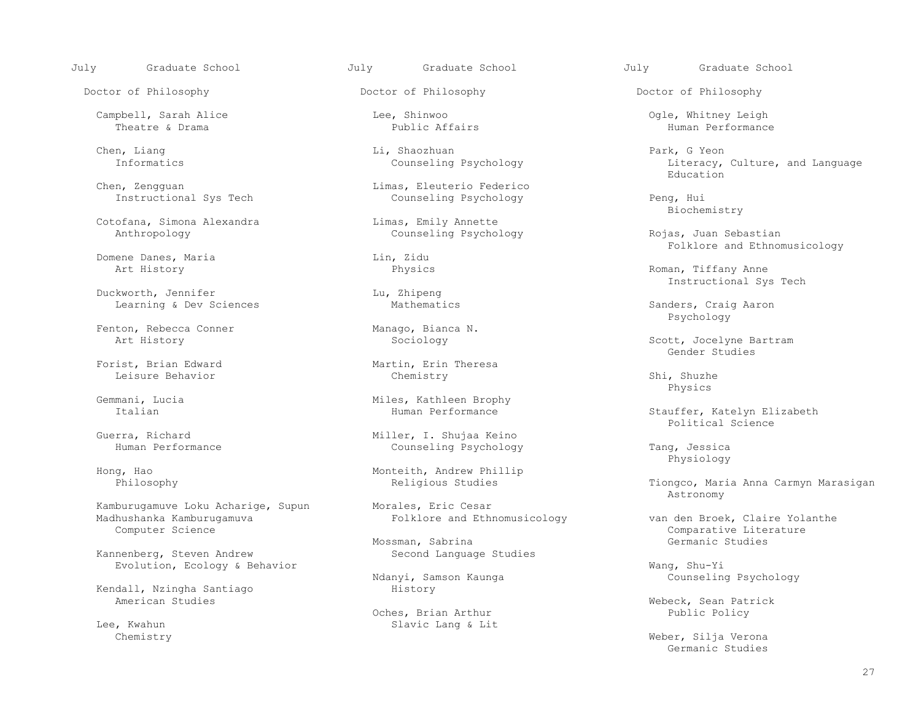July Graduate School

## Doctor of Philosophy

Campbell, Sarah Alice
Theatre & Drama

Chen, Liang
Informatics

Chen, Zengguan
Instructional Sys Tech

Cotofana, Simona Alexandra
Anthropology

Domene Danes, Maria
Art History

Duckworth, Jennifer
Learning & Dev Sciences

Fenton, Rebecca Conner
Art History

Forist, Brian Edward
Leisure Behavior

Gemmani, Lucia
Italian

Guerra, Richard
Human Performance

Hong, Hao
Philosophy

Kamburugamuve Loku Acharige, Supun Madhushanka Kamburugamuva
Computer Science

Kannenberg, Steven Andrew
Evolution, Ecology & Behavior

Kendall, Nzingha Santiago
American Studies

Lee, Kwahun
Chemistry

Lee, Shinwoo
Public Affairs

Li, Shaozhuan
Counseling Psychology

Limas, Eleuterio Federico
Counseling Psychology

Limas, Emily Annette
Counseling Psychology

Lin, Zidu
Physics

Lu, Zhipeng
Mathematics

Manago, Bianca N.
Sociology

Martin, Erin Theresa
Chemistry

Miles, Kathleen Brophy
Human Performance

Miller, I. Shujaa Keino
Counseling Psychology

Monteith, Andrew Phillip
Religious Studies

Morales, Eric Cesar
Folklore and Ethnomusicology

Mossman, Sabrina
Second Language Studies

Ndanyi, Samson Kaunga
History

Oches, Brian Arthur
Slavic Lang & Lit

Ogle, Whitney Leigh
Human Performance

Park, G Yeon
Literacy, Culture, and Language Education

Peng, Hui
Biochemistry

Rojas, Juan Sebastian
Folklore and Ethnomusicology

Roman, Tiffany Anne
Instructional Sys Tech

Sanders, Craig Aaron
Psychology

Scott, Jocelyne Bartram
Gender Studies

Shi, Shuzhe
Physics

Stauffer, Katelyn Elizabeth
Political Science

Tang, Jessica
Physiology

Tiongco, Maria Anna Carmyn Marasigan
Astronomy

van den Broek, Claire Yolanthe
Comparative Literature
Germanic Studies

Wang, Shu-Yi
Counseling Psychology

Webeck, Sean Patrick
Public Policy

Weber, Silja Verona
Germanic Studies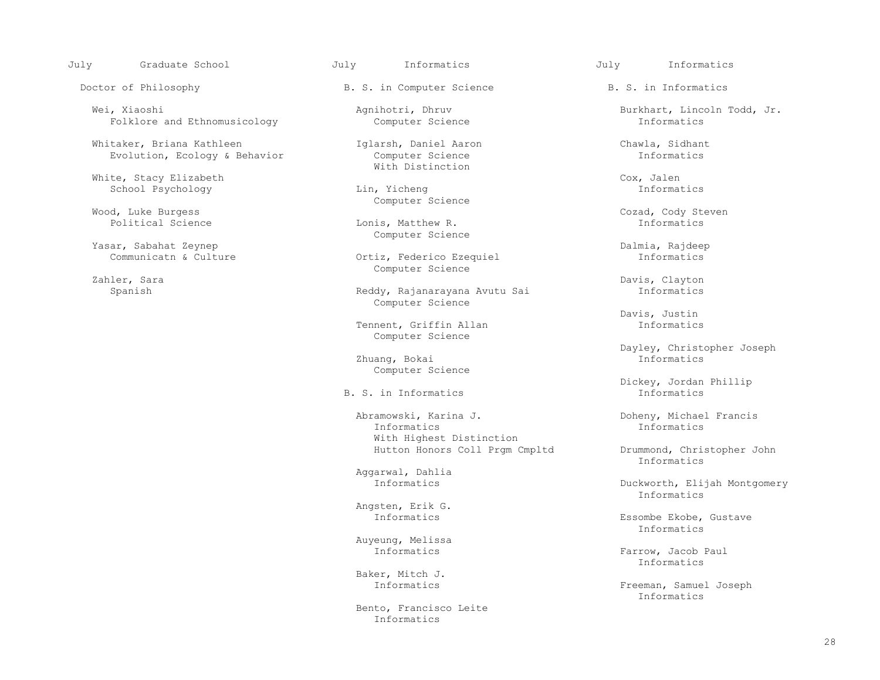## July Graduate School

### Doctor of Philosophy

Wei, Xiaoshi
Folklore and Ethnomusicology

Whitaker, Briana Kathleen
Evolution, Ecology & Behavior

White, Stacy Elizabeth
School Psychology

Wood, Luke Burgess
Political Science

Yasar, Sabahat Zeynep
Communicatn & Culture

Zahler, Sara
Spanish

## July Informatics

### B. S. in Computer Science

Agnihotri, Dhruv
Computer Science

Iglarsh, Daniel Aaron
Computer Science
With Distinction

Lin, Yicheng
Computer Science

Lonis, Matthew R.
Computer Science

Ortiz, Federico Ezequiel
Computer Science

Reddy, Rajanarayana Avutu Sai
Computer Science

Tennent, Griffin Allan
Computer Science

Zhuang, Bokai
Computer Science

### B. S. in Informatics

Abramowski, Karina J.
Informatics
With Highest Distinction
Hutton Honors Coll Prgm Cmpltd

Aggarwal, Dahlia
Informatics

Angsten, Erik G.
Informatics

Auyeung, Melissa
Informatics

Baker, Mitch J.
Informatics

Bento, Francisco Leite
Informatics

## July Informatics

### B. S. in Informatics

Burkhart, Lincoln Todd, Jr.
Informatics

Chawla, Sidhant
Informatics

Cox, Jalen
Informatics

Cozad, Cody Steven
Informatics

Dalmia, Rajdeep
Informatics

Davis, Clayton
Informatics

Davis, Justin
Informatics

Dayley, Christopher Joseph
Informatics

Dickey, Jordan Phillip
Informatics

Doheny, Michael Francis
Informatics

Drummond, Christopher John
Informatics

Duckworth, Elijah Montgomery
Informatics

Essombe Ekobe, Gustave
Informatics

Farrow, Jacob Paul
Informatics

Freeman, Samuel Joseph
Informatics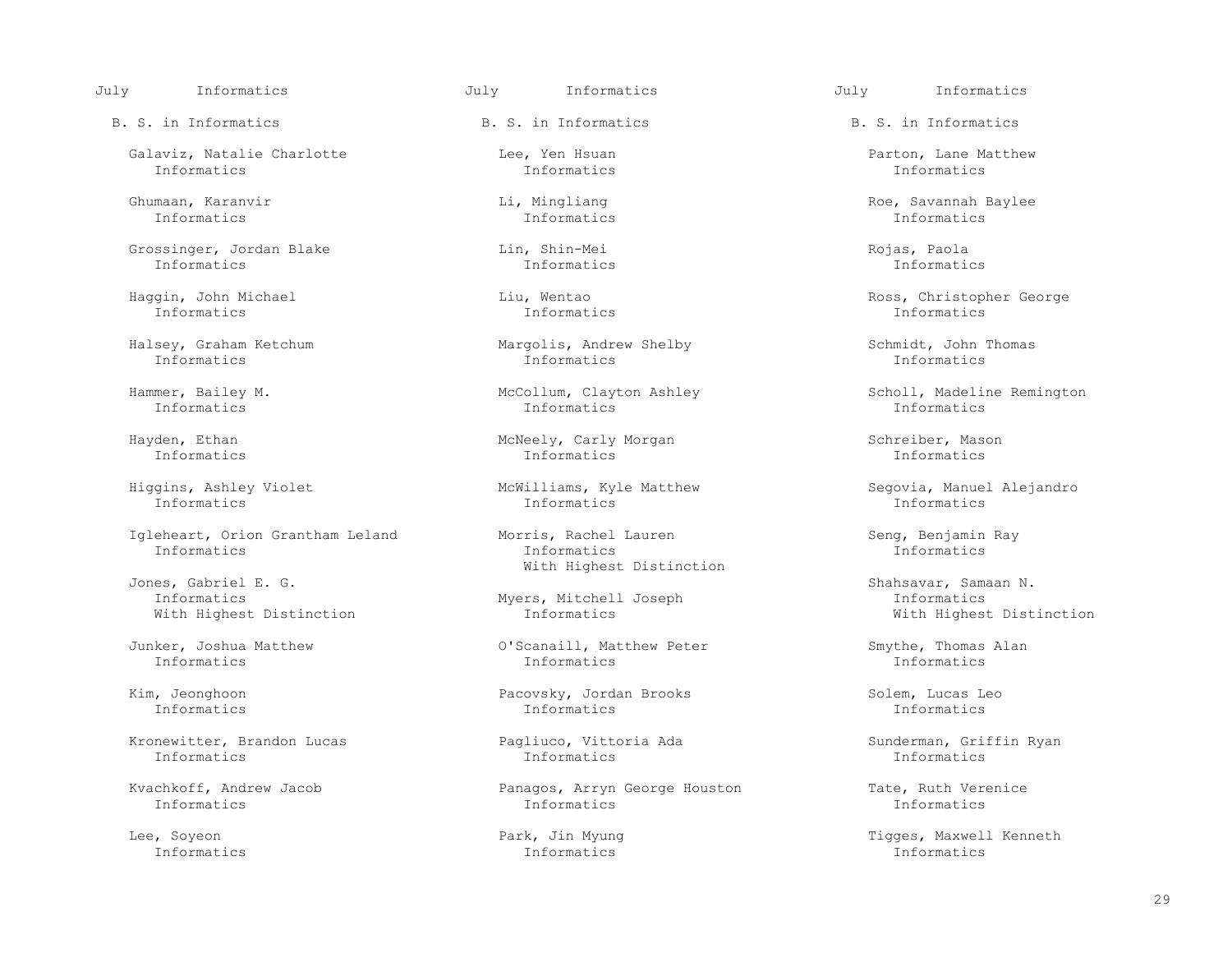July Informatics

B. S. in Informatics

Galaviz, Natalie Charlotte
Informatics

Ghumaan, Karanvir
Informatics

Grossinger, Jordan Blake
Informatics

Haggin, John Michael
Informatics

Halsey, Graham Ketchum
Informatics

Hammer, Bailey M.
Informatics

Hayden, Ethan
Informatics

Higgins, Ashley Violet
Informatics

Igleheart, Orion Grantham Leland
Informatics

Jones, Gabriel E. G.
Informatics
With Highest Distinction

Junker, Joshua Matthew
Informatics

Kim, Jeonghoon
Informatics

Kronewitter, Brandon Lucas
Informatics

Kvachkoff, Andrew Jacob
Informatics

Lee, Soyeon
Informatics

Lee, Yen Hsuan
Informatics

Li, Mingliang
Informatics

Lin, Shin-Mei
Informatics

Liu, Wentao
Informatics

Margolis, Andrew Shelby
Informatics

McCollum, Clayton Ashley
Informatics

McNeely, Carly Morgan
Informatics

McWilliams, Kyle Matthew
Informatics

Morris, Rachel Lauren
Informatics
With Highest Distinction

Myers, Mitchell Joseph
Informatics

O'Scanaill, Matthew Peter
Informatics

Pacovsky, Jordan Brooks
Informatics

Pagliuco, Vittoria Ada
Informatics

Panagos, Arryn George Houston
Informatics

Park, Jin Myung
Informatics

Parton, Lane Matthew
Informatics

Roe, Savannah Baylee
Informatics

Rojas, Paola
Informatics

Ross, Christopher George
Informatics

Schmidt, John Thomas
Informatics

Scholl, Madeline Remington
Informatics

Schreiber, Mason
Informatics

Segovia, Manuel Alejandro
Informatics

Seng, Benjamin Ray
Informatics

Shahsavar, Samaan N.
Informatics
With Highest Distinction

Smythe, Thomas Alan
Informatics

Solem, Lucas Leo
Informatics

Sunderman, Griffin Ryan
Informatics

Tate, Ruth Verenice
Informatics

Tigges, Maxwell Kenneth
Informatics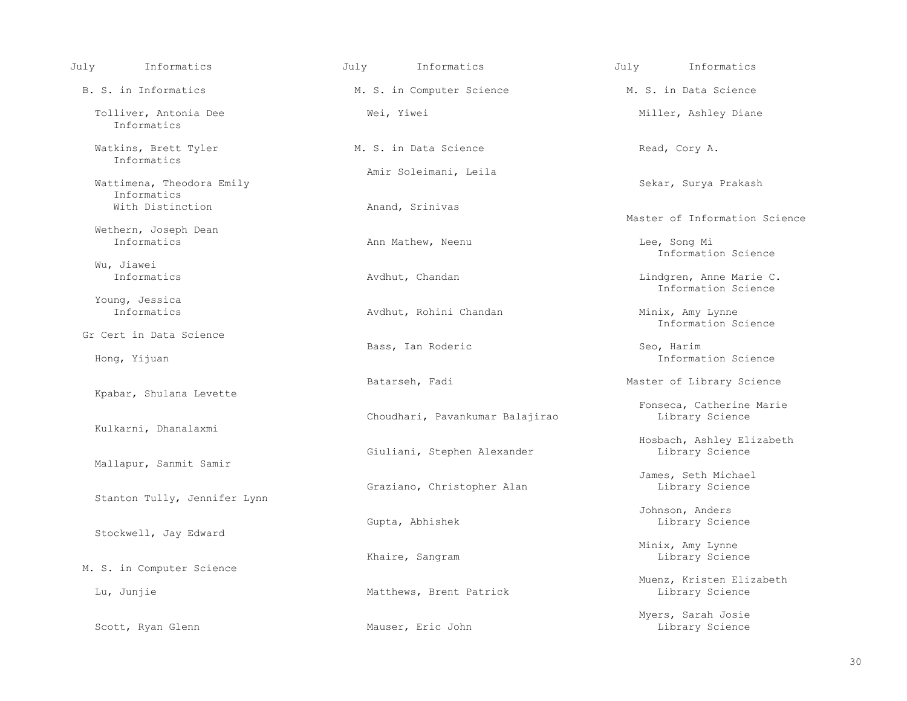July Informatics

## B. S. in Informatics

Tolliver, Antonia Dee
Informatics

Watkins, Brett Tyler
Informatics

Wattimena, Theodora Emily
Informatics
With Distinction

Wethern, Joseph Dean
Informatics

Wu, Jiawei
Informatics

Young, Jessica
Informatics

## Gr Cert in Data Science

Hong, Yijuan

Kpabar, Shulana Levette

Kulkarni, Dhanalaxmi

Mallapur, Sanmit Samir

Stanton Tully, Jennifer Lynn

Stockwell, Jay Edward

## M. S. in Computer Science

Lu, Junjie

Scott, Ryan Glenn

Wei, Yiwei

## M. S. in Data Science

Amir Soleimani, Leila

Anand, Srinivas

Ann Mathew, Neenu

Avdhut, Chandan

Avdhut, Rohini Chandan

Bass, Ian Roderic

Batarseh, Fadi

Choudhari, Pavankumar Balajirao

Giuliani, Stephen Alexander

Graziano, Christopher Alan

Gupta, Abhishek

Khaire, Sangram

Matthews, Brent Patrick

Mauser, Eric John

Miller, Ashley Diane

Read, Cory A.

Sekar, Surya Prakash

## Master of Information Science

Lee, Song Mi
Information Science

Lindgren, Anne Marie C.
Information Science

Minix, Amy Lynne
Information Science

Seo, Harim
Information Science

## Master of Library Science

Fonseca, Catherine Marie
Library Science

Hosbach, Ashley Elizabeth
Library Science

James, Seth Michael
Library Science

Johnson, Anders
Library Science

Minix, Amy Lynne
Library Science

Muenz, Kristen Elizabeth
Library Science

Myers, Sarah Josie
Library Science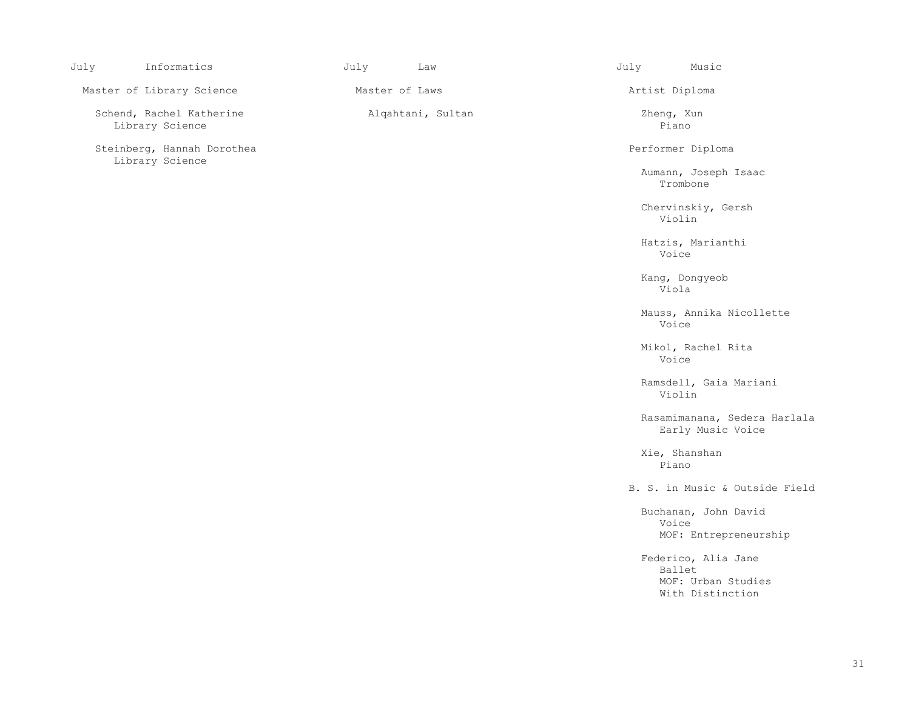## July — Informatics

### Master of Library Science

Schend, Rachel Katherine
Library Science

Steinberg, Hannah Dorothea
Library Science

## July — Law

### Master of Laws

Alqahtani, Sultan

## July — Music

### Artist Diploma

Zheng, Xun
Piano

### Performer Diploma

Aumann, Joseph Isaac
Trombone

Chervinskiy, Gersh
Violin

Hatzis, Marianthi
Voice

Kang, Dongyeob
Viola

Mauss, Annika Nicollette
Voice

Mikol, Rachel Rita
Voice

Ramsdell, Gaia Mariani
Violin

Rasamimanana, Sedera Harlala
Early Music Voice

Xie, Shanshan
Piano

### B. S. in Music & Outside Field

Buchanan, John David
Voice
MOF: Entrepreneurship

Federico, Alia Jane
Ballet
MOF: Urban Studies
With Distinction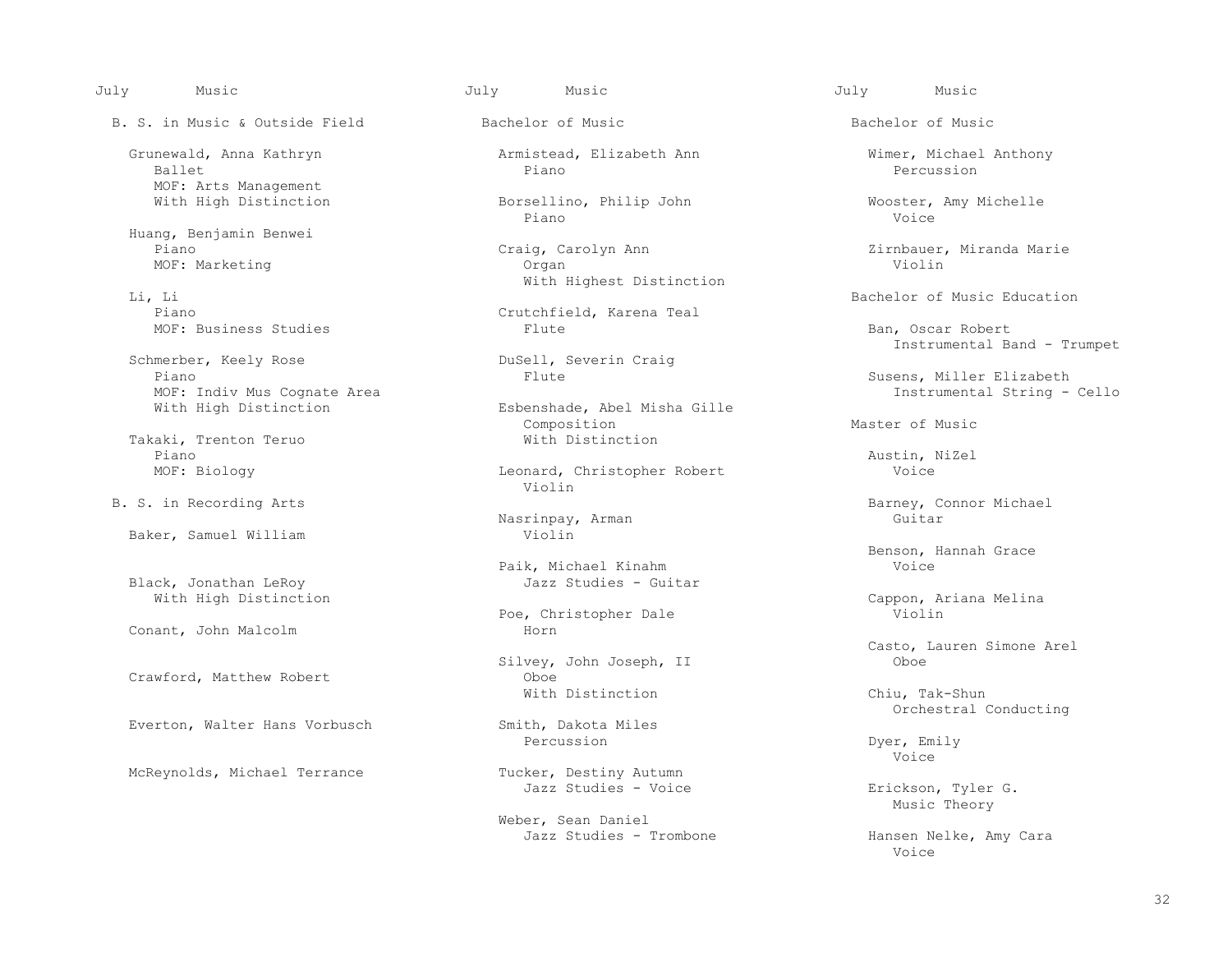July Music

## B. S. in Music & Outside Field

Grunewald, Anna Kathryn
Ballet
MOF: Arts Management
With High Distinction

Huang, Benjamin Benwei
Piano
MOF: Marketing

Li, Li
Piano
MOF: Business Studies

Schmerber, Keely Rose
Piano
MOF: Indiv Mus Cognate Area
With High Distinction

Takaki, Trenton Teruo
Piano
MOF: Biology

## B. S. in Recording Arts

Baker, Samuel William

Black, Jonathan LeRoy
With High Distinction

Conant, John Malcolm

Crawford, Matthew Robert

Everton, Walter Hans Vorbusch

McReynolds, Michael Terrance

July Music

## Bachelor of Music

Armistead, Elizabeth Ann
Piano

Borsellino, Philip John
Piano

Craig, Carolyn Ann
Organ
With Highest Distinction

Crutchfield, Karena Teal
Flute

DuSell, Severin Craig
Flute

Esbenshade, Abel Misha Gille
Composition
With Distinction

Leonard, Christopher Robert
Violin

Nasrinpay, Arman
Violin

Paik, Michael Kinahm
Jazz Studies - Guitar

Poe, Christopher Dale
Horn

Silvey, John Joseph, II
Oboe
With Distinction

Smith, Dakota Miles
Percussion

Tucker, Destiny Autumn
Jazz Studies - Voice

Weber, Sean Daniel
Jazz Studies - Trombone

July Music

## Bachelor of Music

Wimer, Michael Anthony
Percussion

Wooster, Amy Michelle
Voice

Zirnbauer, Miranda Marie
Violin

## Bachelor of Music Education

Ban, Oscar Robert
Instrumental Band - Trumpet

Susens, Miller Elizabeth
Instrumental String - Cello

## Master of Music

Austin, NiZel
Voice

Barney, Connor Michael
Guitar

Benson, Hannah Grace
Voice

Cappon, Ariana Melina
Violin

Casto, Lauren Simone Arel
Oboe

Chiu, Tak-Shun
Orchestral Conducting

Dyer, Emily
Voice

Erickson, Tyler G.
Music Theory

Hansen Nelke, Amy Cara
Voice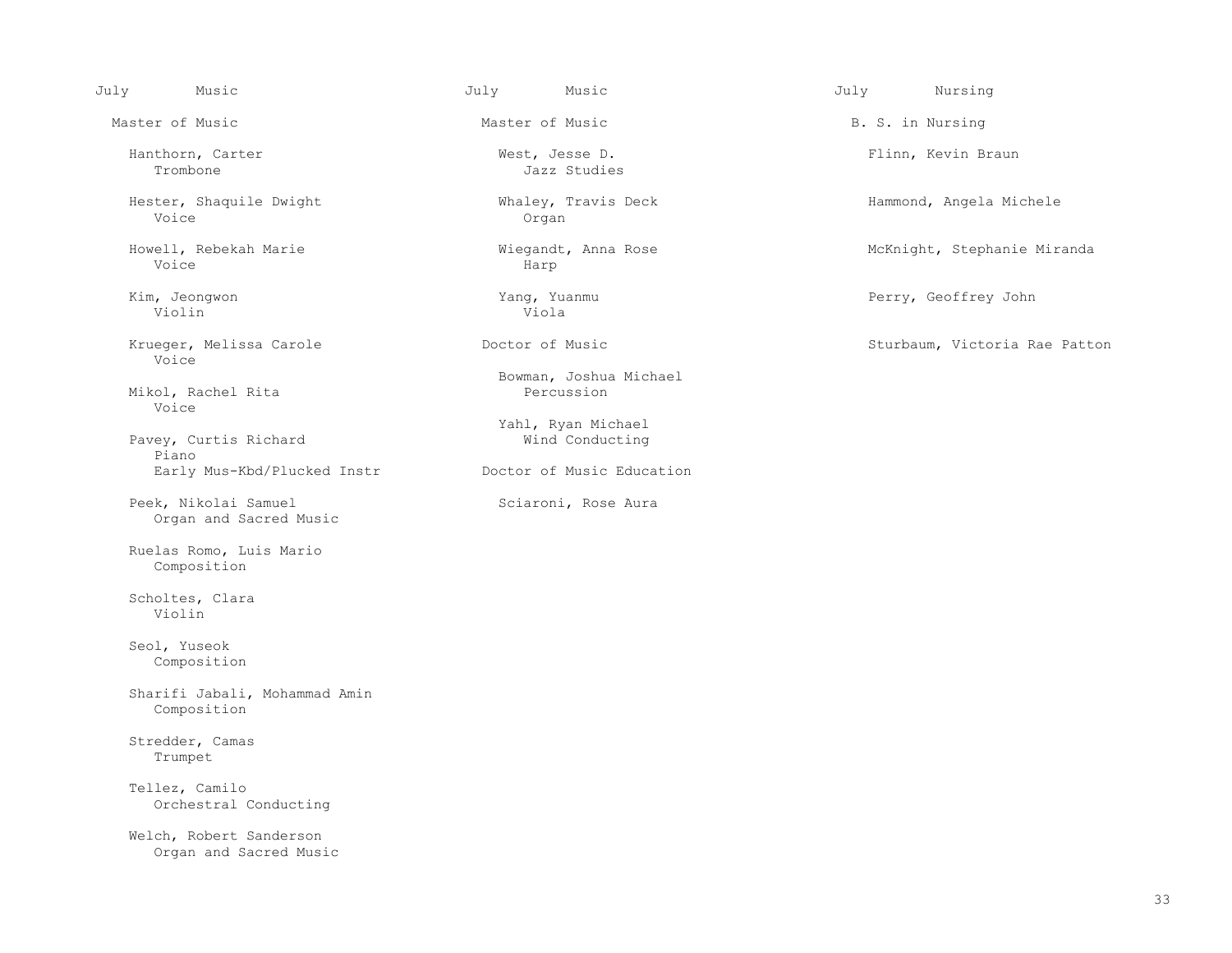## July Music

### Master of Music

Hanthorn, Carter
Trombone

Hester, Shaquile Dwight
Voice

Howell, Rebekah Marie
Voice

Kim, Jeongwon
Violin

Krueger, Melissa Carole
Voice

Mikol, Rachel Rita
Voice

Pavey, Curtis Richard
Piano
Early Mus-Kbd/Plucked Instr

Peek, Nikolai Samuel
Organ and Sacred Music

Ruelas Romo, Luis Mario
Composition

Scholtes, Clara
Violin

Seol, Yuseok
Composition

Sharifi Jabali, Mohammad Amin
Composition

Stredder, Camas
Trumpet

Tellez, Camilo
Orchestral Conducting

Welch, Robert Sanderson
Organ and Sacred Music

## July Music

### Master of Music

West, Jesse D.
Jazz Studies

Whaley, Travis Deck
Organ

Wiegandt, Anna Rose
Harp

Yang, Yuanmu
Viola

### Doctor of Music

Bowman, Joshua Michael
Percussion

Yahl, Ryan Michael
Wind Conducting

### Doctor of Music Education

Sciaroni, Rose Aura

## July Nursing

### B. S. in Nursing

Flinn, Kevin Braun

Hammond, Angela Michele

McKnight, Stephanie Miranda

Perry, Geoffrey John

Sturbaum, Victoria Rae Patton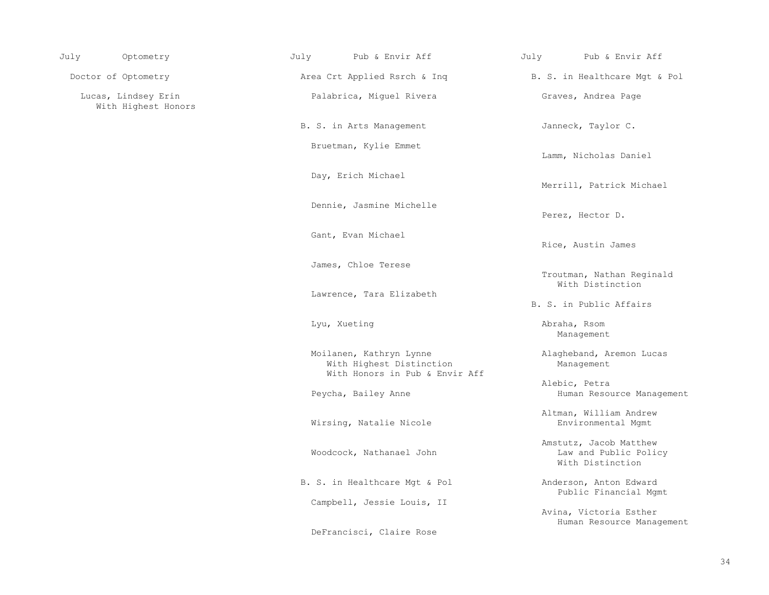July Optometry

## Doctor of Optometry

Lucas, Lindsey Erin
With Highest Honors

July Pub & Envir Aff

## Area Crt Applied Rsrch & Inq

Palabrica, Miguel Rivera

## B. S. in Arts Management

Bruetman, Kylie Emmet

Day, Erich Michael

Dennie, Jasmine Michelle

Gant, Evan Michael

James, Chloe Terese

Lawrence, Tara Elizabeth

Lyu, Xueting

Moilanen, Kathryn Lynne
With Highest Distinction
With Honors in Pub & Envir Aff

Peycha, Bailey Anne

Wirsing, Natalie Nicole

Woodcock, Nathanael John

## B. S. in Healthcare Mgt & Pol

Campbell, Jessie Louis, II

DeFrancisci, Claire Rose

July Pub & Envir Aff

## B. S. in Healthcare Mgt & Pol

Graves, Andrea Page

Janneck, Taylor C.

Lamm, Nicholas Daniel

Merrill, Patrick Michael

Perez, Hector D.

Rice, Austin James

Troutman, Nathan Reginald
With Distinction

## B. S. in Public Affairs

Abraha, Rsom
Management

Alagheband, Aremon Lucas
Management

Alebic, Petra
Human Resource Management

Altman, William Andrew
Environmental Mgmt

Amstutz, Jacob Matthew
Law and Public Policy
With Distinction

Anderson, Anton Edward
Public Financial Mgmt

Avina, Victoria Esther
Human Resource Management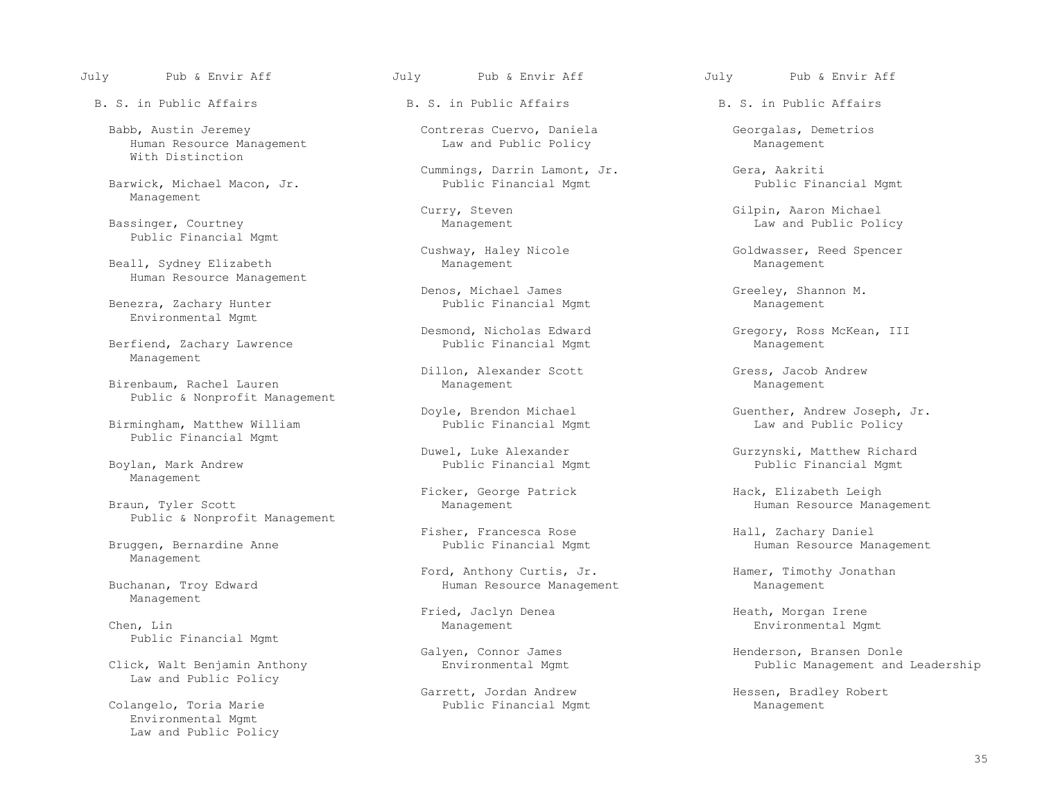July Pub & Envir Aff

B. S. in Public Affairs

Babb, Austin Jeremey
Human Resource Management
With Distinction

Barwick, Michael Macon, Jr.
Management

Bassinger, Courtney
Public Financial Mgmt

Beall, Sydney Elizabeth
Human Resource Management

Benezra, Zachary Hunter
Environmental Mgmt

Berfiend, Zachary Lawrence
Management

Birenbaum, Rachel Lauren
Public & Nonprofit Management

Birmingham, Matthew William
Public Financial Mgmt

Boylan, Mark Andrew
Management

Braun, Tyler Scott
Public & Nonprofit Management

Bruggen, Bernardine Anne
Management

Buchanan, Troy Edward
Management

Chen, Lin
Public Financial Mgmt

Click, Walt Benjamin Anthony
Law and Public Policy

Colangelo, Toria Marie
Environmental Mgmt
Law and Public Policy

Contreras Cuervo, Daniela
Law and Public Policy

Cummings, Darrin Lamont, Jr.
Public Financial Mgmt

Curry, Steven
Management

Cushway, Haley Nicole
Management

Denos, Michael James
Public Financial Mgmt

Desmond, Nicholas Edward
Public Financial Mgmt

Dillon, Alexander Scott
Management

Doyle, Brendon Michael
Public Financial Mgmt

Duwel, Luke Alexander
Public Financial Mgmt

Ficker, George Patrick
Management

Fisher, Francesca Rose
Public Financial Mgmt

Ford, Anthony Curtis, Jr.
Human Resource Management

Fried, Jaclyn Denea
Management

Galyen, Connor James
Environmental Mgmt

Garrett, Jordan Andrew
Public Financial Mgmt

Georgalas, Demetrios
Management

Gera, Aakriti
Public Financial Mgmt

Gilpin, Aaron Michael
Law and Public Policy

Goldwasser, Reed Spencer
Management

Greeley, Shannon M.
Management

Gregory, Ross McKean, III
Management

Gress, Jacob Andrew
Management

Guenther, Andrew Joseph, Jr.
Law and Public Policy

Gurzynski, Matthew Richard
Public Financial Mgmt

Hack, Elizabeth Leigh
Human Resource Management

Hall, Zachary Daniel
Human Resource Management

Hamer, Timothy Jonathan
Management

Heath, Morgan Irene
Environmental Mgmt

Henderson, Bransen Donle
Public Management and Leadership

Hessen, Bradley Robert
Management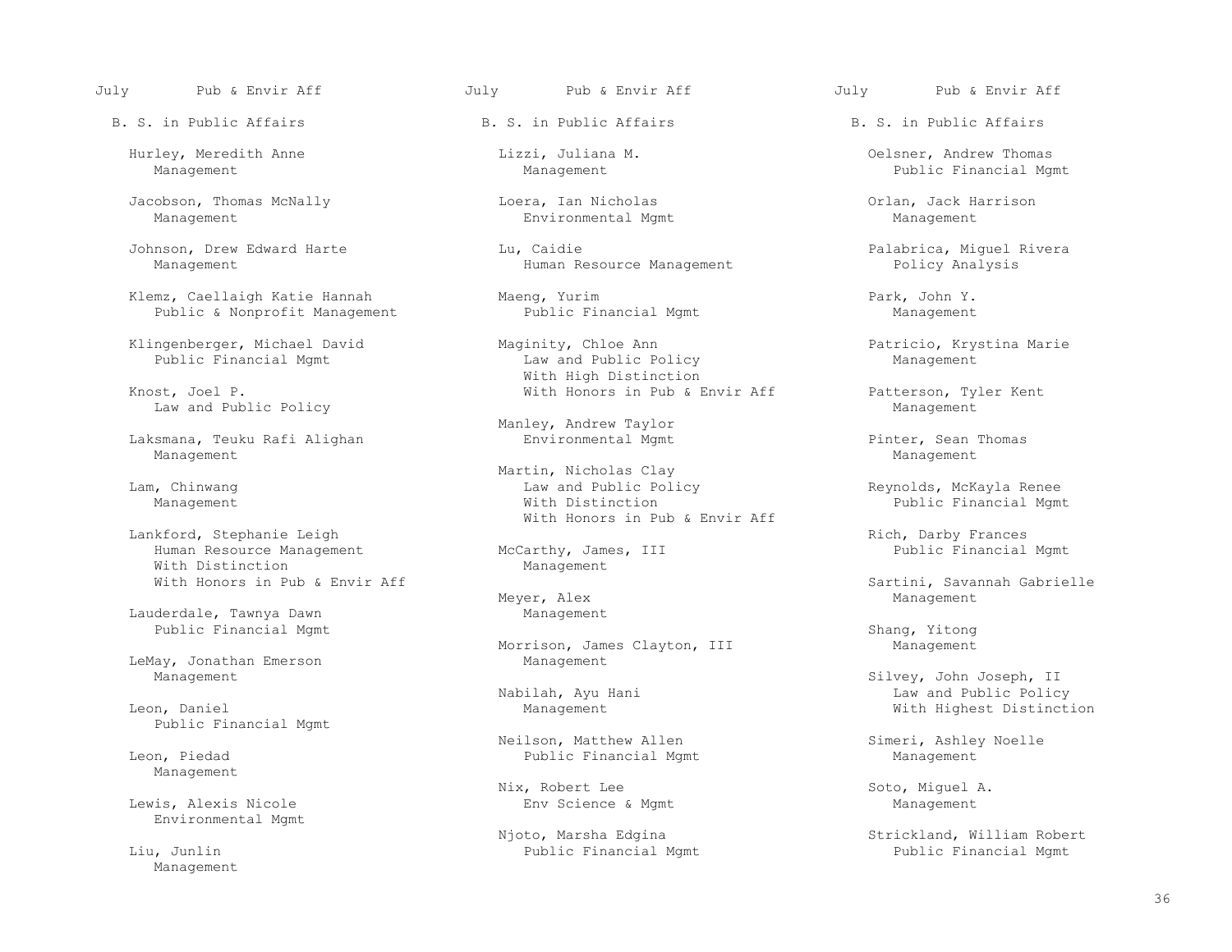July Pub & Envir Aff

## B. S. in Public Affairs

Hurley, Meredith Anne
Management

Jacobson, Thomas McNally
Management

Johnson, Drew Edward Harte
Management

Klemz, Caellaigh Katie Hannah
Public & Nonprofit Management

Klingenberger, Michael David
Public Financial Mgmt

Knost, Joel P.
Law and Public Policy

Laksmana, Teuku Rafi Alighan
Management

Lam, Chinwang
Management

Lankford, Stephanie Leigh
Human Resource Management
With Distinction
With Honors in Pub & Envir Aff

Lauderdale, Tawnya Dawn
Public Financial Mgmt

LeMay, Jonathan Emerson
Management

Leon, Daniel
Public Financial Mgmt

Leon, Piedad
Management

Lewis, Alexis Nicole
Environmental Mgmt

Liu, Junlin
Management

Lizzi, Juliana M.
Management

Loera, Ian Nicholas
Environmental Mgmt

Lu, Caidie
Human Resource Management

Maeng, Yurim
Public Financial Mgmt

Maginity, Chloe Ann
Law and Public Policy
With High Distinction
With Honors in Pub & Envir Aff

Manley, Andrew Taylor
Environmental Mgmt

Martin, Nicholas Clay
Law and Public Policy
With Distinction
With Honors in Pub & Envir Aff

McCarthy, James, III
Management

Meyer, Alex
Management

Morrison, James Clayton, III
Management

Nabilah, Ayu Hani
Management

Neilson, Matthew Allen
Public Financial Mgmt

Nix, Robert Lee
Env Science & Mgmt

Njoto, Marsha Edgina
Public Financial Mgmt

Oelsner, Andrew Thomas
Public Financial Mgmt

Orlan, Jack Harrison
Management

Palabrica, Miguel Rivera
Policy Analysis

Park, John Y.
Management

Patricio, Krystina Marie
Management

Patterson, Tyler Kent
Management

Pinter, Sean Thomas
Management

Reynolds, McKayla Renee
Public Financial Mgmt

Rich, Darby Frances
Public Financial Mgmt

Sartini, Savannah Gabrielle
Management

Shang, Yitong
Management

Silvey, John Joseph, II
Law and Public Policy
With Highest Distinction

Simeri, Ashley Noelle
Management

Soto, Miguel A.
Management

Strickland, William Robert
Public Financial Mgmt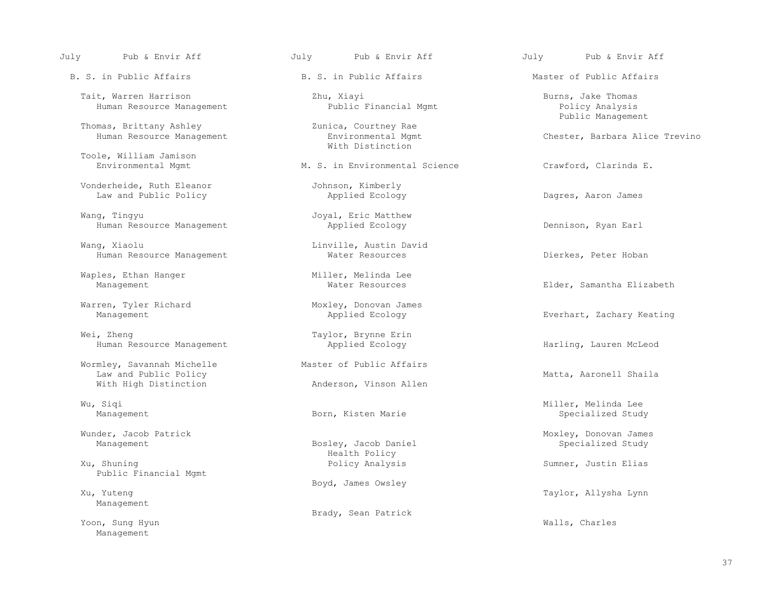## B. S. in Public Affairs

Tait, Warren Harrison
Human Resource Management

Thomas, Brittany Ashley
Human Resource Management

Toole, William Jamison
Environmental Mgmt

Vonderheide, Ruth Eleanor
Law and Public Policy

Wang, Tingyu
Human Resource Management

Wang, Xiaolu
Human Resource Management

Waples, Ethan Hanger
Management

Warren, Tyler Richard
Management

Wei, Zheng
Human Resource Management

Wormley, Savannah Michelle
Law and Public Policy
With High Distinction

Wu, Siqi
Management

Wunder, Jacob Patrick
Management

Xu, Shuning
Public Financial Mgmt

Xu, Yuteng
Management

Yoon, Sung Hyun
Management

## B. S. in Public Affairs

Zhu, Xiayi
Public Financial Mgmt

Zunica, Courtney Rae
Environmental Mgmt
With Distinction

## M. S. in Environmental Science

Johnson, Kimberly
Applied Ecology

Joyal, Eric Matthew
Applied Ecology

Linville, Austin David
Water Resources

Miller, Melinda Lee
Water Resources

Moxley, Donovan James
Applied Ecology

Taylor, Brynne Erin
Applied Ecology

## Master of Public Affairs

Anderson, Vinson Allen

Born, Kisten Marie

Bosley, Jacob Daniel
Health Policy
Policy Analysis

Boyd, James Owsley

Brady, Sean Patrick

## Master of Public Affairs

Burns, Jake Thomas
Policy Analysis
Public Management

Chester, Barbara Alice Trevino

Crawford, Clarinda E.

Dagres, Aaron James

Dennison, Ryan Earl

Dierkes, Peter Hoban

Elder, Samantha Elizabeth

Everhart, Zachary Keating

Harling, Lauren McLeod

Matta, Aaronell Shaila

Miller, Melinda Lee
Specialized Study

Moxley, Donovan James
Specialized Study

Sumner, Justin Elias

Taylor, Allysha Lynn

Walls, Charles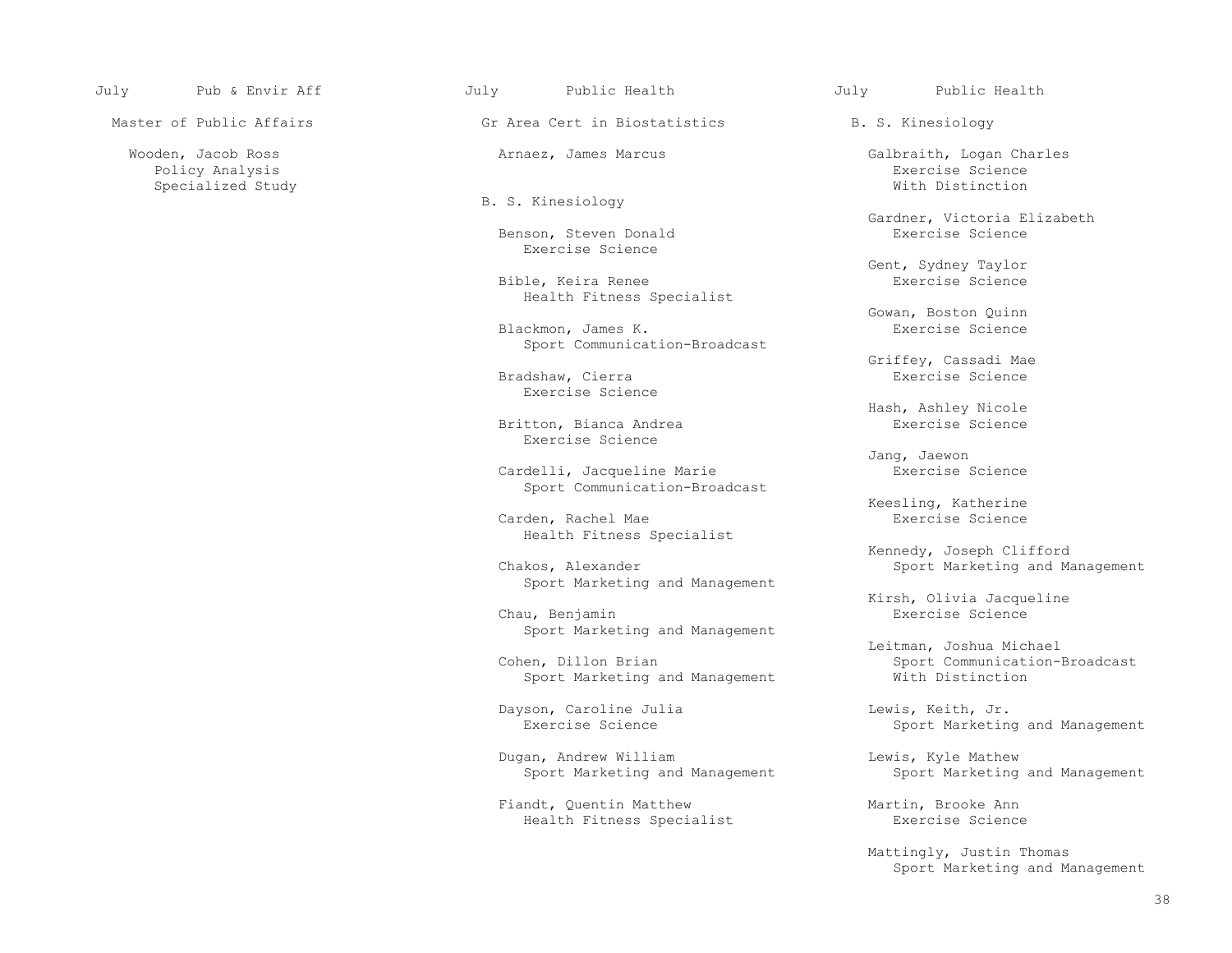July Pub & Envir Aff

## Master of Public Affairs

Wooden, Jacob Ross
Policy Analysis
Specialized Study

July Public Health

## Gr Area Cert in Biostatistics

Arnaez, James Marcus

## B. S. Kinesiology

Benson, Steven Donald
Exercise Science

Bible, Keira Renee
Health Fitness Specialist

Blackmon, James K.
Sport Communication-Broadcast

Bradshaw, Cierra
Exercise Science

Britton, Bianca Andrea
Exercise Science

Cardelli, Jacqueline Marie
Sport Communication-Broadcast

Carden, Rachel Mae
Health Fitness Specialist

Chakos, Alexander
Sport Marketing and Management

Chau, Benjamin
Sport Marketing and Management

Cohen, Dillon Brian
Sport Marketing and Management

Dayson, Caroline Julia
Exercise Science

Dugan, Andrew William
Sport Marketing and Management

Fiandt, Quentin Matthew
Health Fitness Specialist

July Public Health

## B. S. Kinesiology

Galbraith, Logan Charles
Exercise Science
With Distinction

Gardner, Victoria Elizabeth
Exercise Science

Gent, Sydney Taylor
Exercise Science

Gowan, Boston Quinn
Exercise Science

Griffey, Cassadi Mae
Exercise Science

Hash, Ashley Nicole
Exercise Science

Jang, Jaewon
Exercise Science

Keesling, Katherine
Exercise Science

Kennedy, Joseph Clifford
Sport Marketing and Management

Kirsh, Olivia Jacqueline
Exercise Science

Leitman, Joshua Michael
Sport Communication-Broadcast
With Distinction

Lewis, Keith, Jr.
Sport Marketing and Management

Lewis, Kyle Mathew
Sport Marketing and Management

Martin, Brooke Ann
Exercise Science

Mattingly, Justin Thomas
Sport Marketing and Management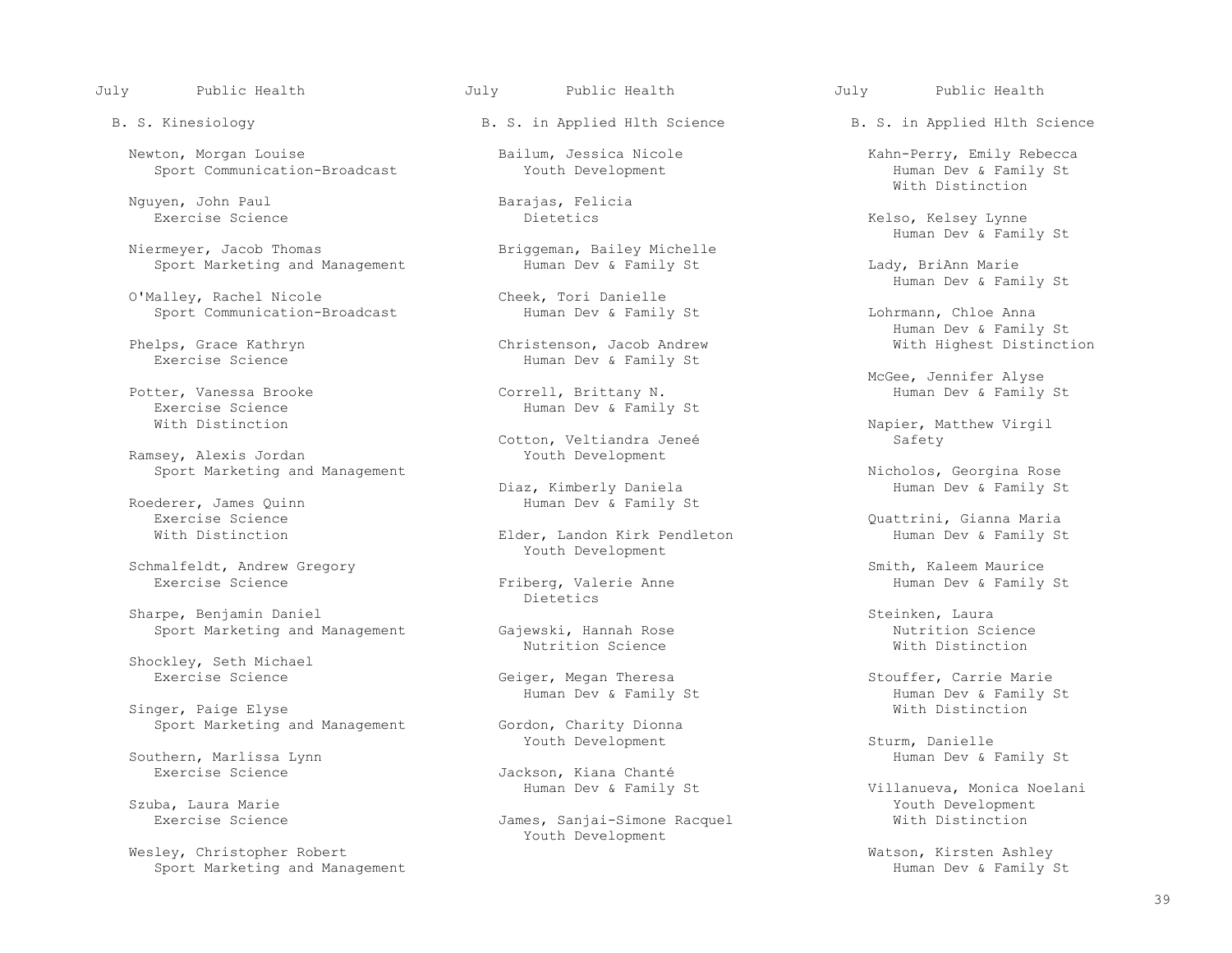July Public Health

B. S. Kinesiology

Newton, Morgan Louise
Sport Communication-Broadcast

Nguyen, John Paul
Exercise Science

Niermeyer, Jacob Thomas
Sport Marketing and Management

O'Malley, Rachel Nicole
Sport Communication-Broadcast

Phelps, Grace Kathryn
Exercise Science

Potter, Vanessa Brooke
Exercise Science
With Distinction

Ramsey, Alexis Jordan
Sport Marketing and Management

Roederer, James Quinn
Exercise Science
With Distinction

Schmalfeldt, Andrew Gregory
Exercise Science

Sharpe, Benjamin Daniel
Sport Marketing and Management

Shockley, Seth Michael
Exercise Science

Singer, Paige Elyse
Sport Marketing and Management

Southern, Marlissa Lynn
Exercise Science

Szuba, Laura Marie
Exercise Science

Wesley, Christopher Robert
Sport Marketing and Management

July Public Health

B. S. in Applied Hlth Science

Bailum, Jessica Nicole
Youth Development

Barajas, Felicia
Dietetics

Briggeman, Bailey Michelle
Human Dev & Family St

Cheek, Tori Danielle
Human Dev & Family St

Christenson, Jacob Andrew
Human Dev & Family St

Correll, Brittany N.
Human Dev & Family St

Cotton, Veltiandra Jeneé
Youth Development

Diaz, Kimberly Daniela
Human Dev & Family St

Elder, Landon Kirk Pendleton
Youth Development

Friberg, Valerie Anne
Dietetics

Gajewski, Hannah Rose
Nutrition Science

Geiger, Megan Theresa
Human Dev & Family St

Gordon, Charity Dionna
Youth Development

Jackson, Kiana Chanté
Human Dev & Family St

James, Sanjai-Simone Racquel
Youth Development

July Public Health

B. S. in Applied Hlth Science

Kahn-Perry, Emily Rebecca
Human Dev & Family St
With Distinction

Kelso, Kelsey Lynne
Human Dev & Family St

Lady, BriAnn Marie
Human Dev & Family St

Lohrmann, Chloe Anna
Human Dev & Family St
With Highest Distinction

McGee, Jennifer Alyse
Human Dev & Family St

Napier, Matthew Virgil
Safety

Nicholos, Georgina Rose
Human Dev & Family St

Quattrini, Gianna Maria
Human Dev & Family St

Smith, Kaleem Maurice
Human Dev & Family St

Steinken, Laura
Nutrition Science
With Distinction

Stouffer, Carrie Marie
Human Dev & Family St
With Distinction

Sturm, Danielle
Human Dev & Family St

Villanueva, Monica Noelani
Youth Development
With Distinction

Watson, Kirsten Ashley
Human Dev & Family St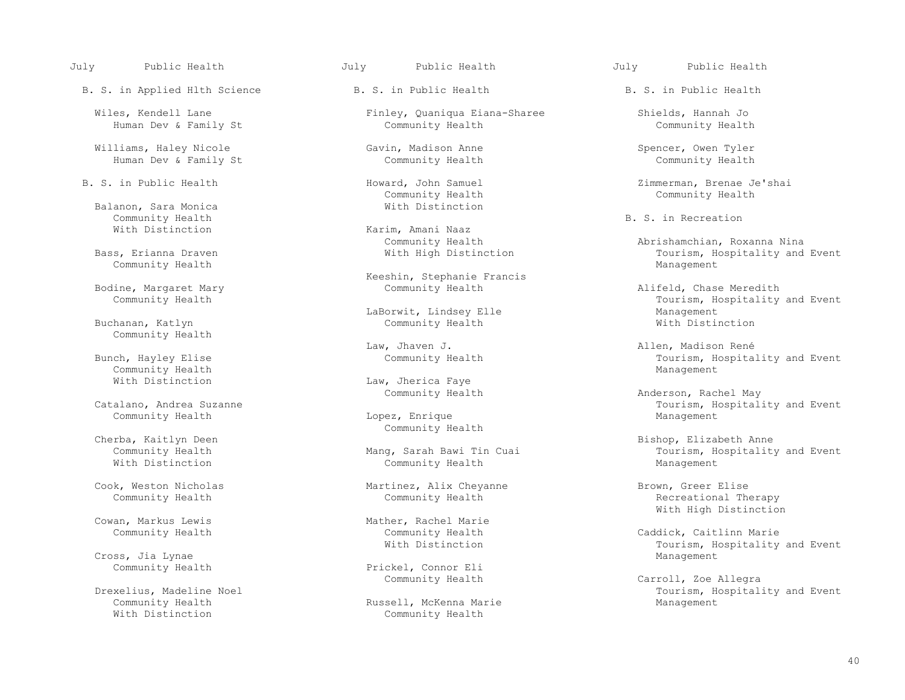July Public Health

B. S. in Applied Hlth Science

Wiles, Kendell Lane
Human Dev & Family St

Williams, Haley Nicole
Human Dev & Family St

B. S. in Public Health

Balanon, Sara Monica
Community Health
With Distinction

Bass, Erianna Draven
Community Health

Bodine, Margaret Mary
Community Health

Buchanan, Katlyn
Community Health

Bunch, Hayley Elise
Community Health
With Distinction

Catalano, Andrea Suzanne
Community Health

Cherba, Kaitlyn Deen
Community Health
With Distinction

Cook, Weston Nicholas
Community Health

Cowan, Markus Lewis
Community Health

Cross, Jia Lynae
Community Health

Drexelius, Madeline Noel
Community Health
With Distinction

July Public Health

B. S. in Public Health

Finley, Quaniqua Eiana-Sharee
Community Health

Gavin, Madison Anne
Community Health

Howard, John Samuel
Community Health
With Distinction

Karim, Amani Naaz
Community Health
With High Distinction

Keeshin, Stephanie Francis
Community Health

LaBorwit, Lindsey Elle
Community Health

Law, Jhaven J.
Community Health

Law, Jherica Faye
Community Health

Lopez, Enrique
Community Health

Mang, Sarah Bawi Tin Cuai
Community Health

Martinez, Alix Cheyanne
Community Health

Mather, Rachel Marie
Community Health
With Distinction

Prickel, Connor Eli
Community Health

Russell, McKenna Marie
Community Health

July Public Health

B. S. in Public Health

Shields, Hannah Jo
Community Health

Spencer, Owen Tyler
Community Health

Zimmerman, Brenae Je'shai
Community Health

B. S. in Recreation

Abrishamchian, Roxanna Nina
Tourism, Hospitality and Event Management

Alifeld, Chase Meredith
Tourism, Hospitality and Event Management
With Distinction

Allen, Madison René
Tourism, Hospitality and Event Management

Anderson, Rachel May
Tourism, Hospitality and Event Management

Bishop, Elizabeth Anne
Tourism, Hospitality and Event Management

Brown, Greer Elise
Recreational Therapy
With High Distinction

Caddick, Caitlinn Marie
Tourism, Hospitality and Event Management

Carroll, Zoe Allegra
Tourism, Hospitality and Event Management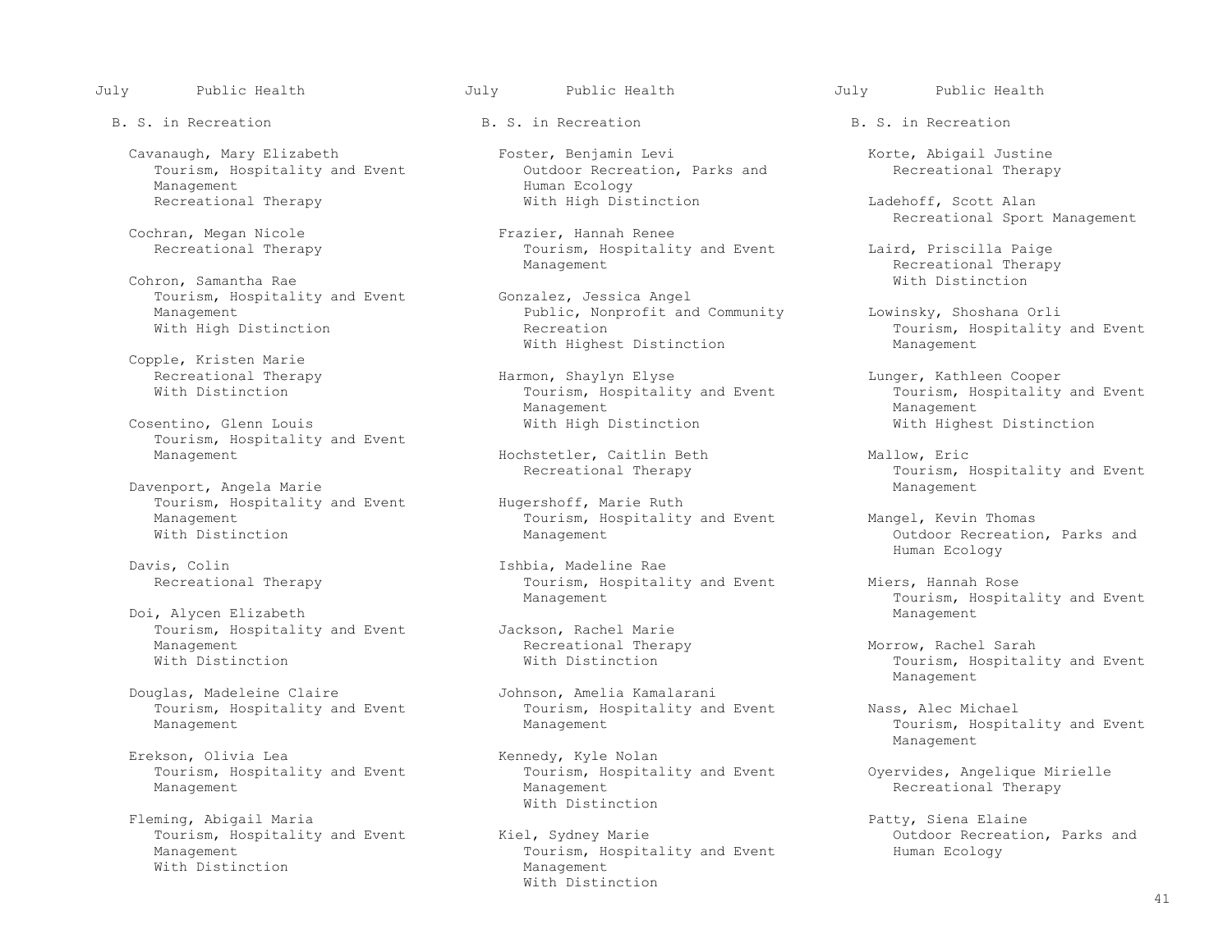July Public Health

B. S. in Recreation

Cavanaugh, Mary Elizabeth
Tourism, Hospitality and Event Management
Recreational Therapy

Cochran, Megan Nicole
Recreational Therapy

Cohron, Samantha Rae
Tourism, Hospitality and Event Management
With High Distinction

Copple, Kristen Marie
Recreational Therapy
With Distinction

Cosentino, Glenn Louis
Tourism, Hospitality and Event Management

Davenport, Angela Marie
Tourism, Hospitality and Event Management
With Distinction

Davis, Colin
Recreational Therapy

Doi, Alycen Elizabeth
Tourism, Hospitality and Event Management
With Distinction

Douglas, Madeleine Claire
Tourism, Hospitality and Event Management

Erekson, Olivia Lea
Tourism, Hospitality and Event Management

Fleming, Abigail Maria
Tourism, Hospitality and Event Management
With Distinction

Foster, Benjamin Levi
Outdoor Recreation, Parks and Human Ecology
With High Distinction

Frazier, Hannah Renee
Tourism, Hospitality and Event Management

Gonzalez, Jessica Angel
Public, Nonprofit and Community Recreation
With Highest Distinction

Harmon, Shaylyn Elyse
Tourism, Hospitality and Event Management
With High Distinction

Hochstetler, Caitlin Beth
Recreational Therapy

Hugershoff, Marie Ruth
Tourism, Hospitality and Event Management

Ishbia, Madeline Rae
Tourism, Hospitality and Event Management

Jackson, Rachel Marie
Recreational Therapy
With Distinction

Johnson, Amelia Kamalarani
Tourism, Hospitality and Event Management

Kennedy, Kyle Nolan
Tourism, Hospitality and Event Management
With Distinction

Kiel, Sydney Marie
Tourism, Hospitality and Event Management
With Distinction

Korte, Abigail Justine
Recreational Therapy

Ladehoff, Scott Alan
Recreational Sport Management

Laird, Priscilla Paige
Recreational Therapy
With Distinction

Lowinsky, Shoshana Orli
Tourism, Hospitality and Event Management

Lunger, Kathleen Cooper
Tourism, Hospitality and Event Management
With Highest Distinction

Mallow, Eric
Tourism, Hospitality and Event Management

Mangel, Kevin Thomas
Outdoor Recreation, Parks and Human Ecology

Miers, Hannah Rose
Tourism, Hospitality and Event Management

Morrow, Rachel Sarah
Tourism, Hospitality and Event Management

Nass, Alec Michael
Tourism, Hospitality and Event Management

Oyervides, Angelique Mirielle
Recreational Therapy

Patty, Siena Elaine
Outdoor Recreation, Parks and Human Ecology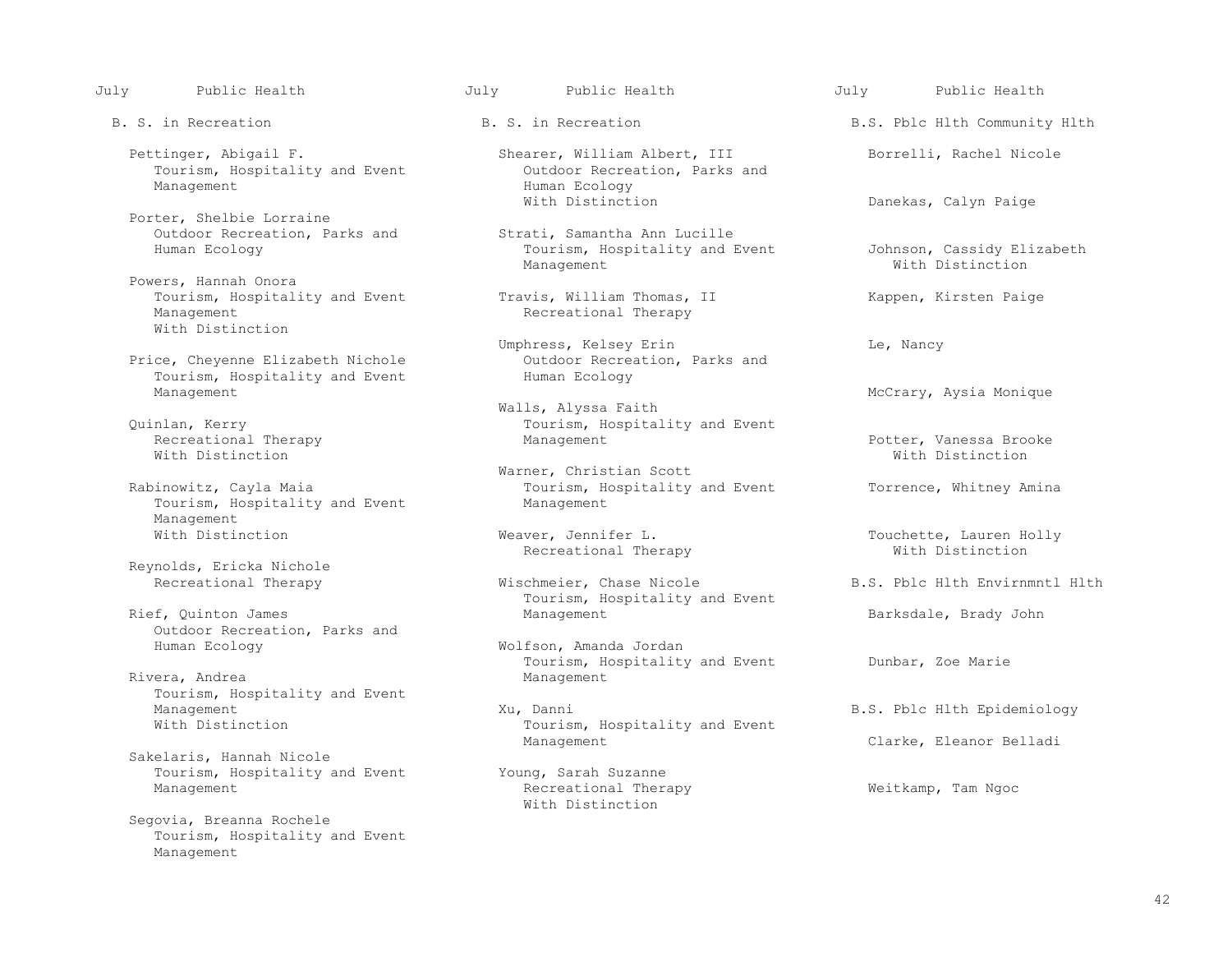July Public Health

B. S. in Recreation

Pettinger, Abigail F.
Tourism, Hospitality and Event Management

Porter, Shelbie Lorraine
Outdoor Recreation, Parks and Human Ecology

Powers, Hannah Onora
Tourism, Hospitality and Event Management
With Distinction

Price, Cheyenne Elizabeth Nichole
Tourism, Hospitality and Event Management

Quinlan, Kerry
Recreational Therapy
With Distinction

Rabinowitz, Cayla Maia
Tourism, Hospitality and Event Management
With Distinction

Reynolds, Ericka Nichole
Recreational Therapy

Rief, Quinton James
Outdoor Recreation, Parks and Human Ecology

Rivera, Andrea
Tourism, Hospitality and Event Management
With Distinction

Sakelaris, Hannah Nicole
Tourism, Hospitality and Event Management

Segovia, Breanna Rochele
Tourism, Hospitality and Event Management

July Public Health

B. S. in Recreation

Shearer, William Albert, III
Outdoor Recreation, Parks and Human Ecology
With Distinction

Strati, Samantha Ann Lucille
Tourism, Hospitality and Event Management

Travis, William Thomas, II
Recreational Therapy

Umphress, Kelsey Erin
Outdoor Recreation, Parks and Human Ecology

Walls, Alyssa Faith
Tourism, Hospitality and Event Management

Warner, Christian Scott
Tourism, Hospitality and Event Management

Weaver, Jennifer L.
Recreational Therapy

Wischmeier, Chase Nicole
Tourism, Hospitality and Event Management

Wolfson, Amanda Jordan
Tourism, Hospitality and Event Management

Xu, Danni
Tourism, Hospitality and Event Management

Young, Sarah Suzanne
Recreational Therapy
With Distinction

July Public Health

B.S. Pblc Hlth Community Hlth

Borrelli, Rachel Nicole

Danekas, Calyn Paige

Johnson, Cassidy Elizabeth
With Distinction

Kappen, Kirsten Paige

Le, Nancy

McCrary, Aysia Monique

Potter, Vanessa Brooke
With Distinction

Torrence, Whitney Amina

Touchette, Lauren Holly
With Distinction

B.S. Pblc Hlth Envirnmntl Hlth

Barksdale, Brady John

Dunbar, Zoe Marie

B.S. Pblc Hlth Epidemiology

Clarke, Eleanor Belladi

Weitkamp, Tam Ngoc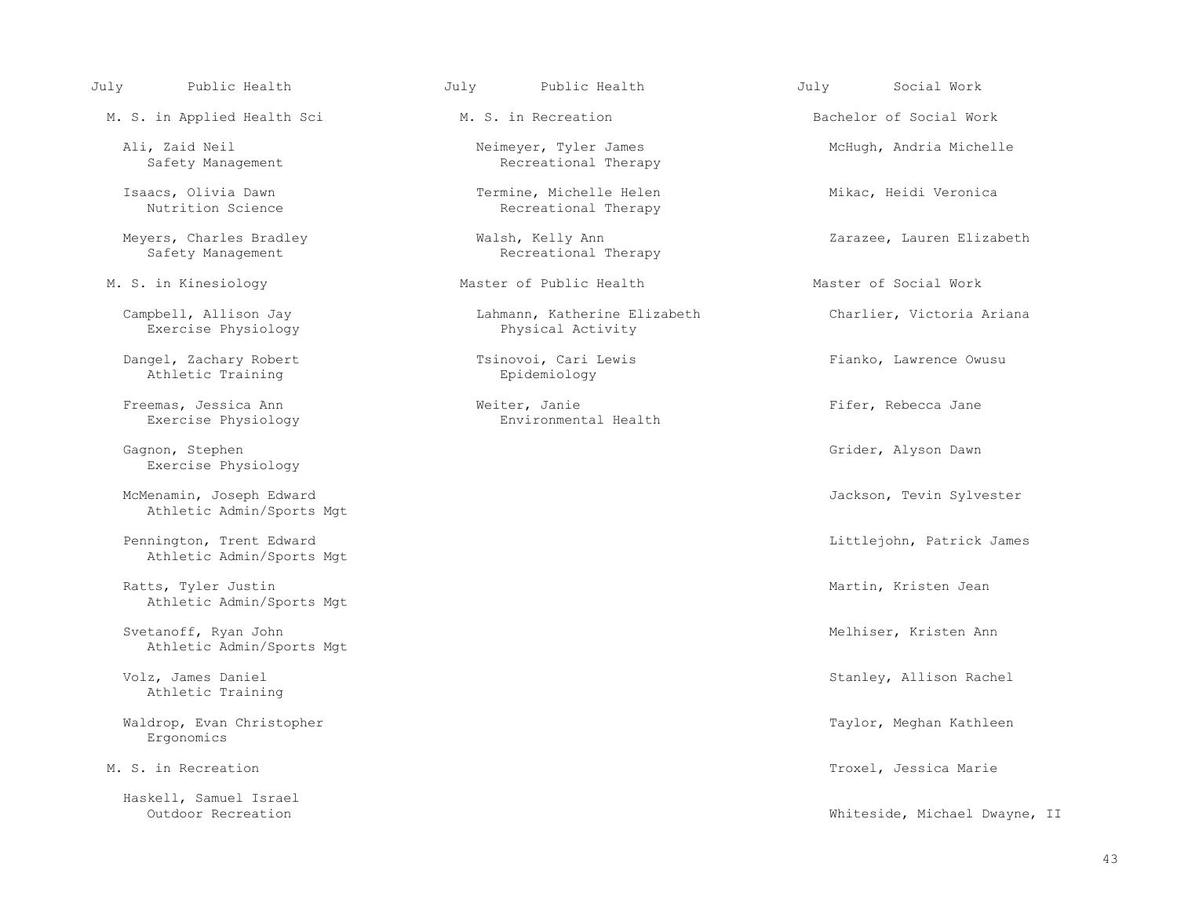## July — Public Health

### M. S. in Applied Health Sci

Ali, Zaid Neil
Safety Management

Isaacs, Olivia Dawn
Nutrition Science

Meyers, Charles Bradley
Safety Management

### M. S. in Kinesiology

Campbell, Allison Jay
Exercise Physiology

Dangel, Zachary Robert
Athletic Training

Freemas, Jessica Ann
Exercise Physiology

Gagnon, Stephen
Exercise Physiology

McMenamin, Joseph Edward
Athletic Admin/Sports Mgt

Pennington, Trent Edward
Athletic Admin/Sports Mgt

Ratts, Tyler Justin
Athletic Admin/Sports Mgt

Svetanoff, Ryan John
Athletic Admin/Sports Mgt

Volz, James Daniel
Athletic Training

Waldrop, Evan Christopher
Ergonomics

### M. S. in Recreation

Haskell, Samuel Israel
Outdoor Recreation

## July — Public Health

### M. S. in Recreation

Neimeyer, Tyler James
Recreational Therapy

Termine, Michelle Helen
Recreational Therapy

Walsh, Kelly Ann
Recreational Therapy

### Master of Public Health

Lahmann, Katherine Elizabeth
Physical Activity

Tsinovoi, Cari Lewis
Epidemiology

Weiter, Janie
Environmental Health

## July — Social Work

### Bachelor of Social Work

McHugh, Andria Michelle

Mikac, Heidi Veronica

Zarazee, Lauren Elizabeth

### Master of Social Work

Charlier, Victoria Ariana

Fianko, Lawrence Owusu

Fifer, Rebecca Jane

Grider, Alyson Dawn

Jackson, Tevin Sylvester

Littlejohn, Patrick James

Martin, Kristen Jean

Melhiser, Kristen Ann

Stanley, Allison Rachel

Taylor, Meghan Kathleen

Troxel, Jessica Marie

Whiteside, Michael Dwayne, II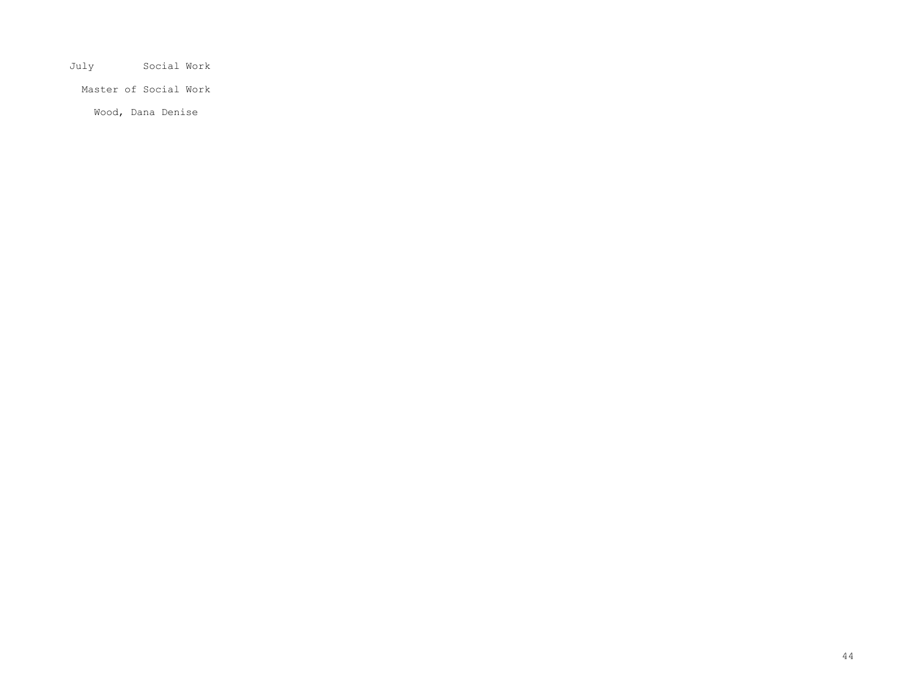July Social Work

Master of Social Work

Wood, Dana Denise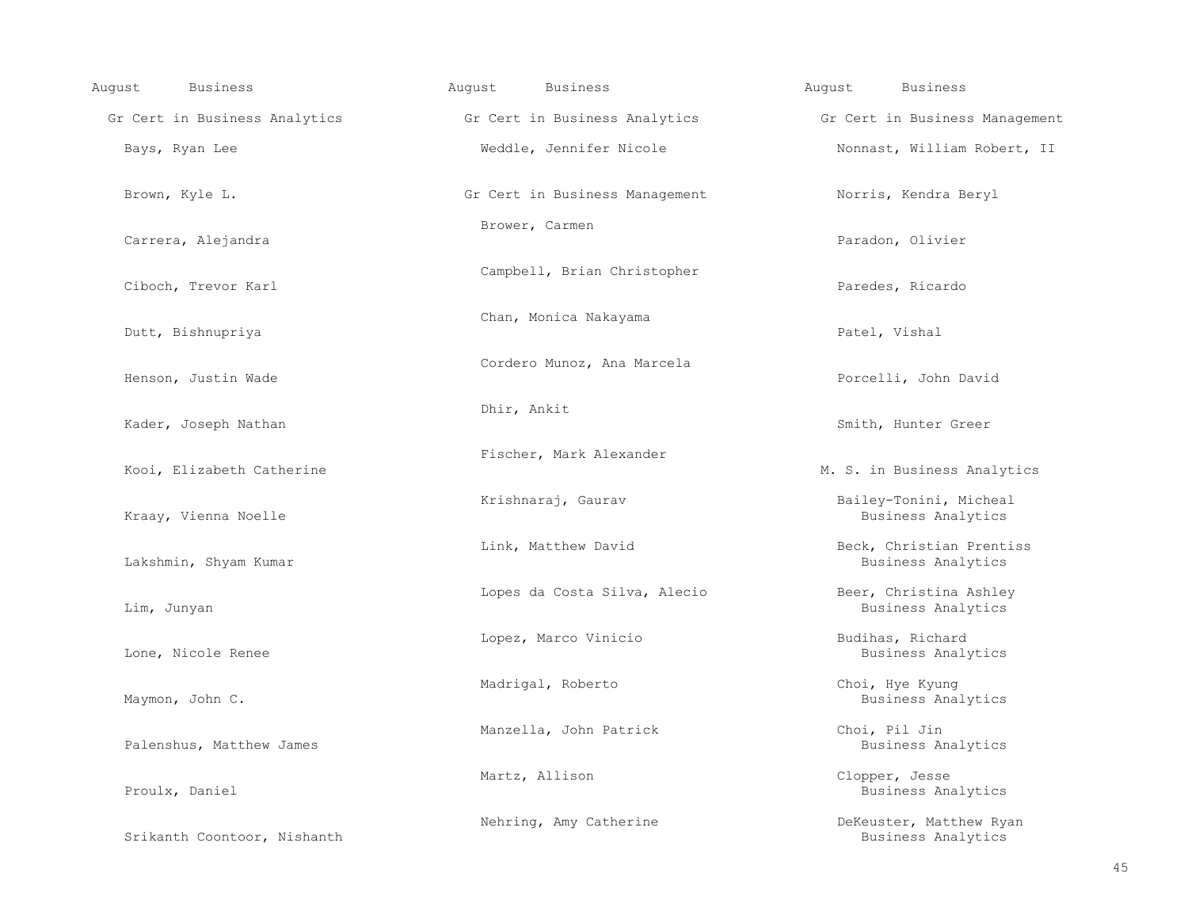August Business

## Gr Cert in Business Analytics

Bays, Ryan Lee

Brown, Kyle L.

Carrera, Alejandra

Ciboch, Trevor Karl

Dutt, Bishnupriya

Henson, Justin Wade

Kader, Joseph Nathan

Kooi, Elizabeth Catherine

Kraay, Vienna Noelle

Lakshmin, Shyam Kumar

Lim, Junyan

Lone, Nicole Renee

Maymon, John C.

Palenshus, Matthew James

Proulx, Daniel

Srikanth Coontoor, Nishanth

August Business

## Gr Cert in Business Analytics

Weddle, Jennifer Nicole

## Gr Cert in Business Management

Brower, Carmen

Campbell, Brian Christopher

Chan, Monica Nakayama

Cordero Munoz, Ana Marcela

Dhir, Ankit

Fischer, Mark Alexander

Krishnaraj, Gaurav

Link, Matthew David

Lopes da Costa Silva, Alecio

Lopez, Marco Vinicio

Madrigal, Roberto

Manzella, John Patrick

Martz, Allison

Nehring, Amy Catherine

August Business

## Gr Cert in Business Management

Nonnast, William Robert, II

Norris, Kendra Beryl

Paradon, Olivier

Paredes, Ricardo

Patel, Vishal

Porcelli, John David

Smith, Hunter Greer

## M. S. in Business Analytics

Bailey-Tonini, Micheal
Business Analytics

Beck, Christian Prentiss
Business Analytics

Beer, Christina Ashley
Business Analytics

Budihas, Richard
Business Analytics

Choi, Hye Kyung
Business Analytics

Choi, Pil Jin
Business Analytics

Clopper, Jesse
Business Analytics

DeKeuster, Matthew Ryan
Business Analytics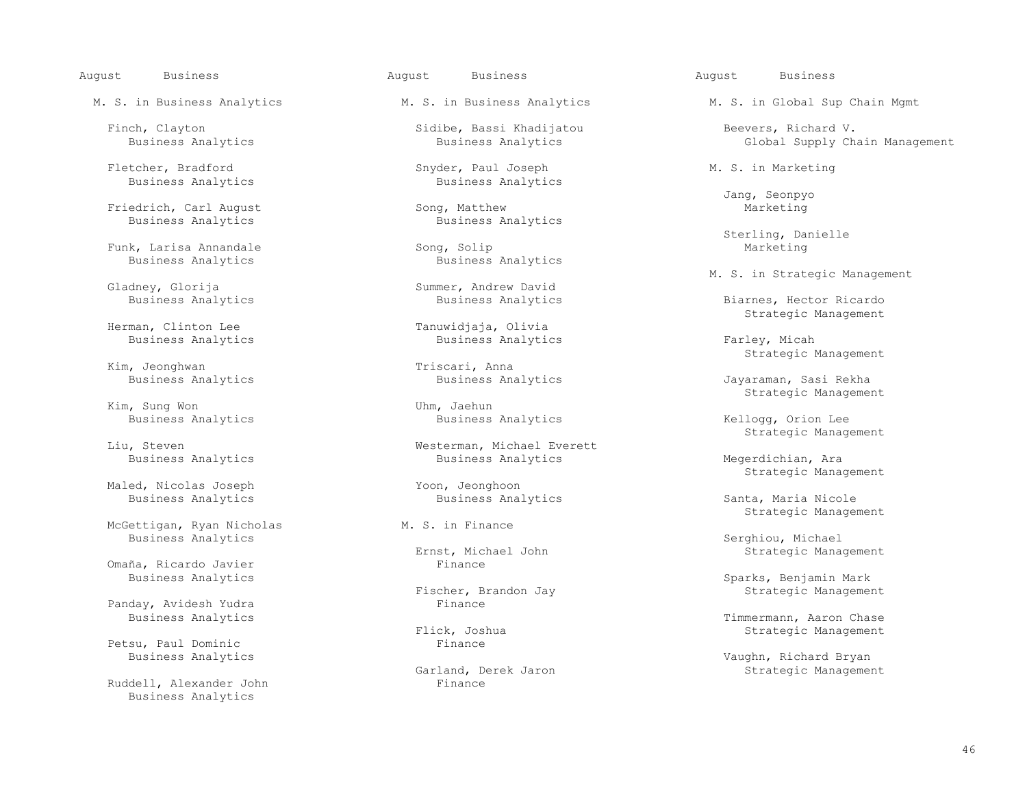August Business

## M. S. in Business Analytics

Finch, Clayton
Business Analytics

Fletcher, Bradford
Business Analytics

Friedrich, Carl August
Business Analytics

Funk, Larisa Annandale
Business Analytics

Gladney, Glorija
Business Analytics

Herman, Clinton Lee
Business Analytics

Kim, Jeonghwan
Business Analytics

Kim, Sung Won
Business Analytics

Liu, Steven
Business Analytics

Maled, Nicolas Joseph
Business Analytics

McGettigan, Ryan Nicholas
Business Analytics

Omaña, Ricardo Javier
Business Analytics

Panday, Avidesh Yudra
Business Analytics

Petsu, Paul Dominic
Business Analytics

Ruddell, Alexander John
Business Analytics

Sidibe, Bassi Khadijatou
Business Analytics

Snyder, Paul Joseph
Business Analytics

Song, Matthew
Business Analytics

Song, Solip
Business Analytics

Summer, Andrew David
Business Analytics

Tanuwidjaja, Olivia
Business Analytics

Triscari, Anna
Business Analytics

Uhm, Jaehun
Business Analytics

Westerman, Michael Everett
Business Analytics

Yoon, Jeonghoon
Business Analytics

## M. S. in Finance

Ernst, Michael John
Finance

Fischer, Brandon Jay
Finance

Flick, Joshua
Finance

Garland, Derek Jaron
Finance

## M. S. in Global Sup Chain Mgmt

Beevers, Richard V.
Global Supply Chain Management

## M. S. in Marketing

Jang, Seonpyo
Marketing

Sterling, Danielle
Marketing

## M. S. in Strategic Management

Biarnes, Hector Ricardo
Strategic Management

Farley, Micah
Strategic Management

Jayaraman, Sasi Rekha
Strategic Management

Kellogg, Orion Lee
Strategic Management

Megerdichian, Ara
Strategic Management

Santa, Maria Nicole
Strategic Management

Serghiou, Michael
Strategic Management

Sparks, Benjamin Mark
Strategic Management

Timmermann, Aaron Chase
Strategic Management

Vaughn, Richard Bryan
Strategic Management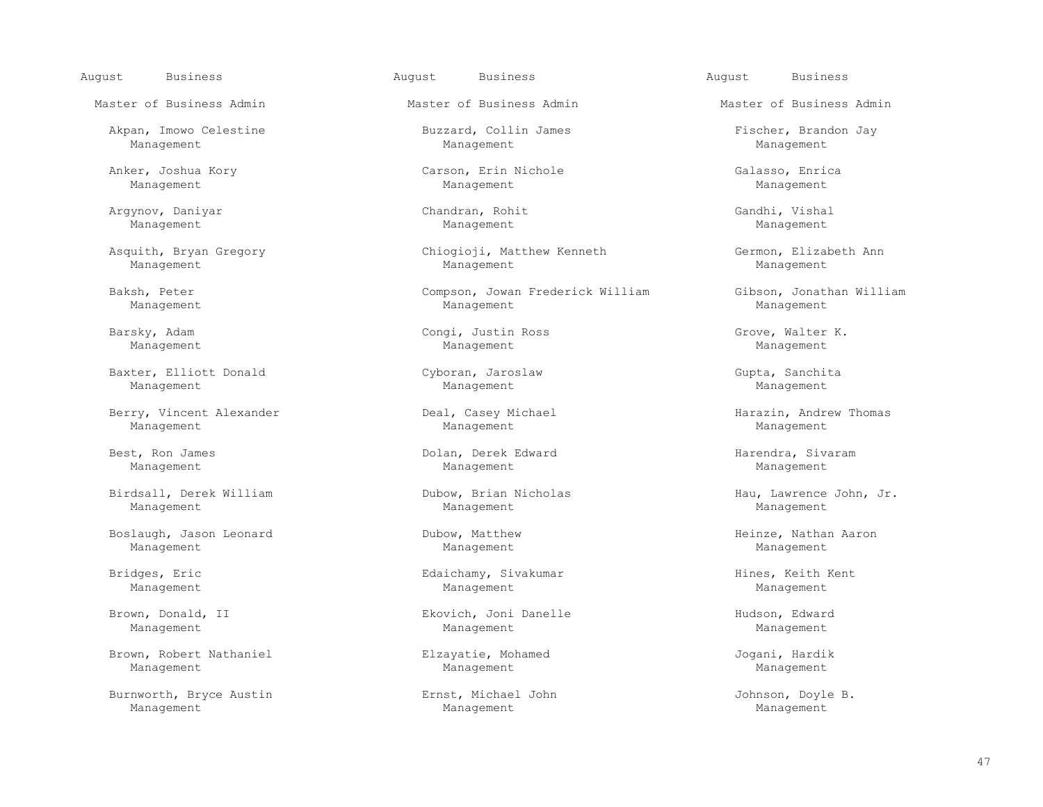August Business

Master of Business Admin

Akpan, Imowo Celestine
Management

Anker, Joshua Kory
Management

Argynov, Daniyar
Management

Asquith, Bryan Gregory
Management

Baksh, Peter
Management

Barsky, Adam
Management

Baxter, Elliott Donald
Management

Berry, Vincent Alexander
Management

Best, Ron James
Management

Birdsall, Derek William
Management

Boslaugh, Jason Leonard
Management

Bridges, Eric
Management

Brown, Donald, II
Management

Brown, Robert Nathaniel
Management

Burnworth, Bryce Austin
Management

August Business

Master of Business Admin

Buzzard, Collin James
Management

Carson, Erin Nichole
Management

Chandran, Rohit
Management

Chiogioji, Matthew Kenneth
Management

Compson, Jowan Frederick William
Management

Congi, Justin Ross
Management

Cyboran, Jaroslaw
Management

Deal, Casey Michael
Management

Dolan, Derek Edward
Management

Dubow, Brian Nicholas
Management

Dubow, Matthew
Management

Edaichamy, Sivakumar
Management

Ekovich, Joni Danelle
Management

Elzayatie, Mohamed
Management

Ernst, Michael John
Management

August Business

Master of Business Admin

Fischer, Brandon Jay
Management

Galasso, Enrica
Management

Gandhi, Vishal
Management

Germon, Elizabeth Ann
Management

Gibson, Jonathan William
Management

Grove, Walter K.
Management

Gupta, Sanchita
Management

Harazin, Andrew Thomas
Management

Harendra, Sivaram
Management

Hau, Lawrence John, Jr.
Management

Heinze, Nathan Aaron
Management

Hines, Keith Kent
Management

Hudson, Edward
Management

Jogani, Hardik
Management

Johnson, Doyle B.
Management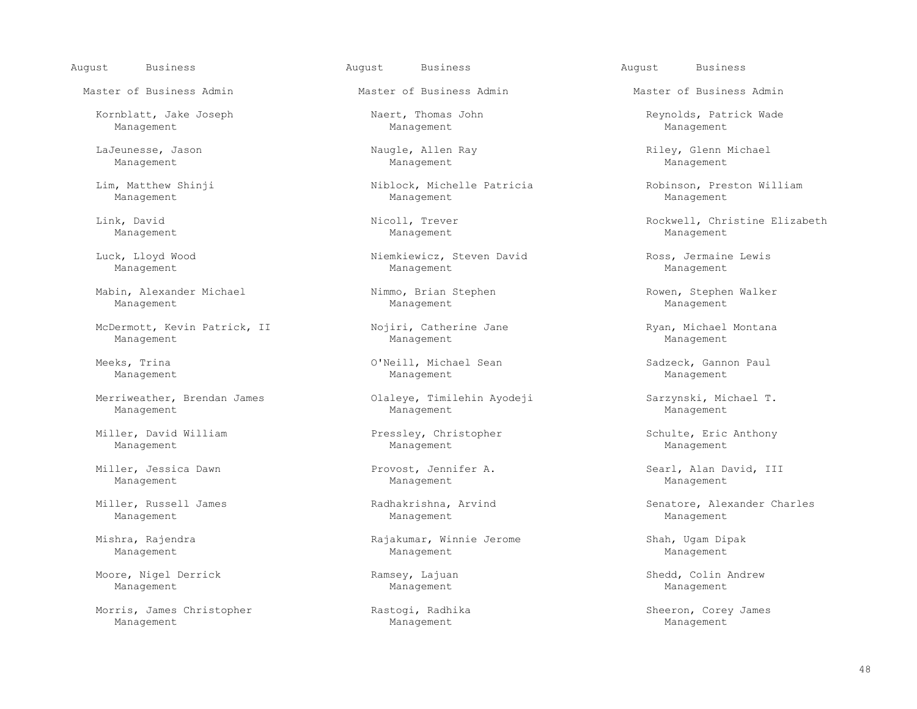August Business

Master of Business Admin

Kornblatt, Jake Joseph
Management

LaJeunesse, Jason
Management

Lim, Matthew Shinji
Management

Link, David
Management

Luck, Lloyd Wood
Management

Mabin, Alexander Michael
Management

McDermott, Kevin Patrick, II
Management

Meeks, Trina
Management

Merriweather, Brendan James
Management

Miller, David William
Management

Miller, Jessica Dawn
Management

Miller, Russell James
Management

Mishra, Rajendra
Management

Moore, Nigel Derrick
Management

Morris, James Christopher
Management

August Business

Master of Business Admin

Naert, Thomas John
Management

Naugle, Allen Ray
Management

Niblock, Michelle Patricia
Management

Nicoll, Trever
Management

Niemkiewicz, Steven David
Management

Nimmo, Brian Stephen
Management

Nojiri, Catherine Jane
Management

O'Neill, Michael Sean
Management

Olaleye, Timilehin Ayodeji
Management

Pressley, Christopher
Management

Provost, Jennifer A.
Management

Radhakrishna, Arvind
Management

Rajakumar, Winnie Jerome
Management

Ramsey, Lajuan
Management

Rastogi, Radhika
Management

August Business

Master of Business Admin

Reynolds, Patrick Wade
Management

Riley, Glenn Michael
Management

Robinson, Preston William
Management

Rockwell, Christine Elizabeth
Management

Ross, Jermaine Lewis
Management

Rowen, Stephen Walker
Management

Ryan, Michael Montana
Management

Sadzeck, Gannon Paul
Management

Sarzynski, Michael T.
Management

Schulte, Eric Anthony
Management

Searl, Alan David, III
Management

Senatore, Alexander Charles
Management

Shah, Ugam Dipak
Management

Shedd, Colin Andrew
Management

Sheeron, Corey James
Management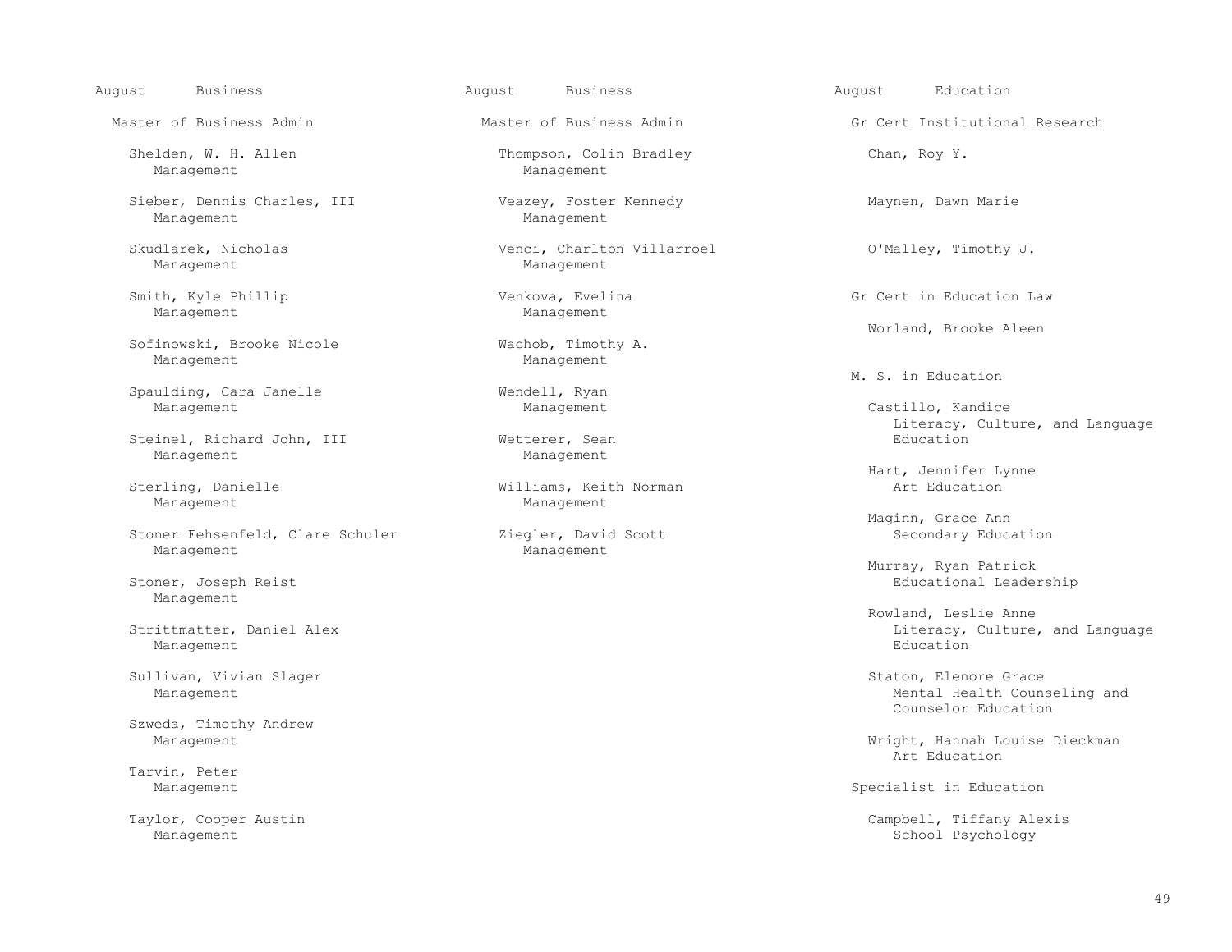## August Business

### Master of Business Admin

Shelden, W. H. Allen
Management

Sieber, Dennis Charles, III
Management

Skudlarek, Nicholas
Management

Smith, Kyle Phillip
Management

Sofinowski, Brooke Nicole
Management

Spaulding, Cara Janelle
Management

Steinel, Richard John, III
Management

Sterling, Danielle
Management

Stoner Fehsenfeld, Clare Schuler
Management

Stoner, Joseph Reist
Management

Strittmatter, Daniel Alex
Management

Sullivan, Vivian Slager
Management

Szweda, Timothy Andrew
Management

Tarvin, Peter
Management

Taylor, Cooper Austin
Management

## August Business

### Master of Business Admin

Thompson, Colin Bradley
Management

Veazey, Foster Kennedy
Management

Venci, Charlton Villarroel
Management

Venkova, Evelina
Management

Wachob, Timothy A.
Management

Wendell, Ryan
Management

Wetterer, Sean
Management

Williams, Keith Norman
Management

Ziegler, David Scott
Management

## August Education

### Gr Cert Institutional Research

Chan, Roy Y.

Maynen, Dawn Marie

O'Malley, Timothy J.

### Gr Cert in Education Law

Worland, Brooke Aleen

### M. S. in Education

Castillo, Kandice
Literacy, Culture, and Language Education

Hart, Jennifer Lynne
Art Education

Maginn, Grace Ann
Secondary Education

Murray, Ryan Patrick
Educational Leadership

Rowland, Leslie Anne
Literacy, Culture, and Language Education

Staton, Elenore Grace
Mental Health Counseling and Counselor Education

Wright, Hannah Louise Dieckman
Art Education

### Specialist in Education

Campbell, Tiffany Alexis
School Psychology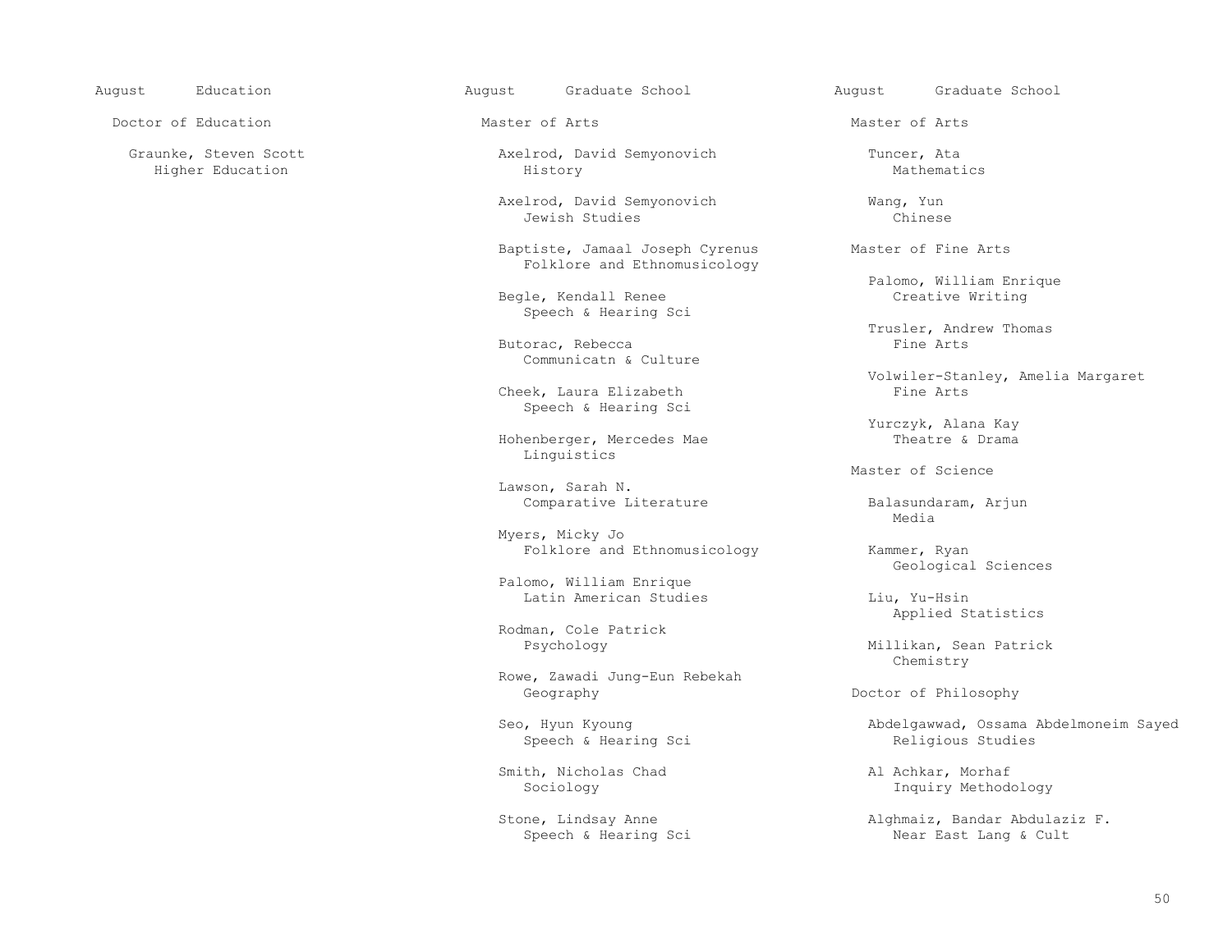## August Education

### Doctor of Education

Graunke, Steven Scott
Higher Education

## August Graduate School

### Master of Arts

Axelrod, David Semyonovich
History

Axelrod, David Semyonovich
Jewish Studies

Baptiste, Jamaal Joseph Cyrenus
Folklore and Ethnomusicology

Begle, Kendall Renee
Speech & Hearing Sci

Butorac, Rebecca
Communicatn & Culture

Cheek, Laura Elizabeth
Speech & Hearing Sci

Hohenberger, Mercedes Mae
Linguistics

Lawson, Sarah N.
Comparative Literature

Myers, Micky Jo
Folklore and Ethnomusicology

Palomo, William Enrique
Latin American Studies

Rodman, Cole Patrick
Psychology

Rowe, Zawadi Jung-Eun Rebekah
Geography

Seo, Hyun Kyoung
Speech & Hearing Sci

Smith, Nicholas Chad
Sociology

Stone, Lindsay Anne
Speech & Hearing Sci

## August Graduate School

### Master of Arts

Tuncer, Ata
Mathematics

Wang, Yun
Chinese

### Master of Fine Arts

Palomo, William Enrique
Creative Writing

Trusler, Andrew Thomas
Fine Arts

Volwiler-Stanley, Amelia Margaret
Fine Arts

Yurczyk, Alana Kay
Theatre & Drama

### Master of Science

Balasundaram, Arjun
Media

Kammer, Ryan
Geological Sciences

Liu, Yu-Hsin
Applied Statistics

Millikan, Sean Patrick
Chemistry

### Doctor of Philosophy

Abdelgawwad, Ossama Abdelmoneim Sayed
Religious Studies

Al Achkar, Morhaf
Inquiry Methodology

Alghmaiz, Bandar Abdulaziz F.
Near East Lang & Cult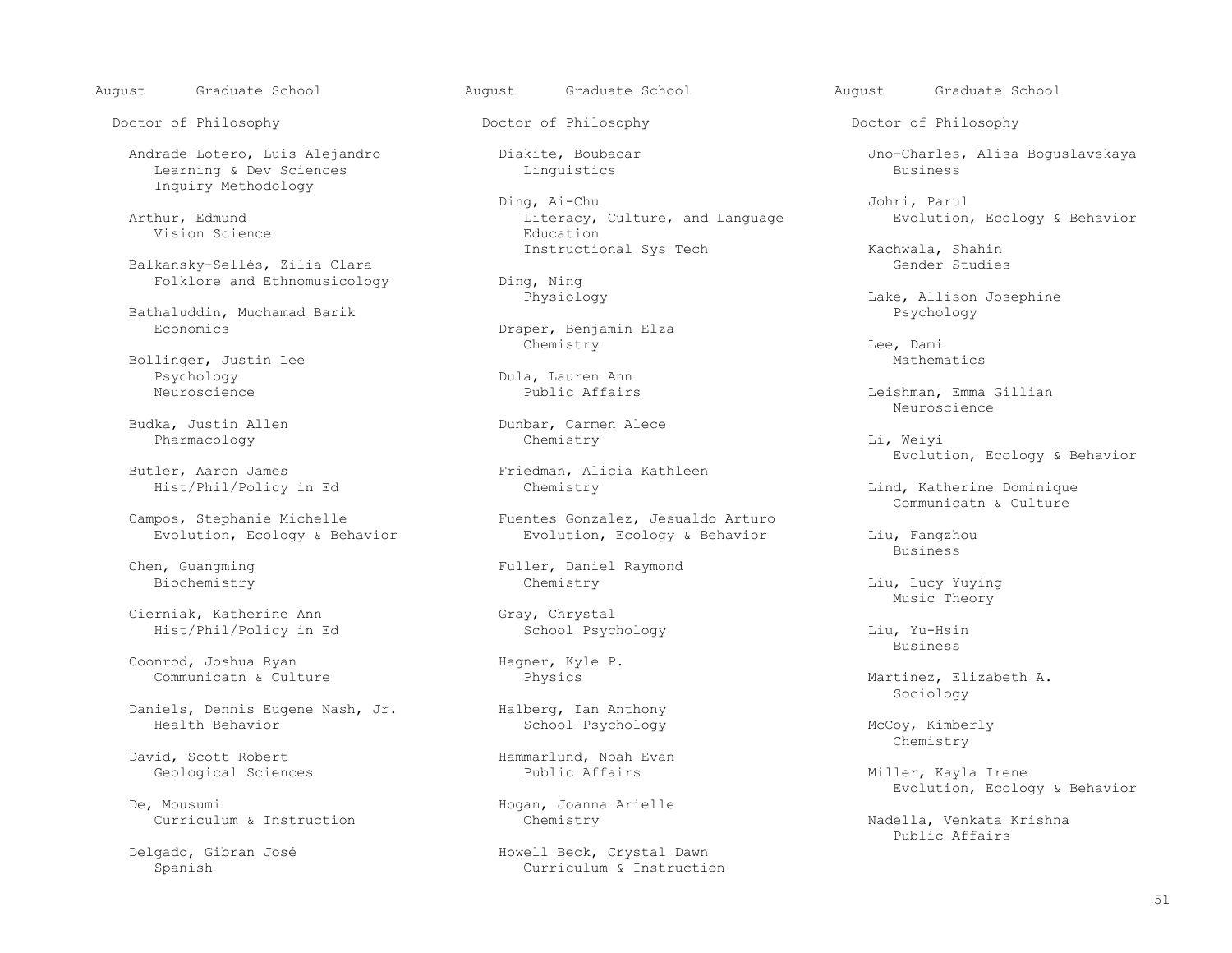## August Graduate School

### Doctor of Philosophy

Andrade Lotero, Luis Alejandro
Learning & Dev Sciences
Inquiry Methodology

Arthur, Edmund
Vision Science

Balkansky-Sellés, Zilia Clara
Folklore and Ethnomusicology

Bathaluddin, Muchamad Barik
Economics

Bollinger, Justin Lee
Psychology
Neuroscience

Budka, Justin Allen
Pharmacology

Butler, Aaron James
Hist/Phil/Policy in Ed

Campos, Stephanie Michelle
Evolution, Ecology & Behavior

Chen, Guangming
Biochemistry

Cierniak, Katherine Ann
Hist/Phil/Policy in Ed

Coonrod, Joshua Ryan
Communicatn & Culture

Daniels, Dennis Eugene Nash, Jr.
Health Behavior

David, Scott Robert
Geological Sciences

De, Mousumi
Curriculum & Instruction

Delgado, Gibran José
Spanish

Diakite, Boubacar
Linguistics

Ding, Ai-Chu
Literacy, Culture, and Language Education
Instructional Sys Tech

Ding, Ning
Physiology

Draper, Benjamin Elza
Chemistry

Dula, Lauren Ann
Public Affairs

Dunbar, Carmen Alece
Chemistry

Friedman, Alicia Kathleen
Chemistry

Fuentes Gonzalez, Jesualdo Arturo
Evolution, Ecology & Behavior

Fuller, Daniel Raymond
Chemistry

Gray, Chrystal
School Psychology

Hagner, Kyle P.
Physics

Halberg, Ian Anthony
School Psychology

Hammarlund, Noah Evan
Public Affairs

Hogan, Joanna Arielle
Chemistry

Howell Beck, Crystal Dawn
Curriculum & Instruction

Jno-Charles, Alisa Boguslavskaya
Business

Johri, Parul
Evolution, Ecology & Behavior

Kachwala, Shahin
Gender Studies

Lake, Allison Josephine
Psychology

Lee, Dami
Mathematics

Leishman, Emma Gillian
Neuroscience

Li, Weiyi
Evolution, Ecology & Behavior

Lind, Katherine Dominique
Communicatn & Culture

Liu, Fangzhou
Business

Liu, Lucy Yuying
Music Theory

Liu, Yu-Hsin
Business

Martinez, Elizabeth A.
Sociology

McCoy, Kimberly
Chemistry

Miller, Kayla Irene
Evolution, Ecology & Behavior

Nadella, Venkata Krishna
Public Affairs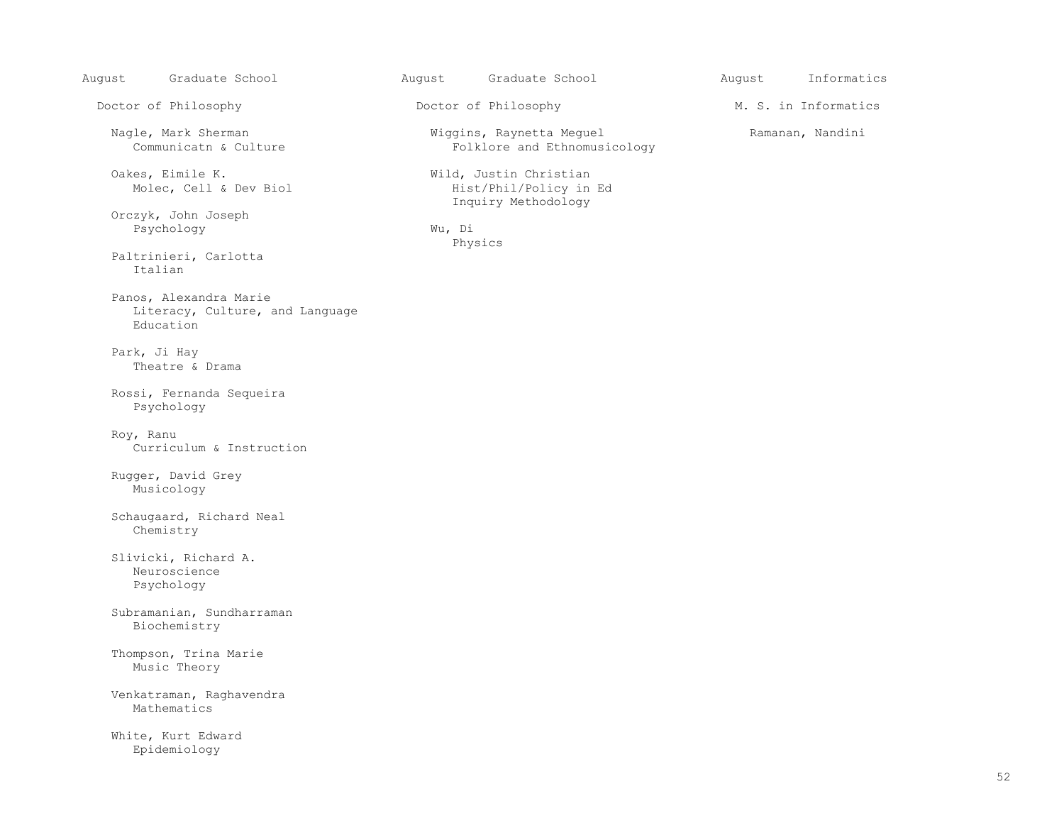## August Graduate School

### Doctor of Philosophy

Nagle, Mark Sherman
Communicatn & Culture

Oakes, Eimile K.
Molec, Cell & Dev Biol

Orczyk, John Joseph
Psychology

Paltrinieri, Carlotta
Italian

Panos, Alexandra Marie
Literacy, Culture, and Language Education

Park, Ji Hay
Theatre & Drama

Rossi, Fernanda Sequeira
Psychology

Roy, Ranu
Curriculum & Instruction

Rugger, David Grey
Musicology

Schaugaard, Richard Neal
Chemistry

Slivicki, Richard A.
Neuroscience
Psychology

Subramanian, Sundharraman
Biochemistry

Thompson, Trina Marie
Music Theory

Venkatraman, Raghavendra
Mathematics

White, Kurt Edward
Epidemiology

## August Graduate School

### Doctor of Philosophy

Wiggins, Raynetta Meguel
Folklore and Ethnomusicology

Wild, Justin Christian
Hist/Phil/Policy in Ed
Inquiry Methodology

Wu, Di
Physics

## August Informatics

### M. S. in Informatics

Ramanan, Nandini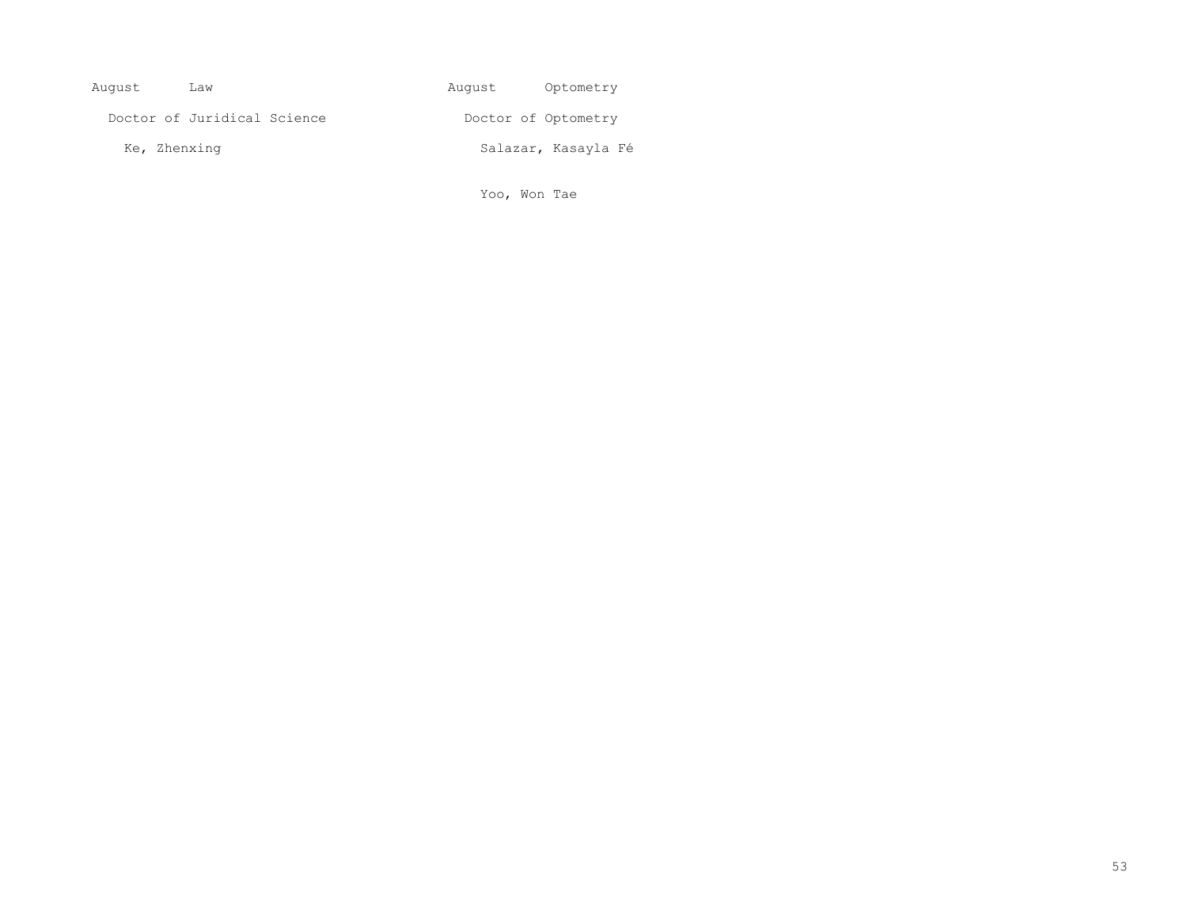August Law

Doctor of Juridical Science

Ke, Zhenxing

August Optometry

Doctor of Optometry

Salazar, Kasayla Fé

Yoo, Won Tae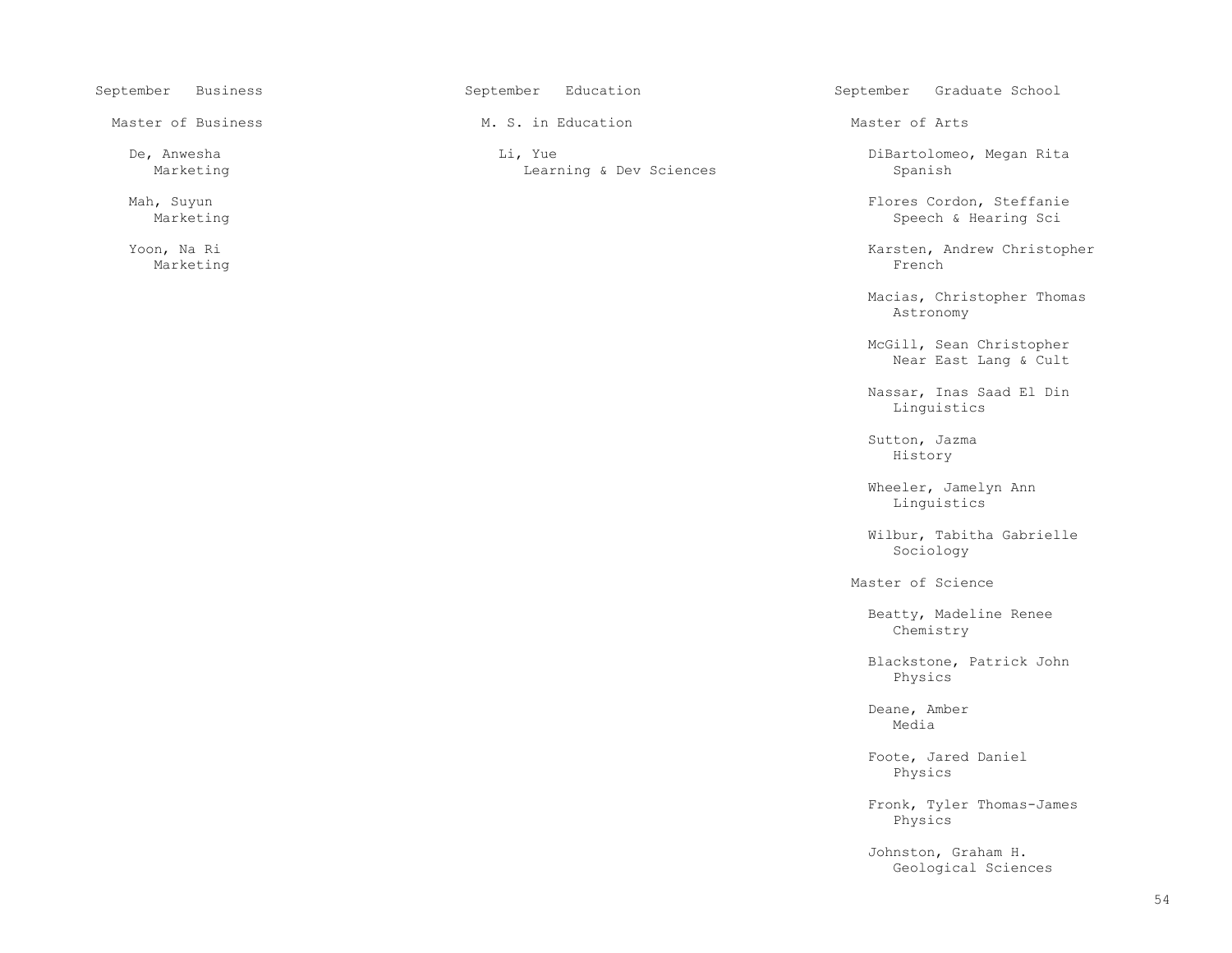## September Business

### Master of Business

- De, Anwesha
  Marketing
- Mah, Suyun
  Marketing
- Yoon, Na Ri
  Marketing

## September Education

### M. S. in Education

- Li, Yue
  Learning & Dev Sciences

## September Graduate School

### Master of Arts

- DiBartolomeo, Megan Rita
  Spanish
- Flores Cordon, Steffanie
  Speech & Hearing Sci
- Karsten, Andrew Christopher
  French
- Macias, Christopher Thomas
  Astronomy
- McGill, Sean Christopher
  Near East Lang & Cult
- Nassar, Inas Saad El Din
  Linguistics
- Sutton, Jazma
  History
- Wheeler, Jamelyn Ann
  Linguistics
- Wilbur, Tabitha Gabrielle
  Sociology

### Master of Science

- Beatty, Madeline Renee
  Chemistry
- Blackstone, Patrick John
  Physics
- Deane, Amber
  Media
- Foote, Jared Daniel
  Physics
- Fronk, Tyler Thomas-James
  Physics
- Johnston, Graham H.
  Geological Sciences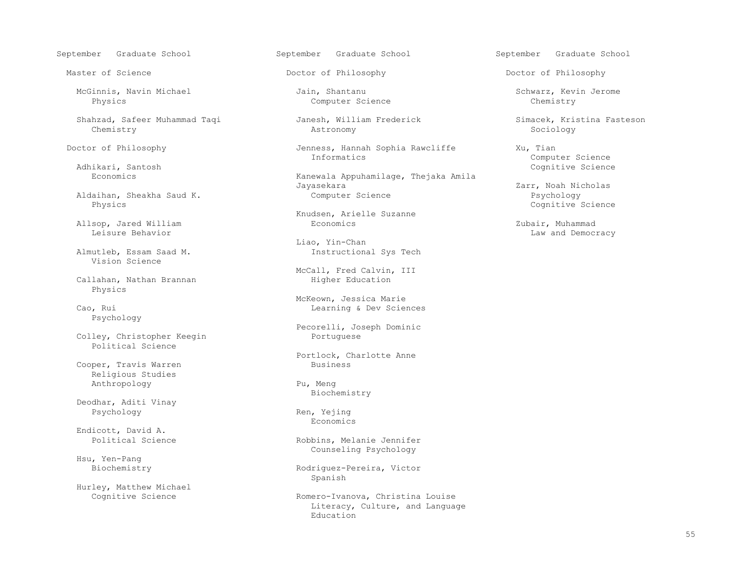## Master of Science

McGinnis, Navin Michael
Physics

Shahzad, Safeer Muhammad Taqi
Chemistry

## Doctor of Philosophy

Adhikari, Santosh
Economics

Aldaihan, Sheakha Saud K.
Physics

Allsop, Jared William
Leisure Behavior

Almutleb, Essam Saad M.
Vision Science

Callahan, Nathan Brannan
Physics

Cao, Rui
Psychology

Colley, Christopher Keegin
Political Science

Cooper, Travis Warren
Religious Studies
Anthropology

Deodhar, Aditi Vinay
Psychology

Endicott, David A.
Political Science

Hsu, Yen-Pang
Biochemistry

Hurley, Matthew Michael
Cognitive Science

Jain, Shantanu
Computer Science

Janesh, William Frederick
Astronomy

Jenness, Hannah Sophia Rawcliffe
Informatics

Kanewala Appuhamilage, Thejaka Amila Jayasekara
Computer Science

Knudsen, Arielle Suzanne
Economics

Liao, Yin-Chan
Instructional Sys Tech

McCall, Fred Calvin, III
Higher Education

McKeown, Jessica Marie
Learning & Dev Sciences

Pecorelli, Joseph Dominic
Portuguese

Portlock, Charlotte Anne
Business

Pu, Meng
Biochemistry

Ren, Yejing
Economics

Robbins, Melanie Jennifer
Counseling Psychology

Rodriguez-Pereira, Victor
Spanish

Romero-Ivanova, Christina Louise
Literacy, Culture, and Language Education

Schwarz, Kevin Jerome
Chemistry

Simacek, Kristina Fasteson
Sociology

Xu, Tian
Computer Science
Cognitive Science

Zarr, Noah Nicholas
Psychology
Cognitive Science

Zubair, Muhammad
Law and Democracy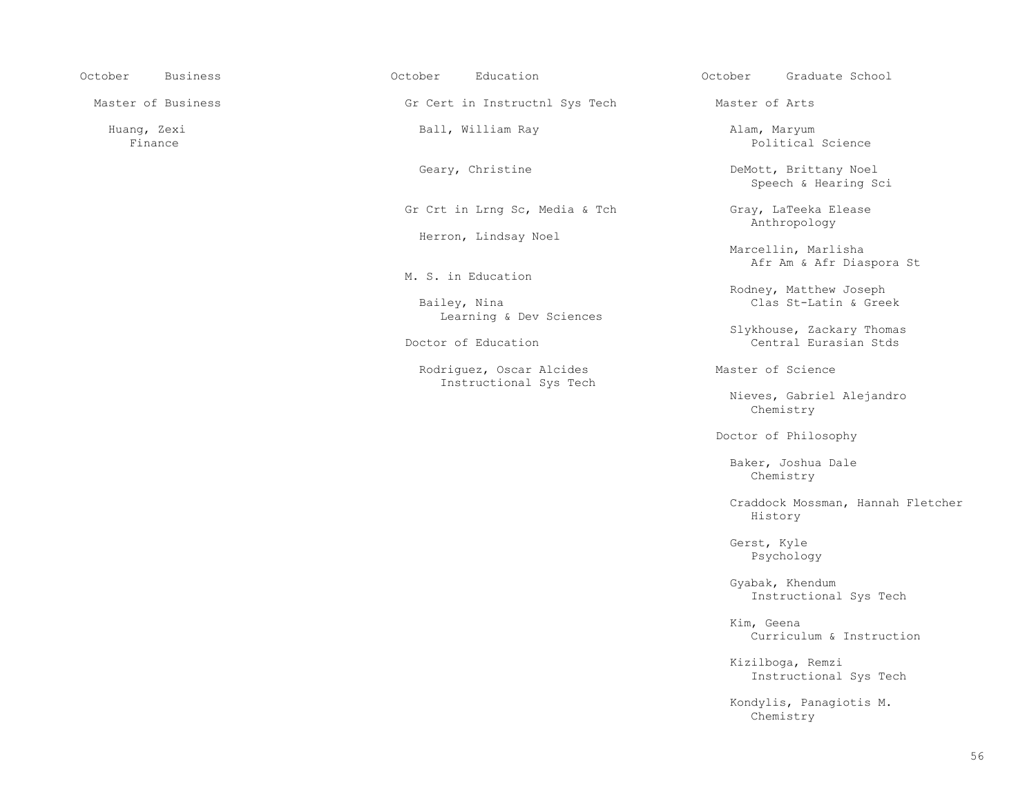## October Business

### Master of Business

Huang, Zexi
Finance

## October Education

### Gr Cert in Instructnl Sys Tech

Ball, William Ray

Geary, Christine

### Gr Crt in Lrng Sc, Media & Tch

Herron, Lindsay Noel

### M. S. in Education

Bailey, Nina
Learning & Dev Sciences

### Doctor of Education

Rodriguez, Oscar Alcides
Instructional Sys Tech

## October Graduate School

### Master of Arts

Alam, Maryum
Political Science

DeMott, Brittany Noel
Speech & Hearing Sci

Gray, LaTeeka Elease
Anthropology

Marcellin, Marlisha
Afr Am & Afr Diaspora St

Rodney, Matthew Joseph
Clas St-Latin & Greek

Slykhouse, Zackary Thomas
Central Eurasian Stds

### Master of Science

Nieves, Gabriel Alejandro
Chemistry

### Doctor of Philosophy

Baker, Joshua Dale
Chemistry

Craddock Mossman, Hannah Fletcher
History

Gerst, Kyle
Psychology

Gyabak, Khendum
Instructional Sys Tech

Kim, Geena
Curriculum & Instruction

Kizilboga, Remzi
Instructional Sys Tech

Kondylis, Panagiotis M.
Chemistry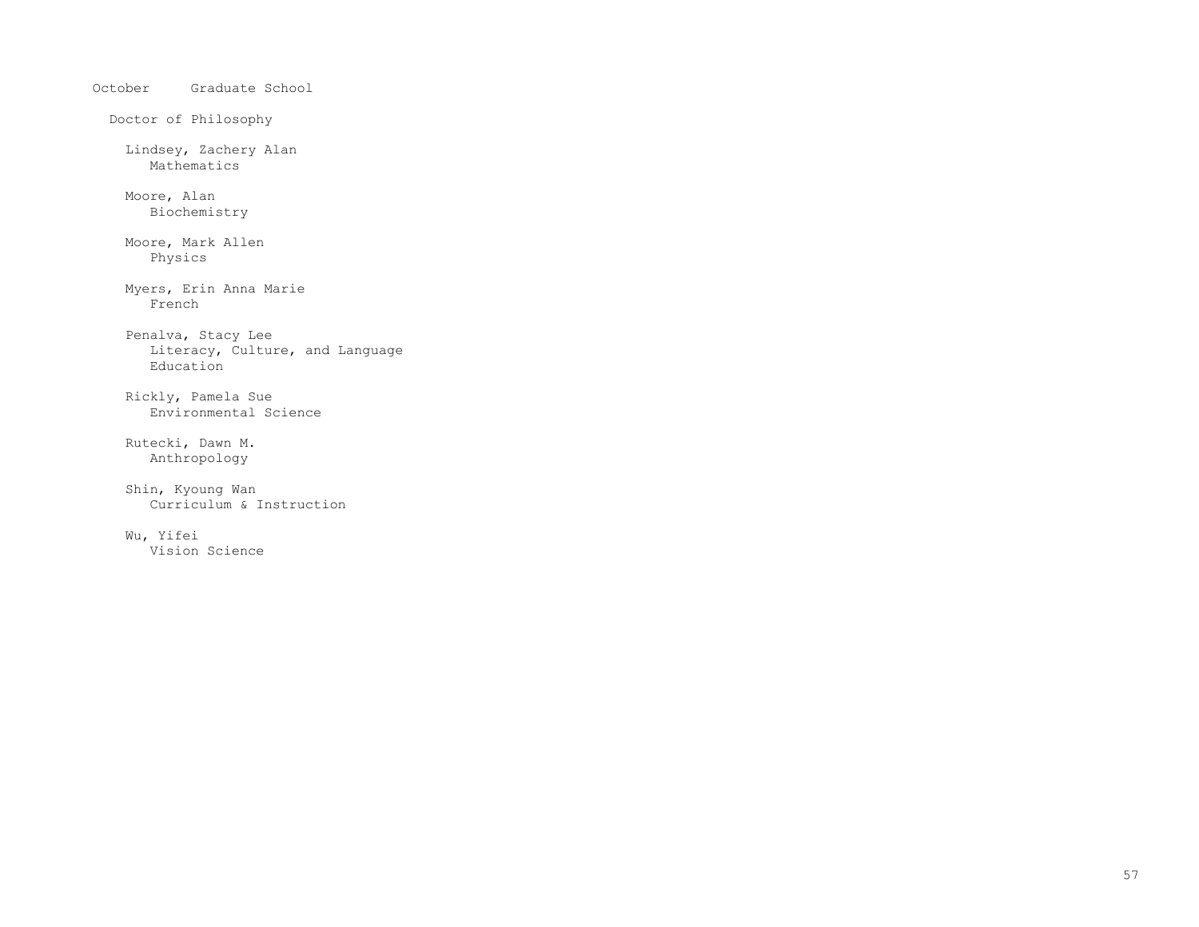October Graduate School

## Doctor of Philosophy

Lindsey, Zachery Alan
Mathematics

Moore, Alan
Biochemistry

Moore, Mark Allen
Physics

Myers, Erin Anna Marie
French

Penalva, Stacy Lee
Literacy, Culture, and Language Education

Rickly, Pamela Sue
Environmental Science

Rutecki, Dawn M.
Anthropology

Shin, Kyoung Wan
Curriculum & Instruction

Wu, Yifei
Vision Science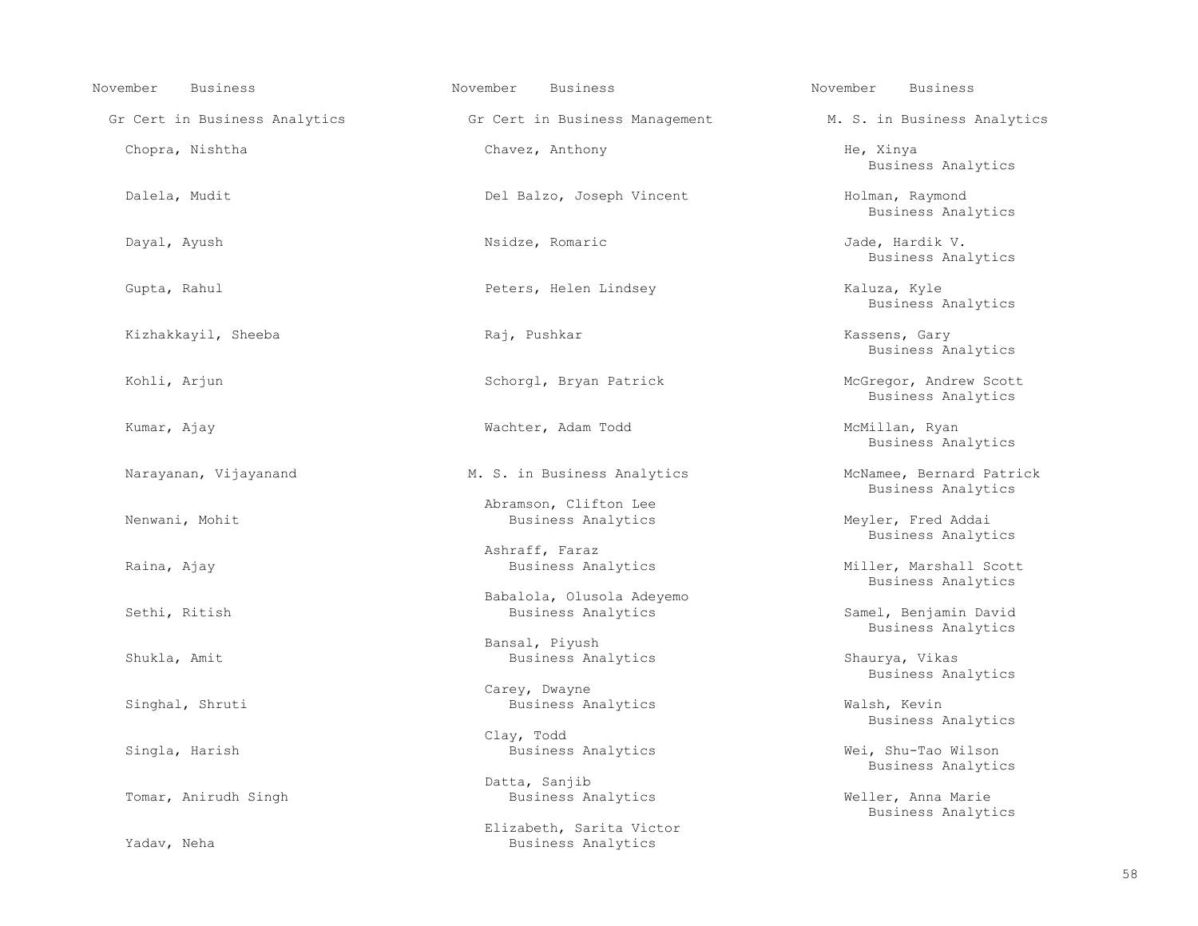November Business

## Gr Cert in Business Analytics

Chopra, Nishtha

Dalela, Mudit

Dayal, Ayush

Gupta, Rahul

Kizhakkayil, Sheeba

Kohli, Arjun

Kumar, Ajay

Narayanan, Vijayanand

Nenwani, Mohit

Raina, Ajay

Sethi, Ritish

Shukla, Amit

Singhal, Shruti

Singla, Harish

Tomar, Anirudh Singh

Yadav, Neha

November Business

## Gr Cert in Business Management

Chavez, Anthony

Del Balzo, Joseph Vincent

Nsidze, Romaric

Peters, Helen Lindsey

Raj, Pushkar

Schorgl, Bryan Patrick

Wachter, Adam Todd

## M. S. in Business Analytics

Abramson, Clifton Lee
Business Analytics

Ashraff, Faraz
Business Analytics

Babalola, Olusola Adeyemo
Business Analytics

Bansal, Piyush
Business Analytics

Carey, Dwayne
Business Analytics

Clay, Todd
Business Analytics

Datta, Sanjib
Business Analytics

Elizabeth, Sarita Victor
Business Analytics

November Business

## M. S. in Business Analytics

He, Xinya
Business Analytics

Holman, Raymond
Business Analytics

Jade, Hardik V.
Business Analytics

Kaluza, Kyle
Business Analytics

Kassens, Gary
Business Analytics

McGregor, Andrew Scott
Business Analytics

McMillan, Ryan
Business Analytics

McNamee, Bernard Patrick
Business Analytics

Meyler, Fred Addai
Business Analytics

Miller, Marshall Scott
Business Analytics

Samel, Benjamin David
Business Analytics

Shaurya, Vikas
Business Analytics

Walsh, Kevin
Business Analytics

Wei, Shu-Tao Wilson
Business Analytics

Weller, Anna Marie
Business Analytics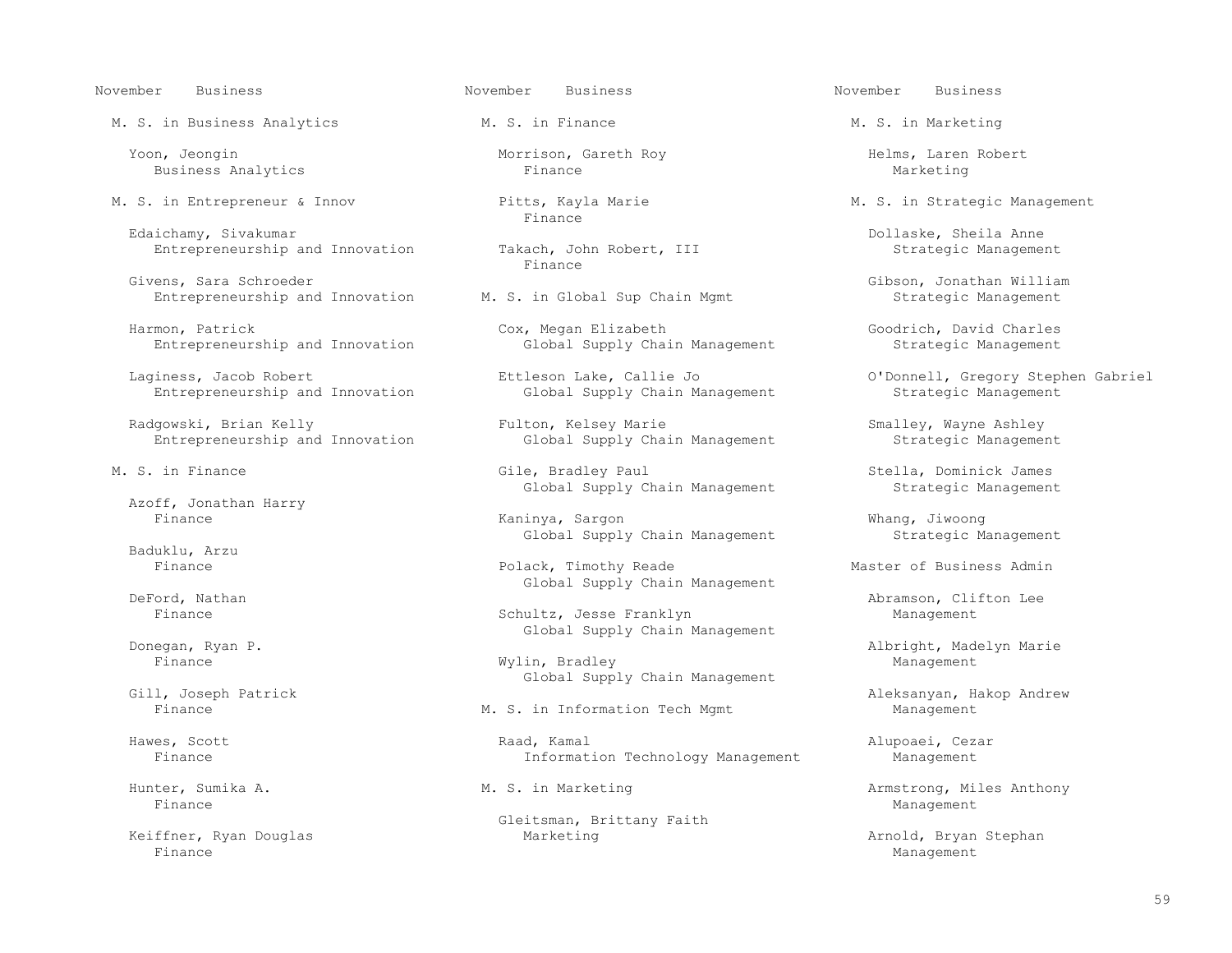November Business

M. S. in Business Analytics

Yoon, Jeongin
Business Analytics

M. S. in Entrepreneur & Innov

Edaichamy, Sivakumar
Entrepreneurship and Innovation

Givens, Sara Schroeder
Entrepreneurship and Innovation

Harmon, Patrick
Entrepreneurship and Innovation

Laginess, Jacob Robert
Entrepreneurship and Innovation

Radgowski, Brian Kelly
Entrepreneurship and Innovation

M. S. in Finance

Azoff, Jonathan Harry
Finance

Baduklu, Arzu
Finance

DeFord, Nathan
Finance

Donegan, Ryan P.
Finance

Gill, Joseph Patrick
Finance

Hawes, Scott
Finance

Hunter, Sumika A.
Finance

Keiffner, Ryan Douglas
Finance

November Business

M. S. in Finance

Morrison, Gareth Roy
Finance

Pitts, Kayla Marie
Finance

Takach, John Robert, III
Finance

M. S. in Global Sup Chain Mgmt

Cox, Megan Elizabeth
Global Supply Chain Management

Ettleson Lake, Callie Jo
Global Supply Chain Management

Fulton, Kelsey Marie
Global Supply Chain Management

Gile, Bradley Paul
Global Supply Chain Management

Kaninya, Sargon
Global Supply Chain Management

Polack, Timothy Reade
Global Supply Chain Management

Schultz, Jesse Franklyn
Global Supply Chain Management

Wylin, Bradley
Global Supply Chain Management

M. S. in Information Tech Mgmt

Raad, Kamal
Information Technology Management

M. S. in Marketing

Gleitsman, Brittany Faith
Marketing

November Business

M. S. in Marketing

Helms, Laren Robert
Marketing

M. S. in Strategic Management

Dollaske, Sheila Anne
Strategic Management

Gibson, Jonathan William
Strategic Management

Goodrich, David Charles
Strategic Management

O'Donnell, Gregory Stephen Gabriel
Strategic Management

Smalley, Wayne Ashley
Strategic Management

Stella, Dominick James
Strategic Management

Whang, Jiwoong
Strategic Management

Master of Business Admin

Abramson, Clifton Lee
Management

Albright, Madelyn Marie
Management

Aleksanyan, Hakop Andrew
Management

Alupoaei, Cezar
Management

Armstrong, Miles Anthony
Management

Arnold, Bryan Stephan
Management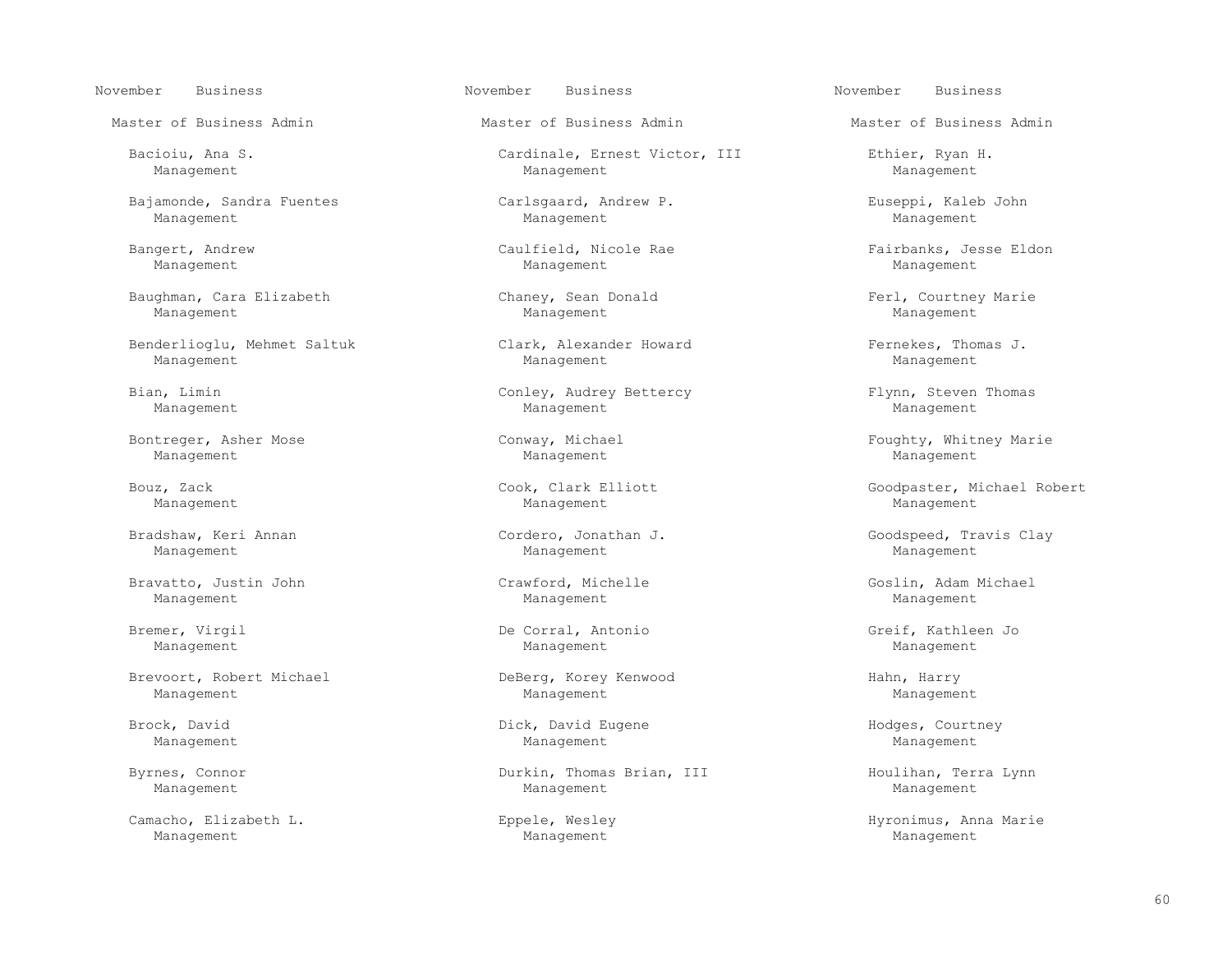November Business

Master of Business Admin

Bacioiu, Ana S.
Management

Bajamonde, Sandra Fuentes
Management

Bangert, Andrew
Management

Baughman, Cara Elizabeth
Management

Benderlioglu, Mehmet Saltuk
Management

Bian, Limin
Management

Bontreger, Asher Mose
Management

Bouz, Zack
Management

Bradshaw, Keri Annan
Management

Bravatto, Justin John
Management

Bremer, Virgil
Management

Brevoort, Robert Michael
Management

Brock, David
Management

Byrnes, Connor
Management

Camacho, Elizabeth L.
Management

November Business

Master of Business Admin

Cardinale, Ernest Victor, III
Management

Carlsgaard, Andrew P.
Management

Caulfield, Nicole Rae
Management

Chaney, Sean Donald
Management

Clark, Alexander Howard
Management

Conley, Audrey Bettercy
Management

Conway, Michael
Management

Cook, Clark Elliott
Management

Cordero, Jonathan J.
Management

Crawford, Michelle
Management

De Corral, Antonio
Management

DeBerg, Korey Kenwood
Management

Dick, David Eugene
Management

Durkin, Thomas Brian, III
Management

Eppele, Wesley
Management

November Business

Master of Business Admin

Ethier, Ryan H.
Management

Euseppi, Kaleb John
Management

Fairbanks, Jesse Eldon
Management

Ferl, Courtney Marie
Management

Fernekes, Thomas J.
Management

Flynn, Steven Thomas
Management

Foughty, Whitney Marie
Management

Goodpaster, Michael Robert
Management

Goodspeed, Travis Clay
Management

Goslin, Adam Michael
Management

Greif, Kathleen Jo
Management

Hahn, Harry
Management

Hodges, Courtney
Management

Houlihan, Terra Lynn
Management

Hyronimus, Anna Marie
Management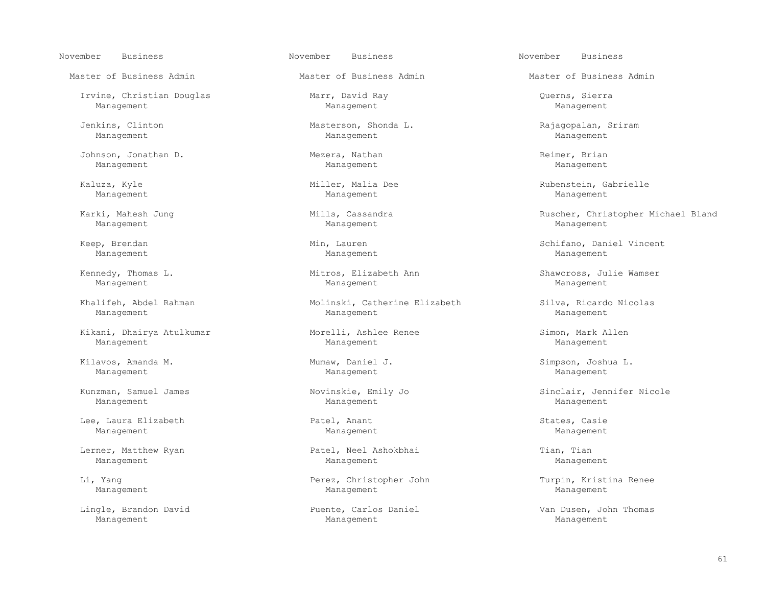November Business

Master of Business Admin

Irvine, Christian Douglas
Management

Jenkins, Clinton
Management

Johnson, Jonathan D.
Management

Kaluza, Kyle
Management

Karki, Mahesh Jung
Management

Keep, Brendan
Management

Kennedy, Thomas L.
Management

Khalifeh, Abdel Rahman
Management

Kikani, Dhairya Atulkumar
Management

Kilavos, Amanda M.
Management

Kunzman, Samuel James
Management

Lee, Laura Elizabeth
Management

Lerner, Matthew Ryan
Management

Li, Yang
Management

Lingle, Brandon David
Management

November Business

Master of Business Admin

Marr, David Ray
Management

Masterson, Shonda L.
Management

Mezera, Nathan
Management

Miller, Malia Dee
Management

Mills, Cassandra
Management

Min, Lauren
Management

Mitros, Elizabeth Ann
Management

Molinski, Catherine Elizabeth
Management

Morelli, Ashlee Renee
Management

Mumaw, Daniel J.
Management

Novinskie, Emily Jo
Management

Patel, Anant
Management

Patel, Neel Ashokbhai
Management

Perez, Christopher John
Management

Puente, Carlos Daniel
Management

November Business

Master of Business Admin

Querns, Sierra
Management

Rajagopalan, Sriram
Management

Reimer, Brian
Management

Rubenstein, Gabrielle
Management

Ruscher, Christopher Michael Bland
Management

Schifano, Daniel Vincent
Management

Shawcross, Julie Wamser
Management

Silva, Ricardo Nicolas
Management

Simon, Mark Allen
Management

Simpson, Joshua L.
Management

Sinclair, Jennifer Nicole
Management

States, Casie
Management

Tian, Tian
Management

Turpin, Kristina Renee
Management

Van Dusen, John Thomas
Management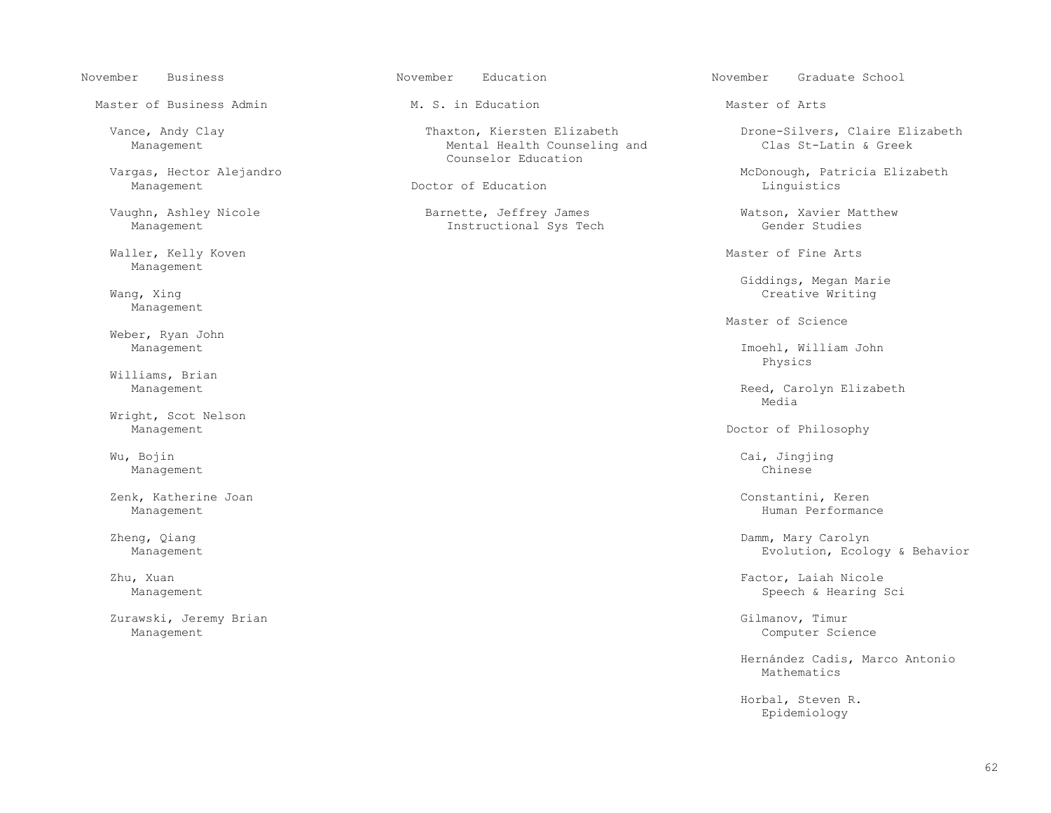## November — Business

### Master of Business Admin

Vance, Andy Clay
Management

Vargas, Hector Alejandro
Management

Vaughn, Ashley Nicole
Management

Waller, Kelly Koven
Management

Wang, Xing
Management

Weber, Ryan John
Management

Williams, Brian
Management

Wright, Scot Nelson
Management

Wu, Bojin
Management

Zenk, Katherine Joan
Management

Zheng, Qiang
Management

Zhu, Xuan
Management

Zurawski, Jeremy Brian
Management

## November — Education

### M. S. in Education

Thaxton, Kiersten Elizabeth
Mental Health Counseling and Counselor Education

### Doctor of Education

Barnette, Jeffrey James
Instructional Sys Tech

## November — Graduate School

### Master of Arts

Drone-Silvers, Claire Elizabeth
Clas St-Latin & Greek

McDonough, Patricia Elizabeth
Linguistics

Watson, Xavier Matthew
Gender Studies

### Master of Fine Arts

Giddings, Megan Marie
Creative Writing

### Master of Science

Imoehl, William John
Physics

Reed, Carolyn Elizabeth
Media

### Doctor of Philosophy

Cai, Jingjing
Chinese

Constantini, Keren
Human Performance

Damm, Mary Carolyn
Evolution, Ecology & Behavior

Factor, Laiah Nicole
Speech & Hearing Sci

Gilmanov, Timur
Computer Science

Hernández Cadis, Marco Antonio
Mathematics

Horbal, Steven R.
Epidemiology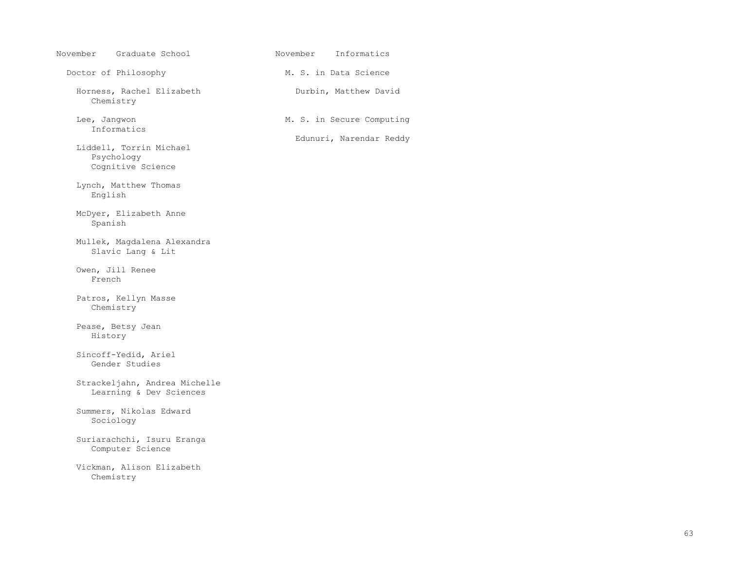## November Graduate School

### Doctor of Philosophy

Horness, Rachel Elizabeth
Chemistry

Lee, Jangwon
Informatics

Liddell, Torrin Michael
Psychology
Cognitive Science

Lynch, Matthew Thomas
English

McDyer, Elizabeth Anne
Spanish

Mullek, Magdalena Alexandra
Slavic Lang & Lit

Owen, Jill Renee
French

Patros, Kellyn Masse
Chemistry

Pease, Betsy Jean
History

Sincoff-Yedid, Ariel
Gender Studies

Strackeljahn, Andrea Michelle
Learning & Dev Sciences

Summers, Nikolas Edward
Sociology

Suriarachchi, Isuru Eranga
Computer Science

Vickman, Alison Elizabeth
Chemistry

## November Informatics

### M. S. in Data Science

Durbin, Matthew David

### M. S. in Secure Computing

Edunuri, Narendar Reddy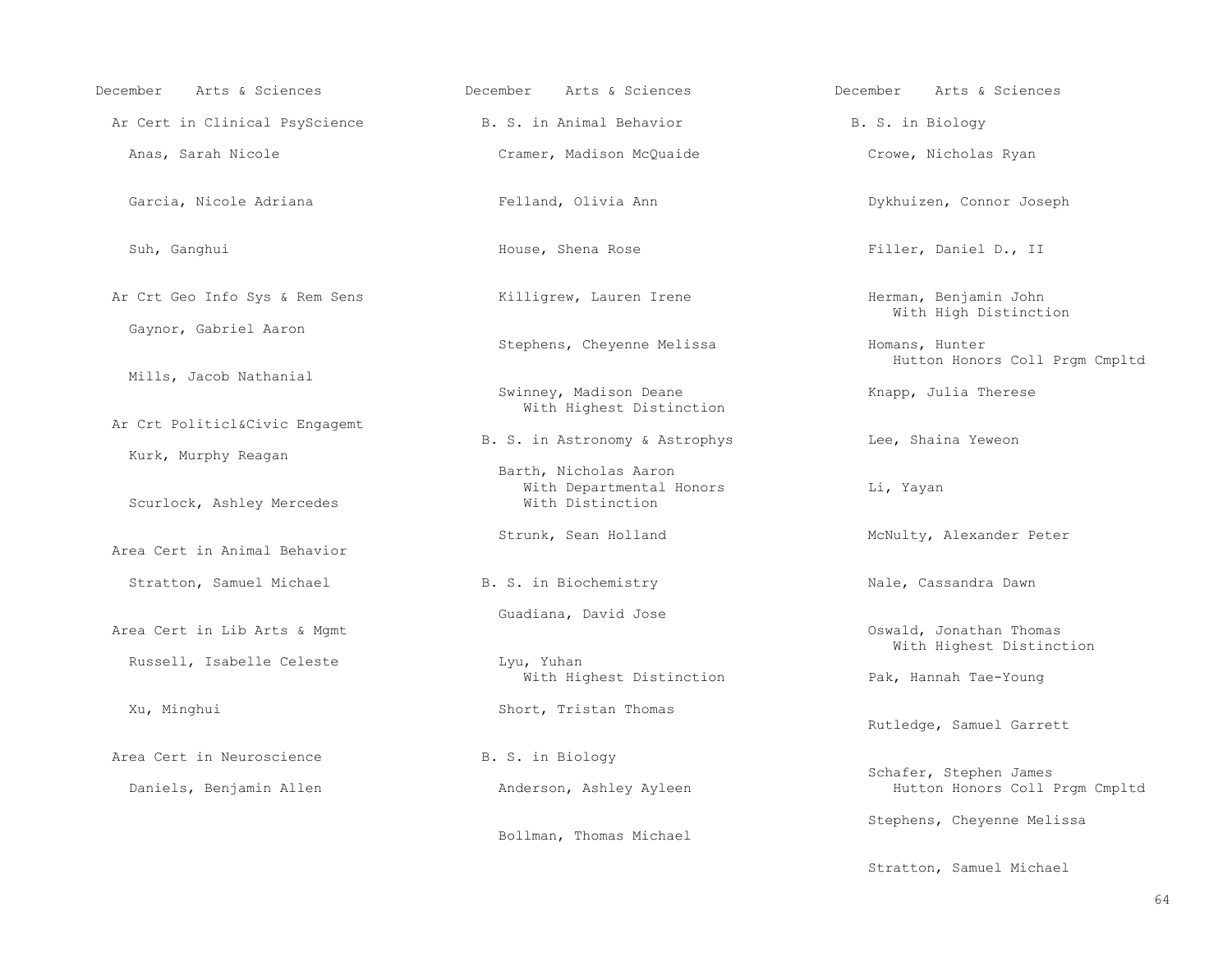December Arts & Sciences

## Ar Cert in Clinical PsyScience

Anas, Sarah Nicole

Garcia, Nicole Adriana

Suh, Ganghui

## Ar Crt Geo Info Sys & Rem Sens

Gaynor, Gabriel Aaron

Mills, Jacob Nathanial

## Ar Crt Politicl&Civic Engagemt

Kurk, Murphy Reagan

Scurlock, Ashley Mercedes

## Area Cert in Animal Behavior

Stratton, Samuel Michael

## Area Cert in Lib Arts & Mgmt

Russell, Isabelle Celeste

Xu, Minghui

## Area Cert in Neuroscience

Daniels, Benjamin Allen

## B. S. in Animal Behavior

Cramer, Madison McQuaide

Felland, Olivia Ann

House, Shena Rose

Killigrew, Lauren Irene

Stephens, Cheyenne Melissa

Swinney, Madison Deane
With Highest Distinction

## B. S. in Astronomy & Astrophys

Barth, Nicholas Aaron
With Departmental Honors
With Distinction

Strunk, Sean Holland

## B. S. in Biochemistry

Guadiana, David Jose

Lyu, Yuhan
With Highest Distinction

Short, Tristan Thomas

## B. S. in Biology

Anderson, Ashley Ayleen

Bollman, Thomas Michael

Crowe, Nicholas Ryan

Dykhuizen, Connor Joseph

Filler, Daniel D., II

Herman, Benjamin John
With High Distinction

Homans, Hunter
Hutton Honors Coll Prgm Cmpltd

Knapp, Julia Therese

Lee, Shaina Yeweon

Li, Yayan

McNulty, Alexander Peter

Nale, Cassandra Dawn

Oswald, Jonathan Thomas
With Highest Distinction

Pak, Hannah Tae-Young

Rutledge, Samuel Garrett

Schafer, Stephen James
Hutton Honors Coll Prgm Cmpltd

Stephens, Cheyenne Melissa

Stratton, Samuel Michael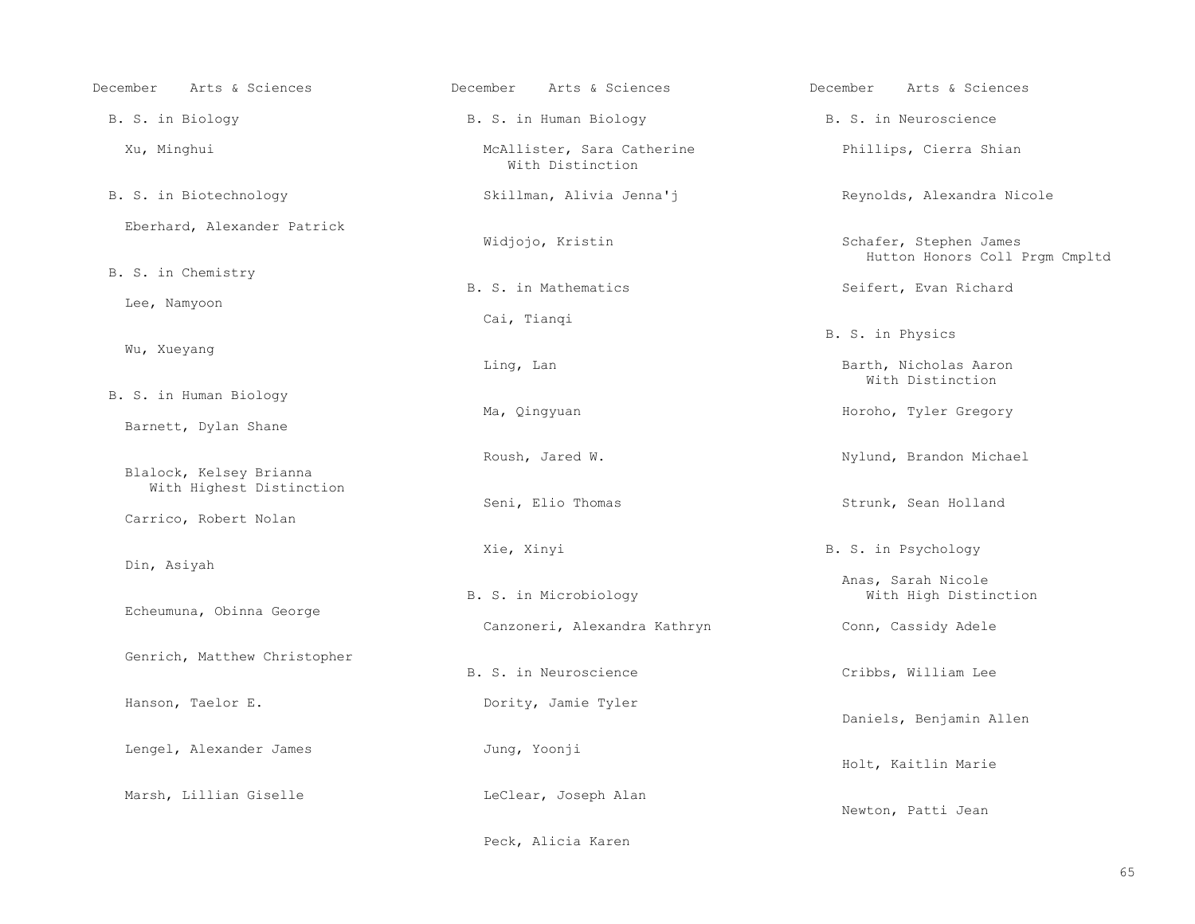December Arts & Sciences

## B. S. in Biology

Xu, Minghui

## B. S. in Biotechnology

Eberhard, Alexander Patrick

## B. S. in Chemistry

Lee, Namyoon

Wu, Xueyang

## B. S. in Human Biology

Barnett, Dylan Shane

Blalock, Kelsey Brianna
With Highest Distinction

Carrico, Robert Nolan

Din, Asiyah

Echeumuna, Obinna George

Genrich, Matthew Christopher

Hanson, Taelor E.

Lengel, Alexander James

Marsh, Lillian Giselle

McAllister, Sara Catherine
With Distinction

Skillman, Alivia Jenna'j

Widjojo, Kristin

## B. S. in Mathematics

Cai, Tianqi

Ling, Lan

Ma, Qingyuan

Roush, Jared W.

Seni, Elio Thomas

Xie, Xinyi

## B. S. in Microbiology

Canzoneri, Alexandra Kathryn

## B. S. in Neuroscience

Dority, Jamie Tyler

Jung, Yoonji

LeClear, Joseph Alan

Peck, Alicia Karen

Phillips, Cierra Shian

Reynolds, Alexandra Nicole

Schafer, Stephen James
Hutton Honors Coll Prgm Cmpltd

Seifert, Evan Richard

## B. S. in Physics

Barth, Nicholas Aaron
With Distinction

Horoho, Tyler Gregory

Nylund, Brandon Michael

Strunk, Sean Holland

## B. S. in Psychology

Anas, Sarah Nicole
With High Distinction

Conn, Cassidy Adele

Cribbs, William Lee

Daniels, Benjamin Allen

Holt, Kaitlin Marie

Newton, Patti Jean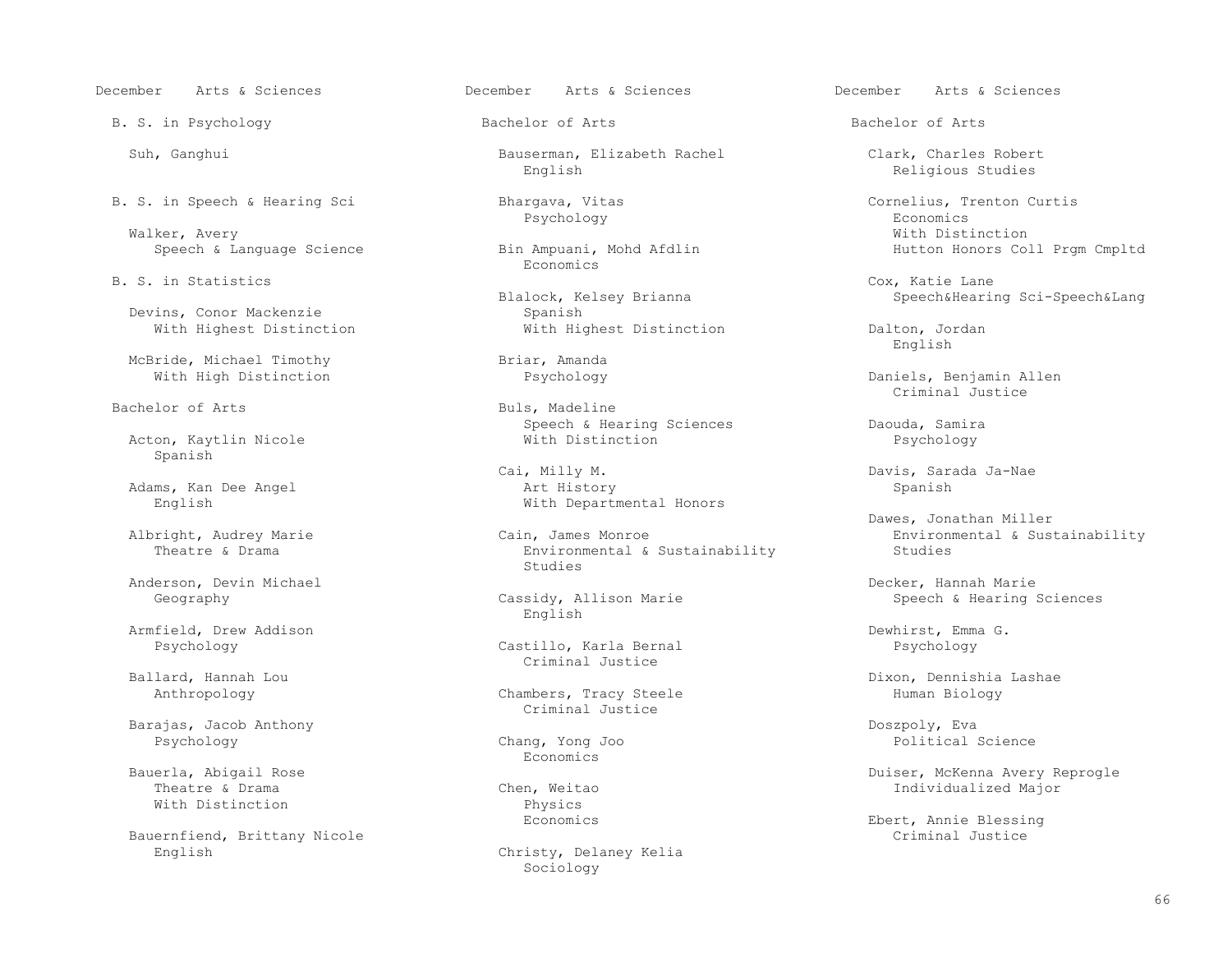## December Arts & Sciences

### B. S. in Psychology

Suh, Ganghui

### B. S. in Speech & Hearing Sci

Walker, Avery
Speech & Language Science

### B. S. in Statistics

Devins, Conor Mackenzie
With Highest Distinction

McBride, Michael Timothy
With High Distinction

### Bachelor of Arts

Acton, Kaytlin Nicole
Spanish

Adams, Kan Dee Angel
English

Albright, Audrey Marie
Theatre & Drama

Anderson, Devin Michael
Geography

Armfield, Drew Addison
Psychology

Ballard, Hannah Lou
Anthropology

Barajas, Jacob Anthony
Psychology

Bauerla, Abigail Rose
Theatre & Drama
With Distinction

Bauernfiend, Brittany Nicole
English

## December Arts & Sciences

### Bachelor of Arts

Bauserman, Elizabeth Rachel
English

Bhargava, Vitas
Psychology

Bin Ampuani, Mohd Afdlin
Economics

Blalock, Kelsey Brianna
Spanish
With Highest Distinction

Briar, Amanda
Psychology

Buls, Madeline
Speech & Hearing Sciences
With Distinction

Cai, Milly M.
Art History
With Departmental Honors

Cain, James Monroe
Environmental & Sustainability Studies

Cassidy, Allison Marie
English

Castillo, Karla Bernal
Criminal Justice

Chambers, Tracy Steele
Criminal Justice

Chang, Yong Joo
Economics

Chen, Weitao
Physics
Economics

Christy, Delaney Kelia
Sociology

## December Arts & Sciences

### Bachelor of Arts

Clark, Charles Robert
Religious Studies

Cornelius, Trenton Curtis
Economics
With Distinction
Hutton Honors Coll Prgm Cmpltd

Cox, Katie Lane
Speech&Hearing Sci-Speech&Lang

Dalton, Jordan
English

Daniels, Benjamin Allen
Criminal Justice

Daouda, Samira
Psychology

Davis, Sarada Ja-Nae
Spanish

Dawes, Jonathan Miller
Environmental & Sustainability Studies

Decker, Hannah Marie
Speech & Hearing Sciences

Dewhirst, Emma G.
Psychology

Dixon, Dennishia Lashae
Human Biology

Doszpoly, Eva
Political Science

Duiser, McKenna Avery Reprogle
Individualized Major

Ebert, Annie Blessing
Criminal Justice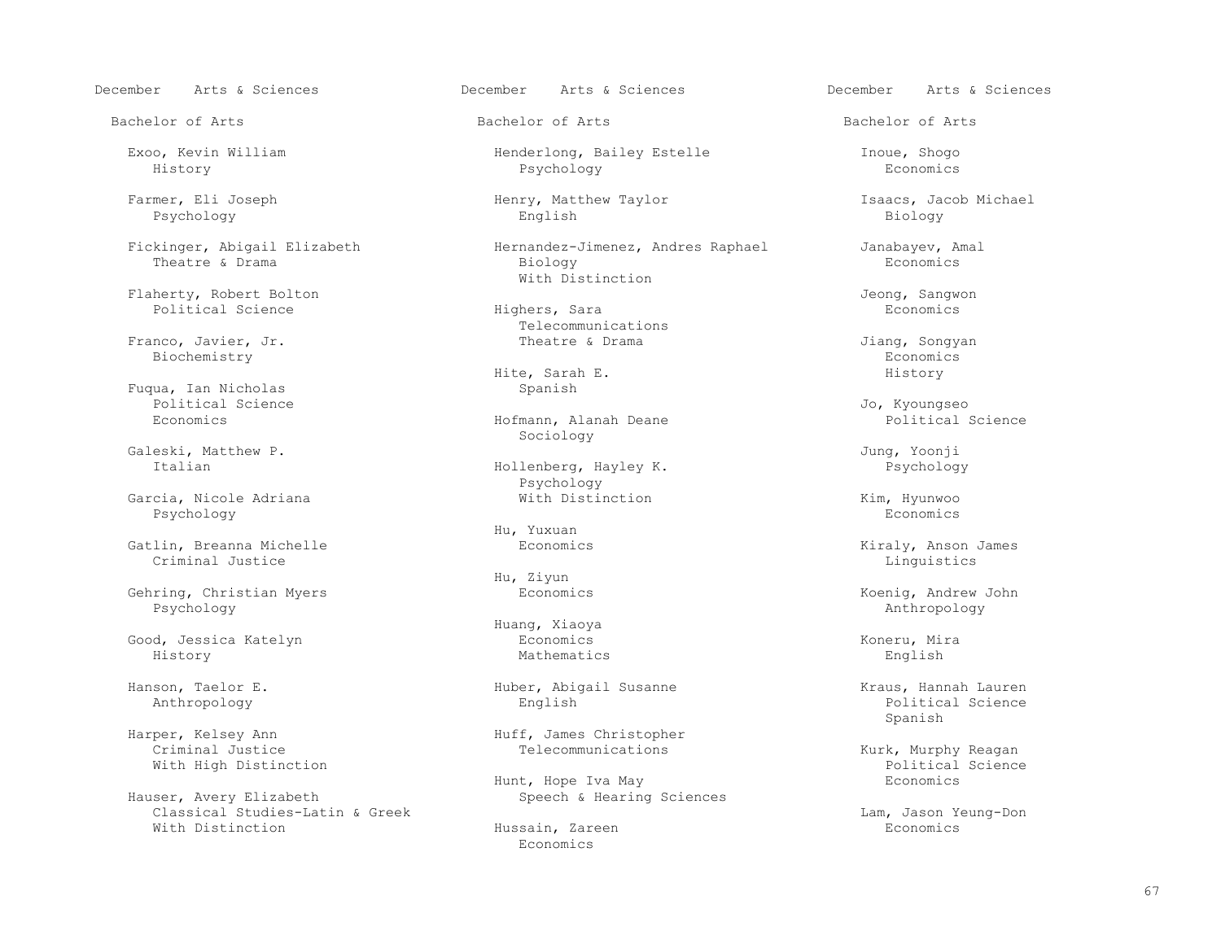December Arts & Sciences

## Bachelor of Arts

Exoo, Kevin William
History

Farmer, Eli Joseph
Psychology

Fickinger, Abigail Elizabeth
Theatre & Drama

Flaherty, Robert Bolton
Political Science

Franco, Javier, Jr.
Biochemistry

Fuqua, Ian Nicholas
Political Science
Economics

Galeski, Matthew P.
Italian

Garcia, Nicole Adriana
Psychology

Gatlin, Breanna Michelle
Criminal Justice

Gehring, Christian Myers
Psychology

Good, Jessica Katelyn
History

Hanson, Taelor E.
Anthropology

Harper, Kelsey Ann
Criminal Justice
With High Distinction

Hauser, Avery Elizabeth
Classical Studies-Latin & Greek
With Distinction

Henderlong, Bailey Estelle
Psychology

Henry, Matthew Taylor
English

Hernandez-Jimenez, Andres Raphael
Biology
With Distinction

Highers, Sara
Telecommunications
Theatre & Drama

Hite, Sarah E.
Spanish

Hofmann, Alanah Deane
Sociology

Hollenberg, Hayley K.
Psychology
With Distinction

Hu, Yuxuan
Economics

Hu, Ziyun
Economics

Huang, Xiaoya
Economics
Mathematics

Huber, Abigail Susanne
English

Huff, James Christopher
Telecommunications

Hunt, Hope Iva May
Speech & Hearing Sciences

Hussain, Zareen
Economics

Inoue, Shogo
Economics

Isaacs, Jacob Michael
Biology

Janabayev, Amal
Economics

Jeong, Sangwon
Economics

Jiang, Songyan
Economics
History

Jo, Kyoungseo
Political Science

Jung, Yoonji
Psychology

Kim, Hyunwoo
Economics

Kiraly, Anson James
Linguistics

Koenig, Andrew John
Anthropology

Koneru, Mira
English

Kraus, Hannah Lauren
Political Science
Spanish

Kurk, Murphy Reagan
Political Science
Economics

Lam, Jason Yeung-Don
Economics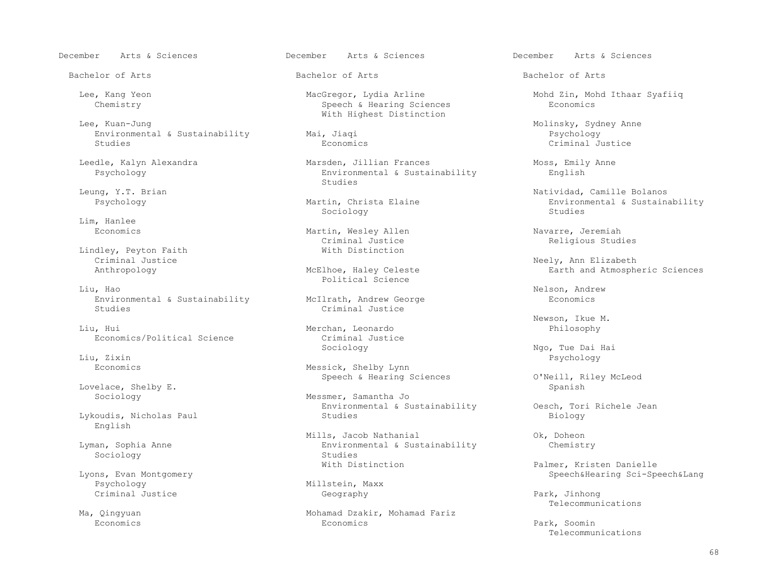December Arts & Sciences

Bachelor of Arts

Lee, Kang Yeon
Chemistry

Lee, Kuan-Jung
Environmental & Sustainability Studies

Leedle, Kalyn Alexandra
Psychology

Leung, Y.T. Brian
Psychology

Lim, Hanlee
Economics

Lindley, Peyton Faith
Criminal Justice
Anthropology

Liu, Hao
Environmental & Sustainability Studies

Liu, Hui
Economics/Political Science

Liu, Zixin
Economics

Lovelace, Shelby E.
Sociology

Lykoudis, Nicholas Paul
English

Lyman, Sophia Anne
Sociology

Lyons, Evan Montgomery
Psychology
Criminal Justice

Ma, Qingyuan
Economics

MacGregor, Lydia Arline
Speech & Hearing Sciences
With Highest Distinction

Mai, Jiaqi
Economics

Marsden, Jillian Frances
Environmental & Sustainability Studies

Martin, Christa Elaine
Sociology

Martin, Wesley Allen
Criminal Justice
With Distinction

McElhoe, Haley Celeste
Political Science

McIlrath, Andrew George
Criminal Justice

Merchan, Leonardo
Criminal Justice
Sociology

Messick, Shelby Lynn
Speech & Hearing Sciences

Messmer, Samantha Jo
Environmental & Sustainability Studies

Mills, Jacob Nathanial
Environmental & Sustainability Studies
With Distinction

Millstein, Maxx
Geography

Mohamad Dzakir, Mohamad Fariz
Economics

Mohd Zin, Mohd Ithaar Syafiiq
Economics

Molinsky, Sydney Anne
Psychology
Criminal Justice

Moss, Emily Anne
English

Natividad, Camille Bolanos
Environmental & Sustainability Studies

Navarre, Jeremiah
Religious Studies

Neely, Ann Elizabeth
Earth and Atmospheric Sciences

Nelson, Andrew
Economics

Newson, Ikue M.
Philosophy

Ngo, Tue Dai Hai
Psychology

O'Neill, Riley McLeod
Spanish

Oesch, Tori Richele Jean
Biology

Ok, Doheon
Chemistry

Palmer, Kristen Danielle
Speech&Hearing Sci-Speech&Lang

Park, Jinhong
Telecommunications

Park, Soomin
Telecommunications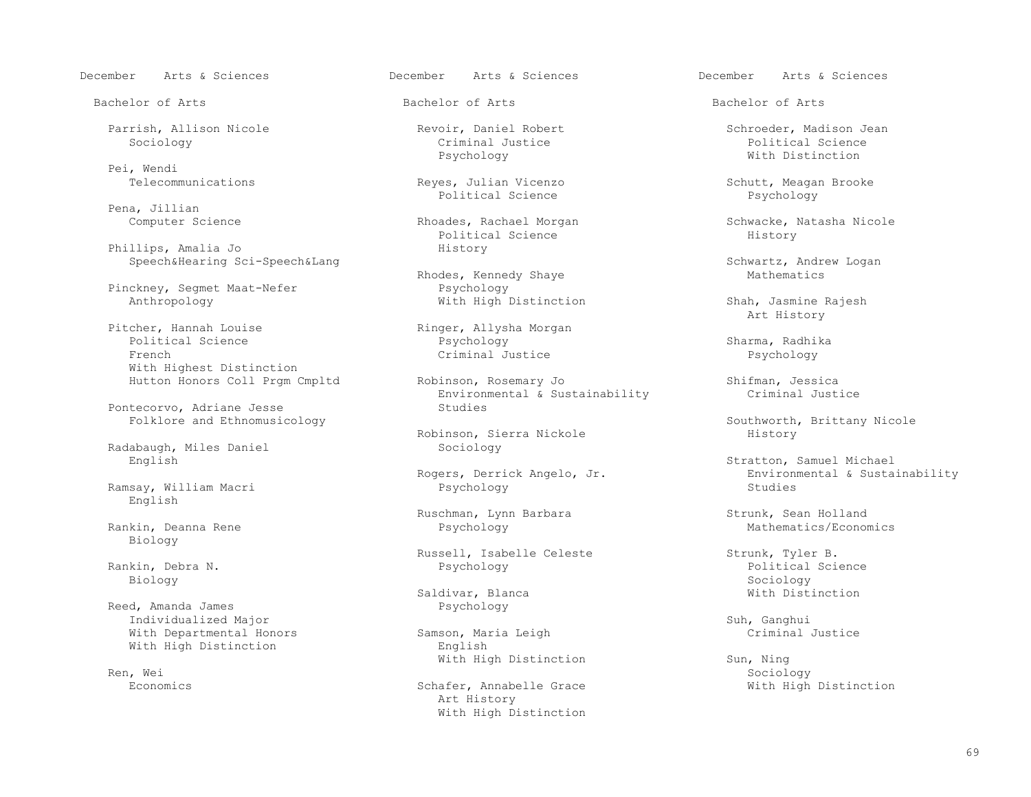December Arts & Sciences

Bachelor of Arts

Parrish, Allison Nicole
Sociology

Pei, Wendi
Telecommunications

Pena, Jillian
Computer Science

Phillips, Amalia Jo
Speech&Hearing Sci-Speech&Lang

Pinckney, Segmet Maat-Nefer
Anthropology

Pitcher, Hannah Louise
Political Science
French
With Highest Distinction
Hutton Honors Coll Prgm Cmpltd

Pontecorvo, Adriane Jesse
Folklore and Ethnomusicology

Radabaugh, Miles Daniel
English

Ramsay, William Macri
English

Rankin, Deanna Rene
Biology

Rankin, Debra N.
Biology

Reed, Amanda James
Individualized Major
With Departmental Honors
With High Distinction

Ren, Wei
Economics

Revoir, Daniel Robert
Criminal Justice
Psychology

Reyes, Julian Vicenzo
Political Science

Rhoades, Rachael Morgan
Political Science
History

Rhodes, Kennedy Shaye
Psychology
With High Distinction

Ringer, Allysha Morgan
Psychology
Criminal Justice

Robinson, Rosemary Jo
Environmental & Sustainability Studies

Robinson, Sierra Nickole
Sociology

Rogers, Derrick Angelo, Jr.
Psychology

Ruschman, Lynn Barbara
Psychology

Russell, Isabelle Celeste
Psychology

Saldivar, Blanca
Psychology

Samson, Maria Leigh
English
With High Distinction

Schafer, Annabelle Grace
Art History
With High Distinction

Schroeder, Madison Jean
Political Science
With Distinction

Schutt, Meagan Brooke
Psychology

Schwacke, Natasha Nicole
History

Schwartz, Andrew Logan
Mathematics

Shah, Jasmine Rajesh
Art History

Sharma, Radhika
Psychology

Shifman, Jessica
Criminal Justice

Southworth, Brittany Nicole
History

Stratton, Samuel Michael
Environmental & Sustainability Studies

Strunk, Sean Holland
Mathematics/Economics

Strunk, Tyler B.
Political Science
Sociology
With Distinction

Suh, Ganghui
Criminal Justice

Sun, Ning
Sociology
With High Distinction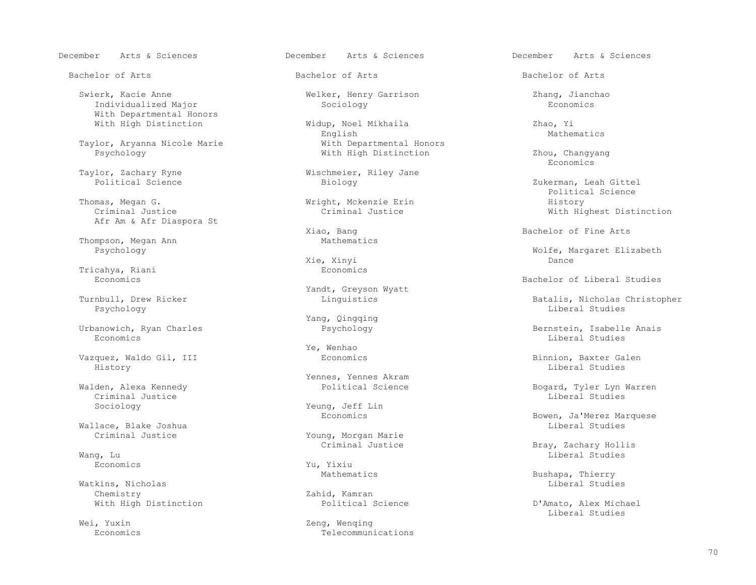## December Arts & Sciences

### Bachelor of Arts

Swierk, Kacie Anne
Individualized Major
With Departmental Honors
With High Distinction

Taylor, Aryanna Nicole Marie
Psychology

Taylor, Zachary Ryne
Political Science

Thomas, Megan G.
Criminal Justice
Afr Am & Afr Diaspora St

Thompson, Megan Ann
Psychology

Tricahya, Riani
Economics

Turnbull, Drew Ricker
Psychology

Urbanowich, Ryan Charles
Economics

Vazquez, Waldo Gil, III
History

Walden, Alexa Kennedy
Criminal Justice
Sociology

Wallace, Blake Joshua
Criminal Justice

Wang, Lu
Economics

Watkins, Nicholas
Chemistry
With High Distinction

Wei, Yuxin
Economics

Welker, Henry Garrison
Sociology

Widup, Noel Mikhaila
English
With Departmental Honors
With High Distinction

Wischmeier, Riley Jane
Biology

Wright, Mckenzie Erin
Criminal Justice

Xiao, Bang
Mathematics

Xie, Xinyi
Economics

Yandt, Greyson Wyatt
Linguistics

Yang, Qingqing
Psychology

Ye, Wenhao
Economics

Yennes, Yennes Akram
Political Science

Yeung, Jeff Lin
Economics

Young, Morgan Marie
Criminal Justice

Yu, Yixiu
Mathematics

Zahid, Kamran
Political Science

Zeng, Wenqing
Telecommunications

Zhang, Jianchao
Economics

Zhao, Yi
Mathematics

Zhou, Changyang
Economics

Zukerman, Leah Gittel
Political Science
History
With Highest Distinction

### Bachelor of Fine Arts

Wolfe, Margaret Elizabeth
Dance

### Bachelor of Liberal Studies

Batalis, Nicholas Christopher
Liberal Studies

Bernstein, Isabelle Anais
Liberal Studies

Binnion, Baxter Galen
Liberal Studies

Bogard, Tyler Lyn Warren
Liberal Studies

Bowen, Ja'Merez Marquese
Liberal Studies

Bray, Zachary Hollis
Liberal Studies

Bushapa, Thierry
Liberal Studies

D'Amato, Alex Michael
Liberal Studies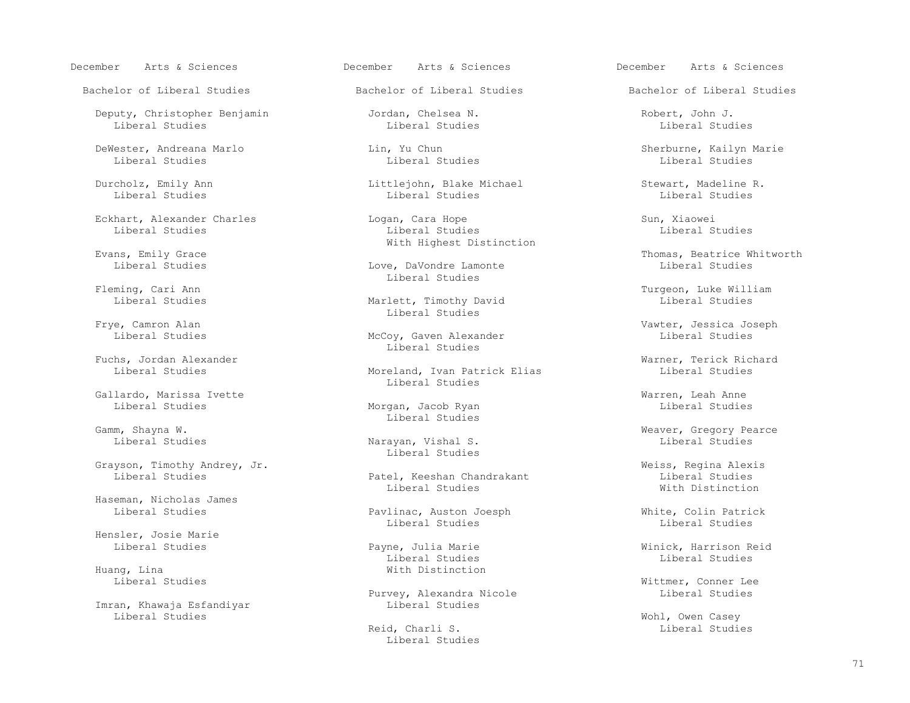December Arts & Sciences

## Bachelor of Liberal Studies

Deputy, Christopher Benjamin
Liberal Studies

DeWester, Andreana Marlo
Liberal Studies

Durcholz, Emily Ann
Liberal Studies

Eckhart, Alexander Charles
Liberal Studies

Evans, Emily Grace
Liberal Studies

Fleming, Cari Ann
Liberal Studies

Frye, Camron Alan
Liberal Studies

Fuchs, Jordan Alexander
Liberal Studies

Gallardo, Marissa Ivette
Liberal Studies

Gamm, Shayna W.
Liberal Studies

Grayson, Timothy Andrey, Jr.
Liberal Studies

Haseman, Nicholas James
Liberal Studies

Hensler, Josie Marie
Liberal Studies

Huang, Lina
Liberal Studies

Imran, Khawaja Esfandiyar
Liberal Studies

Jordan, Chelsea N.
Liberal Studies

Lin, Yu Chun
Liberal Studies

Littlejohn, Blake Michael
Liberal Studies

Logan, Cara Hope
Liberal Studies
With Highest Distinction

Love, DaVondre Lamonte
Liberal Studies

Marlett, Timothy David
Liberal Studies

McCoy, Gaven Alexander
Liberal Studies

Moreland, Ivan Patrick Elias
Liberal Studies

Morgan, Jacob Ryan
Liberal Studies

Narayan, Vishal S.
Liberal Studies

Patel, Keeshan Chandrakant
Liberal Studies

Pavlinac, Auston Joesph
Liberal Studies

Payne, Julia Marie
Liberal Studies
With Distinction

Purvey, Alexandra Nicole
Liberal Studies

Reid, Charli S.
Liberal Studies

Robert, John J.
Liberal Studies

Sherburne, Kailyn Marie
Liberal Studies

Stewart, Madeline R.
Liberal Studies

Sun, Xiaowei
Liberal Studies

Thomas, Beatrice Whitworth
Liberal Studies

Turgeon, Luke William
Liberal Studies

Vawter, Jessica Joseph
Liberal Studies

Warner, Terick Richard
Liberal Studies

Warren, Leah Anne
Liberal Studies

Weaver, Gregory Pearce
Liberal Studies

Weiss, Regina Alexis
Liberal Studies
With Distinction

White, Colin Patrick
Liberal Studies

Winick, Harrison Reid
Liberal Studies

Wittmer, Conner Lee
Liberal Studies

Wohl, Owen Casey
Liberal Studies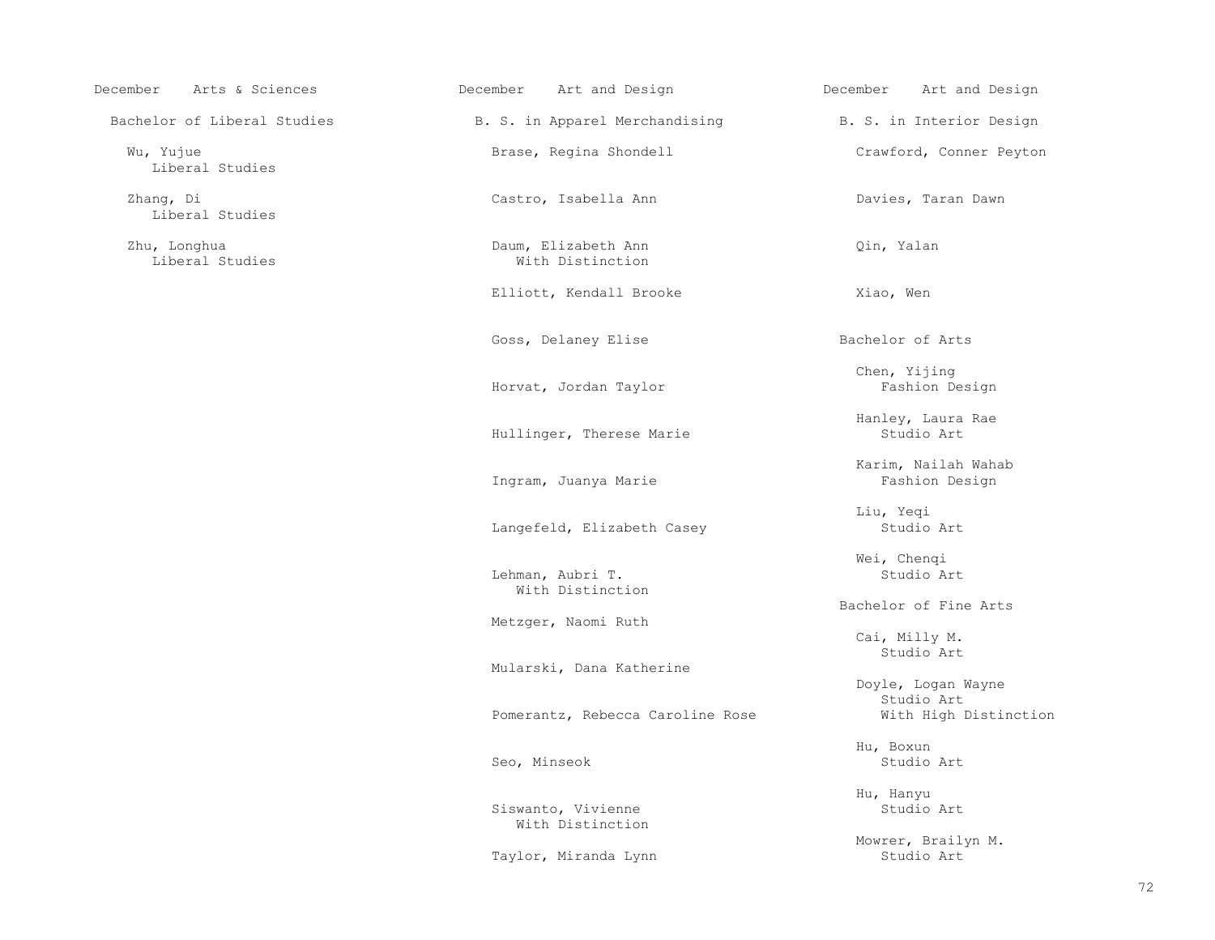December Arts & Sciences

## Bachelor of Liberal Studies

Wu, Yujue
Liberal Studies

Zhang, Di
Liberal Studies

Zhu, Longhua
Liberal Studies

December Art and Design

## B. S. in Apparel Merchandising

Brase, Regina Shondell

Castro, Isabella Ann

Daum, Elizabeth Ann
With Distinction

Elliott, Kendall Brooke

Goss, Delaney Elise

Horvat, Jordan Taylor

Hullinger, Therese Marie

Ingram, Juanya Marie

Langefeld, Elizabeth Casey

Lehman, Aubri T.
With Distinction

Metzger, Naomi Ruth

Mularski, Dana Katherine

Pomerantz, Rebecca Caroline Rose

Seo, Minseok

Siswanto, Vivienne
With Distinction

Taylor, Miranda Lynn

December Art and Design

## B. S. in Interior Design

Crawford, Conner Peyton

Davies, Taran Dawn

Qin, Yalan

Xiao, Wen

## Bachelor of Arts

Chen, Yijing
Fashion Design

Hanley, Laura Rae
Studio Art

Karim, Nailah Wahab
Fashion Design

Liu, Yeqi
Studio Art

Wei, Chenqi
Studio Art

## Bachelor of Fine Arts

Cai, Milly M.
Studio Art

Doyle, Logan Wayne
Studio Art
With High Distinction

Hu, Boxun
Studio Art

Hu, Hanyu
Studio Art

Mowrer, Brailyn M.
Studio Art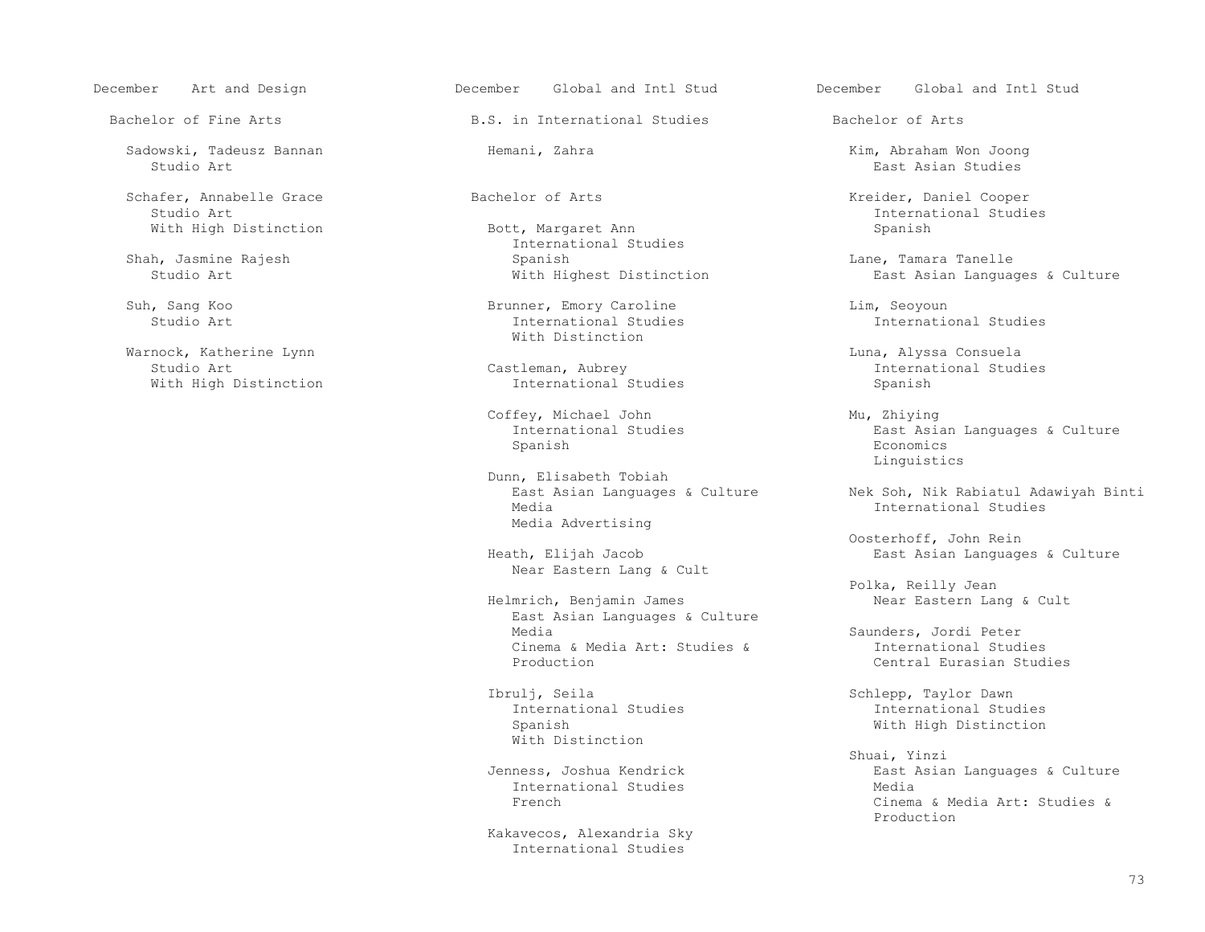## December — Art and Design

### Bachelor of Fine Arts

Sadowski, Tadeusz Bannan
Studio Art

Schafer, Annabelle Grace
Studio Art
With High Distinction

Shah, Jasmine Rajesh
Studio Art

Suh, Sang Koo
Studio Art

Warnock, Katherine Lynn
Studio Art
With High Distinction

## December — Global and Intl Stud

### B.S. in International Studies

Hemani, Zahra

### Bachelor of Arts

Bott, Margaret Ann
International Studies
Spanish
With Highest Distinction

Brunner, Emory Caroline
International Studies
With Distinction

Castleman, Aubrey
International Studies

Coffey, Michael John
International Studies
Spanish

Dunn, Elisabeth Tobiah
East Asian Languages & Culture
Media
Media Advertising

Heath, Elijah Jacob
Near Eastern Lang & Cult

Helmrich, Benjamin James
East Asian Languages & Culture
Media
Cinema & Media Art: Studies & Production

Ibrulj, Seila
International Studies
Spanish
With Distinction

Jenness, Joshua Kendrick
International Studies
French

Kakavecos, Alexandria Sky
International Studies

## December — Global and Intl Stud

### Bachelor of Arts

Kim, Abraham Won Joong
East Asian Studies

Kreider, Daniel Cooper
International Studies
Spanish

Lane, Tamara Tanelle
East Asian Languages & Culture

Lim, Seoyoun
International Studies

Luna, Alyssa Consuela
International Studies
Spanish

Mu, Zhiying
East Asian Languages & Culture
Economics
Linguistics

Nek Soh, Nik Rabiatul Adawiyah Binti
International Studies

Oosterhoff, John Rein
East Asian Languages & Culture

Polka, Reilly Jean
Near Eastern Lang & Cult

Saunders, Jordi Peter
International Studies
Central Eurasian Studies

Schlepp, Taylor Dawn
International Studies
With High Distinction

Shuai, Yinzi
East Asian Languages & Culture
Media
Cinema & Media Art: Studies & Production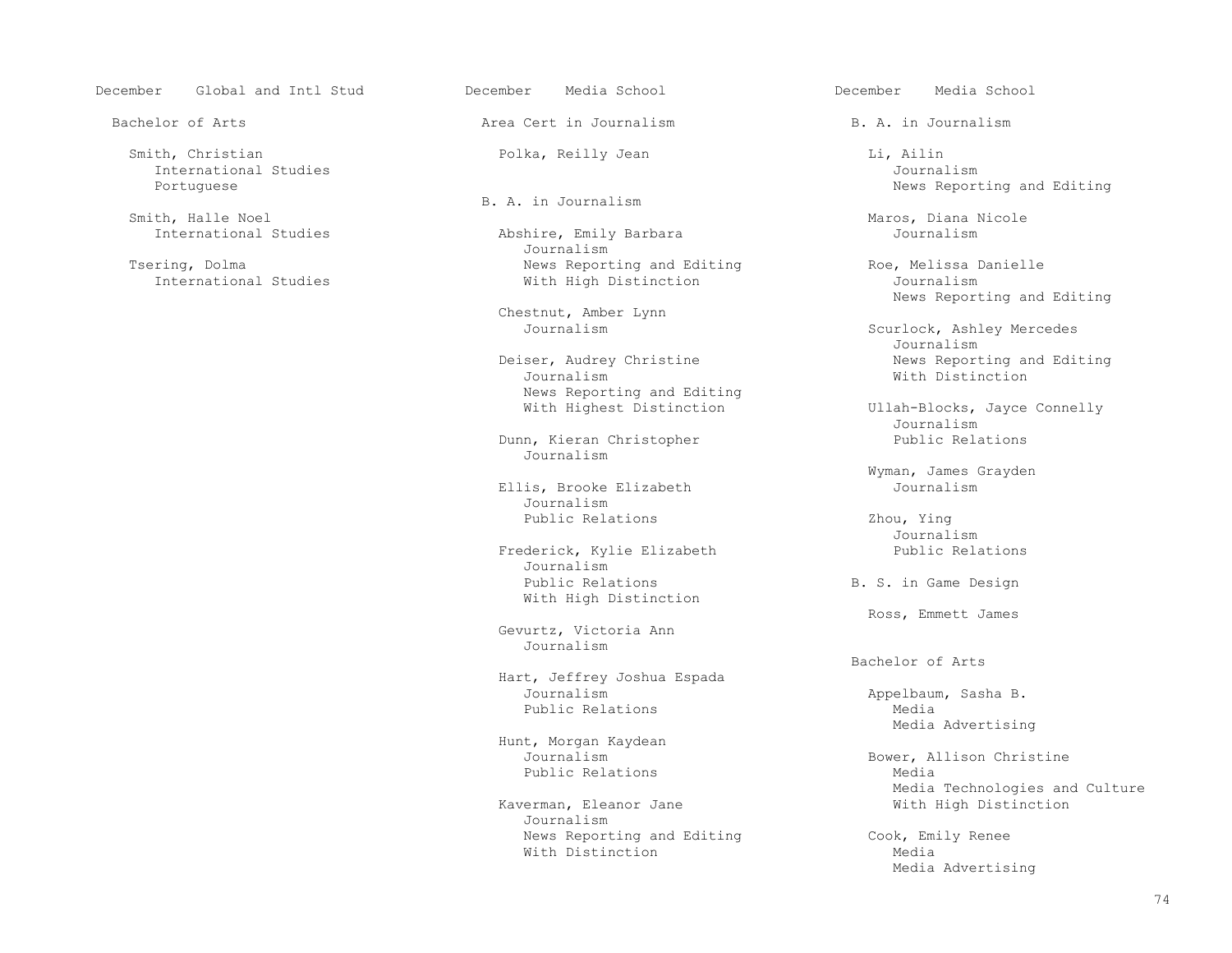## December Global and Intl Stud

### Bachelor of Arts

Smith, Christian
International Studies
Portuguese

Smith, Halle Noel
International Studies

Tsering, Dolma
International Studies

## December Media School

### Area Cert in Journalism

Polka, Reilly Jean

### B. A. in Journalism

Abshire, Emily Barbara
Journalism
News Reporting and Editing
With High Distinction

Chestnut, Amber Lynn
Journalism

Deiser, Audrey Christine
Journalism
News Reporting and Editing
With Highest Distinction

Dunn, Kieran Christopher
Journalism

Ellis, Brooke Elizabeth
Journalism
Public Relations

Frederick, Kylie Elizabeth
Journalism
Public Relations
With High Distinction

Gevurtz, Victoria Ann
Journalism

Hart, Jeffrey Joshua Espada
Journalism
Public Relations

Hunt, Morgan Kaydean
Journalism
Public Relations

Kaverman, Eleanor Jane
Journalism
News Reporting and Editing
With Distinction

## December Media School

### B. A. in Journalism

Li, Ailin
Journalism
News Reporting and Editing

Maros, Diana Nicole
Journalism

Roe, Melissa Danielle
Journalism
News Reporting and Editing

Scurlock, Ashley Mercedes
Journalism
News Reporting and Editing
With Distinction

Ullah-Blocks, Jayce Connelly
Journalism
Public Relations

Wyman, James Grayden
Journalism

Zhou, Ying
Journalism
Public Relations

### B. S. in Game Design

Ross, Emmett James

### Bachelor of Arts

Appelbaum, Sasha B.
Media
Media Advertising

Bower, Allison Christine
Media
Media Technologies and Culture
With High Distinction

Cook, Emily Renee
Media
Media Advertising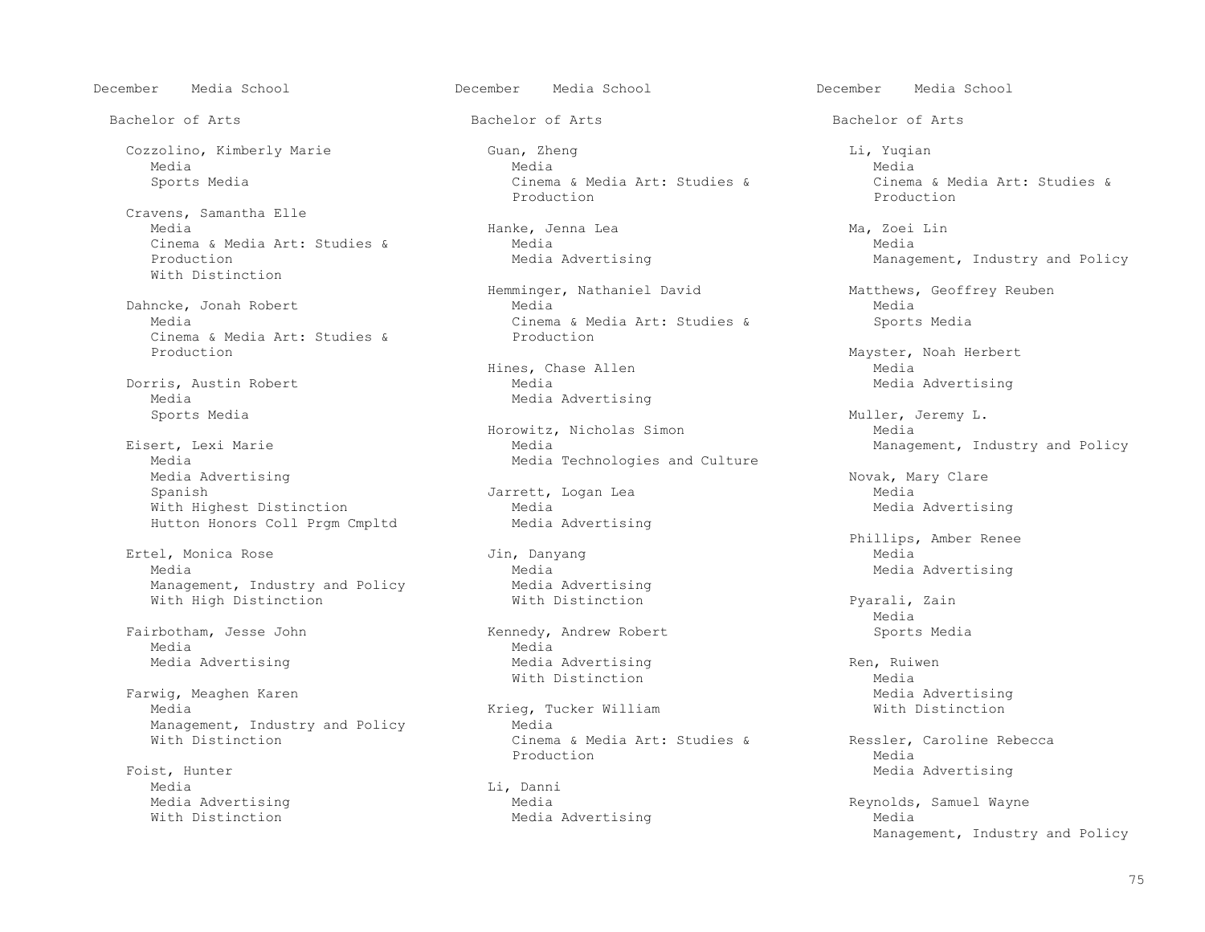December Media School

Bachelor of Arts

Cozzolino, Kimberly Marie
Media
Sports Media

Cravens, Samantha Elle
Media
Cinema & Media Art: Studies & Production
With Distinction

Dahncke, Jonah Robert
Media
Cinema & Media Art: Studies & Production

Dorris, Austin Robert
Media
Sports Media

Eisert, Lexi Marie
Media
Media Advertising
Spanish
With Highest Distinction
Hutton Honors Coll Prgm Cmpltd

Ertel, Monica Rose
Media
Management, Industry and Policy
With High Distinction

Fairbotham, Jesse John
Media
Media Advertising

Farwig, Meaghen Karen
Media
Management, Industry and Policy
With Distinction

Foist, Hunter
Media
Media Advertising
With Distinction

Guan, Zheng
Media
Cinema & Media Art: Studies & Production

Hanke, Jenna Lea
Media
Media Advertising

Hemminger, Nathaniel David
Media
Cinema & Media Art: Studies & Production

Hines, Chase Allen
Media
Media Advertising

Horowitz, Nicholas Simon
Media
Media Technologies and Culture

Jarrett, Logan Lea
Media
Media Advertising

Jin, Danyang
Media
Media Advertising
With Distinction

Kennedy, Andrew Robert
Media
Media Advertising
With Distinction

Krieg, Tucker William
Media
Cinema & Media Art: Studies & Production

Li, Danni
Media
Media Advertising

Li, Yuqian
Media
Cinema & Media Art: Studies & Production

Ma, Zoei Lin
Media
Management, Industry and Policy

Matthews, Geoffrey Reuben
Media
Sports Media

Mayster, Noah Herbert
Media
Media Advertising

Muller, Jeremy L.
Media
Management, Industry and Policy

Novak, Mary Clare
Media
Media Advertising

Phillips, Amber Renee
Media
Media Advertising

Pyarali, Zain
Media
Sports Media

Ren, Ruiwen
Media
Media Advertising
With Distinction

Ressler, Caroline Rebecca
Media
Media Advertising

Reynolds, Samuel Wayne
Media
Management, Industry and Policy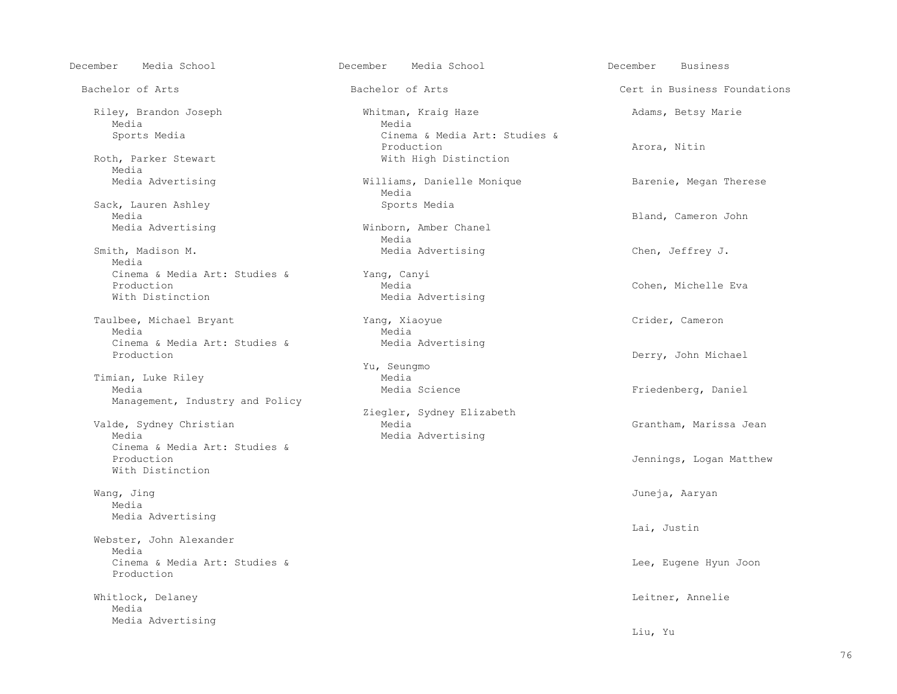December Media School

Bachelor of Arts

Riley, Brandon Joseph
Media
Sports Media

Roth, Parker Stewart
Media
Media Advertising

Sack, Lauren Ashley
Media
Media Advertising

Smith, Madison M.
Media
Cinema & Media Art: Studies & Production
With Distinction

Taulbee, Michael Bryant
Media
Cinema & Media Art: Studies & Production

Timian, Luke Riley
Media
Management, Industry and Policy

Valde, Sydney Christian
Media
Cinema & Media Art: Studies & Production
With Distinction

Wang, Jing
Media
Media Advertising

Webster, John Alexander
Media
Cinema & Media Art: Studies & Production

Whitlock, Delaney
Media
Media Advertising

December Media School

Bachelor of Arts

Whitman, Kraig Haze
Media
Cinema & Media Art: Studies & Production
With High Distinction

Williams, Danielle Monique
Media
Sports Media

Winborn, Amber Chanel
Media
Media Advertising

Yang, Canyi
Media
Media Advertising

Yang, Xiaoyue
Media
Media Advertising

Yu, Seungmo
Media
Media Science

Ziegler, Sydney Elizabeth
Media
Media Advertising

December Business

Cert in Business Foundations

Adams, Betsy Marie

Arora, Nitin

Barenie, Megan Therese

Bland, Cameron John

Chen, Jeffrey J.

Cohen, Michelle Eva

Crider, Cameron

Derry, John Michael

Friedenberg, Daniel

Grantham, Marissa Jean

Jennings, Logan Matthew

Juneja, Aaryan

Lai, Justin

Lee, Eugene Hyun Joon

Leitner, Annelie

Liu, Yu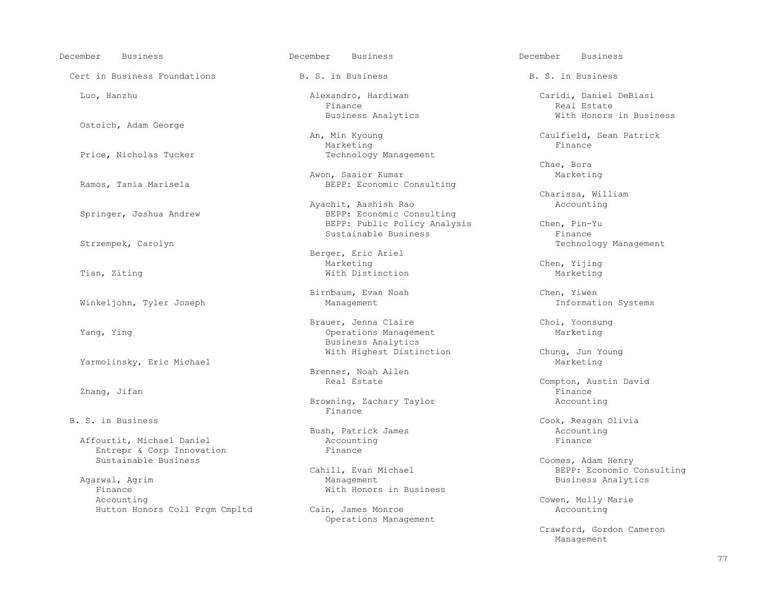December Business

Cert in Business Foundations

Luo, Hanzhu

Ostoich, Adam George

Price, Nicholas Tucker

Ramos, Tania Marisela

Springer, Joshua Andrew

Strzempek, Carolyn

Tian, Ziting

Winkeljohn, Tyler Joseph

Yang, Ying

Yarmolinsky, Eric Michael

Zhang, Jifan

B. S. in Business

Affourtit, Michael Daniel
- Entrepr & Corp Innovation
- Sustainable Business

Agarwal, Agrim
- Finance
- Accounting
- Hutton Honors Coll Prgm Cmpltd

December Business

B. S. in Business

Alexandro, Hardiwan
- Finance
- Business Analytics

An, Min Kyoung
- Marketing
- Technology Management

Awon, Saaior Kumar
- BEPP: Economic Consulting

Ayachit, Aashish Rao
- BEPP: Economic Consulting
- BEPP: Public Policy Analysis
- Sustainable Business

Berger, Eric Ariel
- Marketing
- With Distinction

Birnbaum, Evan Noah
- Management

Brauer, Jenna Claire
- Operations Management
- Business Analytics
- With Highest Distinction

Brenner, Noah Allen
- Real Estate

Browning, Zachary Taylor
- Finance

Bush, Patrick James
- Accounting
- Finance

Cahill, Evan Michael
- Management
- With Honors in Business

Cain, James Monroe
- Operations Management

December Business

B. S. in Business

Caridi, Daniel DeBiasi
- Real Estate
- With Honors in Business

Caulfield, Sean Patrick
- Finance

Chae, Bora
- Marketing

Charissa, William
- Accounting

Chen, Pin-Yu
- Finance
- Technology Management

Chen, Yijing
- Marketing

Chen, Yiwen
- Information Systems

Choi, Yoonsung
- Marketing

Chung, Jun Young
- Marketing

Compton, Austin David
- Finance
- Accounting

Cook, Reagan Olivia
- Accounting
- Finance

Coomes, Adam Henry
- BEPP: Economic Consulting
- Business Analytics

Cowen, Molly Marie
- Accounting

Crawford, Gordon Cameron
- Management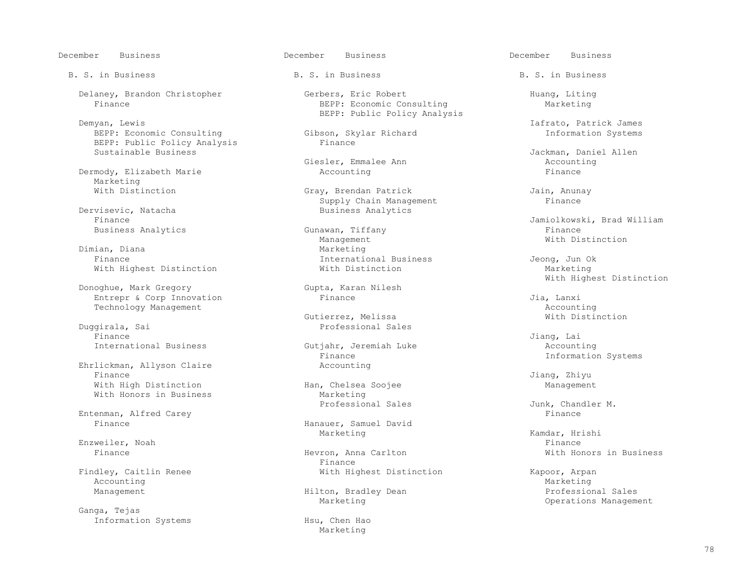## December Business

### B. S. in Business

Delaney, Brandon Christopher
Finance

Demyan, Lewis
BEPP: Economic Consulting
BEPP: Public Policy Analysis
Sustainable Business

Dermody, Elizabeth Marie
Marketing
With Distinction

Dervisevic, Natacha
Finance
Business Analytics

Dimian, Diana
Finance
With Highest Distinction

Donoghue, Mark Gregory
Entrepr & Corp Innovation
Technology Management

Duggirala, Sai
Finance
International Business

Ehrlickman, Allyson Claire
Finance
With High Distinction
With Honors in Business

Entenman, Alfred Carey
Finance

Enzweiler, Noah
Finance

Findley, Caitlin Renee
Accounting
Management

Ganga, Tejas
Information Systems

Gerbers, Eric Robert
BEPP: Economic Consulting
BEPP: Public Policy Analysis

Gibson, Skylar Richard
Finance

Giesler, Emmalee Ann
Accounting

Gray, Brendan Patrick
Supply Chain Management
Business Analytics

Gunawan, Tiffany
Management
Marketing
International Business
With Distinction

Gupta, Karan Nilesh
Finance

Gutierrez, Melissa
Professional Sales

Gutjahr, Jeremiah Luke
Finance
Accounting

Han, Chelsea Soojee
Marketing
Professional Sales

Hanauer, Samuel David
Marketing

Hevron, Anna Carlton
Finance
With Highest Distinction

Hilton, Bradley Dean
Marketing

Hsu, Chen Hao
Marketing

Huang, Liting
Marketing

Iafrato, Patrick James
Information Systems

Jackman, Daniel Allen
Accounting
Finance

Jain, Anunay
Finance

Jamiolkowski, Brad William
Finance
With Distinction

Jeong, Jun Ok
Marketing
With Highest Distinction

Jia, Lanxi
Accounting
With Distinction

Jiang, Lai
Accounting
Information Systems

Jiang, Zhiyu
Management

Junk, Chandler M.
Finance

Kamdar, Hrishi
Finance
With Honors in Business

Kapoor, Arpan
Marketing
Professional Sales
Operations Management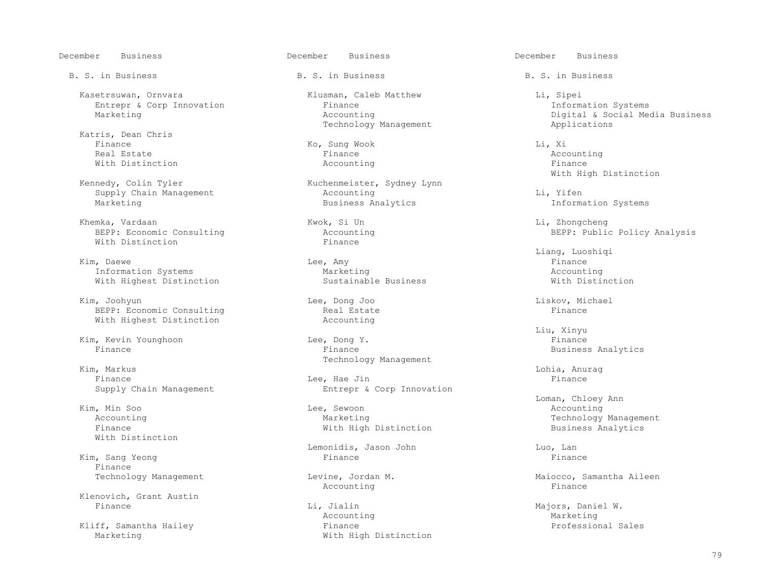December Business

## B. S. in Business

**Kasetrsuwan, Ornvara**
Entrepr & Corp Innovation
Marketing

**Katris, Dean Chris**
Finance
Real Estate
With Distinction

**Kennedy, Colin Tyler**
Supply Chain Management
Marketing

**Khemka, Vardaan**
BEPP: Economic Consulting
With Distinction

**Kim, Daewe**
Information Systems
With Highest Distinction

**Kim, Joohyun**
BEPP: Economic Consulting
With Highest Distinction

**Kim, Kevin Younghoon**
Finance

**Kim, Markus**
Finance
Supply Chain Management

**Kim, Min Soo**
Accounting
Finance
With Distinction

**Kim, Sang Yeong**
Finance
Technology Management

**Klenovich, Grant Austin**
Finance

**Kliff, Samantha Hailey**
Marketing

**Klusman, Caleb Matthew**
Finance
Accounting
Technology Management

**Ko, Sung Wook**
Finance
Accounting

**Kuchenmeister, Sydney Lynn**
Accounting
Business Analytics

**Kwok, Si Un**
Accounting
Finance

**Lee, Amy**
Marketing
Sustainable Business

**Lee, Dong Joo**
Real Estate
Accounting

**Lee, Dong Y.**
Finance
Technology Management

**Lee, Hae Jin**
Entrepr & Corp Innovation

**Lee, Sewoon**
Marketing
With High Distinction

**Lemonidis, Jason John**
Finance

**Levine, Jordan M.**
Accounting

**Li, Jialin**
Accounting
Finance
With High Distinction

**Li, Sipei**
Information Systems
Digital & Social Media Business Applications

**Li, Xi**
Accounting
Finance
With High Distinction

**Li, Yifen**
Information Systems

**Li, Zhongcheng**
BEPP: Public Policy Analysis

**Liang, Luoshiqi**
Finance
Accounting
With Distinction

**Liskov, Michael**
Finance

**Liu, Xinyu**
Finance
Business Analytics

**Lohia, Anurag**
Finance

**Loman, Chloey Ann**
Accounting
Technology Management
Business Analytics

**Luo, Lan**
Finance

**Maiocco, Samantha Aileen**
Finance

**Majors, Daniel W.**
Marketing
Professional Sales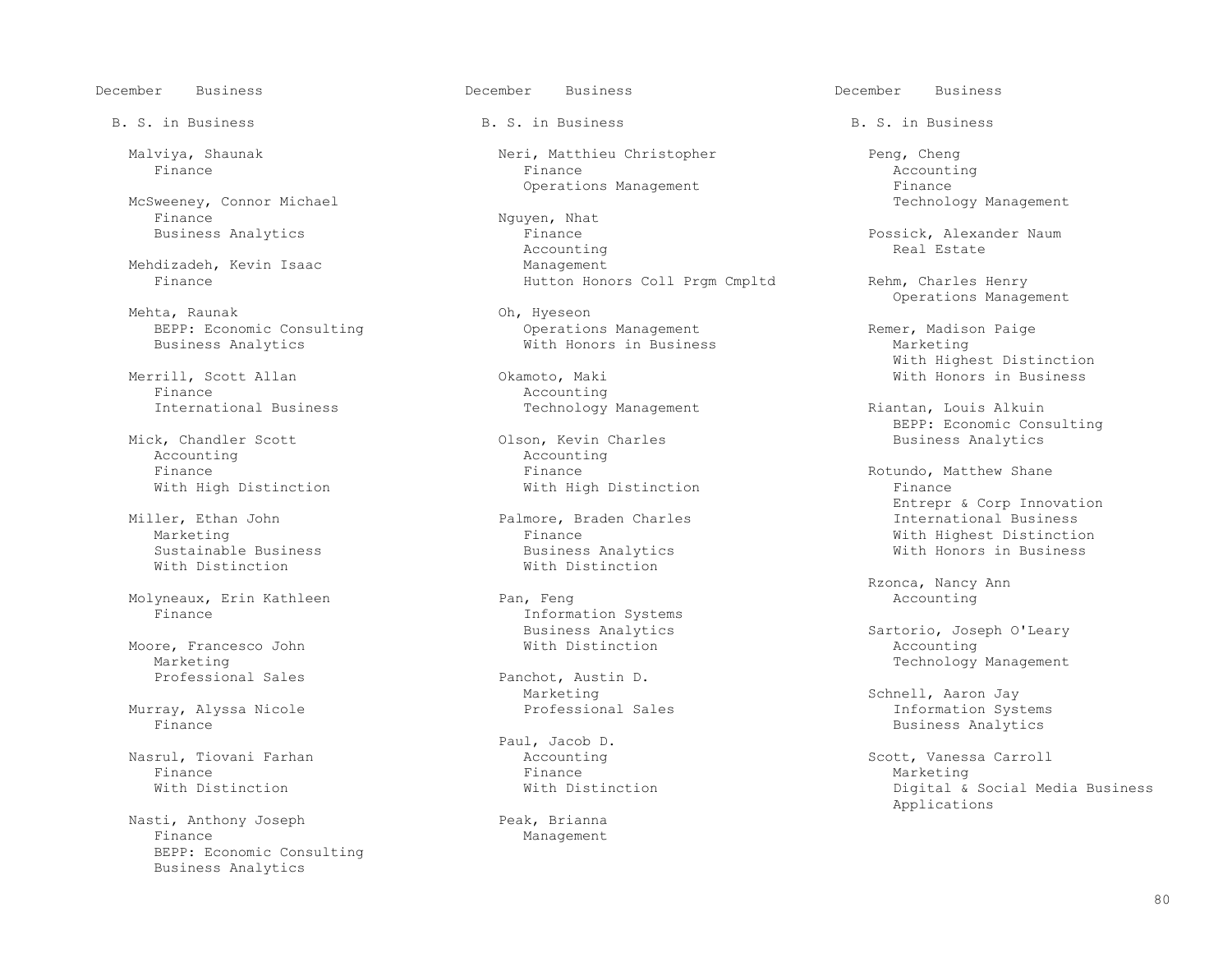December Business

B. S. in Business

Malviya, Shaunak
- Finance

McSweeney, Connor Michael
- Finance
- Business Analytics

Mehdizadeh, Kevin Isaac
- Finance

Mehta, Raunak
- BEPP: Economic Consulting
- Business Analytics

Merrill, Scott Allan
- Finance
- International Business

Mick, Chandler Scott
- Accounting
- Finance
- With High Distinction

Miller, Ethan John
- Marketing
- Sustainable Business
- With Distinction

Molyneaux, Erin Kathleen
- Finance

Moore, Francesco John
- Marketing
- Professional Sales

Murray, Alyssa Nicole
- Finance

Nasrul, Tiovani Farhan
- Finance
- With Distinction

Nasti, Anthony Joseph
- Finance
- BEPP: Economic Consulting
- Business Analytics

Neri, Matthieu Christopher
- Finance
- Operations Management

Nguyen, Nhat
- Finance
- Accounting
- Management
- Hutton Honors Coll Prgm Cmpltd

Oh, Hyeseon
- Operations Management
- With Honors in Business

Okamoto, Maki
- Accounting
- Technology Management

Olson, Kevin Charles
- Accounting
- Finance
- With High Distinction

Palmore, Braden Charles
- Finance
- Business Analytics
- With Distinction

Pan, Feng
- Information Systems
- Business Analytics
- With Distinction

Panchot, Austin D.
- Marketing
- Professional Sales

Paul, Jacob D.
- Accounting
- Finance
- With Distinction

Peak, Brianna
- Management

Peng, Cheng
- Accounting
- Finance
- Technology Management

Possick, Alexander Naum
- Real Estate

Rehm, Charles Henry
- Operations Management

Remer, Madison Paige
- Marketing
- With Highest Distinction
- With Honors in Business

Riantan, Louis Alkuin
- BEPP: Economic Consulting
- Business Analytics

Rotundo, Matthew Shane
- Finance
- Entrepr & Corp Innovation
- International Business
- With Highest Distinction
- With Honors in Business

Rzonca, Nancy Ann
- Accounting

Sartorio, Joseph O'Leary
- Accounting
- Technology Management

Schnell, Aaron Jay
- Information Systems
- Business Analytics

Scott, Vanessa Carroll
- Marketing
- Digital & Social Media Business Applications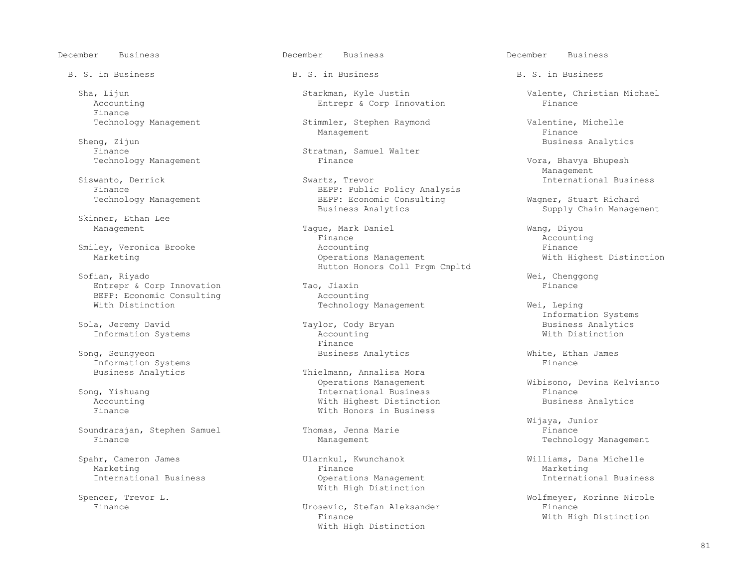December Business

B. S. in Business

Sha, Lijun
- Accounting
- Finance
- Technology Management

Sheng, Zijun
- Finance
- Technology Management

Siswanto, Derrick
- Finance
- Technology Management

Skinner, Ethan Lee
- Management

Smiley, Veronica Brooke
- Marketing

Sofian, Riyado
- Entrepr & Corp Innovation
- BEPP: Economic Consulting
- With Distinction

Sola, Jeremy David
- Information Systems

Song, Seungyeon
- Information Systems
- Business Analytics

Song, Yishuang
- Accounting
- Finance

Soundrarajan, Stephen Samuel
- Finance

Spahr, Cameron James
- Marketing
- International Business

Spencer, Trevor L.
- Finance

Starkman, Kyle Justin
- Entrepr & Corp Innovation

Stimmler, Stephen Raymond
- Management

Stratman, Samuel Walter
- Finance

Swartz, Trevor
- BEPP: Public Policy Analysis
- BEPP: Economic Consulting
- Business Analytics

Tague, Mark Daniel
- Finance
- Accounting
- Operations Management
- Hutton Honors Coll Prgm Cmpltd

Tao, Jiaxin
- Accounting
- Technology Management

Taylor, Cody Bryan
- Accounting
- Finance
- Business Analytics

Thielmann, Annalisa Mora
- Operations Management
- International Business
- With Highest Distinction
- With Honors in Business

Thomas, Jenna Marie
- Management

Ularnkul, Kwunchanok
- Finance
- Operations Management
- With High Distinction

Urosevic, Stefan Aleksander
- Finance
- With High Distinction

Valente, Christian Michael
- Finance

Valentine, Michelle
- Finance
- Business Analytics

Vora, Bhavya Bhupesh
- Management
- International Business

Wagner, Stuart Richard
- Supply Chain Management

Wang, Diyou
- Accounting
- Finance
- With Highest Distinction

Wei, Chenggong
- Finance

Wei, Leping
- Information Systems
- Business Analytics
- With Distinction

White, Ethan James
- Finance

Wibisono, Devina Kelvianto
- Finance
- Business Analytics

Wijaya, Junior
- Finance
- Technology Management

Williams, Dana Michelle
- Marketing
- International Business

Wolfmeyer, Korinne Nicole
- Finance
- With High Distinction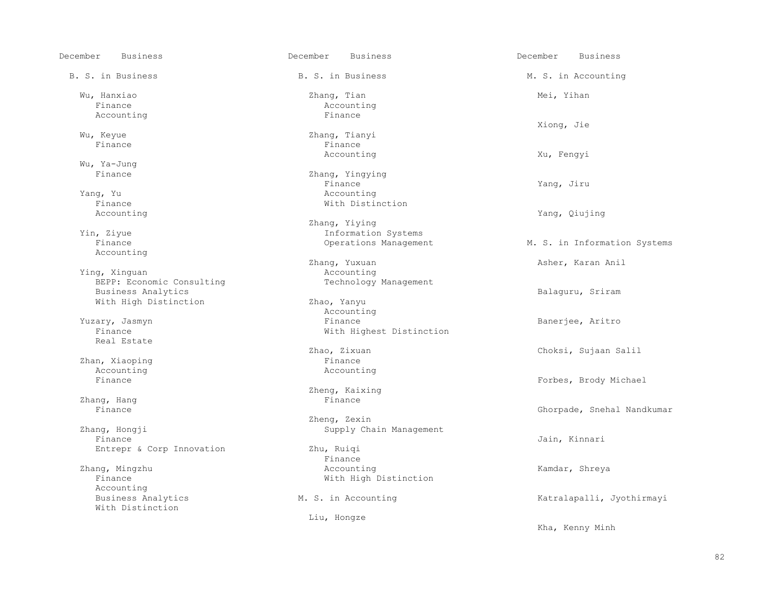December Business

## B. S. in Business

Wu, Hanxiao
- Finance
- Accounting

Wu, Keyue
- Finance

Wu, Ya-Jung
- Finance

Yang, Yu
- Finance
- Accounting

Yin, Ziyue
- Finance
- Accounting

Ying, Xinguan
- BEPP: Economic Consulting
- Business Analytics
- With High Distinction

Yuzary, Jasmyn
- Finance
- Real Estate

Zhan, Xiaoping
- Accounting
- Finance

Zhang, Hang
- Finance

Zhang, Hongji
- Finance
- Entrepr & Corp Innovation

Zhang, Mingzhu
- Finance
- Accounting
- Business Analytics
- With Distinction

Zhang, Tian
- Accounting
- Finance

Zhang, Tianyi
- Finance
- Accounting

Zhang, Yingying
- Finance
- Accounting
- With Distinction

Zhang, Yiying
- Information Systems
- Operations Management

Zhang, Yuxuan
- Accounting
- Technology Management

Zhao, Yanyu
- Accounting
- Finance
- With Highest Distinction

Zhao, Zixuan
- Finance
- Accounting

Zheng, Kaixing
- Finance

Zheng, Zexin
- Supply Chain Management

Zhu, Ruiqi
- Finance
- Accounting
- With High Distinction

## M. S. in Accounting

Liu, Hongze

Mei, Yihan

Xiong, Jie

Xu, Fengyi

Yang, Jiru

Yang, Qiujing

## M. S. in Information Systems

Asher, Karan Anil

Balaguru, Sriram

Banerjee, Aritro

Choksi, Sujaan Salil

Forbes, Brody Michael

Ghorpade, Snehal Nandkumar

Jain, Kinnari

Kamdar, Shreya

Katralapalli, Jyothirmayi

Kha, Kenny Minh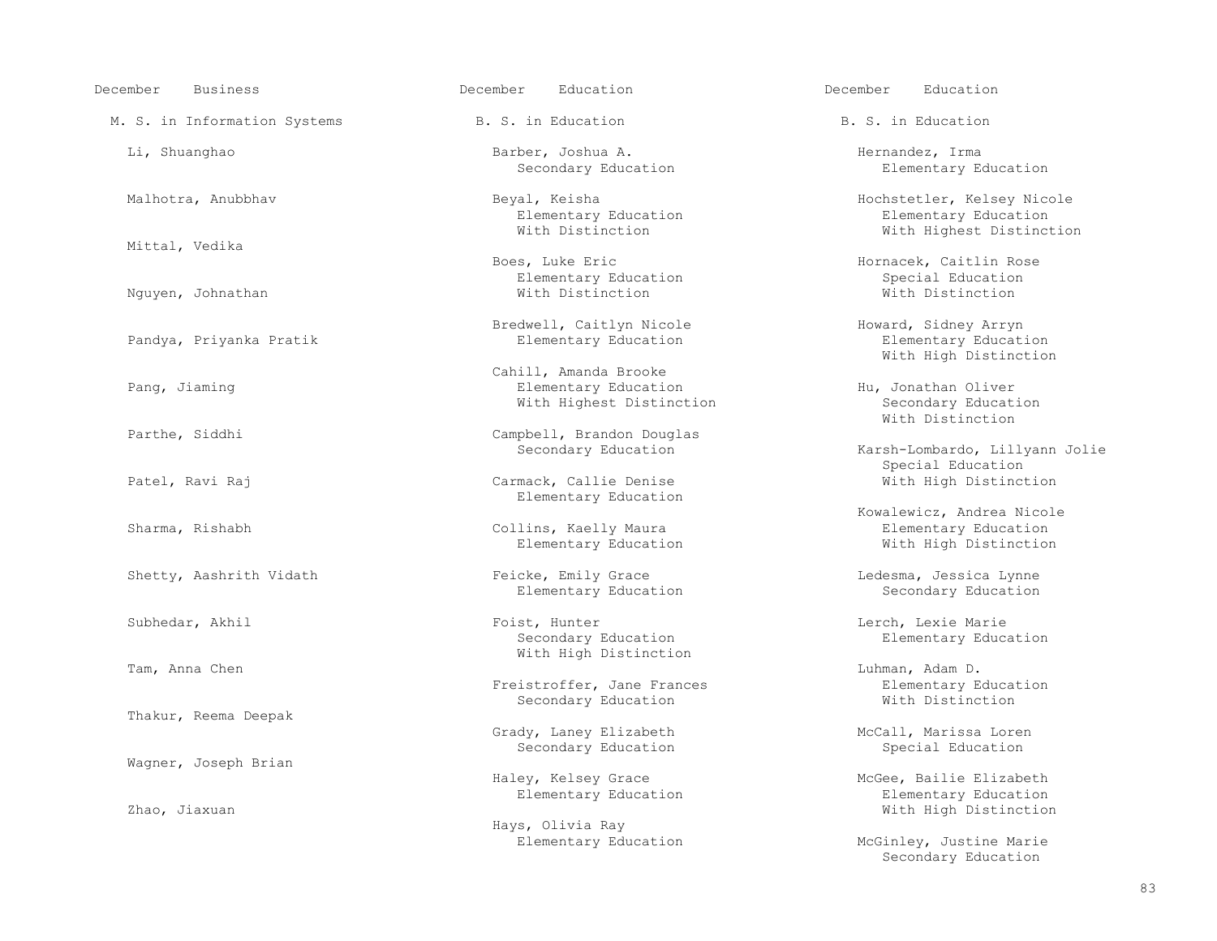December Business

## M. S. in Information Systems

Li, Shuanghao

Malhotra, Anubbhav

Mittal, Vedika

Nguyen, Johnathan

Pandya, Priyanka Pratik

Pang, Jiaming

Parthe, Siddhi

Patel, Ravi Raj

Sharma, Rishabh

Shetty, Aashrith Vidath

Subhedar, Akhil

Tam, Anna Chen

Thakur, Reema Deepak

Wagner, Joseph Brian

Zhao, Jiaxuan

December Education

## B. S. in Education

Barber, Joshua A.
Secondary Education

Beyal, Keisha
Elementary Education
With Distinction

Boes, Luke Eric
Elementary Education
With Distinction

Bredwell, Caitlyn Nicole
Elementary Education

Cahill, Amanda Brooke
Elementary Education
With Highest Distinction

Campbell, Brandon Douglas
Secondary Education

Carmack, Callie Denise
Elementary Education

Collins, Kaelly Maura
Elementary Education

Feicke, Emily Grace
Elementary Education

Foist, Hunter
Secondary Education
With High Distinction

Freistroffer, Jane Frances
Secondary Education

Grady, Laney Elizabeth
Secondary Education

Haley, Kelsey Grace
Elementary Education

Hays, Olivia Ray
Elementary Education

December Education

## B. S. in Education

Hernandez, Irma
Elementary Education

Hochstetler, Kelsey Nicole
Elementary Education
With Highest Distinction

Hornacek, Caitlin Rose
Special Education
With Distinction

Howard, Sidney Arryn
Elementary Education
With High Distinction

Hu, Jonathan Oliver
Secondary Education
With Distinction

Karsh-Lombardo, Lillyann Jolie
Special Education
With High Distinction

Kowalewicz, Andrea Nicole
Elementary Education
With High Distinction

Ledesma, Jessica Lynne
Secondary Education

Lerch, Lexie Marie
Elementary Education

Luhman, Adam D.
Elementary Education
With Distinction

McCall, Marissa Loren
Special Education

McGee, Bailie Elizabeth
Elementary Education
With High Distinction

McGinley, Justine Marie
Secondary Education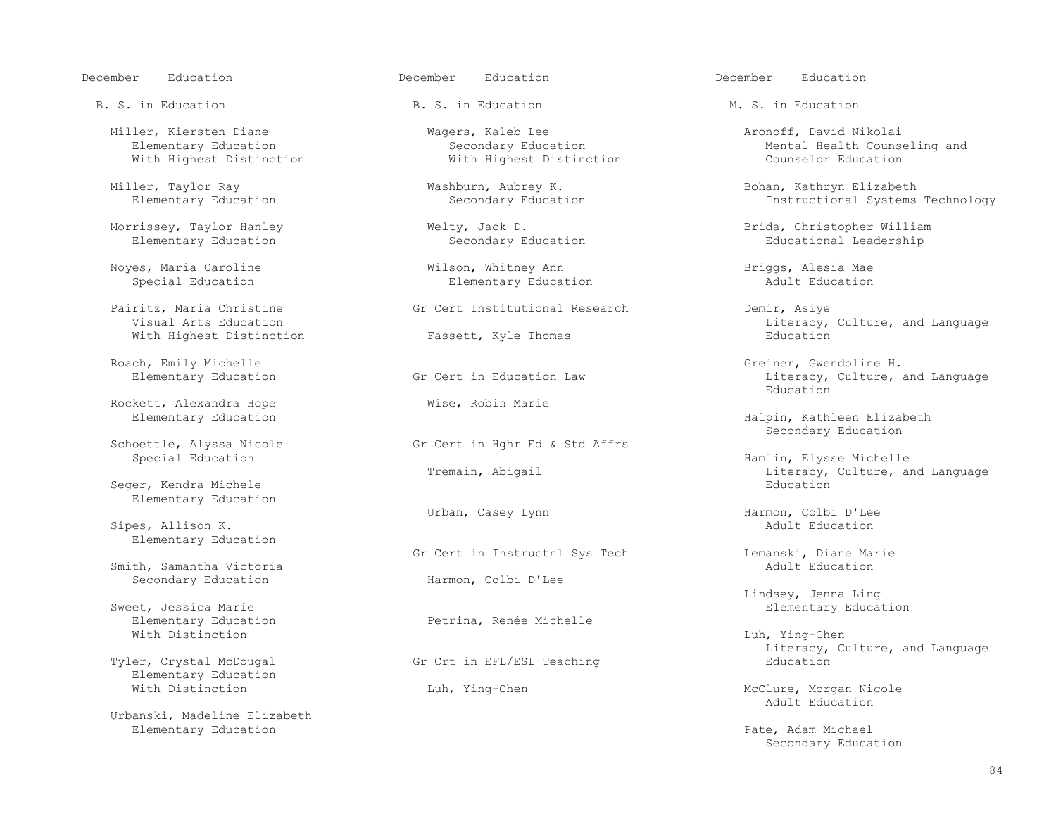December Education

B. S. in Education

Miller, Kiersten Diane
Elementary Education
With Highest Distinction

Miller, Taylor Ray
Elementary Education

Morrissey, Taylor Hanley
Elementary Education

Noyes, Maria Caroline
Special Education

Pairitz, Maria Christine
Visual Arts Education
With Highest Distinction

Roach, Emily Michelle
Elementary Education

Rockett, Alexandra Hope
Elementary Education

Schoettle, Alyssa Nicole
Special Education

Seger, Kendra Michele
Elementary Education

Sipes, Allison K.
Elementary Education

Smith, Samantha Victoria
Secondary Education

Sweet, Jessica Marie
Elementary Education
With Distinction

Tyler, Crystal McDougal
Elementary Education
With Distinction

Urbanski, Madeline Elizabeth
Elementary Education

December Education

B. S. in Education

Wagers, Kaleb Lee
Secondary Education
With Highest Distinction

Washburn, Aubrey K.
Secondary Education

Welty, Jack D.
Secondary Education

Wilson, Whitney Ann
Elementary Education

Gr Cert Institutional Research

Fassett, Kyle Thomas

Gr Cert in Education Law

Wise, Robin Marie

Gr Cert in Hghr Ed & Std Affrs

Tremain, Abigail

Urban, Casey Lynn

Gr Cert in Instructnl Sys Tech

Harmon, Colbi D'Lee

Petrina, Renée Michelle

Gr Crt in EFL/ESL Teaching

Luh, Ying-Chen

December Education

M. S. in Education

Aronoff, David Nikolai
Mental Health Counseling and Counselor Education

Bohan, Kathryn Elizabeth
Instructional Systems Technology

Brida, Christopher William
Educational Leadership

Briggs, Alesia Mae
Adult Education

Demir, Asiye
Literacy, Culture, and Language Education

Greiner, Gwendoline H.
Literacy, Culture, and Language Education

Halpin, Kathleen Elizabeth
Secondary Education

Hamlin, Elysse Michelle
Literacy, Culture, and Language Education

Harmon, Colbi D'Lee
Adult Education

Lemanski, Diane Marie
Adult Education

Lindsey, Jenna Ling
Elementary Education

Luh, Ying-Chen
Literacy, Culture, and Language Education

McClure, Morgan Nicole
Adult Education

Pate, Adam Michael
Secondary Education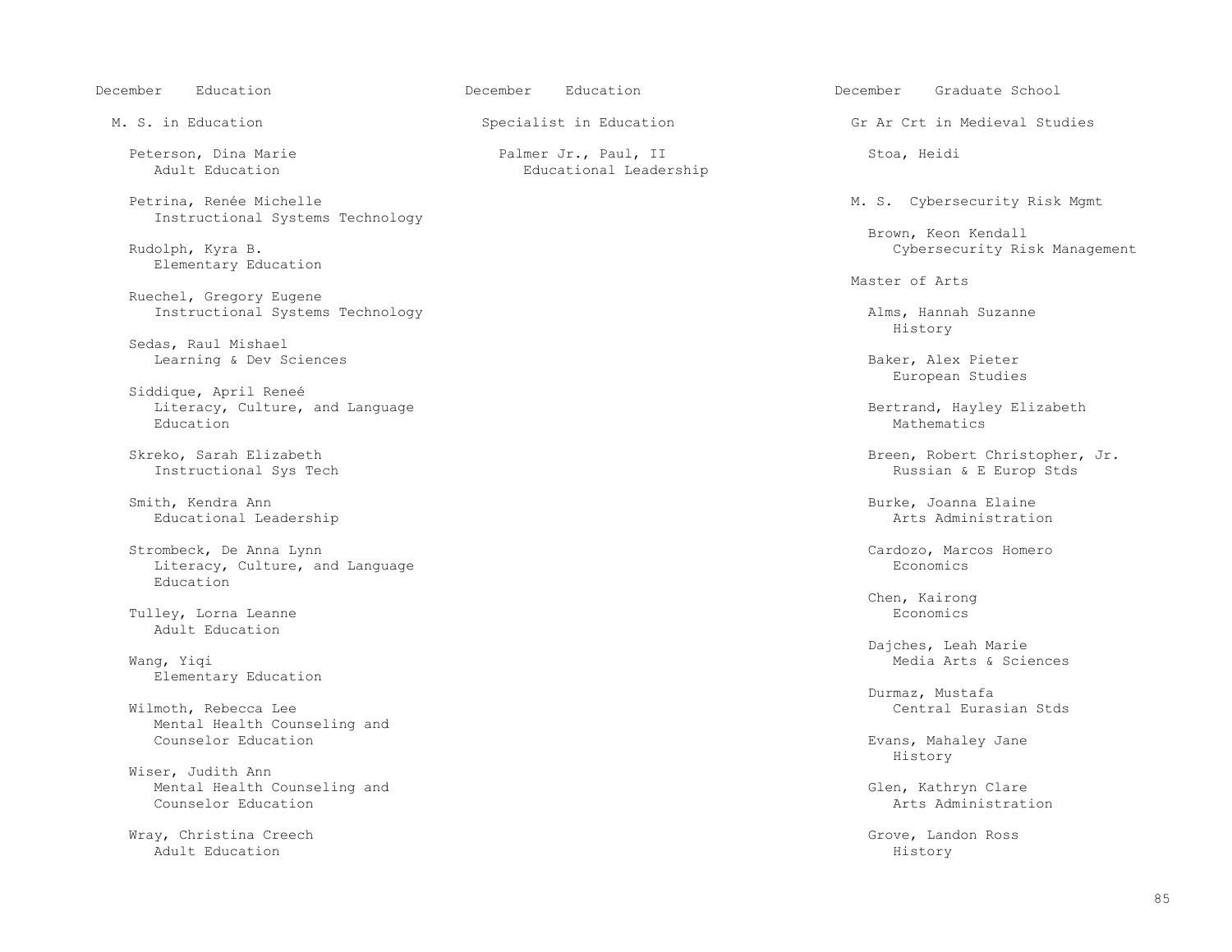## December Education

### M. S. in Education

Peterson, Dina Marie
Adult Education

Petrina, Renée Michelle
Instructional Systems Technology

Rudolph, Kyra B.
Elementary Education

Ruechel, Gregory Eugene
Instructional Systems Technology

Sedas, Raul Mishael
Learning & Dev Sciences

Siddique, April Reneé
Literacy, Culture, and Language Education

Skreko, Sarah Elizabeth
Instructional Sys Tech

Smith, Kendra Ann
Educational Leadership

Strombeck, De Anna Lynn
Literacy, Culture, and Language Education

Tulley, Lorna Leanne
Adult Education

Wang, Yiqi
Elementary Education

Wilmoth, Rebecca Lee
Mental Health Counseling and Counselor Education

Wiser, Judith Ann
Mental Health Counseling and Counselor Education

Wray, Christina Creech
Adult Education

## December Education

### Specialist in Education

Palmer Jr., Paul, II
Educational Leadership

## December Graduate School

### Gr Ar Crt in Medieval Studies

Stoa, Heidi

### M. S. Cybersecurity Risk Mgmt

Brown, Keon Kendall
Cybersecurity Risk Management

### Master of Arts

Alms, Hannah Suzanne
History

Baker, Alex Pieter
European Studies

Bertrand, Hayley Elizabeth
Mathematics

Breen, Robert Christopher, Jr.
Russian & E Europ Stds

Burke, Joanna Elaine
Arts Administration

Cardozo, Marcos Homero
Economics

Chen, Kairong
Economics

Dajches, Leah Marie
Media Arts & Sciences

Durmaz, Mustafa
Central Eurasian Stds

Evans, Mahaley Jane
History

Glen, Kathryn Clare
Arts Administration

Grove, Landon Ross
History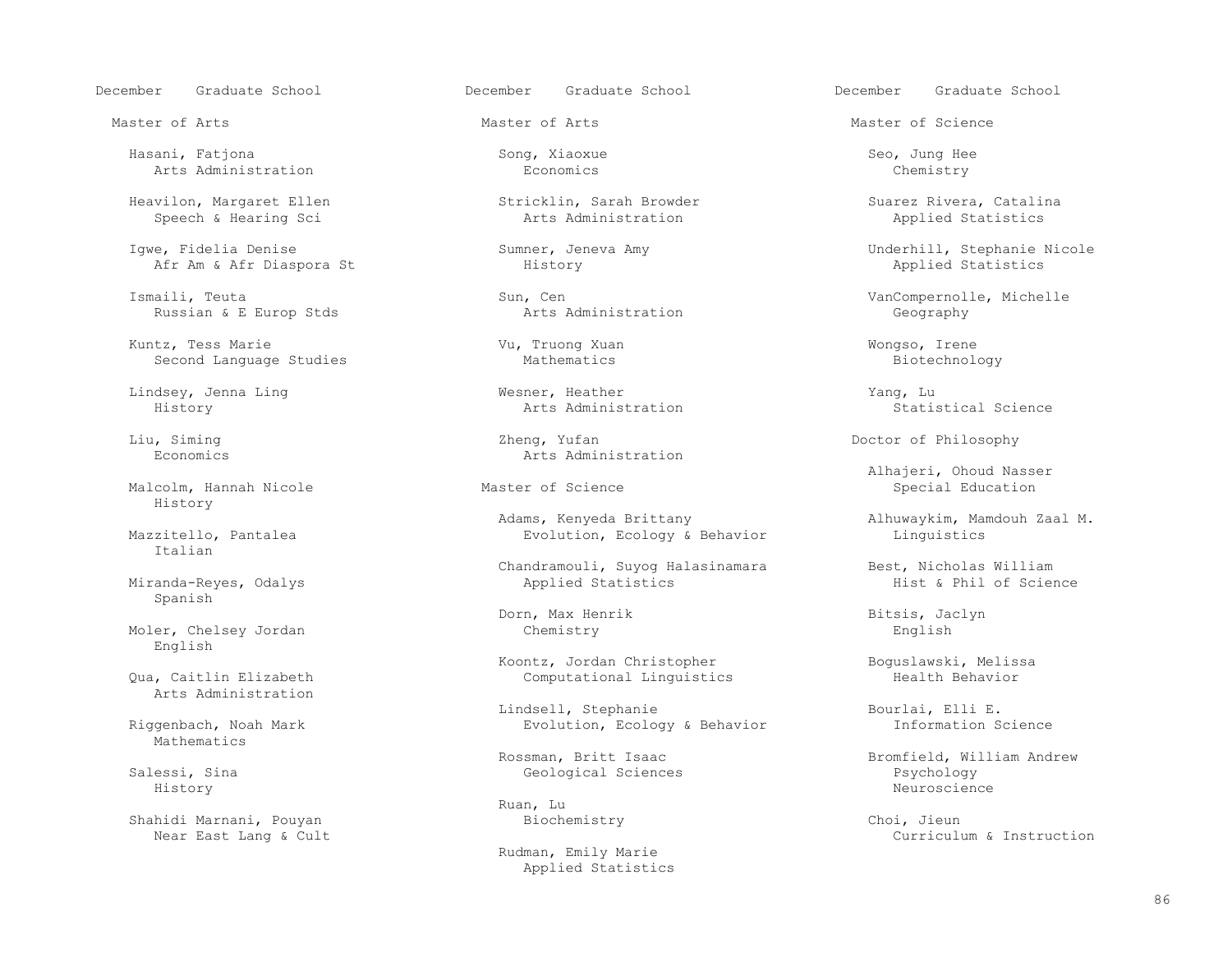December Graduate School

## Master of Arts

Hasani, Fatjona
Arts Administration

Heavilon, Margaret Ellen
Speech & Hearing Sci

Igwe, Fidelia Denise
Afr Am & Afr Diaspora St

Ismaili, Teuta
Russian & E Europ Stds

Kuntz, Tess Marie
Second Language Studies

Lindsey, Jenna Ling
History

Liu, Siming
Economics

Malcolm, Hannah Nicole
History

Mazzitello, Pantalea
Italian

Miranda-Reyes, Odalys
Spanish

Moler, Chelsey Jordan
English

Qua, Caitlin Elizabeth
Arts Administration

Riggenbach, Noah Mark
Mathematics

Salessi, Sina
History

Shahidi Marnani, Pouyan
Near East Lang & Cult

Song, Xiaoxue
Economics

Stricklin, Sarah Browder
Arts Administration

Sumner, Jeneva Amy
History

Sun, Cen
Arts Administration

Vu, Truong Xuan
Mathematics

Wesner, Heather
Arts Administration

Zheng, Yufan
Arts Administration

## Master of Science

Adams, Kenyeda Brittany
Evolution, Ecology & Behavior

Chandramouli, Suyog Halasinamara
Applied Statistics

Dorn, Max Henrik
Chemistry

Koontz, Jordan Christopher
Computational Linguistics

Lindsell, Stephanie
Evolution, Ecology & Behavior

Rossman, Britt Isaac
Geological Sciences

Ruan, Lu
Biochemistry

Rudman, Emily Marie
Applied Statistics

Seo, Jung Hee
Chemistry

Suarez Rivera, Catalina
Applied Statistics

Underhill, Stephanie Nicole
Applied Statistics

VanCompernolle, Michelle
Geography

Wongso, Irene
Biotechnology

Yang, Lu
Statistical Science

## Doctor of Philosophy

Alhajeri, Ohoud Nasser
Special Education

Alhuwaykim, Mamdouh Zaal M.
Linguistics

Best, Nicholas William
Hist & Phil of Science

Bitsis, Jaclyn
English

Boguslawski, Melissa
Health Behavior

Bourlai, Elli E.
Information Science

Bromfield, William Andrew
Psychology
Neuroscience

Choi, Jieun
Curriculum & Instruction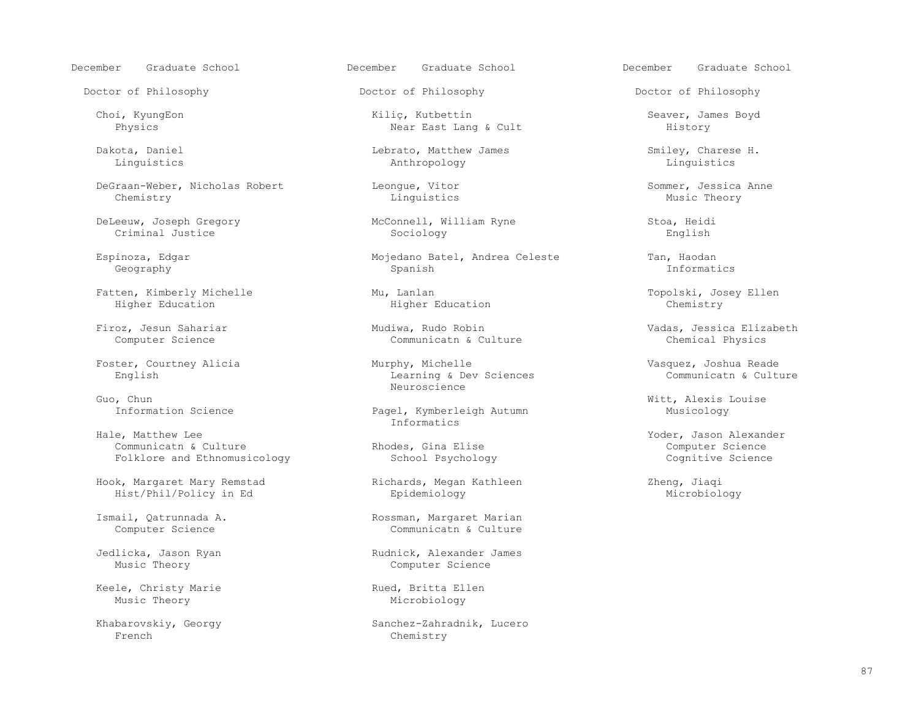## December Graduate School

### Doctor of Philosophy

Choi, KyungEon
Physics

Dakota, Daniel
Linguistics

DeGraan-Weber, Nicholas Robert
Chemistry

DeLeeuw, Joseph Gregory
Criminal Justice

Espinoza, Edgar
Geography

Fatten, Kimberly Michelle
Higher Education

Firoz, Jesun Sahariar
Computer Science

Foster, Courtney Alicia
English

Guo, Chun
Information Science

Hale, Matthew Lee
Communicatn & Culture
Folklore and Ethnomusicology

Hook, Margaret Mary Remstad
Hist/Phil/Policy in Ed

Ismail, Qatrunnada A.
Computer Science

Jedlicka, Jason Ryan
Music Theory

Keele, Christy Marie
Music Theory

Khabarovskiy, Georgy
French

Kiliç, Kutbettin
Near East Lang & Cult

Lebrato, Matthew James
Anthropology

Leongue, Vitor
Linguistics

McConnell, William Ryne
Sociology

Mojedano Batel, Andrea Celeste
Spanish

Mu, Lanlan
Higher Education

Mudiwa, Rudo Robin
Communicatn & Culture

Murphy, Michelle
Learning & Dev Sciences
Neuroscience

Pagel, Kymberleigh Autumn
Informatics

Rhodes, Gina Elise
School Psychology

Richards, Megan Kathleen
Epidemiology

Rossman, Margaret Marian
Communicatn & Culture

Rudnick, Alexander James
Computer Science

Rued, Britta Ellen
Microbiology

Sanchez-Zahradnik, Lucero
Chemistry

Seaver, James Boyd
History

Smiley, Charese H.
Linguistics

Sommer, Jessica Anne
Music Theory

Stoa, Heidi
English

Tan, Haodan
Informatics

Topolski, Josey Ellen
Chemistry

Vadas, Jessica Elizabeth
Chemical Physics

Vasquez, Joshua Reade
Communicatn & Culture

Witt, Alexis Louise
Musicology

Yoder, Jason Alexander
Computer Science
Cognitive Science

Zheng, Jiaqi
Microbiology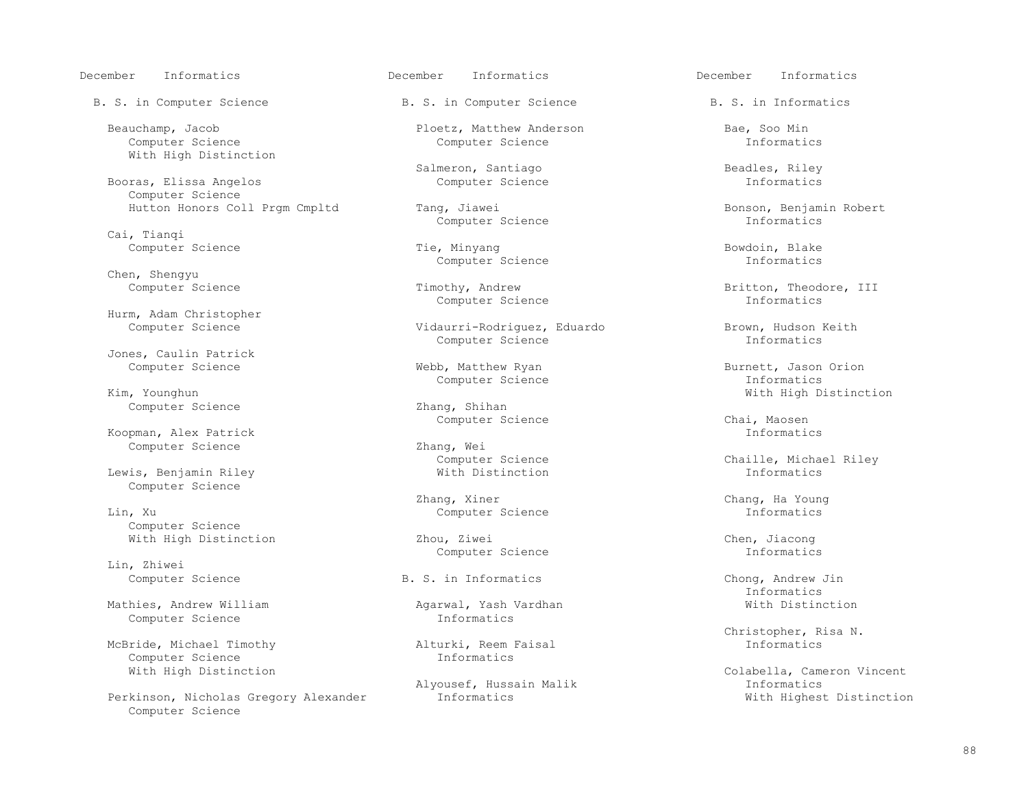December Informatics

## B. S. in Computer Science

Beauchamp, Jacob
Computer Science
With High Distinction

Booras, Elissa Angelos
Computer Science
Hutton Honors Coll Prgm Cmpltd

Cai, Tianqi
Computer Science

Chen, Shengyu
Computer Science

Hurm, Adam Christopher
Computer Science

Jones, Caulin Patrick
Computer Science

Kim, Younghun
Computer Science

Koopman, Alex Patrick
Computer Science

Lewis, Benjamin Riley
Computer Science

Lin, Xu
Computer Science
With High Distinction

Lin, Zhiwei
Computer Science

Mathies, Andrew William
Computer Science

McBride, Michael Timothy
Computer Science
With High Distinction

Perkinson, Nicholas Gregory Alexander
Computer Science

Ploetz, Matthew Anderson
Computer Science

Salmeron, Santiago
Computer Science

Tang, Jiawei
Computer Science

Tie, Minyang
Computer Science

Timothy, Andrew
Computer Science

Vidaurri-Rodriguez, Eduardo
Computer Science

Webb, Matthew Ryan
Computer Science

Zhang, Shihan
Computer Science

Zhang, Wei
Computer Science
With Distinction

Zhang, Xiner
Computer Science

Zhou, Ziwei
Computer Science

## B. S. in Informatics

Agarwal, Yash Vardhan
Informatics

Alturki, Reem Faisal
Informatics

Alyousef, Hussain Malik
Informatics

Bae, Soo Min
Informatics

Beadles, Riley
Informatics

Bonson, Benjamin Robert
Informatics

Bowdoin, Blake
Informatics

Britton, Theodore, III
Informatics

Brown, Hudson Keith
Informatics

Burnett, Jason Orion
Informatics
With High Distinction

Chai, Maosen
Informatics

Chaille, Michael Riley
Informatics

Chang, Ha Young
Informatics

Chen, Jiacong
Informatics

Chong, Andrew Jin
Informatics
With Distinction

Christopher, Risa N.
Informatics

Colabella, Cameron Vincent
Informatics
With Highest Distinction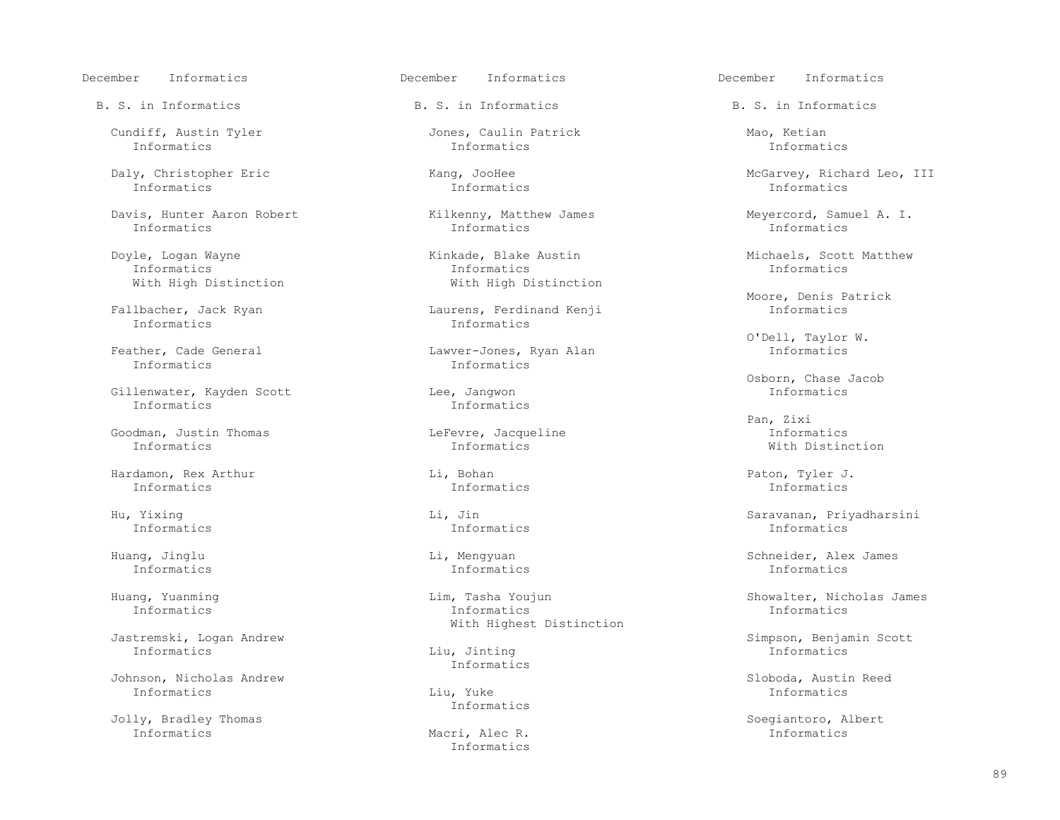December Informatics

## B. S. in Informatics

Cundiff, Austin Tyler
Informatics

Daly, Christopher Eric
Informatics

Davis, Hunter Aaron Robert
Informatics

Doyle, Logan Wayne
Informatics
With High Distinction

Fallbacher, Jack Ryan
Informatics

Feather, Cade General
Informatics

Gillenwater, Kayden Scott
Informatics

Goodman, Justin Thomas
Informatics

Hardamon, Rex Arthur
Informatics

Hu, Yixing
Informatics

Huang, Jinglu
Informatics

Huang, Yuanming
Informatics

Jastremski, Logan Andrew
Informatics

Johnson, Nicholas Andrew
Informatics

Jolly, Bradley Thomas
Informatics

Jones, Caulin Patrick
Informatics

Kang, JooHee
Informatics

Kilkenny, Matthew James
Informatics

Kinkade, Blake Austin
Informatics
With High Distinction

Laurens, Ferdinand Kenji
Informatics

Lawver-Jones, Ryan Alan
Informatics

Lee, Jangwon
Informatics

LeFevre, Jacqueline
Informatics

Li, Bohan
Informatics

Li, Jin
Informatics

Li, Mengyuan
Informatics

Lim, Tasha Youjun
Informatics
With Highest Distinction

Liu, Jinting
Informatics

Liu, Yuke
Informatics

Macri, Alec R.
Informatics

Mao, Ketian
Informatics

McGarvey, Richard Leo, III
Informatics

Meyercord, Samuel A. I.
Informatics

Michaels, Scott Matthew
Informatics

Moore, Denis Patrick
Informatics

O'Dell, Taylor W.
Informatics

Osborn, Chase Jacob
Informatics

Pan, Zixi
Informatics
With Distinction

Paton, Tyler J.
Informatics

Saravanan, Priyadharsini
Informatics

Schneider, Alex James
Informatics

Showalter, Nicholas James
Informatics

Simpson, Benjamin Scott
Informatics

Sloboda, Austin Reed
Informatics

Soegiantoro, Albert
Informatics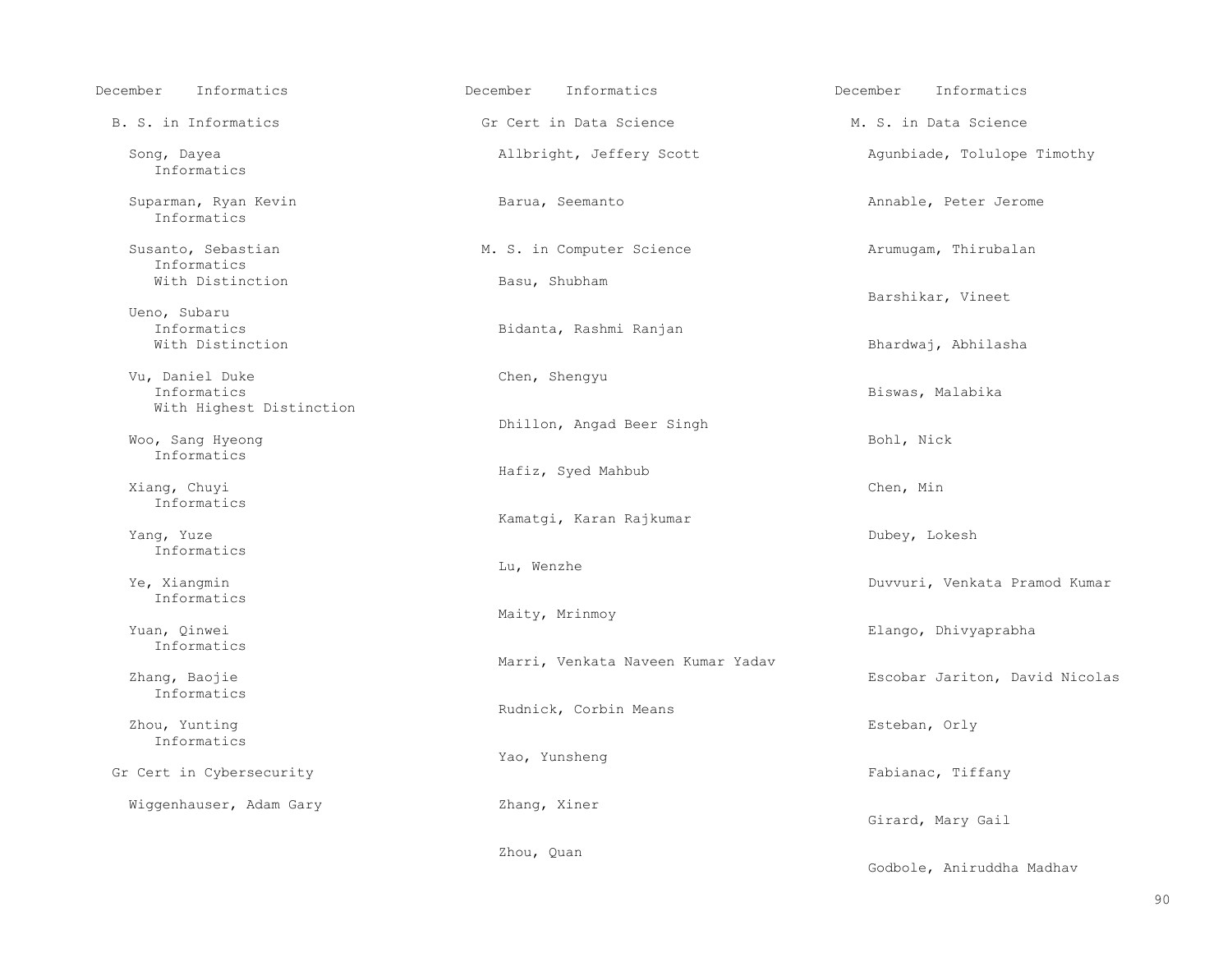December Informatics

## B. S. in Informatics

Song, Dayea
Informatics

Suparman, Ryan Kevin
Informatics

Susanto, Sebastian
Informatics
With Distinction

Ueno, Subaru
Informatics
With Distinction

Vu, Daniel Duke
Informatics
With Highest Distinction

Woo, Sang Hyeong
Informatics

Xiang, Chuyi
Informatics

Yang, Yuze
Informatics

Ye, Xiangmin
Informatics

Yuan, Qinwei
Informatics

Zhang, Baojie
Informatics

Zhou, Yunting
Informatics

## Gr Cert in Cybersecurity

Wiggenhauser, Adam Gary

December Informatics

## Gr Cert in Data Science

Allbright, Jeffery Scott

Barua, Seemanto

## M. S. in Computer Science

Basu, Shubham

Bidanta, Rashmi Ranjan

Chen, Shengyu

Dhillon, Angad Beer Singh

Hafiz, Syed Mahbub

Kamatgi, Karan Rajkumar

Lu, Wenzhe

Maity, Mrinmoy

Marri, Venkata Naveen Kumar Yadav

Rudnick, Corbin Means

Yao, Yunsheng

Zhang, Xiner

Zhou, Quan

December Informatics

## M. S. in Data Science

Agunbiade, Tolulope Timothy

Annable, Peter Jerome

Arumugam, Thirubalan

Barshikar, Vineet

Bhardwaj, Abhilasha

Biswas, Malabika

Bohl, Nick

Chen, Min

Dubey, Lokesh

Duvvuri, Venkata Pramod Kumar

Elango, Dhivyaprabha

Escobar Jariton, David Nicolas

Esteban, Orly

Fabianac, Tiffany

Girard, Mary Gail

Godbole, Aniruddha Madhav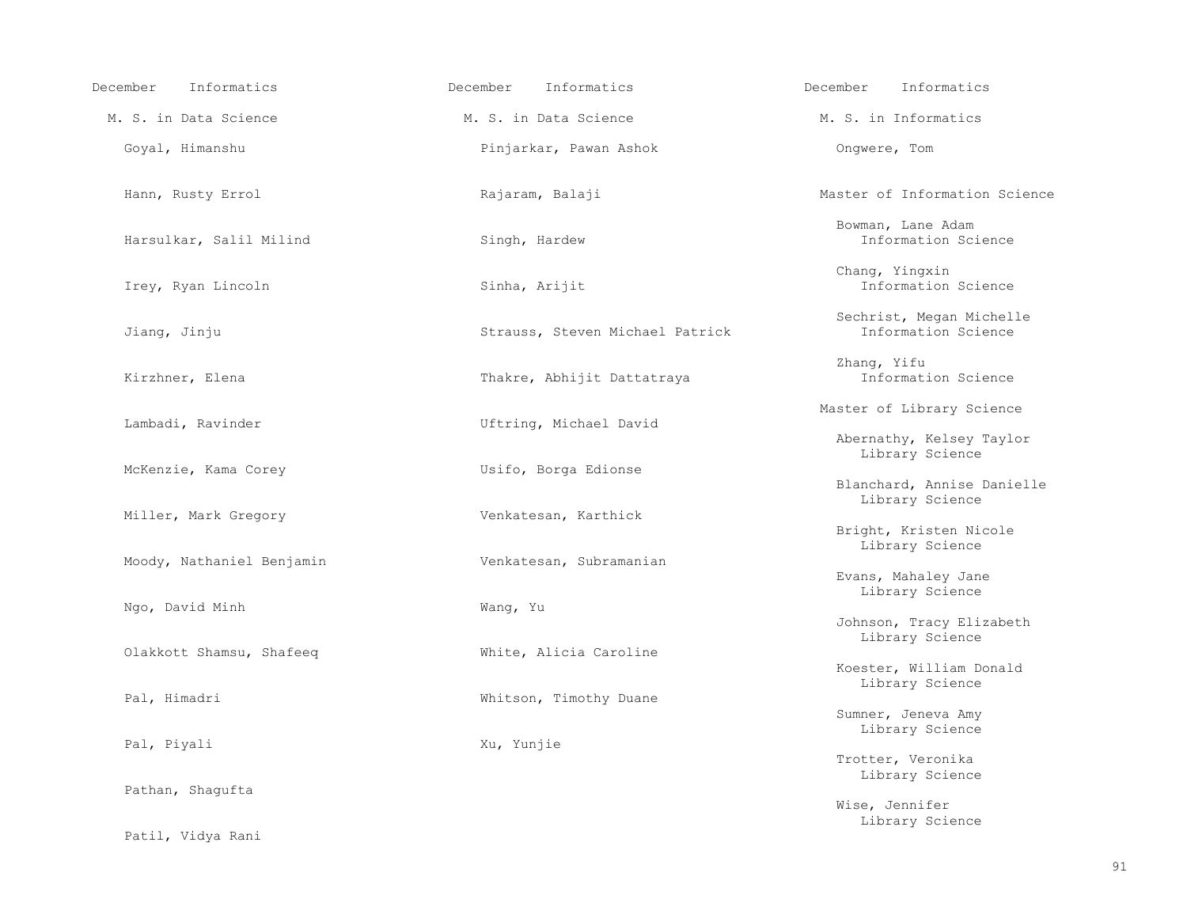December Informatics

M. S. in Data Science

Goyal, Himanshu

Hann, Rusty Errol

Harsulkar, Salil Milind

Irey, Ryan Lincoln

Jiang, Jinju

Kirzhner, Elena

Lambadi, Ravinder

McKenzie, Kama Corey

Miller, Mark Gregory

Moody, Nathaniel Benjamin

Ngo, David Minh

Olakkott Shamsu, Shafeeq

Pal, Himadri

Pal, Piyali

Pathan, Shagufta

Patil, Vidya Rani

December Informatics

M. S. in Data Science

Pinjarkar, Pawan Ashok

Rajaram, Balaji

Singh, Hardew

Sinha, Arijit

Strauss, Steven Michael Patrick

Thakre, Abhijit Dattatraya

Uftring, Michael David

Usifo, Borga Edionse

Venkatesan, Karthick

Venkatesan, Subramanian

Wang, Yu

White, Alicia Caroline

Whitson, Timothy Duane

Xu, Yunjie

December Informatics

M. S. in Informatics

Ongwere, Tom

Master of Information Science

Bowman, Lane Adam
Information Science

Chang, Yingxin
Information Science

Sechrist, Megan Michelle
Information Science

Zhang, Yifu
Information Science

Master of Library Science

Abernathy, Kelsey Taylor
Library Science

Blanchard, Annise Danielle
Library Science

Bright, Kristen Nicole
Library Science

Evans, Mahaley Jane
Library Science

Johnson, Tracy Elizabeth
Library Science

Koester, William Donald
Library Science

Sumner, Jeneva Amy
Library Science

Trotter, Veronika
Library Science

Wise, Jennifer
Library Science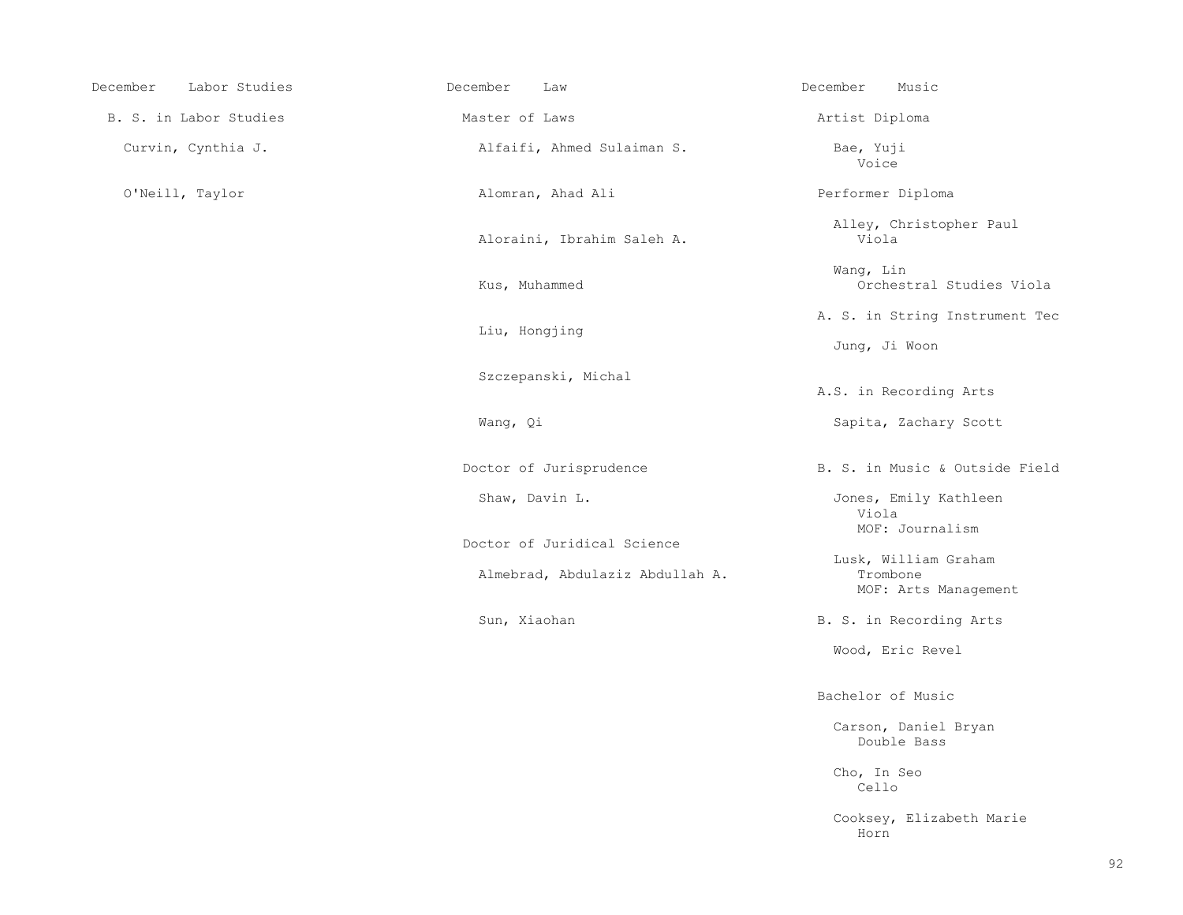## December Labor Studies

### B. S. in Labor Studies

Curvin, Cynthia J.

O'Neill, Taylor

## December Law

### Master of Laws

Alfaifi, Ahmed Sulaiman S.

Alomran, Ahad Ali

Aloraini, Ibrahim Saleh A.

Kus, Muhammed

Liu, Hongjing

Szczepanski, Michal

Wang, Qi

### Doctor of Jurisprudence

Shaw, Davin L.

### Doctor of Juridical Science

Almebrad, Abdulaziz Abdullah A.

Sun, Xiaohan

## December Music

### Artist Diploma

Bae, Yuji
Voice

### Performer Diploma

Alley, Christopher Paul
Viola

Wang, Lin
Orchestral Studies Viola

### A. S. in String Instrument Tec

Jung, Ji Woon

### A.S. in Recording Arts

Sapita, Zachary Scott

### B. S. in Music & Outside Field

Jones, Emily Kathleen
Viola
MOF: Journalism

Lusk, William Graham
Trombone
MOF: Arts Management

### B. S. in Recording Arts

Wood, Eric Revel

### Bachelor of Music

Carson, Daniel Bryan
Double Bass

Cho, In Seo
Cello

Cooksey, Elizabeth Marie
Horn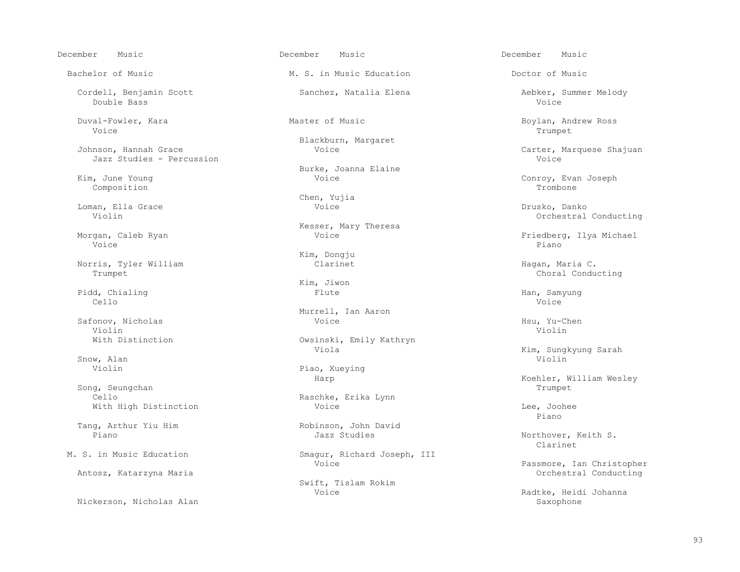December Music

## Bachelor of Music

Cordell, Benjamin Scott
Double Bass

Duval-Fowler, Kara
Voice

Johnson, Hannah Grace
Jazz Studies - Percussion

Kim, June Young
Composition

Loman, Ella Grace
Violin

Morgan, Caleb Ryan
Voice

Norris, Tyler William
Trumpet

Pidd, Chialing
Cello

Safonov, Nicholas
Violin
With Distinction

Snow, Alan
Violin

Song, Seungchan
Cello
With High Distinction

Tang, Arthur Yiu Him
Piano

## M. S. in Music Education

Antosz, Katarzyna Maria

Nickerson, Nicholas Alan

December Music

## M. S. in Music Education

Sanchez, Natalia Elena

## Master of Music

Blackburn, Margaret
Voice

Burke, Joanna Elaine
Voice

Chen, Yujia
Voice

Kesser, Mary Theresa
Voice

Kim, Dongju
Clarinet

Kim, Jiwon
Flute

Murrell, Ian Aaron
Voice

Owsinski, Emily Kathryn
Viola

Piao, Xueying
Harp

Raschke, Erika Lynn
Voice

Robinson, John David
Jazz Studies

Smagur, Richard Joseph, III
Voice

Swift, Tislam Rokim
Voice

December Music

## Doctor of Music

Aebker, Summer Melody
Voice

Boylan, Andrew Ross
Trumpet

Carter, Marquese Shajuan
Voice

Conroy, Evan Joseph
Trombone

Drusko, Danko
Orchestral Conducting

Friedberg, Ilya Michael
Piano

Hagan, Maria C.
Choral Conducting

Han, Samyung
Voice

Hsu, Yu-Chen
Violin

Kim, Sungkyung Sarah
Violin

Koehler, William Wesley
Trumpet

Lee, Joohee
Piano

Northover, Keith S.
Clarinet

Passmore, Ian Christopher
Orchestral Conducting

Radtke, Heidi Johanna
Saxophone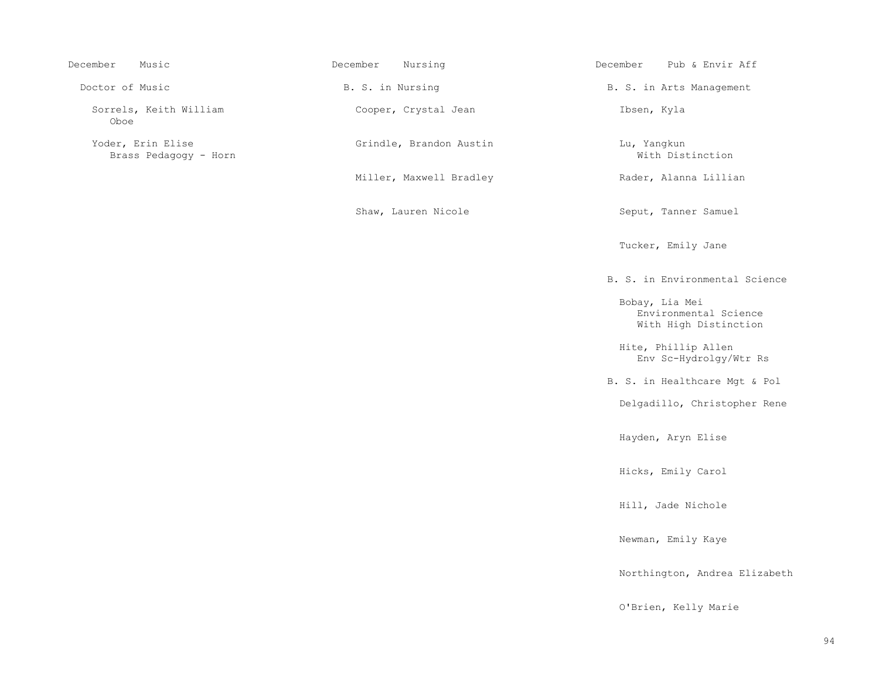## December Music

### Doctor of Music

Sorrels, Keith William
Oboe

Yoder, Erin Elise
Brass Pedagogy - Horn

## December Nursing

### B. S. in Nursing

Cooper, Crystal Jean

Grindle, Brandon Austin

Miller, Maxwell Bradley

Shaw, Lauren Nicole

## December Pub & Envir Aff

### B. S. in Arts Management

Ibsen, Kyla

Lu, Yangkun
With Distinction

Rader, Alanna Lillian

Seput, Tanner Samuel

Tucker, Emily Jane

### B. S. in Environmental Science

Bobay, Lia Mei
Environmental Science
With High Distinction

Hite, Phillip Allen
Env Sc-Hydrolgy/Wtr Rs

### B. S. in Healthcare Mgt & Pol

Delgadillo, Christopher Rene

Hayden, Aryn Elise

Hicks, Emily Carol

Hill, Jade Nichole

Newman, Emily Kaye

Northington, Andrea Elizabeth

O'Brien, Kelly Marie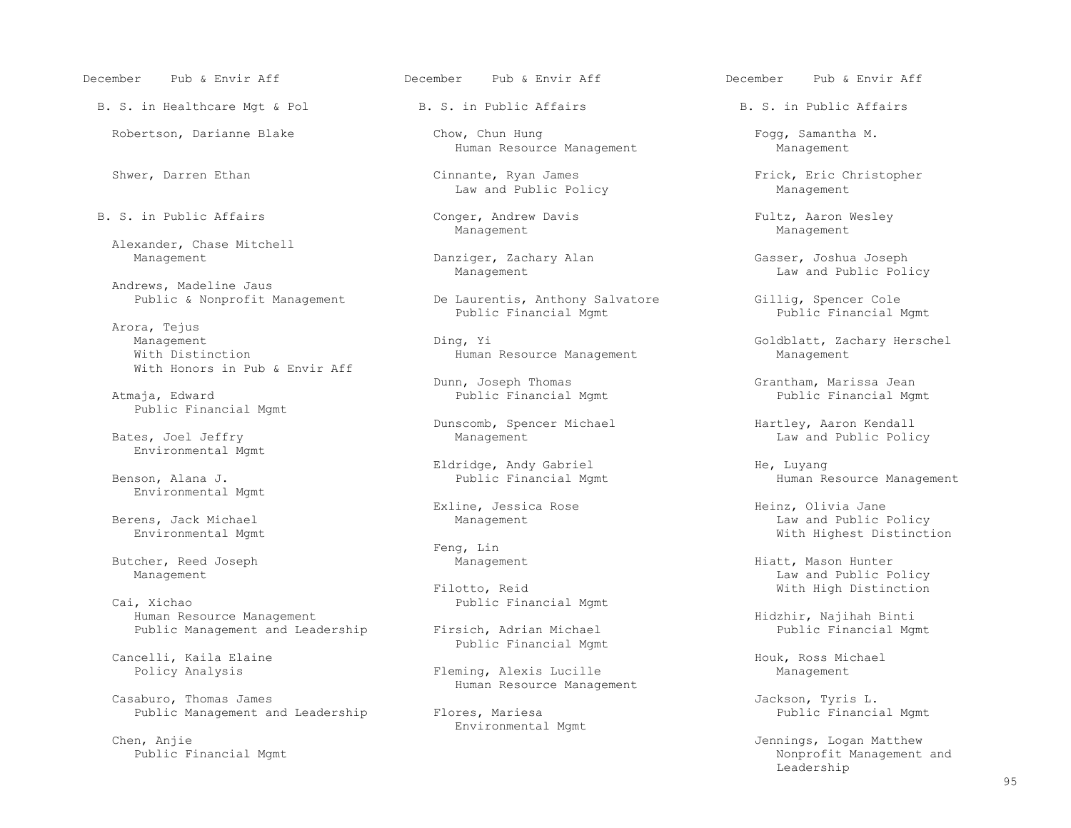December Pub & Envir Aff

## B. S. in Healthcare Mgt & Pol

Robertson, Darianne Blake

Shwer, Darren Ethan

## B. S. in Public Affairs

Alexander, Chase Mitchell
Management

Andrews, Madeline Jaus
Public & Nonprofit Management

Arora, Tejus
Management
With Distinction
With Honors in Pub & Envir Aff

Atmaja, Edward
Public Financial Mgmt

Bates, Joel Jeffry
Environmental Mgmt

Benson, Alana J.
Environmental Mgmt

Berens, Jack Michael
Environmental Mgmt

Butcher, Reed Joseph
Management

Cai, Xichao
Human Resource Management
Public Management and Leadership

Cancelli, Kaila Elaine
Policy Analysis

Casaburo, Thomas James
Public Management and Leadership

Chen, Anjie
Public Financial Mgmt

December Pub & Envir Aff

## B. S. in Public Affairs

Chow, Chun Hung
Human Resource Management

Cinnante, Ryan James
Law and Public Policy

Conger, Andrew Davis
Management

Danziger, Zachary Alan
Management

De Laurentis, Anthony Salvatore
Public Financial Mgmt

Ding, Yi
Human Resource Management

Dunn, Joseph Thomas
Public Financial Mgmt

Dunscomb, Spencer Michael
Management

Eldridge, Andy Gabriel
Public Financial Mgmt

Exline, Jessica Rose
Management

Feng, Lin
Management

Filotto, Reid
Public Financial Mgmt

Firsich, Adrian Michael
Public Financial Mgmt

Fleming, Alexis Lucille
Human Resource Management

Flores, Mariesa
Environmental Mgmt

December Pub & Envir Aff

## B. S. in Public Affairs

Fogg, Samantha M.
Management

Frick, Eric Christopher
Management

Fultz, Aaron Wesley
Management

Gasser, Joshua Joseph
Law and Public Policy

Gillig, Spencer Cole
Public Financial Mgmt

Goldblatt, Zachary Herschel
Management

Grantham, Marissa Jean
Public Financial Mgmt

Hartley, Aaron Kendall
Law and Public Policy

He, Luyang
Human Resource Management

Heinz, Olivia Jane
Law and Public Policy
With Highest Distinction

Hiatt, Mason Hunter
Law and Public Policy
With High Distinction

Hidzhir, Najihah Binti
Public Financial Mgmt

Houk, Ross Michael
Management

Jackson, Tyris L.
Public Financial Mgmt

Jennings, Logan Matthew
Nonprofit Management and
Leadership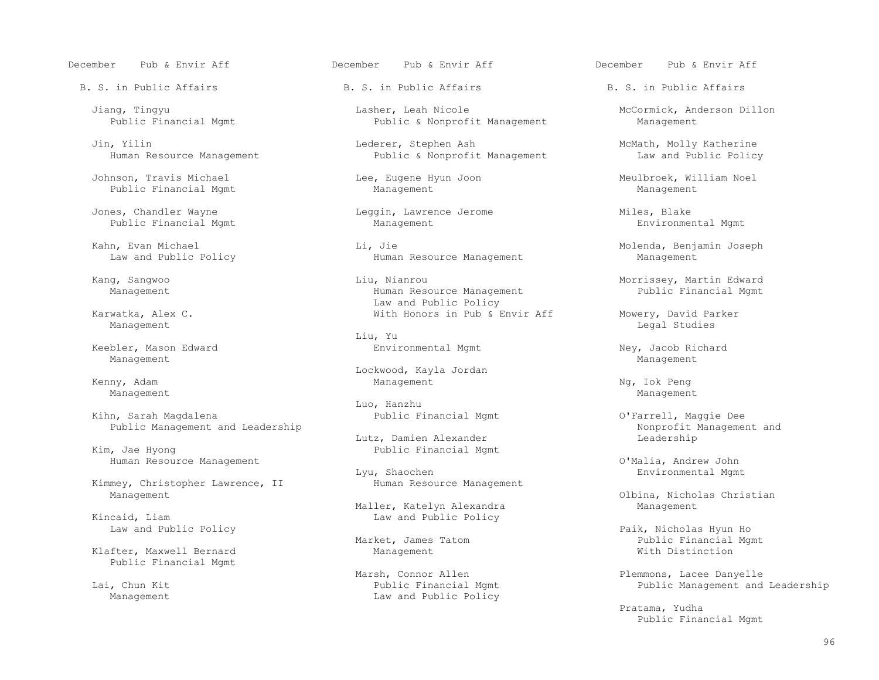December Pub & Envir Aff

## B. S. in Public Affairs

Jiang, Tingyu
Public Financial Mgmt

Jin, Yilin
Human Resource Management

Johnson, Travis Michael
Public Financial Mgmt

Jones, Chandler Wayne
Public Financial Mgmt

Kahn, Evan Michael
Law and Public Policy

Kang, Sangwoo
Management

Karwatka, Alex C.
Management

Keebler, Mason Edward
Management

Kenny, Adam
Management

Kihn, Sarah Magdalena
Public Management and Leadership

Kim, Jae Hyong
Human Resource Management

Kimmey, Christopher Lawrence, II
Management

Kincaid, Liam
Law and Public Policy

Klafter, Maxwell Bernard
Public Financial Mgmt

Lai, Chun Kit
Management

Lasher, Leah Nicole
Public & Nonprofit Management

Lederer, Stephen Ash
Public & Nonprofit Management

Lee, Eugene Hyun Joon
Management

Leggin, Lawrence Jerome
Management

Li, Jie
Human Resource Management

Liu, Nianrou
Human Resource Management
Law and Public Policy
With Honors in Pub & Envir Aff

Liu, Yu
Environmental Mgmt

Lockwood, Kayla Jordan
Management

Luo, Hanzhu
Public Financial Mgmt

Lutz, Damien Alexander
Public Financial Mgmt

Lyu, Shaochen
Human Resource Management

Maller, Katelyn Alexandra
Law and Public Policy

Market, James Tatom
Management

Marsh, Connor Allen
Public Financial Mgmt
Law and Public Policy

McCormick, Anderson Dillon
Management

McMath, Molly Katherine
Law and Public Policy

Meulbroek, William Noel
Management

Miles, Blake
Environmental Mgmt

Molenda, Benjamin Joseph
Management

Morrissey, Martin Edward
Public Financial Mgmt

Mowery, David Parker
Legal Studies

Ney, Jacob Richard
Management

Ng, Iok Peng
Management

O'Farrell, Maggie Dee
Nonprofit Management and Leadership

O'Malia, Andrew John
Environmental Mgmt

Olbina, Nicholas Christian
Management

Paik, Nicholas Hyun Ho
Public Financial Mgmt
With Distinction

Plemmons, Lacee Danyelle
Public Management and Leadership

Pratama, Yudha
Public Financial Mgmt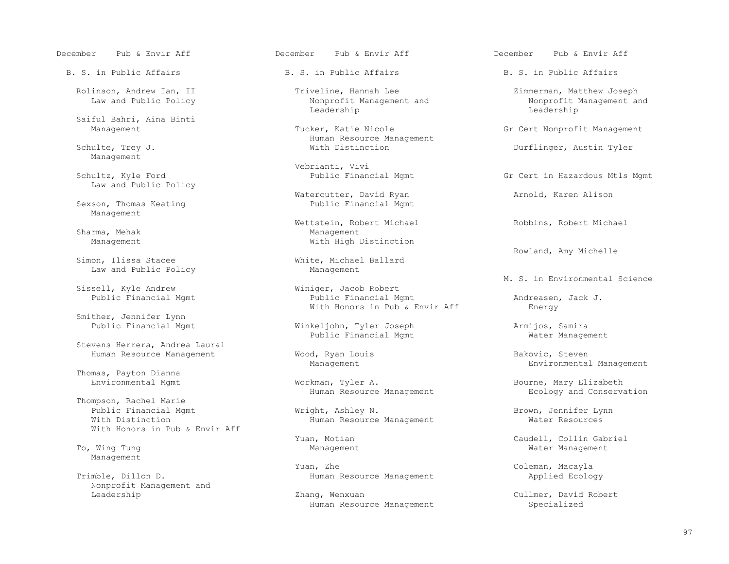December Pub & Envir Aff

## B. S. in Public Affairs

Rolinson, Andrew Ian, II
Law and Public Policy

Saiful Bahri, Aina Binti
Management

Schulte, Trey J.
Management

Schultz, Kyle Ford
Law and Public Policy

Sexson, Thomas Keating
Management

Sharma, Mehak
Management

Simon, Ilissa Stacee
Law and Public Policy

Sissell, Kyle Andrew
Public Financial Mgmt

Smither, Jennifer Lynn
Public Financial Mgmt

Stevens Herrera, Andrea Laural
Human Resource Management

Thomas, Payton Dianna
Environmental Mgmt

Thompson, Rachel Marie
Public Financial Mgmt
With Distinction
With Honors in Pub & Envir Aff

To, Wing Tung
Management

Trimble, Dillon D.
Nonprofit Management and Leadership

Triveline, Hannah Lee
Nonprofit Management and Leadership

Tucker, Katie Nicole
Human Resource Management
With Distinction

Vebrianti, Vivi
Public Financial Mgmt

Watercutter, David Ryan
Public Financial Mgmt

Wettstein, Robert Michael
Management
With High Distinction

White, Michael Ballard
Management

Winiger, Jacob Robert
Public Financial Mgmt
With Honors in Pub & Envir Aff

Winkeljohn, Tyler Joseph
Public Financial Mgmt

Wood, Ryan Louis
Management

Workman, Tyler A.
Human Resource Management

Wright, Ashley N.
Human Resource Management

Yuan, Motian
Management

Yuan, Zhe
Human Resource Management

Zhang, Wenxuan
Human Resource Management

Zimmerman, Matthew Joseph
Nonprofit Management and Leadership

## Gr Cert Nonprofit Management

Durflinger, Austin Tyler

## Gr Cert in Hazardous Mtls Mgmt

Arnold, Karen Alison

Robbins, Robert Michael

Rowland, Amy Michelle

## M. S. in Environmental Science

Andreasen, Jack J.
Energy

Armijos, Samira
Water Management

Bakovic, Steven
Environmental Management

Bourne, Mary Elizabeth
Ecology and Conservation

Brown, Jennifer Lynn
Water Resources

Caudell, Collin Gabriel
Water Management

Coleman, Macayla
Applied Ecology

Cullmer, David Robert
Specialized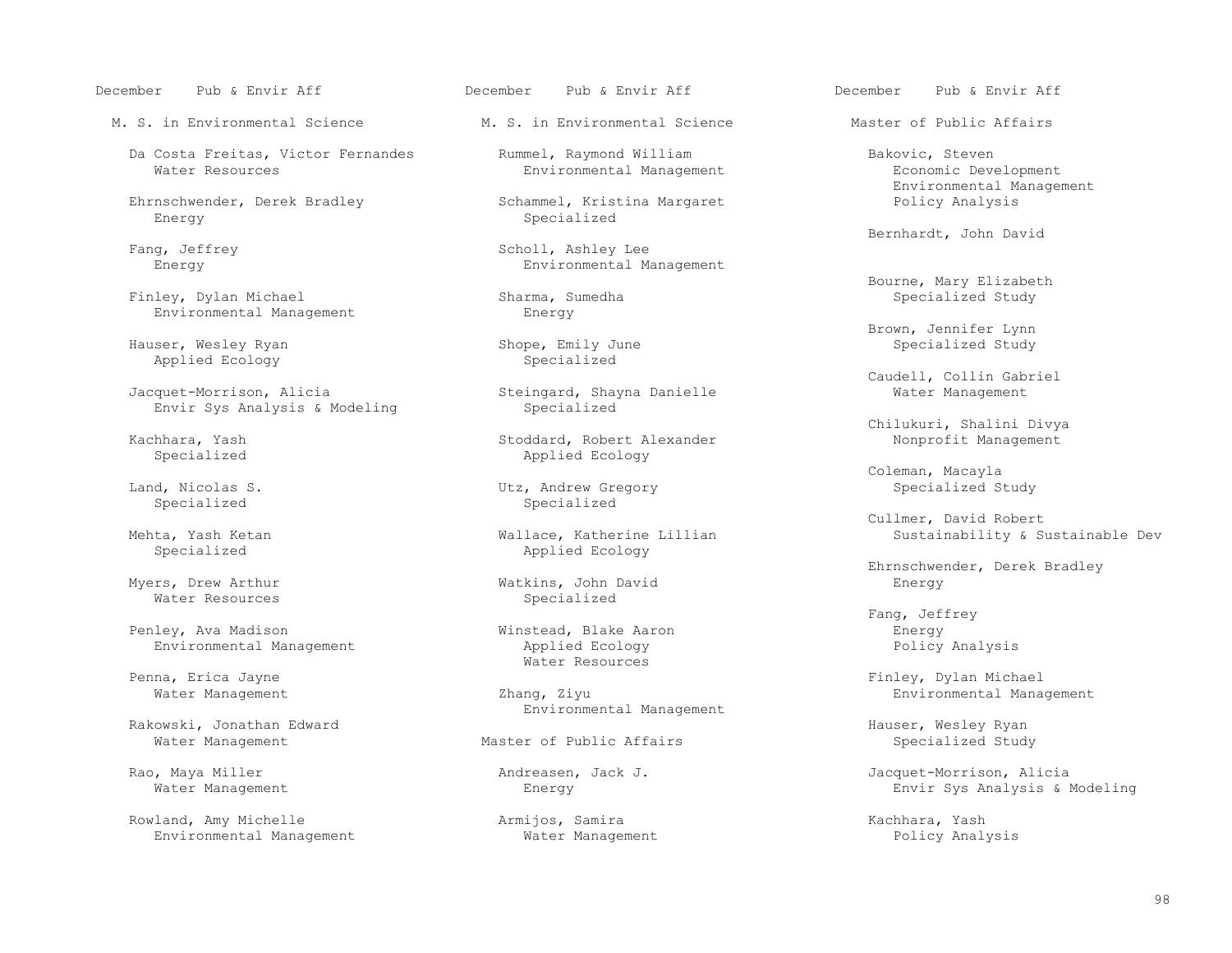December Pub & Envir Aff

## M. S. in Environmental Science

Da Costa Freitas, Victor Fernandes
Water Resources

Ehrnschwender, Derek Bradley
Energy

Fang, Jeffrey
Energy

Finley, Dylan Michael
Environmental Management

Hauser, Wesley Ryan
Applied Ecology

Jacquet-Morrison, Alicia
Envir Sys Analysis & Modeling

Kachhara, Yash
Specialized

Land, Nicolas S.
Specialized

Mehta, Yash Ketan
Specialized

Myers, Drew Arthur
Water Resources

Penley, Ava Madison
Environmental Management

Penna, Erica Jayne
Water Management

Rakowski, Jonathan Edward
Water Management

Rao, Maya Miller
Water Management

Rowland, Amy Michelle
Environmental Management

Rummel, Raymond William
Environmental Management

Schammel, Kristina Margaret
Specialized

Scholl, Ashley Lee
Environmental Management

Sharma, Sumedha
Energy

Shope, Emily June
Specialized

Steingard, Shayna Danielle
Specialized

Stoddard, Robert Alexander
Applied Ecology

Utz, Andrew Gregory
Specialized

Wallace, Katherine Lillian
Applied Ecology

Watkins, John David
Specialized

Winstead, Blake Aaron
Applied Ecology
Water Resources

Zhang, Ziyu
Environmental Management

## Master of Public Affairs

Andreasen, Jack J.
Energy

Armijos, Samira
Water Management

Bakovic, Steven
Economic Development
Environmental Management
Policy Analysis

Bernhardt, John David

Bourne, Mary Elizabeth
Specialized Study

Brown, Jennifer Lynn
Specialized Study

Caudell, Collin Gabriel
Water Management

Chilukuri, Shalini Divya
Nonprofit Management

Coleman, Macayla
Specialized Study

Cullmer, David Robert
Sustainability & Sustainable Dev

Ehrnschwender, Derek Bradley
Energy

Fang, Jeffrey
Energy
Policy Analysis

Finley, Dylan Michael
Environmental Management

Hauser, Wesley Ryan
Specialized Study

Jacquet-Morrison, Alicia
Envir Sys Analysis & Modeling

Kachhara, Yash
Policy Analysis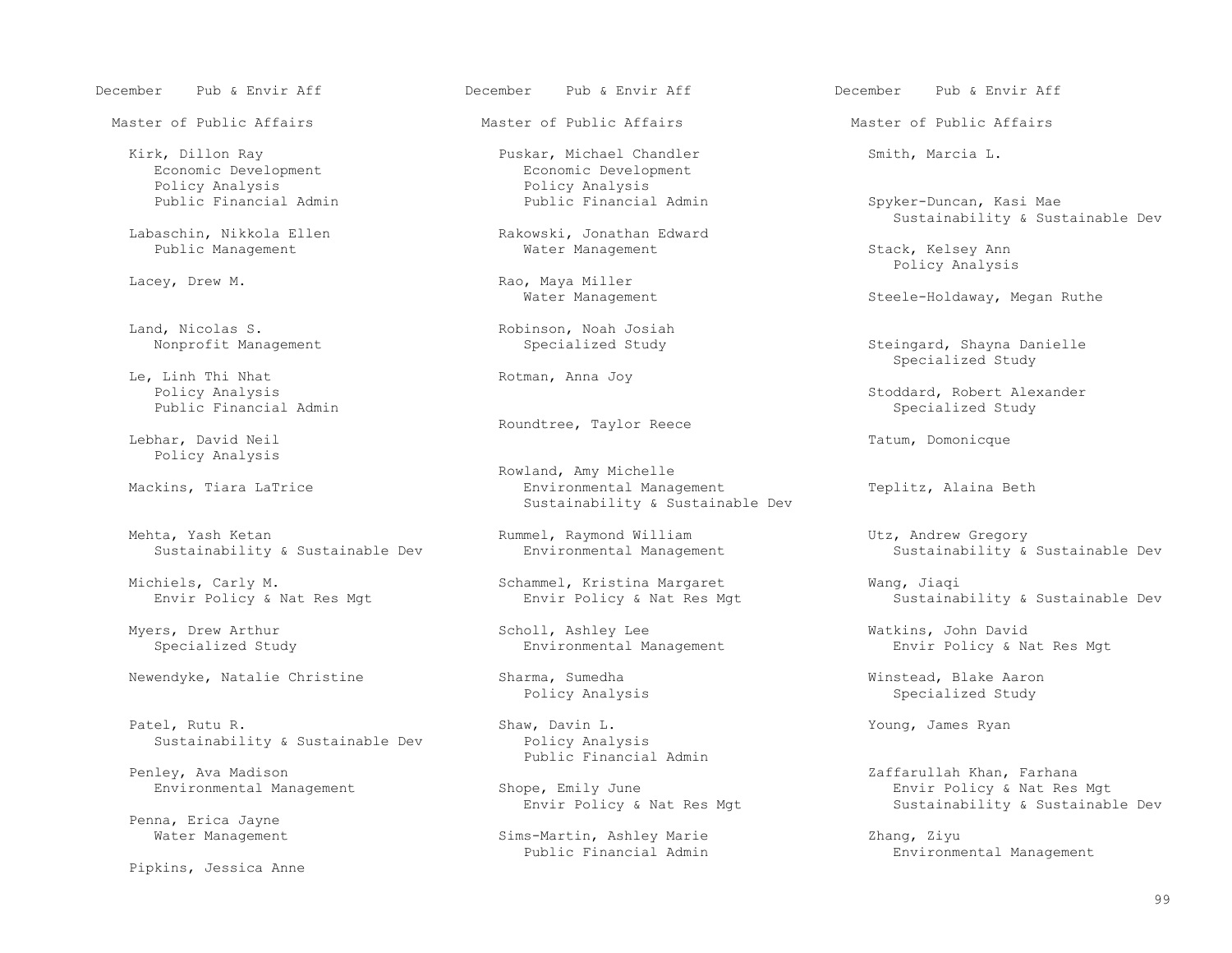December Pub & Envir Aff

## Master of Public Affairs

Kirk, Dillon Ray
- Economic Development
- Policy Analysis
- Public Financial Admin

Labaschin, Nikkola Ellen
- Public Management

Lacey, Drew M.

Land, Nicolas S.
- Nonprofit Management

Le, Linh Thi Nhat
- Policy Analysis
- Public Financial Admin

Lebhar, David Neil
- Policy Analysis

Mackins, Tiara LaTrice

Mehta, Yash Ketan
- Sustainability & Sustainable Dev

Michiels, Carly M.
- Envir Policy & Nat Res Mgt

Myers, Drew Arthur
- Specialized Study

Newendyke, Natalie Christine

Patel, Rutu R.
- Sustainability & Sustainable Dev

Penley, Ava Madison
- Environmental Management

Penna, Erica Jayne
- Water Management

Pipkins, Jessica Anne

Puskar, Michael Chandler
- Economic Development
- Policy Analysis
- Public Financial Admin

Rakowski, Jonathan Edward
- Water Management

Rao, Maya Miller
- Water Management

Robinson, Noah Josiah
- Specialized Study

Rotman, Anna Joy

Roundtree, Taylor Reece

Rowland, Amy Michelle
- Environmental Management
- Sustainability & Sustainable Dev

Rummel, Raymond William
- Environmental Management

Schammel, Kristina Margaret
- Envir Policy & Nat Res Mgt

Scholl, Ashley Lee
- Environmental Management

Sharma, Sumedha
- Policy Analysis

Shaw, Davin L.
- Policy Analysis
- Public Financial Admin

Shope, Emily June
- Envir Policy & Nat Res Mgt

Sims-Martin, Ashley Marie
- Public Financial Admin

Smith, Marcia L.

Spyker-Duncan, Kasi Mae
- Sustainability & Sustainable Dev

Stack, Kelsey Ann
- Policy Analysis

Steele-Holdaway, Megan Ruthe

Steingard, Shayna Danielle
- Specialized Study

Stoddard, Robert Alexander
- Specialized Study

Tatum, Domonicque

Teplitz, Alaina Beth

Utz, Andrew Gregory
- Sustainability & Sustainable Dev

Wang, Jiaqi
- Sustainability & Sustainable Dev

Watkins, John David
- Envir Policy & Nat Res Mgt

Winstead, Blake Aaron
- Specialized Study

Young, James Ryan

Zaffarullah Khan, Farhana
- Envir Policy & Nat Res Mgt
- Sustainability & Sustainable Dev

Zhang, Ziyu
- Environmental Management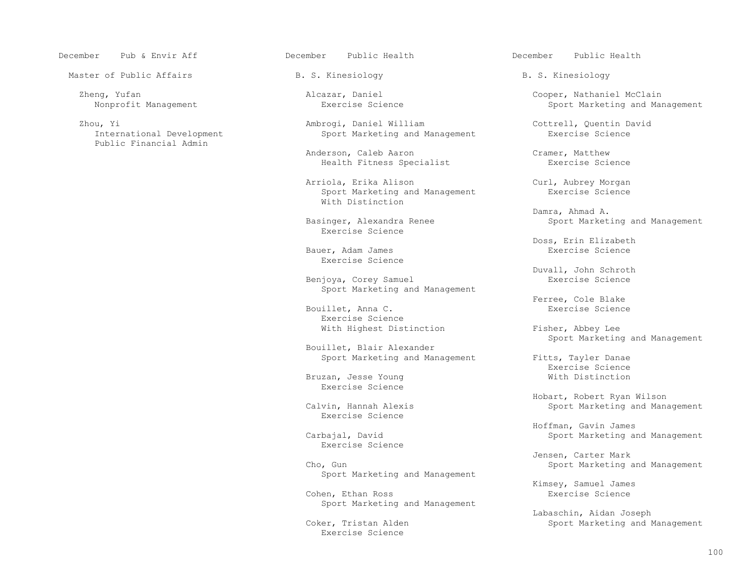December    Pub & Envir Aff

Master of Public Affairs

Zheng, Yufan
Nonprofit Management

Zhou, Yi
International Development
Public Financial Admin

December    Public Health

B. S. Kinesiology

Alcazar, Daniel
Exercise Science

Ambrogi, Daniel William
Sport Marketing and Management

Anderson, Caleb Aaron
Health Fitness Specialist

Arriola, Erika Alison
Sport Marketing and Management
With Distinction

Basinger, Alexandra Renee
Exercise Science

Bauer, Adam James
Exercise Science

Benjoya, Corey Samuel
Sport Marketing and Management

Bouillet, Anna C.
Exercise Science
With Highest Distinction

Bouillet, Blair Alexander
Sport Marketing and Management

Bruzan, Jesse Young
Exercise Science

Calvin, Hannah Alexis
Exercise Science

Carbajal, David
Exercise Science

Cho, Gun
Sport Marketing and Management

Cohen, Ethan Ross
Sport Marketing and Management

Coker, Tristan Alden
Exercise Science

December    Public Health

B. S. Kinesiology

Cooper, Nathaniel McClain
Sport Marketing and Management

Cottrell, Quentin David
Exercise Science

Cramer, Matthew
Exercise Science

Curl, Aubrey Morgan
Exercise Science

Damra, Ahmad A.
Sport Marketing and Management

Doss, Erin Elizabeth
Exercise Science

Duvall, John Schroth
Exercise Science

Ferree, Cole Blake
Exercise Science

Fisher, Abbey Lee
Sport Marketing and Management

Fitts, Tayler Danae
Exercise Science
With Distinction

Hobart, Robert Ryan Wilson
Sport Marketing and Management

Hoffman, Gavin James
Sport Marketing and Management

Jensen, Carter Mark
Sport Marketing and Management

Kimsey, Samuel James
Exercise Science

Labaschin, Aidan Joseph
Sport Marketing and Management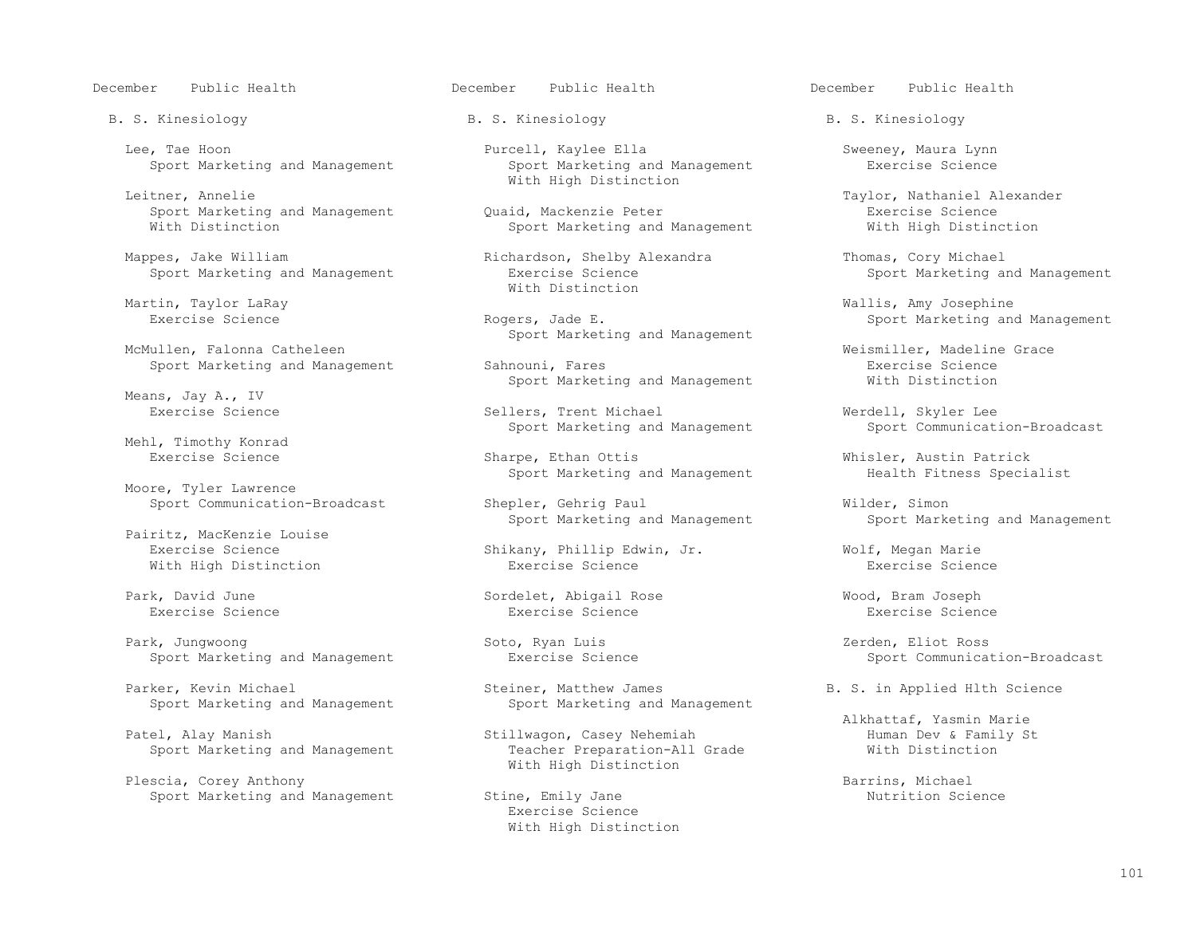December Public Health

B. S. Kinesiology

Lee, Tae Hoon
Sport Marketing and Management

Leitner, Annelie
Sport Marketing and Management
With Distinction

Mappes, Jake William
Sport Marketing and Management

Martin, Taylor LaRay
Exercise Science

McMullen, Falonna Catheleen
Sport Marketing and Management

Means, Jay A., IV
Exercise Science

Mehl, Timothy Konrad
Exercise Science

Moore, Tyler Lawrence
Sport Communication-Broadcast

Pairitz, MacKenzie Louise
Exercise Science
With High Distinction

Park, David June
Exercise Science

Park, Jungwoong
Sport Marketing and Management

Parker, Kevin Michael
Sport Marketing and Management

Patel, Alay Manish
Sport Marketing and Management

Plescia, Corey Anthony
Sport Marketing and Management

Purcell, Kaylee Ella
Sport Marketing and Management
With High Distinction

Quaid, Mackenzie Peter
Sport Marketing and Management

Richardson, Shelby Alexandra
Exercise Science
With Distinction

Rogers, Jade E.
Sport Marketing and Management

Sahnouni, Fares
Sport Marketing and Management

Sellers, Trent Michael
Sport Marketing and Management

Sharpe, Ethan Ottis
Sport Marketing and Management

Shepler, Gehrig Paul
Sport Marketing and Management

Shikany, Phillip Edwin, Jr.
Exercise Science

Sordelet, Abigail Rose
Exercise Science

Soto, Ryan Luis
Exercise Science

Steiner, Matthew James
Sport Marketing and Management

Stillwagon, Casey Nehemiah
Teacher Preparation-All Grade
With High Distinction

Stine, Emily Jane
Exercise Science
With High Distinction

Sweeney, Maura Lynn
Exercise Science

Taylor, Nathaniel Alexander
Exercise Science
With High Distinction

Thomas, Cory Michael
Sport Marketing and Management

Wallis, Amy Josephine
Sport Marketing and Management

Weismiller, Madeline Grace
Exercise Science
With Distinction

Werdell, Skyler Lee
Sport Communication-Broadcast

Whisler, Austin Patrick
Health Fitness Specialist

Wilder, Simon
Sport Marketing and Management

Wolf, Megan Marie
Exercise Science

Wood, Bram Joseph
Exercise Science

Zerden, Eliot Ross
Sport Communication-Broadcast

B. S. in Applied Hlth Science

Alkhattaf, Yasmin Marie
Human Dev & Family St
With Distinction

Barrins, Michael
Nutrition Science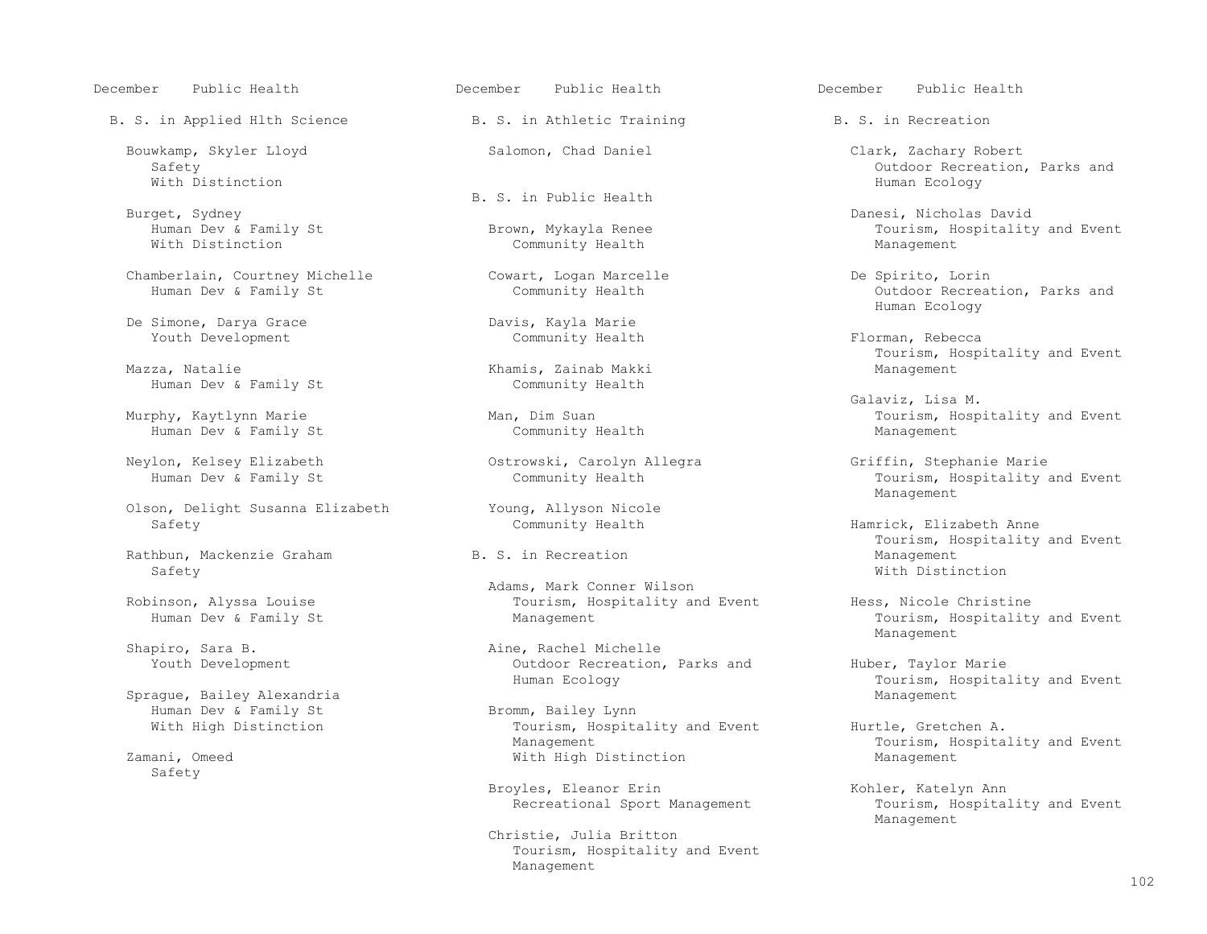December Public Health

## B. S. in Applied Hlth Science

Bouwkamp, Skyler Lloyd
Safety
With Distinction

Burget, Sydney
Human Dev & Family St
With Distinction

Chamberlain, Courtney Michelle
Human Dev & Family St

De Simone, Darya Grace
Youth Development

Mazza, Natalie
Human Dev & Family St

Murphy, Kaytlynn Marie
Human Dev & Family St

Neylon, Kelsey Elizabeth
Human Dev & Family St

Olson, Delight Susanna Elizabeth
Safety

Rathbun, Mackenzie Graham
Safety

Robinson, Alyssa Louise
Human Dev & Family St

Shapiro, Sara B.
Youth Development

Sprague, Bailey Alexandria
Human Dev & Family St
With High Distinction

Zamani, Omeed
Safety

December Public Health

## B. S. in Athletic Training

Salomon, Chad Daniel

## B. S. in Public Health

Brown, Mykayla Renee
Community Health

Cowart, Logan Marcelle
Community Health

Davis, Kayla Marie
Community Health

Khamis, Zainab Makki
Community Health

Man, Dim Suan
Community Health

Ostrowski, Carolyn Allegra
Community Health

Young, Allyson Nicole
Community Health

## B. S. in Recreation

Adams, Mark Conner Wilson
Tourism, Hospitality and Event Management

Aine, Rachel Michelle
Outdoor Recreation, Parks and Human Ecology

Bromm, Bailey Lynn
Tourism, Hospitality and Event Management
With High Distinction

Broyles, Eleanor Erin
Recreational Sport Management

Christie, Julia Britton
Tourism, Hospitality and Event Management

December Public Health

## B. S. in Recreation

Clark, Zachary Robert
Outdoor Recreation, Parks and Human Ecology

Danesi, Nicholas David
Tourism, Hospitality and Event Management

De Spirito, Lorin
Outdoor Recreation, Parks and Human Ecology

Florman, Rebecca
Tourism, Hospitality and Event Management

Galaviz, Lisa M.
Tourism, Hospitality and Event Management

Griffin, Stephanie Marie
Tourism, Hospitality and Event Management

Hamrick, Elizabeth Anne
Tourism, Hospitality and Event Management
With Distinction

Hess, Nicole Christine
Tourism, Hospitality and Event Management

Huber, Taylor Marie
Tourism, Hospitality and Event Management

Hurtle, Gretchen A.
Tourism, Hospitality and Event Management

Kohler, Katelyn Ann
Tourism, Hospitality and Event Management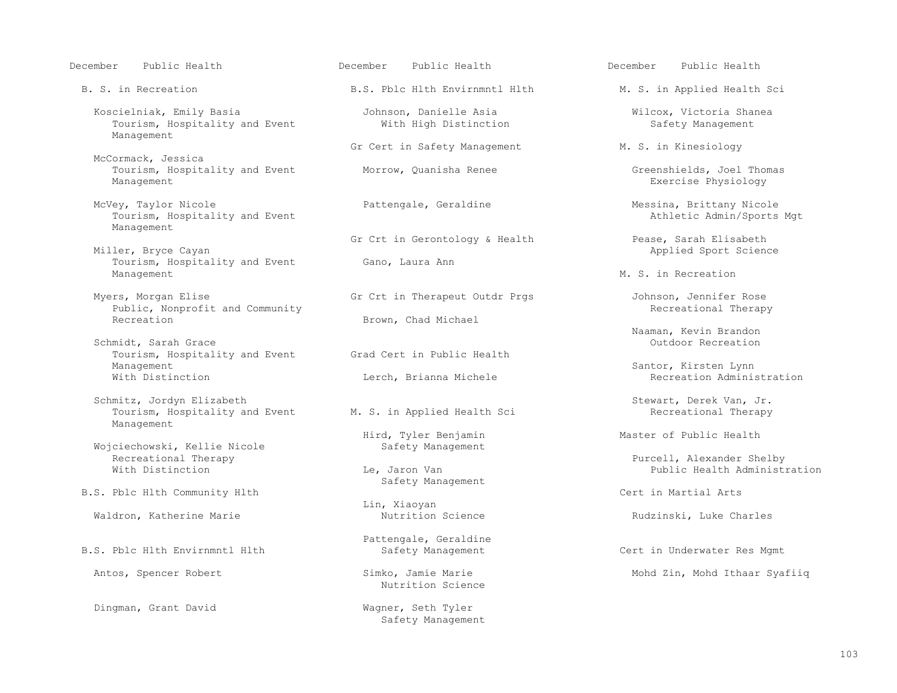December Public Health

## B. S. in Recreation

Koscielniak, Emily Basia
Tourism, Hospitality and Event Management

McCormack, Jessica
Tourism, Hospitality and Event Management

McVey, Taylor Nicole
Tourism, Hospitality and Event Management

Miller, Bryce Cayan
Tourism, Hospitality and Event Management

Myers, Morgan Elise
Public, Nonprofit and Community Recreation

Schmidt, Sarah Grace
Tourism, Hospitality and Event Management
With Distinction

Schmitz, Jordyn Elizabeth
Tourism, Hospitality and Event Management

Wojciechowski, Kellie Nicole
Recreational Therapy
With Distinction

## B.S. Pblc Hlth Community Hlth

Waldron, Katherine Marie

## B.S. Pblc Hlth Envirnmntl Hlth

Antos, Spencer Robert

Dingman, Grant David

Johnson, Danielle Asia
With High Distinction

## Gr Cert in Safety Management

Morrow, Quanisha Renee

Pattengale, Geraldine

## Gr Crt in Gerontology & Health

Gano, Laura Ann

## Gr Crt in Therapeut Outdr Prgs

Brown, Chad Michael

## Grad Cert in Public Health

Lerch, Brianna Michele

## M. S. in Applied Health Sci

Hird, Tyler Benjamin
Safety Management

Le, Jaron Van
Safety Management

Lin, Xiaoyan
Nutrition Science

Pattengale, Geraldine
Safety Management

Simko, Jamie Marie
Nutrition Science

Wagner, Seth Tyler
Safety Management

Wilcox, Victoria Shanea
Safety Management

## M. S. in Kinesiology

Greenshields, Joel Thomas
Exercise Physiology

Messina, Brittany Nicole
Athletic Admin/Sports Mgt

Pease, Sarah Elisabeth
Applied Sport Science

## M. S. in Recreation

Johnson, Jennifer Rose
Recreational Therapy

Naaman, Kevin Brandon
Outdoor Recreation

Santor, Kirsten Lynn
Recreation Administration

Stewart, Derek Van, Jr.
Recreational Therapy

## Master of Public Health

Purcell, Alexander Shelby
Public Health Administration

## Cert in Martial Arts

Rudzinski, Luke Charles

## Cert in Underwater Res Mgmt

Mohd Zin, Mohd Ithaar Syafiiq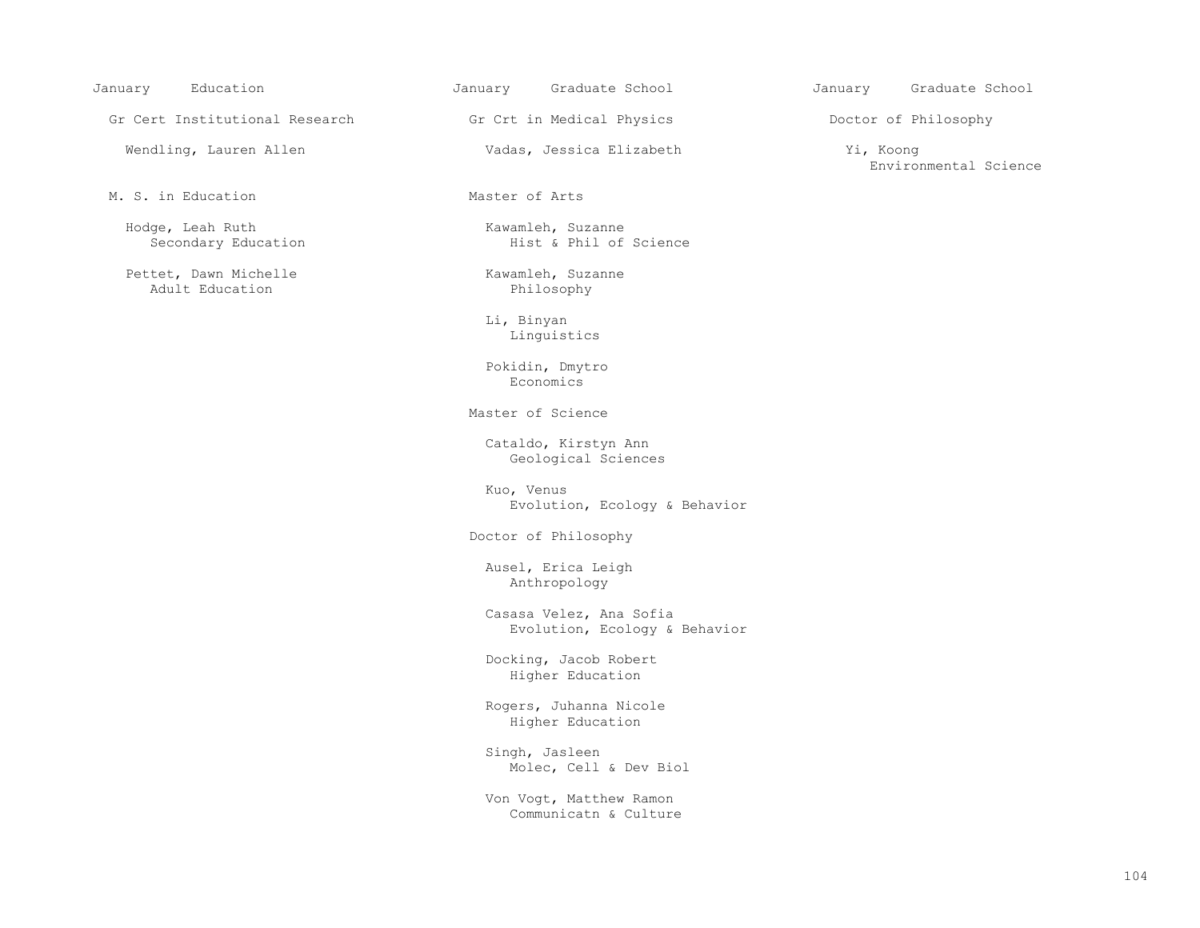## January — Education

### Gr Cert Institutional Research

Wendling, Lauren Allen

### M. S. in Education

Hodge, Leah Ruth
Secondary Education

Pettet, Dawn Michelle
Adult Education

## January — Graduate School

### Gr Crt in Medical Physics

Vadas, Jessica Elizabeth

### Master of Arts

Kawamleh, Suzanne
Hist & Phil of Science

Kawamleh, Suzanne
Philosophy

Li, Binyan
Linguistics

Pokidin, Dmytro
Economics

### Master of Science

Cataldo, Kirstyn Ann
Geological Sciences

Kuo, Venus
Evolution, Ecology & Behavior

### Doctor of Philosophy

Ausel, Erica Leigh
Anthropology

Casasa Velez, Ana Sofia
Evolution, Ecology & Behavior

Docking, Jacob Robert
Higher Education

Rogers, Juhanna Nicole
Higher Education

Singh, Jasleen
Molec, Cell & Dev Biol

Von Vogt, Matthew Ramon
Communicatn & Culture

## January — Graduate School

### Doctor of Philosophy

Yi, Koong
Environmental Science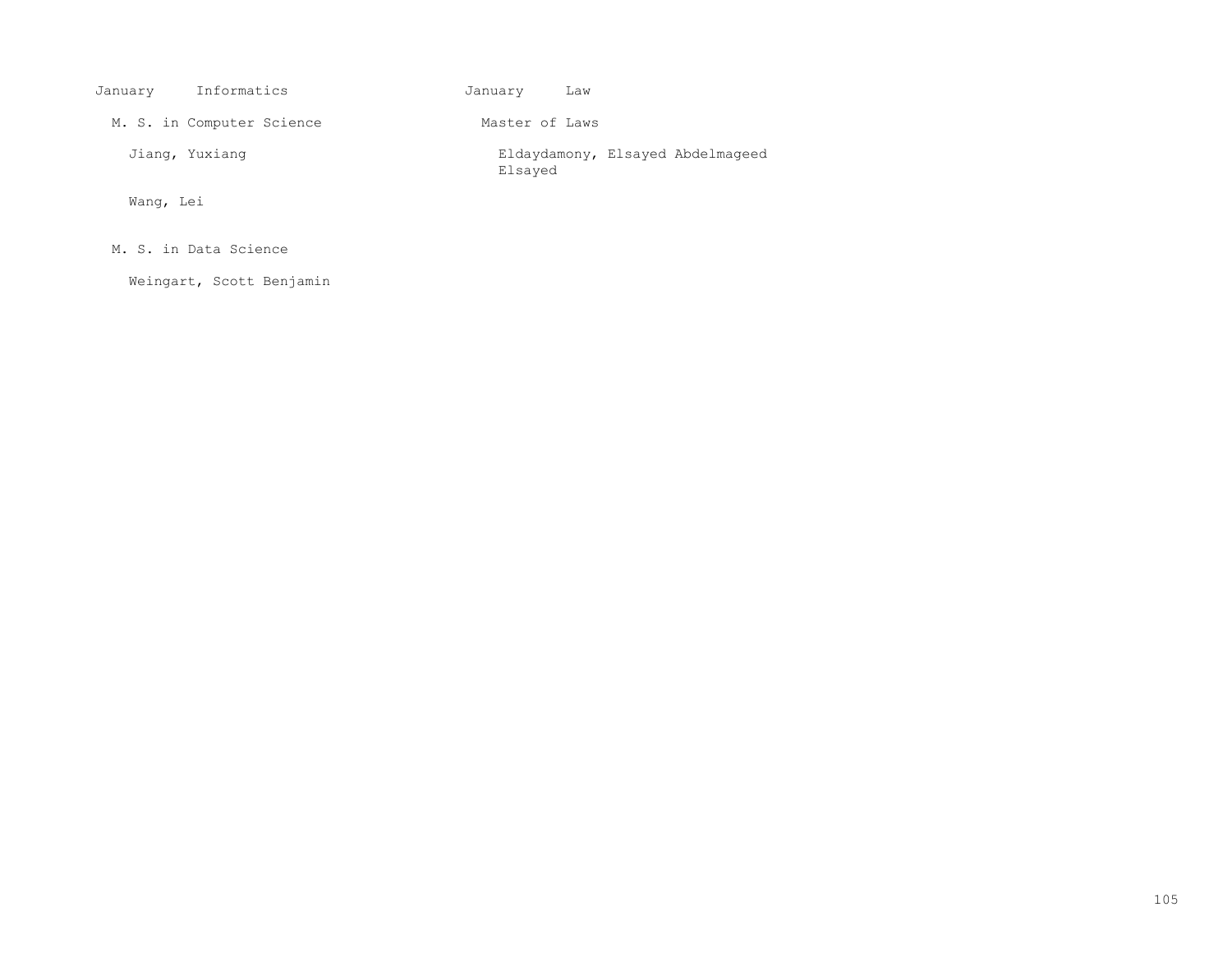## January Informatics

### M. S. in Computer Science

Jiang, Yuxiang

Wang, Lei

### M. S. in Data Science

Weingart, Scott Benjamin

## January Law

### Master of Laws

Eldaydamony, Elsayed Abdelmageed Elsayed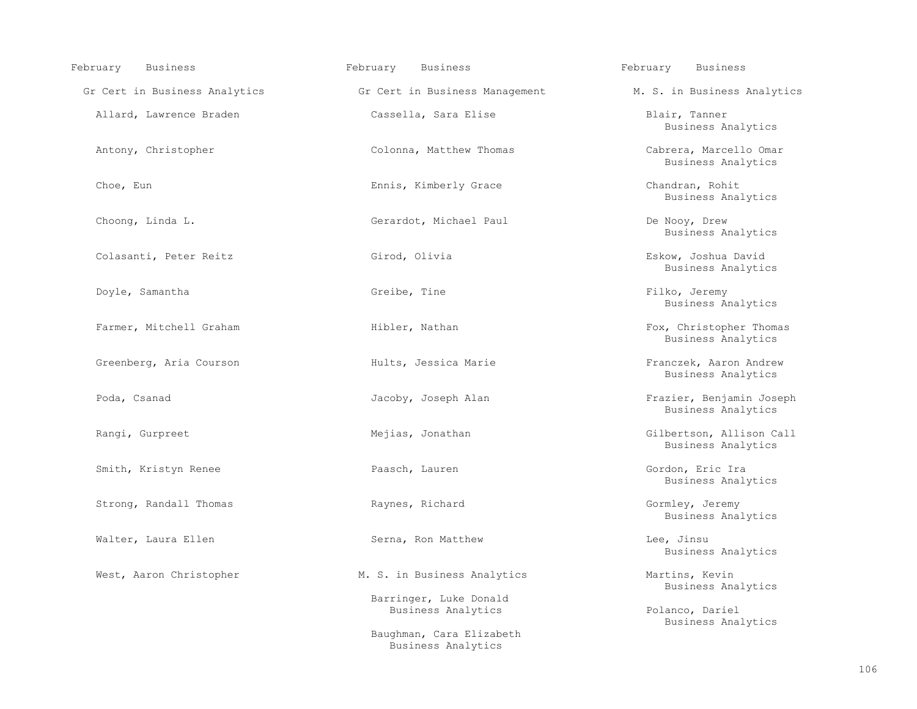February Business

## Gr Cert in Business Analytics

Allard, Lawrence Braden

Antony, Christopher

Choe, Eun

Choong, Linda L.

Colasanti, Peter Reitz

Doyle, Samantha

Farmer, Mitchell Graham

Greenberg, Aria Courson

Poda, Csanad

Rangi, Gurpreet

Smith, Kristyn Renee

Strong, Randall Thomas

Walter, Laura Ellen

West, Aaron Christopher

February Business

## Gr Cert in Business Management

Cassella, Sara Elise

Colonna, Matthew Thomas

Ennis, Kimberly Grace

Gerardot, Michael Paul

Girod, Olivia

Greibe, Tine

Hibler, Nathan

Hults, Jessica Marie

Jacoby, Joseph Alan

Mejias, Jonathan

Paasch, Lauren

Raynes, Richard

Serna, Ron Matthew

## M. S. in Business Analytics

Barringer, Luke Donald
Business Analytics

Baughman, Cara Elizabeth
Business Analytics

February Business

## M. S. in Business Analytics

Blair, Tanner
Business Analytics

Cabrera, Marcello Omar
Business Analytics

Chandran, Rohit
Business Analytics

De Nooy, Drew
Business Analytics

Eskow, Joshua David
Business Analytics

Filko, Jeremy
Business Analytics

Fox, Christopher Thomas
Business Analytics

Franczek, Aaron Andrew
Business Analytics

Frazier, Benjamin Joseph
Business Analytics

Gilbertson, Allison Call
Business Analytics

Gordon, Eric Ira
Business Analytics

Gormley, Jeremy
Business Analytics

Lee, Jinsu
Business Analytics

Martins, Kevin
Business Analytics

Polanco, Dariel
Business Analytics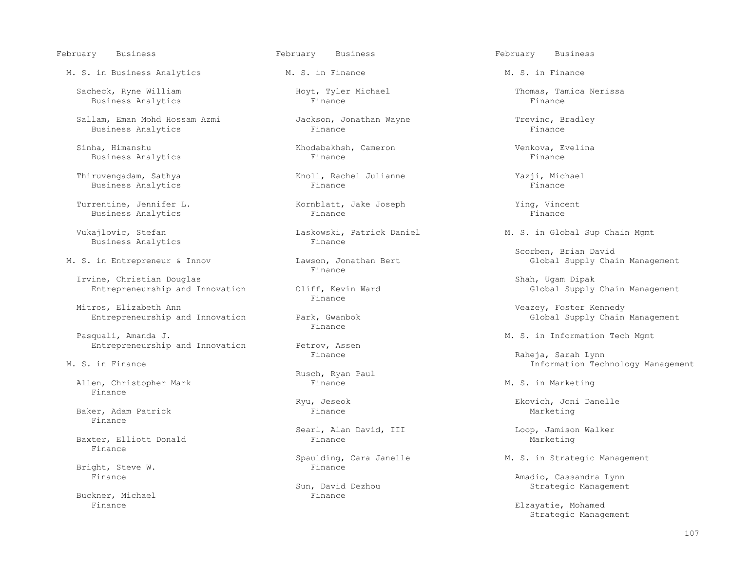February Business

## M. S. in Business Analytics

Sacheck, Ryne William
Business Analytics

Sallam, Eman Mohd Hossam Azmi
Business Analytics

Sinha, Himanshu
Business Analytics

Thiruvengadam, Sathya
Business Analytics

Turrentine, Jennifer L.
Business Analytics

Vukajlovic, Stefan
Business Analytics

## M. S. in Entrepreneur & Innov

Irvine, Christian Douglas
Entrepreneurship and Innovation

Mitros, Elizabeth Ann
Entrepreneurship and Innovation

Pasquali, Amanda J.
Entrepreneurship and Innovation

## M. S. in Finance

Allen, Christopher Mark
Finance

Baker, Adam Patrick
Finance

Baxter, Elliott Donald
Finance

Bright, Steve W.
Finance

Buckner, Michael
Finance

February Business

## M. S. in Finance

Hoyt, Tyler Michael
Finance

Jackson, Jonathan Wayne
Finance

Khodabakhsh, Cameron
Finance

Knoll, Rachel Julianne
Finance

Kornblatt, Jake Joseph
Finance

Laskowski, Patrick Daniel
Finance

Lawson, Jonathan Bert
Finance

Oliff, Kevin Ward
Finance

Park, Gwanbok
Finance

Petrov, Assen
Finance

Rusch, Ryan Paul
Finance

Ryu, Jeseok
Finance

Searl, Alan David, III
Finance

Spaulding, Cara Janelle
Finance

Sun, David Dezhou
Finance

February Business

## M. S. in Finance

Thomas, Tamica Nerissa
Finance

Trevino, Bradley
Finance

Venkova, Evelina
Finance

Yazji, Michael
Finance

Ying, Vincent
Finance

## M. S. in Global Sup Chain Mgmt

Scorben, Brian David
Global Supply Chain Management

Shah, Ugam Dipak
Global Supply Chain Management

Veazey, Foster Kennedy
Global Supply Chain Management

## M. S. in Information Tech Mgmt

Raheja, Sarah Lynn
Information Technology Management

## M. S. in Marketing

Ekovich, Joni Danelle
Marketing

Loop, Jamison Walker
Marketing

## M. S. in Strategic Management

Amadio, Cassandra Lynn
Strategic Management

Elzayatie, Mohamed
Strategic Management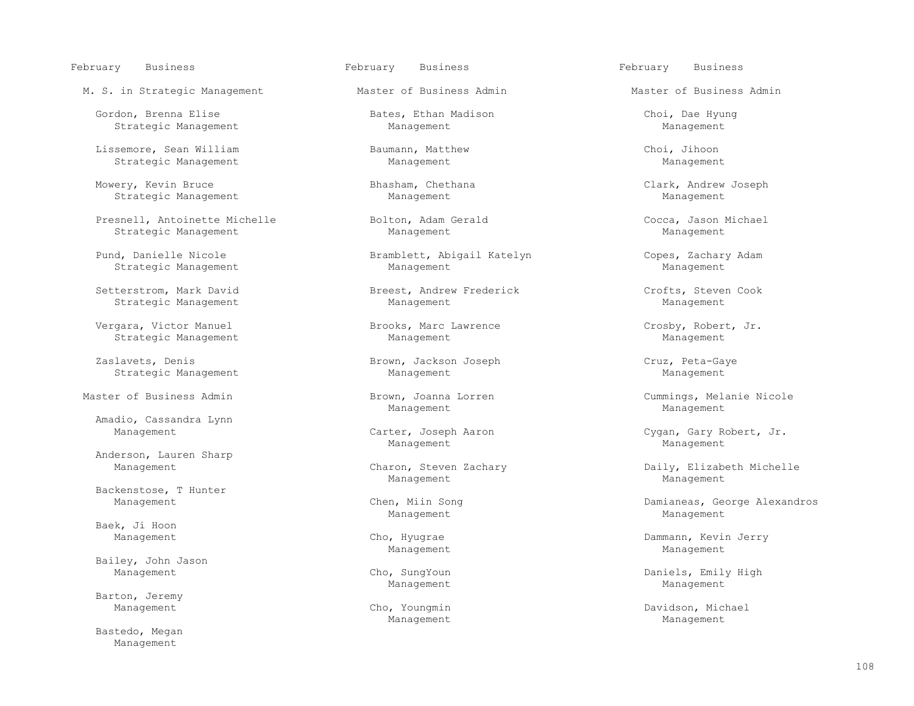February Business

M. S. in Strategic Management

Gordon, Brenna Elise
Strategic Management

Lissemore, Sean William
Strategic Management

Mowery, Kevin Bruce
Strategic Management

Presnell, Antoinette Michelle
Strategic Management

Pund, Danielle Nicole
Strategic Management

Setterstrom, Mark David
Strategic Management

Vergara, Victor Manuel
Strategic Management

Zaslavets, Denis
Strategic Management

Master of Business Admin

Amadio, Cassandra Lynn
Management

Anderson, Lauren Sharp
Management

Backenstose, T Hunter
Management

Baek, Ji Hoon
Management

Bailey, John Jason
Management

Barton, Jeremy
Management

Bastedo, Megan
Management

February Business

Master of Business Admin

Bates, Ethan Madison
Management

Baumann, Matthew
Management

Bhasham, Chethana
Management

Bolton, Adam Gerald
Management

Bramblett, Abigail Katelyn
Management

Breest, Andrew Frederick
Management

Brooks, Marc Lawrence
Management

Brown, Jackson Joseph
Management

Brown, Joanna Lorren
Management

Carter, Joseph Aaron
Management

Charon, Steven Zachary
Management

Chen, Miin Song
Management

Cho, Hyugrae
Management

Cho, SungYoun
Management

Cho, Youngmin
Management

February Business

Master of Business Admin

Choi, Dae Hyung
Management

Choi, Jihoon
Management

Clark, Andrew Joseph
Management

Cocca, Jason Michael
Management

Copes, Zachary Adam
Management

Crofts, Steven Cook
Management

Crosby, Robert, Jr.
Management

Cruz, Peta-Gaye
Management

Cummings, Melanie Nicole
Management

Cygan, Gary Robert, Jr.
Management

Daily, Elizabeth Michelle
Management

Damianeas, George Alexandros
Management

Dammann, Kevin Jerry
Management

Daniels, Emily High
Management

Davidson, Michael
Management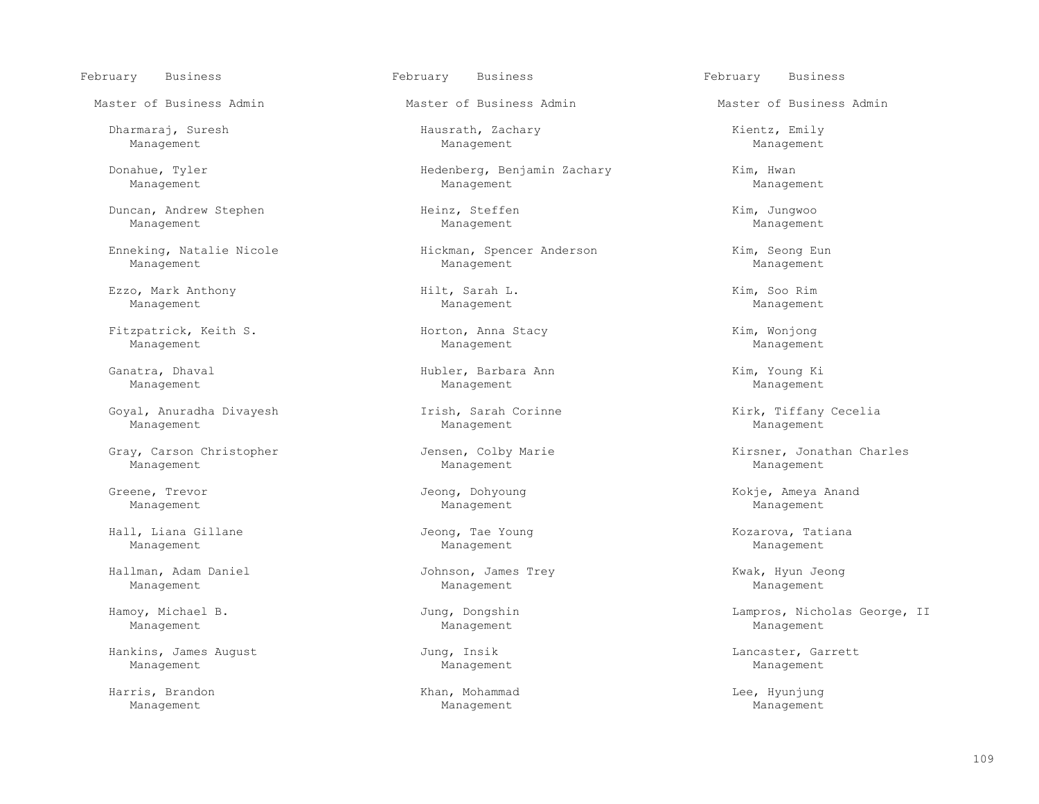February Business

Master of Business Admin

Dharmaraj, Suresh
Management

Donahue, Tyler
Management

Duncan, Andrew Stephen
Management

Enneking, Natalie Nicole
Management

Ezzo, Mark Anthony
Management

Fitzpatrick, Keith S.
Management

Ganatra, Dhaval
Management

Goyal, Anuradha Divayesh
Management

Gray, Carson Christopher
Management

Greene, Trevor
Management

Hall, Liana Gillane
Management

Hallman, Adam Daniel
Management

Hamoy, Michael B.
Management

Hankins, James August
Management

Harris, Brandon
Management

February Business

Master of Business Admin

Hausrath, Zachary
Management

Hedenberg, Benjamin Zachary
Management

Heinz, Steffen
Management

Hickman, Spencer Anderson
Management

Hilt, Sarah L.
Management

Horton, Anna Stacy
Management

Hubler, Barbara Ann
Management

Irish, Sarah Corinne
Management

Jensen, Colby Marie
Management

Jeong, Dohyoung
Management

Jeong, Tae Young
Management

Johnson, James Trey
Management

Jung, Dongshin
Management

Jung, Insik
Management

Khan, Mohammad
Management

February Business

Master of Business Admin

Kientz, Emily
Management

Kim, Hwan
Management

Kim, Jungwoo
Management

Kim, Seong Eun
Management

Kim, Soo Rim
Management

Kim, Wonjong
Management

Kim, Young Ki
Management

Kirk, Tiffany Cecelia
Management

Kirsner, Jonathan Charles
Management

Kokje, Ameya Anand
Management

Kozarova, Tatiana
Management

Kwak, Hyun Jeong
Management

Lampros, Nicholas George, II
Management

Lancaster, Garrett
Management

Lee, Hyunjung
Management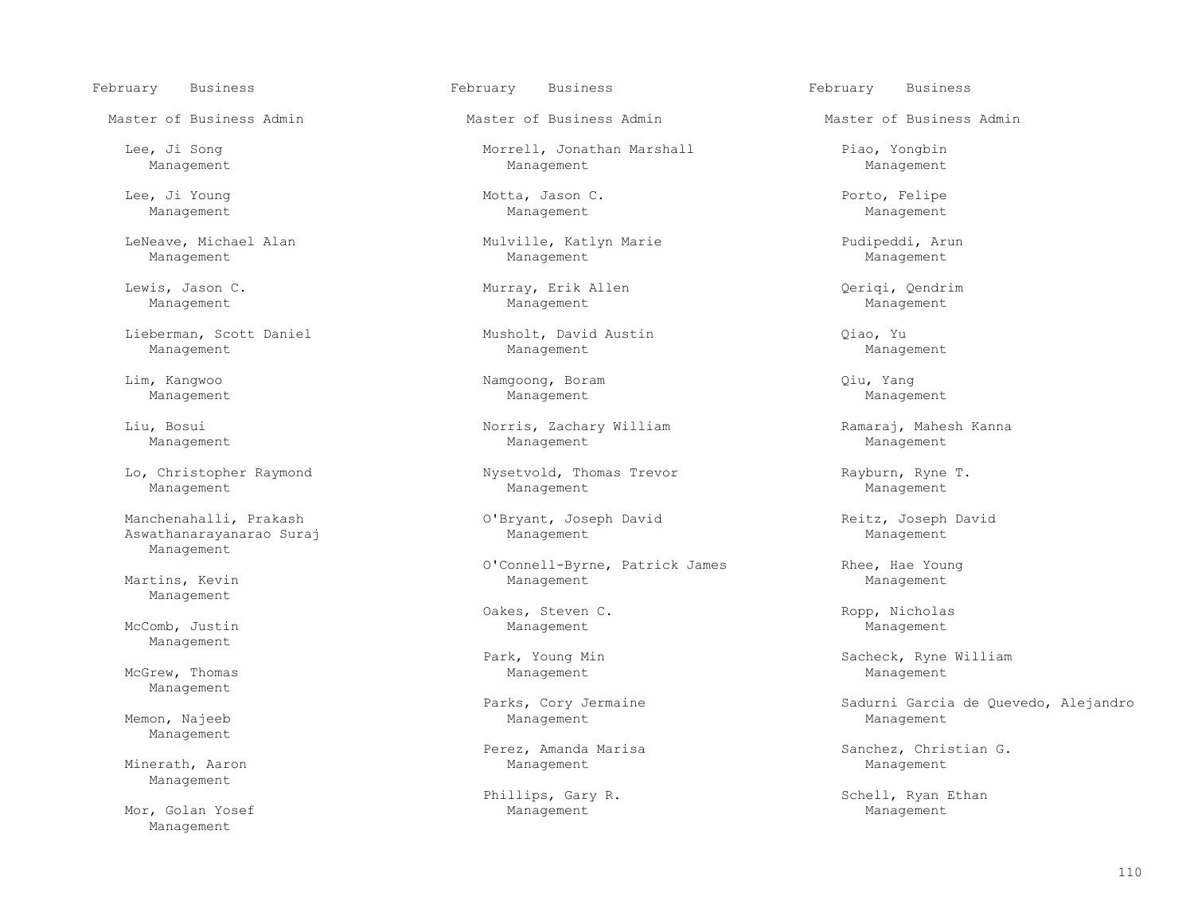February Business

Master of Business Admin

Lee, Ji Song
Management

Lee, Ji Young
Management

LeNeave, Michael Alan
Management

Lewis, Jason C.
Management

Lieberman, Scott Daniel
Management

Lim, Kangwoo
Management

Liu, Bosui
Management

Lo, Christopher Raymond
Management

Manchenahalli, Prakash Aswathanarayanarao Suraj
Management

Martins, Kevin
Management

McComb, Justin
Management

McGrew, Thomas
Management

Memon, Najeeb
Management

Minerath, Aaron
Management

Mor, Golan Yosef
Management

February Business

Master of Business Admin

Morrell, Jonathan Marshall
Management

Motta, Jason C.
Management

Mulville, Katlyn Marie
Management

Murray, Erik Allen
Management

Musholt, David Austin
Management

Namgoong, Boram
Management

Norris, Zachary William
Management

Nysetvold, Thomas Trevor
Management

O'Bryant, Joseph David
Management

O'Connell-Byrne, Patrick James
Management

Oakes, Steven C.
Management

Park, Young Min
Management

Parks, Cory Jermaine
Management

Perez, Amanda Marisa
Management

Phillips, Gary R.
Management

February Business

Master of Business Admin

Piao, Yongbin
Management

Porto, Felipe
Management

Pudipeddi, Arun
Management

Qeriqi, Qendrim
Management

Qiao, Yu
Management

Qiu, Yang
Management

Ramaraj, Mahesh Kanna
Management

Rayburn, Ryne T.
Management

Reitz, Joseph David
Management

Rhee, Hae Young
Management

Ropp, Nicholas
Management

Sacheck, Ryne William
Management

Sadurni Garcia de Quevedo, Alejandro
Management

Sanchez, Christian G.
Management

Schell, Ryan Ethan
Management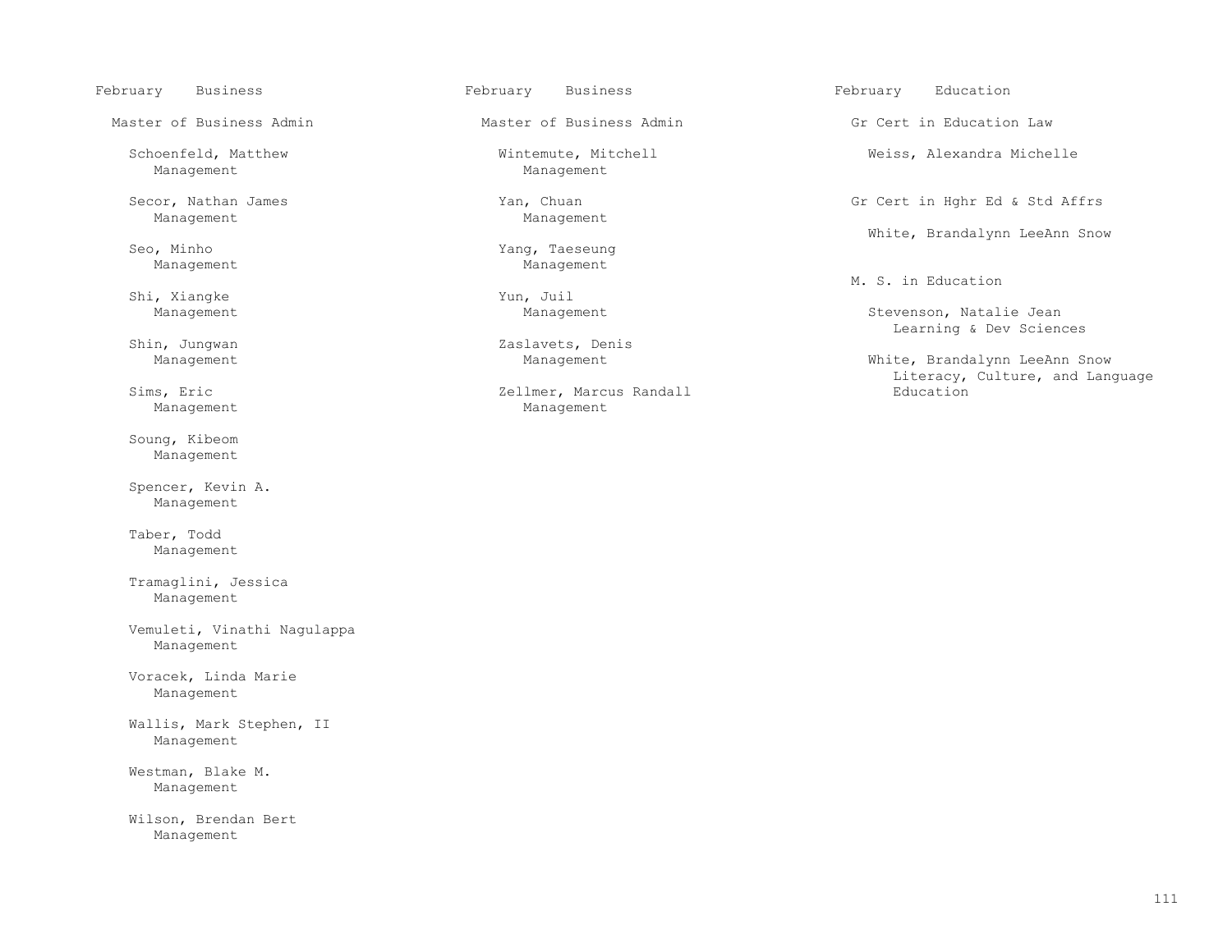February Business

Master of Business Admin

Schoenfeld, Matthew
Management

Secor, Nathan James
Management

Seo, Minho
Management

Shi, Xiangke
Management

Shin, Jungwan
Management

Sims, Eric
Management

Soung, Kibeom
Management

Spencer, Kevin A.
Management

Taber, Todd
Management

Tramaglini, Jessica
Management

Vemuleti, Vinathi Nagulappa
Management

Voracek, Linda Marie
Management

Wallis, Mark Stephen, II
Management

Westman, Blake M.
Management

Wilson, Brendan Bert
Management

February Business

Master of Business Admin

Wintemute, Mitchell
Management

Yan, Chuan
Management

Yang, Taeseung
Management

Yun, Juil
Management

Zaslavets, Denis
Management

Zellmer, Marcus Randall
Management

February Education

Gr Cert in Education Law

Weiss, Alexandra Michelle

Gr Cert in Hghr Ed & Std Affrs

White, Brandalynn LeeAnn Snow

M. S. in Education

Stevenson, Natalie Jean
Learning & Dev Sciences

White, Brandalynn LeeAnn Snow
Literacy, Culture, and Language Education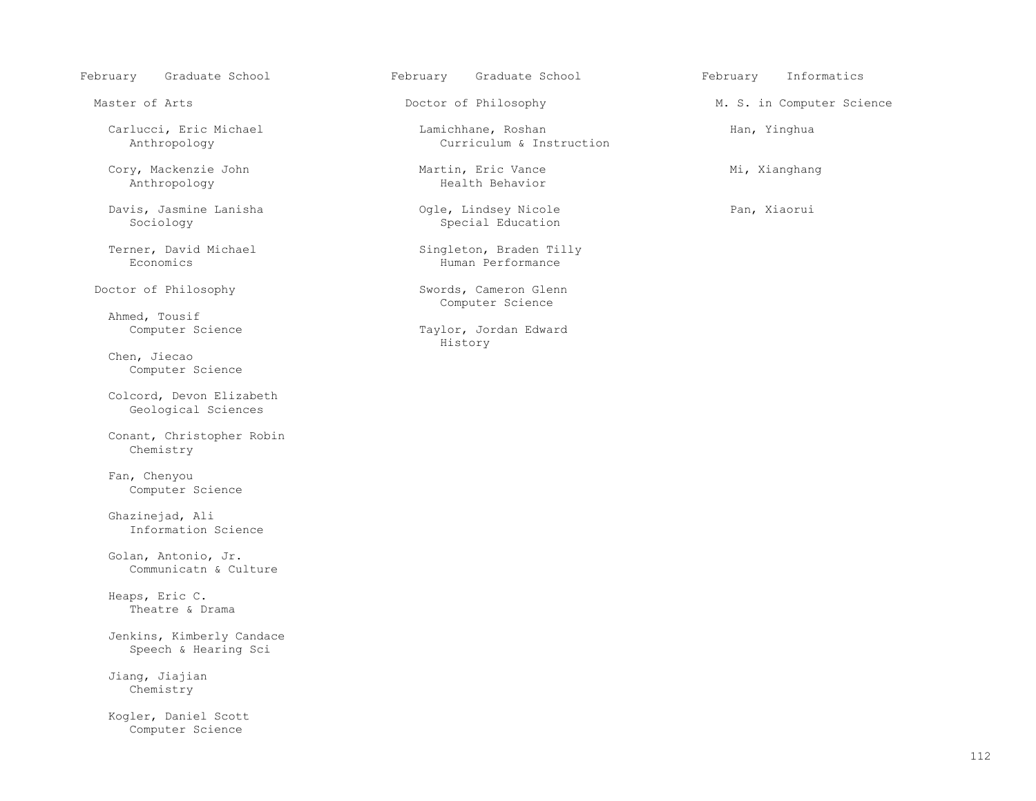## February Graduate School

### Master of Arts

Carlucci, Eric Michael
Anthropology

Cory, Mackenzie John
Anthropology

Davis, Jasmine Lanisha
Sociology

Terner, David Michael
Economics

### Doctor of Philosophy

Ahmed, Tousif
Computer Science

Chen, Jiecao
Computer Science

Colcord, Devon Elizabeth
Geological Sciences

Conant, Christopher Robin
Chemistry

Fan, Chenyou
Computer Science

Ghazinejad, Ali
Information Science

Golan, Antonio, Jr.
Communicatn & Culture

Heaps, Eric C.
Theatre & Drama

Jenkins, Kimberly Candace
Speech & Hearing Sci

Jiang, Jiajian
Chemistry

Kogler, Daniel Scott
Computer Science

## February Graduate School

### Doctor of Philosophy

Lamichhane, Roshan
Curriculum & Instruction

Martin, Eric Vance
Health Behavior

Ogle, Lindsey Nicole
Special Education

Singleton, Braden Tilly
Human Performance

Swords, Cameron Glenn
Computer Science

Taylor, Jordan Edward
History

## February Informatics

### M. S. in Computer Science

Han, Yinghua

Mi, Xianghang

Pan, Xiaorui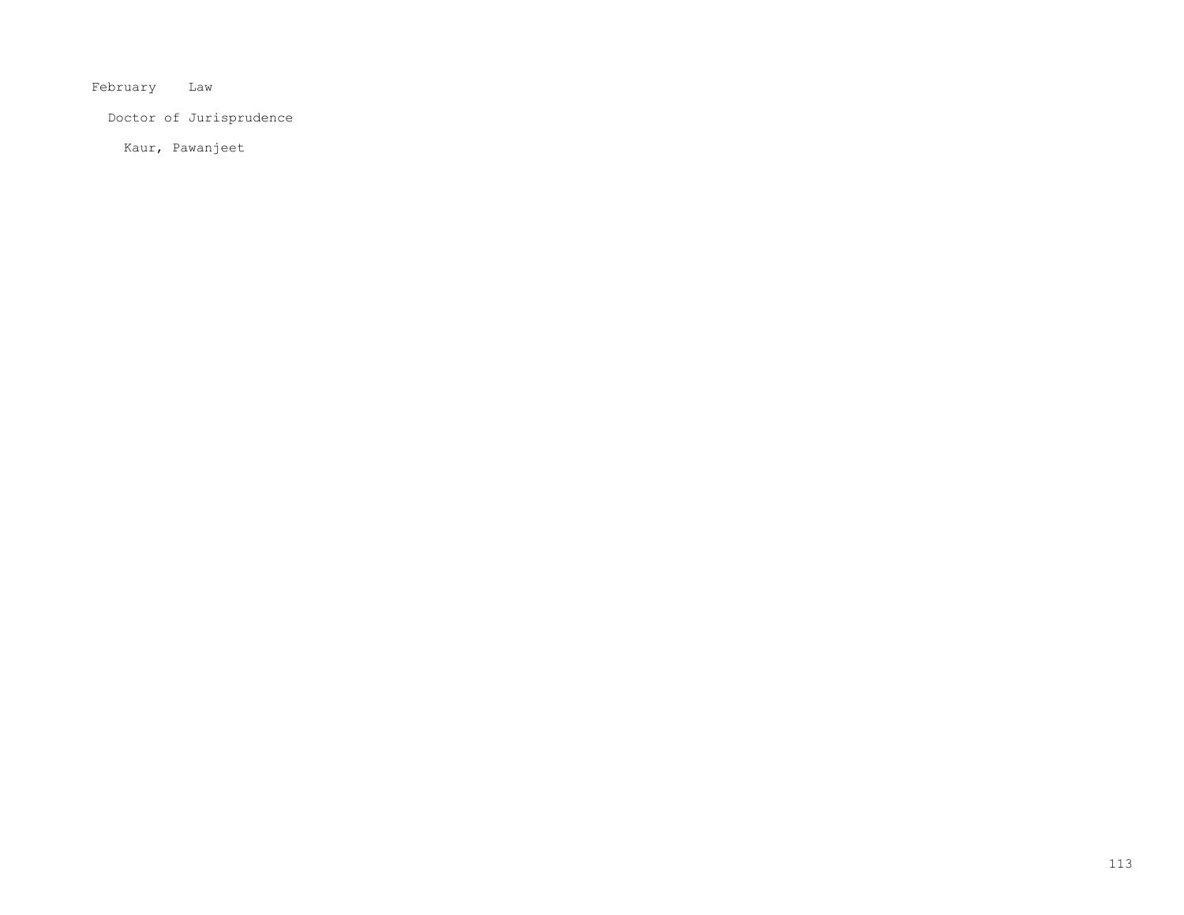February    Law

  Doctor of Jurisprudence

    Kaur, Pawanjeet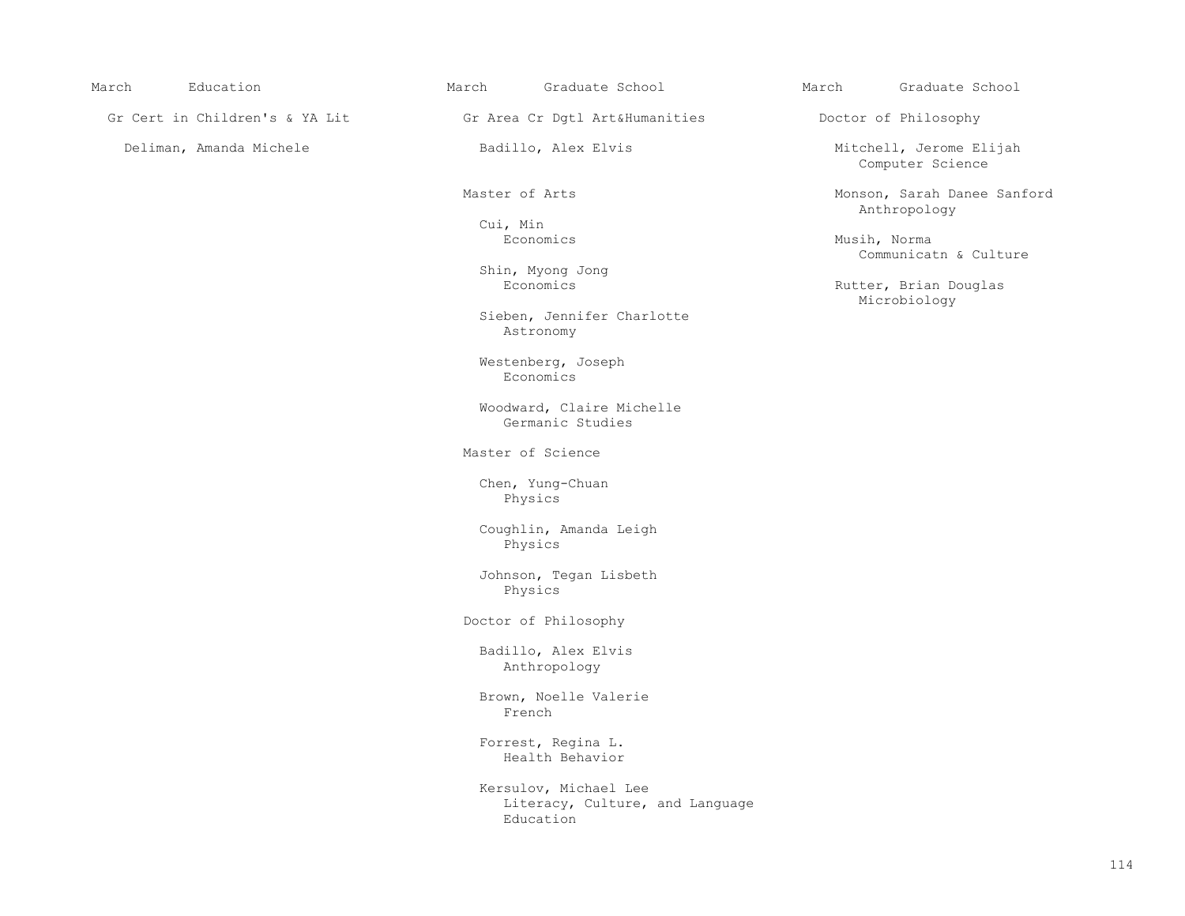## March Education

### Gr Cert in Children's & YA Lit

Deliman, Amanda Michele

## March Graduate School

### Gr Area Cr Dgtl Art&Humanities

Badillo, Alex Elvis

### Master of Arts

Cui, Min
Economics

Shin, Myong Jong
Economics

Sieben, Jennifer Charlotte
Astronomy

Westenberg, Joseph
Economics

Woodward, Claire Michelle
Germanic Studies

### Master of Science

Chen, Yung-Chuan
Physics

Coughlin, Amanda Leigh
Physics

Johnson, Tegan Lisbeth
Physics

### Doctor of Philosophy

Badillo, Alex Elvis
Anthropology

Brown, Noelle Valerie
French

Forrest, Regina L.
Health Behavior

Kersulov, Michael Lee
Literacy, Culture, and Language Education

## March Graduate School

### Doctor of Philosophy

Mitchell, Jerome Elijah
Computer Science

Monson, Sarah Danee Sanford
Anthropology

Musih, Norma
Communicatn & Culture

Rutter, Brian Douglas
Microbiology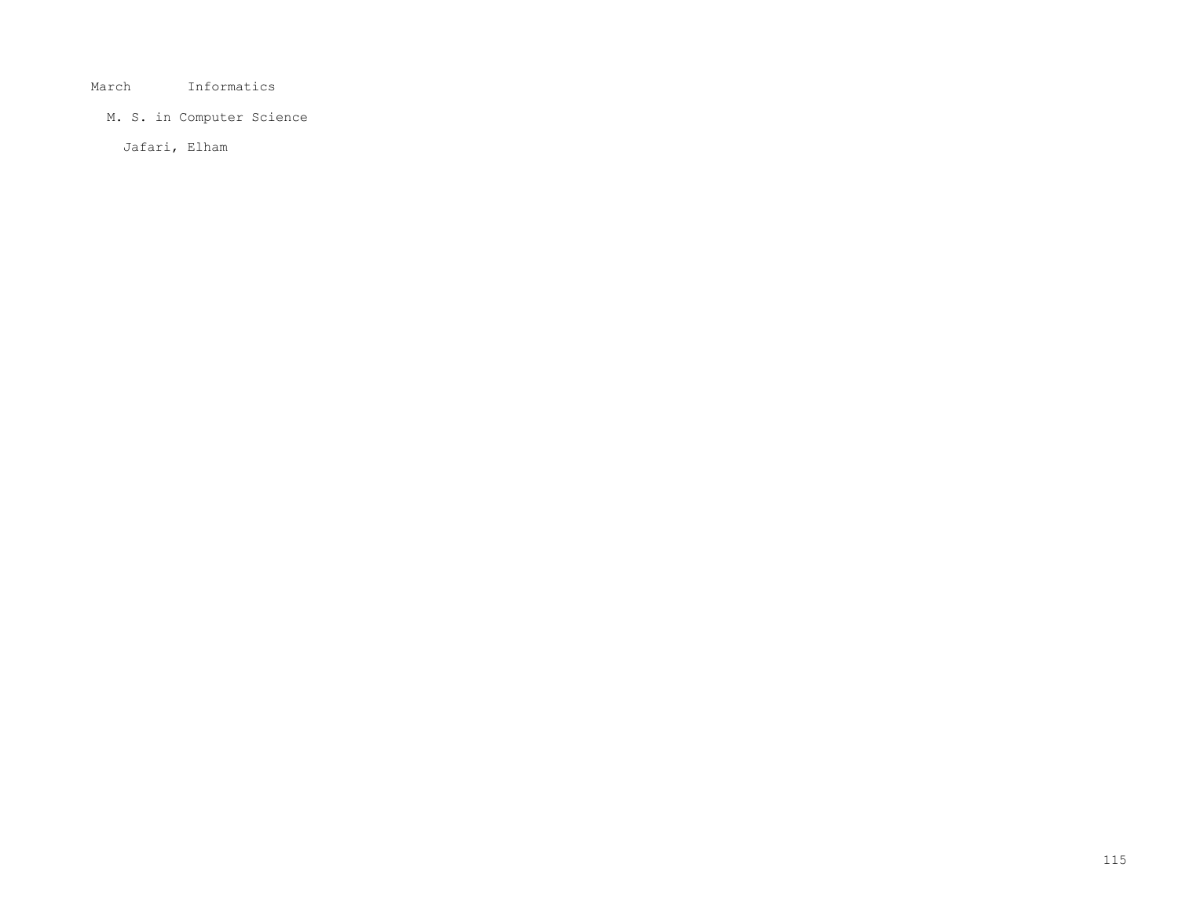March Informatics

M. S. in Computer Science

Jafari, Elham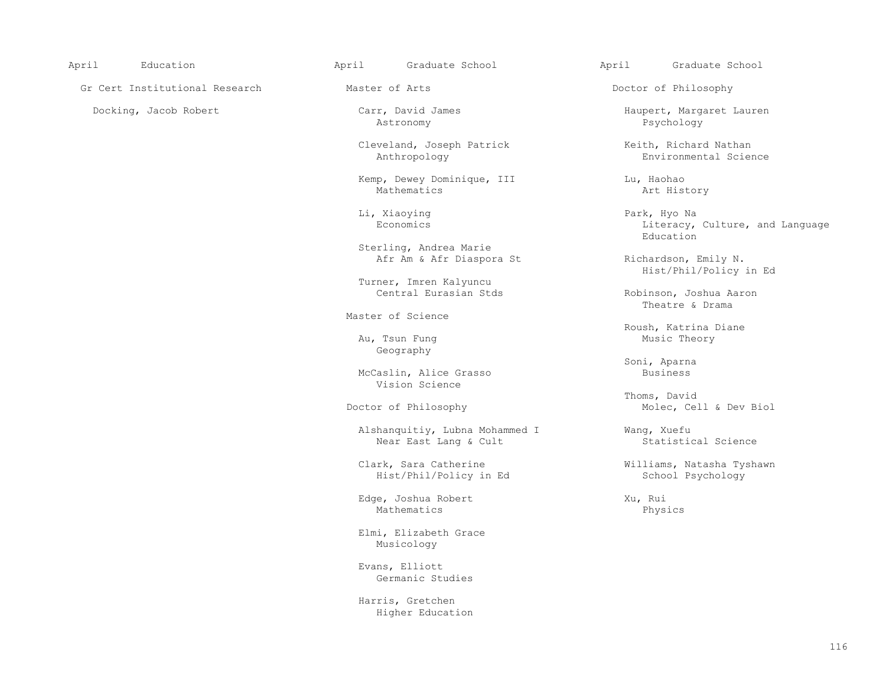## April Education

### Gr Cert Institutional Research

Docking, Jacob Robert

## April Graduate School

### Master of Arts

Carr, David James
Astronomy

Cleveland, Joseph Patrick
Anthropology

Kemp, Dewey Dominique, III
Mathematics

Li, Xiaoying
Economics

Sterling, Andrea Marie
Afr Am & Afr Diaspora St

Turner, Imren Kalyuncu
Central Eurasian Stds

### Master of Science

Au, Tsun Fung
Geography

McCaslin, Alice Grasso
Vision Science

### Doctor of Philosophy

Alshanquitiy, Lubna Mohammed I
Near East Lang & Cult

Clark, Sara Catherine
Hist/Phil/Policy in Ed

Edge, Joshua Robert
Mathematics

Elmi, Elizabeth Grace
Musicology

Evans, Elliott
Germanic Studies

Harris, Gretchen
Higher Education

## April Graduate School

### Doctor of Philosophy

Haupert, Margaret Lauren
Psychology

Keith, Richard Nathan
Environmental Science

Lu, Haohao
Art History

Park, Hyo Na
Literacy, Culture, and Language Education

Richardson, Emily N.
Hist/Phil/Policy in Ed

Robinson, Joshua Aaron
Theatre & Drama

Roush, Katrina Diane
Music Theory

Soni, Aparna
Business

Thoms, David
Molec, Cell & Dev Biol

Wang, Xuefu
Statistical Science

Williams, Natasha Tyshawn
School Psychology

Xu, Rui
Physics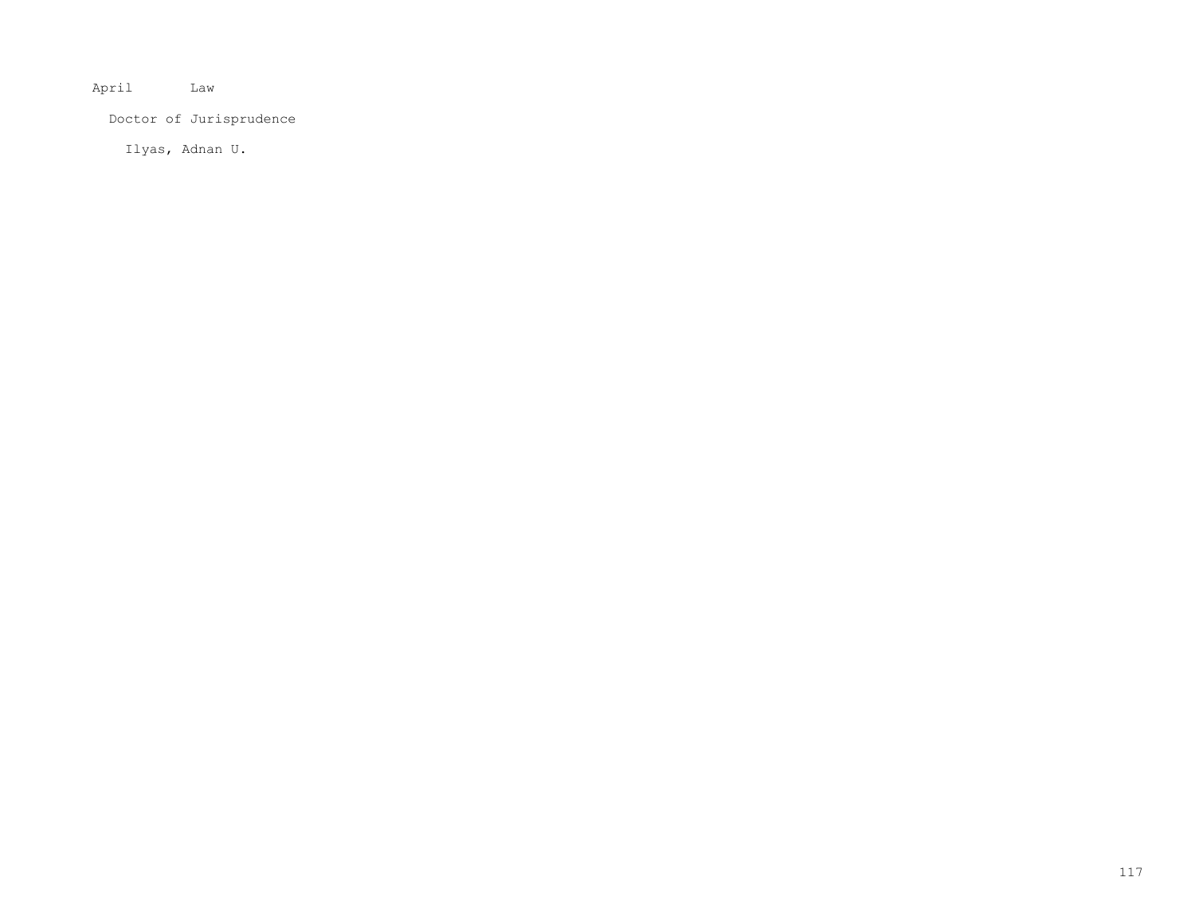April Law

Doctor of Jurisprudence

Ilyas, Adnan U.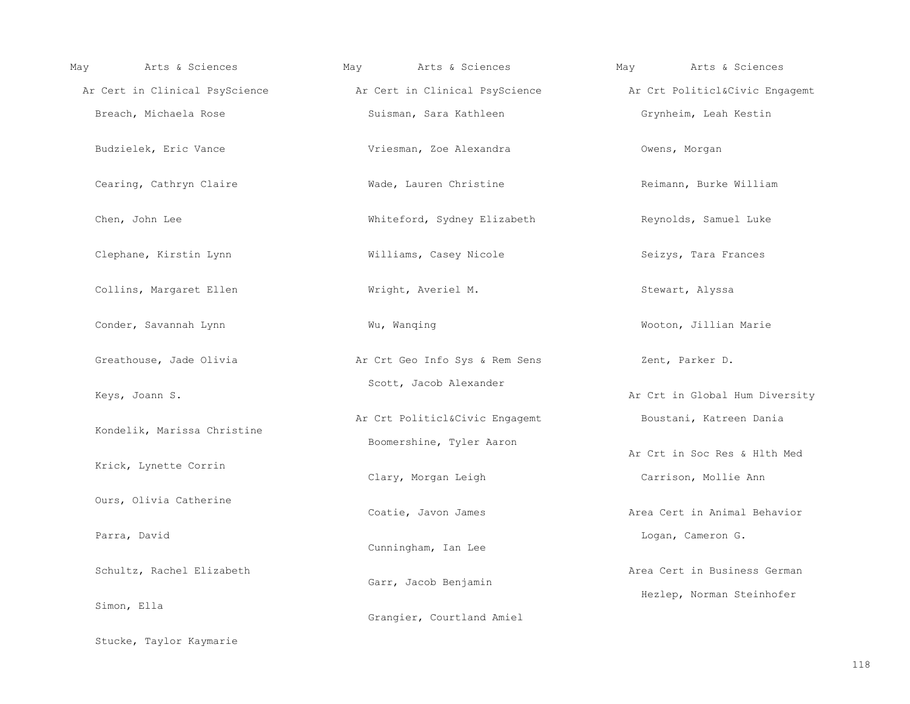May Arts & Sciences

### Ar Cert in Clinical PsyScience

Breach, Michaela Rose

Budzielek, Eric Vance

Cearing, Cathryn Claire

Chen, John Lee

Clephane, Kirstin Lynn

Collins, Margaret Ellen

Conder, Savannah Lynn

Greathouse, Jade Olivia

Keys, Joann S.

Kondelik, Marissa Christine

Krick, Lynette Corrin

Ours, Olivia Catherine

Parra, David

Schultz, Rachel Elizabeth

Simon, Ella

Stucke, Taylor Kaymarie

May Arts & Sciences

### Ar Cert in Clinical PsyScience

Suisman, Sara Kathleen

Vriesman, Zoe Alexandra

Wade, Lauren Christine

Whiteford, Sydney Elizabeth

Williams, Casey Nicole

Wright, Averiel M.

Wu, Wanqing

### Ar Crt Geo Info Sys & Rem Sens

Scott, Jacob Alexander

### Ar Crt Politicl&Civic Engagemt

Boomershine, Tyler Aaron

Clary, Morgan Leigh

Coatie, Javon James

Cunningham, Ian Lee

Garr, Jacob Benjamin

Grangier, Courtland Amiel

May Arts & Sciences

### Ar Crt Politicl&Civic Engagemt

Grynheim, Leah Kestin

Owens, Morgan

Reimann, Burke William

Reynolds, Samuel Luke

Seizys, Tara Frances

Stewart, Alyssa

Wooton, Jillian Marie

Zent, Parker D.

### Ar Crt in Global Hum Diversity

Boustani, Katreen Dania

### Ar Crt in Soc Res & Hlth Med

Carrison, Mollie Ann

### Area Cert in Animal Behavior

Logan, Cameron G.

### Area Cert in Business German

Hezlep, Norman Steinhofer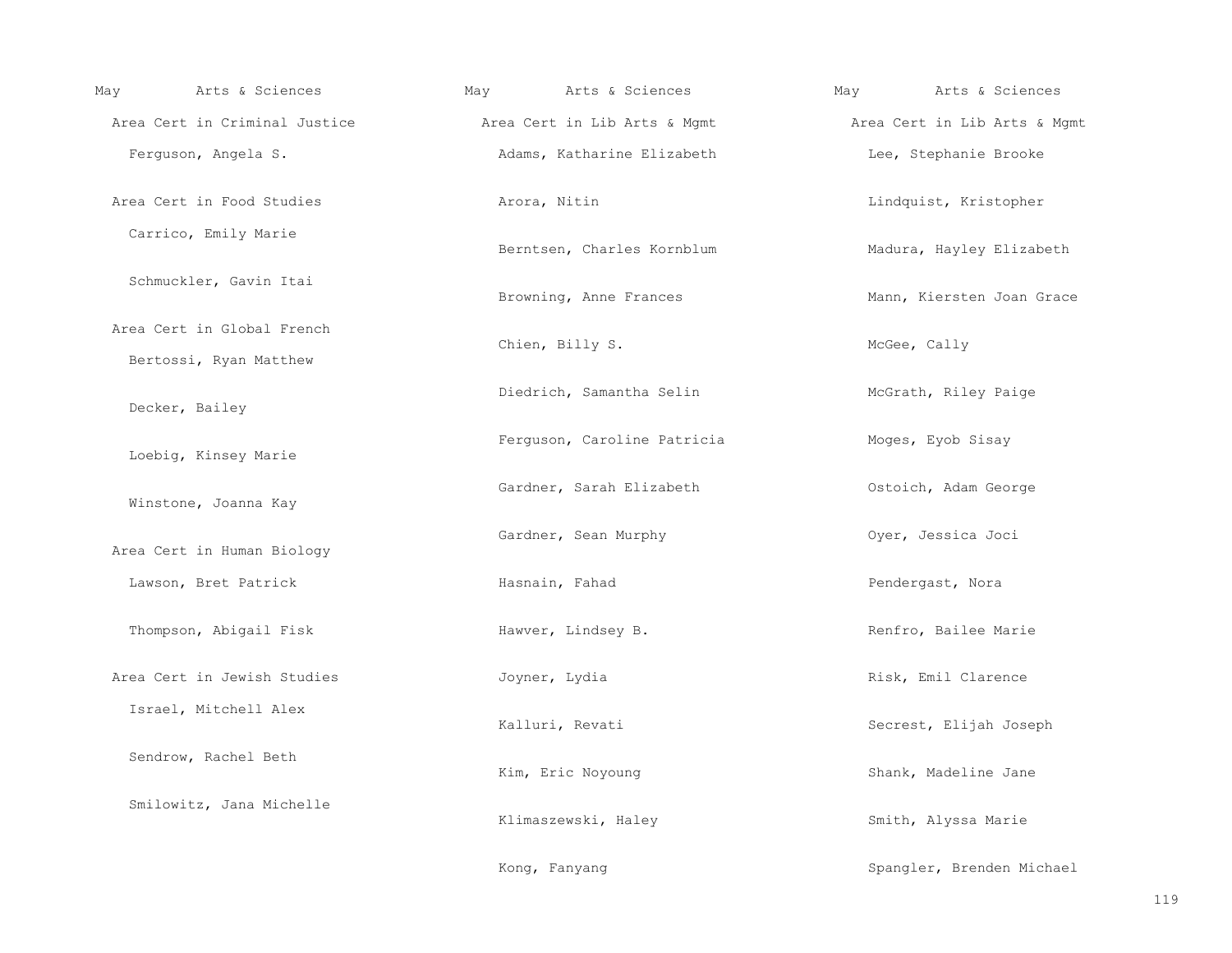May Arts & Sciences

## Area Cert in Criminal Justice

Ferguson, Angela S.

## Area Cert in Food Studies

Carrico, Emily Marie

Schmuckler, Gavin Itai

## Area Cert in Global French

Bertossi, Ryan Matthew

Decker, Bailey

Loebig, Kinsey Marie

Winstone, Joanna Kay

## Area Cert in Human Biology

Lawson, Bret Patrick

Thompson, Abigail Fisk

## Area Cert in Jewish Studies

Israel, Mitchell Alex

Sendrow, Rachel Beth

Smilowitz, Jana Michelle

May Arts & Sciences

## Area Cert in Lib Arts & Mgmt

Adams, Katharine Elizabeth

Arora, Nitin

Berntsen, Charles Kornblum

Browning, Anne Frances

Chien, Billy S.

Diedrich, Samantha Selin

Ferguson, Caroline Patricia

Gardner, Sarah Elizabeth

Gardner, Sean Murphy

Hasnain, Fahad

Hawver, Lindsey B.

Joyner, Lydia

Kalluri, Revati

Kim, Eric Noyoung

Klimaszewski, Haley

Kong, Fanyang

May Arts & Sciences

## Area Cert in Lib Arts & Mgmt

Lee, Stephanie Brooke

Lindquist, Kristopher

Madura, Hayley Elizabeth

Mann, Kiersten Joan Grace

McGee, Cally

McGrath, Riley Paige

Moges, Eyob Sisay

Ostoich, Adam George

Oyer, Jessica Joci

Pendergast, Nora

Renfro, Bailee Marie

Risk, Emil Clarence

Secrest, Elijah Joseph

Shank, Madeline Jane

Smith, Alyssa Marie

Spangler, Brenden Michael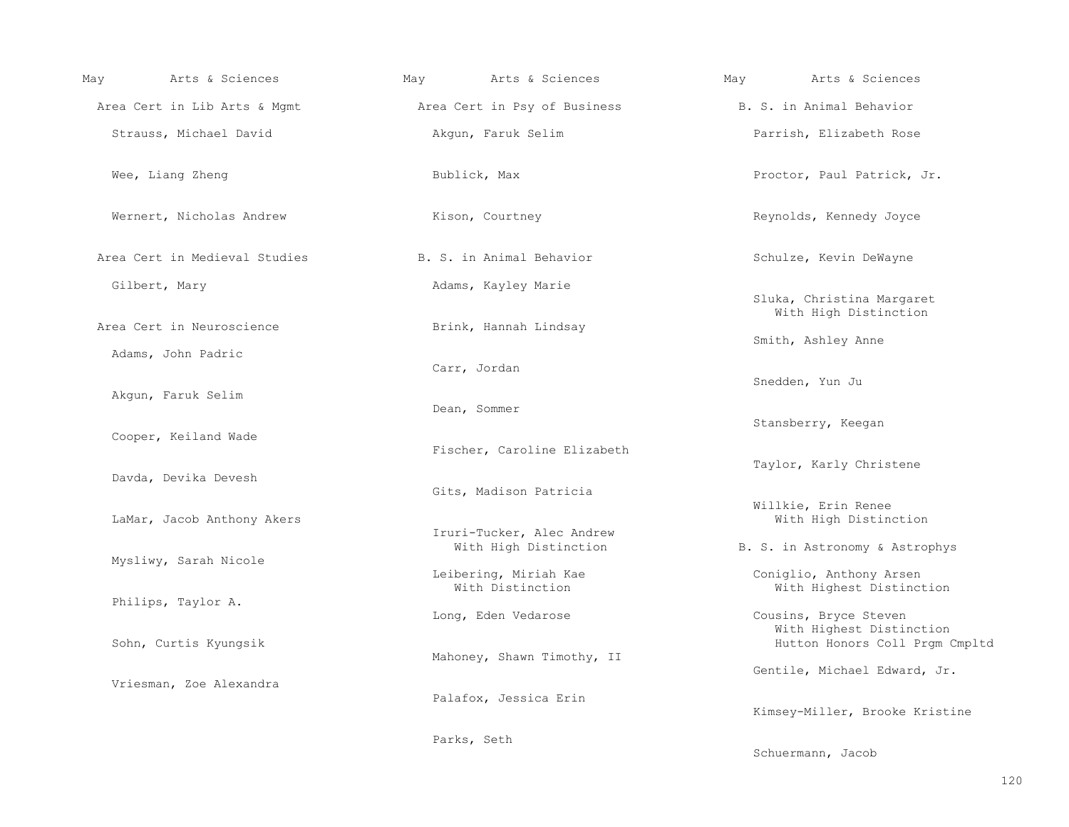May Arts & Sciences

## Area Cert in Lib Arts & Mgmt

Strauss, Michael David

Wee, Liang Zheng

Wernert, Nicholas Andrew

## Area Cert in Medieval Studies

Gilbert, Mary

## Area Cert in Neuroscience

Adams, John Padric

Akgun, Faruk Selim

Cooper, Keiland Wade

Davda, Devika Devesh

LaMar, Jacob Anthony Akers

Mysliwy, Sarah Nicole

Philips, Taylor A.

Sohn, Curtis Kyungsik

Vriesman, Zoe Alexandra

## Area Cert in Psy of Business

Akgun, Faruk Selim

Bublick, Max

Kison, Courtney

## B. S. in Animal Behavior

Adams, Kayley Marie

Brink, Hannah Lindsay

Carr, Jordan

Dean, Sommer

Fischer, Caroline Elizabeth

Gits, Madison Patricia

Iruri-Tucker, Alec Andrew
With High Distinction

Leibering, Miriah Kae
With Distinction

Long, Eden Vedarose

Mahoney, Shawn Timothy, II

Palafox, Jessica Erin

Parks, Seth

Parrish, Elizabeth Rose

Proctor, Paul Patrick, Jr.

Reynolds, Kennedy Joyce

Schulze, Kevin DeWayne

Sluka, Christina Margaret
With High Distinction

Smith, Ashley Anne

Snedden, Yun Ju

Stansberry, Keegan

Taylor, Karly Christene

Willkie, Erin Renee
With High Distinction

## B. S. in Astronomy & Astrophys

Coniglio, Anthony Arsen
With Highest Distinction

Cousins, Bryce Steven
With Highest Distinction
Hutton Honors Coll Prgm Cmpltd

Gentile, Michael Edward, Jr.

Kimsey-Miller, Brooke Kristine

Schuermann, Jacob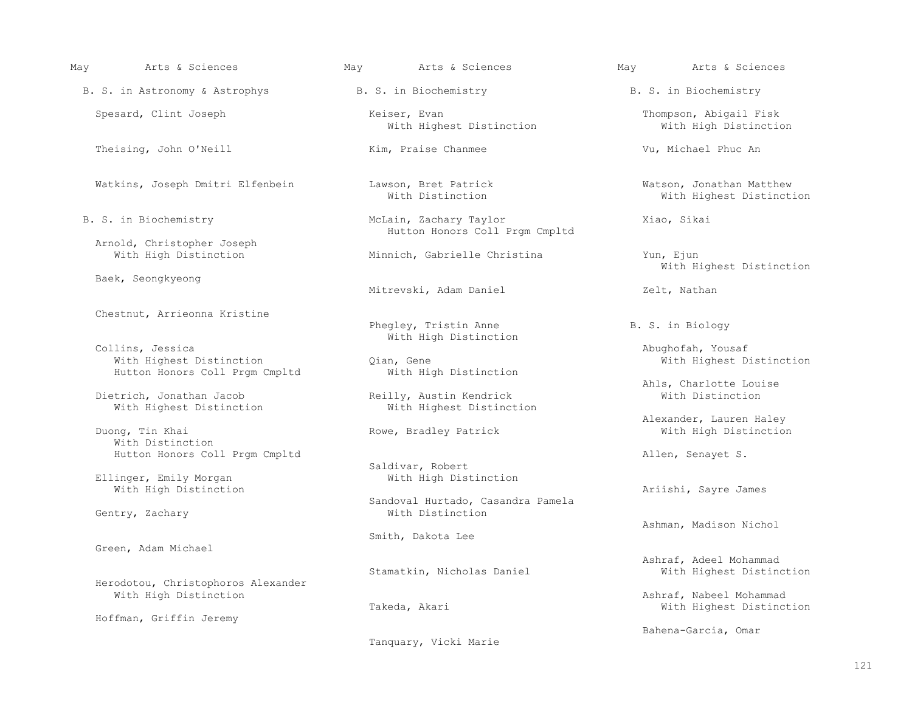May Arts & Sciences

## B. S. in Astronomy & Astrophys

Spesard, Clint Joseph

Theising, John O'Neill

Watkins, Joseph Dmitri Elfenbein

## B. S. in Biochemistry

Arnold, Christopher Joseph
With High Distinction

Baek, Seongkyeong

Chestnut, Arrieonna Kristine

Collins, Jessica
With Highest Distinction
Hutton Honors Coll Prgm Cmpltd

Dietrich, Jonathan Jacob
With Highest Distinction

Duong, Tin Khai
With Distinction
Hutton Honors Coll Prgm Cmpltd

Ellinger, Emily Morgan
With High Distinction

Gentry, Zachary

Green, Adam Michael

Herodotou, Christophoros Alexander
With High Distinction

Hoffman, Griffin Jeremy

May Arts & Sciences

## B. S. in Biochemistry

Keiser, Evan
With Highest Distinction

Kim, Praise Chanmee

Lawson, Bret Patrick
With Distinction

McLain, Zachary Taylor
Hutton Honors Coll Prgm Cmpltd

Minnich, Gabrielle Christina

Mitrevski, Adam Daniel

Phegley, Tristin Anne
With High Distinction

Qian, Gene
With High Distinction

Reilly, Austin Kendrick
With Highest Distinction

Rowe, Bradley Patrick

Saldivar, Robert
With High Distinction

Sandoval Hurtado, Casandra Pamela
With Distinction

Smith, Dakota Lee

Stamatkin, Nicholas Daniel

Takeda, Akari

Tanquary, Vicki Marie

May Arts & Sciences

## B. S. in Biochemistry

Thompson, Abigail Fisk
With High Distinction

Vu, Michael Phuc An

Watson, Jonathan Matthew
With Highest Distinction

Xiao, Sikai

Yun, Ejun
With Highest Distinction

Zelt, Nathan

## B. S. in Biology

Abughofah, Yousaf
With Highest Distinction

Ahls, Charlotte Louise
With Distinction

Alexander, Lauren Haley
With High Distinction

Allen, Senayet S.

Ariishi, Sayre James

Ashman, Madison Nichol

Ashraf, Adeel Mohammad
With Highest Distinction

Ashraf, Nabeel Mohammad
With Highest Distinction

Bahena-Garcia, Omar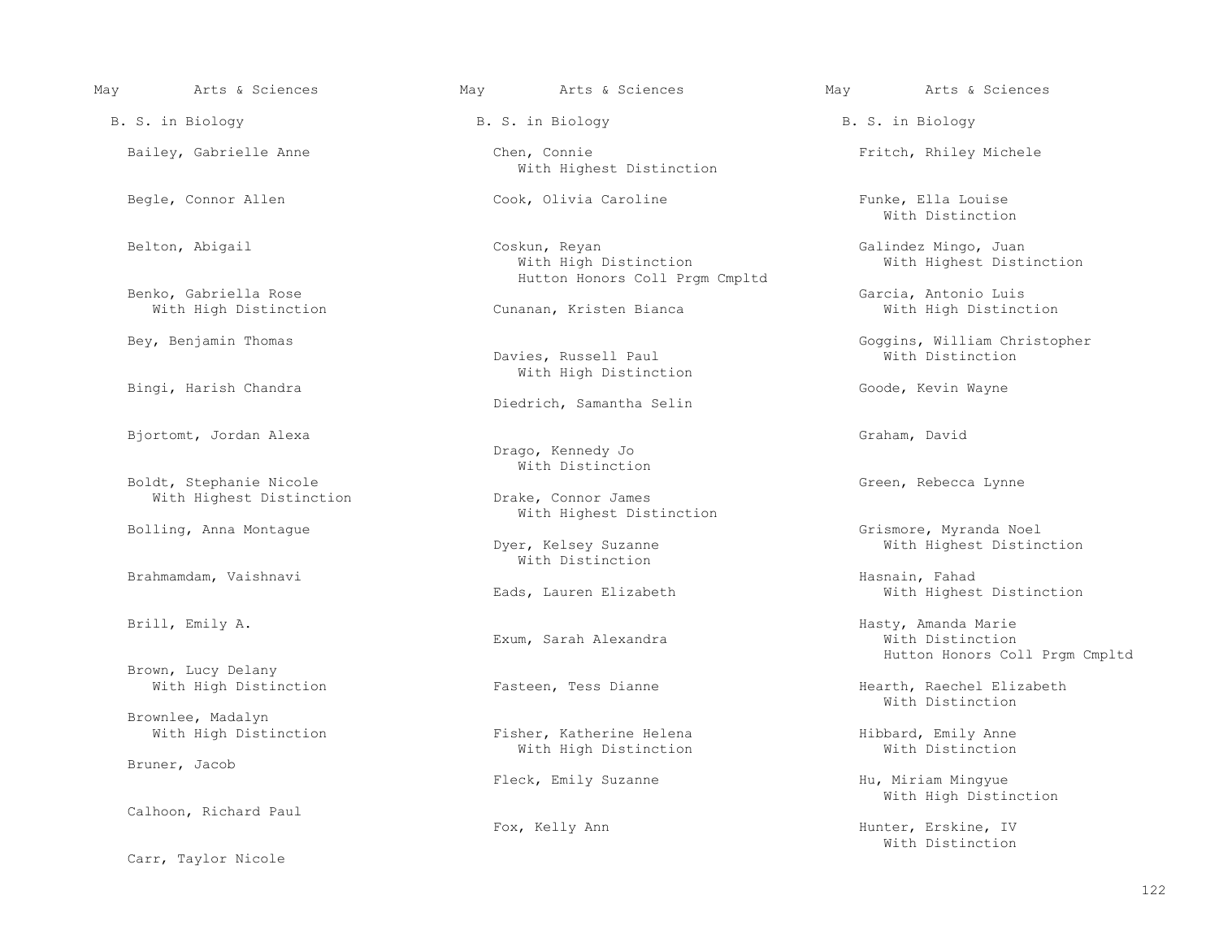May Arts & Sciences

## B. S. in Biology

Bailey, Gabrielle Anne

Begle, Connor Allen

Belton, Abigail

Benko, Gabriella Rose
With High Distinction

Bey, Benjamin Thomas

Bingi, Harish Chandra

Bjortomt, Jordan Alexa

Boldt, Stephanie Nicole
With Highest Distinction

Bolling, Anna Montague

Brahmamdam, Vaishnavi

Brill, Emily A.

Brown, Lucy Delany
With High Distinction

Brownlee, Madalyn
With High Distinction

Bruner, Jacob

Calhoon, Richard Paul

Carr, Taylor Nicole

Chen, Connie
With Highest Distinction

Cook, Olivia Caroline

Coskun, Reyan
With High Distinction
Hutton Honors Coll Prgm Cmpltd

Cunanan, Kristen Bianca

Davies, Russell Paul
With High Distinction

Diedrich, Samantha Selin

Drago, Kennedy Jo
With Distinction

Drake, Connor James
With Highest Distinction

Dyer, Kelsey Suzanne
With Distinction

Eads, Lauren Elizabeth

Exum, Sarah Alexandra

Fasteen, Tess Dianne

Fisher, Katherine Helena
With High Distinction

Fleck, Emily Suzanne

Fox, Kelly Ann

Fritch, Rhiley Michele

Funke, Ella Louise
With Distinction

Galindez Mingo, Juan
With Highest Distinction

Garcia, Antonio Luis
With High Distinction

Goggins, William Christopher
With Distinction

Goode, Kevin Wayne

Graham, David

Green, Rebecca Lynne

Grismore, Myranda Noel
With Highest Distinction

Hasnain, Fahad
With Highest Distinction

Hasty, Amanda Marie
With Distinction
Hutton Honors Coll Prgm Cmpltd

Hearth, Raechel Elizabeth
With Distinction

Hibbard, Emily Anne
With Distinction

Hu, Miriam Mingyue
With High Distinction

Hunter, Erskine, IV
With Distinction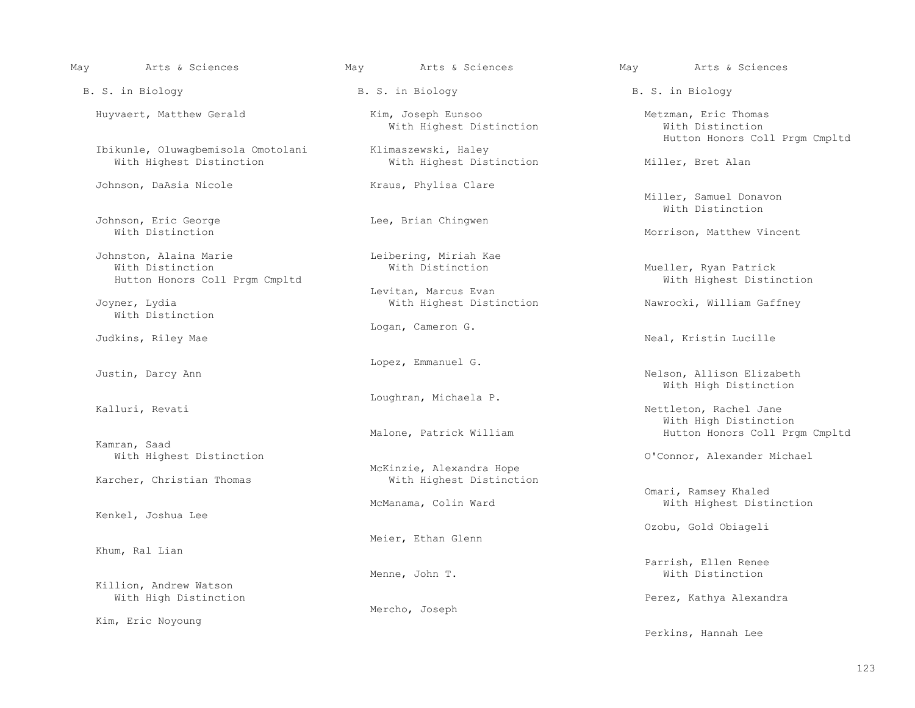May Arts & Sciences

B. S. in Biology

Huyvaert, Matthew Gerald

Ibikunle, Oluwagbemisola Omotolani
With Highest Distinction

Johnson, DaAsia Nicole

Johnson, Eric George
With Distinction

Johnston, Alaina Marie
With Distinction
Hutton Honors Coll Prgm Cmpltd

Joyner, Lydia
With Distinction

Judkins, Riley Mae

Justin, Darcy Ann

Kalluri, Revati

Kamran, Saad
With Highest Distinction

Karcher, Christian Thomas

Kenkel, Joshua Lee

Khum, Ral Lian

Killion, Andrew Watson
With High Distinction

Kim, Eric Noyoung

Kim, Joseph Eunsoo
With Highest Distinction

Klimaszewski, Haley
With Highest Distinction

Kraus, Phylisa Clare

Lee, Brian Chingwen

Leibering, Miriah Kae
With Distinction

Levitan, Marcus Evan
With Highest Distinction

Logan, Cameron G.

Lopez, Emmanuel G.

Loughran, Michaela P.

Malone, Patrick William

McKinzie, Alexandra Hope
With Highest Distinction

McManama, Colin Ward

Meier, Ethan Glenn

Menne, John T.

Mercho, Joseph

Metzman, Eric Thomas
With Distinction
Hutton Honors Coll Prgm Cmpltd

Miller, Bret Alan

Miller, Samuel Donavon
With Distinction

Morrison, Matthew Vincent

Mueller, Ryan Patrick
With Highest Distinction

Nawrocki, William Gaffney

Neal, Kristin Lucille

Nelson, Allison Elizabeth
With High Distinction

Nettleton, Rachel Jane
With High Distinction
Hutton Honors Coll Prgm Cmpltd

O'Connor, Alexander Michael

Omari, Ramsey Khaled
With Highest Distinction

Ozobu, Gold Obiageli

Parrish, Ellen Renee
With Distinction

Perez, Kathya Alexandra

Perkins, Hannah Lee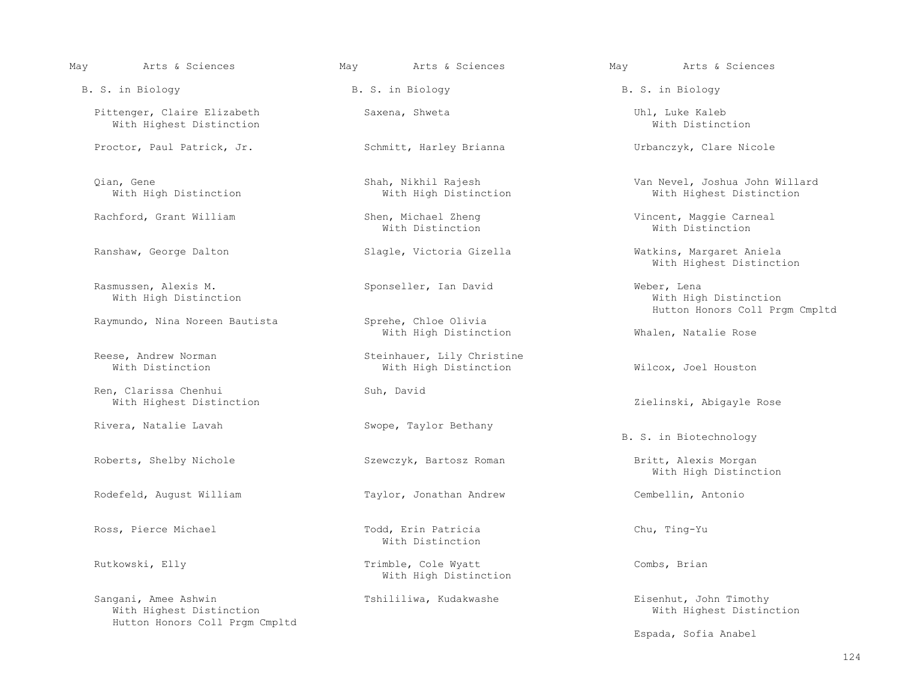May Arts & Sciences

B. S. in Biology

Pittenger, Claire Elizabeth
With Highest Distinction

Proctor, Paul Patrick, Jr.

Qian, Gene
With High Distinction

Rachford, Grant William

Ranshaw, George Dalton

Rasmussen, Alexis M.
With High Distinction

Raymundo, Nina Noreen Bautista

Reese, Andrew Norman
With Distinction

Ren, Clarissa Chenhui
With Highest Distinction

Rivera, Natalie Lavah

Roberts, Shelby Nichole

Rodefeld, August William

Ross, Pierce Michael

Rutkowski, Elly

Sangani, Amee Ashwin
With Highest Distinction
Hutton Honors Coll Prgm Cmpltd

Saxena, Shweta

Schmitt, Harley Brianna

Shah, Nikhil Rajesh
With High Distinction

Shen, Michael Zheng
With Distinction

Slagle, Victoria Gizella

Sponseller, Ian David

Sprehe, Chloe Olivia
With High Distinction

Steinhauer, Lily Christine
With High Distinction

Suh, David

Swope, Taylor Bethany

Szewczyk, Bartosz Roman

Taylor, Jonathan Andrew

Todd, Erin Patricia
With Distinction

Trimble, Cole Wyatt
With High Distinction

Tshililiwa, Kudakwashe

Uhl, Luke Kaleb
With Distinction

Urbanczyk, Clare Nicole

Van Nevel, Joshua John Willard
With Highest Distinction

Vincent, Maggie Carneal
With Distinction

Watkins, Margaret Aniela
With Highest Distinction

Weber, Lena
With High Distinction
Hutton Honors Coll Prgm Cmpltd

Whalen, Natalie Rose

Wilcox, Joel Houston

Zielinski, Abigayle Rose

B. S. in Biotechnology

Britt, Alexis Morgan
With High Distinction

Cembellin, Antonio

Chu, Ting-Yu

Combs, Brian

Eisenhut, John Timothy
With Highest Distinction

Espada, Sofia Anabel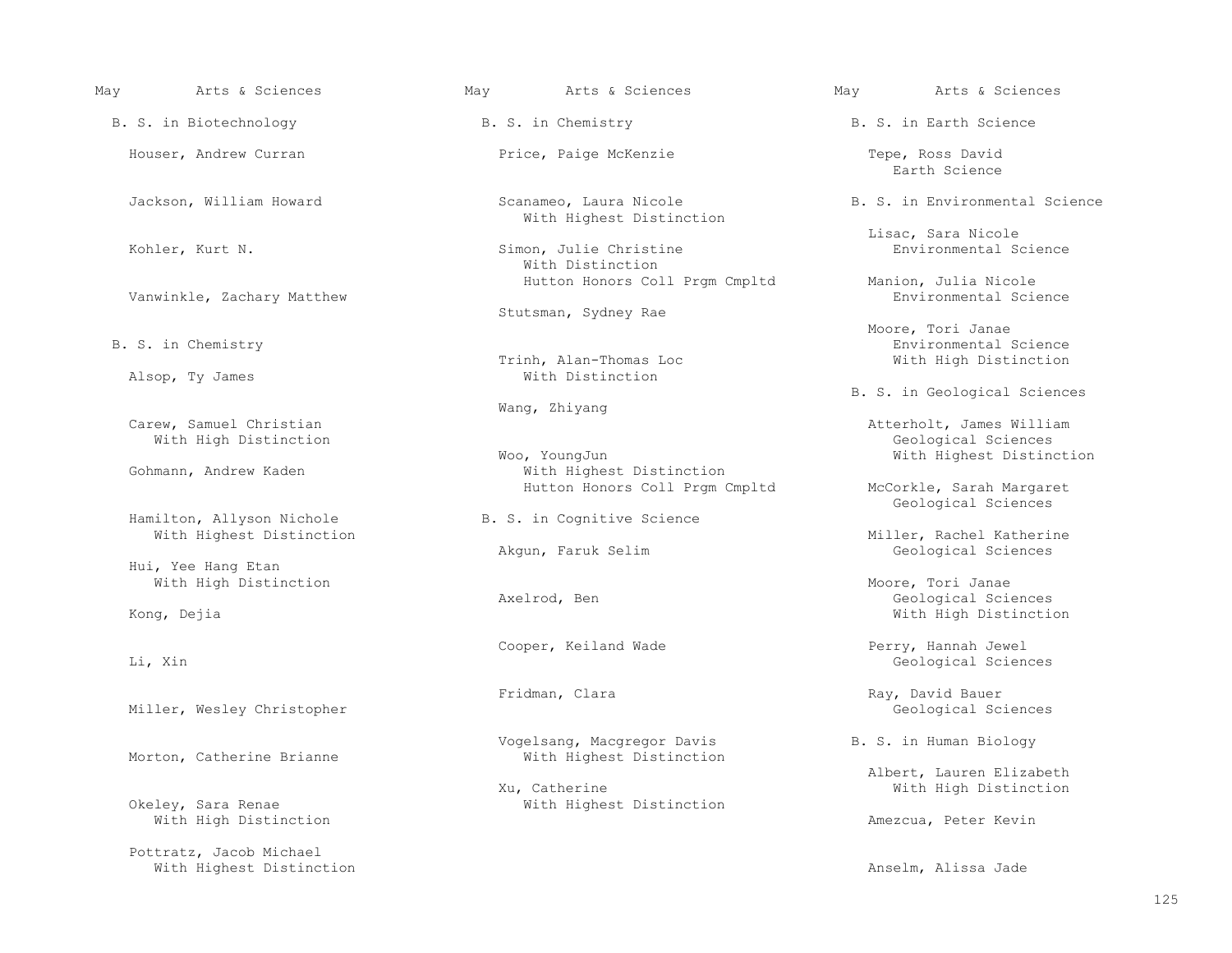May Arts & Sciences

## B. S. in Biotechnology

Houser, Andrew Curran

Jackson, William Howard

Kohler, Kurt N.

Vanwinkle, Zachary Matthew

## B. S. in Chemistry

Alsop, Ty James

Carew, Samuel Christian
With High Distinction

Gohmann, Andrew Kaden

Hamilton, Allyson Nichole
With Highest Distinction

Hui, Yee Hang Etan
With High Distinction

Kong, Dejia

Li, Xin

Miller, Wesley Christopher

Morton, Catherine Brianne

Okeley, Sara Renae
With High Distinction

Pottratz, Jacob Michael
With Highest Distinction

May Arts & Sciences

## B. S. in Chemistry

Price, Paige McKenzie

Scanameo, Laura Nicole
With Highest Distinction

Simon, Julie Christine
With Distinction
Hutton Honors Coll Prgm Cmpltd

Stutsman, Sydney Rae

Trinh, Alan-Thomas Loc
With Distinction

Wang, Zhiyang

Woo, YoungJun
With Highest Distinction
Hutton Honors Coll Prgm Cmpltd

## B. S. in Cognitive Science

Akgun, Faruk Selim

Axelrod, Ben

Cooper, Keiland Wade

Fridman, Clara

Vogelsang, Macgregor Davis
With Highest Distinction

Xu, Catherine
With Highest Distinction

May Arts & Sciences

## B. S. in Earth Science

Tepe, Ross David
Earth Science

## B. S. in Environmental Science

Lisac, Sara Nicole
Environmental Science

Manion, Julia Nicole
Environmental Science

Moore, Tori Janae
Environmental Science
With High Distinction

## B. S. in Geological Sciences

Atterholt, James William
Geological Sciences
With Highest Distinction

McCorkle, Sarah Margaret
Geological Sciences

Miller, Rachel Katherine
Geological Sciences

Moore, Tori Janae
Geological Sciences
With High Distinction

Perry, Hannah Jewel
Geological Sciences

Ray, David Bauer
Geological Sciences

## B. S. in Human Biology

Albert, Lauren Elizabeth
With High Distinction

Amezcua, Peter Kevin

Anselm, Alissa Jade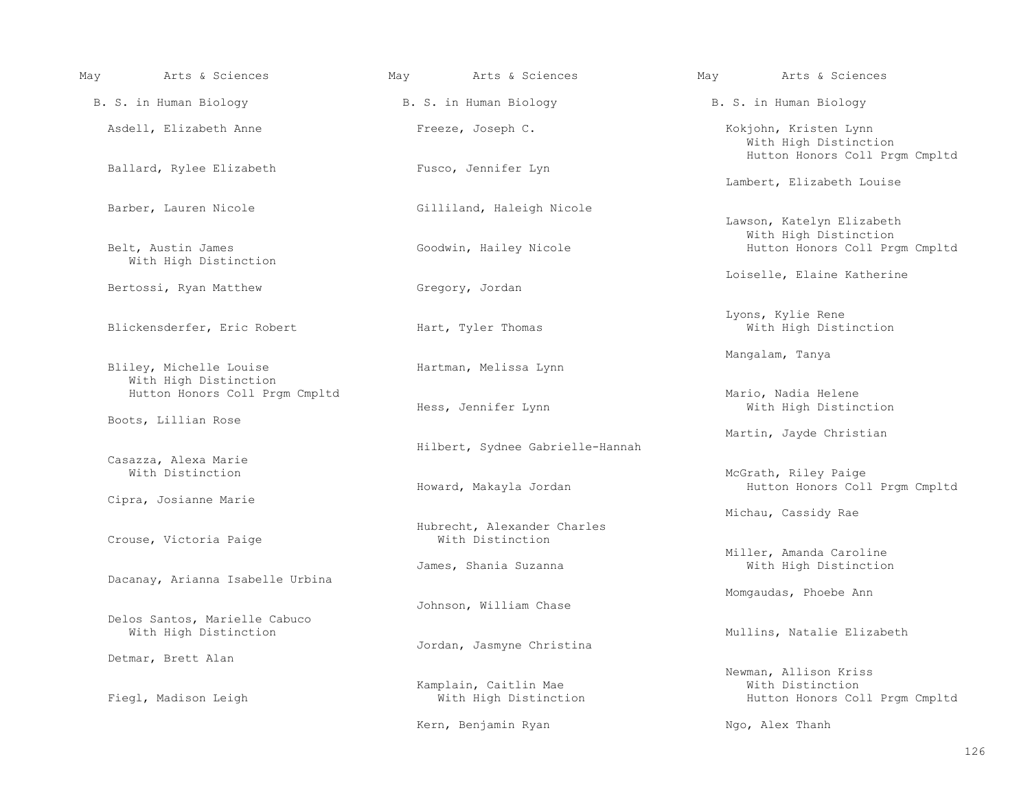May Arts & Sciences

B. S. in Human Biology

Asdell, Elizabeth Anne

Ballard, Rylee Elizabeth

Barber, Lauren Nicole

Belt, Austin James
With High Distinction

Bertossi, Ryan Matthew

Blickensderfer, Eric Robert

Bliley, Michelle Louise
With High Distinction
Hutton Honors Coll Prgm Cmpltd

Boots, Lillian Rose

Casazza, Alexa Marie
With Distinction

Cipra, Josianne Marie

Crouse, Victoria Paige

Dacanay, Arianna Isabelle Urbina

Delos Santos, Marielle Cabuco
With High Distinction

Detmar, Brett Alan

Fiegl, Madison Leigh

Freeze, Joseph C.

Fusco, Jennifer Lyn

Gilliland, Haleigh Nicole

Goodwin, Hailey Nicole

Gregory, Jordan

Hart, Tyler Thomas

Hartman, Melissa Lynn

Hess, Jennifer Lynn

Hilbert, Sydnee Gabrielle-Hannah

Howard, Makayla Jordan

Hubrecht, Alexander Charles
With Distinction

James, Shania Suzanna

Johnson, William Chase

Jordan, Jasmyne Christina

Kamplain, Caitlin Mae
With High Distinction

Kern, Benjamin Ryan

Kokjohn, Kristen Lynn
With High Distinction
Hutton Honors Coll Prgm Cmpltd

Lambert, Elizabeth Louise

Lawson, Katelyn Elizabeth
With High Distinction
Hutton Honors Coll Prgm Cmpltd

Loiselle, Elaine Katherine

Lyons, Kylie Rene
With High Distinction

Mangalam, Tanya

Mario, Nadia Helene
With High Distinction

Martin, Jayde Christian

McGrath, Riley Paige
Hutton Honors Coll Prgm Cmpltd

Michau, Cassidy Rae

Miller, Amanda Caroline
With High Distinction

Momgaudas, Phoebe Ann

Mullins, Natalie Elizabeth

Newman, Allison Kriss
With Distinction
Hutton Honors Coll Prgm Cmpltd

Ngo, Alex Thanh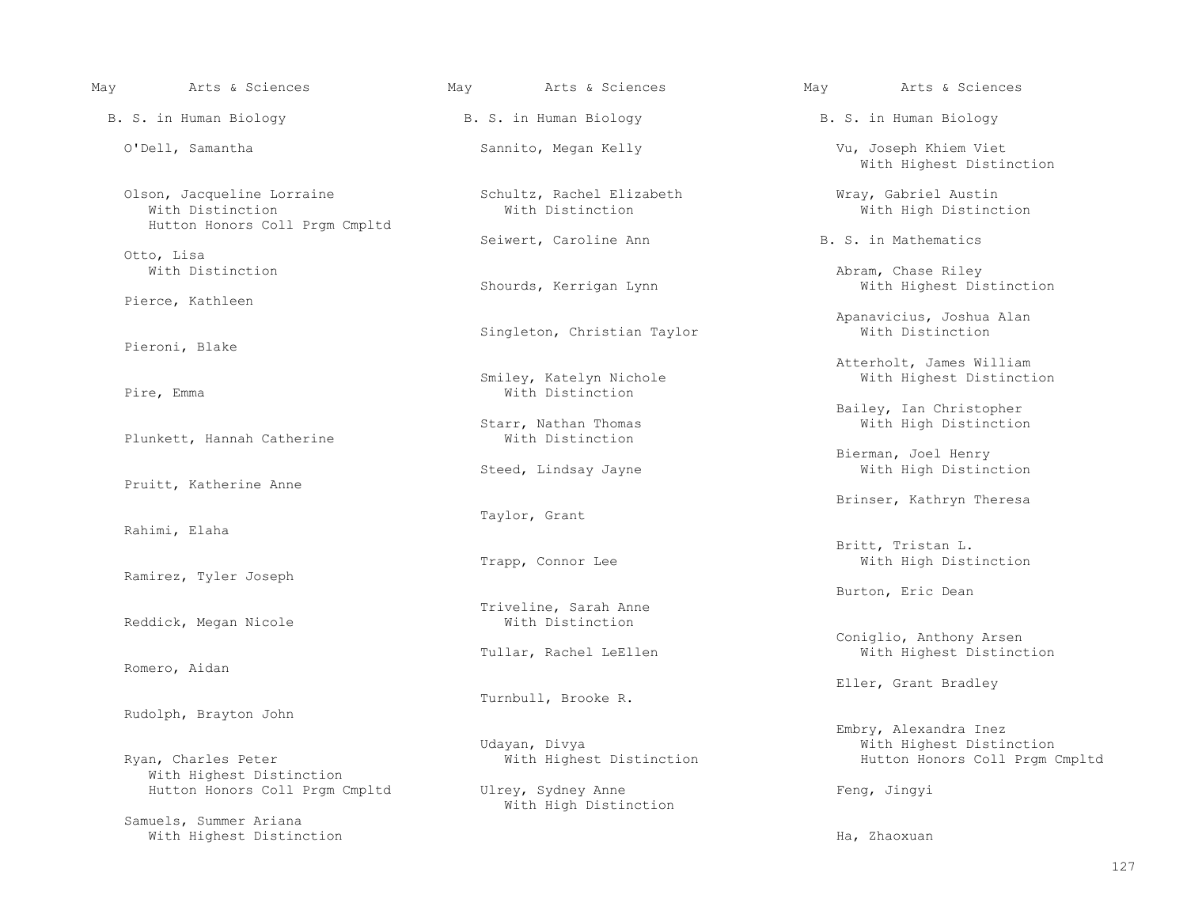May Arts & Sciences

## B. S. in Human Biology

O'Dell, Samantha

Olson, Jacqueline Lorraine
With Distinction
Hutton Honors Coll Prgm Cmpltd

Otto, Lisa
With Distinction

Pierce, Kathleen

Pieroni, Blake

Pire, Emma

Plunkett, Hannah Catherine

Pruitt, Katherine Anne

Rahimi, Elaha

Ramirez, Tyler Joseph

Reddick, Megan Nicole

Romero, Aidan

Rudolph, Brayton John

Ryan, Charles Peter
With Highest Distinction
Hutton Honors Coll Prgm Cmpltd

Samuels, Summer Ariana
With Highest Distinction

Sannito, Megan Kelly

Schultz, Rachel Elizabeth
With Distinction

Seiwert, Caroline Ann

Shourds, Kerrigan Lynn

Singleton, Christian Taylor

Smiley, Katelyn Nichole
With Distinction

Starr, Nathan Thomas
With Distinction

Steed, Lindsay Jayne

Taylor, Grant

Trapp, Connor Lee

Triveline, Sarah Anne
With Distinction

Tullar, Rachel LeEllen

Turnbull, Brooke R.

Udayan, Divya
With Highest Distinction

Ulrey, Sydney Anne
With High Distinction

Vu, Joseph Khiem Viet
With Highest Distinction

Wray, Gabriel Austin
With High Distinction

## B. S. in Mathematics

Abram, Chase Riley
With Highest Distinction

Apanavicius, Joshua Alan
With Distinction

Atterholt, James William
With Highest Distinction

Bailey, Ian Christopher
With High Distinction

Bierman, Joel Henry
With High Distinction

Brinser, Kathryn Theresa

Britt, Tristan L.
With High Distinction

Burton, Eric Dean

Coniglio, Anthony Arsen
With Highest Distinction

Eller, Grant Bradley

Embry, Alexandra Inez
With Highest Distinction
Hutton Honors Coll Prgm Cmpltd

Feng, Jingyi

Ha, Zhaoxuan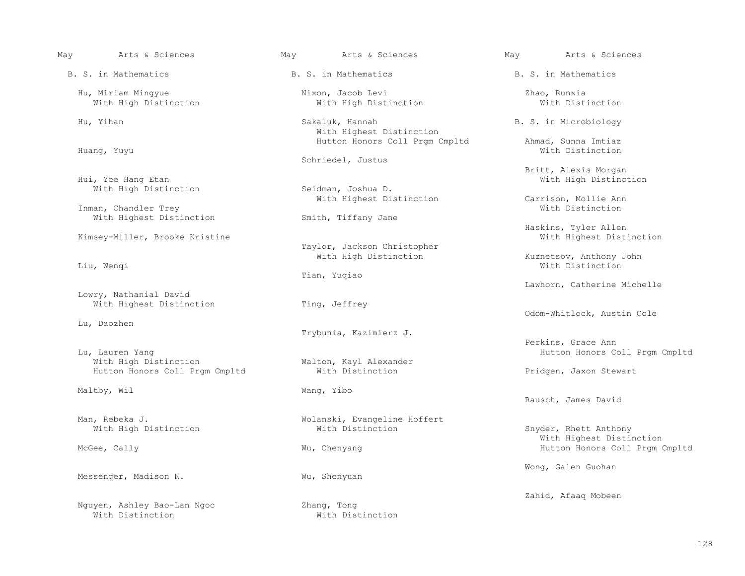May Arts & Sciences

B. S. in Mathematics

Hu, Miriam Mingyue
With High Distinction

Hu, Yihan

Huang, Yuyu

Hui, Yee Hang Etan
With High Distinction

Inman, Chandler Trey
With Highest Distinction

Kimsey-Miller, Brooke Kristine

Liu, Wenqi

Lowry, Nathanial David
With Highest Distinction

Lu, Daozhen

Lu, Lauren Yang
With High Distinction
Hutton Honors Coll Prgm Cmpltd

Maltby, Wil

Man, Rebeka J.
With High Distinction

McGee, Cally

Messenger, Madison K.

Nguyen, Ashley Bao-Lan Ngoc
With Distinction

Nixon, Jacob Levi
With High Distinction

Sakaluk, Hannah
With Highest Distinction
Hutton Honors Coll Prgm Cmpltd

Schriedel, Justus

Seidman, Joshua D.
With Highest Distinction

Smith, Tiffany Jane

Taylor, Jackson Christopher
With High Distinction

Tian, Yuqiao

Ting, Jeffrey

Trybunia, Kazimierz J.

Walton, Kayl Alexander
With Distinction

Wang, Yibo

Wolanski, Evangeline Hoffert
With Distinction

Wu, Chenyang

Wu, Shenyuan

Zhang, Tong
With Distinction

Zhao, Runxia
With Distinction

B. S. in Microbiology

Ahmad, Sunna Imtiaz
With Distinction

Britt, Alexis Morgan
With High Distinction

Carrison, Mollie Ann
With Distinction

Haskins, Tyler Allen
With Highest Distinction

Kuznetsov, Anthony John
With Distinction

Lawhorn, Catherine Michelle

Odom-Whitlock, Austin Cole

Perkins, Grace Ann
Hutton Honors Coll Prgm Cmpltd

Pridgen, Jaxon Stewart

Rausch, James David

Snyder, Rhett Anthony
With Highest Distinction
Hutton Honors Coll Prgm Cmpltd

Wong, Galen Guohan

Zahid, Afaaq Mobeen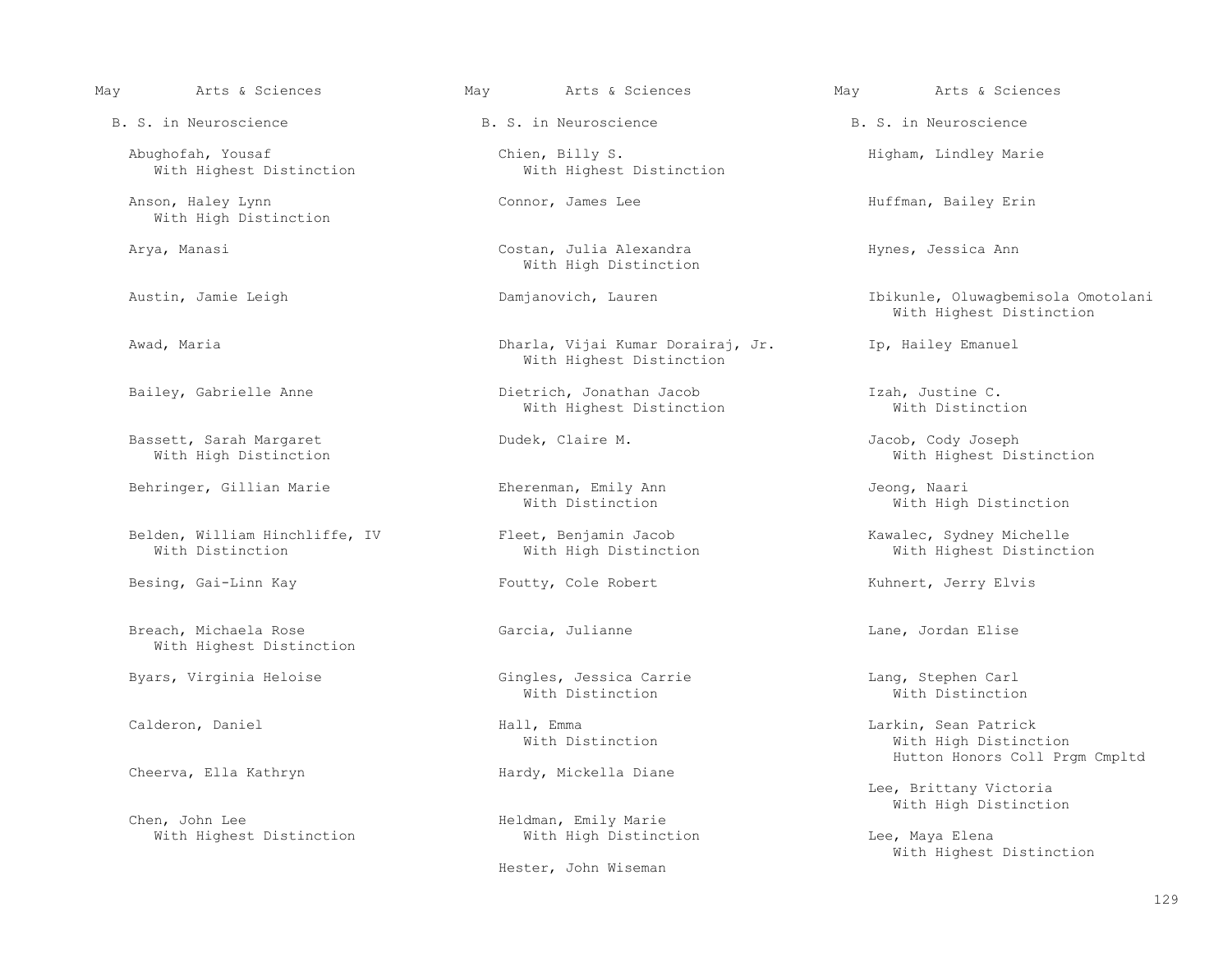May Arts & Sciences

B. S. in Neuroscience

Abughofah, Yousaf
With Highest Distinction

Anson, Haley Lynn
With High Distinction

Arya, Manasi

Austin, Jamie Leigh

Awad, Maria

Bailey, Gabrielle Anne

Bassett, Sarah Margaret
With High Distinction

Behringer, Gillian Marie

Belden, William Hinchliffe, IV
With Distinction

Besing, Gai-Linn Kay

Breach, Michaela Rose
With Highest Distinction

Byars, Virginia Heloise

Calderon, Daniel

Cheerva, Ella Kathryn

Chen, John Lee
With Highest Distinction

Chien, Billy S.
With Highest Distinction

Connor, James Lee

Costan, Julia Alexandra
With High Distinction

Damjanovich, Lauren

Dharla, Vijai Kumar Dorairaj, Jr.
With Highest Distinction

Dietrich, Jonathan Jacob
With Highest Distinction

Dudek, Claire M.

Eherenman, Emily Ann
With Distinction

Fleet, Benjamin Jacob
With High Distinction

Foutty, Cole Robert

Garcia, Julianne

Gingles, Jessica Carrie
With Distinction

Hall, Emma
With Distinction

Hardy, Mickella Diane

Heldman, Emily Marie
With High Distinction

Hester, John Wiseman

Higham, Lindley Marie

Huffman, Bailey Erin

Hynes, Jessica Ann

Ibikunle, Oluwagbemisola Omotolani
With Highest Distinction

Ip, Hailey Emanuel

Izah, Justine C.
With Distinction

Jacob, Cody Joseph
With Highest Distinction

Jeong, Naari
With High Distinction

Kawalec, Sydney Michelle
With Highest Distinction

Kuhnert, Jerry Elvis

Lane, Jordan Elise

Lang, Stephen Carl
With Distinction

Larkin, Sean Patrick
With High Distinction
Hutton Honors Coll Prgm Cmpltd

Lee, Brittany Victoria
With High Distinction

Lee, Maya Elena
With Highest Distinction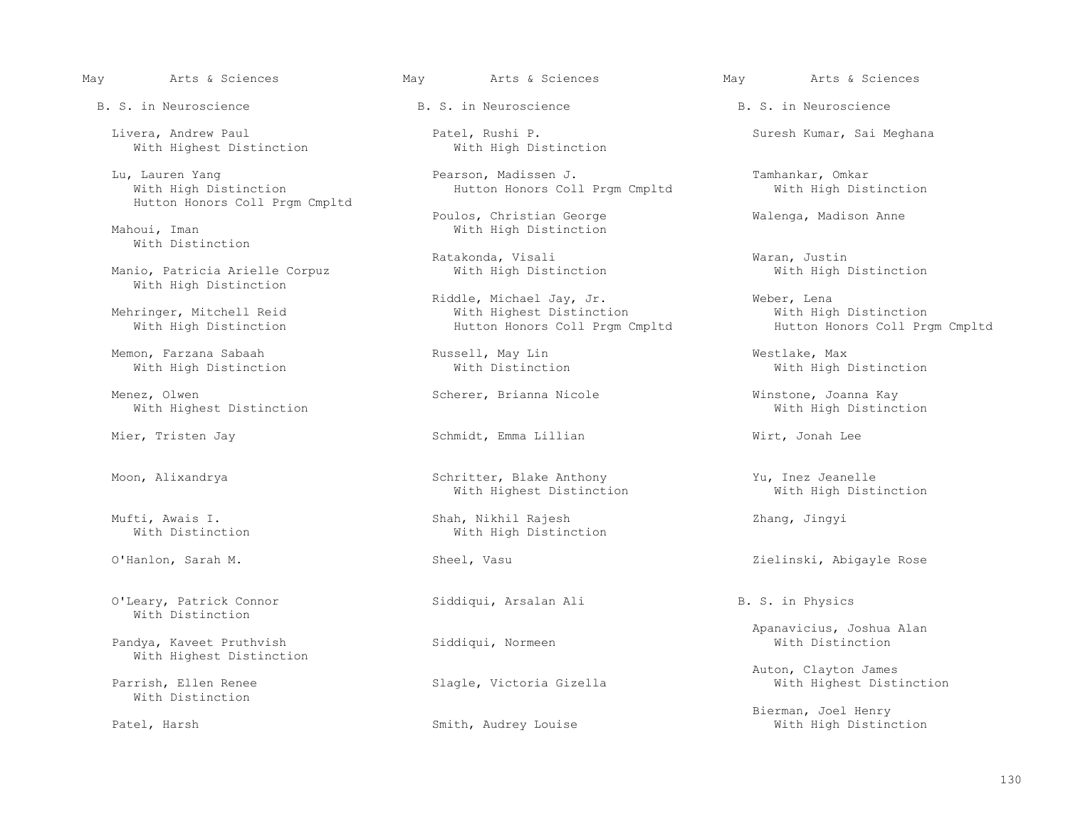May Arts & Sciences

## B. S. in Neuroscience

Livera, Andrew Paul
With Highest Distinction

Lu, Lauren Yang
With High Distinction
Hutton Honors Coll Prgm Cmpltd

Mahoui, Iman
With Distinction

Manio, Patricia Arielle Corpuz
With High Distinction

Mehringer, Mitchell Reid
With High Distinction

Memon, Farzana Sabaah
With High Distinction

Menez, Olwen
With Highest Distinction

Mier, Tristen Jay

Moon, Alixandrya

Mufti, Awais I.
With Distinction

O'Hanlon, Sarah M.

O'Leary, Patrick Connor
With Distinction

Pandya, Kaveet Pruthvish
With Highest Distinction

Parrish, Ellen Renee
With Distinction

Patel, Harsh

Patel, Rushi P.
With High Distinction

Pearson, Madissen J.
Hutton Honors Coll Prgm Cmpltd

Poulos, Christian George
With High Distinction

Ratakonda, Visali
With High Distinction

Riddle, Michael Jay, Jr.
With Highest Distinction
Hutton Honors Coll Prgm Cmpltd

Russell, May Lin
With Distinction

Scherer, Brianna Nicole

Schmidt, Emma Lillian

Schritter, Blake Anthony
With Highest Distinction

Shah, Nikhil Rajesh
With High Distinction

Sheel, Vasu

Siddiqui, Arsalan Ali

Siddiqui, Normeen

Slagle, Victoria Gizella

Smith, Audrey Louise

Suresh Kumar, Sai Meghana

Tamhankar, Omkar
With High Distinction

Walenga, Madison Anne

Waran, Justin
With High Distinction

Weber, Lena
With High Distinction
Hutton Honors Coll Prgm Cmpltd

Westlake, Max
With High Distinction

Winstone, Joanna Kay
With High Distinction

Wirt, Jonah Lee

Yu, Inez Jeanelle
With High Distinction

Zhang, Jingyi

Zielinski, Abigayle Rose

## B. S. in Physics

Apanavicius, Joshua Alan
With Distinction

Auton, Clayton James
With Highest Distinction

Bierman, Joel Henry
With High Distinction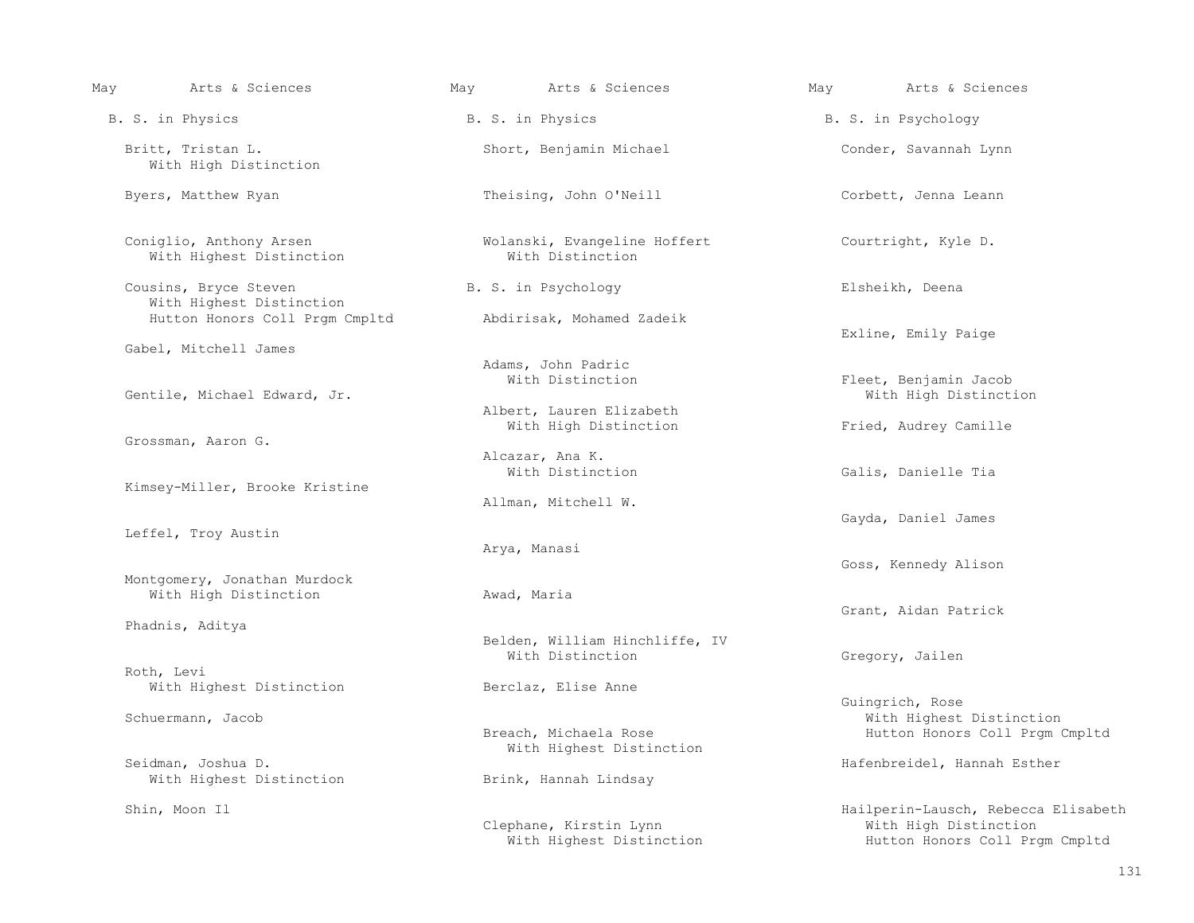May Arts & Sciences

## B. S. in Physics

Britt, Tristan L.
With High Distinction

Byers, Matthew Ryan

Coniglio, Anthony Arsen
With Highest Distinction

Cousins, Bryce Steven
With Highest Distinction
Hutton Honors Coll Prgm Cmpltd

Gabel, Mitchell James

Gentile, Michael Edward, Jr.

Grossman, Aaron G.

Kimsey-Miller, Brooke Kristine

Leffel, Troy Austin

Montgomery, Jonathan Murdock
With High Distinction

Phadnis, Aditya

Roth, Levi
With Highest Distinction

Schuermann, Jacob

Seidman, Joshua D.
With Highest Distinction

Shin, Moon Il

Short, Benjamin Michael

Theising, John O'Neill

Wolanski, Evangeline Hoffert
With Distinction

## B. S. in Psychology

Abdirisak, Mohamed Zadeik

Adams, John Padric
With Distinction

Albert, Lauren Elizabeth
With High Distinction

Alcazar, Ana K.
With Distinction

Allman, Mitchell W.

Arya, Manasi

Awad, Maria

Belden, William Hinchliffe, IV
With Distinction

Berclaz, Elise Anne

Breach, Michaela Rose
With Highest Distinction

Brink, Hannah Lindsay

Clephane, Kirstin Lynn
With Highest Distinction

Conder, Savannah Lynn

Corbett, Jenna Leann

Courtright, Kyle D.

Elsheikh, Deena

Exline, Emily Paige

Fleet, Benjamin Jacob
With High Distinction

Fried, Audrey Camille

Galis, Danielle Tia

Gayda, Daniel James

Goss, Kennedy Alison

Grant, Aidan Patrick

Gregory, Jailen

Guingrich, Rose
With Highest Distinction
Hutton Honors Coll Prgm Cmpltd

Hafenbreidel, Hannah Esther

Hailperin-Lausch, Rebecca Elisabeth
With High Distinction
Hutton Honors Coll Prgm Cmpltd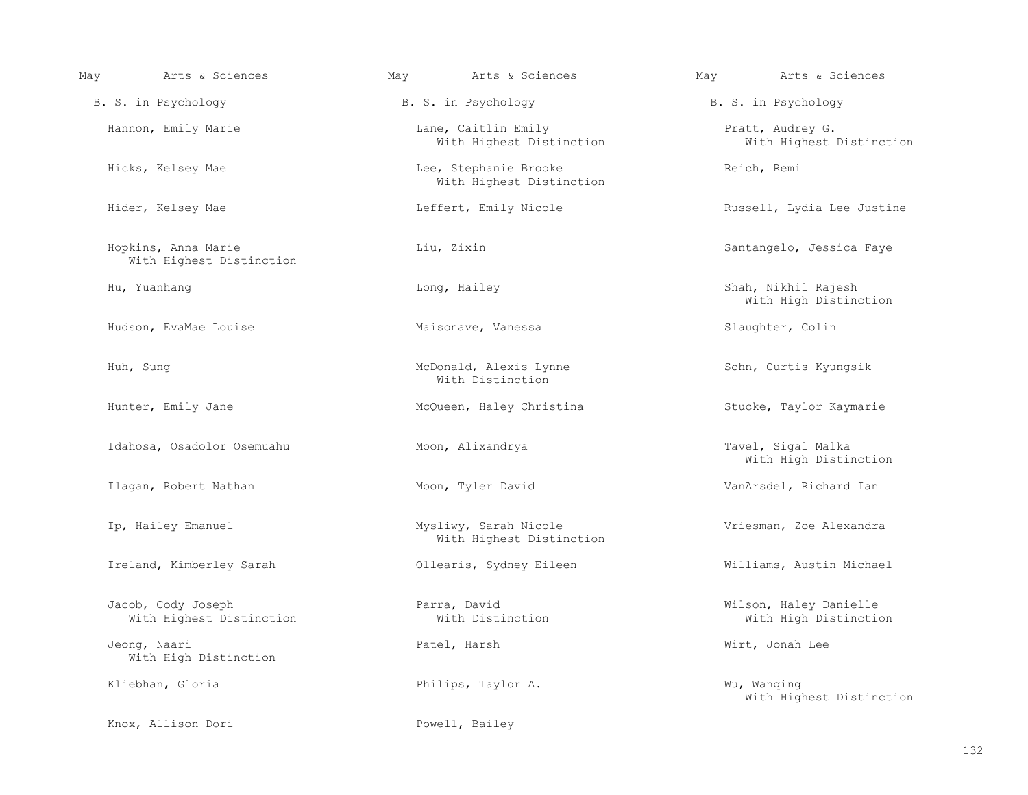May — Arts & Sciences

## B. S. in Psychology

Hannon, Emily Marie

Hicks, Kelsey Mae

Hider, Kelsey Mae

Hopkins, Anna Marie
With Highest Distinction

Hu, Yuanhang

Hudson, EvaMae Louise

Huh, Sung

Hunter, Emily Jane

Idahosa, Osadolor Osemuahu

Ilagan, Robert Nathan

Ip, Hailey Emanuel

Ireland, Kimberley Sarah

Jacob, Cody Joseph
With Highest Distinction

Jeong, Naari
With High Distinction

Kliebhan, Gloria

Knox, Allison Dori

Lane, Caitlin Emily
With Highest Distinction

Lee, Stephanie Brooke
With Highest Distinction

Leffert, Emily Nicole

Liu, Zixin

Long, Hailey

Maisonave, Vanessa

McDonald, Alexis Lynne
With Distinction

McQueen, Haley Christina

Moon, Alixandrya

Moon, Tyler David

Mysliwy, Sarah Nicole
With Highest Distinction

Ollearis, Sydney Eileen

Parra, David
With Distinction

Patel, Harsh

Philips, Taylor A.

Powell, Bailey

Pratt, Audrey G.
With Highest Distinction

Reich, Remi

Russell, Lydia Lee Justine

Santangelo, Jessica Faye

Shah, Nikhil Rajesh
With High Distinction

Slaughter, Colin

Sohn, Curtis Kyungsik

Stucke, Taylor Kaymarie

Tavel, Sigal Malka
With High Distinction

VanArsdel, Richard Ian

Vriesman, Zoe Alexandra

Williams, Austin Michael

Wilson, Haley Danielle
With High Distinction

Wirt, Jonah Lee

Wu, Wanqing
With Highest Distinction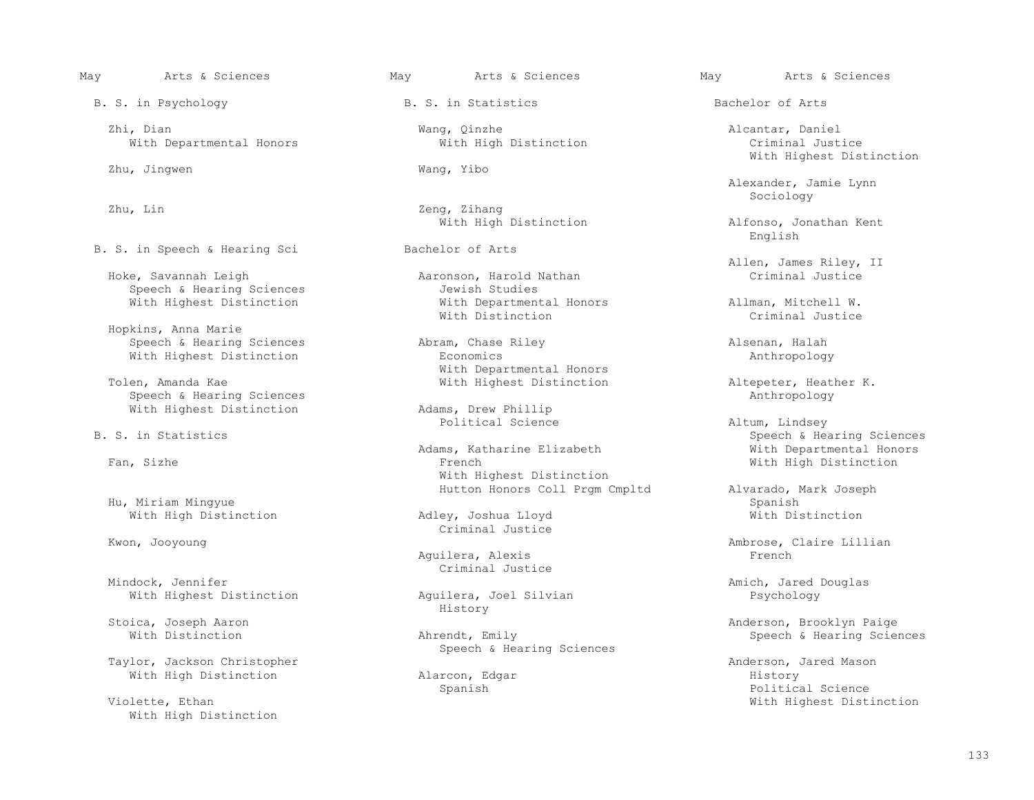May Arts & Sciences

### B. S. in Psychology

Zhi, Dian
With Departmental Honors

Zhu, Jingwen

Zhu, Lin

### B. S. in Speech & Hearing Sci

Hoke, Savannah Leigh
Speech & Hearing Sciences
With Highest Distinction

Hopkins, Anna Marie
Speech & Hearing Sciences
With Highest Distinction

Tolen, Amanda Kae
Speech & Hearing Sciences
With Highest Distinction

### B. S. in Statistics

Fan, Sizhe

Hu, Miriam Mingyue
With High Distinction

Kwon, Jooyoung

Mindock, Jennifer
With Highest Distinction

Stoica, Joseph Aaron
With Distinction

Taylor, Jackson Christopher
With High Distinction

Violette, Ethan
With High Distinction

May Arts & Sciences

### B. S. in Statistics

Wang, Qinzhe
With High Distinction

Wang, Yibo

Zeng, Zihang
With High Distinction

### Bachelor of Arts

Aaronson, Harold Nathan
Jewish Studies
With Departmental Honors
With Distinction

Abram, Chase Riley
Economics
With Departmental Honors
With Highest Distinction

Adams, Drew Phillip
Political Science

Adams, Katharine Elizabeth
French
With Highest Distinction
Hutton Honors Coll Prgm Cmpltd

Adley, Joshua Lloyd
Criminal Justice

Aguilera, Alexis
Criminal Justice

Aguilera, Joel Silvian
History

Ahrendt, Emily
Speech & Hearing Sciences

Alarcon, Edgar
Spanish

May Arts & Sciences

### Bachelor of Arts

Alcantar, Daniel
Criminal Justice
With Highest Distinction

Alexander, Jamie Lynn
Sociology

Alfonso, Jonathan Kent
English

Allen, James Riley, II
Criminal Justice

Allman, Mitchell W.
Criminal Justice

Alsenan, Halah
Anthropology

Altepeter, Heather K.
Anthropology

Altum, Lindsey
Speech & Hearing Sciences
With Departmental Honors
With High Distinction

Alvarado, Mark Joseph
Spanish
With Distinction

Ambrose, Claire Lillian
French

Amich, Jared Douglas
Psychology

Anderson, Brooklyn Paige
Speech & Hearing Sciences

Anderson, Jared Mason
History
Political Science
With Highest Distinction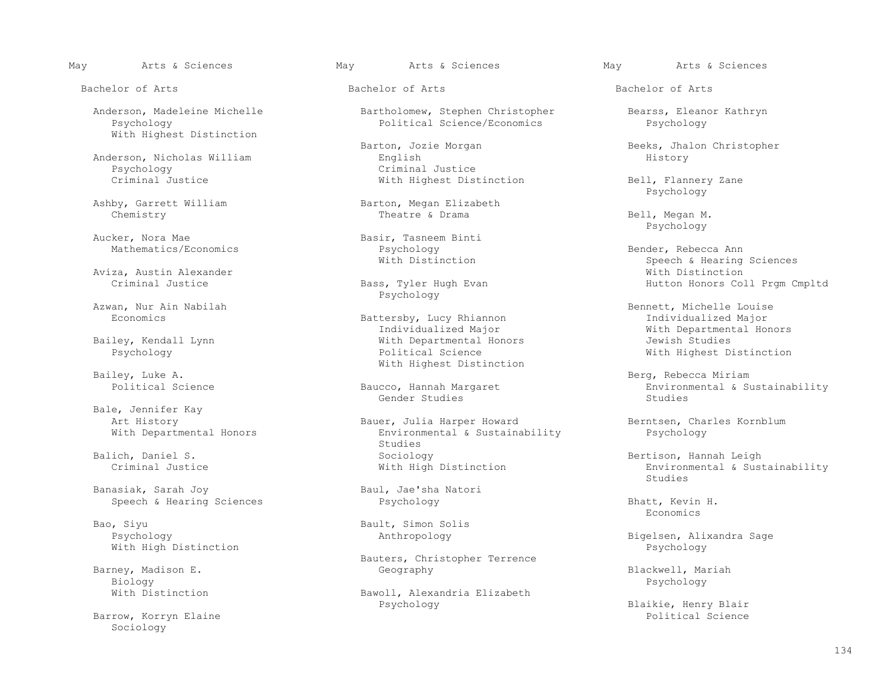May Arts & Sciences

Bachelor of Arts

Anderson, Madeleine Michelle
Psychology
With Highest Distinction

Anderson, Nicholas William
Psychology
Criminal Justice

Ashby, Garrett William
Chemistry

Aucker, Nora Mae
Mathematics/Economics

Aviza, Austin Alexander
Criminal Justice

Azwan, Nur Ain Nabilah
Economics

Bailey, Kendall Lynn
Psychology

Bailey, Luke A.
Political Science

Bale, Jennifer Kay
Art History
With Departmental Honors

Balich, Daniel S.
Criminal Justice

Banasiak, Sarah Joy
Speech & Hearing Sciences

Bao, Siyu
Psychology
With High Distinction

Barney, Madison E.
Biology
With Distinction

Barrow, Korryn Elaine
Sociology

Bartholomew, Stephen Christopher
Political Science/Economics

Barton, Jozie Morgan
English
Criminal Justice
With Highest Distinction

Barton, Megan Elizabeth
Theatre & Drama

Basir, Tasneem Binti
Psychology
With Distinction

Bass, Tyler Hugh Evan
Psychology

Battersby, Lucy Rhiannon
Individualized Major
With Departmental Honors
Political Science
With Highest Distinction

Baucco, Hannah Margaret
Gender Studies

Bauer, Julia Harper Howard
Environmental & Sustainability Studies
Sociology
With High Distinction

Baul, Jae'sha Natori
Psychology

Bault, Simon Solis
Anthropology

Bauters, Christopher Terrence
Geography

Bawoll, Alexandria Elizabeth
Psychology

Bearss, Eleanor Kathryn
Psychology

Beeks, Jhalon Christopher
History

Bell, Flannery Zane
Psychology

Bell, Megan M.
Psychology

Bender, Rebecca Ann
Speech & Hearing Sciences
With Distinction
Hutton Honors Coll Prgm Cmpltd

Bennett, Michelle Louise
Individualized Major
With Departmental Honors
Jewish Studies
With Highest Distinction

Berg, Rebecca Miriam
Environmental & Sustainability Studies

Berntsen, Charles Kornblum
Psychology

Bertison, Hannah Leigh
Environmental & Sustainability Studies

Bhatt, Kevin H.
Economics

Bigelsen, Alixandra Sage
Psychology

Blackwell, Mariah
Psychology

Blaikie, Henry Blair
Political Science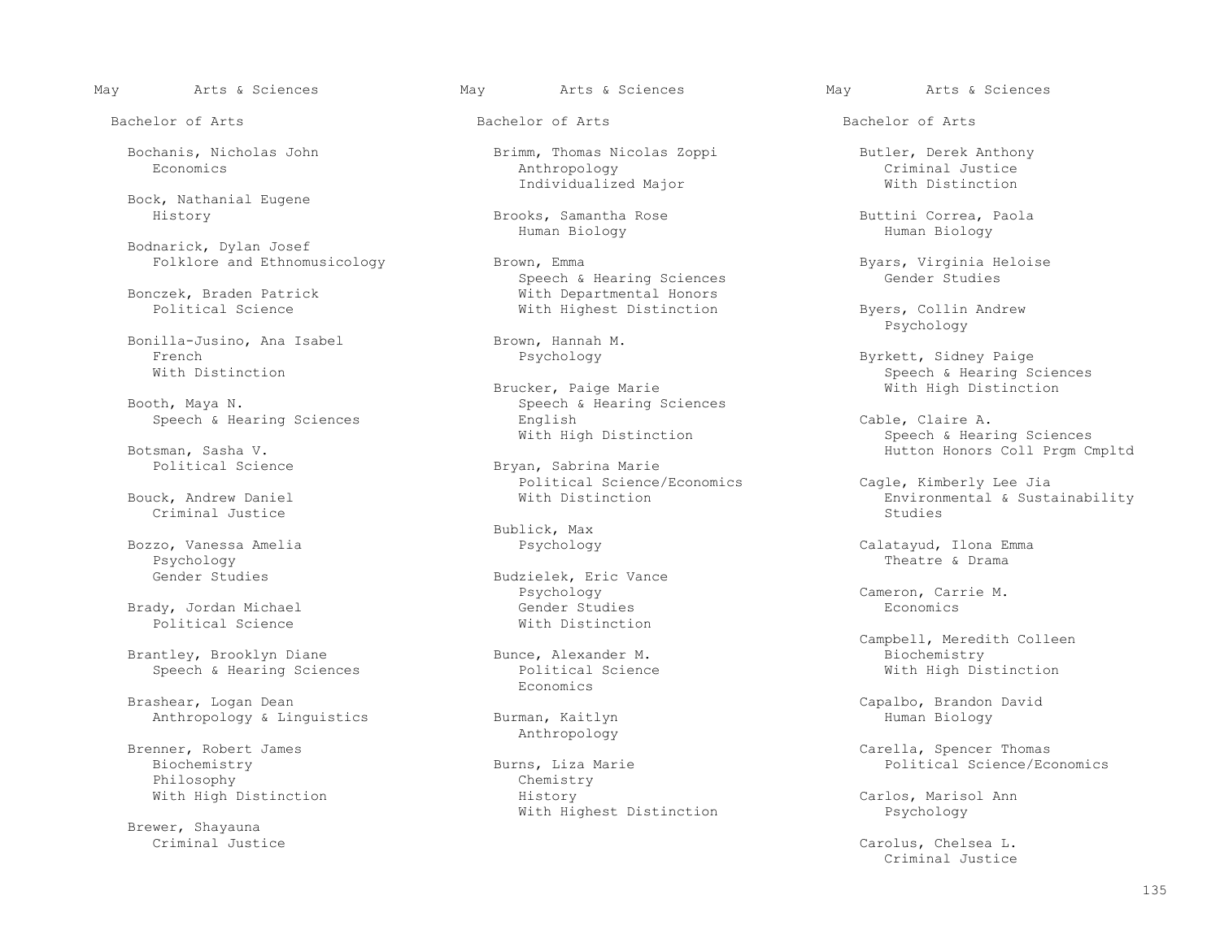May Arts & Sciences

## Bachelor of Arts

Bochanis, Nicholas John
Economics

Bock, Nathanial Eugene
History

Bodnarick, Dylan Josef
Folklore and Ethnomusicology

Bonczek, Braden Patrick
Political Science

Bonilla-Jusino, Ana Isabel
French
With Distinction

Booth, Maya N.
Speech & Hearing Sciences

Botsman, Sasha V.
Political Science

Bouck, Andrew Daniel
Criminal Justice

Bozzo, Vanessa Amelia
Psychology
Gender Studies

Brady, Jordan Michael
Political Science

Brantley, Brooklyn Diane
Speech & Hearing Sciences

Brashear, Logan Dean
Anthropology & Linguistics

Brenner, Robert James
Biochemistry
Philosophy
With High Distinction

Brewer, Shayauna
Criminal Justice

Brimm, Thomas Nicolas Zoppi
Anthropology
Individualized Major

Brooks, Samantha Rose
Human Biology

Brown, Emma
Speech & Hearing Sciences
With Departmental Honors
With Highest Distinction

Brown, Hannah M.
Psychology

Brucker, Paige Marie
Speech & Hearing Sciences
English
With High Distinction

Bryan, Sabrina Marie
Political Science/Economics
With Distinction

Bublick, Max
Psychology

Budzielek, Eric Vance
Psychology
Gender Studies
With Distinction

Bunce, Alexander M.
Political Science
Economics

Burman, Kaitlyn
Anthropology

Burns, Liza Marie
Chemistry
History
With Highest Distinction

Butler, Derek Anthony
Criminal Justice
With Distinction

Buttini Correa, Paola
Human Biology

Byars, Virginia Heloise
Gender Studies

Byers, Collin Andrew
Psychology

Byrkett, Sidney Paige
Speech & Hearing Sciences
With High Distinction

Cable, Claire A.
Speech & Hearing Sciences
Hutton Honors Coll Prgm Cmpltd

Cagle, Kimberly Lee Jia
Environmental & Sustainability Studies

Calatayud, Ilona Emma
Theatre & Drama

Cameron, Carrie M.
Economics

Campbell, Meredith Colleen
Biochemistry
With High Distinction

Capalbo, Brandon David
Human Biology

Carella, Spencer Thomas
Political Science/Economics

Carlos, Marisol Ann
Psychology

Carolus, Chelsea L.
Criminal Justice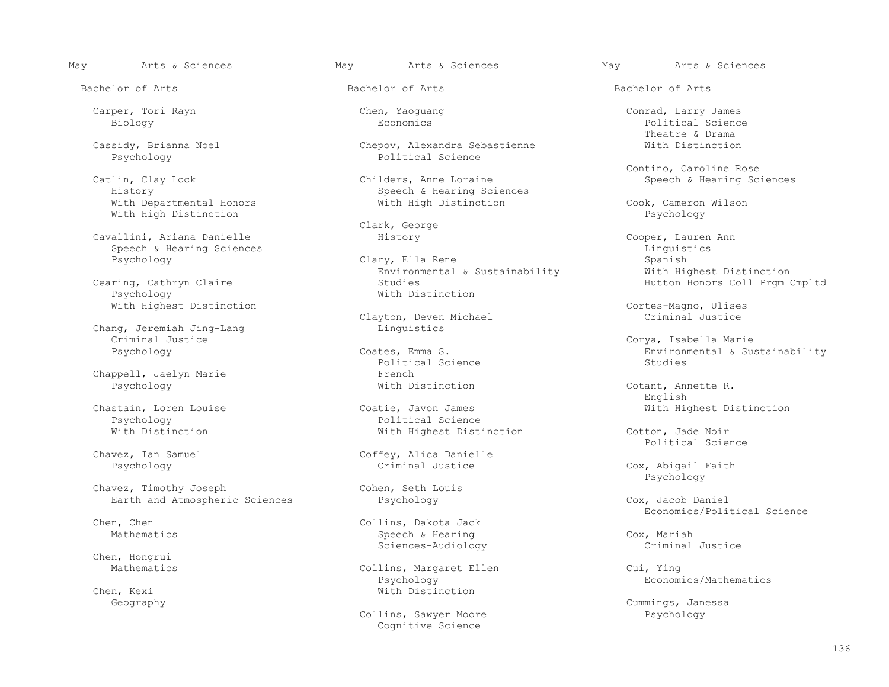May Arts & Sciences

Bachelor of Arts

Carper, Tori Rayn
Biology

Cassidy, Brianna Noel
Psychology

Catlin, Clay Lock
History
With Departmental Honors
With High Distinction

Cavallini, Ariana Danielle
Speech & Hearing Sciences
Psychology

Cearing, Cathryn Claire
Psychology
With Highest Distinction

Chang, Jeremiah Jing-Lang
Criminal Justice
Psychology

Chappell, Jaelyn Marie
Psychology

Chastain, Loren Louise
Psychology
With Distinction

Chavez, Ian Samuel
Psychology

Chavez, Timothy Joseph
Earth and Atmospheric Sciences

Chen, Chen
Mathematics

Chen, Hongrui
Mathematics

Chen, Kexi
Geography

Chen, Yaoguang
Economics

Chepov, Alexandra Sebastienne
Political Science

Childers, Anne Loraine
Speech & Hearing Sciences
With High Distinction

Clark, George
History

Clary, Ella Rene
Environmental & Sustainability Studies
With Distinction

Clayton, Deven Michael
Linguistics

Coates, Emma S.
Political Science
French
With Distinction

Coatie, Javon James
Political Science
With Highest Distinction

Coffey, Alica Danielle
Criminal Justice

Cohen, Seth Louis
Psychology

Collins, Dakota Jack
Speech & Hearing Sciences-Audiology

Collins, Margaret Ellen
Psychology
With Distinction

Collins, Sawyer Moore
Cognitive Science

Conrad, Larry James
Political Science
Theatre & Drama
With Distinction

Contino, Caroline Rose
Speech & Hearing Sciences

Cook, Cameron Wilson
Psychology

Cooper, Lauren Ann
Linguistics
Spanish
With Highest Distinction
Hutton Honors Coll Prgm Cmpltd

Cortes-Magno, Ulises
Criminal Justice

Corya, Isabella Marie
Environmental & Sustainability Studies

Cotant, Annette R.
English
With Highest Distinction

Cotton, Jade Noir
Political Science

Cox, Abigail Faith
Psychology

Cox, Jacob Daniel
Economics/Political Science

Cox, Mariah
Criminal Justice

Cui, Ying
Economics/Mathematics

Cummings, Janessa
Psychology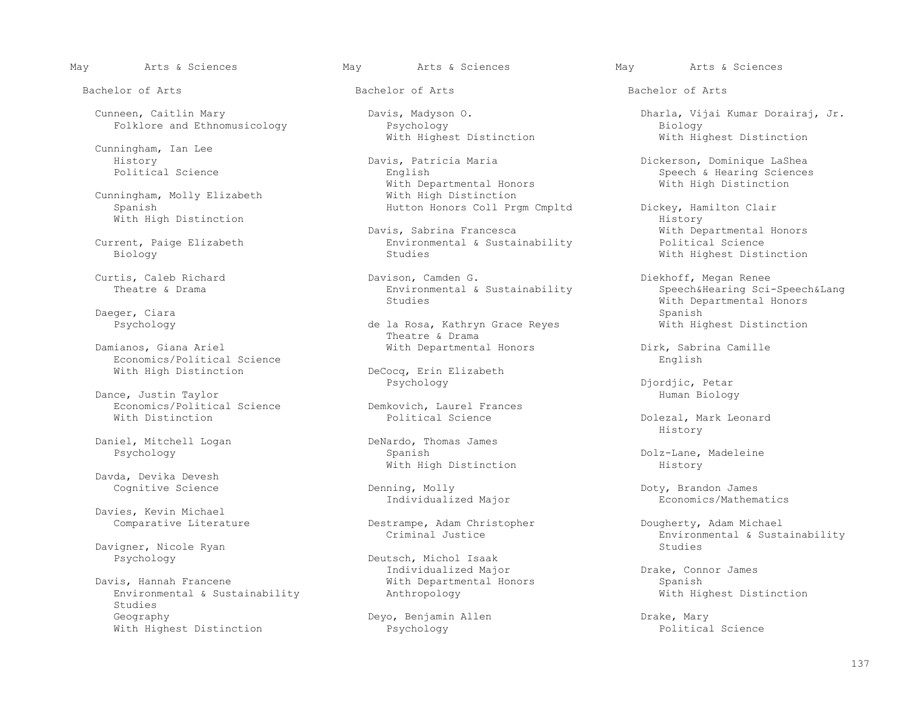May Arts & Sciences

Bachelor of Arts

Cunneen, Caitlin Mary
Folklore and Ethnomusicology

Cunningham, Ian Lee
History
Political Science

Cunningham, Molly Elizabeth
Spanish
With High Distinction

Current, Paige Elizabeth
Biology

Curtis, Caleb Richard
Theatre & Drama

Daeger, Ciara
Psychology

Damianos, Giana Ariel
Economics/Political Science
With High Distinction

Dance, Justin Taylor
Economics/Political Science
With Distinction

Daniel, Mitchell Logan
Psychology

Davda, Devika Devesh
Cognitive Science

Davies, Kevin Michael
Comparative Literature

Davigner, Nicole Ryan
Psychology

Davis, Hannah Francene
Environmental & Sustainability Studies
Geography
With Highest Distinction

Davis, Madyson O.
Psychology
With Highest Distinction

Davis, Patricia Maria
English
With Departmental Honors
With High Distinction
Hutton Honors Coll Prgm Cmpltd

Davis, Sabrina Francesca
Environmental & Sustainability Studies

Davison, Camden G.
Environmental & Sustainability Studies

de la Rosa, Kathryn Grace Reyes
Theatre & Drama
With Departmental Honors

DeCocq, Erin Elizabeth
Psychology

Demkovich, Laurel Frances
Political Science

DeNardo, Thomas James
Spanish
With High Distinction

Denning, Molly
Individualized Major

Destrampe, Adam Christopher
Criminal Justice

Deutsch, Michol Isaak
Individualized Major
With Departmental Honors
Anthropology

Deyo, Benjamin Allen
Psychology

Dharla, Vijai Kumar Dorairaj, Jr.
Biology
With Highest Distinction

Dickerson, Dominique LaShea
Speech & Hearing Sciences
With High Distinction

Dickey, Hamilton Clair
History
With Departmental Honors
Political Science
With Highest Distinction

Diekhoff, Megan Renee
Speech&Hearing Sci-Speech&Lang
With Departmental Honors
Spanish
With Highest Distinction

Dirk, Sabrina Camille
English

Djordjic, Petar
Human Biology

Dolezal, Mark Leonard
History

Dolz-Lane, Madeleine
History

Doty, Brandon James
Economics/Mathematics

Dougherty, Adam Michael
Environmental & Sustainability Studies

Drake, Connor James
Spanish
With Highest Distinction

Drake, Mary
Political Science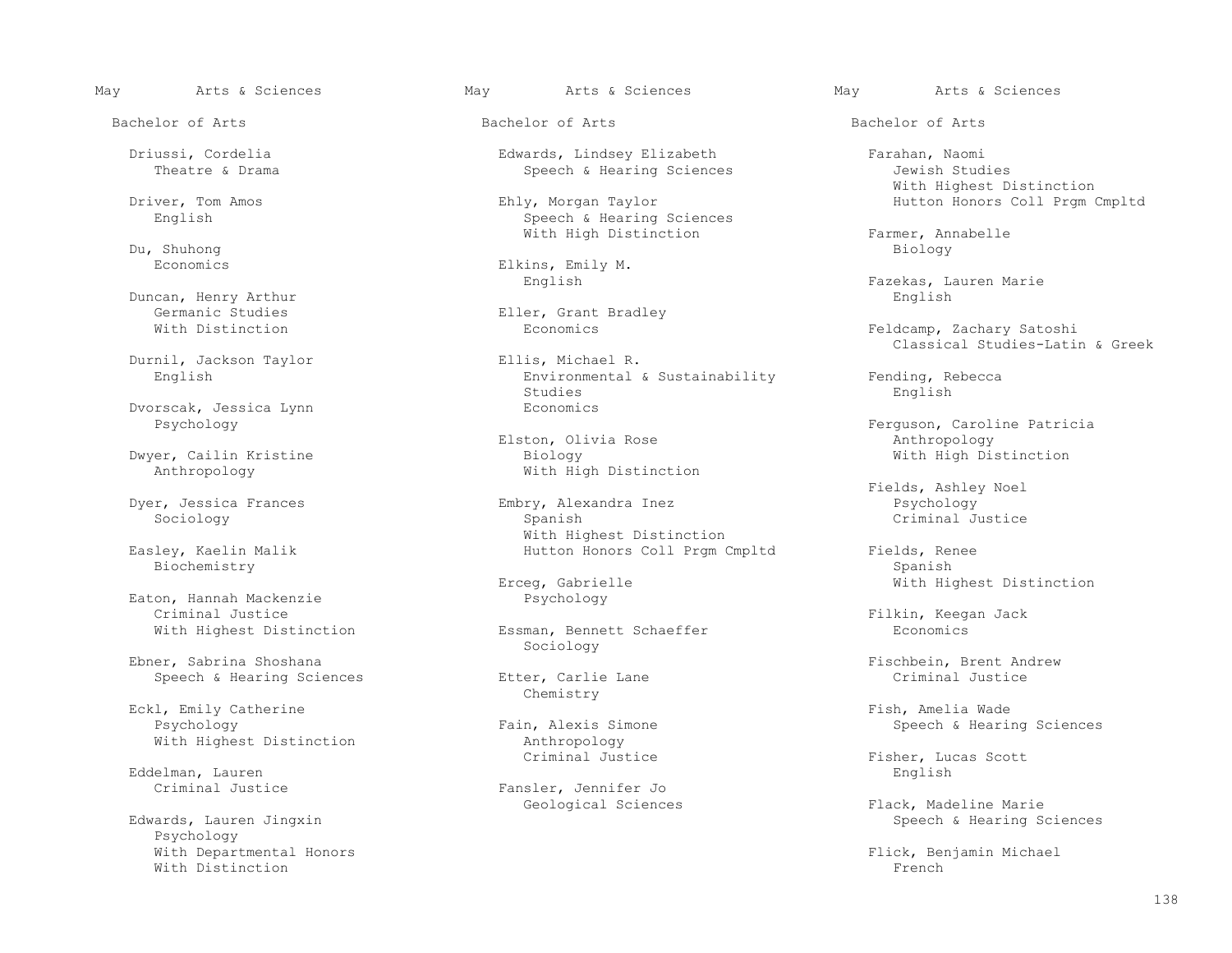May Arts & Sciences

Bachelor of Arts

Driussi, Cordelia
Theatre & Drama

Driver, Tom Amos
English

Du, Shuhong
Economics

Duncan, Henry Arthur
Germanic Studies
With Distinction

Durnil, Jackson Taylor
English

Dvorscak, Jessica Lynn
Psychology

Dwyer, Cailin Kristine
Anthropology

Dyer, Jessica Frances
Sociology

Easley, Kaelin Malik
Biochemistry

Eaton, Hannah Mackenzie
Criminal Justice
With Highest Distinction

Ebner, Sabrina Shoshana
Speech & Hearing Sciences

Eckl, Emily Catherine
Psychology
With Highest Distinction

Eddelman, Lauren
Criminal Justice

Edwards, Lauren Jingxin
Psychology
With Departmental Honors
With Distinction

Edwards, Lindsey Elizabeth
Speech & Hearing Sciences

Ehly, Morgan Taylor
Speech & Hearing Sciences
With High Distinction

Elkins, Emily M.
English

Eller, Grant Bradley
Economics

Ellis, Michael R.
Environmental & Sustainability Studies
Economics

Elston, Olivia Rose
Biology
With High Distinction

Embry, Alexandra Inez
Spanish
With Highest Distinction
Hutton Honors Coll Prgm Cmpltd

Erceg, Gabrielle
Psychology

Essman, Bennett Schaeffer
Sociology

Etter, Carlie Lane
Chemistry

Fain, Alexis Simone
Anthropology
Criminal Justice

Fansler, Jennifer Jo
Geological Sciences

Farahan, Naomi
Jewish Studies
With Highest Distinction
Hutton Honors Coll Prgm Cmpltd

Farmer, Annabelle
Biology

Fazekas, Lauren Marie
English

Feldcamp, Zachary Satoshi
Classical Studies-Latin & Greek

Fending, Rebecca
English

Ferguson, Caroline Patricia
Anthropology
With High Distinction

Fields, Ashley Noel
Psychology
Criminal Justice

Fields, Renee
Spanish
With Highest Distinction

Filkin, Keegan Jack
Economics

Fischbein, Brent Andrew
Criminal Justice

Fish, Amelia Wade
Speech & Hearing Sciences

Fisher, Lucas Scott
English

Flack, Madeline Marie
Speech & Hearing Sciences

Flick, Benjamin Michael
French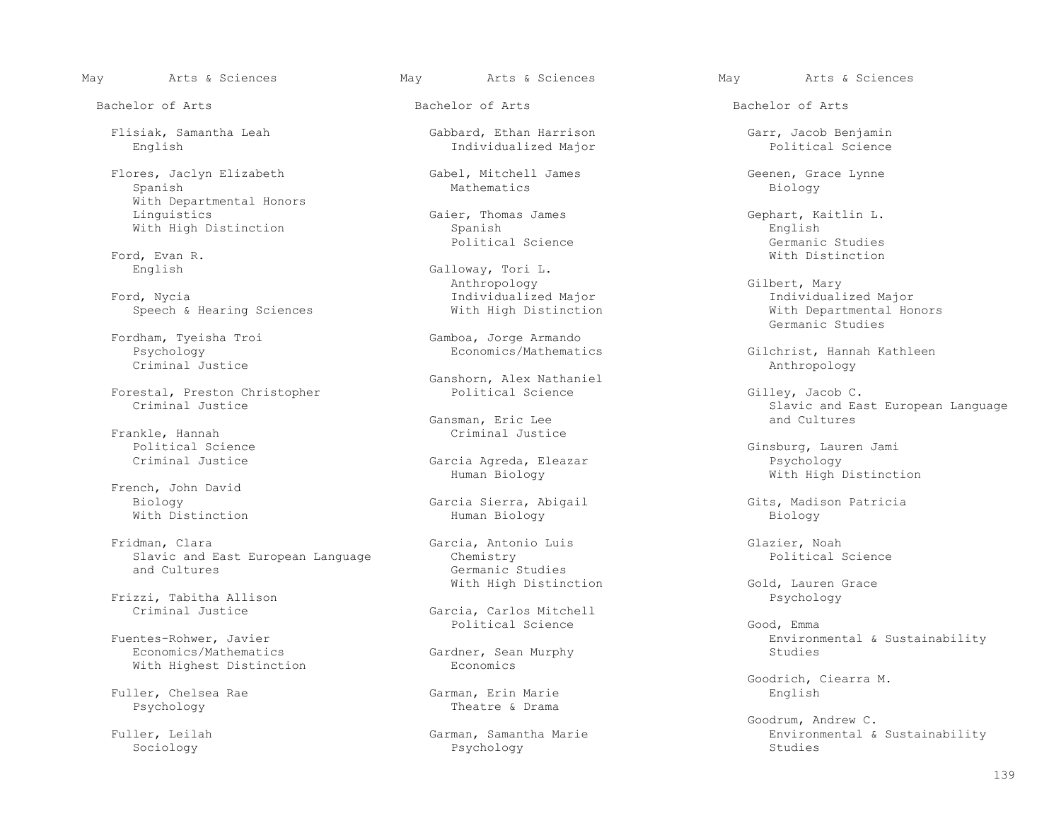May Arts & Sciences

Bachelor of Arts

Flisiak, Samantha Leah
English

Flores, Jaclyn Elizabeth
Spanish
With Departmental Honors
Linguistics
With High Distinction

Ford, Evan R.
English

Ford, Nycia
Speech & Hearing Sciences

Fordham, Tyeisha Troi
Psychology
Criminal Justice

Forestal, Preston Christopher
Criminal Justice

Frankle, Hannah
Political Science
Criminal Justice

French, John David
Biology
With Distinction

Fridman, Clara
Slavic and East European Language and Cultures

Frizzi, Tabitha Allison
Criminal Justice

Fuentes-Rohwer, Javier
Economics/Mathematics
With Highest Distinction

Fuller, Chelsea Rae
Psychology

Fuller, Leilah
Sociology

Gabbard, Ethan Harrison
Individualized Major

Gabel, Mitchell James
Mathematics

Gaier, Thomas James
Spanish
Political Science

Galloway, Tori L.
Anthropology
Individualized Major
With High Distinction

Gamboa, Jorge Armando
Economics/Mathematics

Ganshorn, Alex Nathaniel
Political Science

Gansman, Eric Lee
Criminal Justice

Garcia Agreda, Eleazar
Human Biology

Garcia Sierra, Abigail
Human Biology

Garcia, Antonio Luis
Chemistry
Germanic Studies
With High Distinction

Garcia, Carlos Mitchell
Political Science

Gardner, Sean Murphy
Economics

Garman, Erin Marie
Theatre & Drama

Garman, Samantha Marie
Psychology

Garr, Jacob Benjamin
Political Science

Geenen, Grace Lynne
Biology

Gephart, Kaitlin L.
English
Germanic Studies
With Distinction

Gilbert, Mary
Individualized Major
With Departmental Honors
Germanic Studies

Gilchrist, Hannah Kathleen
Anthropology

Gilley, Jacob C.
Slavic and East European Language and Cultures

Ginsburg, Lauren Jami
Psychology
With High Distinction

Gits, Madison Patricia
Biology

Glazier, Noah
Political Science

Gold, Lauren Grace
Psychology

Good, Emma
Environmental & Sustainability Studies

Goodrich, Ciearra M.
English

Goodrum, Andrew C.
Environmental & Sustainability Studies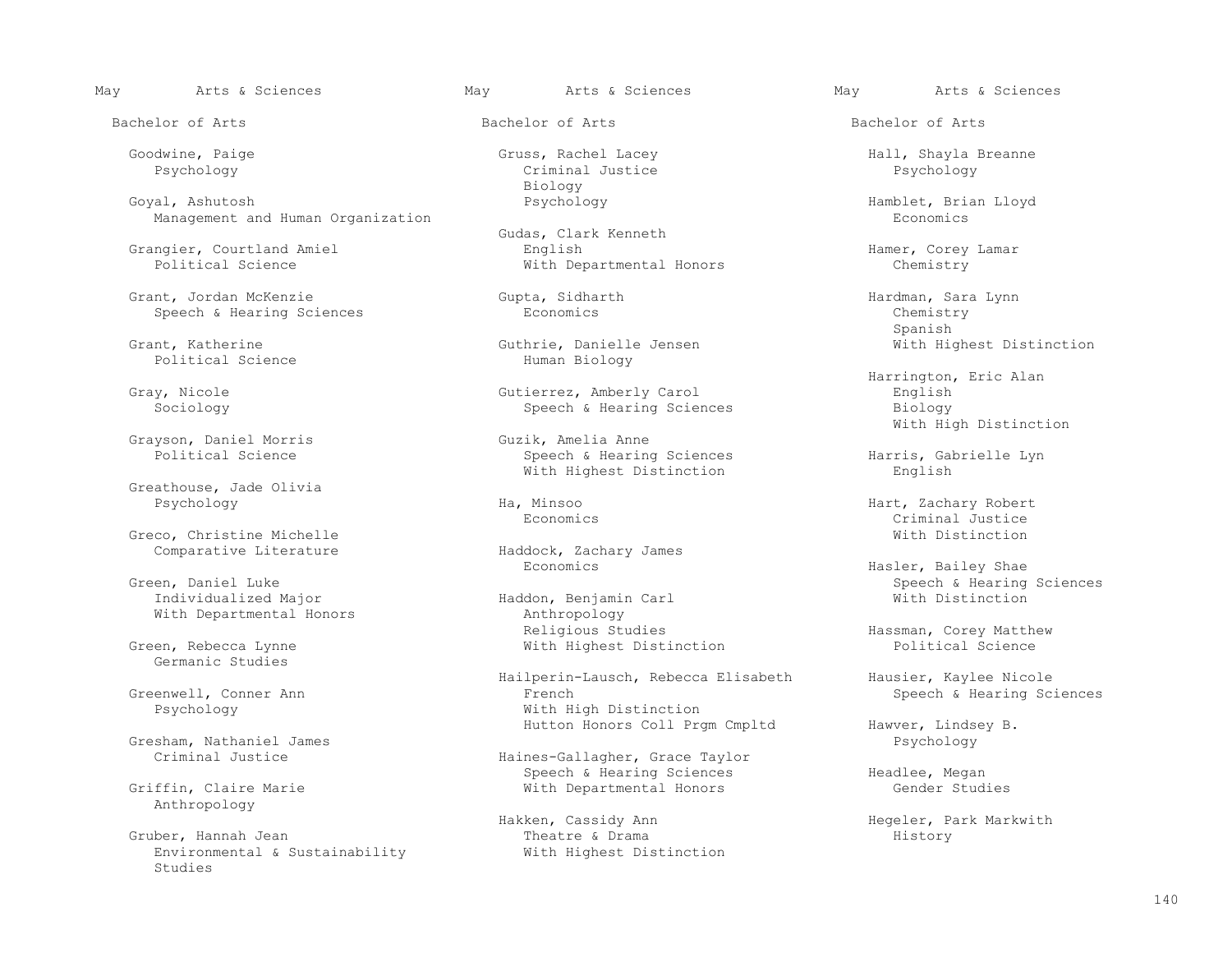May Arts & Sciences

Bachelor of Arts

Goodwine, Paige
Psychology

Goyal, Ashutosh
Management and Human Organization

Grangier, Courtland Amiel
Political Science

Grant, Jordan McKenzie
Speech & Hearing Sciences

Grant, Katherine
Political Science

Gray, Nicole
Sociology

Grayson, Daniel Morris
Political Science

Greathouse, Jade Olivia
Psychology

Greco, Christine Michelle
Comparative Literature

Green, Daniel Luke
Individualized Major
With Departmental Honors

Green, Rebecca Lynne
Germanic Studies

Greenwell, Conner Ann
Psychology

Gresham, Nathaniel James
Criminal Justice

Griffin, Claire Marie
Anthropology

Gruber, Hannah Jean
Environmental & Sustainability Studies

Gruss, Rachel Lacey
Criminal Justice
Biology
Psychology

Gudas, Clark Kenneth
English
With Departmental Honors

Gupta, Sidharth
Economics

Guthrie, Danielle Jensen
Human Biology

Gutierrez, Amberly Carol
Speech & Hearing Sciences

Guzik, Amelia Anne
Speech & Hearing Sciences
With Highest Distinction

Ha, Minsoo
Economics

Haddock, Zachary James
Economics

Haddon, Benjamin Carl
Anthropology
Religious Studies
With Highest Distinction

Hailperin-Lausch, Rebecca Elisabeth
French
With High Distinction
Hutton Honors Coll Prgm Cmpltd

Haines-Gallagher, Grace Taylor
Speech & Hearing Sciences
With Departmental Honors

Hakken, Cassidy Ann
Theatre & Drama
With Highest Distinction

Hall, Shayla Breanne
Psychology

Hamblet, Brian Lloyd
Economics

Hamer, Corey Lamar
Chemistry

Hardman, Sara Lynn
Chemistry
Spanish
With Highest Distinction

Harrington, Eric Alan
English
Biology
With High Distinction

Harris, Gabrielle Lyn
English

Hart, Zachary Robert
Criminal Justice
With Distinction

Hasler, Bailey Shae
Speech & Hearing Sciences
With Distinction

Hassman, Corey Matthew
Political Science

Hausier, Kaylee Nicole
Speech & Hearing Sciences

Hawver, Lindsey B.
Psychology

Headlee, Megan
Gender Studies

Hegeler, Park Markwith
History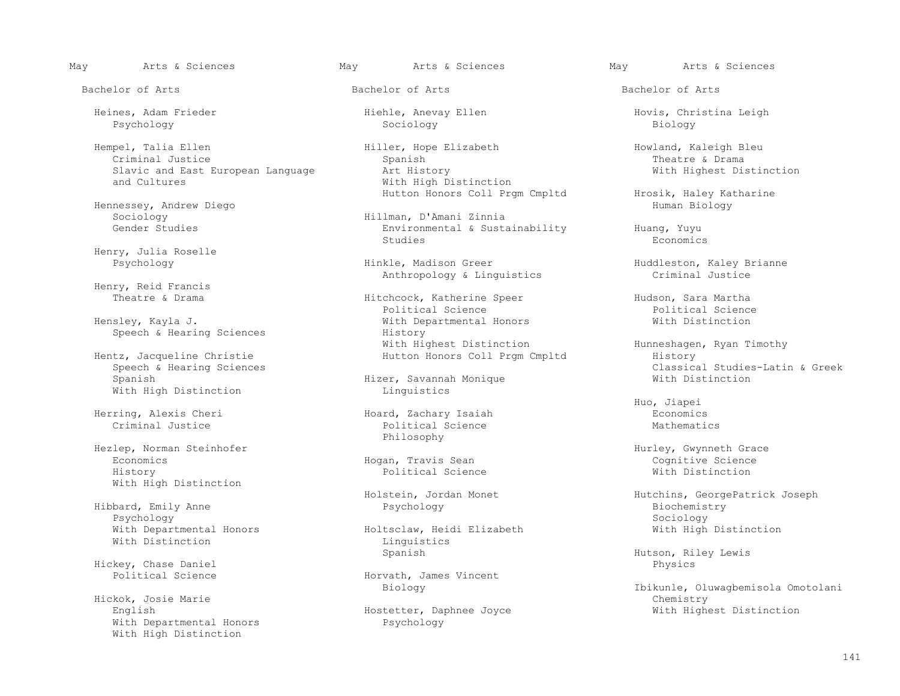May Arts & Sciences

Bachelor of Arts

Heines, Adam Frieder
Psychology

Hempel, Talia Ellen
Criminal Justice
Slavic and East European Language and Cultures

Hennessey, Andrew Diego
Sociology
Gender Studies

Henry, Julia Roselle
Psychology

Henry, Reid Francis
Theatre & Drama

Hensley, Kayla J.
Speech & Hearing Sciences

Hentz, Jacqueline Christie
Speech & Hearing Sciences
Spanish
With High Distinction

Herring, Alexis Cheri
Criminal Justice

Hezlep, Norman Steinhofer
Economics
History
With High Distinction

Hibbard, Emily Anne
Psychology
With Departmental Honors
With Distinction

Hickey, Chase Daniel
Political Science

Hickok, Josie Marie
English
With Departmental Honors
With High Distinction

Hiehle, Anevay Ellen
Sociology

Hiller, Hope Elizabeth
Spanish
Art History
With High Distinction
Hutton Honors Coll Prgm Cmpltd

Hillman, D'Amani Zinnia
Environmental & Sustainability Studies

Hinkle, Madison Greer
Anthropology & Linguistics

Hitchcock, Katherine Speer
Political Science
With Departmental Honors
History
With Highest Distinction
Hutton Honors Coll Prgm Cmpltd

Hizer, Savannah Monique
Linguistics

Hoard, Zachary Isaiah
Political Science
Philosophy

Hogan, Travis Sean
Political Science

Holstein, Jordan Monet
Psychology

Holtsclaw, Heidi Elizabeth
Linguistics
Spanish

Horvath, James Vincent
Biology

Hostetter, Daphnee Joyce
Psychology

Hovis, Christina Leigh
Biology

Howland, Kaleigh Bleu
Theatre & Drama
With Highest Distinction

Hrosik, Haley Katharine
Human Biology

Huang, Yuyu
Economics

Huddleston, Kaley Brianne
Criminal Justice

Hudson, Sara Martha
Political Science
With Distinction

Hunneshagen, Ryan Timothy
History
Classical Studies-Latin & Greek
With Distinction

Huo, Jiapei
Economics
Mathematics

Hurley, Gwynneth Grace
Cognitive Science
With Distinction

Hutchins, GeorgePatrick Joseph
Biochemistry
Sociology
With High Distinction

Hutson, Riley Lewis
Physics

Ibikunle, Oluwagbemisola Omotolani
Chemistry
With Highest Distinction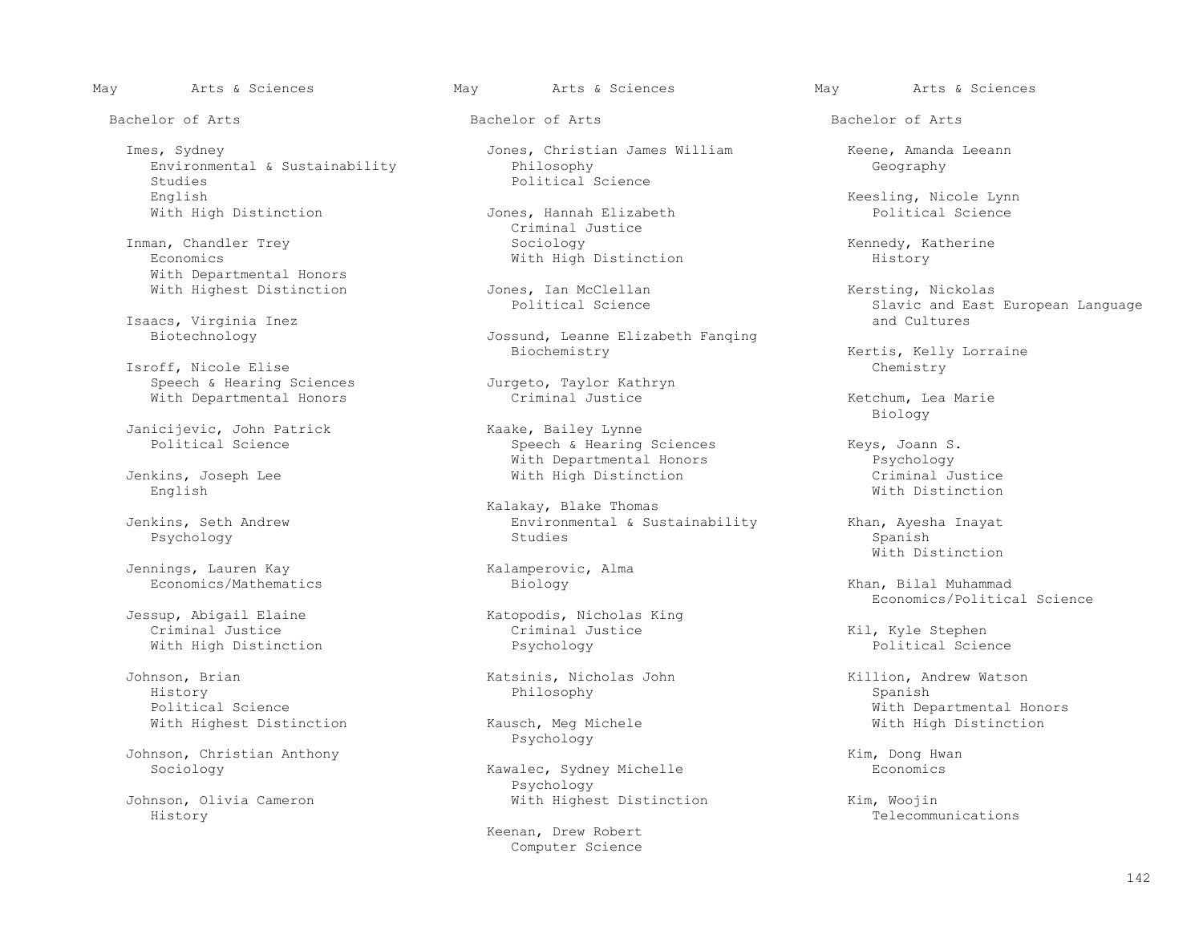May Arts & Sciences

Bachelor of Arts

Imes, Sydney
Environmental & Sustainability Studies
English
With High Distinction

Inman, Chandler Trey
Economics
With Departmental Honors
With Highest Distinction

Isaacs, Virginia Inez
Biotechnology

Isroff, Nicole Elise
Speech & Hearing Sciences
With Departmental Honors

Janicijevic, John Patrick
Political Science

Jenkins, Joseph Lee
English

Jenkins, Seth Andrew
Psychology

Jennings, Lauren Kay
Economics/Mathematics

Jessup, Abigail Elaine
Criminal Justice
With High Distinction

Johnson, Brian
History
Political Science
With Highest Distinction

Johnson, Christian Anthony
Sociology

Johnson, Olivia Cameron
History

Jones, Christian James William
Philosophy
Political Science

Jones, Hannah Elizabeth
Criminal Justice
Sociology
With High Distinction

Jones, Ian McClellan
Political Science

Jossund, Leanne Elizabeth Fanqing
Biochemistry

Jurgeto, Taylor Kathryn
Criminal Justice

Kaake, Bailey Lynne
Speech & Hearing Sciences
With Departmental Honors
With High Distinction

Kalakay, Blake Thomas
Environmental & Sustainability Studies

Kalamperovic, Alma
Biology

Katopodis, Nicholas King
Criminal Justice
Psychology

Katsinis, Nicholas John
Philosophy

Kausch, Meg Michele
Psychology

Kawalec, Sydney Michelle
Psychology
With Highest Distinction

Keenan, Drew Robert
Computer Science

Keene, Amanda Leeann
Geography

Keesling, Nicole Lynn
Political Science

Kennedy, Katherine
History

Kersting, Nickolas
Slavic and East European Language and Cultures

Kertis, Kelly Lorraine
Chemistry

Ketchum, Lea Marie
Biology

Keys, Joann S.
Psychology
Criminal Justice
With Distinction

Khan, Ayesha Inayat
Spanish
With Distinction

Khan, Bilal Muhammad
Economics/Political Science

Kil, Kyle Stephen
Political Science

Killion, Andrew Watson
Spanish
With Departmental Honors
With High Distinction

Kim, Dong Hwan
Economics

Kim, Woojin
Telecommunications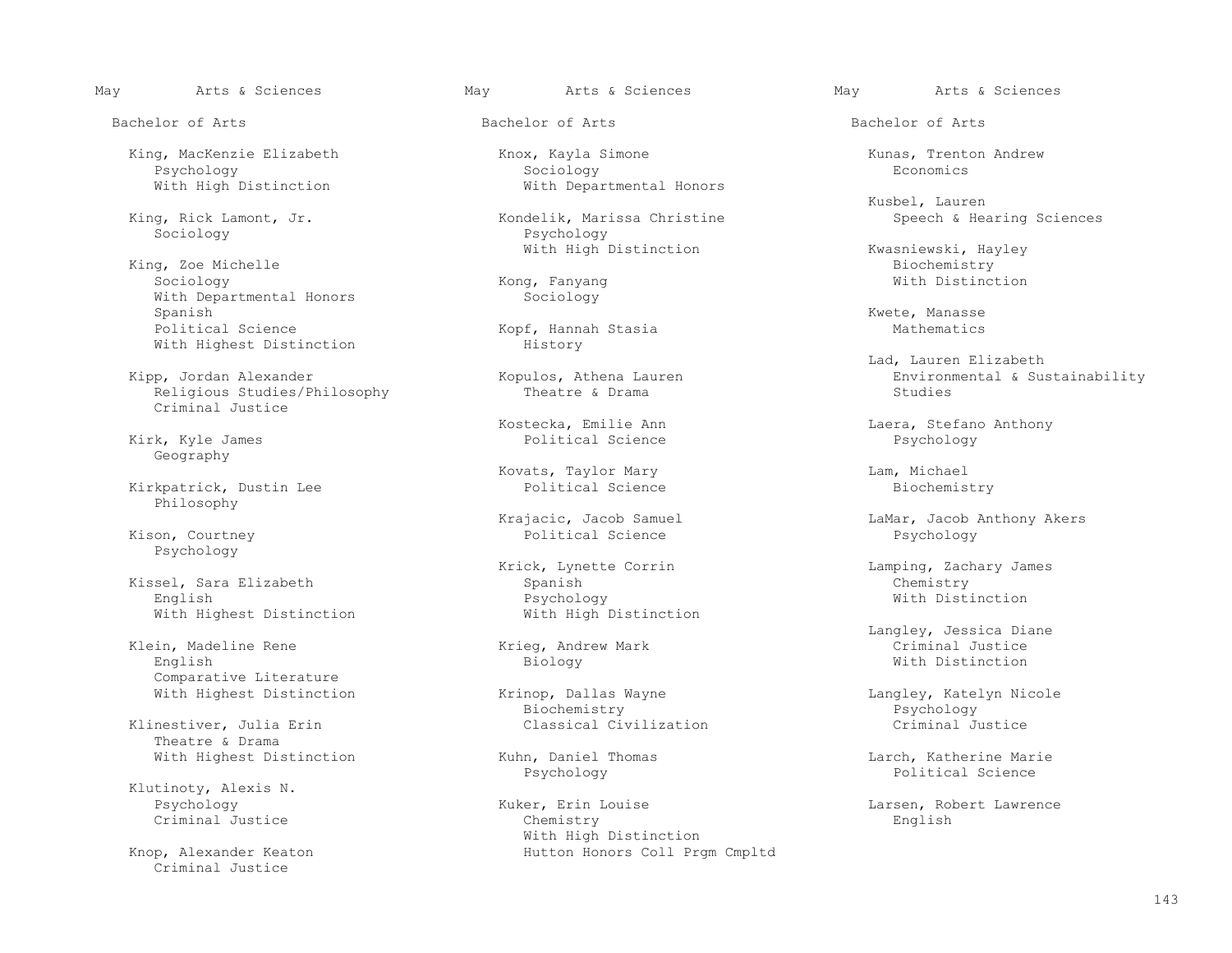May Arts & Sciences

Bachelor of Arts

King, MacKenzie Elizabeth
Psychology
With High Distinction

King, Rick Lamont, Jr.
Sociology

King, Zoe Michelle
Sociology
With Departmental Honors
Spanish
Political Science
With Highest Distinction

Kipp, Jordan Alexander
Religious Studies/Philosophy
Criminal Justice

Kirk, Kyle James
Geography

Kirkpatrick, Dustin Lee
Philosophy

Kison, Courtney
Psychology

Kissel, Sara Elizabeth
English
With Highest Distinction

Klein, Madeline Rene
English
Comparative Literature
With Highest Distinction

Klinestiver, Julia Erin
Theatre & Drama
With Highest Distinction

Klutinoty, Alexis N.
Psychology
Criminal Justice

Knop, Alexander Keaton
Criminal Justice

Knox, Kayla Simone
Sociology
With Departmental Honors

Kondelik, Marissa Christine
Psychology
With High Distinction

Kong, Fanyang
Sociology

Kopf, Hannah Stasia
History

Kopulos, Athena Lauren
Theatre & Drama

Kostecka, Emilie Ann
Political Science

Kovats, Taylor Mary
Political Science

Krajacic, Jacob Samuel
Political Science

Krick, Lynette Corrin
Spanish
Psychology
With High Distinction

Krieg, Andrew Mark
Biology

Krinop, Dallas Wayne
Biochemistry
Classical Civilization

Kuhn, Daniel Thomas
Psychology

Kuker, Erin Louise
Chemistry
With High Distinction
Hutton Honors Coll Prgm Cmpltd

Kunas, Trenton Andrew
Economics

Kusbel, Lauren
Speech & Hearing Sciences

Kwasniewski, Hayley
Biochemistry
With Distinction

Kwete, Manasse
Mathematics

Lad, Lauren Elizabeth
Environmental & Sustainability Studies

Laera, Stefano Anthony
Psychology

Lam, Michael
Biochemistry

LaMar, Jacob Anthony Akers
Psychology

Lamping, Zachary James
Chemistry
With Distinction

Langley, Jessica Diane
Criminal Justice
With Distinction

Langley, Katelyn Nicole
Psychology
Criminal Justice

Larch, Katherine Marie
Political Science

Larsen, Robert Lawrence
English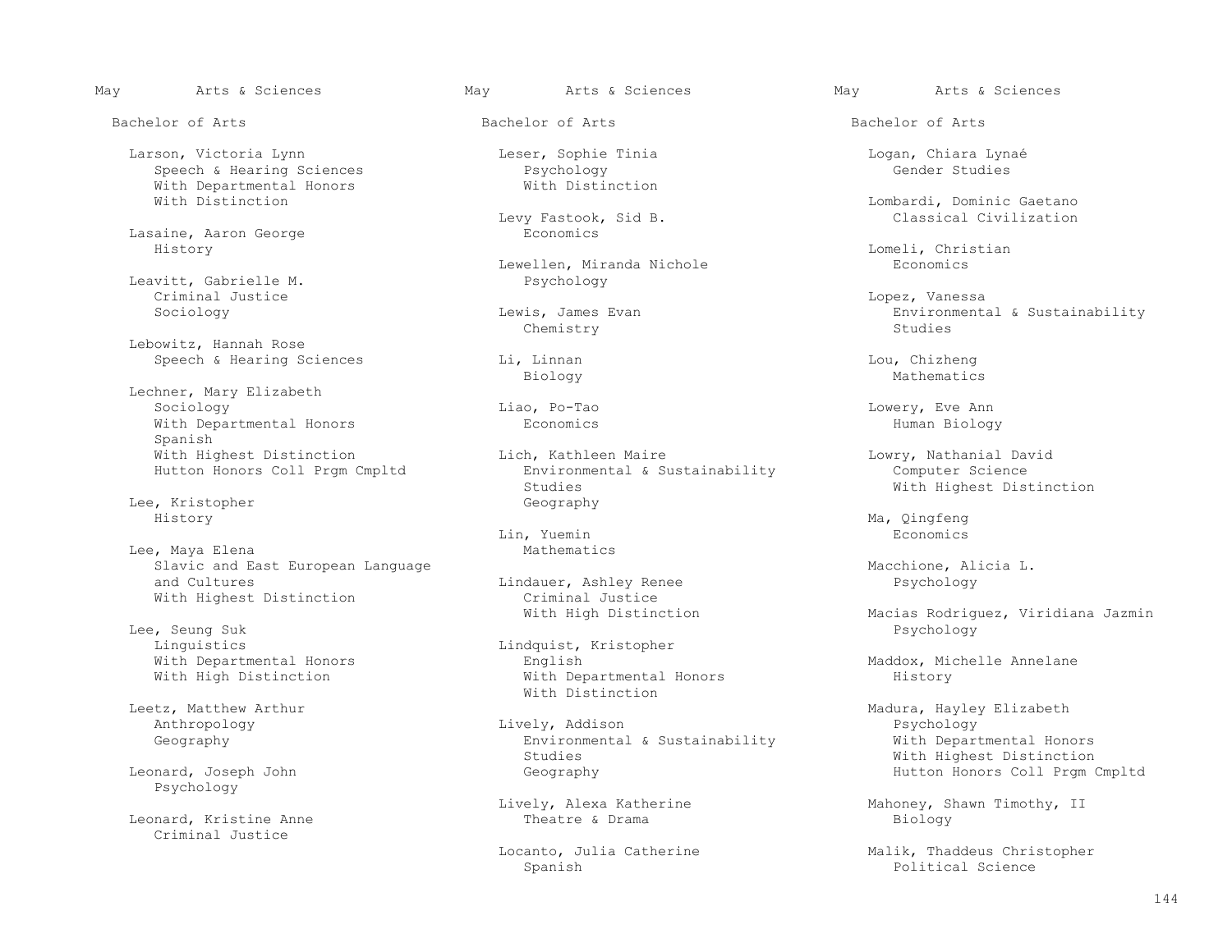## May Arts & Sciences

### Bachelor of Arts

Larson, Victoria Lynn
- Speech & Hearing Sciences
- With Departmental Honors
- With Distinction

Lasaine, Aaron George
- History

Leavitt, Gabrielle M.
- Criminal Justice
- Sociology

Lebowitz, Hannah Rose
- Speech & Hearing Sciences

Lechner, Mary Elizabeth
- Sociology
- With Departmental Honors
- Spanish
- With Highest Distinction
- Hutton Honors Coll Prgm Cmpltd

Lee, Kristopher
- History

Lee, Maya Elena
- Slavic and East European Language and Cultures
- With Highest Distinction

Lee, Seung Suk
- Linguistics
- With Departmental Honors
- With High Distinction

Leetz, Matthew Arthur
- Anthropology
- Geography

Leonard, Joseph John
- Psychology

Leonard, Kristine Anne
- Criminal Justice

Leser, Sophie Tinia
- Psychology
- With Distinction

Levy Fastook, Sid B.
- Economics

Lewellen, Miranda Nichole
- Psychology

Lewis, James Evan
- Chemistry

Li, Linnan
- Biology

Liao, Po-Tao
- Economics

Lich, Kathleen Maire
- Environmental & Sustainability Studies
- Geography

Lin, Yuemin
- Mathematics

Lindauer, Ashley Renee
- Criminal Justice
- With High Distinction

Lindquist, Kristopher
- English
- With Departmental Honors
- With Distinction

Lively, Addison
- Environmental & Sustainability Studies
- Geography

Lively, Alexa Katherine
- Theatre & Drama

Locanto, Julia Catherine
- Spanish

Logan, Chiara Lynaé
- Gender Studies

Lombardi, Dominic Gaetano
- Classical Civilization

Lomeli, Christian
- Economics

Lopez, Vanessa
- Environmental & Sustainability Studies

Lou, Chizheng
- Mathematics

Lowery, Eve Ann
- Human Biology

Lowry, Nathanial David
- Computer Science
- With Highest Distinction

Ma, Qingfeng
- Economics

Macchione, Alicia L.
- Psychology

Macias Rodriguez, Viridiana Jazmin
- Psychology

Maddox, Michelle Annelane
- History

Madura, Hayley Elizabeth
- Psychology
- With Departmental Honors
- With Highest Distinction
- Hutton Honors Coll Prgm Cmpltd

Mahoney, Shawn Timothy, II
- Biology

Malik, Thaddeus Christopher
- Political Science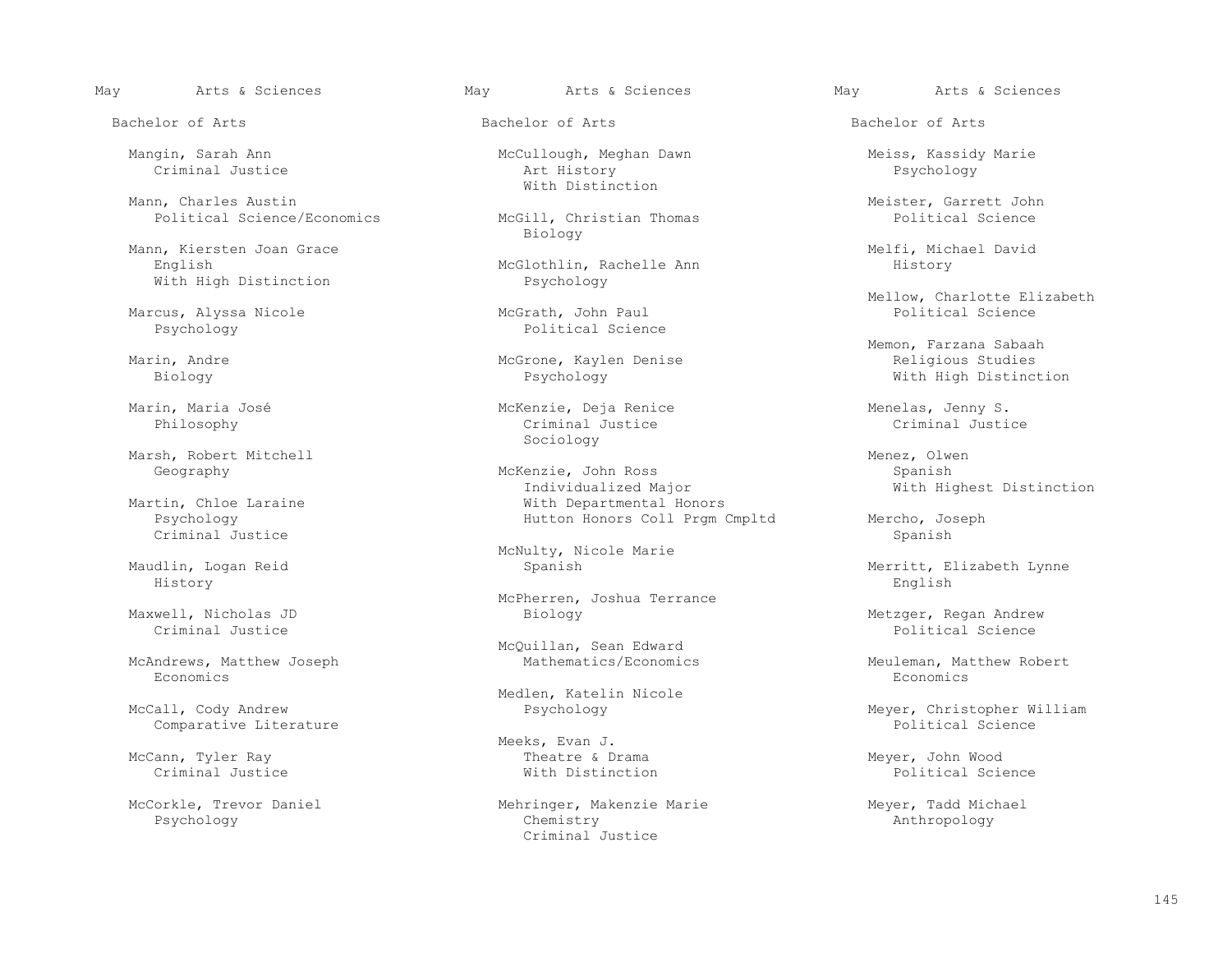May Arts & Sciences

Bachelor of Arts

Mangin, Sarah Ann
Criminal Justice

Mann, Charles Austin
Political Science/Economics

Mann, Kiersten Joan Grace
English
With High Distinction

Marcus, Alyssa Nicole
Psychology

Marin, Andre
Biology

Marin, Maria José
Philosophy

Marsh, Robert Mitchell
Geography

Martin, Chloe Laraine
Psychology
Criminal Justice

Maudlin, Logan Reid
History

Maxwell, Nicholas JD
Criminal Justice

McAndrews, Matthew Joseph
Economics

McCall, Cody Andrew
Comparative Literature

McCann, Tyler Ray
Criminal Justice

McCorkle, Trevor Daniel
Psychology

McCullough, Meghan Dawn
Art History
With Distinction

McGill, Christian Thomas
Biology

McGlothlin, Rachelle Ann
Psychology

McGrath, John Paul
Political Science

McGrone, Kaylen Denise
Psychology

McKenzie, Deja Renice
Criminal Justice
Sociology

McKenzie, John Ross
Individualized Major
With Departmental Honors
Hutton Honors Coll Prgm Cmpltd

McNulty, Nicole Marie
Spanish

McPherren, Joshua Terrance
Biology

McQuillan, Sean Edward
Mathematics/Economics

Medlen, Katelin Nicole
Psychology

Meeks, Evan J.
Theatre & Drama
With Distinction

Mehringer, Makenzie Marie
Chemistry
Criminal Justice

Meiss, Kassidy Marie
Psychology

Meister, Garrett John
Political Science

Melfi, Michael David
History

Mellow, Charlotte Elizabeth
Political Science

Memon, Farzana Sabaah
Religious Studies
With High Distinction

Menelas, Jenny S.
Criminal Justice

Menez, Olwen
Spanish
With Highest Distinction

Mercho, Joseph
Spanish

Merritt, Elizabeth Lynne
English

Metzger, Regan Andrew
Political Science

Meuleman, Matthew Robert
Economics

Meyer, Christopher William
Political Science

Meyer, John Wood
Political Science

Meyer, Tadd Michael
Anthropology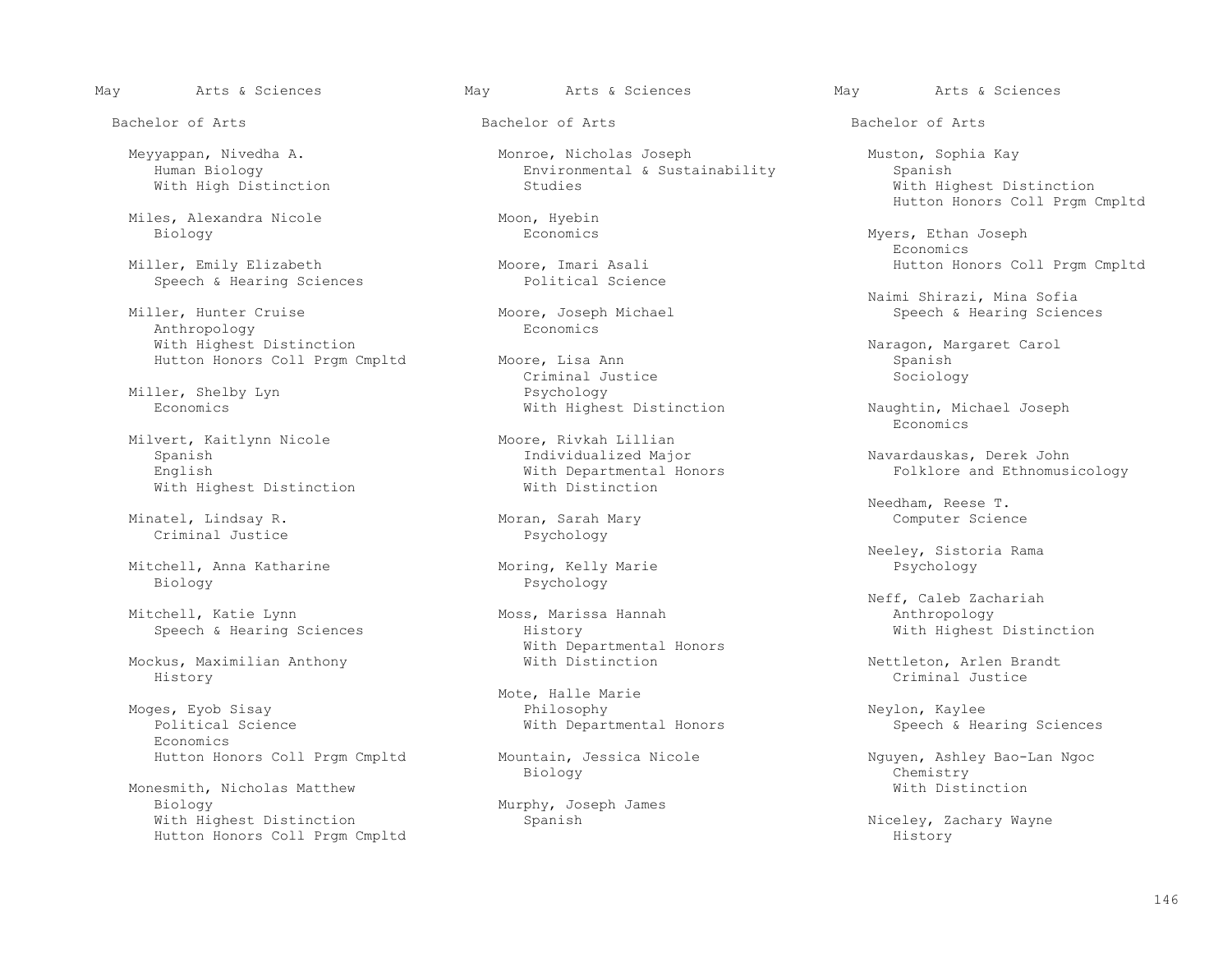May Arts & Sciences

Bachelor of Arts

Meyyappan, Nivedha A.
Human Biology
With High Distinction

Miles, Alexandra Nicole
Biology

Miller, Emily Elizabeth
Speech & Hearing Sciences

Miller, Hunter Cruise
Anthropology
With Highest Distinction
Hutton Honors Coll Prgm Cmpltd

Miller, Shelby Lyn
Economics

Milvert, Kaitlynn Nicole
Spanish
English
With Highest Distinction

Minatel, Lindsay R.
Criminal Justice

Mitchell, Anna Katharine
Biology

Mitchell, Katie Lynn
Speech & Hearing Sciences

Mockus, Maximilian Anthony
History

Moges, Eyob Sisay
Political Science
Economics
Hutton Honors Coll Prgm Cmpltd

Monesmith, Nicholas Matthew
Biology
With Highest Distinction
Hutton Honors Coll Prgm Cmpltd

Monroe, Nicholas Joseph
Environmental & Sustainability Studies

Moon, Hyebin
Economics

Moore, Imari Asali
Political Science

Moore, Joseph Michael
Economics

Moore, Lisa Ann
Criminal Justice
Psychology
With Highest Distinction

Moore, Rivkah Lillian
Individualized Major
With Departmental Honors
With Distinction

Moran, Sarah Mary
Psychology

Moring, Kelly Marie
Psychology

Moss, Marissa Hannah
History
With Departmental Honors
With Distinction

Mote, Halle Marie
Philosophy
With Departmental Honors

Mountain, Jessica Nicole
Biology

Murphy, Joseph James
Spanish

Muston, Sophia Kay
Spanish
With Highest Distinction
Hutton Honors Coll Prgm Cmpltd

Myers, Ethan Joseph
Economics
Hutton Honors Coll Prgm Cmpltd

Naimi Shirazi, Mina Sofia
Speech & Hearing Sciences

Naragon, Margaret Carol
Spanish
Sociology

Naughtin, Michael Joseph
Economics

Navardauskas, Derek John
Folklore and Ethnomusicology

Needham, Reese T.
Computer Science

Neeley, Sistoria Rama
Psychology

Neff, Caleb Zachariah
Anthropology
With Highest Distinction

Nettleton, Arlen Brandt
Criminal Justice

Neylon, Kaylee
Speech & Hearing Sciences

Nguyen, Ashley Bao-Lan Ngoc
Chemistry
With Distinction

Niceley, Zachary Wayne
History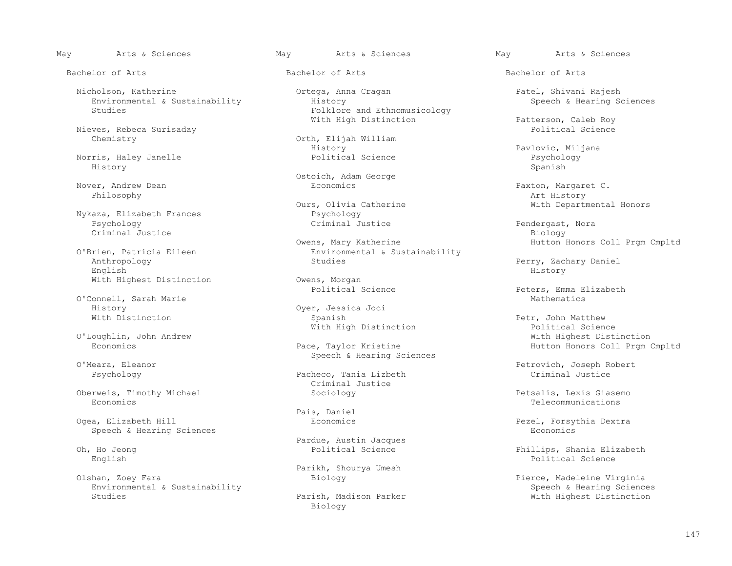May Arts & Sciences

Bachelor of Arts

Nicholson, Katherine
Environmental & Sustainability Studies

Nieves, Rebeca Surisaday
Chemistry

Norris, Haley Janelle
History

Nover, Andrew Dean
Philosophy

Nykaza, Elizabeth Frances
Psychology
Criminal Justice

O'Brien, Patricia Eileen
Anthropology
English
With Highest Distinction

O'Connell, Sarah Marie
History
With Distinction

O'Loughlin, John Andrew
Economics

O'Meara, Eleanor
Psychology

Oberweis, Timothy Michael
Economics

Ogea, Elizabeth Hill
Speech & Hearing Sciences

Oh, Ho Jeong
English

Olshan, Zoey Fara
Environmental & Sustainability Studies

Ortega, Anna Cragan
History
Folklore and Ethnomusicology
With High Distinction

Orth, Elijah William
History
Political Science

Ostoich, Adam George
Economics

Ours, Olivia Catherine
Psychology
Criminal Justice

Owens, Mary Katherine
Environmental & Sustainability Studies

Owens, Morgan
Political Science

Oyer, Jessica Joci
Spanish
With High Distinction

Pace, Taylor Kristine
Speech & Hearing Sciences

Pacheco, Tania Lizbeth
Criminal Justice
Sociology

Pais, Daniel
Economics

Pardue, Austin Jacques
Political Science

Parikh, Shourya Umesh
Biology

Parish, Madison Parker
Biology

Patel, Shivani Rajesh
Speech & Hearing Sciences

Patterson, Caleb Roy
Political Science

Pavlovic, Miljana
Psychology
Spanish

Paxton, Margaret C.
Art History
With Departmental Honors

Pendergast, Nora
Biology
Hutton Honors Coll Prgm Cmpltd

Perry, Zachary Daniel
History

Peters, Emma Elizabeth
Mathematics

Petr, John Matthew
Political Science
With Highest Distinction
Hutton Honors Coll Prgm Cmpltd

Petrovich, Joseph Robert
Criminal Justice

Petsalis, Lexis Giasemo
Telecommunications

Pezel, Forsythia Dextra
Economics

Phillips, Shania Elizabeth
Political Science

Pierce, Madeleine Virginia
Speech & Hearing Sciences
With Highest Distinction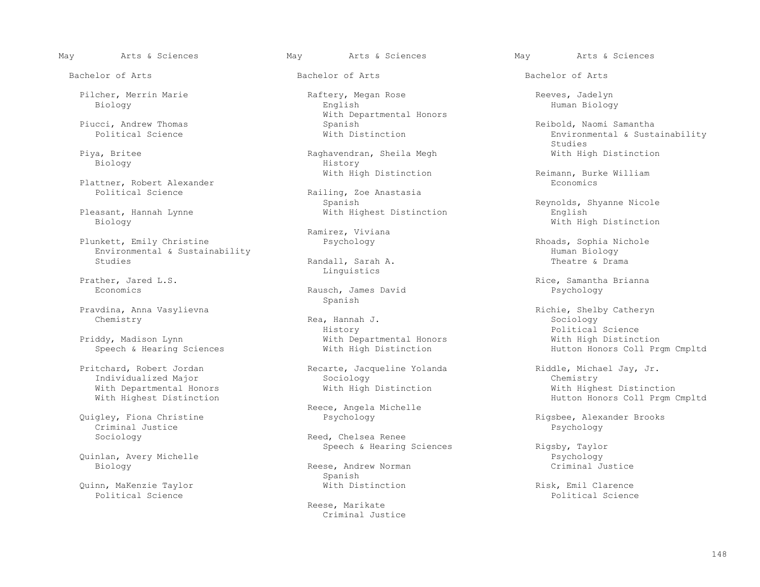May Arts & Sciences

Bachelor of Arts

Pilcher, Merrin Marie
Biology

Piucci, Andrew Thomas
Political Science

Piya, Britee
Biology

Plattner, Robert Alexander
Political Science

Pleasant, Hannah Lynne
Biology

Plunkett, Emily Christine
Environmental & Sustainability Studies

Prather, Jared L.S.
Economics

Pravdina, Anna Vasylievna
Chemistry

Priddy, Madison Lynn
Speech & Hearing Sciences

Pritchard, Robert Jordan
Individualized Major
With Departmental Honors
With Highest Distinction

Quigley, Fiona Christine
Criminal Justice
Sociology

Quinlan, Avery Michelle
Biology

Quinn, MaKenzie Taylor
Political Science

Raftery, Megan Rose
English
With Departmental Honors
Spanish
With Distinction

Raghavendran, Sheila Megh
History
With High Distinction

Railing, Zoe Anastasia
Spanish
With Highest Distinction

Ramirez, Viviana
Psychology

Randall, Sarah A.
Linguistics

Rausch, James David
Spanish

Rea, Hannah J.
History
With Departmental Honors
With High Distinction

Recarte, Jacqueline Yolanda
Sociology
With High Distinction

Reece, Angela Michelle
Psychology

Reed, Chelsea Renee
Speech & Hearing Sciences

Reese, Andrew Norman
Spanish
With Distinction

Reese, Marikate
Criminal Justice

Reeves, Jadelyn
Human Biology

Reibold, Naomi Samantha
Environmental & Sustainability Studies
With High Distinction

Reimann, Burke William
Economics

Reynolds, Shyanne Nicole
English
With High Distinction

Rhoads, Sophia Nichole
Human Biology
Theatre & Drama

Rice, Samantha Brianna
Psychology

Richie, Shelby Catheryn
Sociology
Political Science
With High Distinction
Hutton Honors Coll Prgm Cmpltd

Riddle, Michael Jay, Jr.
Chemistry
With Highest Distinction
Hutton Honors Coll Prgm Cmpltd

Rigsbee, Alexander Brooks
Psychology

Rigsby, Taylor
Psychology
Criminal Justice

Risk, Emil Clarence
Political Science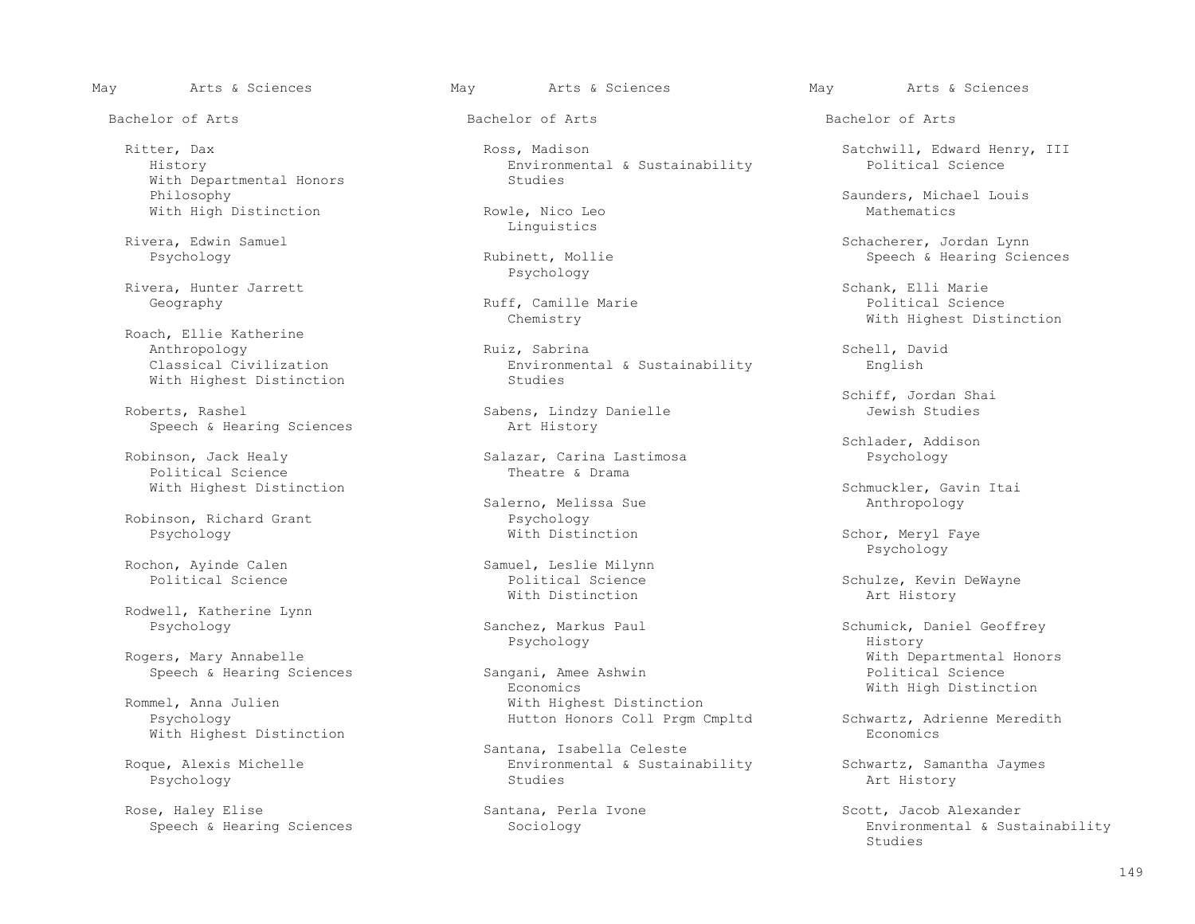May Arts & Sciences

Bachelor of Arts

Ritter, Dax
History
With Departmental Honors
Philosophy
With High Distinction

Rivera, Edwin Samuel
Psychology

Rivera, Hunter Jarrett
Geography

Roach, Ellie Katherine
Anthropology
Classical Civilization
With Highest Distinction

Roberts, Rashel
Speech & Hearing Sciences

Robinson, Jack Healy
Political Science
With Highest Distinction

Robinson, Richard Grant
Psychology

Rochon, Ayinde Calen
Political Science

Rodwell, Katherine Lynn
Psychology

Rogers, Mary Annabelle
Speech & Hearing Sciences

Rommel, Anna Julien
Psychology
With Highest Distinction

Roque, Alexis Michelle
Psychology

Rose, Haley Elise
Speech & Hearing Sciences

Ross, Madison
Environmental & Sustainability Studies

Rowle, Nico Leo
Linguistics

Rubinett, Mollie
Psychology

Ruff, Camille Marie
Chemistry

Ruiz, Sabrina
Environmental & Sustainability Studies

Sabens, Lindzy Danielle
Art History

Salazar, Carina Lastimosa
Theatre & Drama

Salerno, Melissa Sue
Psychology
With Distinction

Samuel, Leslie Milynn
Political Science
With Distinction

Sanchez, Markus Paul
Psychology

Sangani, Amee Ashwin
Economics
With Highest Distinction
Hutton Honors Coll Prgm Cmpltd

Santana, Isabella Celeste
Environmental & Sustainability Studies

Santana, Perla Ivone
Sociology

Satchwill, Edward Henry, III
Political Science

Saunders, Michael Louis
Mathematics

Schacherer, Jordan Lynn
Speech & Hearing Sciences

Schank, Elli Marie
Political Science
With Highest Distinction

Schell, David
English

Schiff, Jordan Shai
Jewish Studies

Schlader, Addison
Psychology

Schmuckler, Gavin Itai
Anthropology

Schor, Meryl Faye
Psychology

Schulze, Kevin DeWayne
Art History

Schumick, Daniel Geoffrey
History
With Departmental Honors
Political Science
With High Distinction

Schwartz, Adrienne Meredith
Economics

Schwartz, Samantha Jaymes
Art History

Scott, Jacob Alexander
Environmental & Sustainability Studies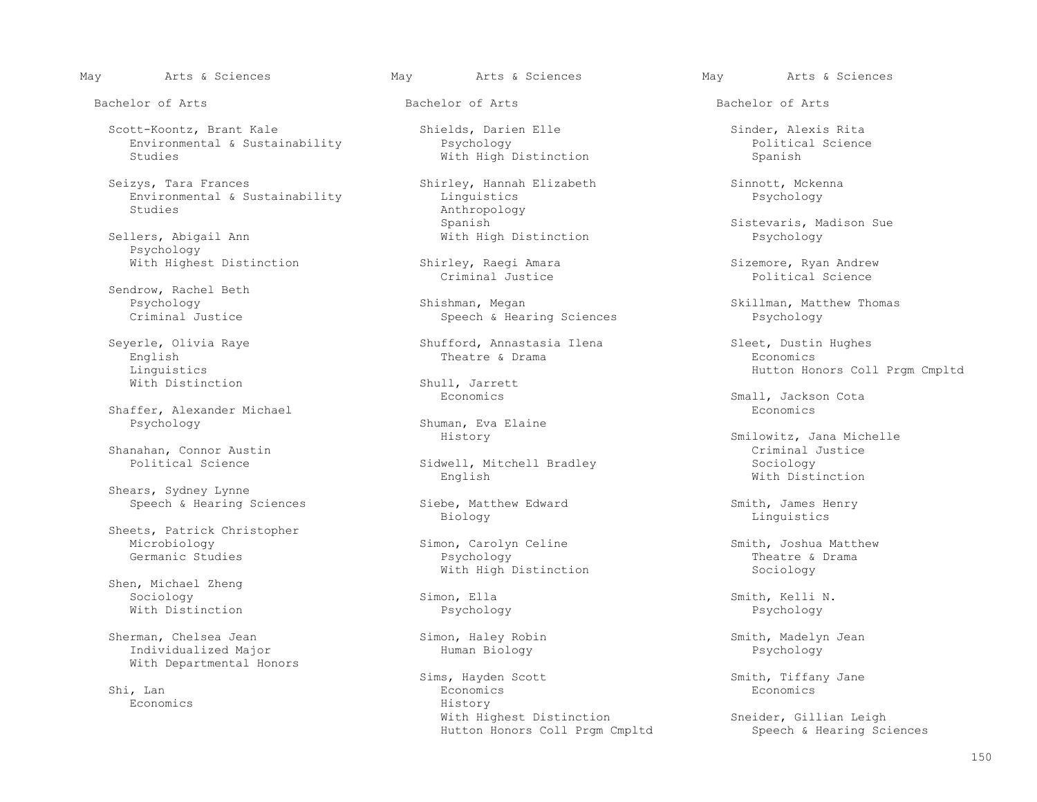May Arts & Sciences

Bachelor of Arts

Scott-Koontz, Brant Kale
Environmental & Sustainability Studies

Seizys, Tara Frances
Environmental & Sustainability Studies

Sellers, Abigail Ann
Psychology
With Highest Distinction

Sendrow, Rachel Beth
Psychology
Criminal Justice

Seyerle, Olivia Raye
English
Linguistics
With Distinction

Shaffer, Alexander Michael
Psychology

Shanahan, Connor Austin
Political Science

Shears, Sydney Lynne
Speech & Hearing Sciences

Sheets, Patrick Christopher
Microbiology
Germanic Studies

Shen, Michael Zheng
Sociology
With Distinction

Sherman, Chelsea Jean
Individualized Major
With Departmental Honors

Shi, Lan
Economics

Shields, Darien Elle
Psychology
With High Distinction

Shirley, Hannah Elizabeth
Linguistics
Anthropology
Spanish
With High Distinction

Shirley, Raegi Amara
Criminal Justice

Shishman, Megan
Speech & Hearing Sciences

Shufford, Annastasia Ilena
Theatre & Drama

Shull, Jarrett
Economics

Shuman, Eva Elaine
History

Sidwell, Mitchell Bradley
English

Siebe, Matthew Edward
Biology

Simon, Carolyn Celine
Psychology
With High Distinction

Simon, Ella
Psychology

Simon, Haley Robin
Human Biology

Sims, Hayden Scott
Economics
History
With Highest Distinction
Hutton Honors Coll Prgm Cmpltd

Sinder, Alexis Rita
Political Science
Spanish

Sinnott, Mckenna
Psychology

Sistevaris, Madison Sue
Psychology

Sizemore, Ryan Andrew
Political Science

Skillman, Matthew Thomas
Psychology

Sleet, Dustin Hughes
Economics
Hutton Honors Coll Prgm Cmpltd

Small, Jackson Cota
Economics

Smilowitz, Jana Michelle
Criminal Justice
Sociology
With Distinction

Smith, James Henry
Linguistics

Smith, Joshua Matthew
Theatre & Drama
Sociology

Smith, Kelli N.
Psychology

Smith, Madelyn Jean
Psychology

Smith, Tiffany Jane
Economics

Sneider, Gillian Leigh
Speech & Hearing Sciences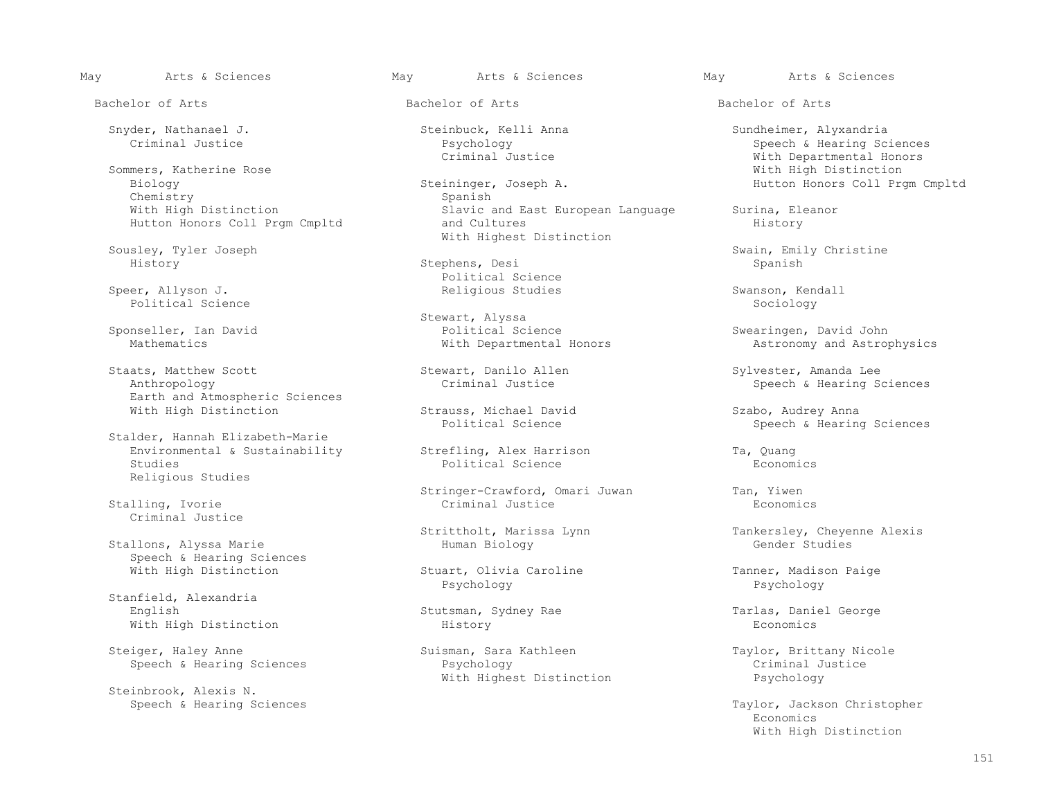May Arts & Sciences

Bachelor of Arts

Snyder, Nathanael J.
Criminal Justice

Sommers, Katherine Rose
Biology
Chemistry
With High Distinction
Hutton Honors Coll Prgm Cmpltd

Sousley, Tyler Joseph
History

Speer, Allyson J.
Political Science

Sponseller, Ian David
Mathematics

Staats, Matthew Scott
Anthropology
Earth and Atmospheric Sciences
With High Distinction

Stalder, Hannah Elizabeth-Marie
Environmental & Sustainability Studies
Religious Studies

Stalling, Ivorie
Criminal Justice

Stallons, Alyssa Marie
Speech & Hearing Sciences
With High Distinction

Stanfield, Alexandria
English
With High Distinction

Steiger, Haley Anne
Speech & Hearing Sciences

Steinbrook, Alexis N.
Speech & Hearing Sciences

Steinbuck, Kelli Anna
Psychology
Criminal Justice

Steininger, Joseph A.
Spanish
Slavic and East European Language and Cultures
With Highest Distinction

Stephens, Desi
Political Science
Religious Studies

Stewart, Alyssa
Political Science
With Departmental Honors

Stewart, Danilo Allen
Criminal Justice

Strauss, Michael David
Political Science

Strefling, Alex Harrison
Political Science

Stringer-Crawford, Omari Juwan
Criminal Justice

Strittholt, Marissa Lynn
Human Biology

Stuart, Olivia Caroline
Psychology

Stutsman, Sydney Rae
History

Suisman, Sara Kathleen
Psychology
With Highest Distinction

Sundheimer, Alyxandria
Speech & Hearing Sciences
With Departmental Honors
With High Distinction
Hutton Honors Coll Prgm Cmpltd

Surina, Eleanor
History

Swain, Emily Christine
Spanish

Swanson, Kendall
Sociology

Swearingen, David John
Astronomy and Astrophysics

Sylvester, Amanda Lee
Speech & Hearing Sciences

Szabo, Audrey Anna
Speech & Hearing Sciences

Ta, Quang
Economics

Tan, Yiwen
Economics

Tankersley, Cheyenne Alexis
Gender Studies

Tanner, Madison Paige
Psychology

Tarlas, Daniel George
Economics

Taylor, Brittany Nicole
Criminal Justice
Psychology

Taylor, Jackson Christopher
Economics
With High Distinction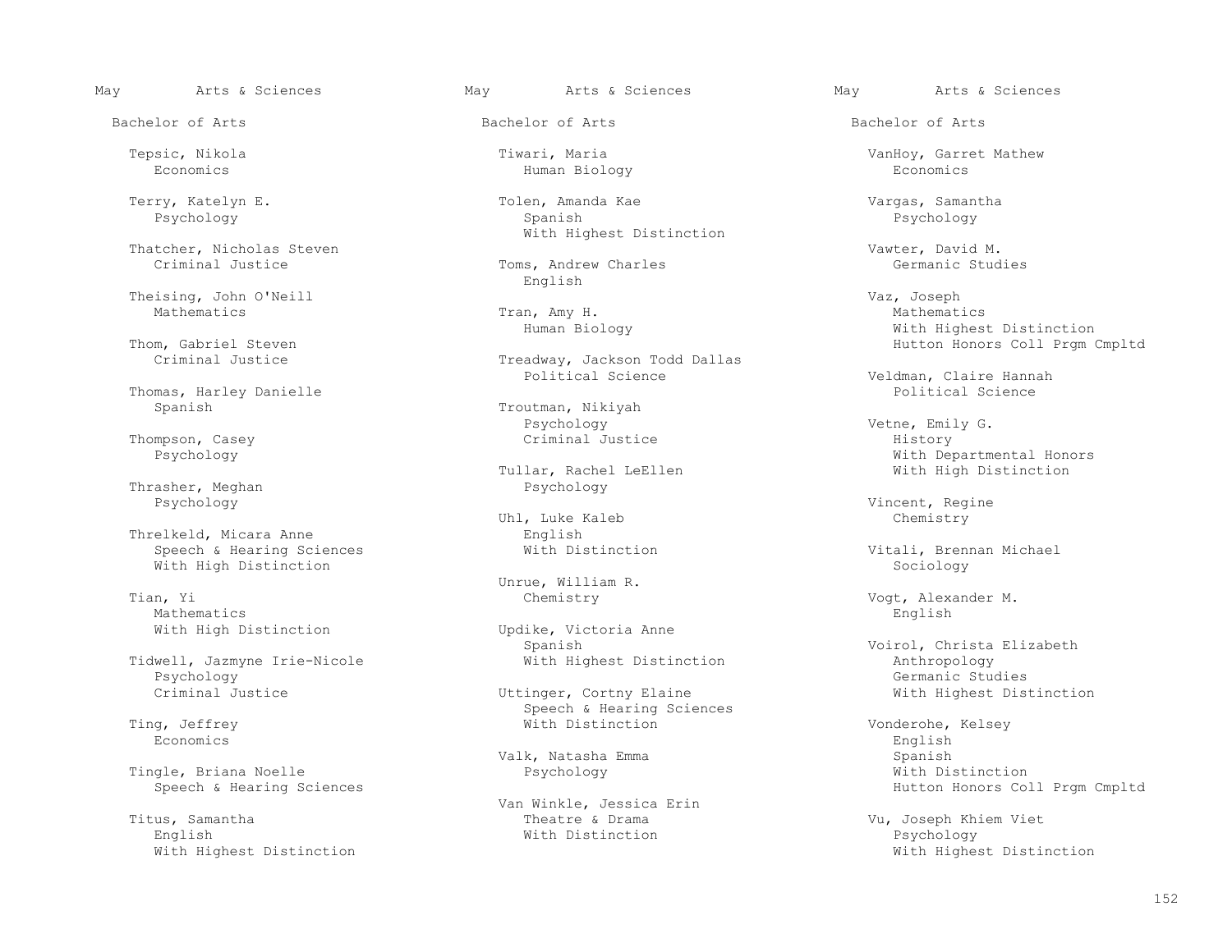May Arts & Sciences

Bachelor of Arts

Tepsic, Nikola
Economics

Terry, Katelyn E.
Psychology

Thatcher, Nicholas Steven
Criminal Justice

Theising, John O'Neill
Mathematics

Thom, Gabriel Steven
Criminal Justice

Thomas, Harley Danielle
Spanish

Thompson, Casey
Psychology

Thrasher, Meghan
Psychology

Threlkeld, Micara Anne
Speech & Hearing Sciences
With High Distinction

Tian, Yi
Mathematics
With High Distinction

Tidwell, Jazmyne Irie-Nicole
Psychology
Criminal Justice

Ting, Jeffrey
Economics

Tingle, Briana Noelle
Speech & Hearing Sciences

Titus, Samantha
English
With Highest Distinction

Tiwari, Maria
Human Biology

Tolen, Amanda Kae
Spanish
With Highest Distinction

Toms, Andrew Charles
English

Tran, Amy H.
Human Biology

Treadway, Jackson Todd Dallas
Political Science

Troutman, Nikiyah
Psychology
Criminal Justice

Tullar, Rachel LeEllen
Psychology

Uhl, Luke Kaleb
English
With Distinction

Unrue, William R.
Chemistry

Updike, Victoria Anne
Spanish
With Highest Distinction

Uttinger, Cortny Elaine
Speech & Hearing Sciences
With Distinction

Valk, Natasha Emma
Psychology

Van Winkle, Jessica Erin
Theatre & Drama
With Distinction

VanHoy, Garret Mathew
Economics

Vargas, Samantha
Psychology

Vawter, David M.
Germanic Studies

Vaz, Joseph
Mathematics
With Highest Distinction
Hutton Honors Coll Prgm Cmpltd

Veldman, Claire Hannah
Political Science

Vetne, Emily G.
History
With Departmental Honors
With High Distinction

Vincent, Regine
Chemistry

Vitali, Brennan Michael
Sociology

Vogt, Alexander M.
English

Voirol, Christa Elizabeth
Anthropology
Germanic Studies
With Highest Distinction

Vonderohe, Kelsey
English
Spanish
With Distinction
Hutton Honors Coll Prgm Cmpltd

Vu, Joseph Khiem Viet
Psychology
With Highest Distinction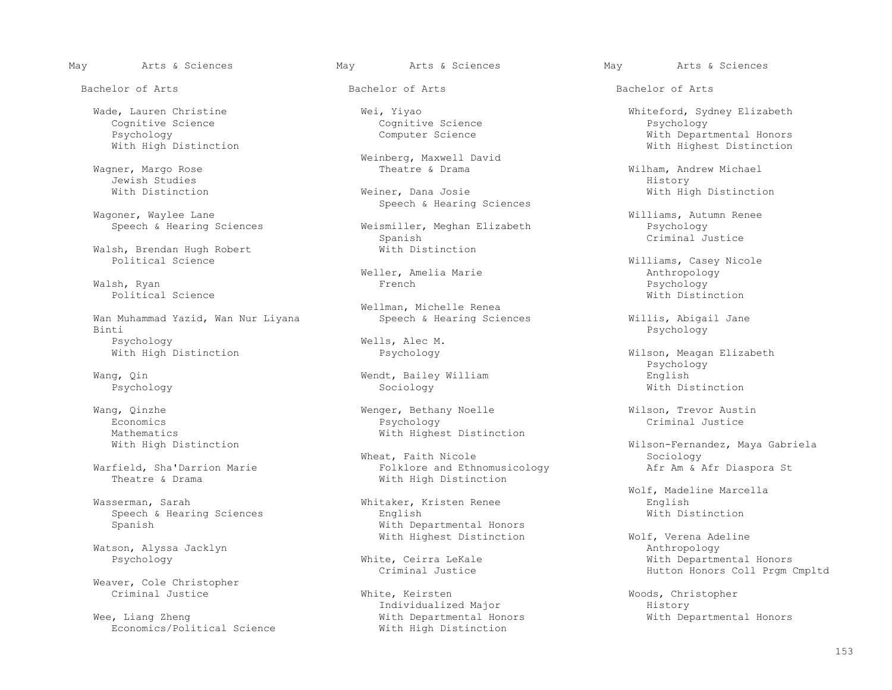May Arts & Sciences

Bachelor of Arts

Wade, Lauren Christine
Cognitive Science
Psychology
With High Distinction

Wagner, Margo Rose
Jewish Studies
With Distinction

Wagoner, Waylee Lane
Speech & Hearing Sciences

Walsh, Brendan Hugh Robert
Political Science

Walsh, Ryan
Political Science

Wan Muhammad Yazid, Wan Nur Liyana Binti
Psychology
With High Distinction

Wang, Qin
Psychology

Wang, Qinzhe
Economics
Mathematics
With High Distinction

Warfield, Sha'Darrion Marie
Theatre & Drama

Wasserman, Sarah
Speech & Hearing Sciences
Spanish

Watson, Alyssa Jacklyn
Psychology

Weaver, Cole Christopher
Criminal Justice

Wee, Liang Zheng
Economics/Political Science

Wei, Yiyao
Cognitive Science
Computer Science

Weinberg, Maxwell David
Theatre & Drama

Weiner, Dana Josie
Speech & Hearing Sciences

Weismiller, Meghan Elizabeth
Spanish
With Distinction

Weller, Amelia Marie
French

Wellman, Michelle Renea
Speech & Hearing Sciences

Wells, Alec M.
Psychology

Wendt, Bailey William
Sociology

Wenger, Bethany Noelle
Psychology
With Highest Distinction

Wheat, Faith Nicole
Folklore and Ethnomusicology
With High Distinction

Whitaker, Kristen Renee
English
With Departmental Honors
With Highest Distinction

White, Ceirra LeKale
Criminal Justice

White, Keirsten
Individualized Major
With Departmental Honors
With High Distinction

Whiteford, Sydney Elizabeth
Psychology
With Departmental Honors
With Highest Distinction

Wilham, Andrew Michael
History
With High Distinction

Williams, Autumn Renee
Psychology
Criminal Justice

Williams, Casey Nicole
Anthropology
Psychology
With Distinction

Willis, Abigail Jane
Psychology

Wilson, Meagan Elizabeth
Psychology
English
With Distinction

Wilson, Trevor Austin
Criminal Justice

Wilson-Fernandez, Maya Gabriela
Sociology
Afr Am & Afr Diaspora St

Wolf, Madeline Marcella
English
With Distinction

Wolf, Verena Adeline
Anthropology
With Departmental Honors
Hutton Honors Coll Prgm Cmpltd

Woods, Christopher
History
With Departmental Honors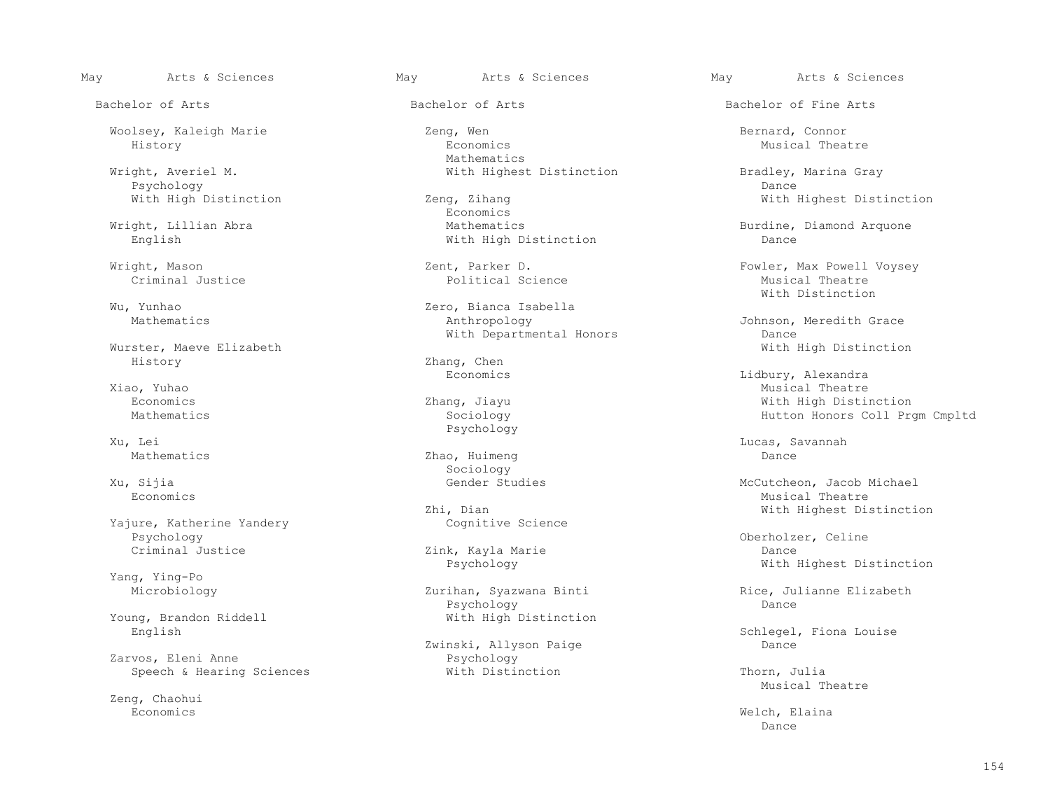May Arts & Sciences

Bachelor of Arts

Woolsey, Kaleigh Marie
History

Wright, Averiel M.
Psychology
With High Distinction

Wright, Lillian Abra
English

Wright, Mason
Criminal Justice

Wu, Yunhao
Mathematics

Wurster, Maeve Elizabeth
History

Xiao, Yuhao
Economics
Mathematics

Xu, Lei
Mathematics

Xu, Sijia
Economics

Yajure, Katherine Yandery
Psychology
Criminal Justice

Yang, Ying-Po
Microbiology

Young, Brandon Riddell
English

Zarvos, Eleni Anne
Speech & Hearing Sciences

Zeng, Chaohui
Economics

Zeng, Wen
Economics
Mathematics
With Highest Distinction

Zeng, Zihang
Economics
Mathematics
With High Distinction

Zent, Parker D.
Political Science

Zero, Bianca Isabella
Anthropology
With Departmental Honors

Zhang, Chen
Economics

Zhang, Jiayu
Sociology
Psychology

Zhao, Huimeng
Sociology
Gender Studies

Zhi, Dian
Cognitive Science

Zink, Kayla Marie
Psychology

Zurihan, Syazwana Binti
Psychology
With High Distinction

Zwinski, Allyson Paige
Psychology
With Distinction

Bachelor of Fine Arts

Bernard, Connor
Musical Theatre

Bradley, Marina Gray
Dance
With Highest Distinction

Burdine, Diamond Arquone
Dance

Fowler, Max Powell Voysey
Musical Theatre
With Distinction

Johnson, Meredith Grace
Dance
With High Distinction

Lidbury, Alexandra
Musical Theatre
With High Distinction
Hutton Honors Coll Prgm Cmpltd

Lucas, Savannah
Dance

McCutcheon, Jacob Michael
Musical Theatre
With Highest Distinction

Oberholzer, Celine
Dance
With Highest Distinction

Rice, Julianne Elizabeth
Dance

Schlegel, Fiona Louise
Dance

Thorn, Julia
Musical Theatre

Welch, Elaina
Dance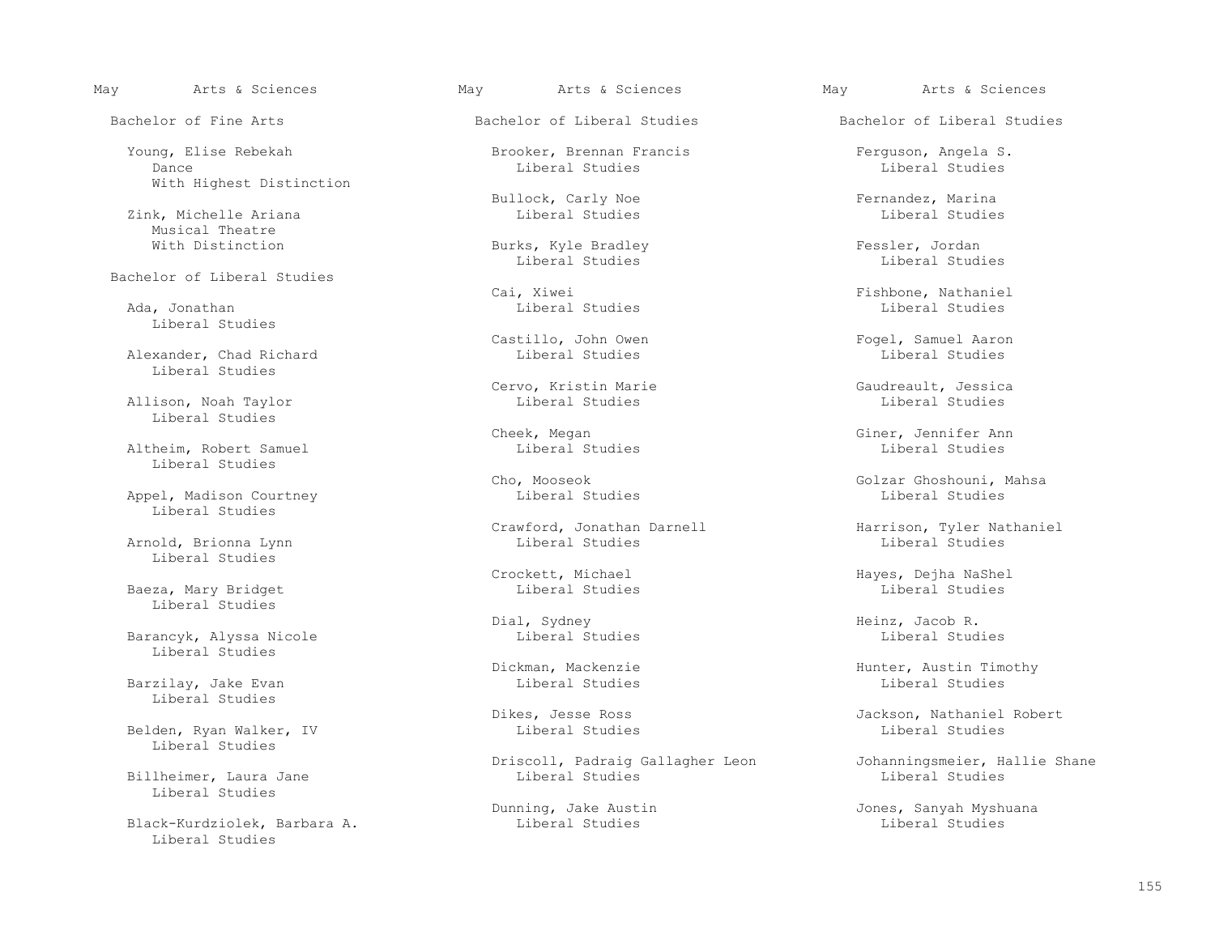## May Arts & Sciences

### Bachelor of Fine Arts

Young, Elise Rebekah
Dance
With Highest Distinction

Zink, Michelle Ariana
Musical Theatre
With Distinction

### Bachelor of Liberal Studies

Ada, Jonathan
Liberal Studies

Alexander, Chad Richard
Liberal Studies

Allison, Noah Taylor
Liberal Studies

Altheim, Robert Samuel
Liberal Studies

Appel, Madison Courtney
Liberal Studies

Arnold, Brionna Lynn
Liberal Studies

Baeza, Mary Bridget
Liberal Studies

Barancyk, Alyssa Nicole
Liberal Studies

Barzilay, Jake Evan
Liberal Studies

Belden, Ryan Walker, IV
Liberal Studies

Billheimer, Laura Jane
Liberal Studies

Black-Kurdziolek, Barbara A.
Liberal Studies

Brooker, Brennan Francis
Liberal Studies

Bullock, Carly Noe
Liberal Studies

Burks, Kyle Bradley
Liberal Studies

Cai, Xiwei
Liberal Studies

Castillo, John Owen
Liberal Studies

Cervo, Kristin Marie
Liberal Studies

Cheek, Megan
Liberal Studies

Cho, Mooseok
Liberal Studies

Crawford, Jonathan Darnell
Liberal Studies

Crockett, Michael
Liberal Studies

Dial, Sydney
Liberal Studies

Dickman, Mackenzie
Liberal Studies

Dikes, Jesse Ross
Liberal Studies

Driscoll, Padraig Gallagher Leon
Liberal Studies

Dunning, Jake Austin
Liberal Studies

Ferguson, Angela S.
Liberal Studies

Fernandez, Marina
Liberal Studies

Fessler, Jordan
Liberal Studies

Fishbone, Nathaniel
Liberal Studies

Fogel, Samuel Aaron
Liberal Studies

Gaudreault, Jessica
Liberal Studies

Giner, Jennifer Ann
Liberal Studies

Golzar Ghoshouni, Mahsa
Liberal Studies

Harrison, Tyler Nathaniel
Liberal Studies

Hayes, Dejha NaShel
Liberal Studies

Heinz, Jacob R.
Liberal Studies

Hunter, Austin Timothy
Liberal Studies

Jackson, Nathaniel Robert
Liberal Studies

Johanningsmeier, Hallie Shane
Liberal Studies

Jones, Sanyah Myshuana
Liberal Studies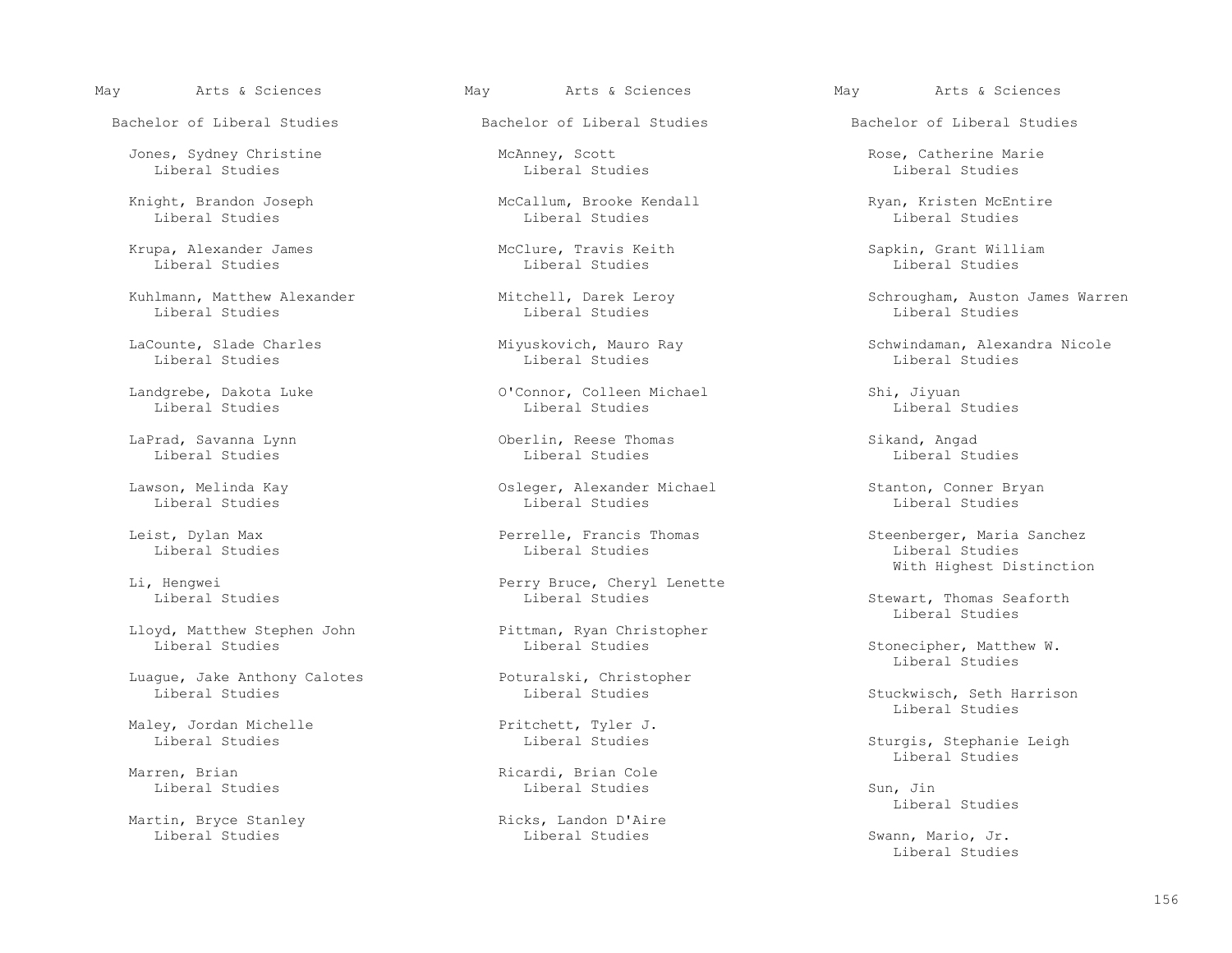May Arts & Sciences

Bachelor of Liberal Studies

Jones, Sydney Christine
Liberal Studies

Knight, Brandon Joseph
Liberal Studies

Krupa, Alexander James
Liberal Studies

Kuhlmann, Matthew Alexander
Liberal Studies

LaCounte, Slade Charles
Liberal Studies

Landgrebe, Dakota Luke
Liberal Studies

LaPrad, Savanna Lynn
Liberal Studies

Lawson, Melinda Kay
Liberal Studies

Leist, Dylan Max
Liberal Studies

Li, Hengwei
Liberal Studies

Lloyd, Matthew Stephen John
Liberal Studies

Luague, Jake Anthony Calotes
Liberal Studies

Maley, Jordan Michelle
Liberal Studies

Marren, Brian
Liberal Studies

Martin, Bryce Stanley
Liberal Studies

McAnney, Scott
Liberal Studies

McCallum, Brooke Kendall
Liberal Studies

McClure, Travis Keith
Liberal Studies

Mitchell, Darek Leroy
Liberal Studies

Miyuskovich, Mauro Ray
Liberal Studies

O'Connor, Colleen Michael
Liberal Studies

Oberlin, Reese Thomas
Liberal Studies

Osleger, Alexander Michael
Liberal Studies

Perrelle, Francis Thomas
Liberal Studies

Perry Bruce, Cheryl Lenette
Liberal Studies

Pittman, Ryan Christopher
Liberal Studies

Poturalski, Christopher
Liberal Studies

Pritchett, Tyler J.
Liberal Studies

Ricardi, Brian Cole
Liberal Studies

Ricks, Landon D'Aire
Liberal Studies

Rose, Catherine Marie
Liberal Studies

Ryan, Kristen McEntire
Liberal Studies

Sapkin, Grant William
Liberal Studies

Schrougham, Auston James Warren
Liberal Studies

Schwindaman, Alexandra Nicole
Liberal Studies

Shi, Jiyuan
Liberal Studies

Sikand, Angad
Liberal Studies

Stanton, Conner Bryan
Liberal Studies

Steenberger, Maria Sanchez
Liberal Studies
With Highest Distinction

Stewart, Thomas Seaforth
Liberal Studies

Stonecipher, Matthew W.
Liberal Studies

Stuckwisch, Seth Harrison
Liberal Studies

Sturgis, Stephanie Leigh
Liberal Studies

Sun, Jin
Liberal Studies

Swann, Mario, Jr.
Liberal Studies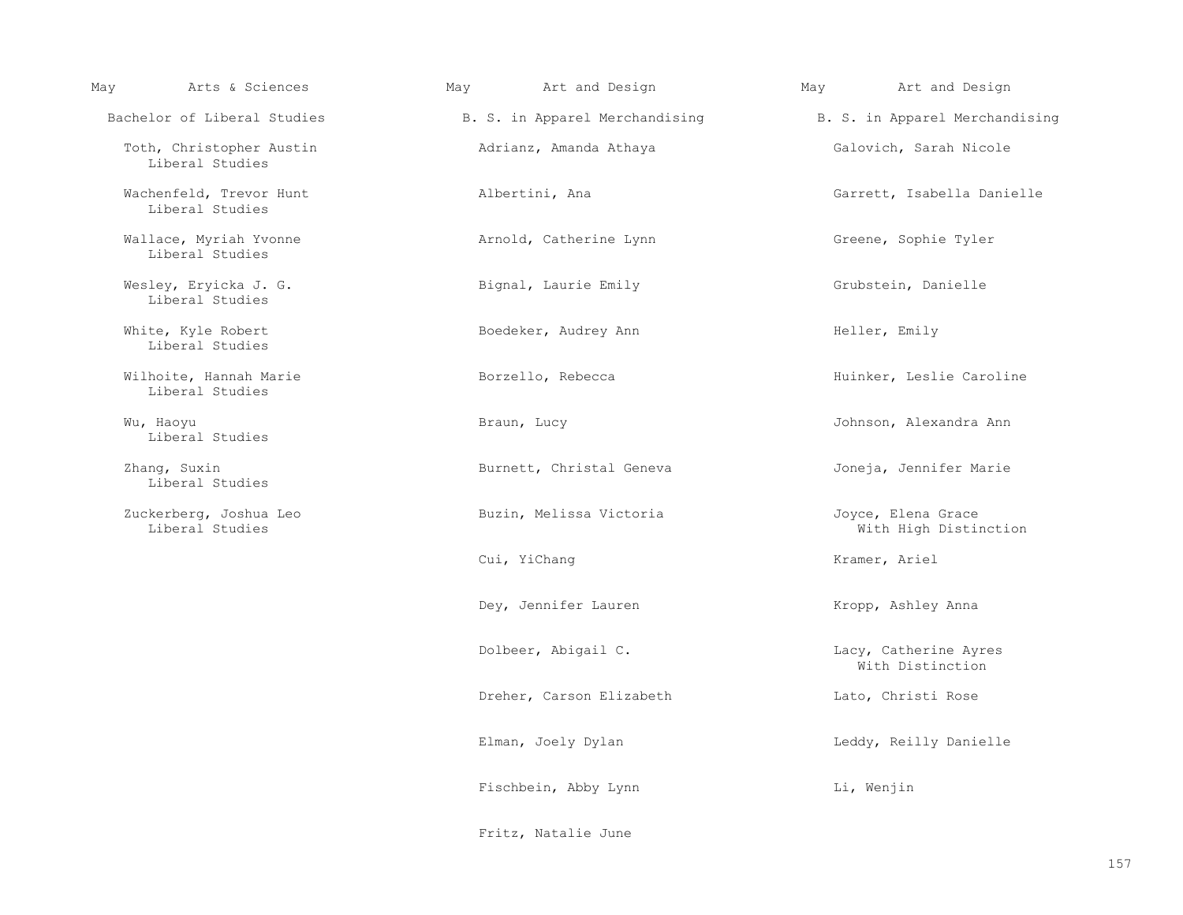May Arts & Sciences

Bachelor of Liberal Studies

Toth, Christopher Austin
Liberal Studies

Wachenfeld, Trevor Hunt
Liberal Studies

Wallace, Myriah Yvonne
Liberal Studies

Wesley, Eryicka J. G.
Liberal Studies

White, Kyle Robert
Liberal Studies

Wilhoite, Hannah Marie
Liberal Studies

Wu, Haoyu
Liberal Studies

Zhang, Suxin
Liberal Studies

Zuckerberg, Joshua Leo
Liberal Studies

May Art and Design

B. S. in Apparel Merchandising

Adrianz, Amanda Athaya

Albertini, Ana

Arnold, Catherine Lynn

Bignal, Laurie Emily

Boedeker, Audrey Ann

Borzello, Rebecca

Braun, Lucy

Burnett, Christal Geneva

Buzin, Melissa Victoria

Cui, YiChang

Dey, Jennifer Lauren

Dolbeer, Abigail C.

Dreher, Carson Elizabeth

Elman, Joely Dylan

Fischbein, Abby Lynn

Fritz, Natalie June

May Art and Design

B. S. in Apparel Merchandising

Galovich, Sarah Nicole

Garrett, Isabella Danielle

Greene, Sophie Tyler

Grubstein, Danielle

Heller, Emily

Huinker, Leslie Caroline

Johnson, Alexandra Ann

Joneja, Jennifer Marie

Joyce, Elena Grace
With High Distinction

Kramer, Ariel

Kropp, Ashley Anna

Lacy, Catherine Ayres
With Distinction

Lato, Christi Rose

Leddy, Reilly Danielle

Li, Wenjin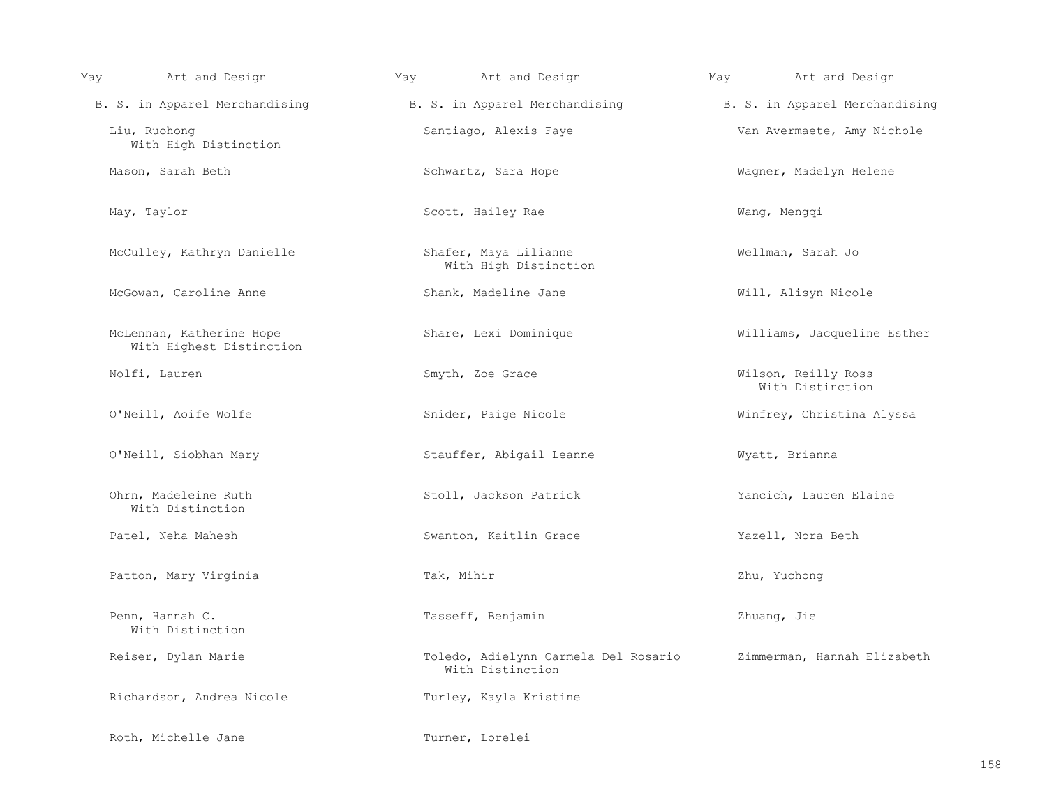May Art and Design

B. S. in Apparel Merchandising

Liu, Ruohong
With High Distinction

Mason, Sarah Beth

May, Taylor

McCulley, Kathryn Danielle

McGowan, Caroline Anne

McLennan, Katherine Hope
With Highest Distinction

Nolfi, Lauren

O'Neill, Aoife Wolfe

O'Neill, Siobhan Mary

Ohrn, Madeleine Ruth
With Distinction

Patel, Neha Mahesh

Patton, Mary Virginia

Penn, Hannah C.
With Distinction

Reiser, Dylan Marie

Richardson, Andrea Nicole

Roth, Michelle Jane

Santiago, Alexis Faye

Schwartz, Sara Hope

Scott, Hailey Rae

Shafer, Maya Lilianne
With High Distinction

Shank, Madeline Jane

Share, Lexi Dominique

Smyth, Zoe Grace

Snider, Paige Nicole

Stauffer, Abigail Leanne

Stoll, Jackson Patrick

Swanton, Kaitlin Grace

Tak, Mihir

Tasseff, Benjamin

Toledo, Adielynn Carmela Del Rosario
With Distinction

Turley, Kayla Kristine

Turner, Lorelei

Van Avermaete, Amy Nichole

Wagner, Madelyn Helene

Wang, Mengqi

Wellman, Sarah Jo

Will, Alisyn Nicole

Williams, Jacqueline Esther

Wilson, Reilly Ross
With Distinction

Winfrey, Christina Alyssa

Wyatt, Brianna

Yancich, Lauren Elaine

Yazell, Nora Beth

Zhu, Yuchong

Zhuang, Jie

Zimmerman, Hannah Elizabeth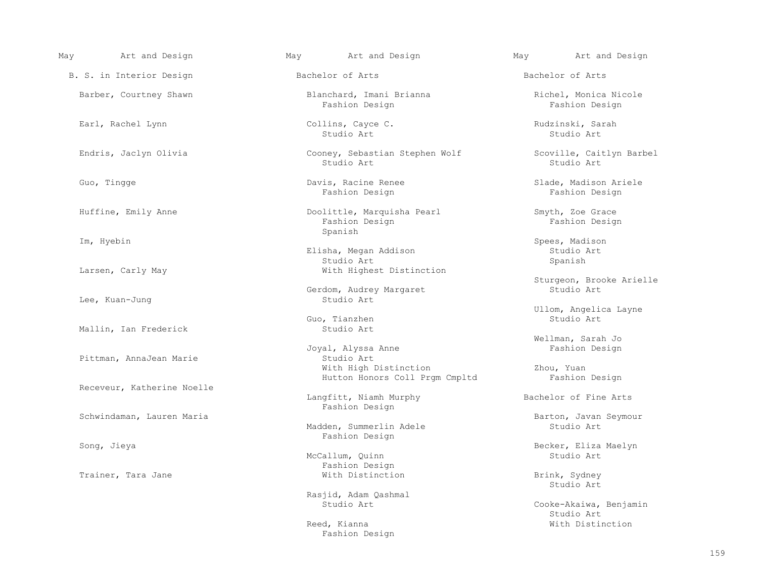## May Art and Design

### B. S. in Interior Design

Barber, Courtney Shawn

Earl, Rachel Lynn

Endris, Jaclyn Olivia

Guo, Tingge

Huffine, Emily Anne

Im, Hyebin

Larsen, Carly May

Lee, Kuan-Jung

Mallin, Ian Frederick

Pittman, AnnaJean Marie

Receveur, Katherine Noelle

Schwindaman, Lauren Maria

Song, Jieya

Trainer, Tara Jane

## May Art and Design

### Bachelor of Arts

Blanchard, Imani Brianna
Fashion Design

Collins, Cayce C.
Studio Art

Cooney, Sebastian Stephen Wolf
Studio Art

Davis, Racine Renee
Fashion Design

Doolittle, Marquisha Pearl
Fashion Design
Spanish

Elisha, Megan Addison
Studio Art
With Highest Distinction

Gerdom, Audrey Margaret
Studio Art

Guo, Tianzhen
Studio Art

Joyal, Alyssa Anne
Studio Art
With High Distinction
Hutton Honors Coll Prgm Cmpltd

Langfitt, Niamh Murphy
Fashion Design

Madden, Summerlin Adele
Fashion Design

McCallum, Quinn
Fashion Design
With Distinction

Rasjid, Adam Qashmal
Studio Art

Reed, Kianna
Fashion Design

## May Art and Design

### Bachelor of Arts

Richel, Monica Nicole
Fashion Design

Rudzinski, Sarah
Studio Art

Scoville, Caitlyn Barbel
Studio Art

Slade, Madison Ariele
Fashion Design

Smyth, Zoe Grace
Fashion Design

Spees, Madison
Studio Art
Spanish

Sturgeon, Brooke Arielle
Studio Art

Ullom, Angelica Layne
Studio Art

Wellman, Sarah Jo
Fashion Design

Zhou, Yuan
Fashion Design

### Bachelor of Fine Arts

Barton, Javan Seymour
Studio Art

Becker, Eliza Maelyn
Studio Art

Brink, Sydney
Studio Art

Cooke-Akaiwa, Benjamin
Studio Art
With Distinction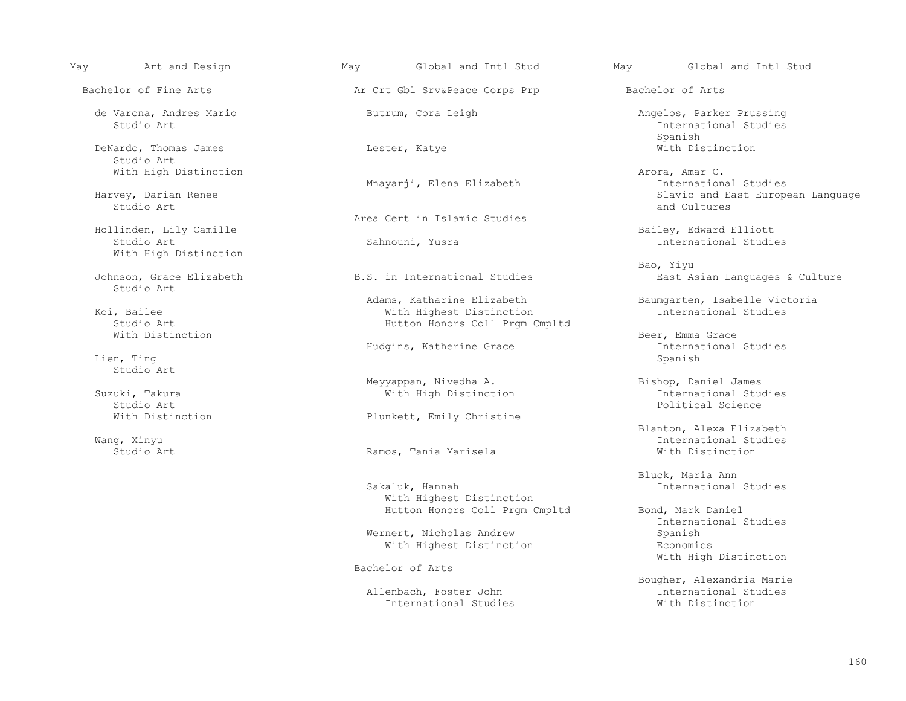## May Art and Design

### Bachelor of Fine Arts

de Varona, Andres Mario
Studio Art

DeNardo, Thomas James
Studio Art
With High Distinction

Harvey, Darian Renee
Studio Art

Hollinden, Lily Camille
Studio Art
With High Distinction

Johnson, Grace Elizabeth
Studio Art

Koi, Bailee
Studio Art
With Distinction

Lien, Ting
Studio Art

Suzuki, Takura
Studio Art
With Distinction

Wang, Xinyu
Studio Art

## May Global and Intl Stud

### Ar Crt Gbl Srv&Peace Corps Prp

Butrum, Cora Leigh

Lester, Katye

Mnayarji, Elena Elizabeth

### Area Cert in Islamic Studies

Sahnouni, Yusra

### B.S. in International Studies

Adams, Katharine Elizabeth
With Highest Distinction
Hutton Honors Coll Prgm Cmpltd

Hudgins, Katherine Grace

Meyyappan, Nivedha A.
With High Distinction

Plunkett, Emily Christine

Ramos, Tania Marisela

Sakaluk, Hannah
With Highest Distinction
Hutton Honors Coll Prgm Cmpltd

Wernert, Nicholas Andrew
With Highest Distinction

### Bachelor of Arts

Allenbach, Foster John
International Studies

## May Global and Intl Stud

### Bachelor of Arts

Angelos, Parker Prussing
International Studies
Spanish
With Distinction

Arora, Amar C.
International Studies
Slavic and East European Language and Cultures

Bailey, Edward Elliott
International Studies

Bao, Yiyu
East Asian Languages & Culture

Baumgarten, Isabelle Victoria
International Studies

Beer, Emma Grace
International Studies
Spanish

Bishop, Daniel James
International Studies
Political Science

Blanton, Alexa Elizabeth
International Studies
With Distinction

Bluck, Maria Ann
International Studies

Bond, Mark Daniel
International Studies
Spanish
Economics
With High Distinction

Bougher, Alexandria Marie
International Studies
With Distinction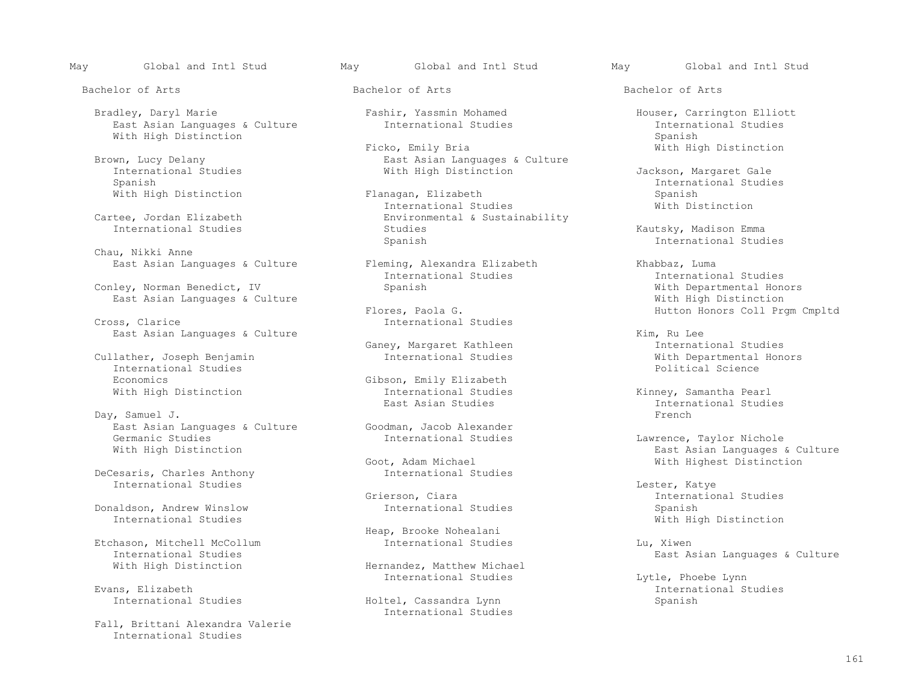May Global and Intl Stud

Bachelor of Arts

Bradley, Daryl Marie
East Asian Languages & Culture
With High Distinction

Brown, Lucy Delany
International Studies
Spanish
With High Distinction

Cartee, Jordan Elizabeth
International Studies

Chau, Nikki Anne
East Asian Languages & Culture

Conley, Norman Benedict, IV
East Asian Languages & Culture

Cross, Clarice
East Asian Languages & Culture

Cullather, Joseph Benjamin
International Studies
Economics
With High Distinction

Day, Samuel J.
East Asian Languages & Culture
Germanic Studies
With High Distinction

DeCesaris, Charles Anthony
International Studies

Donaldson, Andrew Winslow
International Studies

Etchason, Mitchell McCollum
International Studies
With High Distinction

Evans, Elizabeth
International Studies

Fall, Brittani Alexandra Valerie
International Studies

Fashir, Yassmin Mohamed
International Studies

Ficko, Emily Bria
East Asian Languages & Culture
With High Distinction

Flanagan, Elizabeth
International Studies
Environmental & Sustainability Studies
Spanish

Fleming, Alexandra Elizabeth
International Studies
Spanish

Flores, Paola G.
International Studies

Ganey, Margaret Kathleen
International Studies

Gibson, Emily Elizabeth
International Studies
East Asian Studies

Goodman, Jacob Alexander
International Studies

Goot, Adam Michael
International Studies

Grierson, Ciara
International Studies

Heap, Brooke Nohealani
International Studies

Hernandez, Matthew Michael
International Studies

Holtel, Cassandra Lynn
International Studies

Houser, Carrington Elliott
International Studies
Spanish
With High Distinction

Jackson, Margaret Gale
International Studies
Spanish
With Distinction

Kautsky, Madison Emma
International Studies

Khabbaz, Luma
International Studies
With Departmental Honors
With High Distinction
Hutton Honors Coll Prgm Cmpltd

Kim, Ru Lee
International Studies
With Departmental Honors
Political Science

Kinney, Samantha Pearl
International Studies
French

Lawrence, Taylor Nichole
East Asian Languages & Culture
With Highest Distinction

Lester, Katye
International Studies
Spanish
With High Distinction

Lu, Xiwen
East Asian Languages & Culture

Lytle, Phoebe Lynn
International Studies
Spanish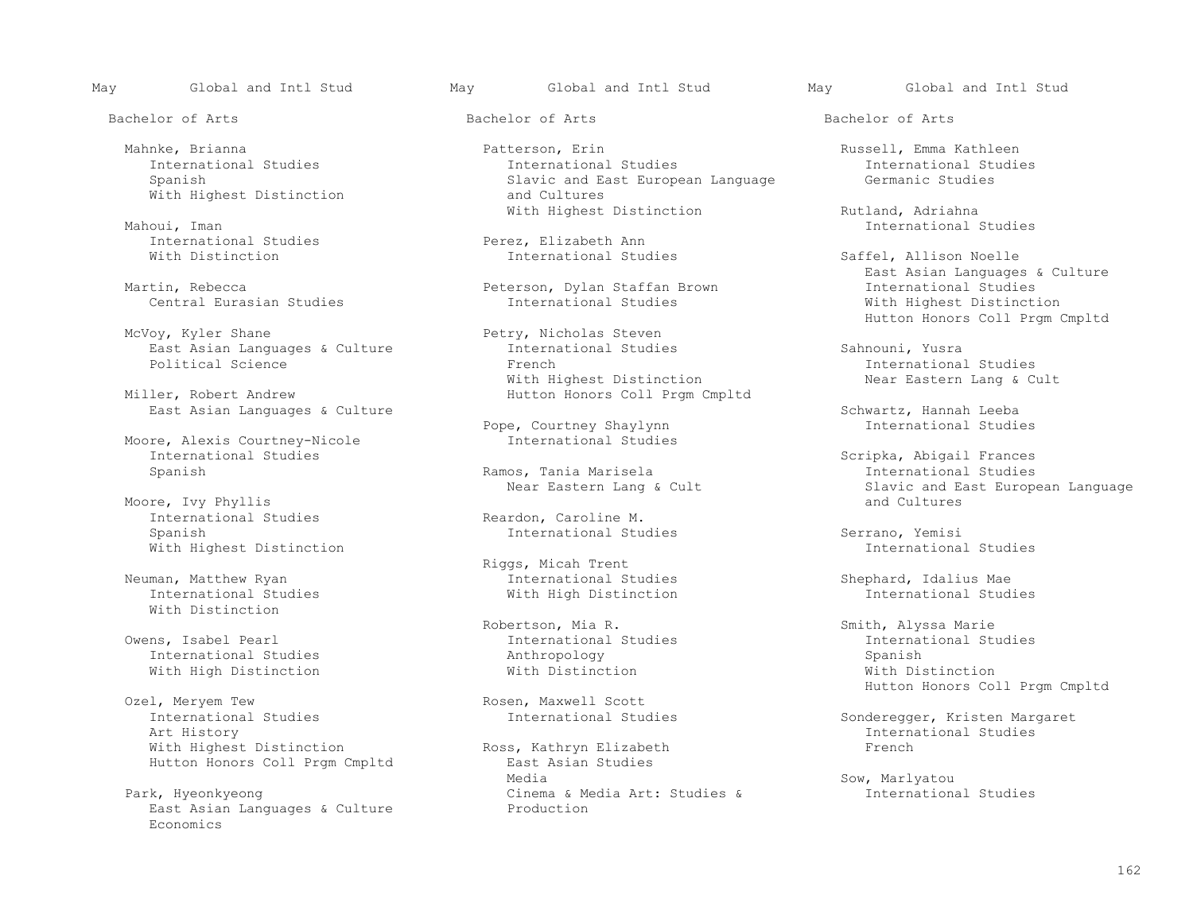May Global and Intl Stud

Bachelor of Arts

Mahnke, Brianna
International Studies
Spanish
With Highest Distinction

Mahoui, Iman
International Studies
With Distinction

Martin, Rebecca
Central Eurasian Studies

McVoy, Kyler Shane
East Asian Languages & Culture
Political Science

Miller, Robert Andrew
East Asian Languages & Culture

Moore, Alexis Courtney-Nicole
International Studies
Spanish

Moore, Ivy Phyllis
International Studies
Spanish
With Highest Distinction

Neuman, Matthew Ryan
International Studies
With Distinction

Owens, Isabel Pearl
International Studies
With High Distinction

Ozel, Meryem Tew
International Studies
Art History
With Highest Distinction
Hutton Honors Coll Prgm Cmpltd

Park, Hyeonkyeong
East Asian Languages & Culture
Economics

Patterson, Erin
International Studies
Slavic and East European Language and Cultures
With Highest Distinction

Perez, Elizabeth Ann
International Studies

Peterson, Dylan Staffan Brown
International Studies

Petry, Nicholas Steven
International Studies
French
With Highest Distinction
Hutton Honors Coll Prgm Cmpltd

Pope, Courtney Shaylynn
International Studies

Ramos, Tania Marisela
Near Eastern Lang & Cult

Reardon, Caroline M.
International Studies

Riggs, Micah Trent
International Studies
With High Distinction

Robertson, Mia R.
International Studies
Anthropology
With Distinction

Rosen, Maxwell Scott
International Studies

Ross, Kathryn Elizabeth
East Asian Studies
Media
Cinema & Media Art: Studies & Production

Russell, Emma Kathleen
International Studies
Germanic Studies

Rutland, Adriahna
International Studies

Saffel, Allison Noelle
East Asian Languages & Culture
International Studies
With Highest Distinction
Hutton Honors Coll Prgm Cmpltd

Sahnouni, Yusra
International Studies
Near Eastern Lang & Cult

Schwartz, Hannah Leeba
International Studies

Scripka, Abigail Frances
International Studies
Slavic and East European Language and Cultures

Serrano, Yemisi
International Studies

Shephard, Idalius Mae
International Studies

Smith, Alyssa Marie
International Studies
Spanish
With Distinction
Hutton Honors Coll Prgm Cmpltd

Sonderegger, Kristen Margaret
International Studies
French

Sow, Marlyatou
International Studies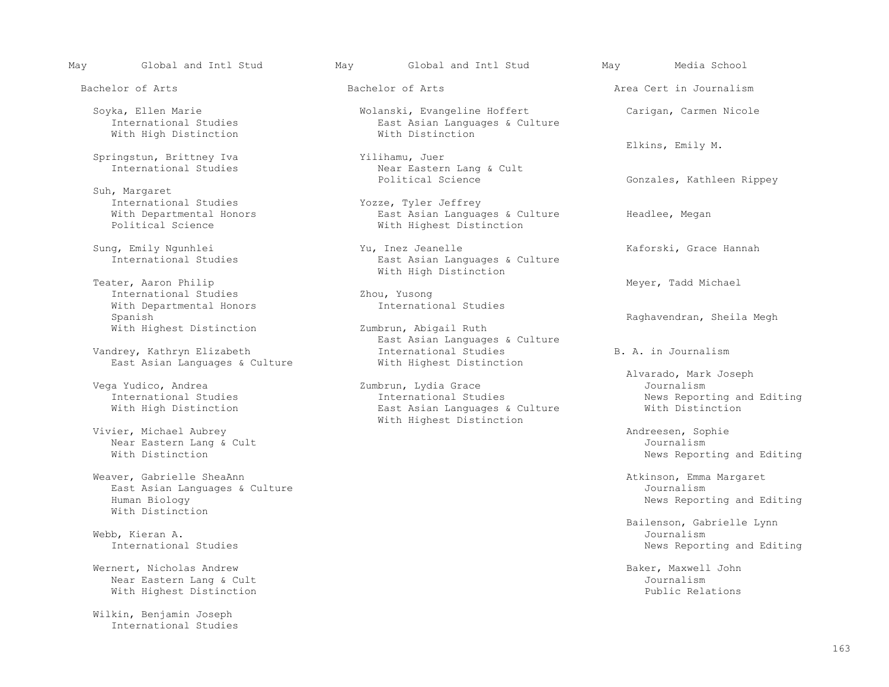May — Global and Intl Stud

## Bachelor of Arts

Soyka, Ellen Marie
- International Studies
- With High Distinction

Springstun, Brittney Iva
- International Studies

Suh, Margaret
- International Studies
- With Departmental Honors
- Political Science

Sung, Emily Ngunhlei
- International Studies

Teater, Aaron Philip
- International Studies
- With Departmental Honors
- Spanish
- With Highest Distinction

Vandrey, Kathryn Elizabeth
- East Asian Languages & Culture

Vega Yudico, Andrea
- International Studies
- With High Distinction

Vivier, Michael Aubrey
- Near Eastern Lang & Cult
- With Distinction

Weaver, Gabrielle SheaAnn
- East Asian Languages & Culture
- Human Biology
- With Distinction

Webb, Kieran A.
- International Studies

Wernert, Nicholas Andrew
- Near Eastern Lang & Cult
- With Highest Distinction

Wilkin, Benjamin Joseph
- International Studies

Wolanski, Evangeline Hoffert
- East Asian Languages & Culture
- With Distinction

Yilihamu, Juer
- Near Eastern Lang & Cult
- Political Science

Yozze, Tyler Jeffrey
- East Asian Languages & Culture
- With Highest Distinction

Yu, Inez Jeanelle
- East Asian Languages & Culture
- With High Distinction

Zhou, Yusong
- International Studies

Zumbrun, Abigail Ruth
- East Asian Languages & Culture
- International Studies
- With Highest Distinction

Zumbrun, Lydia Grace
- International Studies
- East Asian Languages & Culture
- With Highest Distinction

May — Media School

## Area Cert in Journalism

Carigan, Carmen Nicole

Elkins, Emily M.

Gonzales, Kathleen Rippey

Headlee, Megan

Kaforski, Grace Hannah

Meyer, Tadd Michael

Raghavendran, Sheila Megh

## B. A. in Journalism

Alvarado, Mark Joseph
- Journalism
- News Reporting and Editing
- With Distinction

Andreesen, Sophie
- Journalism
- News Reporting and Editing

Atkinson, Emma Margaret
- Journalism
- News Reporting and Editing

Bailenson, Gabrielle Lynn
- Journalism
- News Reporting and Editing

Baker, Maxwell John
- Journalism
- Public Relations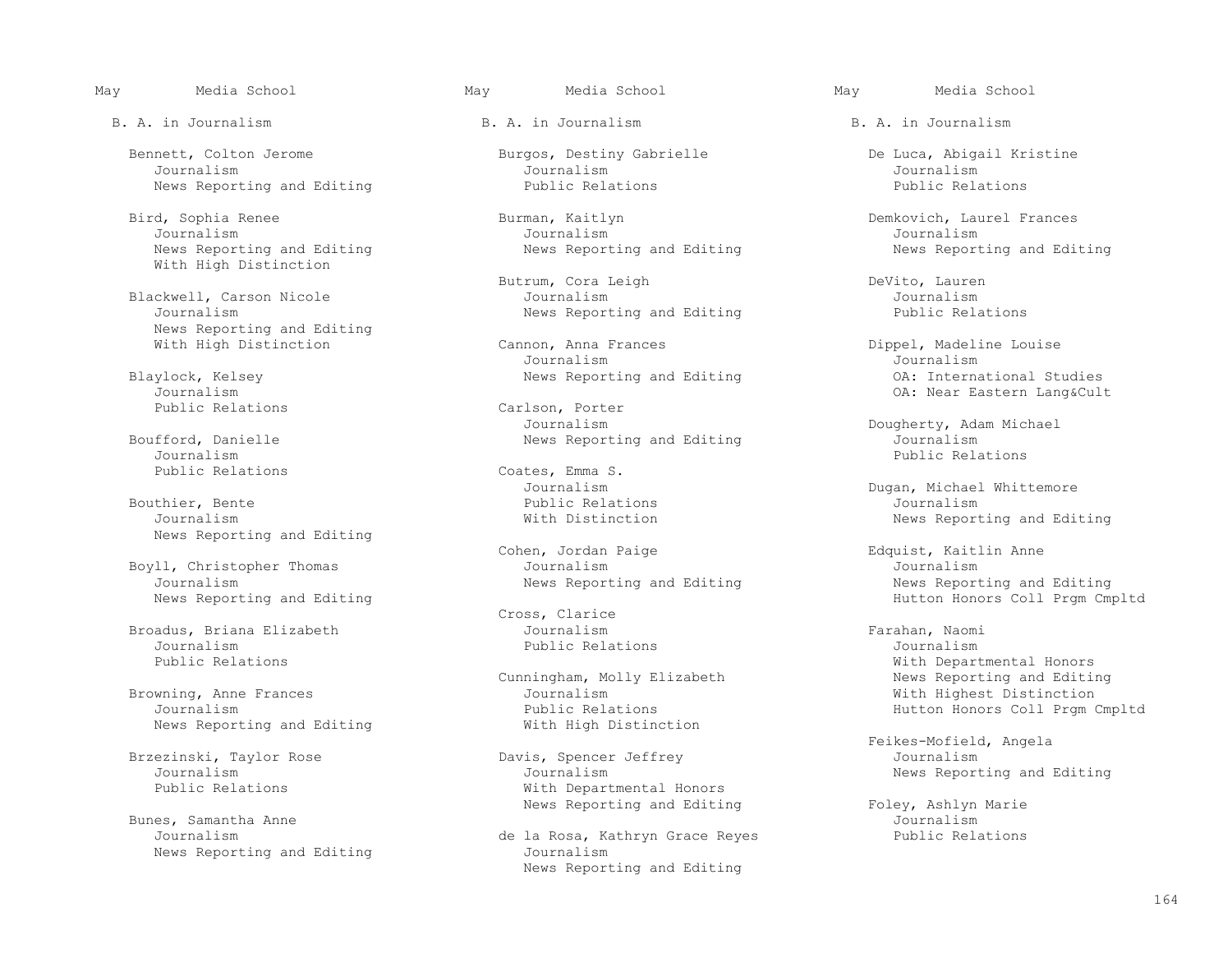May Media School

B. A. in Journalism

Bennett, Colton Jerome
Journalism
News Reporting and Editing

Bird, Sophia Renee
Journalism
News Reporting and Editing
With High Distinction

Blackwell, Carson Nicole
Journalism
News Reporting and Editing
With High Distinction

Blaylock, Kelsey
Journalism
Public Relations

Boufford, Danielle
Journalism
Public Relations

Bouthier, Bente
Journalism
News Reporting and Editing

Boyll, Christopher Thomas
Journalism
News Reporting and Editing

Broadus, Briana Elizabeth
Journalism
Public Relations

Browning, Anne Frances
Journalism
News Reporting and Editing

Brzezinski, Taylor Rose
Journalism
Public Relations

Bunes, Samantha Anne
Journalism
News Reporting and Editing

Burgos, Destiny Gabrielle
Journalism
Public Relations

Burman, Kaitlyn
Journalism
News Reporting and Editing

Butrum, Cora Leigh
Journalism
News Reporting and Editing

Cannon, Anna Frances
Journalism
News Reporting and Editing

Carlson, Porter
Journalism
News Reporting and Editing

Coates, Emma S.
Journalism
Public Relations
With Distinction

Cohen, Jordan Paige
Journalism
News Reporting and Editing

Cross, Clarice
Journalism
Public Relations

Cunningham, Molly Elizabeth
Journalism
Public Relations
With High Distinction

Davis, Spencer Jeffrey
Journalism
With Departmental Honors
News Reporting and Editing

de la Rosa, Kathryn Grace Reyes
Journalism
News Reporting and Editing

De Luca, Abigail Kristine
Journalism
Public Relations

Demkovich, Laurel Frances
Journalism
News Reporting and Editing

DeVito, Lauren
Journalism
Public Relations

Dippel, Madeline Louise
Journalism
OA: International Studies
OA: Near Eastern Lang&Cult

Dougherty, Adam Michael
Journalism
Public Relations

Dugan, Michael Whittemore
Journalism
News Reporting and Editing

Edquist, Kaitlin Anne
Journalism
News Reporting and Editing
Hutton Honors Coll Prgm Cmpltd

Farahan, Naomi
Journalism
With Departmental Honors
News Reporting and Editing
With Highest Distinction
Hutton Honors Coll Prgm Cmpltd

Feikes-Mofield, Angela
Journalism
News Reporting and Editing

Foley, Ashlyn Marie
Journalism
Public Relations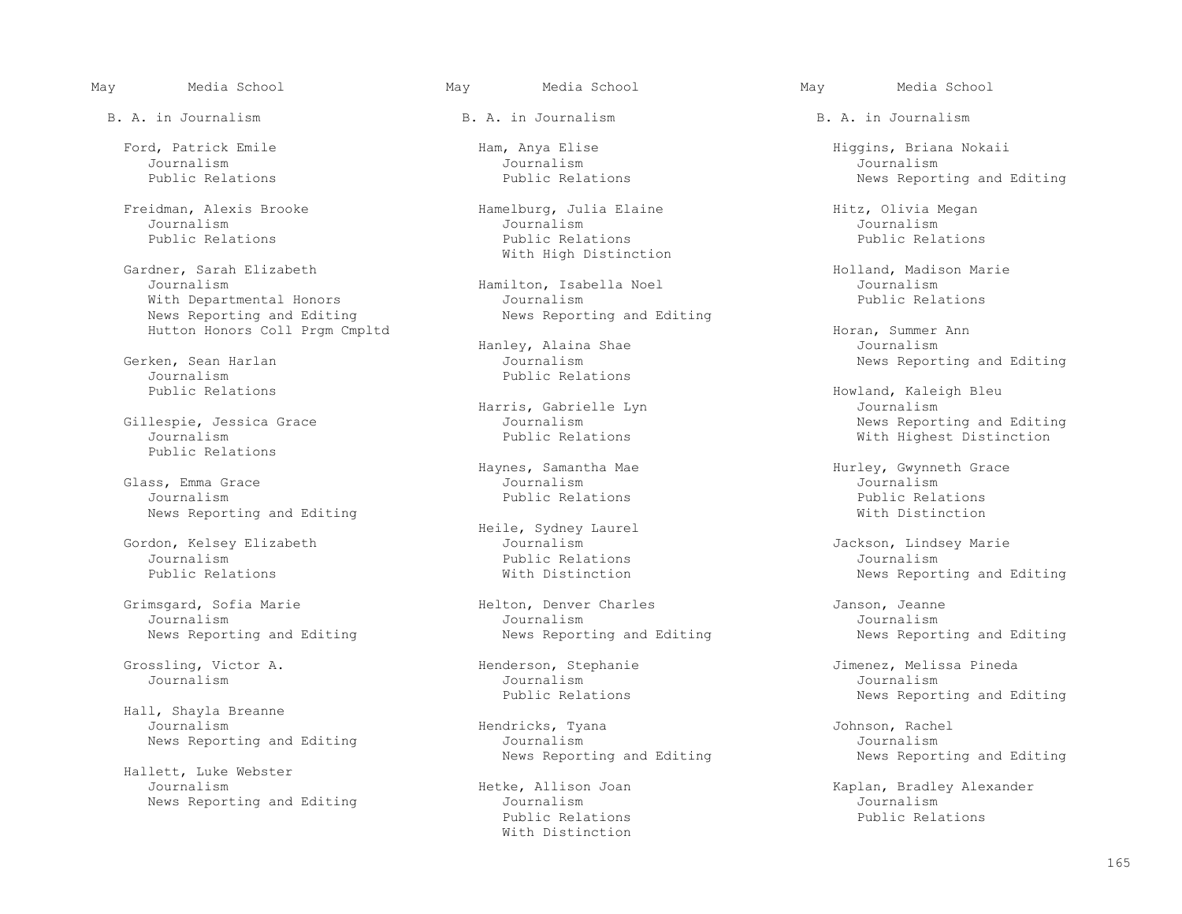May Media School

B. A. in Journalism

Ford, Patrick Emile
Journalism
Public Relations

Freidman, Alexis Brooke
Journalism
Public Relations

Gardner, Sarah Elizabeth
Journalism
With Departmental Honors
News Reporting and Editing
Hutton Honors Coll Prgm Cmpltd

Gerken, Sean Harlan
Journalism
Public Relations

Gillespie, Jessica Grace
Journalism
Public Relations

Glass, Emma Grace
Journalism
News Reporting and Editing

Gordon, Kelsey Elizabeth
Journalism
Public Relations

Grimsgard, Sofia Marie
Journalism
News Reporting and Editing

Grossling, Victor A.
Journalism

Hall, Shayla Breanne
Journalism
News Reporting and Editing

Hallett, Luke Webster
Journalism
News Reporting and Editing

May Media School

B. A. in Journalism

Ham, Anya Elise
Journalism
Public Relations

Hamelburg, Julia Elaine
Journalism
Public Relations
With High Distinction

Hamilton, Isabella Noel
Journalism
News Reporting and Editing

Hanley, Alaina Shae
Journalism
Public Relations

Harris, Gabrielle Lyn
Journalism
Public Relations

Haynes, Samantha Mae
Journalism
Public Relations

Heile, Sydney Laurel
Journalism
Public Relations
With Distinction

Helton, Denver Charles
Journalism
News Reporting and Editing

Henderson, Stephanie
Journalism
Public Relations

Hendricks, Tyana
Journalism
News Reporting and Editing

Hetke, Allison Joan
Journalism
Public Relations
With Distinction

May Media School

B. A. in Journalism

Higgins, Briana Nokaii
Journalism
News Reporting and Editing

Hitz, Olivia Megan
Journalism
Public Relations

Holland, Madison Marie
Journalism
Public Relations

Horan, Summer Ann
Journalism
News Reporting and Editing

Howland, Kaleigh Bleu
Journalism
News Reporting and Editing
With Highest Distinction

Hurley, Gwynneth Grace
Journalism
Public Relations
With Distinction

Jackson, Lindsey Marie
Journalism
News Reporting and Editing

Janson, Jeanne
Journalism
News Reporting and Editing

Jimenez, Melissa Pineda
Journalism
News Reporting and Editing

Johnson, Rachel
Journalism
News Reporting and Editing

Kaplan, Bradley Alexander
Journalism
Public Relations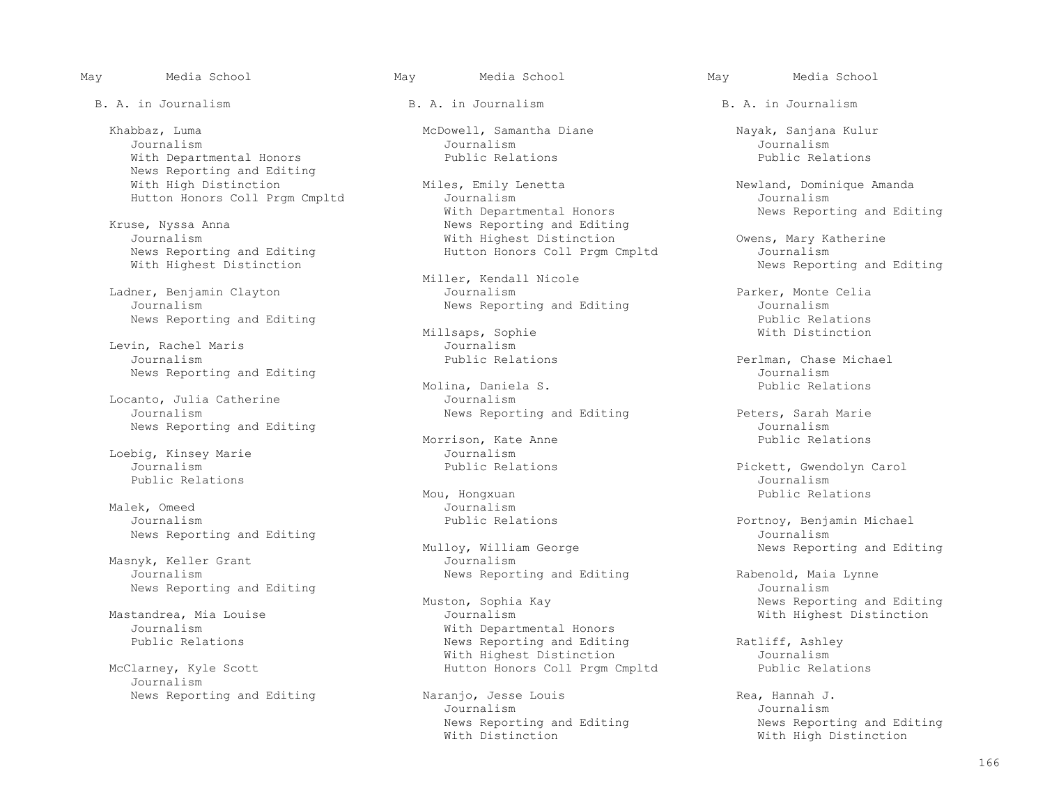May Media School

B. A. in Journalism

Khabbaz, Luma
- Journalism
- With Departmental Honors
- News Reporting and Editing
- With High Distinction
- Hutton Honors Coll Prgm Cmpltd

Kruse, Nyssa Anna
- Journalism
- News Reporting and Editing
- With Highest Distinction

Ladner, Benjamin Clayton
- Journalism
- News Reporting and Editing

Levin, Rachel Maris
- Journalism
- News Reporting and Editing

Locanto, Julia Catherine
- Journalism
- News Reporting and Editing

Loebig, Kinsey Marie
- Journalism
- Public Relations

Malek, Omeed
- Journalism
- News Reporting and Editing

Masnyk, Keller Grant
- Journalism
- News Reporting and Editing

Mastandrea, Mia Louise
- Journalism
- Public Relations

McClarney, Kyle Scott
- Journalism
- News Reporting and Editing

McDowell, Samantha Diane
- Journalism
- Public Relations

Miles, Emily Lenetta
- Journalism
- With Departmental Honors
- News Reporting and Editing
- With Highest Distinction
- Hutton Honors Coll Prgm Cmpltd

Miller, Kendall Nicole
- Journalism
- News Reporting and Editing

Millsaps, Sophie
- Journalism
- Public Relations

Molina, Daniela S.
- Journalism
- News Reporting and Editing

Morrison, Kate Anne
- Journalism
- Public Relations

Mou, Hongxuan
- Journalism
- Public Relations

Mulloy, William George
- Journalism
- News Reporting and Editing

Muston, Sophia Kay
- Journalism
- With Departmental Honors
- News Reporting and Editing
- With Highest Distinction
- Hutton Honors Coll Prgm Cmpltd

Naranjo, Jesse Louis
- Journalism
- News Reporting and Editing
- With Distinction

Nayak, Sanjana Kulur
- Journalism
- Public Relations

Newland, Dominique Amanda
- Journalism
- News Reporting and Editing

Owens, Mary Katherine
- Journalism
- News Reporting and Editing

Parker, Monte Celia
- Journalism
- Public Relations
- With Distinction

Perlman, Chase Michael
- Journalism
- Public Relations

Peters, Sarah Marie
- Journalism
- Public Relations

Pickett, Gwendolyn Carol
- Journalism
- Public Relations

Portnoy, Benjamin Michael
- Journalism
- News Reporting and Editing

Rabenold, Maia Lynne
- Journalism
- News Reporting and Editing
- With Highest Distinction

Ratliff, Ashley
- Journalism
- Public Relations

Rea, Hannah J.
- Journalism
- News Reporting and Editing
- With High Distinction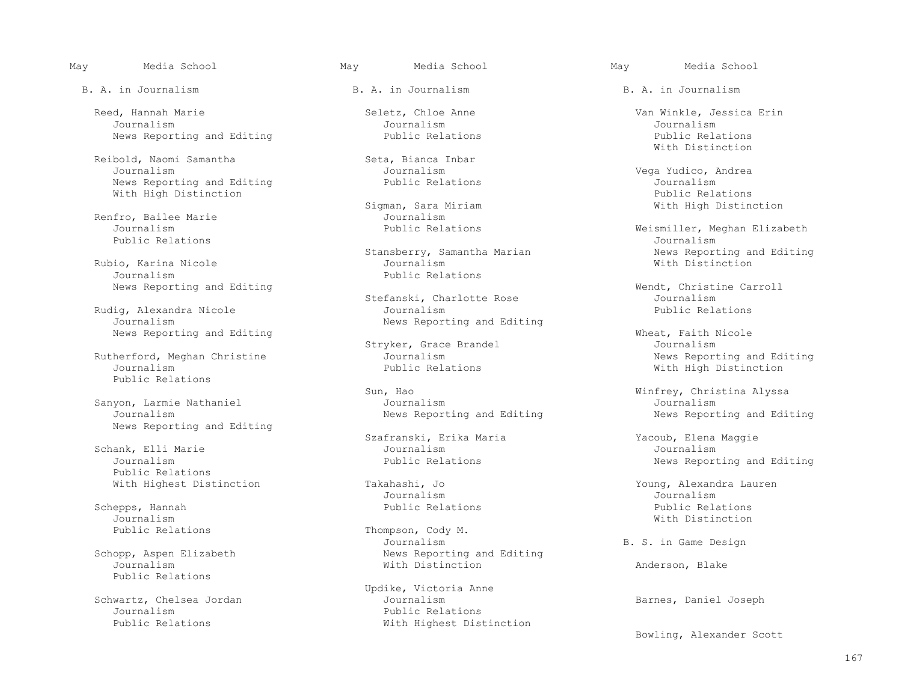May Media School

B. A. in Journalism

Reed, Hannah Marie
Journalism
News Reporting and Editing

Reibold, Naomi Samantha
Journalism
News Reporting and Editing
With High Distinction

Renfro, Bailee Marie
Journalism
Public Relations

Rubio, Karina Nicole
Journalism
News Reporting and Editing

Rudig, Alexandra Nicole
Journalism
News Reporting and Editing

Rutherford, Meghan Christine
Journalism
Public Relations

Sanyon, Larmie Nathaniel
Journalism
News Reporting and Editing

Schank, Elli Marie
Journalism
Public Relations
With Highest Distinction

Schepps, Hannah
Journalism
Public Relations

Schopp, Aspen Elizabeth
Journalism
Public Relations

Schwartz, Chelsea Jordan
Journalism
Public Relations

Seletz, Chloe Anne
Journalism
Public Relations

Seta, Bianca Inbar
Journalism
Public Relations

Sigman, Sara Miriam
Journalism
Public Relations

Stansberry, Samantha Marian
Journalism
Public Relations

Stefanski, Charlotte Rose
Journalism
News Reporting and Editing

Stryker, Grace Brandel
Journalism
Public Relations

Sun, Hao
Journalism
News Reporting and Editing

Szafranski, Erika Maria
Journalism
Public Relations

Takahashi, Jo
Journalism
Public Relations

Thompson, Cody M.
Journalism
News Reporting and Editing
With Distinction

Updike, Victoria Anne
Journalism
Public Relations
With Highest Distinction

Van Winkle, Jessica Erin
Journalism
Public Relations
With Distinction

Vega Yudico, Andrea
Journalism
Public Relations
With High Distinction

Weismiller, Meghan Elizabeth
Journalism
News Reporting and Editing
With Distinction

Wendt, Christine Carroll
Journalism
Public Relations

Wheat, Faith Nicole
Journalism
News Reporting and Editing
With High Distinction

Winfrey, Christina Alyssa
Journalism
News Reporting and Editing

Yacoub, Elena Maggie
Journalism
News Reporting and Editing

Young, Alexandra Lauren
Journalism
Public Relations
With Distinction

B. S. in Game Design

Anderson, Blake

Barnes, Daniel Joseph

Bowling, Alexander Scott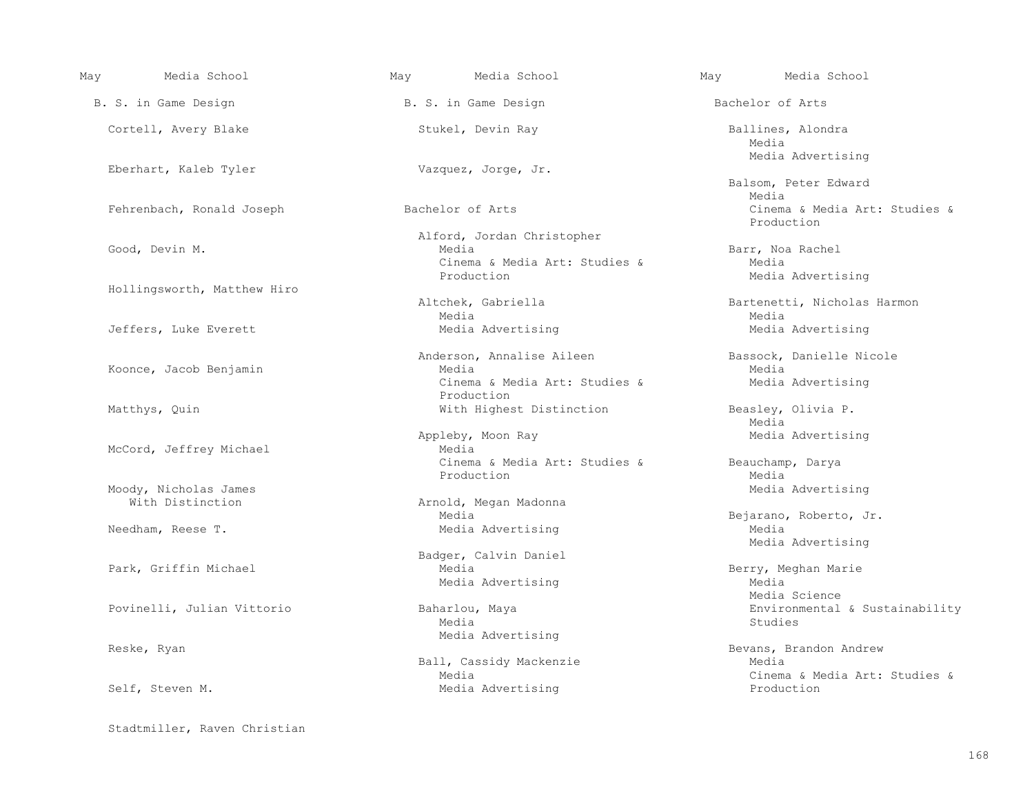## Media School

### B. S. in Game Design

Cortell, Avery Blake

Eberhart, Kaleb Tyler

Fehrenbach, Ronald Joseph

Good, Devin M.

Hollingsworth, Matthew Hiro

Jeffers, Luke Everett

Koonce, Jacob Benjamin

Matthys, Quin

McCord, Jeffrey Michael

Moody, Nicholas James
With Distinction

Needham, Reese T.

Park, Griffin Michael

Povinelli, Julian Vittorio

Reske, Ryan

Self, Steven M.

Stadtmiller, Raven Christian

Stukel, Devin Ray

Vazquez, Jorge, Jr.

### Bachelor of Arts

Alford, Jordan Christopher
Media
Cinema & Media Art: Studies & Production

Altchek, Gabriella
Media
Media Advertising

Anderson, Annalise Aileen
Media
Cinema & Media Art: Studies & Production
With Highest Distinction

Appleby, Moon Ray
Media
Cinema & Media Art: Studies & Production

Arnold, Megan Madonna
Media
Media Advertising

Badger, Calvin Daniel
Media
Media Advertising

Baharlou, Maya
Media
Media Advertising

Ball, Cassidy Mackenzie
Media
Media Advertising

Ballines, Alondra
Media
Media Advertising

Balsom, Peter Edward
Media
Cinema & Media Art: Studies & Production

Barr, Noa Rachel
Media
Media Advertising

Bartenetti, Nicholas Harmon
Media
Media Advertising

Bassock, Danielle Nicole
Media
Media Advertising

Beasley, Olivia P.
Media
Media Advertising

Beauchamp, Darya
Media
Media Advertising

Bejarano, Roberto, Jr.
Media
Media Advertising

Berry, Meghan Marie
Media
Media Science
Environmental & Sustainability Studies

Bevans, Brandon Andrew
Media
Cinema & Media Art: Studies & Production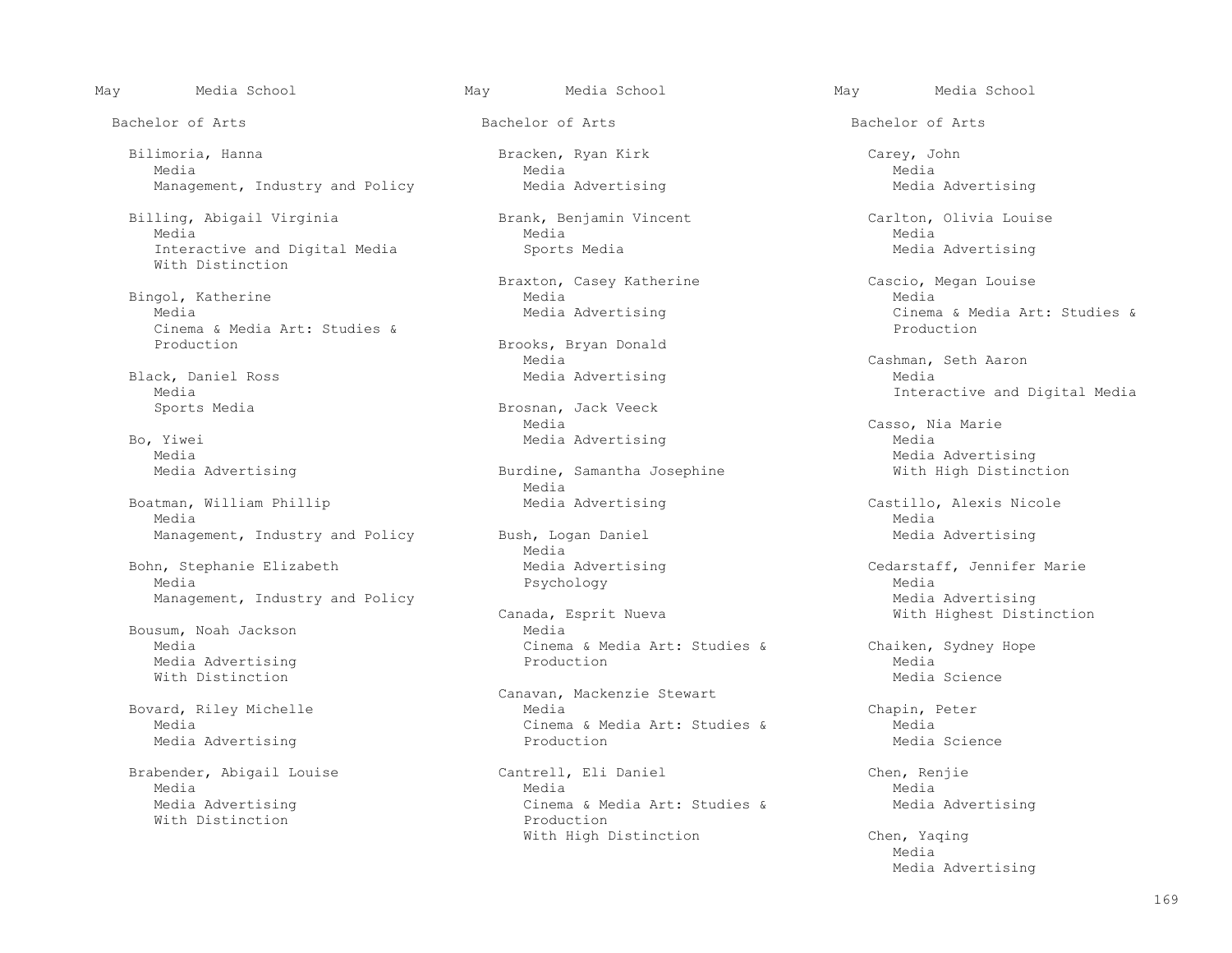May Media School

Bachelor of Arts

Bilimoria, Hanna
Media
Management, Industry and Policy

Billing, Abigail Virginia
Media
Interactive and Digital Media
With Distinction

Bingol, Katherine
Media
Cinema & Media Art: Studies & Production

Black, Daniel Ross
Media
Sports Media

Bo, Yiwei
Media
Media Advertising

Boatman, William Phillip
Media
Management, Industry and Policy

Bohn, Stephanie Elizabeth
Media
Management, Industry and Policy

Bousum, Noah Jackson
Media
Media Advertising
With Distinction

Bovard, Riley Michelle
Media
Media Advertising

Brabender, Abigail Louise
Media
Media Advertising
With Distinction

Bracken, Ryan Kirk
Media
Media Advertising

Brank, Benjamin Vincent
Media
Sports Media

Braxton, Casey Katherine
Media
Media Advertising

Brooks, Bryan Donald
Media
Media Advertising

Brosnan, Jack Veeck
Media
Media Advertising

Burdine, Samantha Josephine
Media
Media Advertising

Bush, Logan Daniel
Media
Media Advertising
Psychology

Canada, Esprit Nueva
Media
Cinema & Media Art: Studies & Production

Canavan, Mackenzie Stewart
Media
Cinema & Media Art: Studies & Production

Cantrell, Eli Daniel
Media
Cinema & Media Art: Studies & Production
With High Distinction

Carey, John
Media
Media Advertising

Carlton, Olivia Louise
Media
Media Advertising

Cascio, Megan Louise
Media
Cinema & Media Art: Studies & Production

Cashman, Seth Aaron
Media
Interactive and Digital Media

Casso, Nia Marie
Media
Media Advertising
With High Distinction

Castillo, Alexis Nicole
Media
Media Advertising

Cedarstaff, Jennifer Marie
Media
Media Advertising
With Highest Distinction

Chaiken, Sydney Hope
Media
Media Science

Chapin, Peter
Media
Media Science

Chen, Renjie
Media
Media Advertising

Chen, Yaqing
Media
Media Advertising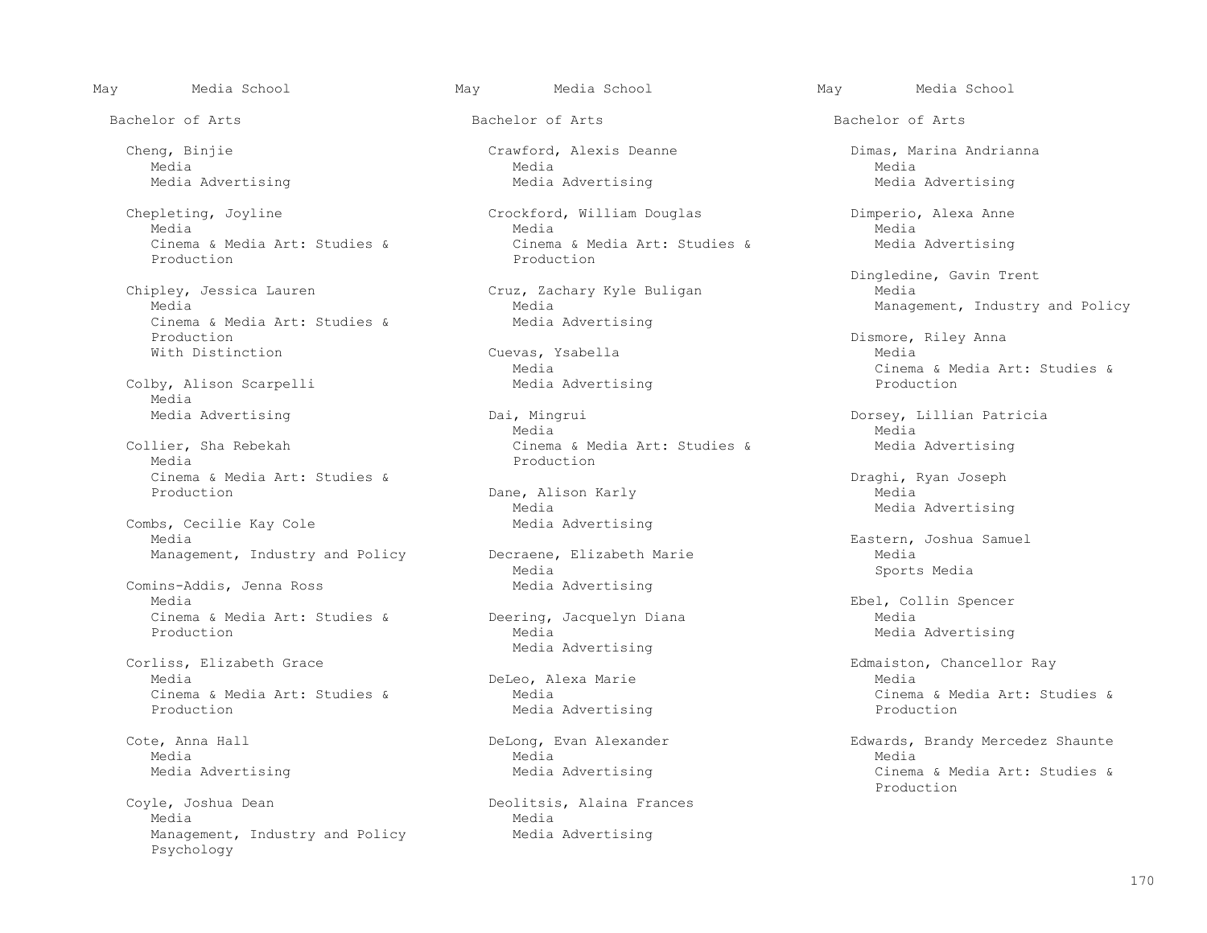## May — Media School

### Bachelor of Arts

Cheng, Binjie
Media
Media Advertising

Chepleting, Joyline
Media
Cinema & Media Art: Studies & Production

Chipley, Jessica Lauren
Media
Cinema & Media Art: Studies & Production
With Distinction

Colby, Alison Scarpelli
Media
Media Advertising

Collier, Sha Rebekah
Media
Cinema & Media Art: Studies & Production

Combs, Cecilie Kay Cole
Media
Management, Industry and Policy

Comins-Addis, Jenna Ross
Media
Cinema & Media Art: Studies & Production

Corliss, Elizabeth Grace
Media
Cinema & Media Art: Studies & Production

Cote, Anna Hall
Media
Media Advertising

Coyle, Joshua Dean
Media
Management, Industry and Policy
Psychology

Crawford, Alexis Deanne
Media
Media Advertising

Crockford, William Douglas
Media
Cinema & Media Art: Studies & Production

Cruz, Zachary Kyle Buligan
Media
Media Advertising

Cuevas, Ysabella
Media
Media Advertising

Dai, Mingrui
Media
Cinema & Media Art: Studies & Production

Dane, Alison Karly
Media
Media Advertising

Decraene, Elizabeth Marie
Media
Media Advertising

Deering, Jacquelyn Diana
Media
Media Advertising

DeLeo, Alexa Marie
Media
Media Advertising

DeLong, Evan Alexander
Media
Media Advertising

Deolitsis, Alaina Frances
Media
Media Advertising

Dimas, Marina Andrianna
Media
Media Advertising

Dimperio, Alexa Anne
Media
Media Advertising

Dingledine, Gavin Trent
Media
Management, Industry and Policy

Dismore, Riley Anna
Media
Cinema & Media Art: Studies & Production

Dorsey, Lillian Patricia
Media
Media Advertising

Draghi, Ryan Joseph
Media
Media Advertising

Eastern, Joshua Samuel
Media
Sports Media

Ebel, Collin Spencer
Media
Media Advertising

Edmaiston, Chancellor Ray
Media
Cinema & Media Art: Studies & Production

Edwards, Brandy Mercedez Shaunte
Media
Cinema & Media Art: Studies & Production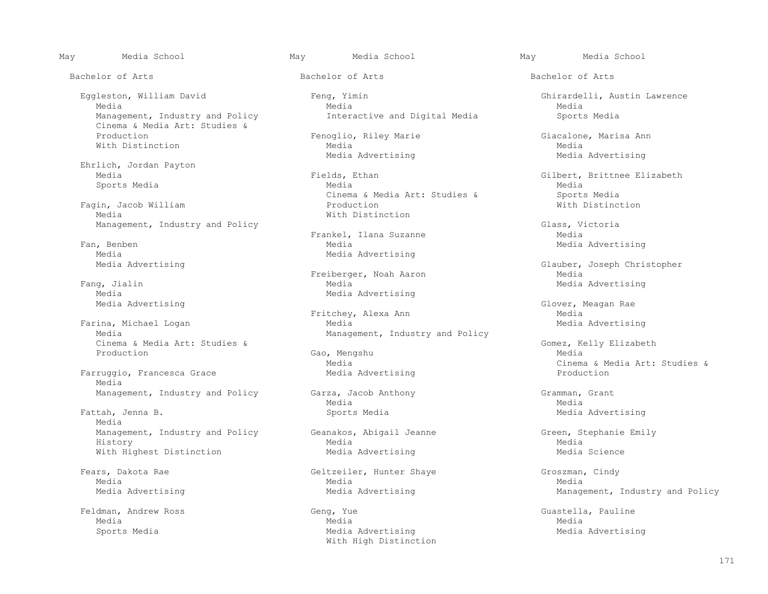May Media School

Bachelor of Arts

Eggleston, William David
Media
Management, Industry and Policy
Cinema & Media Art: Studies & Production
With Distinction

Ehrlich, Jordan Payton
Media
Sports Media

Fagin, Jacob William
Media
Management, Industry and Policy

Fan, Benben
Media
Media Advertising

Fang, Jialin
Media
Media Advertising

Farina, Michael Logan
Media
Cinema & Media Art: Studies & Production

Farruggio, Francesca Grace
Media
Management, Industry and Policy

Fattah, Jenna B.
Media
Management, Industry and Policy
History
With Highest Distinction

Fears, Dakota Rae
Media
Media Advertising

Feldman, Andrew Ross
Media
Sports Media

Feng, Yimin
Media
Interactive and Digital Media

Fenoglio, Riley Marie
Media
Media Advertising

Fields, Ethan
Media
Cinema & Media Art: Studies & Production
With Distinction

Frankel, Ilana Suzanne
Media
Media Advertising

Freiberger, Noah Aaron
Media
Media Advertising

Fritchey, Alexa Ann
Media
Management, Industry and Policy

Gao, Mengshu
Media
Media Advertising

Garza, Jacob Anthony
Media
Sports Media

Geanakos, Abigail Jeanne
Media
Media Advertising

Geltzeiler, Hunter Shaye
Media
Media Advertising

Geng, Yue
Media
Media Advertising
With High Distinction

Ghirardelli, Austin Lawrence
Media
Sports Media

Giacalone, Marisa Ann
Media
Media Advertising

Gilbert, Brittnee Elizabeth
Media
Sports Media
With Distinction

Glass, Victoria
Media
Media Advertising

Glauber, Joseph Christopher
Media
Media Advertising

Glover, Meagan Rae
Media
Media Advertising

Gomez, Kelly Elizabeth
Media
Cinema & Media Art: Studies & Production

Gramman, Grant
Media
Media Advertising

Green, Stephanie Emily
Media
Media Science

Groszman, Cindy
Media
Management, Industry and Policy

Guastella, Pauline
Media
Media Advertising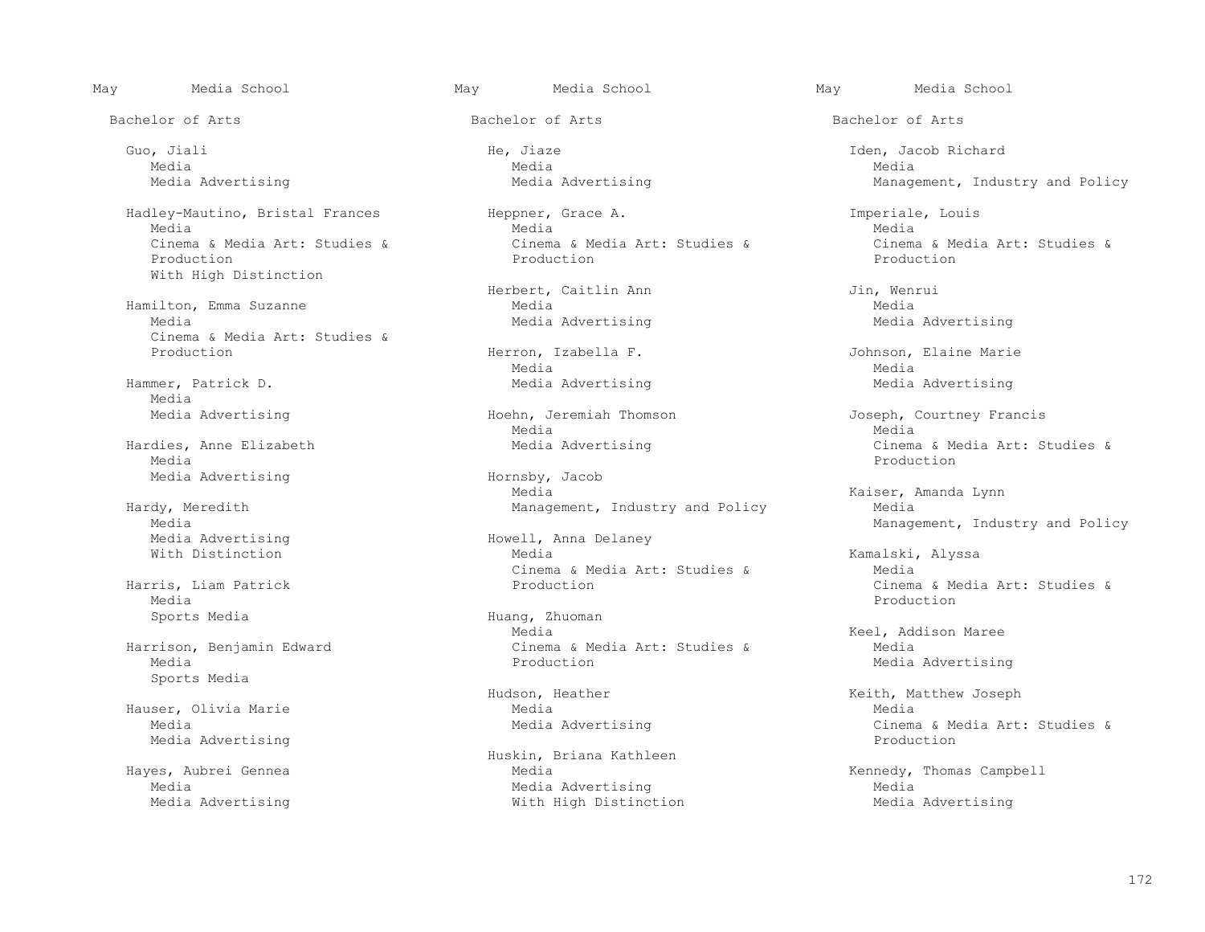May Media School

Bachelor of Arts

Guo, Jiali
Media
Media Advertising

Hadley-Mautino, Bristal Frances
Media
Cinema & Media Art: Studies & Production
With High Distinction

Hamilton, Emma Suzanne
Media
Cinema & Media Art: Studies & Production

Hammer, Patrick D.
Media
Media Advertising

Hardies, Anne Elizabeth
Media
Media Advertising

Hardy, Meredith
Media
Media Advertising
With Distinction

Harris, Liam Patrick
Media
Sports Media

Harrison, Benjamin Edward
Media
Sports Media

Hauser, Olivia Marie
Media
Media Advertising

Hayes, Aubrei Gennea
Media
Media Advertising

He, Jiaze
Media
Media Advertising

Heppner, Grace A.
Media
Cinema & Media Art: Studies & Production

Herbert, Caitlin Ann
Media
Media Advertising

Herron, Izabella F.
Media
Media Advertising

Hoehn, Jeremiah Thomson
Media
Media Advertising

Hornsby, Jacob
Media
Management, Industry and Policy

Howell, Anna Delaney
Media
Cinema & Media Art: Studies & Production

Huang, Zhuoman
Media
Cinema & Media Art: Studies & Production

Hudson, Heather
Media
Media Advertising

Huskin, Briana Kathleen
Media
Media Advertising
With High Distinction

Iden, Jacob Richard
Media
Management, Industry and Policy

Imperiale, Louis
Media
Cinema & Media Art: Studies & Production

Jin, Wenrui
Media
Media Advertising

Johnson, Elaine Marie
Media
Media Advertising

Joseph, Courtney Francis
Media
Cinema & Media Art: Studies & Production

Kaiser, Amanda Lynn
Media
Management, Industry and Policy

Kamalski, Alyssa
Media
Cinema & Media Art: Studies & Production

Keel, Addison Maree
Media
Media Advertising

Keith, Matthew Joseph
Media
Cinema & Media Art: Studies & Production

Kennedy, Thomas Campbell
Media
Media Advertising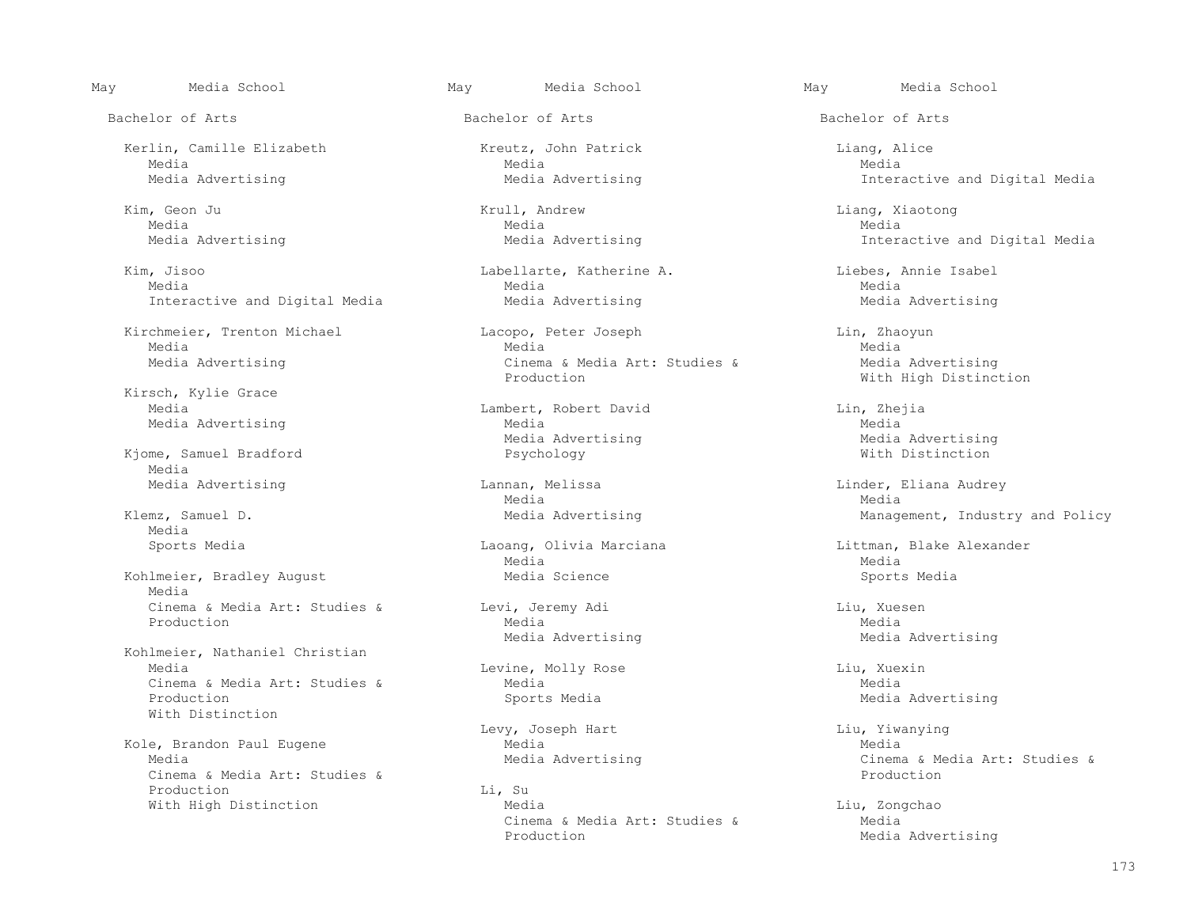May Media School

Bachelor of Arts

Kerlin, Camille Elizabeth
Media
Media Advertising

Kim, Geon Ju
Media
Media Advertising

Kim, Jisoo
Media
Interactive and Digital Media

Kirchmeier, Trenton Michael
Media
Media Advertising

Kirsch, Kylie Grace
Media
Media Advertising

Kjome, Samuel Bradford
Media
Media Advertising

Klemz, Samuel D.
Media
Sports Media

Kohlmeier, Bradley August
Media
Cinema & Media Art: Studies & Production

Kohlmeier, Nathaniel Christian
Media
Cinema & Media Art: Studies & Production
With Distinction

Kole, Brandon Paul Eugene
Media
Cinema & Media Art: Studies & Production
With High Distinction

Kreutz, John Patrick
Media
Media Advertising

Krull, Andrew
Media
Media Advertising

Labellarte, Katherine A.
Media
Media Advertising

Lacopo, Peter Joseph
Media
Cinema & Media Art: Studies & Production

Lambert, Robert David
Media
Media Advertising
Psychology

Lannan, Melissa
Media
Media Advertising

Laoang, Olivia Marciana
Media
Media Science

Levi, Jeremy Adi
Media
Media Advertising

Levine, Molly Rose
Media
Sports Media

Levy, Joseph Hart
Media
Media Advertising

Li, Su
Media
Cinema & Media Art: Studies & Production

Liang, Alice
Media
Interactive and Digital Media

Liang, Xiaotong
Media
Interactive and Digital Media

Liebes, Annie Isabel
Media
Media Advertising

Lin, Zhaoyun
Media
Media Advertising
With High Distinction

Lin, Zhejia
Media
Media Advertising
With Distinction

Linder, Eliana Audrey
Media
Management, Industry and Policy

Littman, Blake Alexander
Media
Sports Media

Liu, Xuesen
Media
Media Advertising

Liu, Xuexin
Media
Media Advertising

Liu, Yiwanying
Media
Cinema & Media Art: Studies & Production

Liu, Zongchao
Media
Media Advertising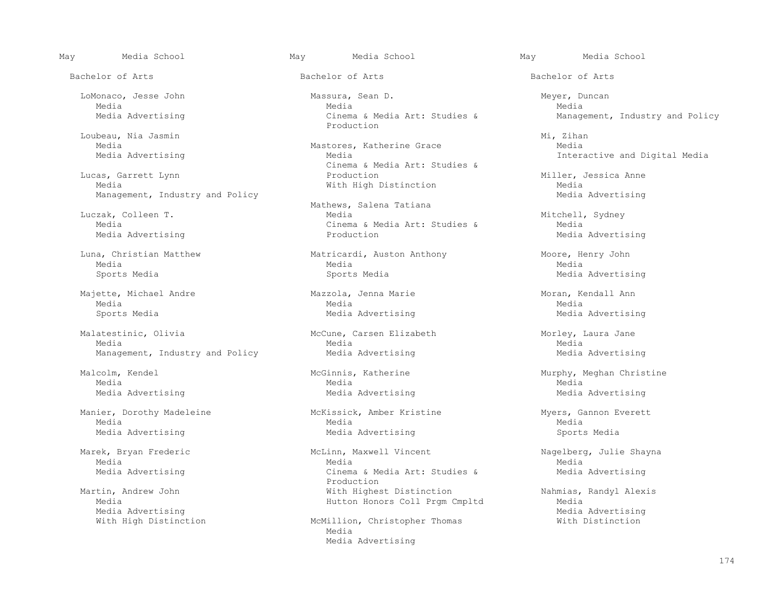May Media School

Bachelor of Arts

LoMonaco, Jesse John
Media
Media Advertising

Loubeau, Nia Jasmin
Media
Media Advertising

Lucas, Garrett Lynn
Media
Management, Industry and Policy

Luczak, Colleen T.
Media
Media Advertising

Luna, Christian Matthew
Media
Sports Media

Majette, Michael Andre
Media
Sports Media

Malatestinic, Olivia
Media
Management, Industry and Policy

Malcolm, Kendel
Media
Media Advertising

Manier, Dorothy Madeleine
Media
Media Advertising

Marek, Bryan Frederic
Media
Media Advertising

Martin, Andrew John
Media
Media Advertising
With High Distinction

Massura, Sean D.
Media
Cinema & Media Art: Studies & Production

Mastores, Katherine Grace
Media
Cinema & Media Art: Studies & Production
With High Distinction

Mathews, Salena Tatiana
Media
Cinema & Media Art: Studies & Production

Matricardi, Auston Anthony
Media
Sports Media

Mazzola, Jenna Marie
Media
Media Advertising

McCune, Carsen Elizabeth
Media
Media Advertising

McGinnis, Katherine
Media
Media Advertising

McKissick, Amber Kristine
Media
Media Advertising

McLinn, Maxwell Vincent
Media
Cinema & Media Art: Studies & Production
With Highest Distinction
Hutton Honors Coll Prgm Cmpltd

McMillion, Christopher Thomas
Media
Media Advertising

Meyer, Duncan
Media
Management, Industry and Policy

Mi, Zihan
Media
Interactive and Digital Media

Miller, Jessica Anne
Media
Media Advertising

Mitchell, Sydney
Media
Media Advertising

Moore, Henry John
Media
Media Advertising

Moran, Kendall Ann
Media
Media Advertising

Morley, Laura Jane
Media
Media Advertising

Murphy, Meghan Christine
Media
Media Advertising

Myers, Gannon Everett
Media
Sports Media

Nagelberg, Julie Shayna
Media
Media Advertising

Nahmias, Randyl Alexis
Media
Media Advertising
With Distinction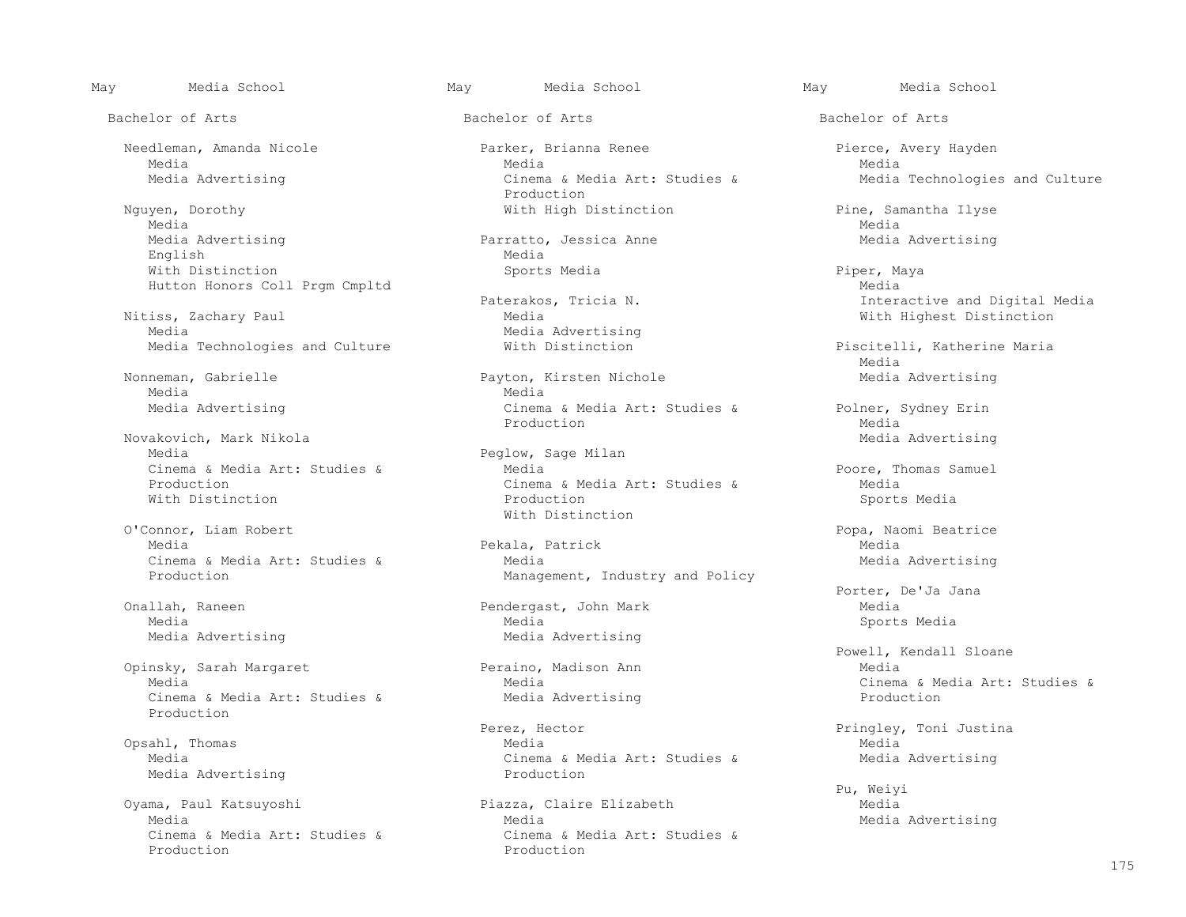May Media School

Bachelor of Arts

Needleman, Amanda Nicole
Media
Media Advertising

Nguyen, Dorothy
Media
Media Advertising
English
With Distinction
Hutton Honors Coll Prgm Cmpltd

Nitiss, Zachary Paul
Media
Media Technologies and Culture

Nonneman, Gabrielle
Media
Media Advertising

Novakovich, Mark Nikola
Media
Cinema & Media Art: Studies & Production
With Distinction

O'Connor, Liam Robert
Media
Cinema & Media Art: Studies & Production

Onallah, Raneen
Media
Media Advertising

Opinsky, Sarah Margaret
Media
Cinema & Media Art: Studies & Production

Opsahl, Thomas
Media
Media Advertising

Oyama, Paul Katsuyoshi
Media
Cinema & Media Art: Studies & Production

Parker, Brianna Renee
Media
Cinema & Media Art: Studies & Production
With High Distinction

Parratto, Jessica Anne
Media
Sports Media

Paterakos, Tricia N.
Media
Media Advertising
With Distinction

Payton, Kirsten Nichole
Media
Cinema & Media Art: Studies & Production

Peglow, Sage Milan
Media
Cinema & Media Art: Studies & Production
With Distinction

Pekala, Patrick
Media
Management, Industry and Policy

Pendergast, John Mark
Media
Media Advertising

Peraino, Madison Ann
Media
Media Advertising

Perez, Hector
Media
Cinema & Media Art: Studies & Production

Piazza, Claire Elizabeth
Media
Cinema & Media Art: Studies & Production

Pierce, Avery Hayden
Media
Media Technologies and Culture

Pine, Samantha Ilyse
Media
Media Advertising

Piper, Maya
Media
Interactive and Digital Media
With Highest Distinction

Piscitelli, Katherine Maria
Media
Media Advertising

Polner, Sydney Erin
Media
Media Advertising

Poore, Thomas Samuel
Media
Sports Media

Popa, Naomi Beatrice
Media
Media Advertising

Porter, De'Ja Jana
Media
Sports Media

Powell, Kendall Sloane
Media
Cinema & Media Art: Studies & Production

Pringley, Toni Justina
Media
Media Advertising

Pu, Weiyi
Media
Media Advertising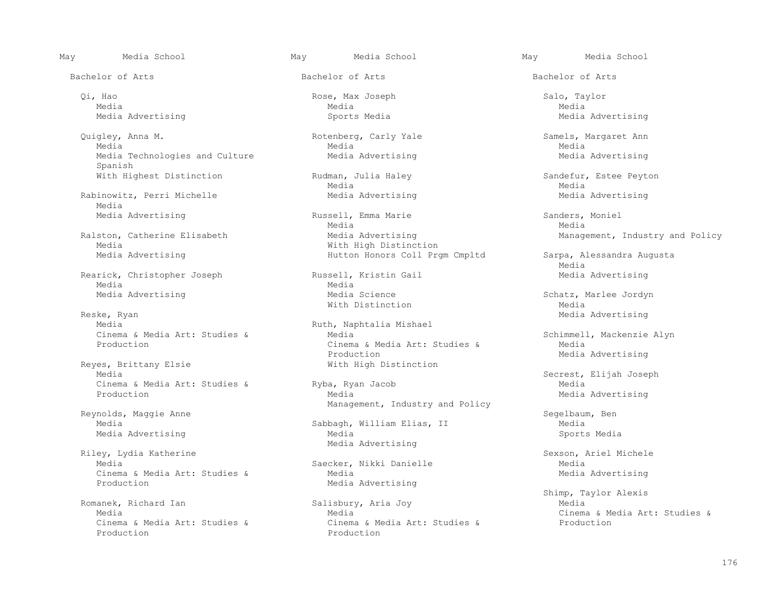May Media School

Bachelor of Arts

Qi, Hao
Media
Media Advertising

Quigley, Anna M.
Media
Media Technologies and Culture
Spanish
With Highest Distinction

Rabinowitz, Perri Michelle
Media
Media Advertising

Ralston, Catherine Elisabeth
Media
Media Advertising

Rearick, Christopher Joseph
Media
Media Advertising

Reske, Ryan
Media
Cinema & Media Art: Studies & Production

Reyes, Brittany Elsie
Media
Cinema & Media Art: Studies & Production

Reynolds, Maggie Anne
Media
Media Advertising

Riley, Lydia Katherine
Media
Cinema & Media Art: Studies & Production

Romanek, Richard Ian
Media
Cinema & Media Art: Studies & Production

Rose, Max Joseph
Media
Sports Media

Rotenberg, Carly Yale
Media
Media Advertising

Rudman, Julia Haley
Media
Media Advertising

Russell, Emma Marie
Media
Media Advertising
With High Distinction
Hutton Honors Coll Prgm Cmpltd

Russell, Kristin Gail
Media
Media Science
With Distinction

Ruth, Naphtalia Mishael
Media
Cinema & Media Art: Studies & Production
With High Distinction

Ryba, Ryan Jacob
Media
Management, Industry and Policy

Sabbagh, William Elias, II
Media
Media Advertising

Saecker, Nikki Danielle
Media
Media Advertising

Salisbury, Aria Joy
Media
Cinema & Media Art: Studies & Production

Salo, Taylor
Media
Media Advertising

Samels, Margaret Ann
Media
Media Advertising

Sandefur, Estee Peyton
Media
Media Advertising

Sanders, Moniel
Media
Management, Industry and Policy

Sarpa, Alessandra Augusta
Media
Media Advertising

Schatz, Marlee Jordyn
Media
Media Advertising

Schimmell, Mackenzie Alyn
Media
Media Advertising

Secrest, Elijah Joseph
Media
Media Advertising

Segelbaum, Ben
Media
Sports Media

Sexson, Ariel Michele
Media
Media Advertising

Shimp, Taylor Alexis
Media
Cinema & Media Art: Studies & Production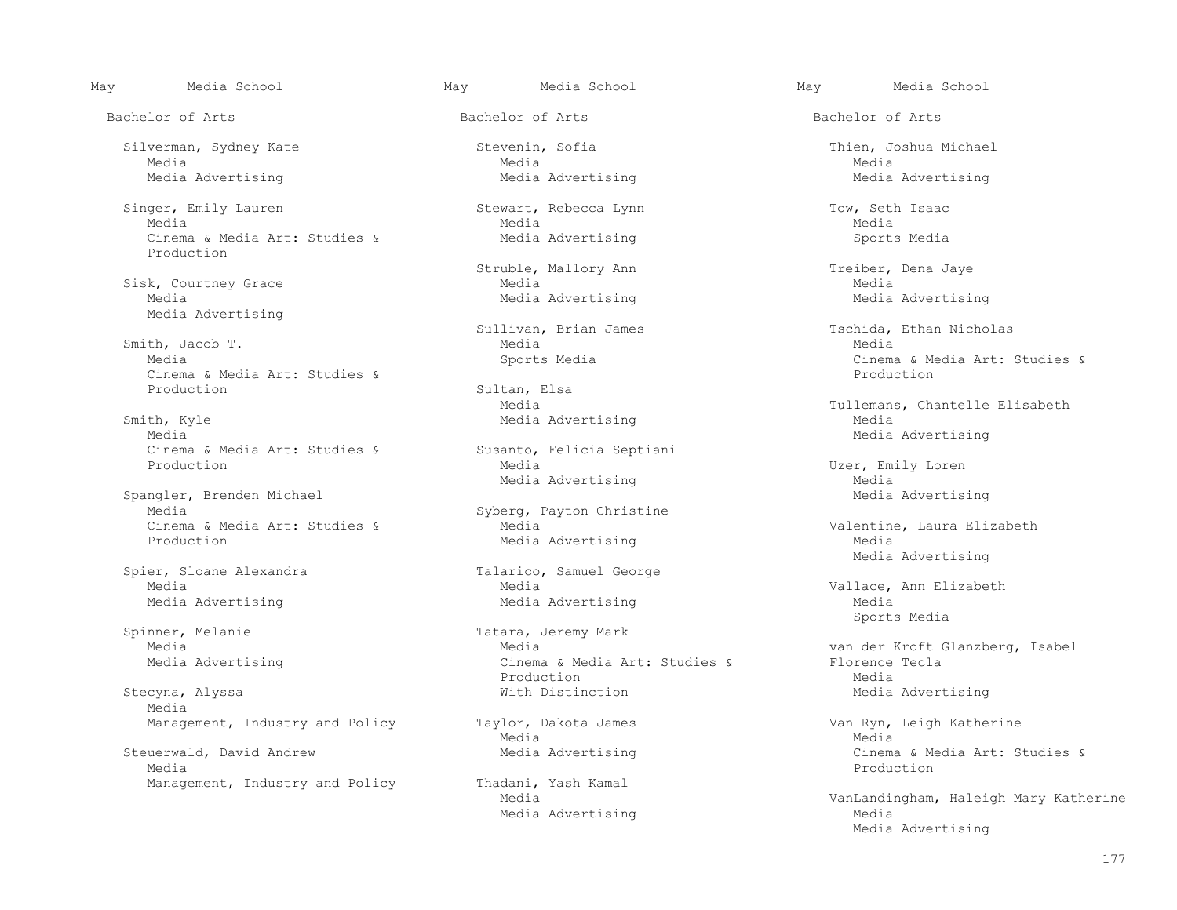May Media School

Bachelor of Arts

Silverman, Sydney Kate
Media
Media Advertising

Singer, Emily Lauren
Media
Cinema & Media Art: Studies & Production

Sisk, Courtney Grace
Media
Media Advertising

Smith, Jacob T.
Media
Cinema & Media Art: Studies & Production

Smith, Kyle
Media
Cinema & Media Art: Studies & Production

Spangler, Brenden Michael
Media
Cinema & Media Art: Studies & Production

Spier, Sloane Alexandra
Media
Media Advertising

Spinner, Melanie
Media
Media Advertising

Stecyna, Alyssa
Media
Management, Industry and Policy

Steuerwald, David Andrew
Media
Management, Industry and Policy

Stevenin, Sofia
Media
Media Advertising

Stewart, Rebecca Lynn
Media
Media Advertising

Struble, Mallory Ann
Media
Media Advertising

Sullivan, Brian James
Media
Sports Media

Sultan, Elsa
Media
Media Advertising

Susanto, Felicia Septiani
Media
Media Advertising

Syberg, Payton Christine
Media
Media Advertising

Talarico, Samuel George
Media
Media Advertising

Tatara, Jeremy Mark
Media
Cinema & Media Art: Studies & Production
With Distinction

Taylor, Dakota James
Media
Media Advertising

Thadani, Yash Kamal
Media
Media Advertising

Thien, Joshua Michael
Media
Media Advertising

Tow, Seth Isaac
Media
Sports Media

Treiber, Dena Jaye
Media
Media Advertising

Tschida, Ethan Nicholas
Media
Cinema & Media Art: Studies & Production

Tullemans, Chantelle Elisabeth
Media
Media Advertising

Uzer, Emily Loren
Media
Media Advertising

Valentine, Laura Elizabeth
Media
Media Advertising

Vallace, Ann Elizabeth
Media
Sports Media

van der Kroft Glanzberg, Isabel Florence Tecla
Media
Media Advertising

Van Ryn, Leigh Katherine
Media
Cinema & Media Art: Studies & Production

VanLandingham, Haleigh Mary Katherine
Media
Media Advertising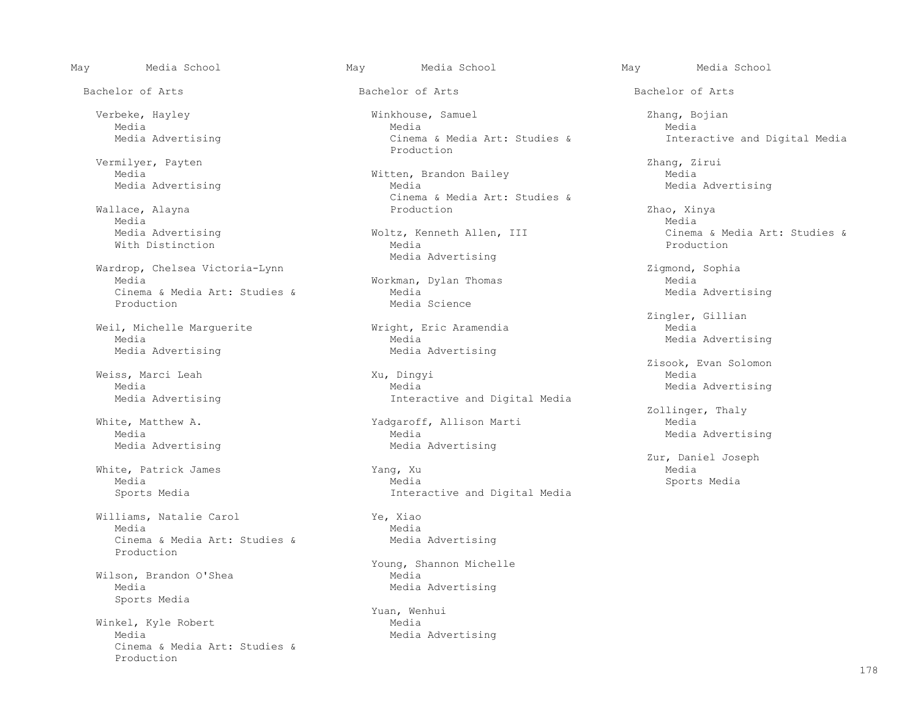May Media School

Bachelor of Arts

Verbeke, Hayley
Media
Media Advertising

Vermilyer, Payten
Media
Media Advertising

Wallace, Alayna
Media
Media Advertising
With Distinction

Wardrop, Chelsea Victoria-Lynn
Media
Cinema & Media Art: Studies & Production

Weil, Michelle Marguerite
Media
Media Advertising

Weiss, Marci Leah
Media
Media Advertising

White, Matthew A.
Media
Media Advertising

White, Patrick James
Media
Sports Media

Williams, Natalie Carol
Media
Cinema & Media Art: Studies & Production

Wilson, Brandon O'Shea
Media
Sports Media

Winkel, Kyle Robert
Media
Cinema & Media Art: Studies & Production

Winkhouse, Samuel
Media
Cinema & Media Art: Studies & Production

Witten, Brandon Bailey
Media
Cinema & Media Art: Studies & Production

Woltz, Kenneth Allen, III
Media
Media Advertising

Workman, Dylan Thomas
Media
Media Science

Wright, Eric Aramendia
Media
Media Advertising

Xu, Dingyi
Media
Interactive and Digital Media

Yadgaroff, Allison Marti
Media
Media Advertising

Yang, Xu
Media
Interactive and Digital Media

Ye, Xiao
Media
Media Advertising

Young, Shannon Michelle
Media
Media Advertising

Yuan, Wenhui
Media
Media Advertising

Zhang, Bojian
Media
Interactive and Digital Media

Zhang, Zirui
Media
Media Advertising

Zhao, Xinya
Media
Cinema & Media Art: Studies & Production

Zigmond, Sophia
Media
Media Advertising

Zingler, Gillian
Media
Media Advertising

Zisook, Evan Solomon
Media
Media Advertising

Zollinger, Thaly
Media
Media Advertising

Zur, Daniel Joseph
Media
Sports Media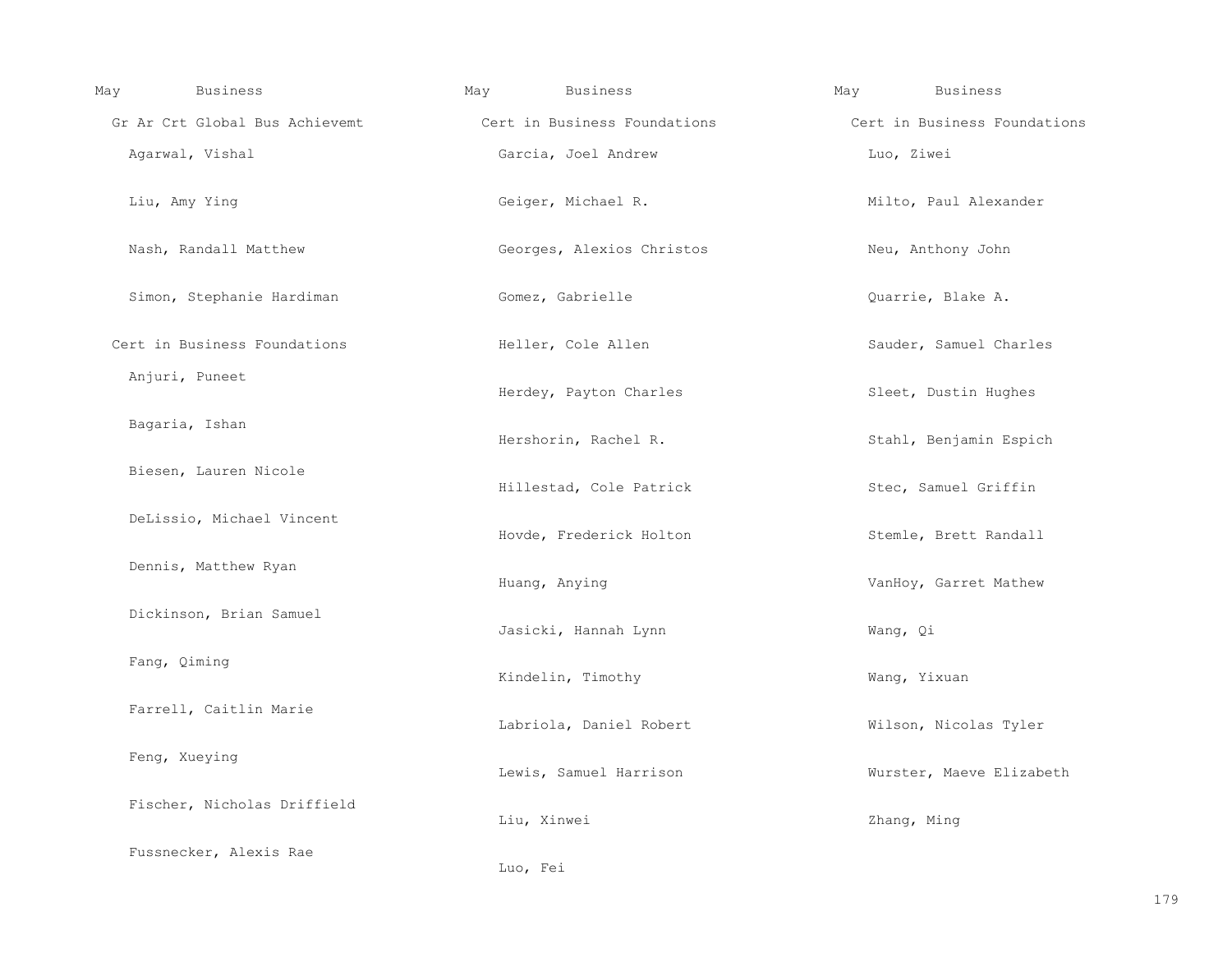May Business

Gr Ar Crt Global Bus Achievemt

Agarwal, Vishal

Liu, Amy Ying

Nash, Randall Matthew

Simon, Stephanie Hardiman

Cert in Business Foundations

Anjuri, Puneet

Bagaria, Ishan

Biesen, Lauren Nicole

DeLissio, Michael Vincent

Dennis, Matthew Ryan

Dickinson, Brian Samuel

Fang, Qiming

Farrell, Caitlin Marie

Feng, Xueying

Fischer, Nicholas Driffield

Fussnecker, Alexis Rae

May Business

Cert in Business Foundations

Garcia, Joel Andrew

Geiger, Michael R.

Georges, Alexios Christos

Gomez, Gabrielle

Heller, Cole Allen

Herdey, Payton Charles

Hershorin, Rachel R.

Hillestad, Cole Patrick

Hovde, Frederick Holton

Huang, Anying

Jasicki, Hannah Lynn

Kindelin, Timothy

Labriola, Daniel Robert

Lewis, Samuel Harrison

Liu, Xinwei

Luo, Fei

May Business

Cert in Business Foundations

Luo, Ziwei

Milto, Paul Alexander

Neu, Anthony John

Quarrie, Blake A.

Sauder, Samuel Charles

Sleet, Dustin Hughes

Stahl, Benjamin Espich

Stec, Samuel Griffin

Stemle, Brett Randall

VanHoy, Garret Mathew

Wang, Qi

Wang, Yixuan

Wilson, Nicolas Tyler

Wurster, Maeve Elizabeth

Zhang, Ming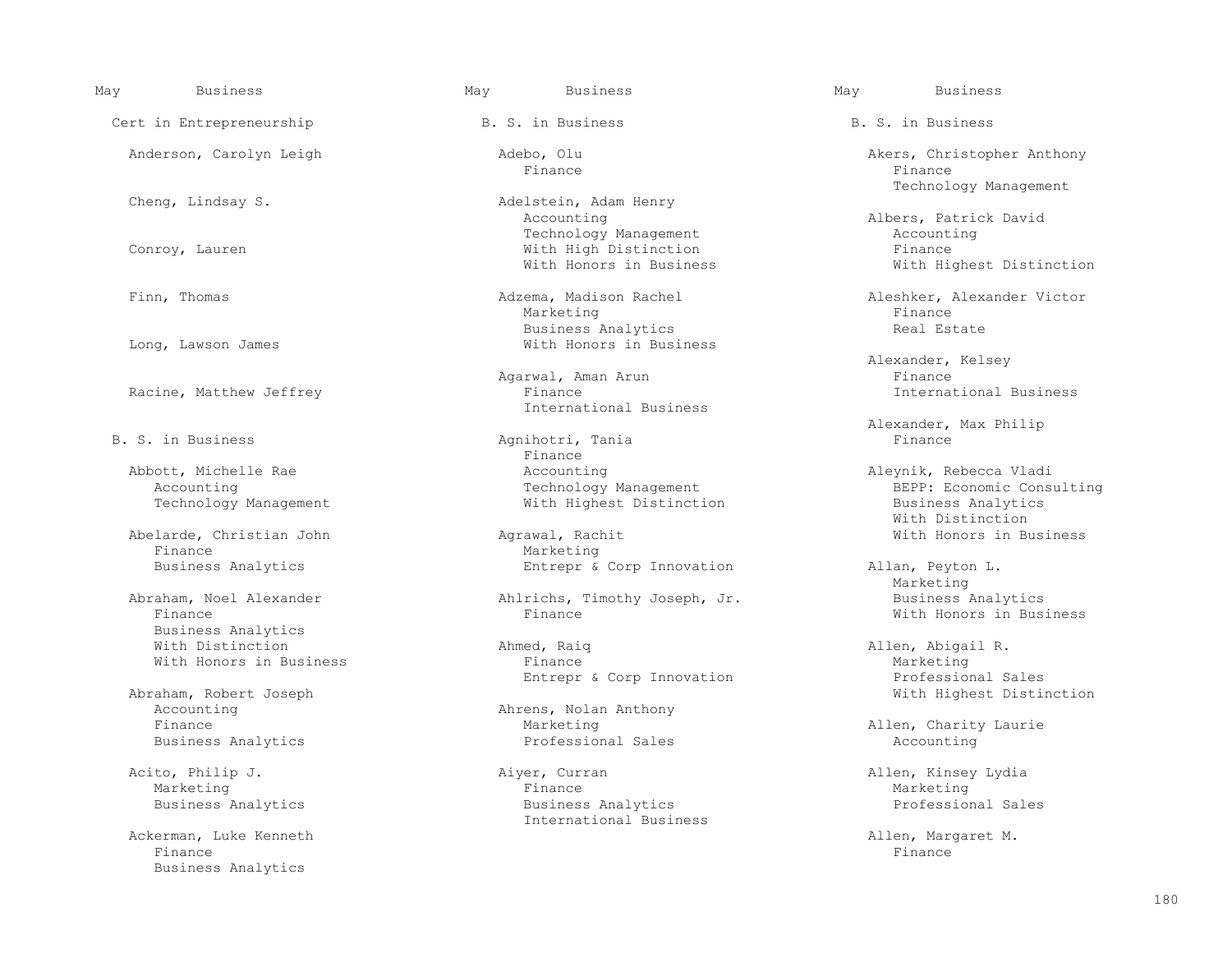## May Business

### Cert in Entrepreneurship

Anderson, Carolyn Leigh

Cheng, Lindsay S.

Conroy, Lauren

Finn, Thomas

Long, Lawson James

Racine, Matthew Jeffrey

### B. S. in Business

Abbott, Michelle Rae
- Accounting
- Technology Management

Abelarde, Christian John
- Finance
- Business Analytics

Abraham, Noel Alexander
- Finance
- Business Analytics
- With Distinction
- With Honors in Business

Abraham, Robert Joseph
- Accounting
- Finance
- Business Analytics

Acito, Philip J.
- Marketing
- Business Analytics

Ackerman, Luke Kenneth
- Finance
- Business Analytics

Adebo, Olu
- Finance

Adelstein, Adam Henry
- Accounting
- Technology Management
- With High Distinction
- With Honors in Business

Adzema, Madison Rachel
- Marketing
- Business Analytics
- With Honors in Business

Agarwal, Aman Arun
- Finance
- International Business

Agnihotri, Tania
- Finance
- Accounting
- Technology Management
- With Highest Distinction

Agrawal, Rachit
- Marketing
- Entrepr & Corp Innovation

Ahlrichs, Timothy Joseph, Jr.
- Finance

Ahmed, Raiq
- Finance
- Entrepr & Corp Innovation

Ahrens, Nolan Anthony
- Marketing
- Professional Sales

Aiyer, Curran
- Finance
- Business Analytics
- International Business

Akers, Christopher Anthony
- Finance
- Technology Management

Albers, Patrick David
- Accounting
- Finance
- With Highest Distinction

Aleshker, Alexander Victor
- Finance
- Real Estate

Alexander, Kelsey
- Finance
- International Business

Alexander, Max Philip
- Finance

Aleynik, Rebecca Vladi
- BEPP: Economic Consulting
- Business Analytics
- With Distinction
- With Honors in Business

Allan, Peyton L.
- Marketing
- Business Analytics
- With Honors in Business

Allen, Abigail R.
- Marketing
- Professional Sales
- With Highest Distinction

Allen, Charity Laurie
- Accounting

Allen, Kinsey Lydia
- Marketing
- Professional Sales

Allen, Margaret M.
- Finance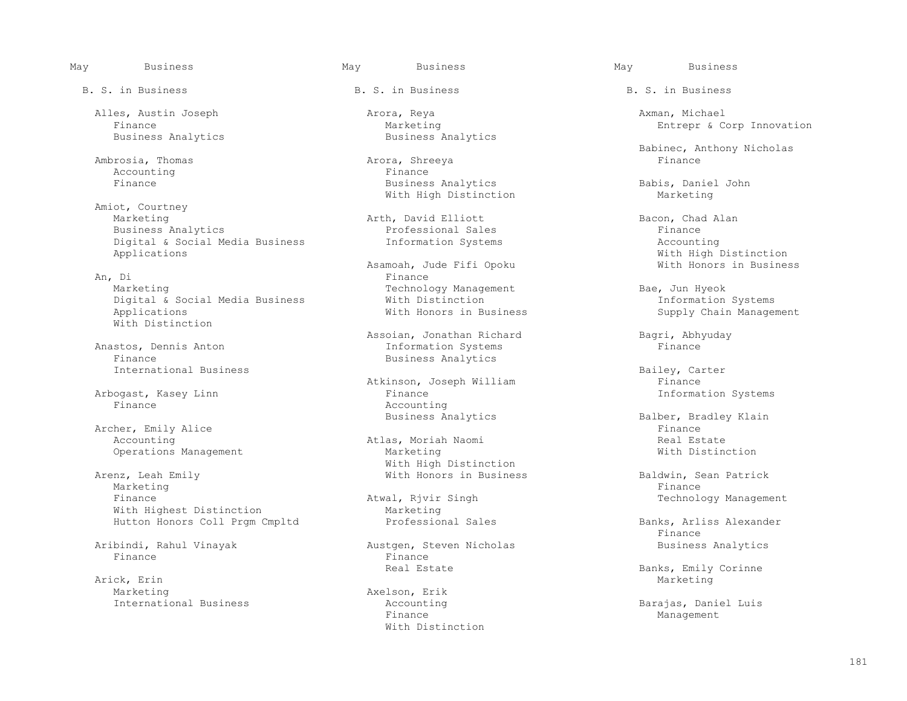May Business

B. S. in Business

Alles, Austin Joseph
- Finance
- Business Analytics

Ambrosia, Thomas
- Accounting
- Finance

Amiot, Courtney
- Marketing
- Business Analytics
- Digital & Social Media Business Applications

An, Di
- Marketing
- Digital & Social Media Business Applications
- With Distinction

Anastos, Dennis Anton
- Finance
- International Business

Arbogast, Kasey Linn
- Finance

Archer, Emily Alice
- Accounting
- Operations Management

Arenz, Leah Emily
- Marketing
- Finance
- With Highest Distinction
- Hutton Honors Coll Prgm Cmpltd

Aribindi, Rahul Vinayak
- Finance

Arick, Erin
- Marketing
- International Business

May Business

B. S. in Business

Arora, Reya
- Marketing
- Business Analytics

Arora, Shreeya
- Finance
- Business Analytics
- With High Distinction

Arth, David Elliott
- Professional Sales
- Information Systems

Asamoah, Jude Fifi Opoku
- Finance
- Technology Management
- With Distinction
- With Honors in Business

Assoian, Jonathan Richard
- Information Systems
- Business Analytics

Atkinson, Joseph William
- Finance
- Accounting
- Business Analytics

Atlas, Moriah Naomi
- Marketing
- With High Distinction
- With Honors in Business

Atwal, Rjvir Singh
- Marketing
- Professional Sales

Austgen, Steven Nicholas
- Finance
- Real Estate

Axelson, Erik
- Accounting
- Finance
- With Distinction

May Business

B. S. in Business

Axman, Michael
- Entrepr & Corp Innovation

Babinec, Anthony Nicholas
- Finance

Babis, Daniel John
- Marketing

Bacon, Chad Alan
- Finance
- Accounting
- With High Distinction
- With Honors in Business

Bae, Jun Hyeok
- Information Systems
- Supply Chain Management

Bagri, Abhyuday
- Finance

Bailey, Carter
- Finance
- Information Systems

Balber, Bradley Klain
- Finance
- Real Estate
- With Distinction

Baldwin, Sean Patrick
- Finance
- Technology Management

Banks, Arliss Alexander
- Finance
- Business Analytics

Banks, Emily Corinne
- Marketing

Barajas, Daniel Luis
- Management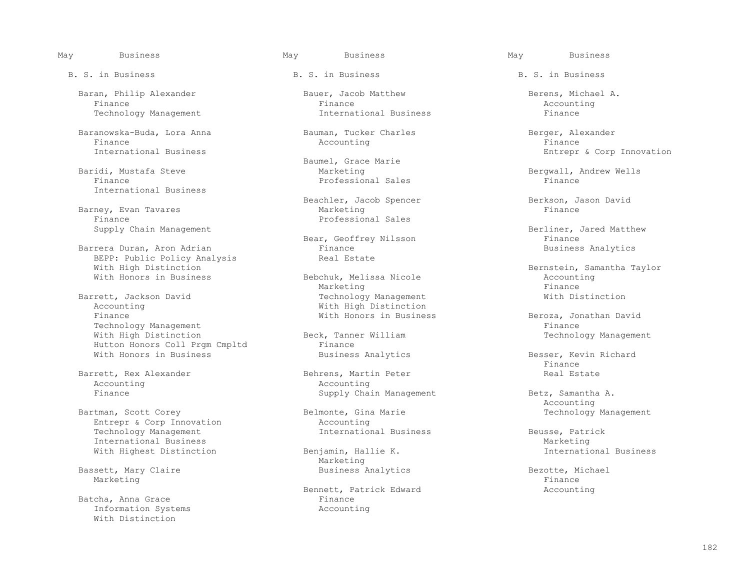May Business

B. S. in Business

Baran, Philip Alexander
- Finance
- Technology Management

Baranowska-Buda, Lora Anna
- Finance
- International Business

Baridi, Mustafa Steve
- Finance
- International Business

Barney, Evan Tavares
- Finance
- Supply Chain Management

Barrera Duran, Aron Adrian
- BEPP: Public Policy Analysis
- With High Distinction
- With Honors in Business

Barrett, Jackson David
- Accounting
- Finance
- Technology Management
- With High Distinction
- Hutton Honors Coll Prgm Cmpltd
- With Honors in Business

Barrett, Rex Alexander
- Accounting
- Finance

Bartman, Scott Corey
- Entrepr & Corp Innovation
- Technology Management
- International Business
- With Highest Distinction

Bassett, Mary Claire
- Marketing

Batcha, Anna Grace
- Information Systems
- With Distinction

Bauer, Jacob Matthew
- Finance
- International Business

Bauman, Tucker Charles
- Accounting

Baumel, Grace Marie
- Marketing
- Professional Sales

Beachler, Jacob Spencer
- Marketing
- Professional Sales

Bear, Geoffrey Nilsson
- Finance
- Real Estate

Bebchuk, Melissa Nicole
- Marketing
- Technology Management
- With High Distinction
- With Honors in Business

Beck, Tanner William
- Finance
- Business Analytics

Behrens, Martin Peter
- Accounting
- Supply Chain Management

Belmonte, Gina Marie
- Accounting
- International Business

Benjamin, Hallie K.
- Marketing
- Business Analytics

Bennett, Patrick Edward
- Finance
- Accounting

Berens, Michael A.
- Accounting
- Finance

Berger, Alexander
- Finance
- Entrepr & Corp Innovation

Bergwall, Andrew Wells
- Finance

Berkson, Jason David
- Finance

Berliner, Jared Matthew
- Finance
- Business Analytics

Bernstein, Samantha Taylor
- Accounting
- Finance
- With Distinction

Beroza, Jonathan David
- Finance
- Technology Management

Besser, Kevin Richard
- Finance
- Real Estate

Betz, Samantha A.
- Accounting
- Technology Management

Beusse, Patrick
- Marketing
- International Business

Bezotte, Michael
- Finance
- Accounting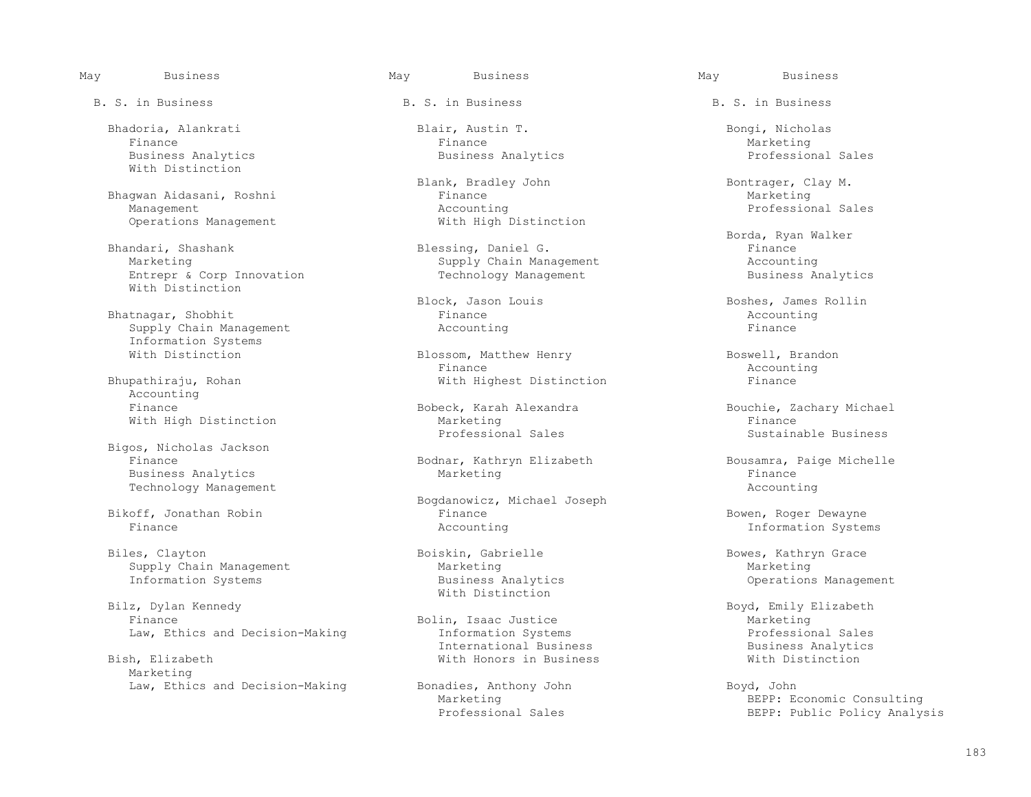May Business

B. S. in Business

Bhadoria, Alankrati
Finance
Business Analytics
With Distinction

Bhagwan Aidasani, Roshni
Management
Operations Management

Bhandari, Shashank
Marketing
Entrepr & Corp Innovation
With Distinction

Bhatnagar, Shobhit
Supply Chain Management
Information Systems
With Distinction

Bhupathiraju, Rohan
Accounting
Finance
With High Distinction

Bigos, Nicholas Jackson
Finance
Business Analytics
Technology Management

Bikoff, Jonathan Robin
Finance

Biles, Clayton
Supply Chain Management
Information Systems

Bilz, Dylan Kennedy
Finance
Law, Ethics and Decision-Making

Bish, Elizabeth
Marketing
Law, Ethics and Decision-Making

Blair, Austin T.
Finance
Business Analytics

Blank, Bradley John
Finance
Accounting
With High Distinction

Blessing, Daniel G.
Supply Chain Management
Technology Management

Block, Jason Louis
Finance
Accounting

Blossom, Matthew Henry
Finance
With Highest Distinction

Bobeck, Karah Alexandra
Marketing
Professional Sales

Bodnar, Kathryn Elizabeth
Marketing

Bogdanowicz, Michael Joseph
Finance
Accounting

Boiskin, Gabrielle
Marketing
Business Analytics
With Distinction

Bolin, Isaac Justice
Information Systems
International Business
With Honors in Business

Bonadies, Anthony John
Marketing
Professional Sales

Bongi, Nicholas
Marketing
Professional Sales

Bontrager, Clay M.
Marketing
Professional Sales

Borda, Ryan Walker
Finance
Accounting
Business Analytics

Boshes, James Rollin
Accounting
Finance

Boswell, Brandon
Accounting
Finance

Bouchie, Zachary Michael
Finance
Sustainable Business

Bousamra, Paige Michelle
Finance
Accounting

Bowen, Roger Dewayne
Information Systems

Bowes, Kathryn Grace
Marketing
Operations Management

Boyd, Emily Elizabeth
Marketing
Professional Sales
Business Analytics
With Distinction

Boyd, John
BEPP: Economic Consulting
BEPP: Public Policy Analysis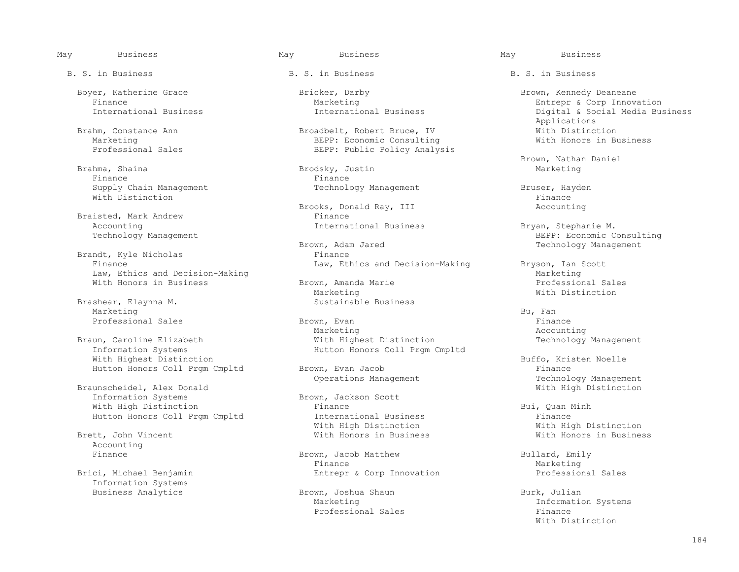## May Business

### B. S. in Business

Boyer, Katherine Grace
- Finance
- International Business

Brahm, Constance Ann
- Marketing
- Professional Sales

Brahma, Shaina
- Finance
- Supply Chain Management
- With Distinction

Braisted, Mark Andrew
- Accounting
- Technology Management

Brandt, Kyle Nicholas
- Finance
- Law, Ethics and Decision-Making
- With Honors in Business

Brashear, Elaynna M.
- Marketing
- Professional Sales

Braun, Caroline Elizabeth
- Information Systems
- With Highest Distinction
- Hutton Honors Coll Prgm Cmpltd

Braunscheidel, Alex Donald
- Information Systems
- With High Distinction
- Hutton Honors Coll Prgm Cmpltd

Brett, John Vincent
- Accounting
- Finance

Brici, Michael Benjamin
- Information Systems
- Business Analytics

Bricker, Darby
- Marketing
- International Business

Broadbelt, Robert Bruce, IV
- BEPP: Economic Consulting
- BEPP: Public Policy Analysis

Brodsky, Justin
- Finance
- Technology Management

Brooks, Donald Ray, III
- Finance
- International Business

Brown, Adam Jared
- Finance
- Law, Ethics and Decision-Making

Brown, Amanda Marie
- Marketing
- Sustainable Business

Brown, Evan
- Marketing
- With Highest Distinction
- Hutton Honors Coll Prgm Cmpltd

Brown, Evan Jacob
- Operations Management

Brown, Jackson Scott
- Finance
- International Business
- With High Distinction
- With Honors in Business

Brown, Jacob Matthew
- Finance
- Entrepr & Corp Innovation

Brown, Joshua Shaun
- Marketing
- Professional Sales

Brown, Kennedy Deaneane
- Entrepr & Corp Innovation
- Digital & Social Media Business Applications
- With Distinction
- With Honors in Business

Brown, Nathan Daniel
- Marketing

Bruser, Hayden
- Finance
- Accounting

Bryan, Stephanie M.
- BEPP: Economic Consulting
- Technology Management

Bryson, Ian Scott
- Marketing
- Professional Sales
- With Distinction

Bu, Fan
- Finance
- Accounting
- Technology Management

Buffo, Kristen Noelle
- Finance
- Technology Management
- With High Distinction

Bui, Quan Minh
- Finance
- With High Distinction
- With Honors in Business

Bullard, Emily
- Marketing
- Professional Sales

Burk, Julian
- Information Systems
- Finance
- With Distinction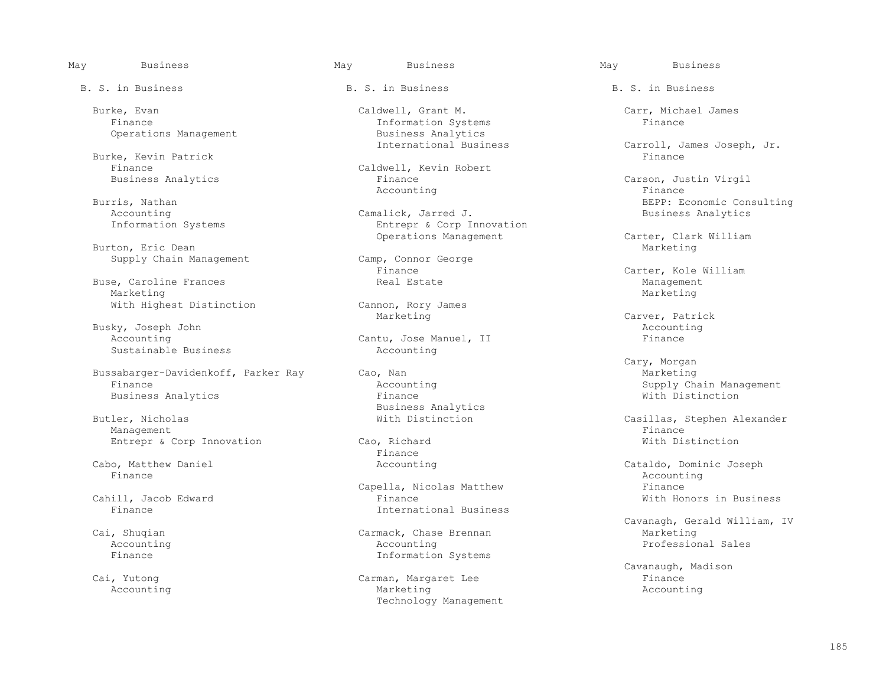May Business

B. S. in Business

Burke, Evan
- Finance
- Operations Management

Burke, Kevin Patrick
- Finance
- Business Analytics

Burris, Nathan
- Accounting
- Information Systems

Burton, Eric Dean
- Supply Chain Management

Buse, Caroline Frances
- Marketing
- With Highest Distinction

Busky, Joseph John
- Accounting
- Sustainable Business

Bussabarger-Davidenkoff, Parker Ray
- Finance
- Business Analytics

Butler, Nicholas
- Management
- Entrepr & Corp Innovation

Cabo, Matthew Daniel
- Finance

Cahill, Jacob Edward
- Finance

Cai, Shuqian
- Accounting
- Finance

Cai, Yutong
- Accounting

Caldwell, Grant M.
- Information Systems
- Business Analytics
- International Business

Caldwell, Kevin Robert
- Finance
- Accounting

Camalick, Jarred J.
- Entrepr & Corp Innovation
- Operations Management

Camp, Connor George
- Finance
- Real Estate

Cannon, Rory James
- Marketing

Cantu, Jose Manuel, II
- Accounting

Cao, Nan
- Accounting
- Finance
- Business Analytics
- With Distinction

Cao, Richard
- Finance
- Accounting

Capella, Nicolas Matthew
- Finance
- International Business

Carmack, Chase Brennan
- Accounting
- Information Systems

Carman, Margaret Lee
- Marketing
- Technology Management

Carr, Michael James
- Finance

Carroll, James Joseph, Jr.
- Finance

Carson, Justin Virgil
- Finance
- BEPP: Economic Consulting
- Business Analytics

Carter, Clark William
- Marketing

Carter, Kole William
- Management
- Marketing

Carver, Patrick
- Accounting
- Finance

Cary, Morgan
- Marketing
- Supply Chain Management
- With Distinction

Casillas, Stephen Alexander
- Finance
- With Distinction

Cataldo, Dominic Joseph
- Accounting
- Finance
- With Honors in Business

Cavanagh, Gerald William, IV
- Marketing
- Professional Sales

Cavanaugh, Madison
- Finance
- Accounting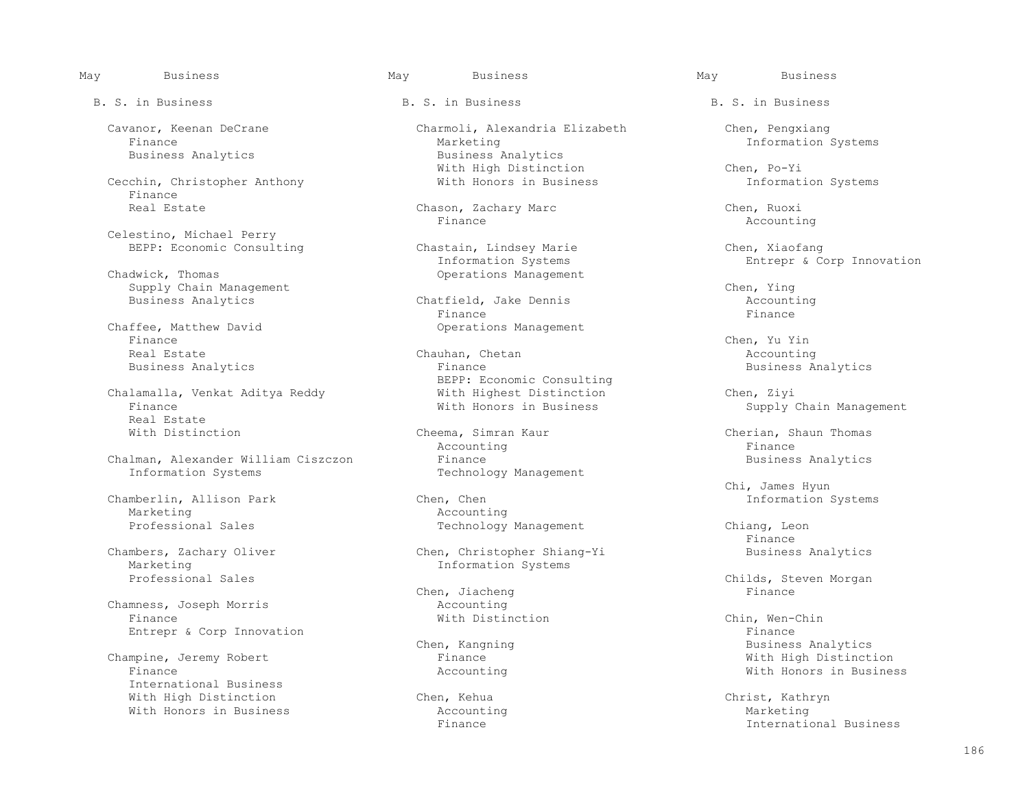May Business

B. S. in Business

Cavanor, Keenan DeCrane
- Finance
- Business Analytics

Cecchin, Christopher Anthony
- Finance
- Real Estate

Celestino, Michael Perry
- BEPP: Economic Consulting

Chadwick, Thomas
- Supply Chain Management
- Business Analytics

Chaffee, Matthew David
- Finance
- Real Estate
- Business Analytics

Chalamalla, Venkat Aditya Reddy
- Finance
- Real Estate
- With Distinction

Chalman, Alexander William Ciszczon
- Information Systems

Chamberlin, Allison Park
- Marketing
- Professional Sales

Chambers, Zachary Oliver
- Marketing
- Professional Sales

Chamness, Joseph Morris
- Finance
- Entrepr & Corp Innovation

Champine, Jeremy Robert
- Finance
- International Business
- With High Distinction
- With Honors in Business

Charmoli, Alexandria Elizabeth
- Marketing
- Business Analytics
- With High Distinction
- With Honors in Business

Chason, Zachary Marc
- Finance

Chastain, Lindsey Marie
- Information Systems
- Operations Management

Chatfield, Jake Dennis
- Finance
- Operations Management

Chauhan, Chetan
- Finance
- BEPP: Economic Consulting
- With Highest Distinction
- With Honors in Business

Cheema, Simran Kaur
- Accounting
- Finance
- Technology Management

Chen, Chen
- Accounting
- Technology Management

Chen, Christopher Shiang-Yi
- Information Systems

Chen, Jiacheng
- Accounting
- With Distinction

Chen, Kangning
- Finance
- Accounting

Chen, Kehua
- Accounting
- Finance

Chen, Pengxiang
- Information Systems

Chen, Po-Yi
- Information Systems

Chen, Ruoxi
- Accounting

Chen, Xiaofang
- Entrepr & Corp Innovation

Chen, Ying
- Accounting
- Finance

Chen, Yu Yin
- Accounting
- Business Analytics

Chen, Ziyi
- Supply Chain Management

Cherian, Shaun Thomas
- Finance
- Business Analytics

Chi, James Hyun
- Information Systems

Chiang, Leon
- Finance
- Business Analytics

Childs, Steven Morgan
- Finance

Chin, Wen-Chin
- Finance
- Business Analytics
- With High Distinction
- With Honors in Business

Christ, Kathryn
- Marketing
- International Business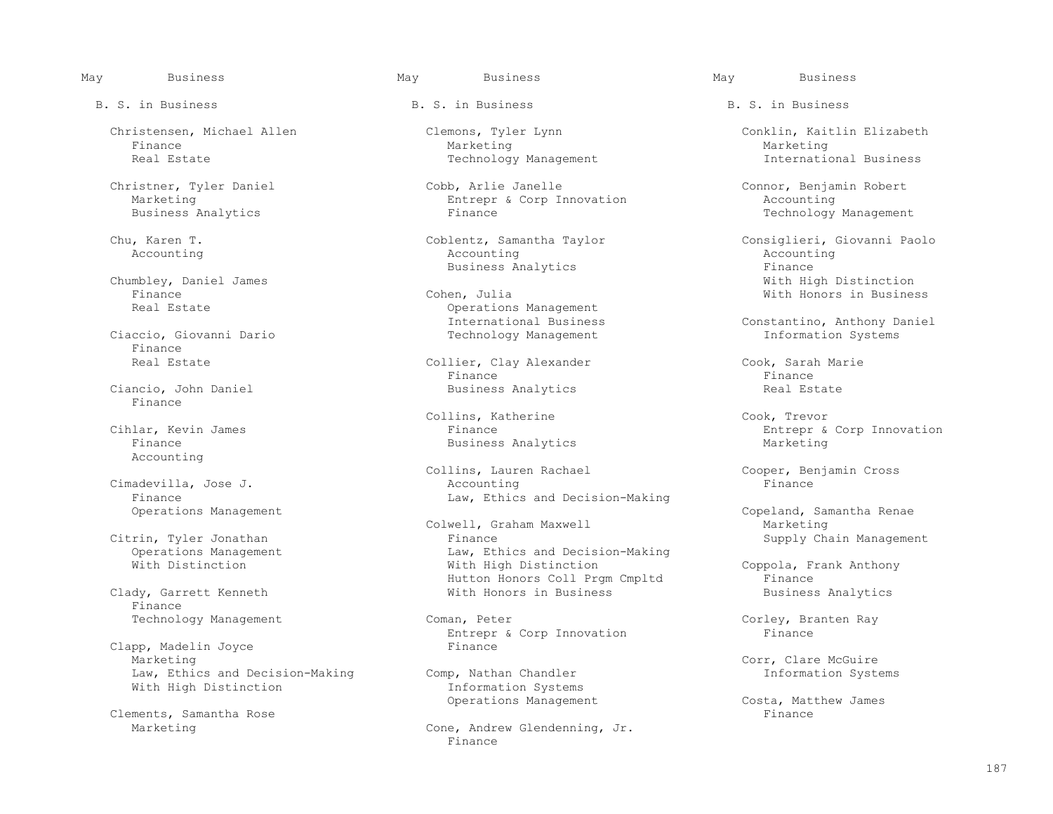## B. S. in Business

**Christensen, Michael Allen**
Finance
Real Estate

**Christner, Tyler Daniel**
Marketing
Business Analytics

**Chu, Karen T.**
Accounting

**Chumbley, Daniel James**
Finance
Real Estate

**Ciaccio, Giovanni Dario**
Finance
Real Estate

**Ciancio, John Daniel**
Finance

**Cihlar, Kevin James**
Finance
Accounting

**Cimadevilla, Jose J.**
Finance
Operations Management

**Citrin, Tyler Jonathan**
Operations Management
With Distinction

**Clady, Garrett Kenneth**
Finance
Technology Management

**Clapp, Madelin Joyce**
Marketing
Law, Ethics and Decision-Making
With High Distinction

**Clements, Samantha Rose**
Marketing

**Clemons, Tyler Lynn**
Marketing
Technology Management

**Cobb, Arlie Janelle**
Entrepr & Corp Innovation
Finance

**Coblentz, Samantha Taylor**
Accounting
Business Analytics

**Cohen, Julia**
Operations Management
International Business
Technology Management

**Collier, Clay Alexander**
Finance
Business Analytics

**Collins, Katherine**
Finance
Business Analytics

**Collins, Lauren Rachael**
Accounting
Law, Ethics and Decision-Making

**Colwell, Graham Maxwell**
Finance
Law, Ethics and Decision-Making
With High Distinction
Hutton Honors Coll Prgm Cmpltd
With Honors in Business

**Coman, Peter**
Entrepr & Corp Innovation
Finance

**Comp, Nathan Chandler**
Information Systems
Operations Management

**Cone, Andrew Glendenning, Jr.**
Finance

**Conklin, Kaitlin Elizabeth**
Marketing
International Business

**Connor, Benjamin Robert**
Accounting
Technology Management

**Consiglieri, Giovanni Paolo**
Accounting
Finance
With High Distinction
With Honors in Business

**Constantino, Anthony Daniel**
Information Systems

**Cook, Sarah Marie**
Finance
Real Estate

**Cook, Trevor**
Entrepr & Corp Innovation
Marketing

**Cooper, Benjamin Cross**
Finance

**Copeland, Samantha Renae**
Marketing
Supply Chain Management

**Coppola, Frank Anthony**
Finance
Business Analytics

**Corley, Branten Ray**
Finance

**Corr, Clare McGuire**
Information Systems

**Costa, Matthew James**
Finance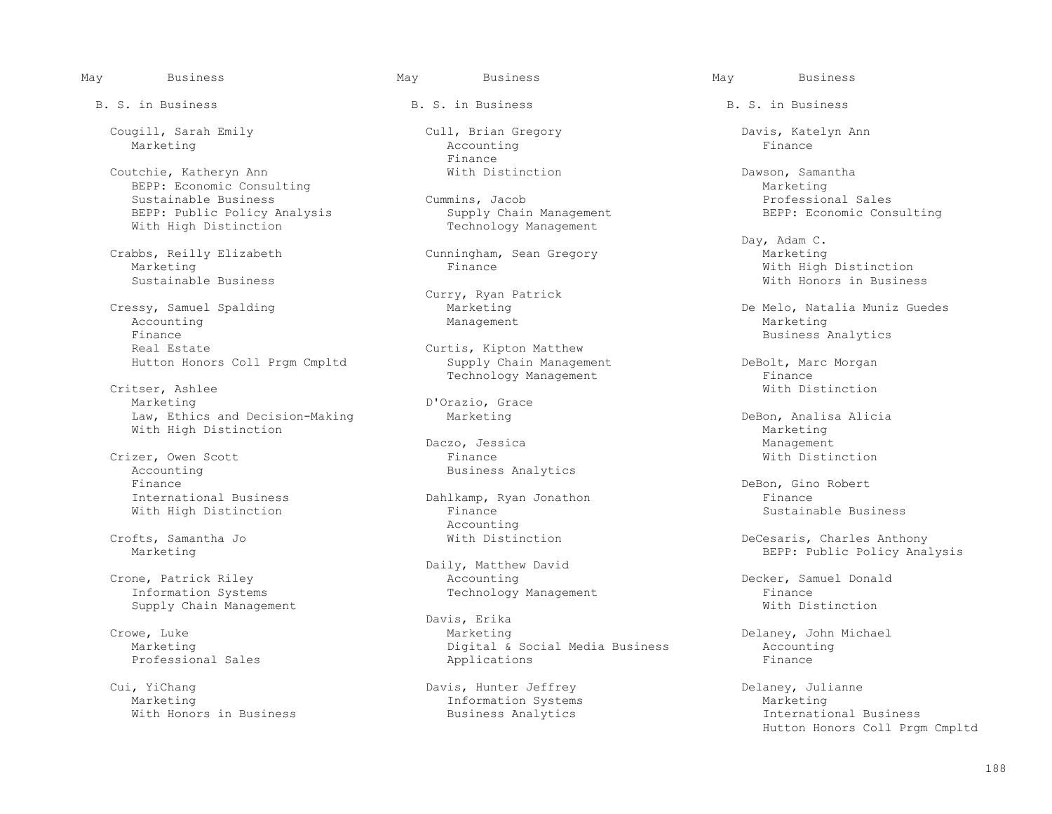May Business

B. S. in Business

Cougill, Sarah Emily
Marketing

Coutchie, Katheryn Ann
BEPP: Economic Consulting
Sustainable Business
BEPP: Public Policy Analysis
With High Distinction

Crabbs, Reilly Elizabeth
Marketing
Sustainable Business

Cressy, Samuel Spalding
Accounting
Finance
Real Estate
Hutton Honors Coll Prgm Cmpltd

Critser, Ashlee
Marketing
Law, Ethics and Decision-Making
With High Distinction

Crizer, Owen Scott
Accounting
Finance
International Business
With High Distinction

Crofts, Samantha Jo
Marketing

Crone, Patrick Riley
Information Systems
Supply Chain Management

Crowe, Luke
Marketing
Professional Sales

Cui, YiChang
Marketing
With Honors in Business

Cull, Brian Gregory
Accounting
Finance
With Distinction

Cummins, Jacob
Supply Chain Management
Technology Management

Cunningham, Sean Gregory
Finance

Curry, Ryan Patrick
Marketing
Management

Curtis, Kipton Matthew
Supply Chain Management
Technology Management

D'Orazio, Grace
Marketing

Daczo, Jessica
Finance
Business Analytics

Dahlkamp, Ryan Jonathon
Finance
Accounting
With Distinction

Daily, Matthew David
Accounting
Technology Management

Davis, Erika
Marketing
Digital & Social Media Business
Applications

Davis, Hunter Jeffrey
Information Systems
Business Analytics

Davis, Katelyn Ann
Finance

Dawson, Samantha
Marketing
Professional Sales
BEPP: Economic Consulting

Day, Adam C.
Marketing
With High Distinction
With Honors in Business

De Melo, Natalia Muniz Guedes
Marketing
Business Analytics

DeBolt, Marc Morgan
Finance
With Distinction

DeBon, Analisa Alicia
Marketing
Management
With Distinction

DeBon, Gino Robert
Finance
Sustainable Business

DeCesaris, Charles Anthony
BEPP: Public Policy Analysis

Decker, Samuel Donald
Finance
With Distinction

Delaney, John Michael
Accounting
Finance

Delaney, Julianne
Marketing
International Business
Hutton Honors Coll Prgm Cmpltd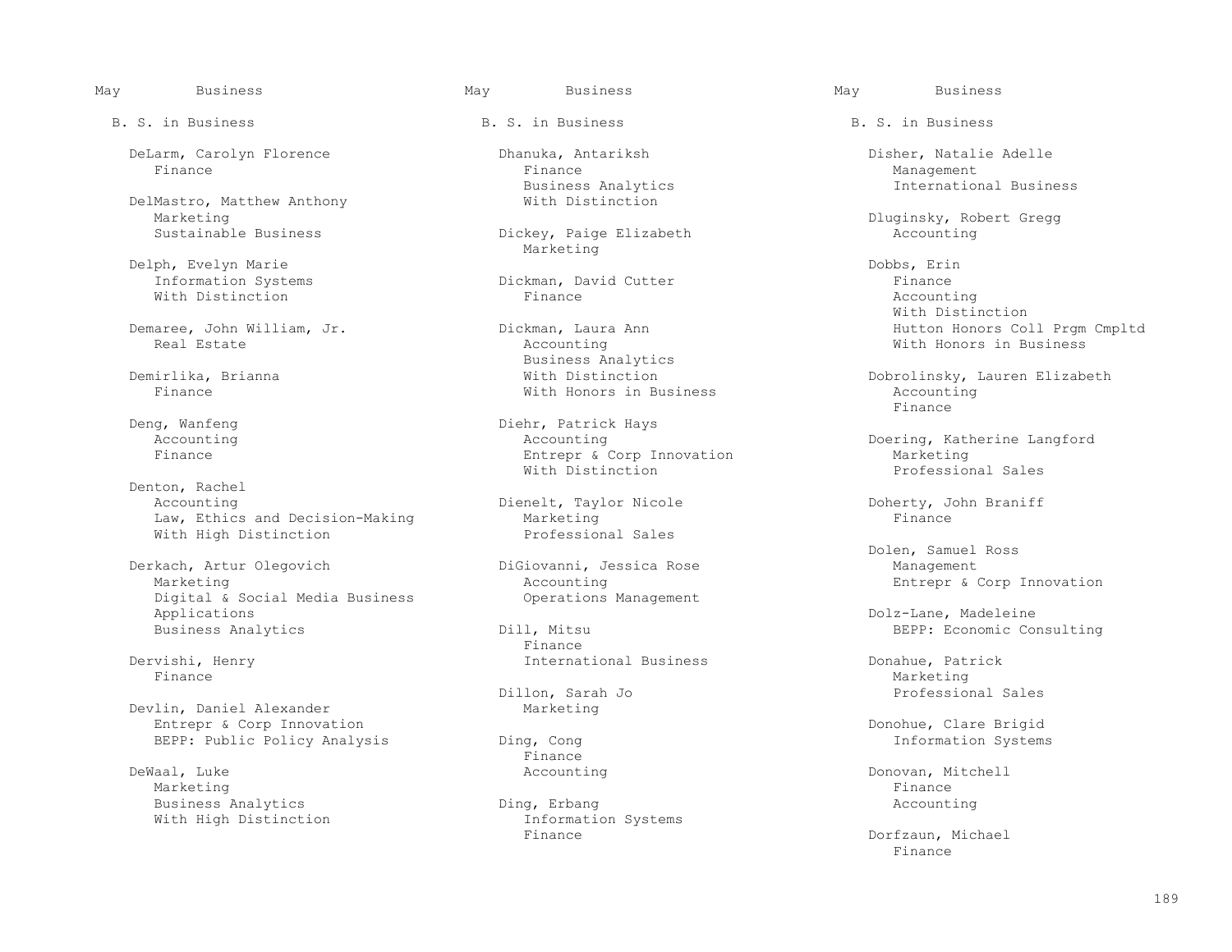May Business

B. S. in Business

DeLarm, Carolyn Florence
Finance

DelMastro, Matthew Anthony
Marketing
Sustainable Business

Delph, Evelyn Marie
Information Systems
With Distinction

Demaree, John William, Jr.
Real Estate

Demirlika, Brianna
Finance

Deng, Wanfeng
Accounting
Finance

Denton, Rachel
Accounting
Law, Ethics and Decision-Making
With High Distinction

Derkach, Artur Olegovich
Marketing
Digital & Social Media Business Applications
Business Analytics

Dervishi, Henry
Finance

Devlin, Daniel Alexander
Entrepr & Corp Innovation
BEPP: Public Policy Analysis

DeWaal, Luke
Marketing
Business Analytics
With High Distinction

Dhanuka, Antariksh
Finance
Business Analytics
With Distinction

Dickey, Paige Elizabeth
Marketing

Dickman, David Cutter
Finance

Dickman, Laura Ann
Accounting
Business Analytics
With Distinction
With Honors in Business

Diehr, Patrick Hays
Accounting
Entrepr & Corp Innovation
With Distinction

Dienelt, Taylor Nicole
Marketing
Professional Sales

DiGiovanni, Jessica Rose
Accounting
Operations Management

Dill, Mitsu
Finance
International Business

Dillon, Sarah Jo
Marketing

Ding, Cong
Finance
Accounting

Ding, Erbang
Information Systems
Finance

Disher, Natalie Adelle
Management
International Business

Dluginsky, Robert Gregg
Accounting

Dobbs, Erin
Finance
Accounting
With Distinction
Hutton Honors Coll Prgm Cmpltd
With Honors in Business

Dobrolinsky, Lauren Elizabeth
Accounting
Finance

Doering, Katherine Langford
Marketing
Professional Sales

Doherty, John Braniff
Finance

Dolen, Samuel Ross
Management
Entrepr & Corp Innovation

Dolz-Lane, Madeleine
BEPP: Economic Consulting

Donahue, Patrick
Marketing
Professional Sales

Donohue, Clare Brigid
Information Systems

Donovan, Mitchell
Finance
Accounting

Dorfzaun, Michael
Finance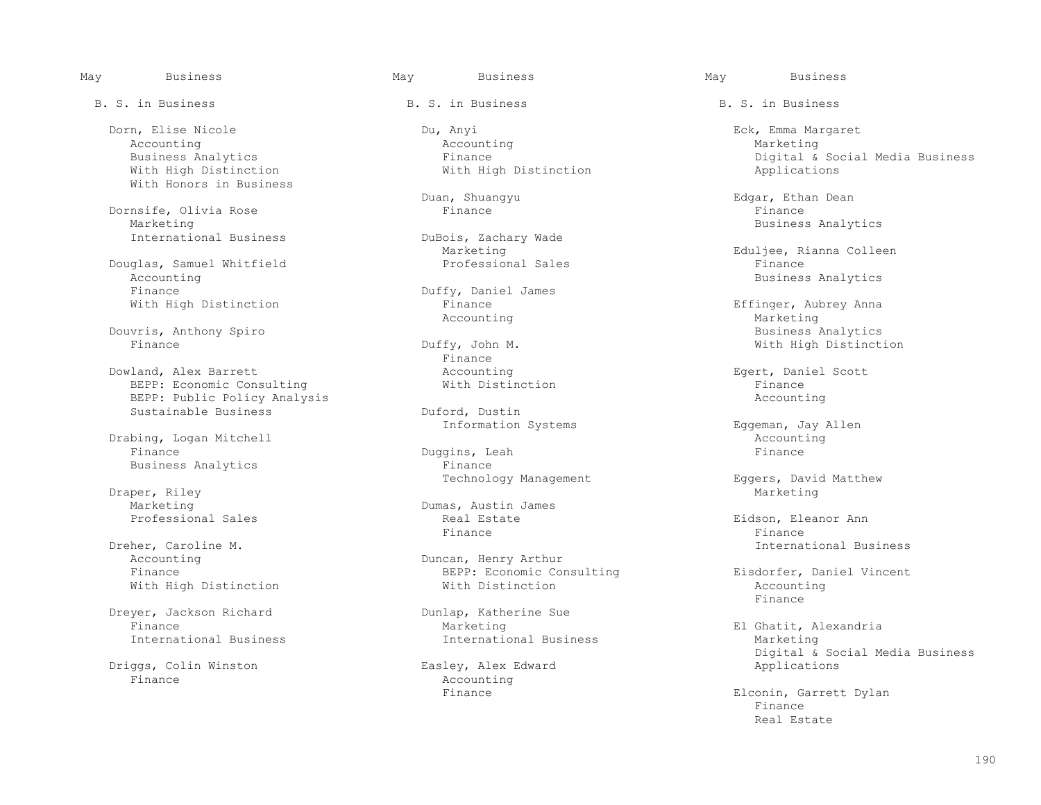May Business

B. S. in Business

Dorn, Elise Nicole
- Accounting
- Business Analytics
- With High Distinction
- With Honors in Business

Dornsife, Olivia Rose
- Marketing
- International Business

Douglas, Samuel Whitfield
- Accounting
- Finance
- With High Distinction

Douvris, Anthony Spiro
- Finance

Dowland, Alex Barrett
- BEPP: Economic Consulting
- BEPP: Public Policy Analysis
- Sustainable Business

Drabing, Logan Mitchell
- Finance
- Business Analytics

Draper, Riley
- Marketing
- Professional Sales

Dreher, Caroline M.
- Accounting
- Finance
- With High Distinction

Dreyer, Jackson Richard
- Finance
- International Business

Driggs, Colin Winston
- Finance

Du, Anyi
- Accounting
- Finance
- With High Distinction

Duan, Shuangyu
- Finance

DuBois, Zachary Wade
- Marketing
- Professional Sales

Duffy, Daniel James
- Finance
- Accounting

Duffy, John M.
- Finance
- Accounting
- With Distinction

Duford, Dustin
- Information Systems

Duggins, Leah
- Finance
- Technology Management

Dumas, Austin James
- Real Estate
- Finance

Duncan, Henry Arthur
- BEPP: Economic Consulting
- With Distinction

Dunlap, Katherine Sue
- Marketing
- International Business

Easley, Alex Edward
- Accounting
- Finance

Eck, Emma Margaret
- Marketing
- Digital & Social Media Business Applications

Edgar, Ethan Dean
- Finance
- Business Analytics

Eduljee, Rianna Colleen
- Finance
- Business Analytics

Effinger, Aubrey Anna
- Marketing
- Business Analytics
- With High Distinction

Egert, Daniel Scott
- Finance
- Accounting

Eggeman, Jay Allen
- Accounting
- Finance

Eggers, David Matthew
- Marketing

Eidson, Eleanor Ann
- Finance
- International Business

Eisdorfer, Daniel Vincent
- Accounting
- Finance

El Ghatit, Alexandria
- Marketing
- Digital & Social Media Business Applications

Elconin, Garrett Dylan
- Finance
- Real Estate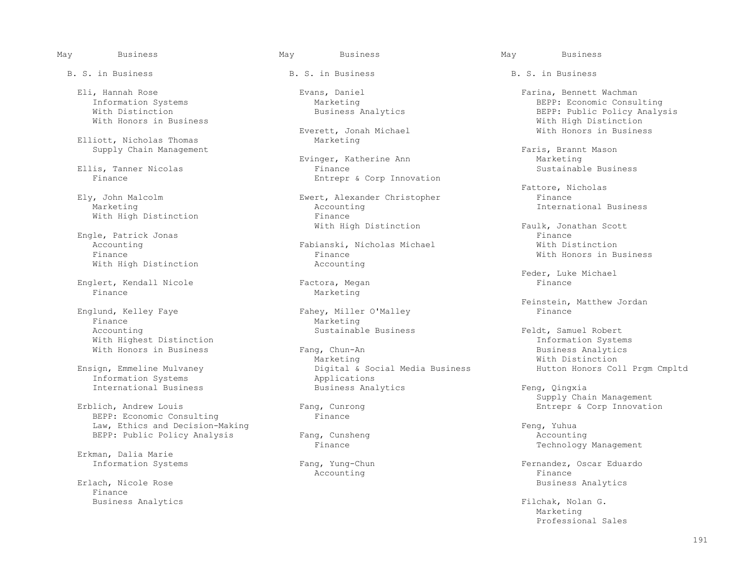May Business

B. S. in Business

Eli, Hannah Rose
Information Systems
With Distinction
With Honors in Business

Elliott, Nicholas Thomas
Supply Chain Management

Ellis, Tanner Nicolas
Finance

Ely, John Malcolm
Marketing
With High Distinction

Engle, Patrick Jonas
Accounting
Finance
With High Distinction

Englert, Kendall Nicole
Finance

Englund, Kelley Faye
Finance
Accounting
With Highest Distinction
With Honors in Business

Ensign, Emmeline Mulvaney
Information Systems
International Business

Erblich, Andrew Louis
BEPP: Economic Consulting
Law, Ethics and Decision-Making
BEPP: Public Policy Analysis

Erkman, Dalia Marie
Information Systems

Erlach, Nicole Rose
Finance
Business Analytics

Evans, Daniel
Marketing
Business Analytics

Everett, Jonah Michael
Marketing

Evinger, Katherine Ann
Finance
Entrepr & Corp Innovation

Ewert, Alexander Christopher
Accounting
Finance
With High Distinction

Fabianski, Nicholas Michael
Finance
Accounting

Factora, Megan
Marketing

Fahey, Miller O'Malley
Marketing
Sustainable Business

Fang, Chun-An
Marketing
Digital & Social Media Business Applications
Business Analytics

Fang, Cunrong
Finance

Fang, Cunsheng
Finance

Fang, Yung-Chun
Accounting

Farina, Bennett Wachman
BEPP: Economic Consulting
BEPP: Public Policy Analysis
With High Distinction
With Honors in Business

Faris, Brannt Mason
Marketing
Sustainable Business

Fattore, Nicholas
Finance
International Business

Faulk, Jonathan Scott
Finance
With Distinction
With Honors in Business

Feder, Luke Michael
Finance

Feinstein, Matthew Jordan
Finance

Feldt, Samuel Robert
Information Systems
Business Analytics
With Distinction
Hutton Honors Coll Prgm Cmpltd

Feng, Qingxia
Supply Chain Management
Entrepr & Corp Innovation

Feng, Yuhua
Accounting
Technology Management

Fernandez, Oscar Eduardo
Finance
Business Analytics

Filchak, Nolan G.
Marketing
Professional Sales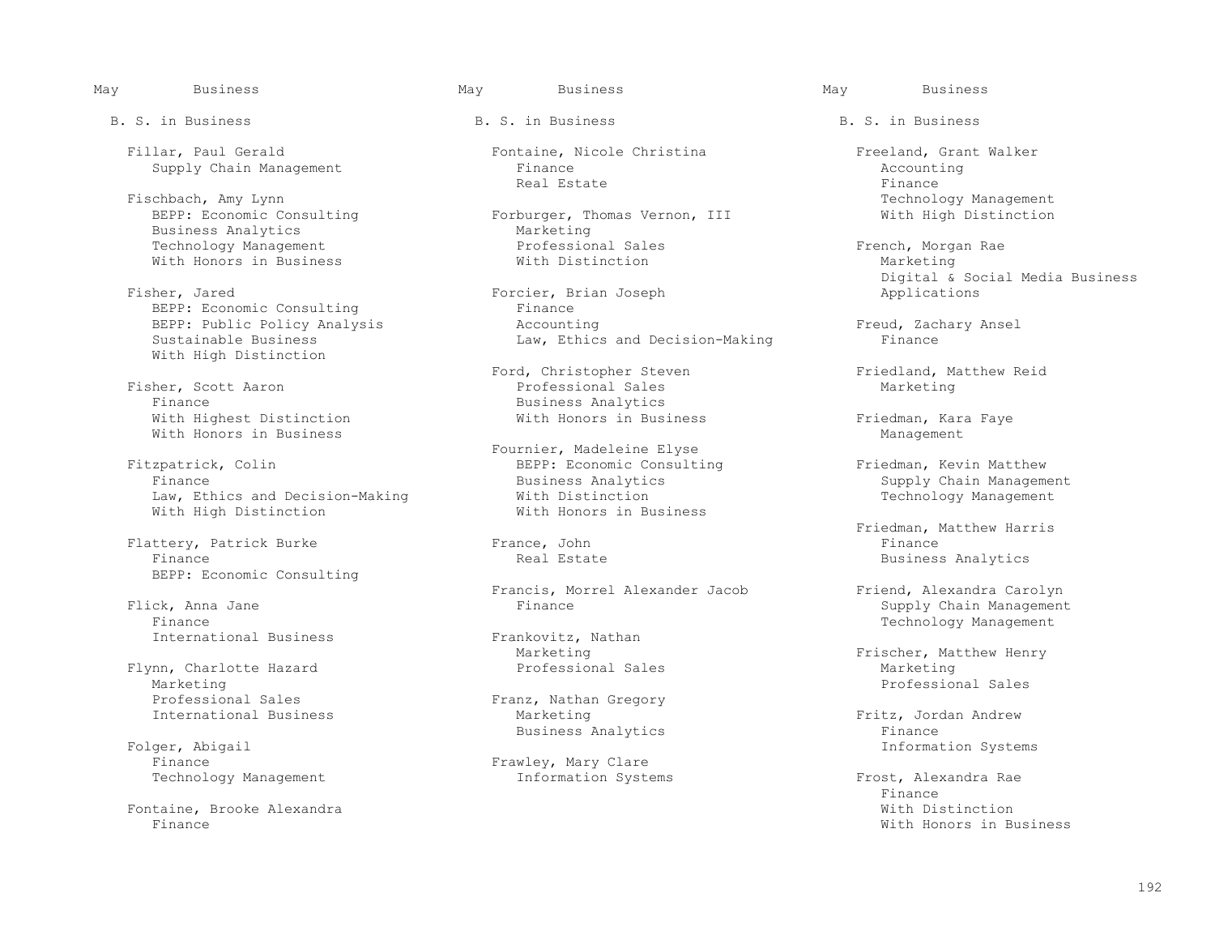May Business

B. S. in Business

Fillar, Paul Gerald
- Supply Chain Management

Fischbach, Amy Lynn
- BEPP: Economic Consulting
- Business Analytics
- Technology Management
- With Honors in Business

Fisher, Jared
- BEPP: Economic Consulting
- BEPP: Public Policy Analysis
- Sustainable Business
- With High Distinction

Fisher, Scott Aaron
- Finance
- With Highest Distinction
- With Honors in Business

Fitzpatrick, Colin
- Finance
- Law, Ethics and Decision-Making
- With High Distinction

Flattery, Patrick Burke
- Finance
- BEPP: Economic Consulting

Flick, Anna Jane
- Finance
- International Business

Flynn, Charlotte Hazard
- Marketing
- Professional Sales
- International Business

Folger, Abigail
- Finance
- Technology Management

Fontaine, Brooke Alexandra
- Finance

Fontaine, Nicole Christina
- Finance
- Real Estate

Forburger, Thomas Vernon, III
- Marketing
- Professional Sales
- With Distinction

Forcier, Brian Joseph
- Finance
- Accounting
- Law, Ethics and Decision-Making

Ford, Christopher Steven
- Professional Sales
- Business Analytics
- With Honors in Business

Fournier, Madeleine Elyse
- BEPP: Economic Consulting
- Business Analytics
- With Distinction
- With Honors in Business

France, John
- Real Estate

Francis, Morrel Alexander Jacob
- Finance

Frankovitz, Nathan
- Marketing
- Professional Sales

Franz, Nathan Gregory
- Marketing
- Business Analytics

Frawley, Mary Clare
- Information Systems

Freeland, Grant Walker
- Accounting
- Finance
- Technology Management
- With High Distinction

French, Morgan Rae
- Marketing
- Digital & Social Media Business Applications

Freud, Zachary Ansel
- Finance

Friedland, Matthew Reid
- Marketing

Friedman, Kara Faye
- Management

Friedman, Kevin Matthew
- Supply Chain Management
- Technology Management

Friedman, Matthew Harris
- Finance
- Business Analytics

Friend, Alexandra Carolyn
- Supply Chain Management
- Technology Management

Frischer, Matthew Henry
- Marketing
- Professional Sales

Fritz, Jordan Andrew
- Finance
- Information Systems

Frost, Alexandra Rae
- Finance
- With Distinction
- With Honors in Business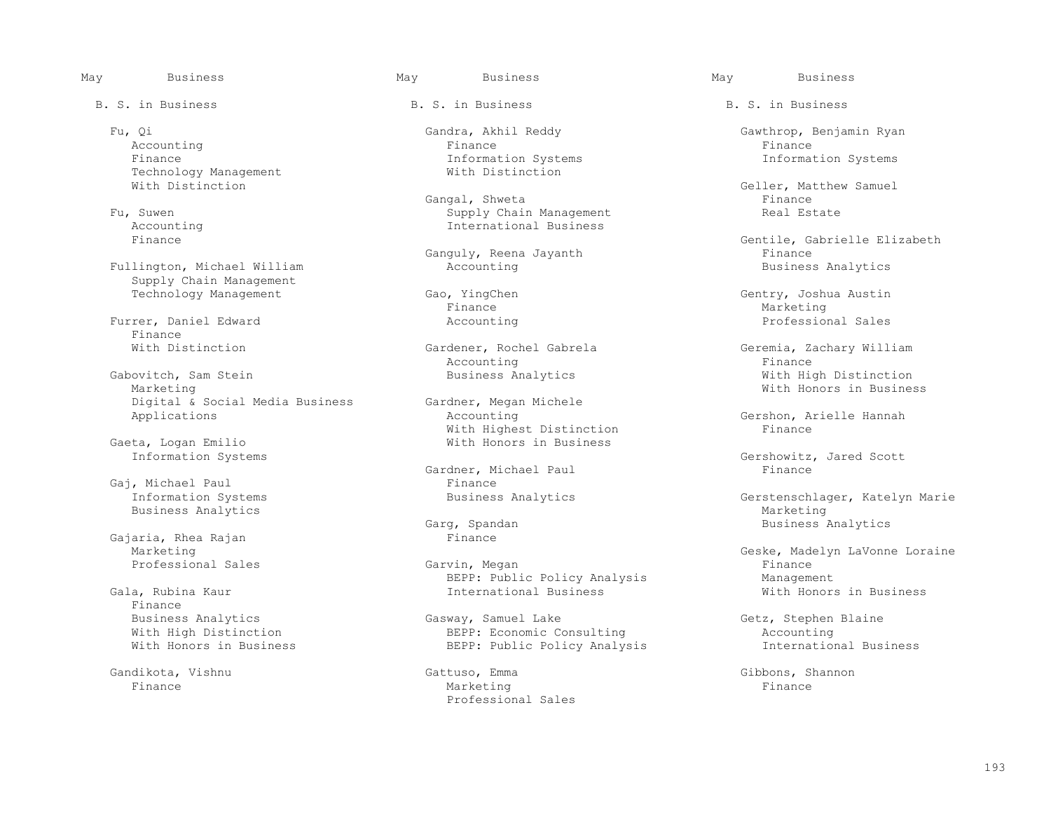May Business

B. S. in Business

Fu, Qi
- Accounting
- Finance
- Technology Management
- With Distinction

Fu, Suwen
- Accounting
- Finance

Fullington, Michael William
- Supply Chain Management
- Technology Management

Furrer, Daniel Edward
- Finance
- With Distinction

Gabovitch, Sam Stein
- Marketing
- Digital & Social Media Business Applications

Gaeta, Logan Emilio
- Information Systems

Gaj, Michael Paul
- Information Systems
- Business Analytics

Gajaria, Rhea Rajan
- Marketing
- Professional Sales

Gala, Rubina Kaur
- Finance
- Business Analytics
- With High Distinction
- With Honors in Business

Gandikota, Vishnu
- Finance

Gandra, Akhil Reddy
- Finance
- Information Systems
- With Distinction

Gangal, Shweta
- Supply Chain Management
- International Business

Ganguly, Reena Jayanth
- Accounting

Gao, YingChen
- Finance
- Accounting

Gardener, Rochel Gabrela
- Accounting
- Business Analytics

Gardner, Megan Michele
- Accounting
- With Highest Distinction
- With Honors in Business

Gardner, Michael Paul
- Finance
- Business Analytics

Garg, Spandan
- Finance

Garvin, Megan
- BEPP: Public Policy Analysis
- International Business

Gasway, Samuel Lake
- BEPP: Economic Consulting
- BEPP: Public Policy Analysis

Gattuso, Emma
- Marketing
- Professional Sales

Gawthrop, Benjamin Ryan
- Finance
- Information Systems

Geller, Matthew Samuel
- Finance
- Real Estate

Gentile, Gabrielle Elizabeth
- Finance
- Business Analytics

Gentry, Joshua Austin
- Marketing
- Professional Sales

Geremia, Zachary William
- Finance
- With High Distinction
- With Honors in Business

Gershon, Arielle Hannah
- Finance

Gershowitz, Jared Scott
- Finance

Gerstenschlager, Katelyn Marie
- Marketing
- Business Analytics

Geske, Madelyn LaVonne Loraine
- Finance
- Management
- With Honors in Business

Getz, Stephen Blaine
- Accounting
- International Business

Gibbons, Shannon
- Finance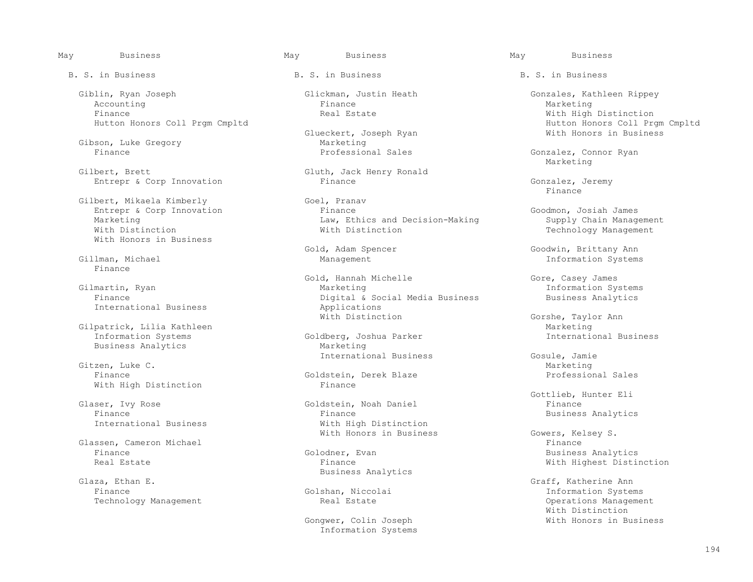May Business

B. S. in Business

Giblin, Ryan Joseph
Accounting
Finance
Hutton Honors Coll Prgm Cmpltd

Gibson, Luke Gregory
Finance

Gilbert, Brett
Entrepr & Corp Innovation

Gilbert, Mikaela Kimberly
Entrepr & Corp Innovation
Marketing
With Distinction
With Honors in Business

Gillman, Michael
Finance

Gilmartin, Ryan
Finance
International Business

Gilpatrick, Lilia Kathleen
Information Systems
Business Analytics

Gitzen, Luke C.
Finance
With High Distinction

Glaser, Ivy Rose
Finance
International Business

Glassen, Cameron Michael
Finance
Real Estate

Glaza, Ethan E.
Finance
Technology Management

Glickman, Justin Heath
Finance
Real Estate

Glueckert, Joseph Ryan
Marketing
Professional Sales

Gluth, Jack Henry Ronald
Finance

Goel, Pranav
Finance
Law, Ethics and Decision-Making
With Distinction

Gold, Adam Spencer
Management

Gold, Hannah Michelle
Marketing
Digital & Social Media Business Applications
With Distinction

Goldberg, Joshua Parker
Marketing
International Business

Goldstein, Derek Blaze
Finance

Goldstein, Noah Daniel
Finance
With High Distinction
With Honors in Business

Golodner, Evan
Finance
Business Analytics

Golshan, Niccolai
Real Estate

Gongwer, Colin Joseph
Information Systems

Gonzales, Kathleen Rippey
Marketing
With High Distinction
Hutton Honors Coll Prgm Cmpltd
With Honors in Business

Gonzalez, Connor Ryan
Marketing

Gonzalez, Jeremy
Finance

Goodmon, Josiah James
Supply Chain Management
Technology Management

Goodwin, Brittany Ann
Information Systems

Gore, Casey James
Information Systems
Business Analytics

Gorshe, Taylor Ann
Marketing
International Business

Gosule, Jamie
Marketing
Professional Sales

Gottlieb, Hunter Eli
Finance
Business Analytics

Gowers, Kelsey S.
Finance
Business Analytics
With Highest Distinction

Graff, Katherine Ann
Information Systems
Operations Management
With Distinction
With Honors in Business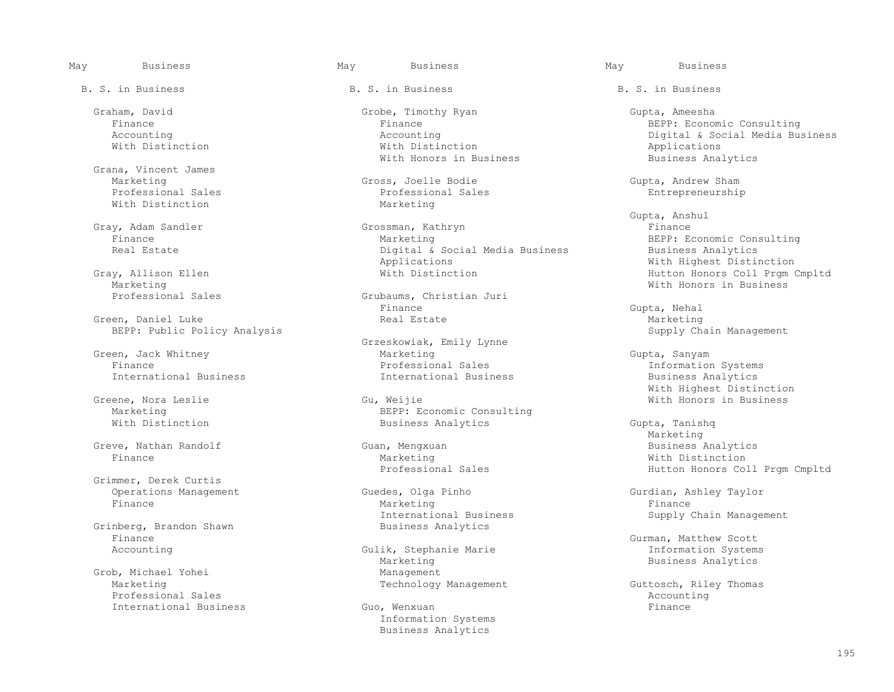May Business

B. S. in Business

Graham, David
Finance
Accounting
With Distinction

Grana, Vincent James
Marketing
Professional Sales
With Distinction

Gray, Adam Sandler
Finance
Real Estate

Gray, Allison Ellen
Marketing
Professional Sales

Green, Daniel Luke
BEPP: Public Policy Analysis

Green, Jack Whitney
Finance
International Business

Greene, Nora Leslie
Marketing
With Distinction

Greve, Nathan Randolf
Finance

Grimmer, Derek Curtis
Operations Management
Finance

Grinberg, Brandon Shawn
Finance
Accounting

Grob, Michael Yohei
Marketing
Professional Sales
International Business

Grobe, Timothy Ryan
Finance
Accounting
With Distinction
With Honors in Business

Gross, Joelle Bodie
Professional Sales
Marketing

Grossman, Kathryn
Marketing
Digital & Social Media Business Applications
With Distinction

Grubaums, Christian Juri
Finance
Real Estate

Grzeskowiak, Emily Lynne
Marketing
Professional Sales
International Business

Gu, Weijie
BEPP: Economic Consulting
Business Analytics

Guan, Mengxuan
Marketing
Professional Sales

Guedes, Olga Pinho
Marketing
International Business
Business Analytics

Gulik, Stephanie Marie
Marketing
Management
Technology Management

Guo, Wenxuan
Information Systems
Business Analytics

Gupta, Ameesha
BEPP: Economic Consulting
Digital & Social Media Business Applications
Business Analytics

Gupta, Andrew Sham
Entrepreneurship

Gupta, Anshul
Finance
BEPP: Economic Consulting
Business Analytics
With Highest Distinction
Hutton Honors Coll Prgm Cmpltd
With Honors in Business

Gupta, Nehal
Marketing
Supply Chain Management

Gupta, Sanyam
Information Systems
Business Analytics
With Highest Distinction
With Honors in Business

Gupta, Tanishq
Marketing
Business Analytics
With Distinction
Hutton Honors Coll Prgm Cmpltd

Gurdian, Ashley Taylor
Finance
Supply Chain Management

Gurman, Matthew Scott
Information Systems
Business Analytics

Guttosch, Riley Thomas
Accounting
Finance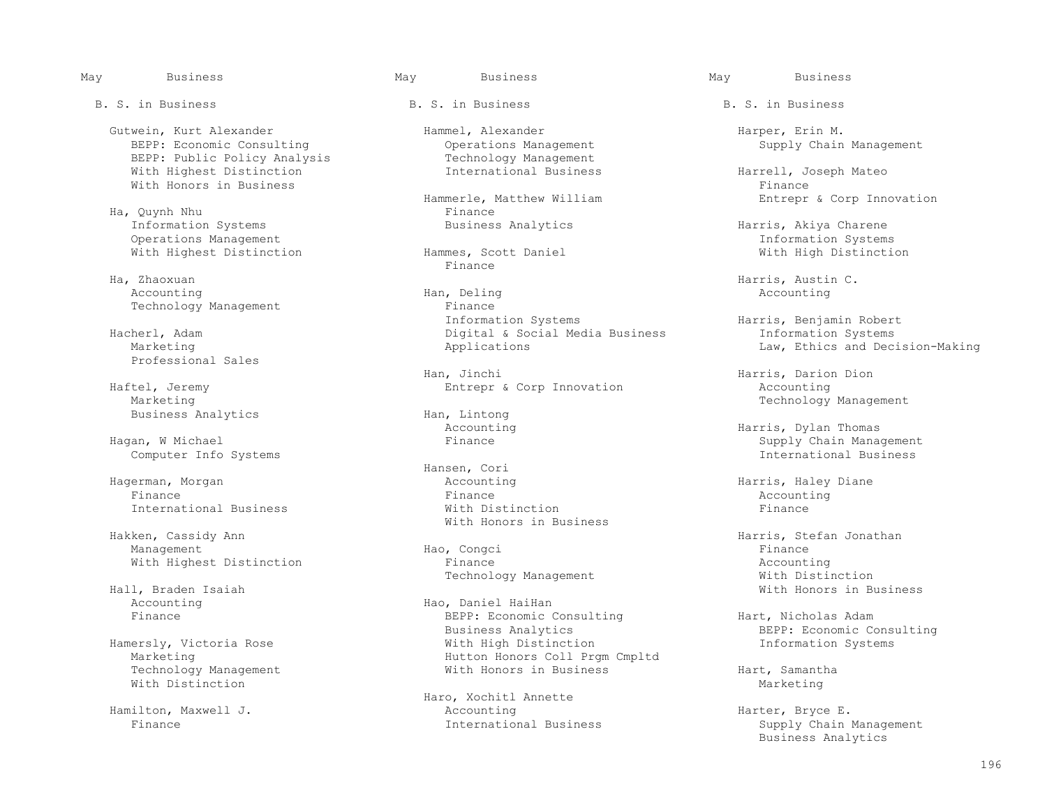May Business

B. S. in Business

Gutwein, Kurt Alexander
- BEPP: Economic Consulting
- BEPP: Public Policy Analysis
- With Highest Distinction
- With Honors in Business

Ha, Quynh Nhu
- Information Systems
- Operations Management
- With Highest Distinction

Ha, Zhaoxuan
- Accounting
- Technology Management

Hacherl, Adam
- Marketing
- Professional Sales

Haftel, Jeremy
- Marketing
- Business Analytics

Hagan, W Michael
- Computer Info Systems

Hagerman, Morgan
- Finance
- International Business

Hakken, Cassidy Ann
- Management
- With Highest Distinction

Hall, Braden Isaiah
- Accounting
- Finance

Hamersly, Victoria Rose
- Marketing
- Technology Management
- With Distinction

Hamilton, Maxwell J.
- Finance

Hammel, Alexander
- Operations Management
- Technology Management
- International Business

Hammerle, Matthew William
- Finance
- Business Analytics

Hammes, Scott Daniel
- Finance

Han, Deling
- Finance
- Information Systems
- Digital & Social Media Business Applications

Han, Jinchi
- Entrepr & Corp Innovation

Han, Lintong
- Accounting
- Finance

Hansen, Cori
- Accounting
- Finance
- With Distinction
- With Honors in Business

Hao, Congci
- Finance
- Technology Management

Hao, Daniel HaiHan
- BEPP: Economic Consulting
- Business Analytics
- With High Distinction
- Hutton Honors Coll Prgm Cmpltd
- With Honors in Business

Haro, Xochitl Annette
- Accounting
- International Business

Harper, Erin M.
- Supply Chain Management

Harrell, Joseph Mateo
- Finance
- Entrepr & Corp Innovation

Harris, Akiya Charene
- Information Systems
- With High Distinction

Harris, Austin C.
- Accounting

Harris, Benjamin Robert
- Information Systems
- Law, Ethics and Decision-Making

Harris, Darion Dion
- Accounting
- Technology Management

Harris, Dylan Thomas
- Supply Chain Management
- International Business

Harris, Haley Diane
- Accounting
- Finance

Harris, Stefan Jonathan
- Finance
- Accounting
- With Distinction
- With Honors in Business

Hart, Nicholas Adam
- BEPP: Economic Consulting
- Information Systems

Hart, Samantha
- Marketing

Harter, Bryce E.
- Supply Chain Management
- Business Analytics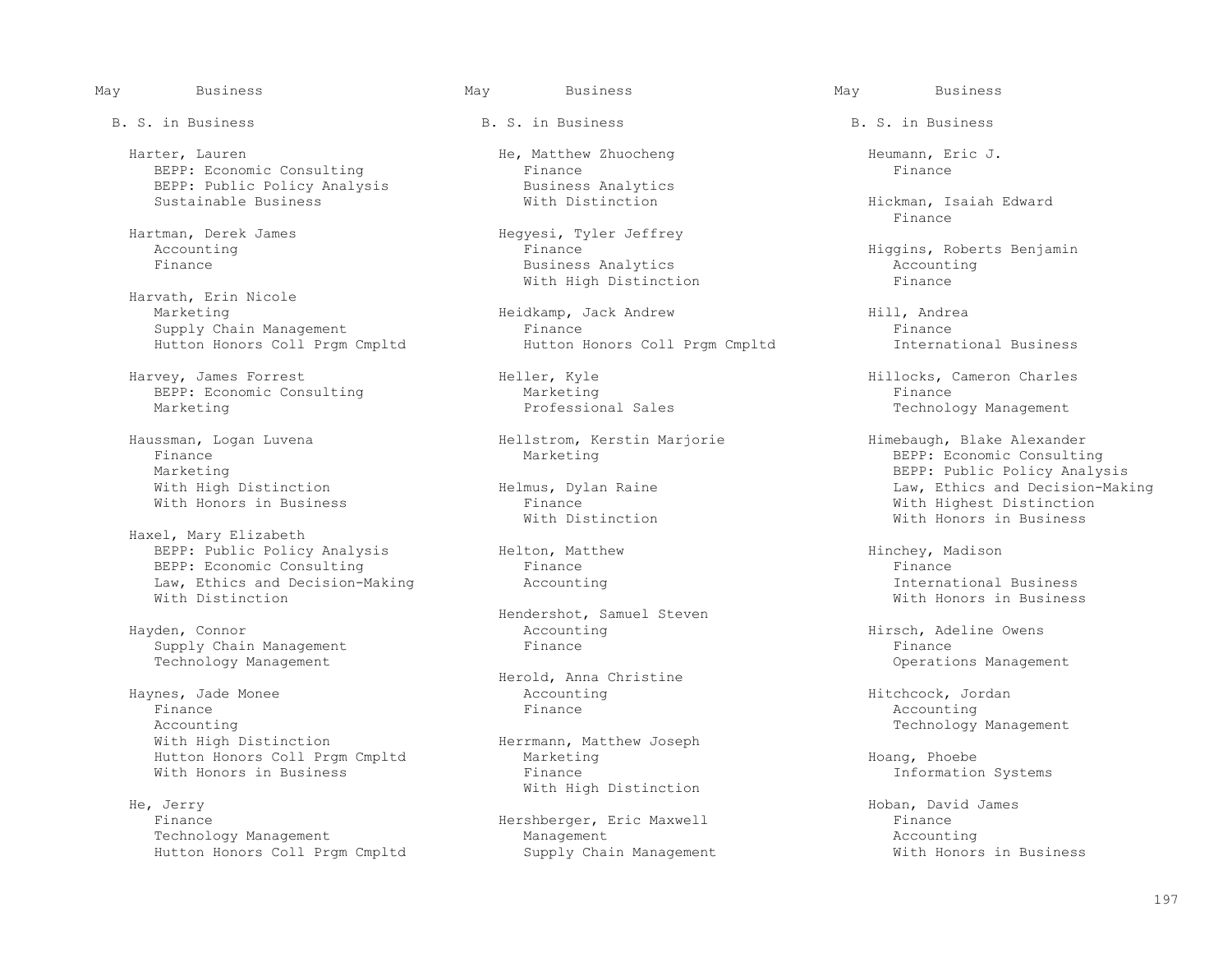May Business

B. S. in Business

Harter, Lauren
- BEPP: Economic Consulting
- BEPP: Public Policy Analysis
- Sustainable Business

Hartman, Derek James
- Accounting
- Finance

Harvath, Erin Nicole
- Marketing
- Supply Chain Management
- Hutton Honors Coll Prgm Cmpltd

Harvey, James Forrest
- BEPP: Economic Consulting
- Marketing

Haussman, Logan Luvena
- Finance
- Marketing
- With High Distinction
- With Honors in Business

Haxel, Mary Elizabeth
- BEPP: Public Policy Analysis
- BEPP: Economic Consulting
- Law, Ethics and Decision-Making
- With Distinction

Hayden, Connor
- Supply Chain Management
- Technology Management

Haynes, Jade Monee
- Finance
- Accounting
- With High Distinction
- Hutton Honors Coll Prgm Cmpltd
- With Honors in Business

He, Jerry
- Finance
- Technology Management
- Hutton Honors Coll Prgm Cmpltd

He, Matthew Zhuocheng
- Finance
- Business Analytics
- With Distinction

Hegyesi, Tyler Jeffrey
- Finance
- Business Analytics
- With High Distinction

Heidkamp, Jack Andrew
- Finance
- Hutton Honors Coll Prgm Cmpltd

Heller, Kyle
- Marketing
- Professional Sales

Hellstrom, Kerstin Marjorie
- Marketing

Helmus, Dylan Raine
- Finance
- With Distinction

Helton, Matthew
- Finance
- Accounting

Hendershot, Samuel Steven
- Accounting
- Finance

Herold, Anna Christine
- Accounting
- Finance

Herrmann, Matthew Joseph
- Marketing
- Finance
- With High Distinction

Hershberger, Eric Maxwell
- Management
- Supply Chain Management

Heumann, Eric J.
- Finance

Hickman, Isaiah Edward
- Finance

Higgins, Roberts Benjamin
- Accounting
- Finance

Hill, Andrea
- Finance
- International Business

Hillocks, Cameron Charles
- Finance
- Technology Management

Himebaugh, Blake Alexander
- BEPP: Economic Consulting
- BEPP: Public Policy Analysis
- Law, Ethics and Decision-Making
- With Highest Distinction
- With Honors in Business

Hinchey, Madison
- Finance
- International Business
- With Honors in Business

Hirsch, Adeline Owens
- Finance
- Operations Management

Hitchcock, Jordan
- Accounting
- Technology Management

Hoang, Phoebe
- Information Systems

Hoban, David James
- Finance
- Accounting
- With Honors in Business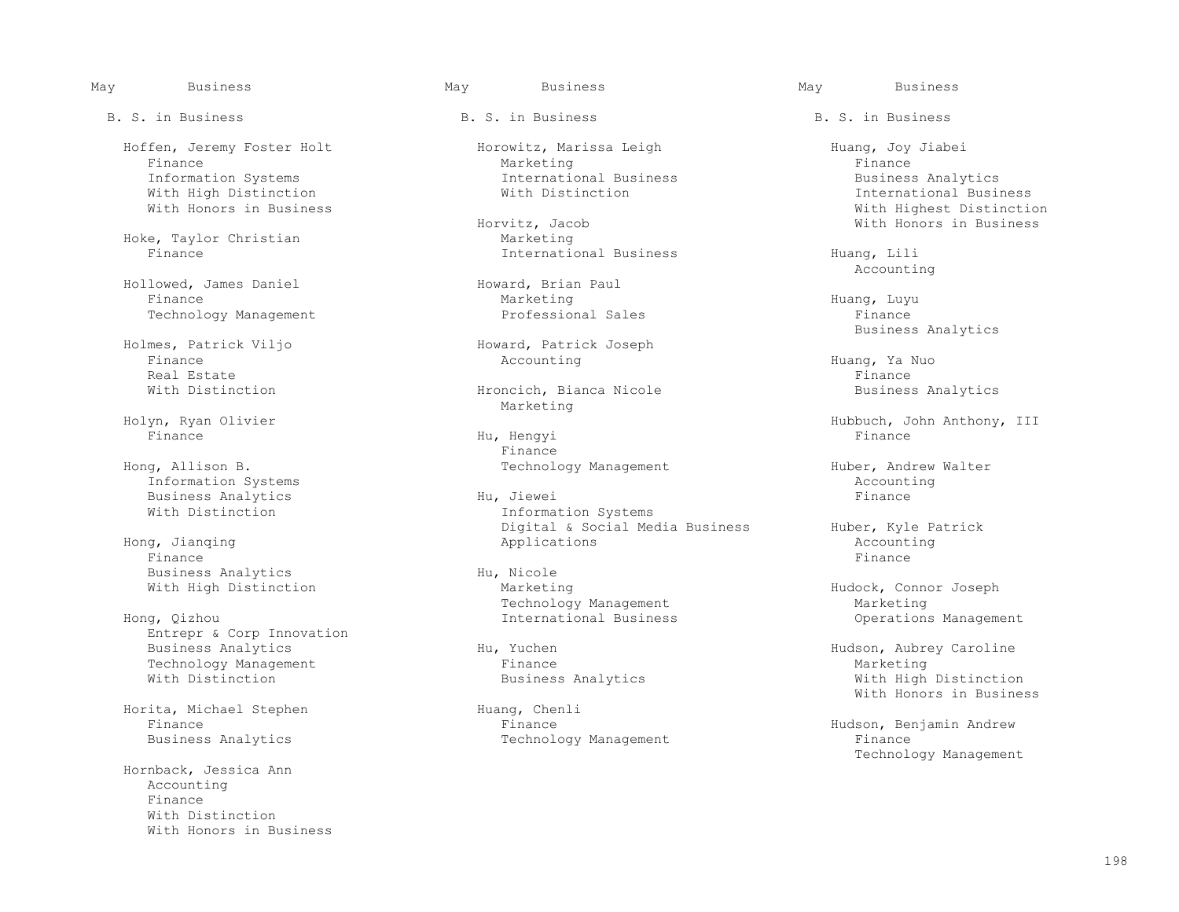May Business

B. S. in Business

Hoffen, Jeremy Foster Holt
- Finance
- Information Systems
- With High Distinction
- With Honors in Business

Hoke, Taylor Christian
- Finance

Hollowed, James Daniel
- Finance
- Technology Management

Holmes, Patrick Viljo
- Finance
- Real Estate
- With Distinction

Holyn, Ryan Olivier
- Finance

Hong, Allison B.
- Information Systems
- Business Analytics
- With Distinction

Hong, Jianqing
- Finance
- Business Analytics
- With High Distinction

Hong, Qizhou
- Entrepr & Corp Innovation
- Business Analytics
- Technology Management
- With Distinction

Horita, Michael Stephen
- Finance
- Business Analytics

Hornback, Jessica Ann
- Accounting
- Finance
- With Distinction
- With Honors in Business

Horowitz, Marissa Leigh
- Marketing
- International Business
- With Distinction

Horvitz, Jacob
- Marketing
- International Business

Howard, Brian Paul
- Marketing
- Professional Sales

Howard, Patrick Joseph
- Accounting

Hroncich, Bianca Nicole
- Marketing

Hu, Hengyi
- Finance
- Technology Management

Hu, Jiewei
- Information Systems
- Digital & Social Media Business Applications

Hu, Nicole
- Marketing
- Technology Management
- International Business

Hu, Yuchen
- Finance
- Business Analytics

Huang, Chenli
- Finance
- Technology Management

Huang, Joy Jiabei
- Finance
- Business Analytics
- International Business
- With Highest Distinction
- With Honors in Business

Huang, Lili
- Accounting

Huang, Luyu
- Finance
- Business Analytics

Huang, Ya Nuo
- Finance
- Business Analytics

Hubbuch, John Anthony, III
- Finance

Huber, Andrew Walter
- Accounting
- Finance

Huber, Kyle Patrick
- Accounting
- Finance

Hudock, Connor Joseph
- Marketing
- Operations Management

Hudson, Aubrey Caroline
- Marketing
- With High Distinction
- With Honors in Business

Hudson, Benjamin Andrew
- Finance
- Technology Management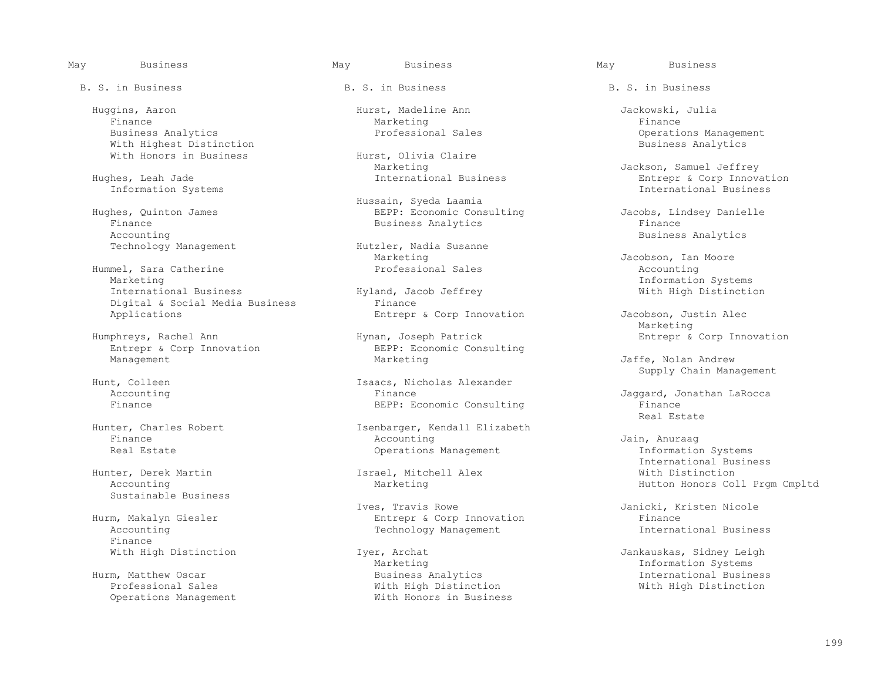May Business

B. S. in Business

Huggins, Aaron
- Finance
- Business Analytics
- With Highest Distinction
- With Honors in Business

Hughes, Leah Jade
- Information Systems

Hughes, Quinton James
- Finance
- Accounting
- Technology Management

Hummel, Sara Catherine
- Marketing
- International Business
- Digital & Social Media Business Applications

Humphreys, Rachel Ann
- Entrepr & Corp Innovation
- Management

Hunt, Colleen
- Accounting
- Finance

Hunter, Charles Robert
- Finance
- Real Estate

Hunter, Derek Martin
- Accounting
- Sustainable Business

Hurm, Makalyn Giesler
- Accounting
- Finance
- With High Distinction

Hurm, Matthew Oscar
- Professional Sales
- Operations Management

Hurst, Madeline Ann
- Marketing
- Professional Sales

Hurst, Olivia Claire
- Marketing
- International Business

Hussain, Syeda Laamia
- BEPP: Economic Consulting
- Business Analytics

Hutzler, Nadia Susanne
- Marketing
- Professional Sales

Hyland, Jacob Jeffrey
- Finance
- Entrepr & Corp Innovation

Hynan, Joseph Patrick
- BEPP: Economic Consulting
- Marketing

Isaacs, Nicholas Alexander
- Finance
- BEPP: Economic Consulting

Isenbarger, Kendall Elizabeth
- Accounting
- Operations Management

Israel, Mitchell Alex
- Marketing

Ives, Travis Rowe
- Entrepr & Corp Innovation
- Technology Management

Iyer, Archat
- Marketing
- Business Analytics
- With High Distinction
- With Honors in Business

Jackowski, Julia
- Finance
- Operations Management
- Business Analytics

Jackson, Samuel Jeffrey
- Entrepr & Corp Innovation
- International Business

Jacobs, Lindsey Danielle
- Finance
- Business Analytics

Jacobson, Ian Moore
- Accounting
- Information Systems
- With High Distinction

Jacobson, Justin Alec
- Marketing
- Entrepr & Corp Innovation

Jaffe, Nolan Andrew
- Supply Chain Management

Jaggard, Jonathan LaRocca
- Finance
- Real Estate

Jain, Anuraag
- Information Systems
- International Business
- With Distinction
- Hutton Honors Coll Prgm Cmpltd

Janicki, Kristen Nicole
- Finance
- International Business

Jankauskas, Sidney Leigh
- Information Systems
- International Business
- With High Distinction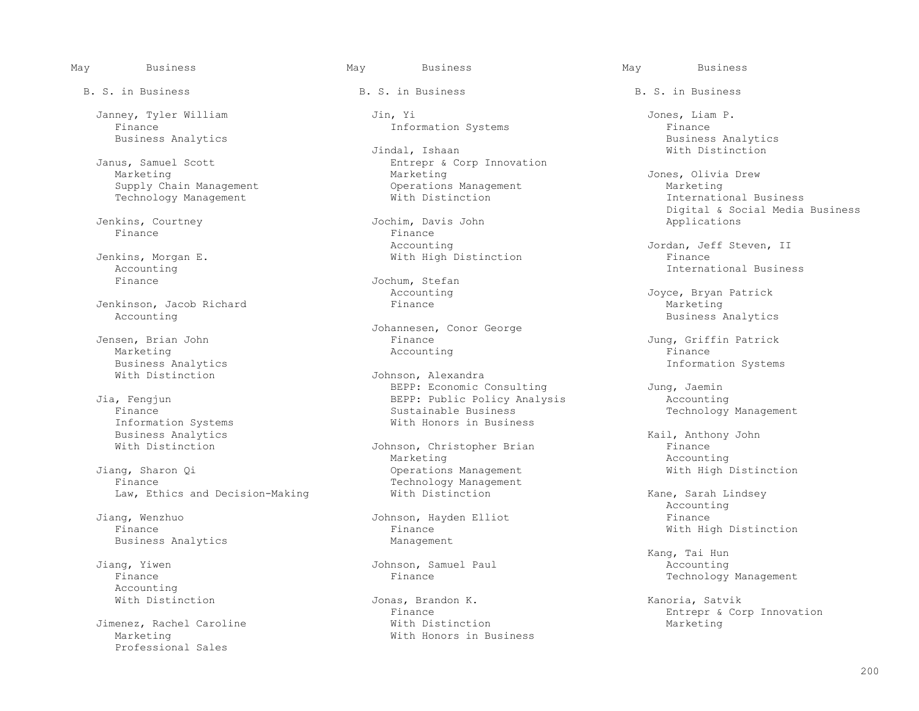## May — Business

### B. S. in Business

Janney, Tyler William
- Finance
- Business Analytics

Janus, Samuel Scott
- Marketing
- Supply Chain Management
- Technology Management

Jenkins, Courtney
- Finance

Jenkins, Morgan E.
- Accounting
- Finance

Jenkinson, Jacob Richard
- Accounting

Jensen, Brian John
- Marketing
- Business Analytics
- With Distinction

Jia, Fengjun
- Finance
- Information Systems
- Business Analytics
- With Distinction

Jiang, Sharon Qi
- Finance
- Law, Ethics and Decision-Making

Jiang, Wenzhuo
- Finance
- Business Analytics

Jiang, Yiwen
- Finance
- Accounting
- With Distinction

Jimenez, Rachel Caroline
- Marketing
- Professional Sales

Jin, Yi
- Information Systems

Jindal, Ishaan
- Entrepr & Corp Innovation
- Marketing
- Operations Management
- With Distinction

Jochim, Davis John
- Finance
- Accounting
- With High Distinction

Jochum, Stefan
- Accounting
- Finance

Johannesen, Conor George
- Finance
- Accounting

Johnson, Alexandra
- BEPP: Economic Consulting
- BEPP: Public Policy Analysis
- Sustainable Business
- With Honors in Business

Johnson, Christopher Brian
- Marketing
- Operations Management
- Technology Management
- With Distinction

Johnson, Hayden Elliot
- Finance
- Management

Johnson, Samuel Paul
- Finance

Jonas, Brandon K.
- Finance
- With Distinction
- With Honors in Business

Jones, Liam P.
- Finance
- Business Analytics
- With Distinction

Jones, Olivia Drew
- Marketing
- International Business
- Digital & Social Media Business Applications

Jordan, Jeff Steven, II
- Finance
- International Business

Joyce, Bryan Patrick
- Marketing
- Business Analytics

Jung, Griffin Patrick
- Finance
- Information Systems

Jung, Jaemin
- Accounting
- Technology Management

Kail, Anthony John
- Finance
- Accounting
- With High Distinction

Kane, Sarah Lindsey
- Accounting
- Finance
- With High Distinction

Kang, Tai Hun
- Accounting
- Technology Management

Kanoria, Satvik
- Entrepr & Corp Innovation
- Marketing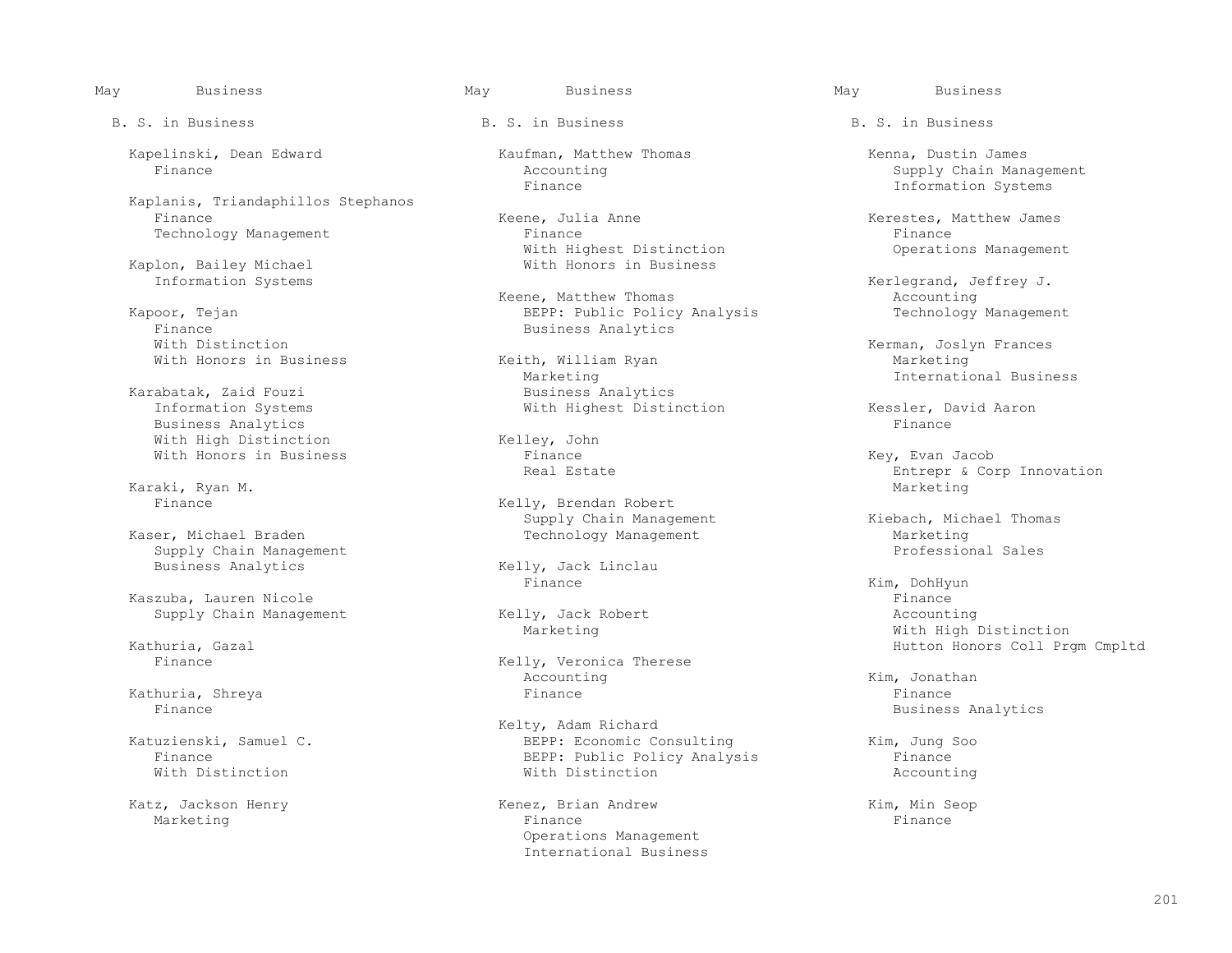May Business

B. S. in Business

Kapelinski, Dean Edward
- Finance

Kaplanis, Triandaphillos Stephanos
- Finance
- Technology Management

Kaplon, Bailey Michael
- Information Systems

Kapoor, Tejan
- Finance
- With Distinction
- With Honors in Business

Karabatak, Zaid Fouzi
- Information Systems
- Business Analytics
- With High Distinction
- With Honors in Business

Karaki, Ryan M.
- Finance

Kaser, Michael Braden
- Supply Chain Management
- Business Analytics

Kaszuba, Lauren Nicole
- Supply Chain Management

Kathuria, Gazal
- Finance

Kathuria, Shreya
- Finance

Katuzienski, Samuel C.
- Finance
- With Distinction

Katz, Jackson Henry
- Marketing

Kaufman, Matthew Thomas
- Accounting
- Finance

Keene, Julia Anne
- Finance
- With Highest Distinction
- With Honors in Business

Keene, Matthew Thomas
- BEPP: Public Policy Analysis
- Business Analytics

Keith, William Ryan
- Marketing
- Business Analytics
- With Highest Distinction

Kelley, John
- Finance
- Real Estate

Kelly, Brendan Robert
- Supply Chain Management
- Technology Management

Kelly, Jack Linclau
- Finance

Kelly, Jack Robert
- Marketing

Kelly, Veronica Therese
- Accounting
- Finance

Kelty, Adam Richard
- BEPP: Economic Consulting
- BEPP: Public Policy Analysis
- With Distinction

Kenez, Brian Andrew
- Finance
- Operations Management
- International Business

Kenna, Dustin James
- Supply Chain Management
- Information Systems

Kerestes, Matthew James
- Finance
- Operations Management

Kerlegrand, Jeffrey J.
- Accounting
- Technology Management

Kerman, Joslyn Frances
- Marketing
- International Business

Kessler, David Aaron
- Finance

Key, Evan Jacob
- Entrepr & Corp Innovation
- Marketing

Kiebach, Michael Thomas
- Marketing
- Professional Sales

Kim, DohHyun
- Finance
- Accounting
- With High Distinction
- Hutton Honors Coll Prgm Cmpltd

Kim, Jonathan
- Finance
- Business Analytics

Kim, Jung Soo
- Finance
- Accounting

Kim, Min Seop
- Finance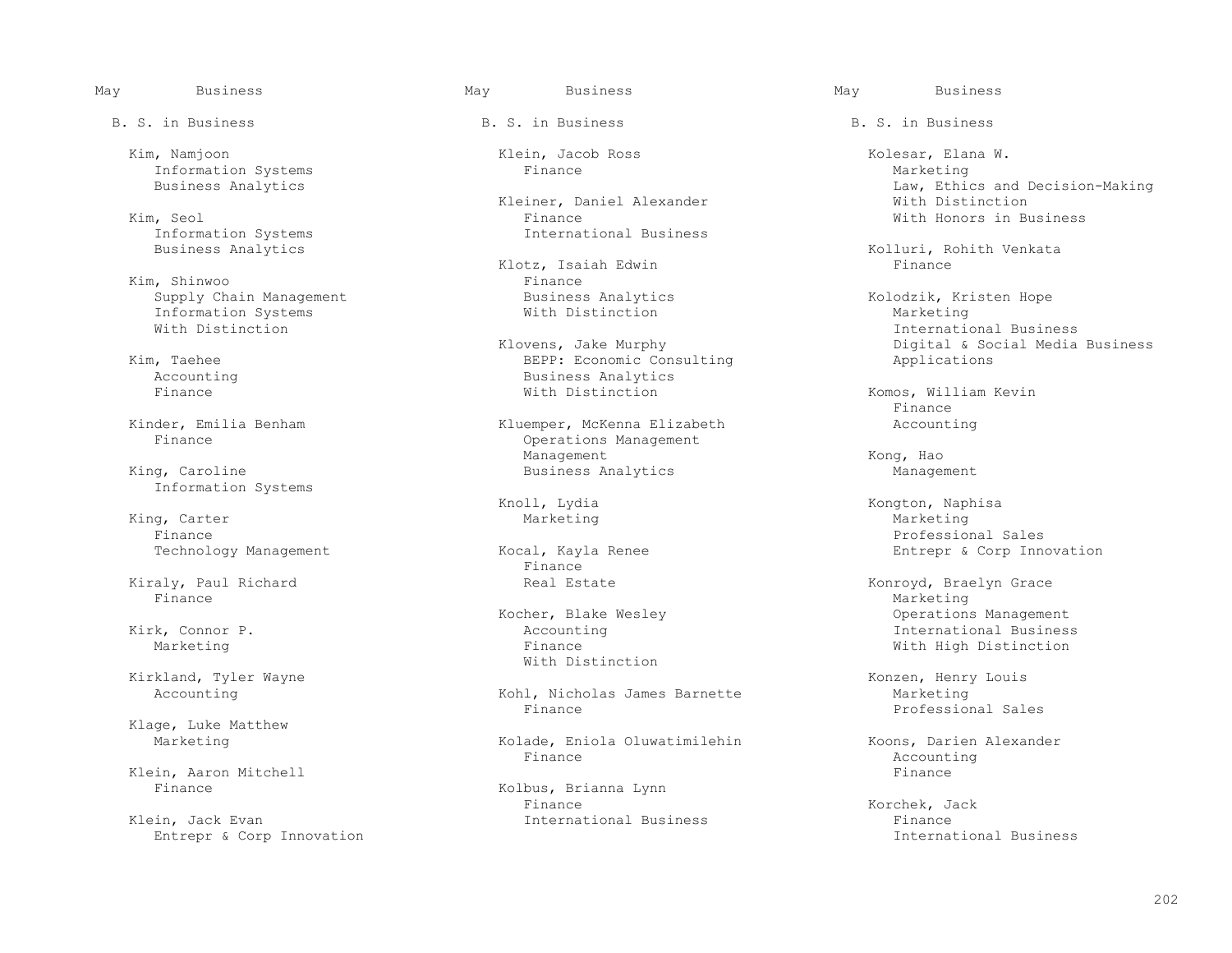B. S. in Business

Kim, Namjoon
Information Systems
Business Analytics

Kim, Seol
Information Systems
Business Analytics

Kim, Shinwoo
Supply Chain Management
Information Systems
With Distinction

Kim, Taehee
Accounting
Finance

Kinder, Emilia Benham
Finance

King, Caroline
Information Systems

King, Carter
Finance
Technology Management

Kiraly, Paul Richard
Finance

Kirk, Connor P.
Marketing

Kirkland, Tyler Wayne
Accounting

Klage, Luke Matthew
Marketing

Klein, Aaron Mitchell
Finance

Klein, Jack Evan
Entrepr & Corp Innovation

Klein, Jacob Ross
Finance

Kleiner, Daniel Alexander
Finance
International Business

Klotz, Isaiah Edwin
Finance
Business Analytics
With Distinction

Klovens, Jake Murphy
BEPP: Economic Consulting
Business Analytics
With Distinction

Kluemper, McKenna Elizabeth
Operations Management
Management
Business Analytics

Knoll, Lydia
Marketing

Kocal, Kayla Renee
Finance
Real Estate

Kocher, Blake Wesley
Accounting
Finance
With Distinction

Kohl, Nicholas James Barnette
Finance

Kolade, Eniola Oluwatimilehin
Finance

Kolbus, Brianna Lynn
Finance
International Business

Kolesar, Elana W.
Marketing
Law, Ethics and Decision-Making
With Distinction
With Honors in Business

Kolluri, Rohith Venkata
Finance

Kolodzik, Kristen Hope
Marketing
International Business
Digital & Social Media Business Applications

Komos, William Kevin
Finance
Accounting

Kong, Hao
Management

Kongton, Naphisa
Marketing
Professional Sales
Entrepr & Corp Innovation

Konroyd, Braelyn Grace
Marketing
Operations Management
International Business
With High Distinction

Konzen, Henry Louis
Marketing
Professional Sales

Koons, Darien Alexander
Accounting
Finance

Korchek, Jack
Finance
International Business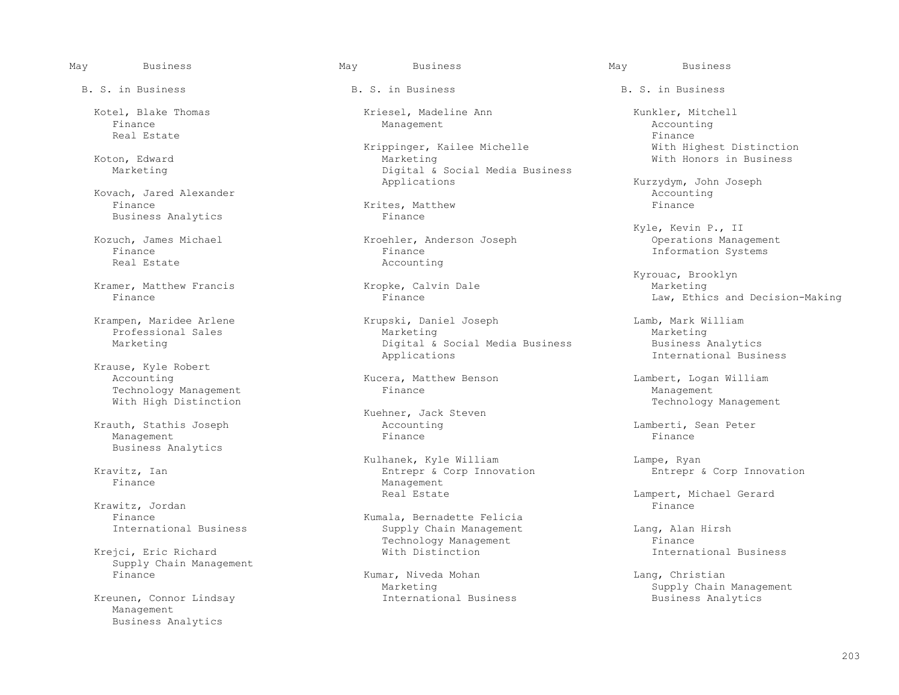## May Business

### B. S. in Business

Kotel, Blake Thomas
- Finance
- Real Estate

Koton, Edward
- Marketing

Kovach, Jared Alexander
- Finance
- Business Analytics

Kozuch, James Michael
- Finance
- Real Estate

Kramer, Matthew Francis
- Finance

Krampen, Maridee Arlene
- Professional Sales
- Marketing

Krause, Kyle Robert
- Accounting
- Technology Management
- With High Distinction

Krauth, Stathis Joseph
- Management
- Business Analytics

Kravitz, Ian
- Finance

Krawitz, Jordan
- Finance
- International Business

Krejci, Eric Richard
- Supply Chain Management
- Finance

Kreunen, Connor Lindsay
- Management
- Business Analytics

Kriesel, Madeline Ann
- Management

Krippinger, Kailee Michelle
- Marketing
- Digital & Social Media Business Applications

Krites, Matthew
- Finance

Kroehler, Anderson Joseph
- Finance
- Accounting

Kropke, Calvin Dale
- Finance

Krupski, Daniel Joseph
- Marketing
- Digital & Social Media Business Applications

Kucera, Matthew Benson
- Finance

Kuehner, Jack Steven
- Accounting
- Finance

Kulhanek, Kyle William
- Entrepr & Corp Innovation
- Management
- Real Estate

Kumala, Bernadette Felicia
- Supply Chain Management
- Technology Management
- With Distinction

Kumar, Niveda Mohan
- Marketing
- International Business

Kunkler, Mitchell
- Accounting
- Finance
- With Highest Distinction
- With Honors in Business

Kurzydym, John Joseph
- Accounting
- Finance

Kyle, Kevin P., II
- Operations Management
- Information Systems

Kyrouac, Brooklyn
- Marketing
- Law, Ethics and Decision-Making

Lamb, Mark William
- Marketing
- Business Analytics
- International Business

Lambert, Logan William
- Management
- Technology Management

Lamberti, Sean Peter
- Finance

Lampe, Ryan
- Entrepr & Corp Innovation

Lampert, Michael Gerard
- Finance

Lang, Alan Hirsh
- Finance
- International Business

Lang, Christian
- Supply Chain Management
- Business Analytics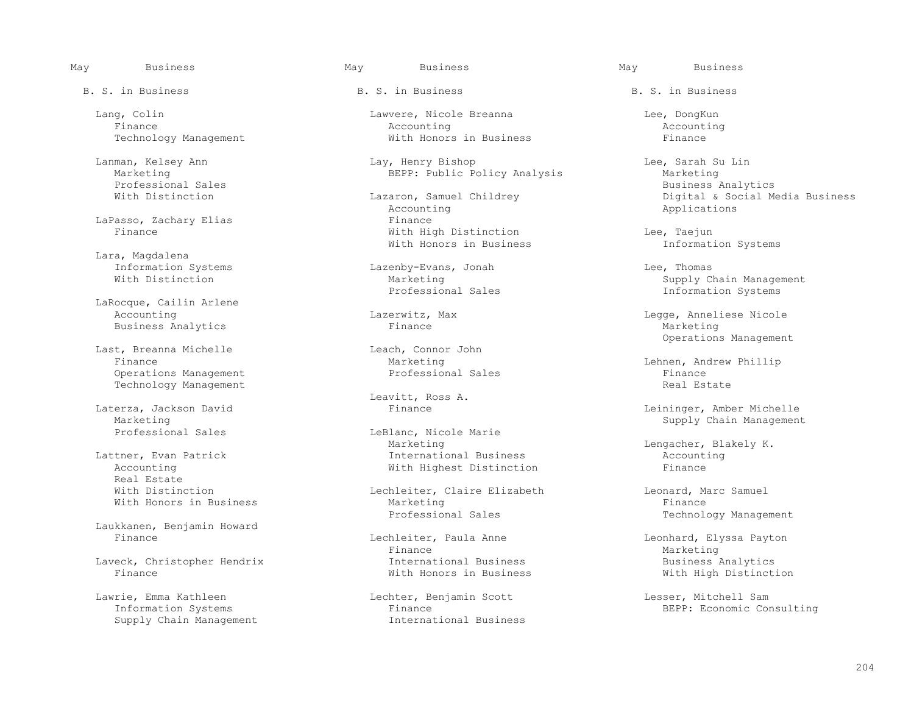May Business

B. S. in Business

Lang, Colin
- Finance
- Technology Management

Lanman, Kelsey Ann
- Marketing
- Professional Sales
- With Distinction

LaPasso, Zachary Elias
- Finance

Lara, Magdalena
- Information Systems
- With Distinction

LaRocque, Cailin Arlene
- Accounting
- Business Analytics

Last, Breanna Michelle
- Finance
- Operations Management
- Technology Management

Laterza, Jackson David
- Marketing
- Professional Sales

Lattner, Evan Patrick
- Accounting
- Real Estate
- With Distinction
- With Honors in Business

Laukkanen, Benjamin Howard
- Finance

Laveck, Christopher Hendrix
- Finance

Lawrie, Emma Kathleen
- Information Systems
- Supply Chain Management

Lawvere, Nicole Breanna
- Accounting
- With Honors in Business

Lay, Henry Bishop
- BEPP: Public Policy Analysis

Lazaron, Samuel Childrey
- Accounting
- Finance
- With High Distinction
- With Honors in Business

Lazenby-Evans, Jonah
- Marketing
- Professional Sales

Lazerwitz, Max
- Finance

Leach, Connor John
- Marketing
- Professional Sales

Leavitt, Ross A.
- Finance

LeBlanc, Nicole Marie
- Marketing
- International Business
- With Highest Distinction

Lechleiter, Claire Elizabeth
- Marketing
- Professional Sales

Lechleiter, Paula Anne
- Finance
- International Business
- With Honors in Business

Lechter, Benjamin Scott
- Finance
- International Business

Lee, DongKun
- Accounting
- Finance

Lee, Sarah Su Lin
- Marketing
- Business Analytics
- Digital & Social Media Business Applications

Lee, Taejun
- Information Systems

Lee, Thomas
- Supply Chain Management
- Information Systems

Legge, Anneliese Nicole
- Marketing
- Operations Management

Lehnen, Andrew Phillip
- Finance
- Real Estate

Leininger, Amber Michelle
- Supply Chain Management

Lengacher, Blakely K.
- Accounting
- Finance

Leonard, Marc Samuel
- Finance
- Technology Management

Leonhard, Elyssa Payton
- Marketing
- Business Analytics
- With High Distinction

Lesser, Mitchell Sam
- BEPP: Economic Consulting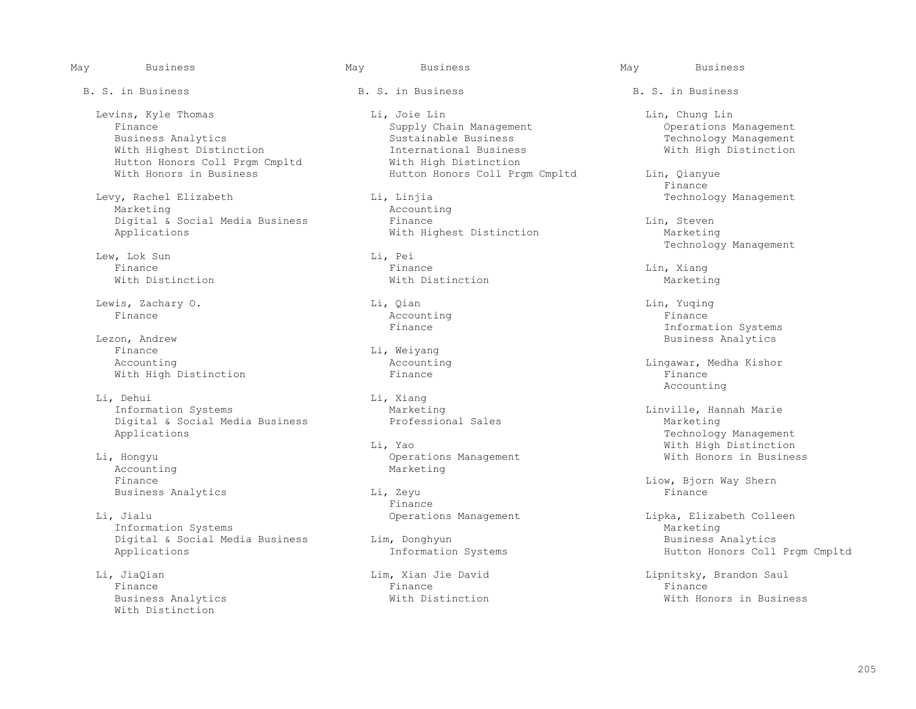May Business

B. S. in Business

Levins, Kyle Thomas
- Finance
- Business Analytics
- With Highest Distinction
- Hutton Honors Coll Prgm Cmpltd
- With Honors in Business

Levy, Rachel Elizabeth
- Marketing
- Digital & Social Media Business Applications

Lew, Lok Sun
- Finance
- With Distinction

Lewis, Zachary O.
- Finance

Lezon, Andrew
- Finance
- Accounting
- With High Distinction

Li, Dehui
- Information Systems
- Digital & Social Media Business Applications

Li, Hongyu
- Accounting
- Finance
- Business Analytics

Li, Jialu
- Information Systems
- Digital & Social Media Business Applications

Li, JiaQian
- Finance
- Business Analytics
- With Distinction

Li, Joie Lin
- Supply Chain Management
- Sustainable Business
- International Business
- With High Distinction
- Hutton Honors Coll Prgm Cmpltd

Li, Linjia
- Accounting
- Finance
- With Highest Distinction

Li, Pei
- Finance
- With Distinction

Li, Qian
- Accounting
- Finance

Li, Weiyang
- Accounting
- Finance

Li, Xiang
- Marketing
- Professional Sales

Li, Yao
- Operations Management
- Marketing

Li, Zeyu
- Finance
- Operations Management

Lim, Donghyun
- Information Systems

Lim, Xian Jie David
- Finance
- With Distinction

Lin, Chung Lin
- Operations Management
- Technology Management
- With High Distinction

Lin, Qianyue
- Finance
- Technology Management

Lin, Steven
- Marketing
- Technology Management

Lin, Xiang
- Marketing

Lin, Yuqing
- Finance
- Information Systems
- Business Analytics

Lingawar, Medha Kishor
- Finance
- Accounting

Linville, Hannah Marie
- Marketing
- Technology Management
- With High Distinction
- With Honors in Business

Liow, Bjorn Way Shern
- Finance

Lipka, Elizabeth Colleen
- Marketing
- Business Analytics
- Hutton Honors Coll Prgm Cmpltd

Lipnitsky, Brandon Saul
- Finance
- With Honors in Business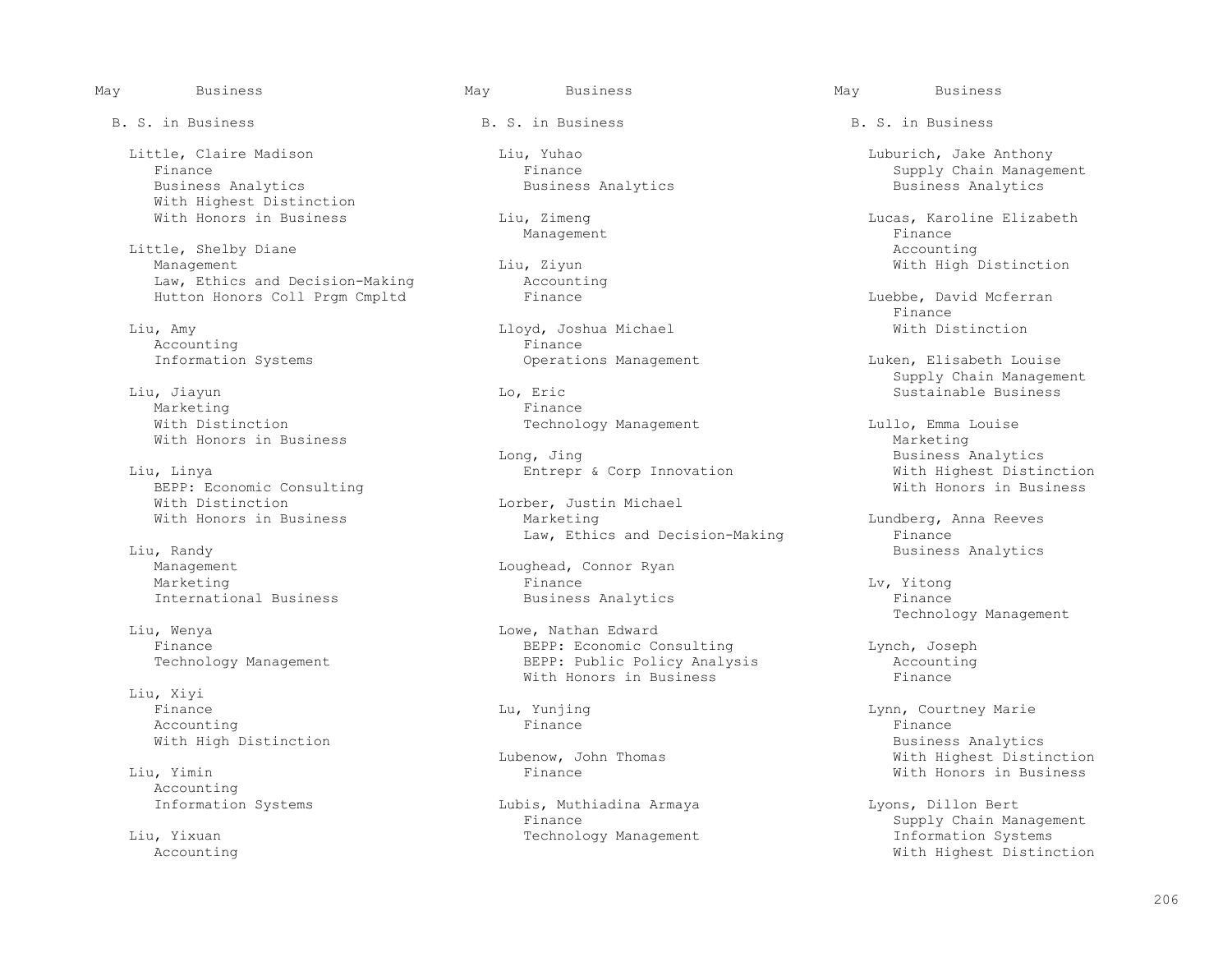May Business

B. S. in Business

Little, Claire Madison
- Finance
- Business Analytics
- With Highest Distinction
- With Honors in Business

Little, Shelby Diane
- Management
- Law, Ethics and Decision-Making
- Hutton Honors Coll Prgm Cmpltd

Liu, Amy
- Accounting
- Information Systems

Liu, Jiayun
- Marketing
- With Distinction
- With Honors in Business

Liu, Linya
- BEPP: Economic Consulting
- With Distinction
- With Honors in Business

Liu, Randy
- Management
- Marketing
- International Business

Liu, Wenya
- Finance
- Technology Management

Liu, Xiyi
- Finance
- Accounting
- With High Distinction

Liu, Yimin
- Accounting
- Information Systems

Liu, Yixuan
- Accounting

Liu, Yuhao
- Finance
- Business Analytics

Liu, Zimeng
- Management

Liu, Ziyun
- Accounting
- Finance

Lloyd, Joshua Michael
- Finance
- Operations Management

Lo, Eric
- Finance
- Technology Management

Long, Jing
- Entrepr & Corp Innovation

Lorber, Justin Michael
- Marketing
- Law, Ethics and Decision-Making

Loughead, Connor Ryan
- Finance
- Business Analytics

Lowe, Nathan Edward
- BEPP: Economic Consulting
- BEPP: Public Policy Analysis
- With Honors in Business

Lu, Yunjing
- Finance

Lubenow, John Thomas
- Finance

Lubis, Muthiadina Armaya
- Finance
- Technology Management

Luburich, Jake Anthony
- Supply Chain Management
- Business Analytics

Lucas, Karoline Elizabeth
- Finance
- Accounting
- With High Distinction

Luebbe, David Mcferran
- Finance
- With Distinction

Luken, Elisabeth Louise
- Supply Chain Management
- Sustainable Business

Lullo, Emma Louise
- Marketing
- Business Analytics
- With Highest Distinction
- With Honors in Business

Lundberg, Anna Reeves
- Finance
- Business Analytics

Lv, Yitong
- Finance
- Technology Management

Lynch, Joseph
- Accounting
- Finance

Lynn, Courtney Marie
- Finance
- Business Analytics
- With Highest Distinction
- With Honors in Business

Lyons, Dillon Bert
- Supply Chain Management
- Information Systems
- With Highest Distinction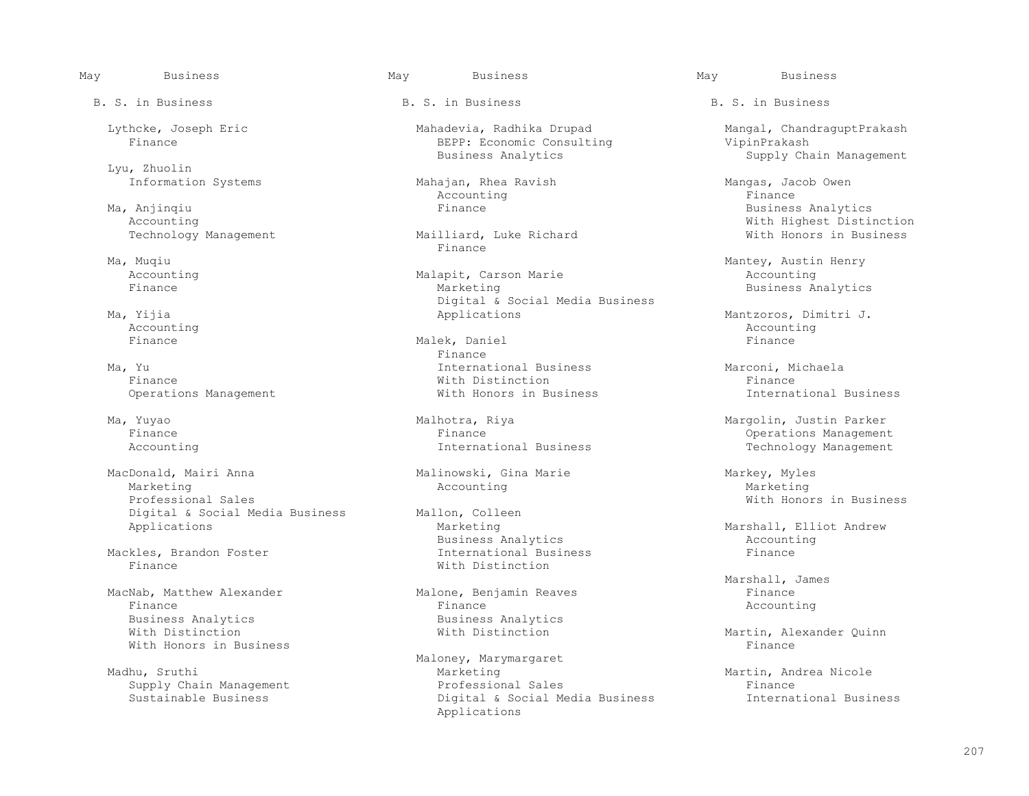## May Business

### B. S. in Business

Lythcke, Joseph Eric
Finance

Lyu, Zhuolin
Information Systems

Ma, Anjinqiu
Accounting
Technology Management

Ma, Muqiu
Accounting
Finance

Ma, Yijia
Accounting
Finance

Ma, Yu
Finance
Operations Management

Ma, Yuyao
Finance
Accounting

MacDonald, Mairi Anna
Marketing
Professional Sales
Digital & Social Media Business Applications

Mackles, Brandon Foster
Finance

MacNab, Matthew Alexander
Finance
Business Analytics
With Distinction
With Honors in Business

Madhu, Sruthi
Supply Chain Management
Sustainable Business

Mahadevia, Radhika Drupad
BEPP: Economic Consulting
Business Analytics

Mahajan, Rhea Ravish
Accounting
Finance

Mailliard, Luke Richard
Finance

Malapit, Carson Marie
Marketing
Digital & Social Media Business Applications

Malek, Daniel
Finance
International Business
With Distinction
With Honors in Business

Malhotra, Riya
Finance
International Business

Malinowski, Gina Marie
Accounting

Mallon, Colleen
Marketing
Business Analytics
International Business
With Distinction

Malone, Benjamin Reaves
Finance
Business Analytics
With Distinction

Maloney, Marymargaret
Marketing
Professional Sales
Digital & Social Media Business Applications

Mangal, ChandraguptPrakash VipinPrakash
Supply Chain Management

Mangas, Jacob Owen
Finance
Business Analytics
With Highest Distinction
With Honors in Business

Mantey, Austin Henry
Accounting
Business Analytics

Mantzoros, Dimitri J.
Accounting
Finance

Marconi, Michaela
Finance
International Business

Margolin, Justin Parker
Operations Management
Technology Management

Markey, Myles
Marketing
With Honors in Business

Marshall, Elliot Andrew
Accounting
Finance

Marshall, James
Finance
Accounting

Martin, Alexander Quinn
Finance

Martin, Andrea Nicole
Finance
International Business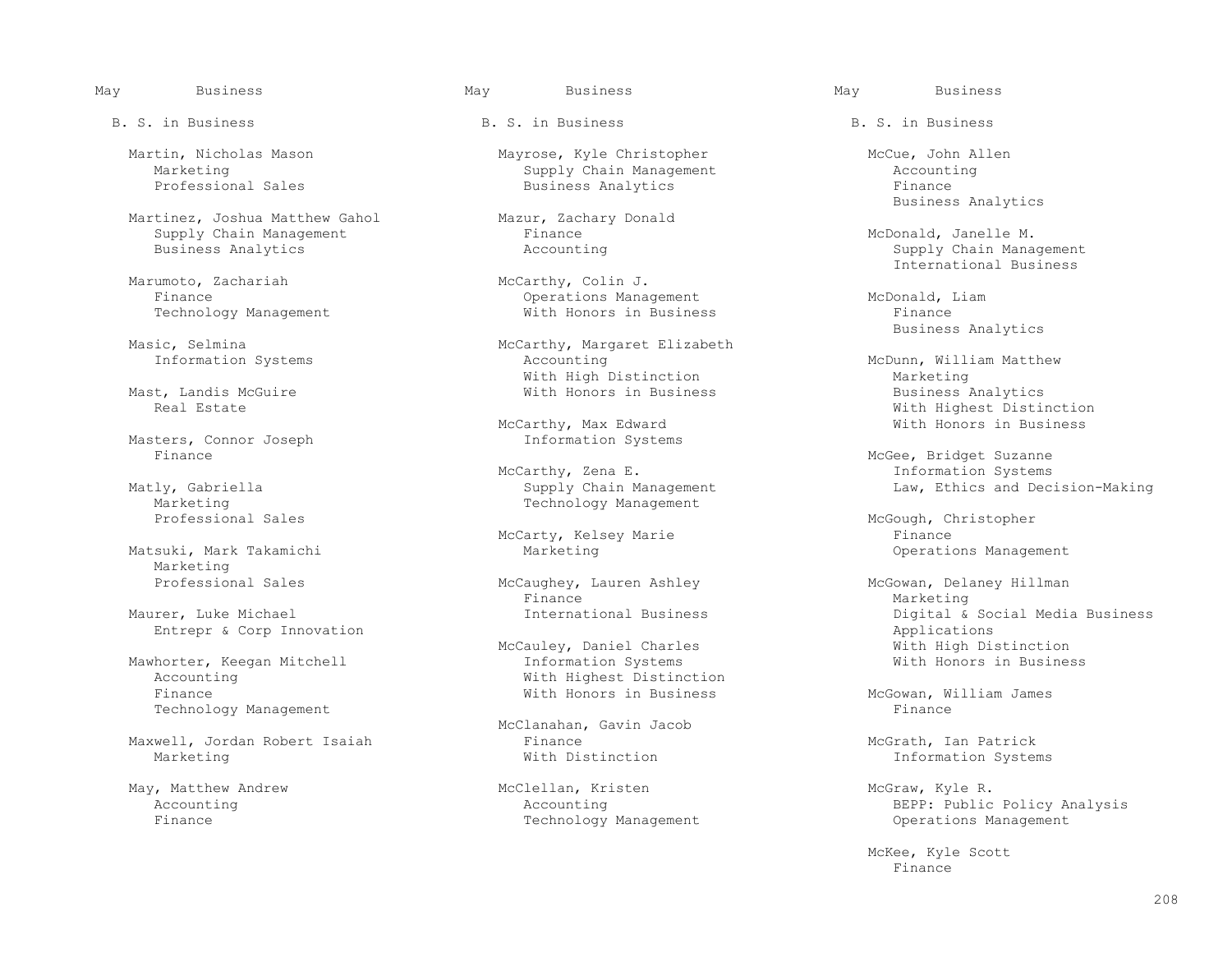May Business

B. S. in Business

Martin, Nicholas Mason
Marketing
Professional Sales

Martinez, Joshua Matthew Gahol
Supply Chain Management
Business Analytics

Marumoto, Zachariah
Finance
Technology Management

Masic, Selmina
Information Systems

Mast, Landis McGuire
Real Estate

Masters, Connor Joseph
Finance

Matly, Gabriella
Marketing
Professional Sales

Matsuki, Mark Takamichi
Marketing
Professional Sales

Maurer, Luke Michael
Entrepr & Corp Innovation

Mawhorter, Keegan Mitchell
Accounting
Finance
Technology Management

Maxwell, Jordan Robert Isaiah
Marketing

May, Matthew Andrew
Accounting
Finance

Mayrose, Kyle Christopher
Supply Chain Management
Business Analytics

Mazur, Zachary Donald
Finance
Accounting

McCarthy, Colin J.
Operations Management
With Honors in Business

McCarthy, Margaret Elizabeth
Accounting
With High Distinction
With Honors in Business

McCarthy, Max Edward
Information Systems

McCarthy, Zena E.
Supply Chain Management
Technology Management

McCarty, Kelsey Marie
Marketing

McCaughey, Lauren Ashley
Finance
International Business

McCauley, Daniel Charles
Information Systems
With Highest Distinction
With Honors in Business

McClanahan, Gavin Jacob
Finance
With Distinction

McClellan, Kristen
Accounting
Technology Management

McCue, John Allen
Accounting
Finance
Business Analytics

McDonald, Janelle M.
Supply Chain Management
International Business

McDonald, Liam
Finance
Business Analytics

McDunn, William Matthew
Marketing
Business Analytics
With Highest Distinction
With Honors in Business

McGee, Bridget Suzanne
Information Systems
Law, Ethics and Decision-Making

McGough, Christopher
Finance
Operations Management

McGowan, Delaney Hillman
Marketing
Digital & Social Media Business Applications
With High Distinction
With Honors in Business

McGowan, William James
Finance

McGrath, Ian Patrick
Information Systems

McGraw, Kyle R.
BEPP: Public Policy Analysis
Operations Management

McKee, Kyle Scott
Finance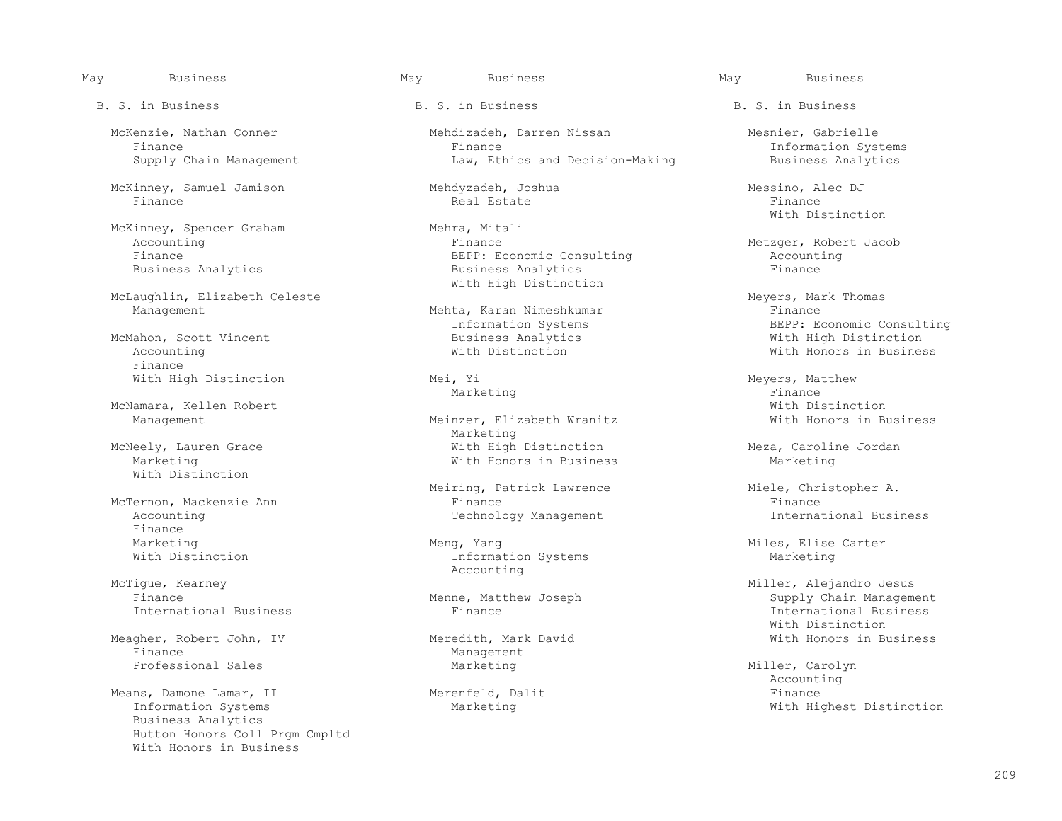May Business

B. S. in Business

McKenzie, Nathan Conner
- Finance
- Supply Chain Management

McKinney, Samuel Jamison
- Finance

McKinney, Spencer Graham
- Accounting
- Finance
- Business Analytics

McLaughlin, Elizabeth Celeste
- Management

McMahon, Scott Vincent
- Accounting
- Finance
- With High Distinction

McNamara, Kellen Robert
- Management

McNeely, Lauren Grace
- Marketing
- With Distinction

McTernon, Mackenzie Ann
- Accounting
- Finance
- Marketing
- With Distinction

McTigue, Kearney
- Finance
- International Business

Meagher, Robert John, IV
- Finance
- Professional Sales

Means, Damone Lamar, II
- Information Systems
- Business Analytics
- Hutton Honors Coll Prgm Cmpltd
- With Honors in Business

Mehdizadeh, Darren Nissan
- Finance
- Law, Ethics and Decision-Making

Mehdyzadeh, Joshua
- Real Estate

Mehra, Mitali
- Finance
- BEPP: Economic Consulting
- Business Analytics
- With High Distinction

Mehta, Karan Nimeshkumar
- Information Systems
- Business Analytics
- With Distinction

Mei, Yi
- Marketing

Meinzer, Elizabeth Wranitz
- Marketing
- With High Distinction
- With Honors in Business

Meiring, Patrick Lawrence
- Finance
- Technology Management

Meng, Yang
- Information Systems
- Accounting

Menne, Matthew Joseph
- Finance

Meredith, Mark David
- Management
- Marketing

Merenfeld, Dalit
- Marketing

Mesnier, Gabrielle
- Information Systems
- Business Analytics

Messino, Alec DJ
- Finance
- With Distinction

Metzger, Robert Jacob
- Accounting
- Finance

Meyers, Mark Thomas
- Finance
- BEPP: Economic Consulting
- With High Distinction
- With Honors in Business

Meyers, Matthew
- Finance
- With Distinction
- With Honors in Business

Meza, Caroline Jordan
- Marketing

Miele, Christopher A.
- Finance
- International Business

Miles, Elise Carter
- Marketing

Miller, Alejandro Jesus
- Supply Chain Management
- International Business
- With Distinction
- With Honors in Business

Miller, Carolyn
- Accounting
- Finance
- With Highest Distinction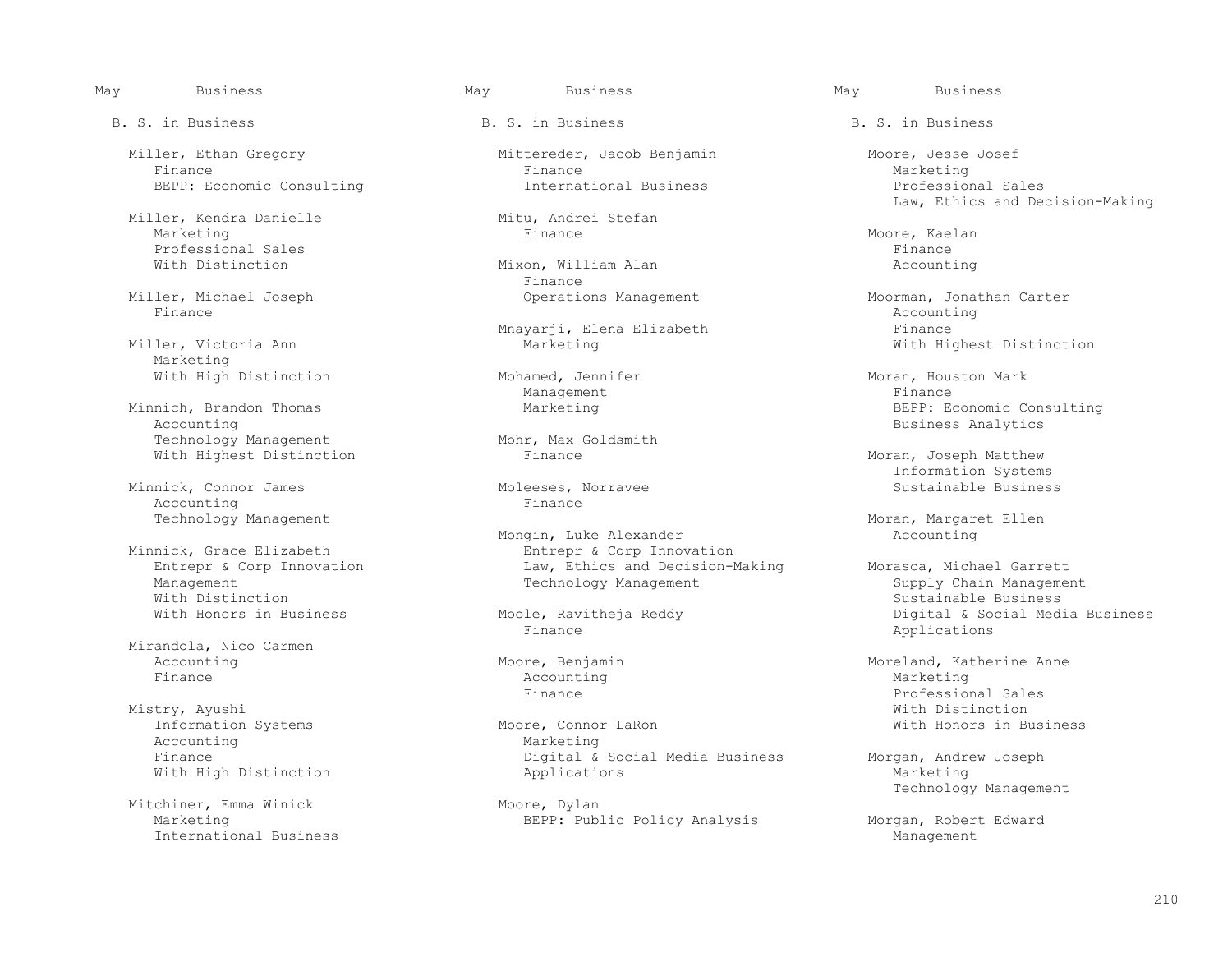May Business

B. S. in Business

Miller, Ethan Gregory
- Finance
- BEPP: Economic Consulting

Miller, Kendra Danielle
- Marketing
- Professional Sales
- With Distinction

Miller, Michael Joseph
- Finance

Miller, Victoria Ann
- Marketing
- With High Distinction

Minnich, Brandon Thomas
- Accounting
- Technology Management
- With Highest Distinction

Minnick, Connor James
- Accounting
- Technology Management

Minnick, Grace Elizabeth
- Entrepr & Corp Innovation
- Management
- With Distinction
- With Honors in Business

Mirandola, Nico Carmen
- Accounting
- Finance

Mistry, Ayushi
- Information Systems
- Accounting
- Finance
- With High Distinction

Mitchiner, Emma Winick
- Marketing
- International Business

Mittereder, Jacob Benjamin
- Finance
- International Business

Mitu, Andrei Stefan
- Finance

Mixon, William Alan
- Finance
- Operations Management

Mnayarji, Elena Elizabeth
- Marketing

Mohamed, Jennifer
- Management
- Marketing

Mohr, Max Goldsmith
- Finance

Moleeses, Norravee
- Finance

Mongin, Luke Alexander
- Entrepr & Corp Innovation
- Law, Ethics and Decision-Making
- Technology Management

Moole, Ravitheja Reddy
- Finance

Moore, Benjamin
- Accounting
- Finance

Moore, Connor LaRon
- Marketing
- Digital & Social Media Business Applications

Moore, Dylan
- BEPP: Public Policy Analysis

Moore, Jesse Josef
- Marketing
- Professional Sales
- Law, Ethics and Decision-Making

Moore, Kaelan
- Finance
- Accounting

Moorman, Jonathan Carter
- Accounting
- Finance
- With Highest Distinction

Moran, Houston Mark
- Finance
- BEPP: Economic Consulting
- Business Analytics

Moran, Joseph Matthew
- Information Systems
- Sustainable Business

Moran, Margaret Ellen
- Accounting

Morasca, Michael Garrett
- Supply Chain Management
- Sustainable Business
- Digital & Social Media Business Applications

Moreland, Katherine Anne
- Marketing
- Professional Sales
- With Distinction
- With Honors in Business

Morgan, Andrew Joseph
- Marketing
- Technology Management

Morgan, Robert Edward
- Management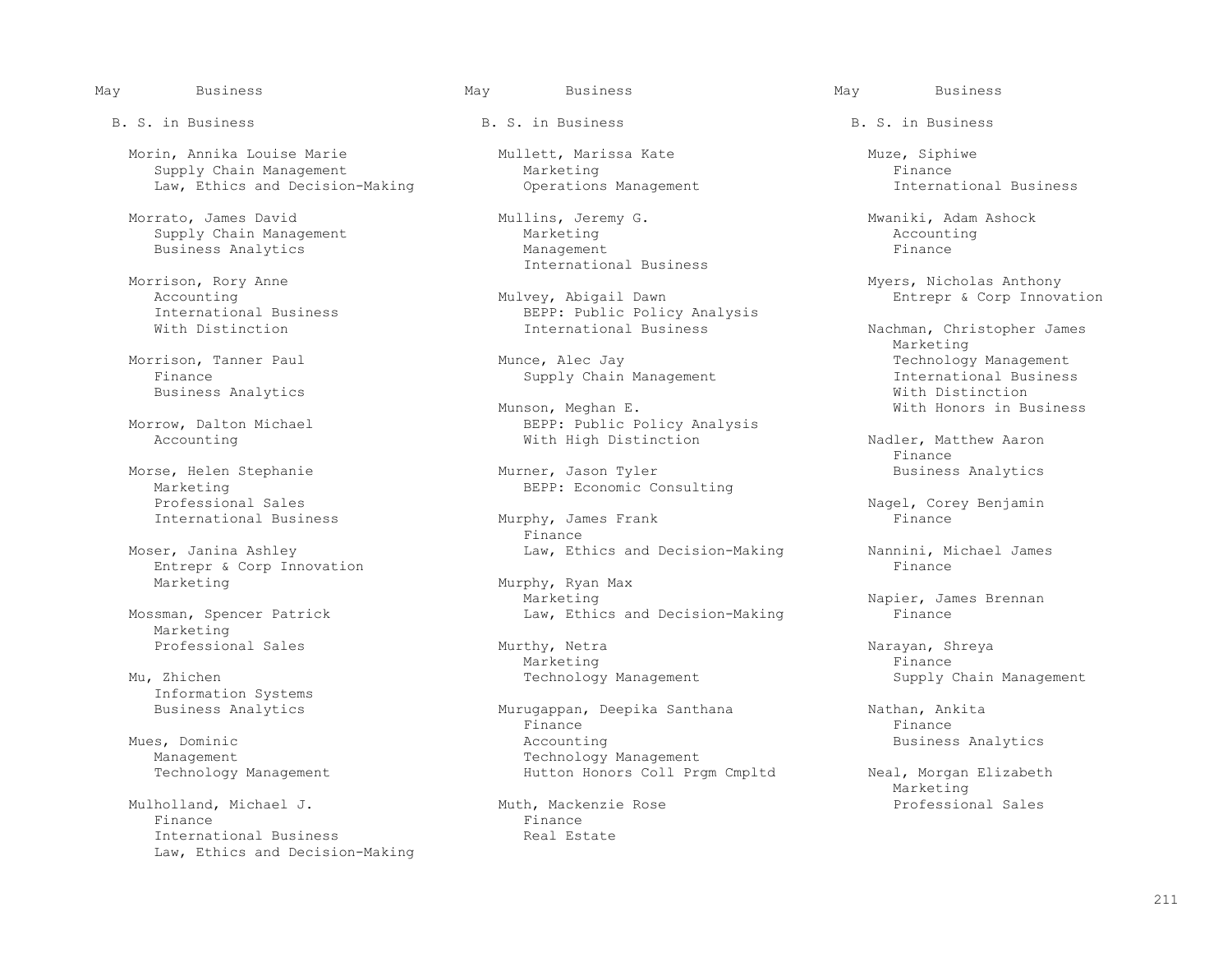May Business

B. S. in Business

Morin, Annika Louise Marie
- Supply Chain Management
- Law, Ethics and Decision-Making

Morrato, James David
- Supply Chain Management
- Business Analytics

Morrison, Rory Anne
- Accounting
- International Business
- With Distinction

Morrison, Tanner Paul
- Finance
- Business Analytics

Morrow, Dalton Michael
- Accounting

Morse, Helen Stephanie
- Marketing
- Professional Sales
- International Business

Moser, Janina Ashley
- Entrepr & Corp Innovation
- Marketing

Mossman, Spencer Patrick
- Marketing
- Professional Sales

Mu, Zhichen
- Information Systems
- Business Analytics

Mues, Dominic
- Management
- Technology Management

Mulholland, Michael J.
- Finance
- International Business
- Law, Ethics and Decision-Making

Mullett, Marissa Kate
- Marketing
- Operations Management

Mullins, Jeremy G.
- Marketing
- Management
- International Business

Mulvey, Abigail Dawn
- BEPP: Public Policy Analysis
- International Business

Munce, Alec Jay
- Supply Chain Management

Munson, Meghan E.
- BEPP: Public Policy Analysis
- With High Distinction

Murner, Jason Tyler
- BEPP: Economic Consulting

Murphy, James Frank
- Finance
- Law, Ethics and Decision-Making

Murphy, Ryan Max
- Marketing
- Law, Ethics and Decision-Making

Murthy, Netra
- Marketing
- Technology Management

Murugappan, Deepika Santhana
- Finance
- Accounting
- Technology Management
- Hutton Honors Coll Prgm Cmpltd

Muth, Mackenzie Rose
- Finance
- Real Estate

Muze, Siphiwe
- Finance
- International Business

Mwaniki, Adam Ashock
- Accounting
- Finance

Myers, Nicholas Anthony
- Entrepr & Corp Innovation

Nachman, Christopher James
- Marketing
- Technology Management
- International Business
- With Distinction
- With Honors in Business

Nadler, Matthew Aaron
- Finance
- Business Analytics

Nagel, Corey Benjamin
- Finance

Nannini, Michael James
- Finance

Napier, James Brennan
- Finance

Narayan, Shreya
- Finance
- Supply Chain Management

Nathan, Ankita
- Finance
- Business Analytics

Neal, Morgan Elizabeth
- Marketing
- Professional Sales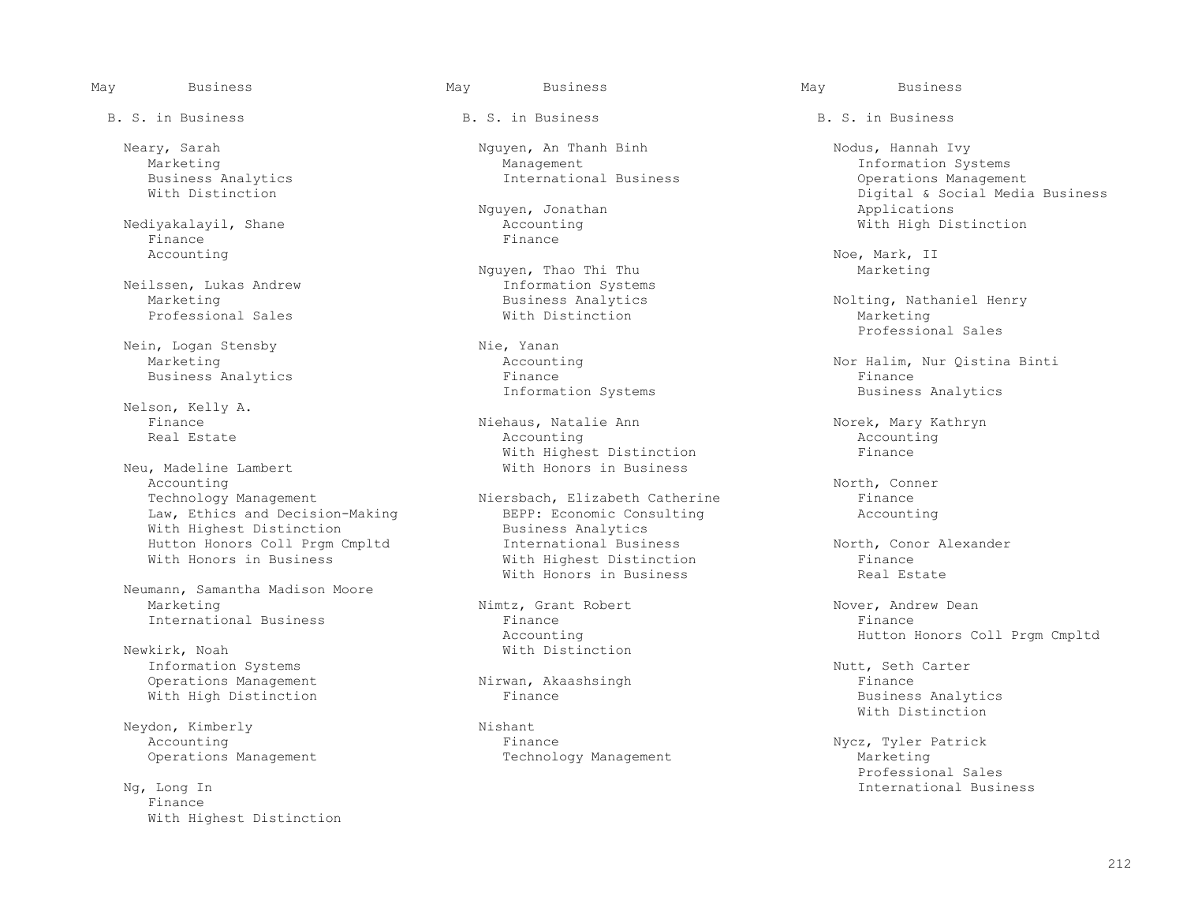## May Business

### B. S. in Business

Neary, Sarah
- Marketing
- Business Analytics
- With Distinction

Nediyakalayil, Shane
- Finance
- Accounting

Neilssen, Lukas Andrew
- Marketing
- Professional Sales

Nein, Logan Stensby
- Marketing
- Business Analytics

Nelson, Kelly A.
- Finance
- Real Estate

Neu, Madeline Lambert
- Accounting
- Technology Management
- Law, Ethics and Decision-Making
- With Highest Distinction
- Hutton Honors Coll Prgm Cmpltd
- With Honors in Business

Neumann, Samantha Madison Moore
- Marketing
- International Business

Newkirk, Noah
- Information Systems
- Operations Management
- With High Distinction

Neydon, Kimberly
- Accounting
- Operations Management

Ng, Long In
- Finance
- With Highest Distinction

Nguyen, An Thanh Binh
- Management
- International Business

Nguyen, Jonathan
- Accounting
- Finance

Nguyen, Thao Thi Thu
- Information Systems
- Business Analytics
- With Distinction

Nie, Yanan
- Accounting
- Finance
- Information Systems

Niehaus, Natalie Ann
- Accounting
- With Highest Distinction
- With Honors in Business

Niersbach, Elizabeth Catherine
- BEPP: Economic Consulting
- Business Analytics
- International Business
- With Highest Distinction
- With Honors in Business

Nimtz, Grant Robert
- Finance
- Accounting
- With Distinction

Nirwan, Akaashsingh
- Finance

Nishant
- Finance
- Technology Management

Nodus, Hannah Ivy
- Information Systems
- Operations Management
- Digital & Social Media Business Applications
- With High Distinction

Noe, Mark, II
- Marketing

Nolting, Nathaniel Henry
- Marketing
- Professional Sales

Nor Halim, Nur Qistina Binti
- Finance
- Business Analytics

Norek, Mary Kathryn
- Accounting
- Finance

North, Conner
- Finance
- Accounting

North, Conor Alexander
- Finance
- Real Estate

Nover, Andrew Dean
- Finance
- Hutton Honors Coll Prgm Cmpltd

Nutt, Seth Carter
- Finance
- Business Analytics
- With Distinction

Nycz, Tyler Patrick
- Marketing
- Professional Sales
- International Business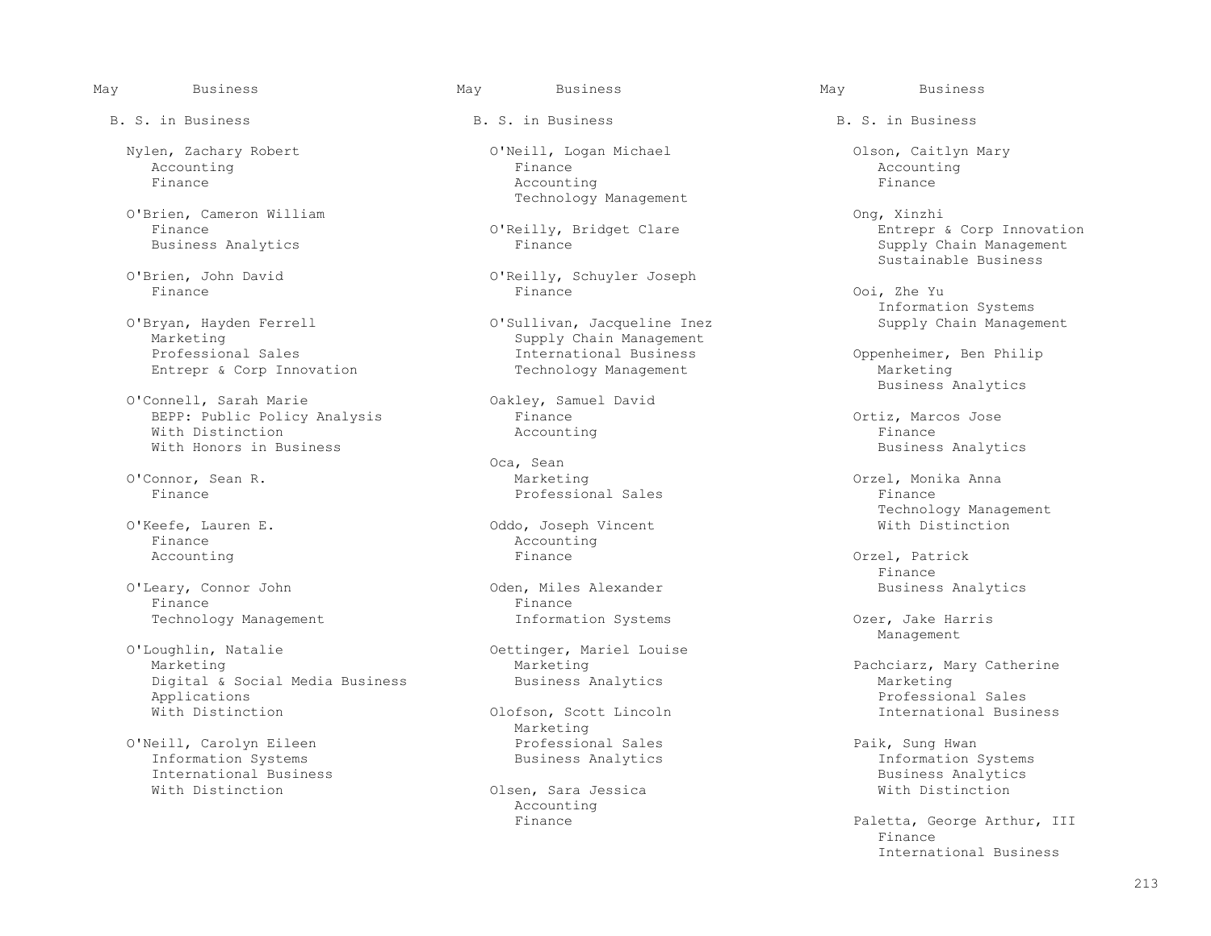May Business

B. S. in Business

Nylen, Zachary Robert
- Accounting
- Finance

O'Brien, Cameron William
- Finance
- Business Analytics

O'Brien, John David
- Finance

O'Bryan, Hayden Ferrell
- Marketing
- Professional Sales
- Entrepr & Corp Innovation

O'Connell, Sarah Marie
- BEPP: Public Policy Analysis
- With Distinction
- With Honors in Business

O'Connor, Sean R.
- Finance

O'Keefe, Lauren E.
- Finance
- Accounting

O'Leary, Connor John
- Finance
- Technology Management

O'Loughlin, Natalie
- Marketing
- Digital & Social Media Business Applications
- With Distinction

O'Neill, Carolyn Eileen
- Information Systems
- International Business
- With Distinction

O'Neill, Logan Michael
- Finance
- Accounting
- Technology Management

O'Reilly, Bridget Clare
- Finance

O'Reilly, Schuyler Joseph
- Finance

O'Sullivan, Jacqueline Inez
- Supply Chain Management
- International Business
- Technology Management

Oakley, Samuel David
- Finance
- Accounting

Oca, Sean
- Marketing
- Professional Sales

Oddo, Joseph Vincent
- Accounting
- Finance

Oden, Miles Alexander
- Finance
- Information Systems

Oettinger, Mariel Louise
- Marketing
- Business Analytics

Olofson, Scott Lincoln
- Marketing
- Professional Sales
- Business Analytics

Olsen, Sara Jessica
- Accounting
- Finance

Olson, Caitlyn Mary
- Accounting
- Finance

Ong, Xinzhi
- Entrepr & Corp Innovation
- Supply Chain Management
- Sustainable Business

Ooi, Zhe Yu
- Information Systems
- Supply Chain Management

Oppenheimer, Ben Philip
- Marketing
- Business Analytics

Ortiz, Marcos Jose
- Finance
- Business Analytics

Orzel, Monika Anna
- Finance
- Technology Management
- With Distinction

Orzel, Patrick
- Finance
- Business Analytics

Ozer, Jake Harris
- Management

Pachciarz, Mary Catherine
- Marketing
- Professional Sales
- International Business

Paik, Sung Hwan
- Information Systems
- Business Analytics
- With Distinction

Paletta, George Arthur, III
- Finance
- International Business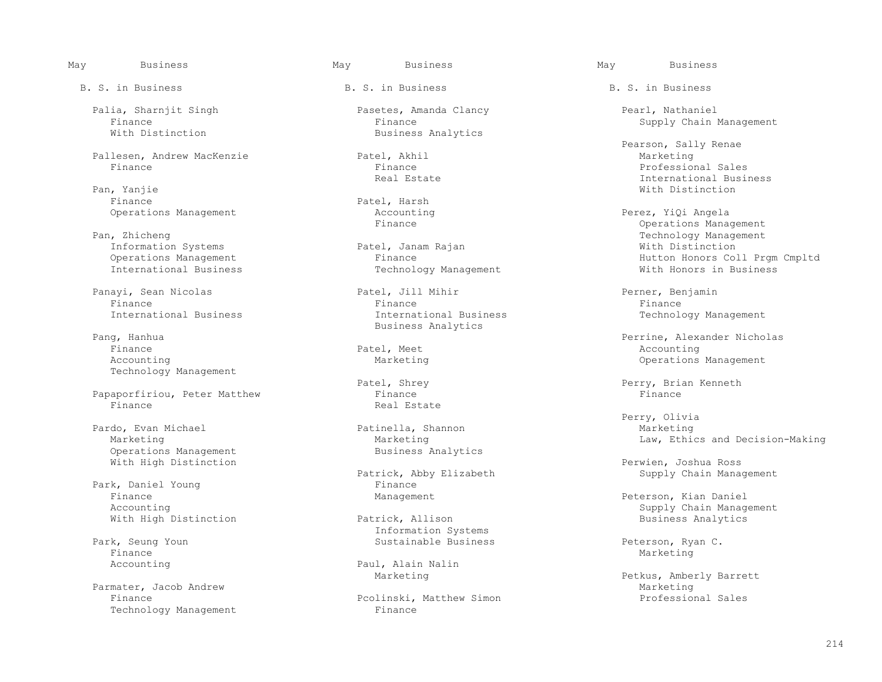May Business

B. S. in Business

Palia, Sharnjit Singh
- Finance
- With Distinction

Pallesen, Andrew MacKenzie
- Finance

Pan, Yanjie
- Finance
- Operations Management

Pan, Zhicheng
- Information Systems
- Operations Management
- International Business

Panayi, Sean Nicolas
- Finance
- International Business

Pang, Hanhua
- Finance
- Accounting
- Technology Management

Papaporfiriou, Peter Matthew
- Finance

Pardo, Evan Michael
- Marketing
- Operations Management
- With High Distinction

Park, Daniel Young
- Finance
- Accounting
- With High Distinction

Park, Seung Youn
- Finance
- Accounting

Parmater, Jacob Andrew
- Finance
- Technology Management

Pasetes, Amanda Clancy
- Finance
- Business Analytics

Patel, Akhil
- Finance
- Real Estate

Patel, Harsh
- Accounting
- Finance

Patel, Janam Rajan
- Finance
- Technology Management

Patel, Jill Mihir
- Finance
- International Business
- Business Analytics

Patel, Meet
- Marketing

Patel, Shrey
- Finance
- Real Estate

Patinella, Shannon
- Marketing
- Business Analytics

Patrick, Abby Elizabeth
- Finance
- Management

Patrick, Allison
- Information Systems
- Sustainable Business

Paul, Alain Nalin
- Marketing

Pcolinski, Matthew Simon
- Finance

Pearl, Nathaniel
- Supply Chain Management

Pearson, Sally Renae
- Marketing
- Professional Sales
- International Business
- With Distinction

Perez, YiQi Angela
- Operations Management
- Technology Management
- With Distinction
- Hutton Honors Coll Prgm Cmpltd
- With Honors in Business

Perner, Benjamin
- Finance
- Technology Management

Perrine, Alexander Nicholas
- Accounting
- Operations Management

Perry, Brian Kenneth
- Finance

Perry, Olivia
- Marketing
- Law, Ethics and Decision-Making

Perwien, Joshua Ross
- Supply Chain Management

Peterson, Kian Daniel
- Supply Chain Management
- Business Analytics

Peterson, Ryan C.
- Marketing

Petkus, Amberly Barrett
- Marketing
- Professional Sales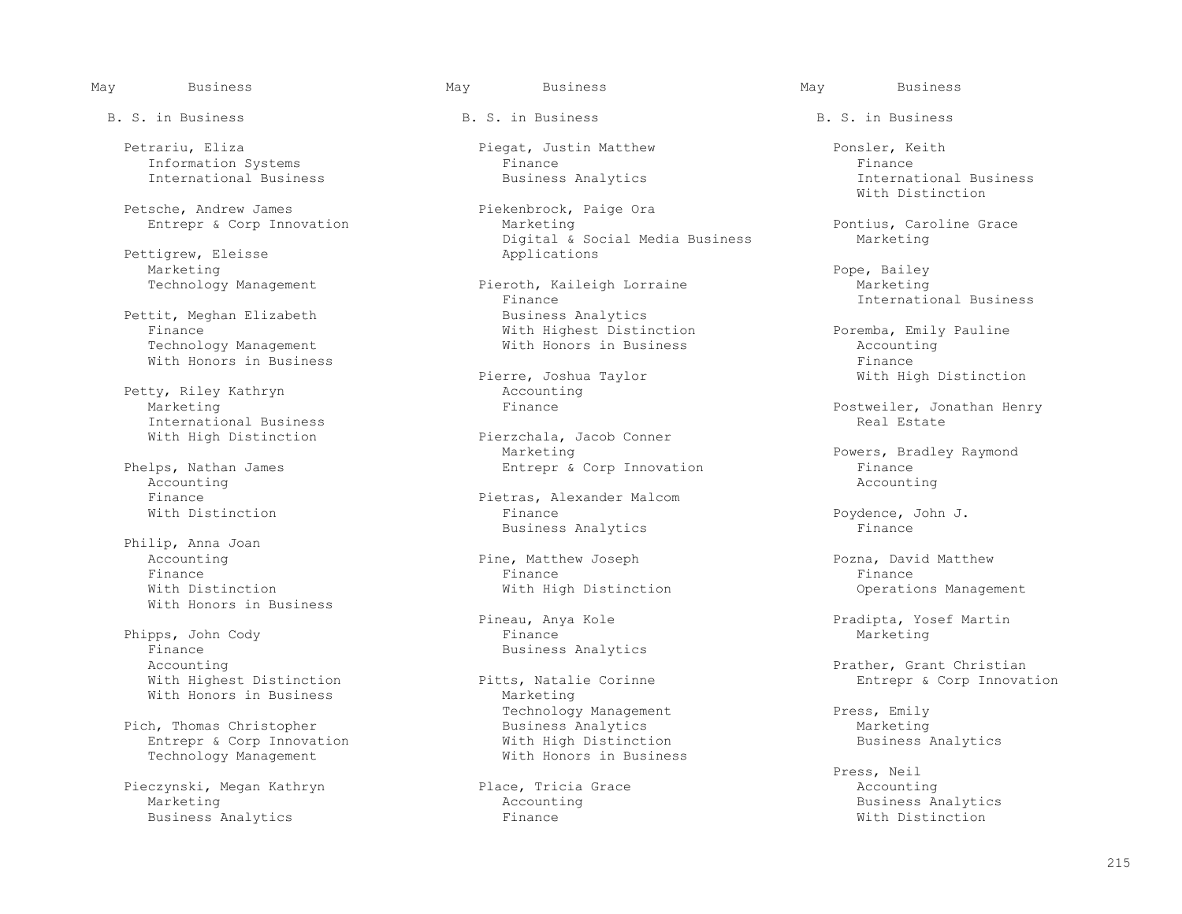May Business

B. S. in Business

Petrariu, Eliza
- Information Systems
- International Business

Petsche, Andrew James
- Entrepr & Corp Innovation

Pettigrew, Eleisse
- Marketing
- Technology Management

Pettit, Meghan Elizabeth
- Finance
- Technology Management
- With Honors in Business

Petty, Riley Kathryn
- Marketing
- International Business
- With High Distinction

Phelps, Nathan James
- Accounting
- Finance
- With Distinction

Philip, Anna Joan
- Accounting
- Finance
- With Distinction
- With Honors in Business

Phipps, John Cody
- Finance
- Accounting
- With Highest Distinction
- With Honors in Business

Pich, Thomas Christopher
- Entrepr & Corp Innovation
- Technology Management

Pieczynski, Megan Kathryn
- Marketing
- Business Analytics

Piegat, Justin Matthew
- Finance
- Business Analytics

Piekenbrock, Paige Ora
- Marketing
- Digital & Social Media Business Applications

Pieroth, Kaileigh Lorraine
- Finance
- Business Analytics
- With Highest Distinction
- With Honors in Business

Pierre, Joshua Taylor
- Accounting
- Finance

Pierzchala, Jacob Conner
- Marketing
- Entrepr & Corp Innovation

Pietras, Alexander Malcom
- Finance
- Business Analytics

Pine, Matthew Joseph
- Finance
- With High Distinction

Pineau, Anya Kole
- Finance
- Business Analytics

Pitts, Natalie Corinne
- Marketing
- Technology Management
- Business Analytics
- With High Distinction
- With Honors in Business

Place, Tricia Grace
- Accounting
- Finance

Ponsler, Keith
- Finance
- International Business
- With Distinction

Pontius, Caroline Grace
- Marketing

Pope, Bailey
- Marketing
- International Business

Poremba, Emily Pauline
- Accounting
- Finance
- With High Distinction

Postweiler, Jonathan Henry
- Real Estate

Powers, Bradley Raymond
- Finance
- Accounting

Poydence, John J.
- Finance

Pozna, David Matthew
- Finance
- Operations Management

Pradipta, Yosef Martin
- Marketing

Prather, Grant Christian
- Entrepr & Corp Innovation

Press, Emily
- Marketing
- Business Analytics

Press, Neil
- Accounting
- Business Analytics
- With Distinction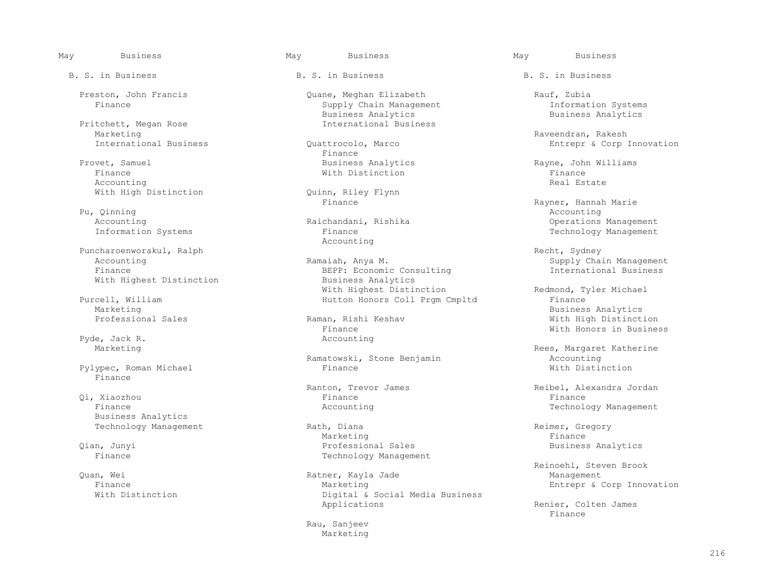## May — Business

### B. S. in Business

Preston, John Francis
- Finance

Pritchett, Megan Rose
- Marketing
- International Business

Provet, Samuel
- Finance
- Accounting
- With High Distinction

Pu, Qinning
- Accounting
- Information Systems

Puncharoenworakul, Ralph
- Accounting
- Finance
- With Highest Distinction

Purcell, William
- Marketing
- Professional Sales

Pyde, Jack R.
- Marketing

Pylypec, Roman Michael
- Finance

Qi, Xiaozhou
- Finance
- Business Analytics
- Technology Management

Qian, Junyi
- Finance

Quan, Wei
- Finance
- With Distinction

Quane, Meghan Elizabeth
- Supply Chain Management
- Business Analytics
- International Business

Quattrocolo, Marco
- Finance
- Business Analytics
- With Distinction

Quinn, Riley Flynn
- Finance

Raichandani, Rishika
- Finance
- Accounting

Ramaiah, Anya M.
- BEPP: Economic Consulting
- Business Analytics
- With Highest Distinction
- Hutton Honors Coll Prgm Cmpltd

Raman, Rishi Keshav
- Finance
- Accounting

Ramatowski, Stone Benjamin
- Finance

Ranton, Trevor James
- Finance
- Accounting

Rath, Diana
- Marketing
- Professional Sales
- Technology Management

Ratner, Kayla Jade
- Marketing
- Digital & Social Media Business Applications

Rau, Sanjeev
- Marketing

Rauf, Zubia
- Information Systems
- Business Analytics

Raveendran, Rakesh
- Entrepr & Corp Innovation

Rayne, John Williams
- Finance
- Real Estate

Rayner, Hannah Marie
- Accounting
- Operations Management
- Technology Management

Recht, Sydney
- Supply Chain Management
- International Business

Redmond, Tyler Michael
- Finance
- Business Analytics
- With High Distinction
- With Honors in Business

Rees, Margaret Katherine
- Accounting
- With Distinction

Reibel, Alexandra Jordan
- Finance
- Technology Management

Reimer, Gregory
- Finance
- Business Analytics

Reinoehl, Steven Brook
- Management
- Entrepr & Corp Innovation

Renier, Colten James
- Finance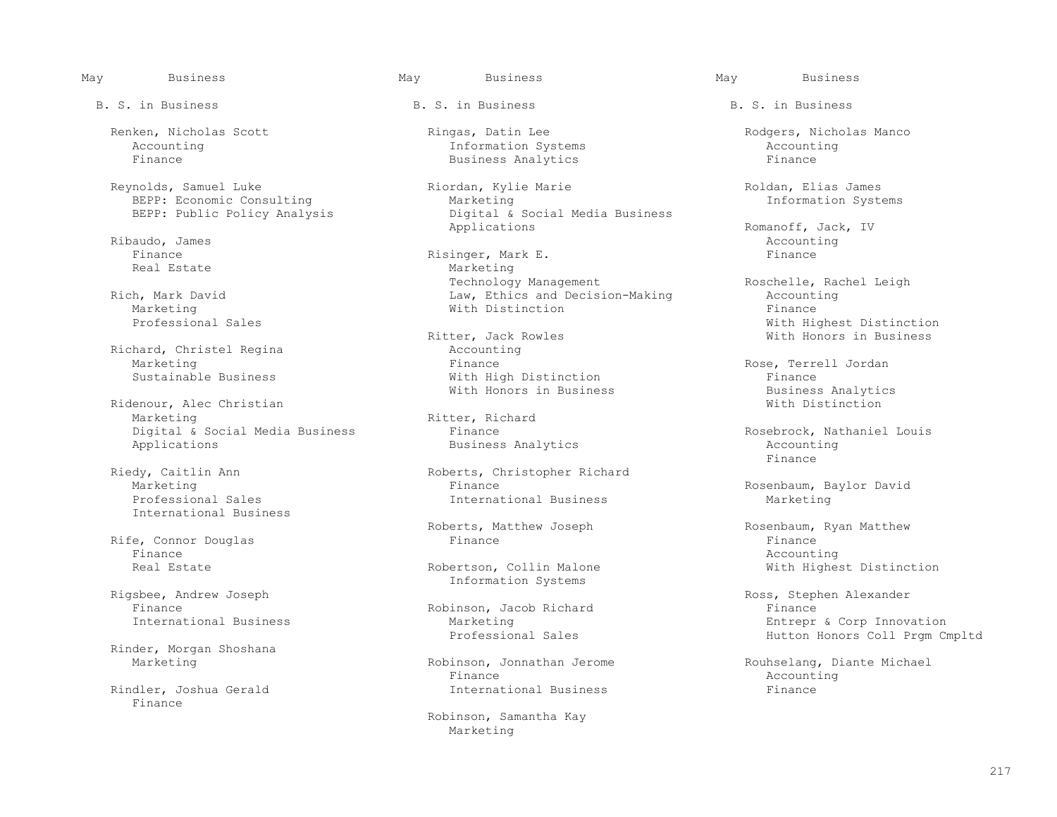May Business

## B. S. in Business

**Renken, Nicholas Scott**
Accounting
Finance

**Reynolds, Samuel Luke**
BEPP: Economic Consulting
BEPP: Public Policy Analysis

**Ribaudo, James**
Finance
Real Estate

**Rich, Mark David**
Marketing
Professional Sales

**Richard, Christel Regina**
Marketing
Sustainable Business

**Ridenour, Alec Christian**
Marketing
Digital & Social Media Business Applications

**Riedy, Caitlin Ann**
Marketing
Professional Sales
International Business

**Rife, Connor Douglas**
Finance
Real Estate

**Rigsbee, Andrew Joseph**
Finance
International Business

**Rinder, Morgan Shoshana**
Marketing

**Rindler, Joshua Gerald**
Finance

**Ringas, Datin Lee**
Information Systems
Business Analytics

**Riordan, Kylie Marie**
Marketing
Digital & Social Media Business Applications

**Risinger, Mark E.**
Marketing
Technology Management
Law, Ethics and Decision-Making
With Distinction

**Ritter, Jack Rowles**
Accounting
Finance
With High Distinction
With Honors in Business

**Ritter, Richard**
Finance
Business Analytics

**Roberts, Christopher Richard**
Finance
International Business

**Roberts, Matthew Joseph**
Finance

**Robertson, Collin Malone**
Information Systems

**Robinson, Jacob Richard**
Marketing
Professional Sales

**Robinson, Jonnathan Jerome**
Finance
International Business

**Robinson, Samantha Kay**
Marketing

**Rodgers, Nicholas Manco**
Accounting
Finance

**Roldan, Elias James**
Information Systems

**Romanoff, Jack, IV**
Accounting
Finance

**Roschelle, Rachel Leigh**
Accounting
Finance
With Highest Distinction
With Honors in Business

**Rose, Terrell Jordan**
Finance
Business Analytics
With Distinction

**Rosebrock, Nathaniel Louis**
Accounting
Finance

**Rosenbaum, Baylor David**
Marketing

**Rosenbaum, Ryan Matthew**
Finance
Accounting
With Highest Distinction

**Ross, Stephen Alexander**
Finance
Entrepr & Corp Innovation
Hutton Honors Coll Prgm Cmpltd

**Rouhselang, Diante Michael**
Accounting
Finance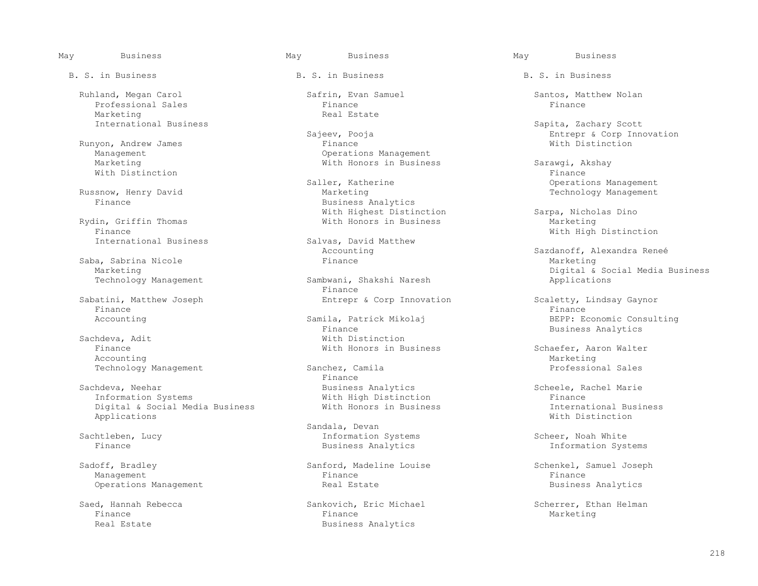May Business

B. S. in Business

Ruhland, Megan Carol
Professional Sales
Marketing
International Business

Runyon, Andrew James
Management
Marketing
With Distinction

Russnow, Henry David
Finance

Rydin, Griffin Thomas
Finance
International Business

Saba, Sabrina Nicole
Marketing
Technology Management

Sabatini, Matthew Joseph
Finance
Accounting

Sachdeva, Adit
Finance
Accounting
Technology Management

Sachdeva, Neehar
Information Systems
Digital & Social Media Business Applications

Sachtleben, Lucy
Finance

Sadoff, Bradley
Management
Operations Management

Saed, Hannah Rebecca
Finance
Real Estate

Safrin, Evan Samuel
Finance
Real Estate

Sajeev, Pooja
Finance
Operations Management
With Honors in Business

Saller, Katherine
Marketing
Business Analytics
With Highest Distinction
With Honors in Business

Salvas, David Matthew
Accounting
Finance

Sambwani, Shakshi Naresh
Finance
Entrepr & Corp Innovation

Samila, Patrick Mikolaj
Finance
With Distinction
With Honors in Business

Sanchez, Camila
Finance
Business Analytics
With High Distinction
With Honors in Business

Sandala, Devan
Information Systems
Business Analytics

Sanford, Madeline Louise
Finance
Real Estate

Sankovich, Eric Michael
Finance
Business Analytics

Santos, Matthew Nolan
Finance

Sapita, Zachary Scott
Entrepr & Corp Innovation
With Distinction

Sarawgi, Akshay
Finance
Operations Management
Technology Management

Sarpa, Nicholas Dino
Marketing
With High Distinction

Sazdanoff, Alexandra Reneé
Marketing
Digital & Social Media Business Applications

Scaletty, Lindsay Gaynor
Finance
BEPP: Economic Consulting
Business Analytics

Schaefer, Aaron Walter
Marketing
Professional Sales

Scheele, Rachel Marie
Finance
International Business
With Distinction

Scheer, Noah White
Information Systems

Schenkel, Samuel Joseph
Finance
Business Analytics

Scherrer, Ethan Helman
Marketing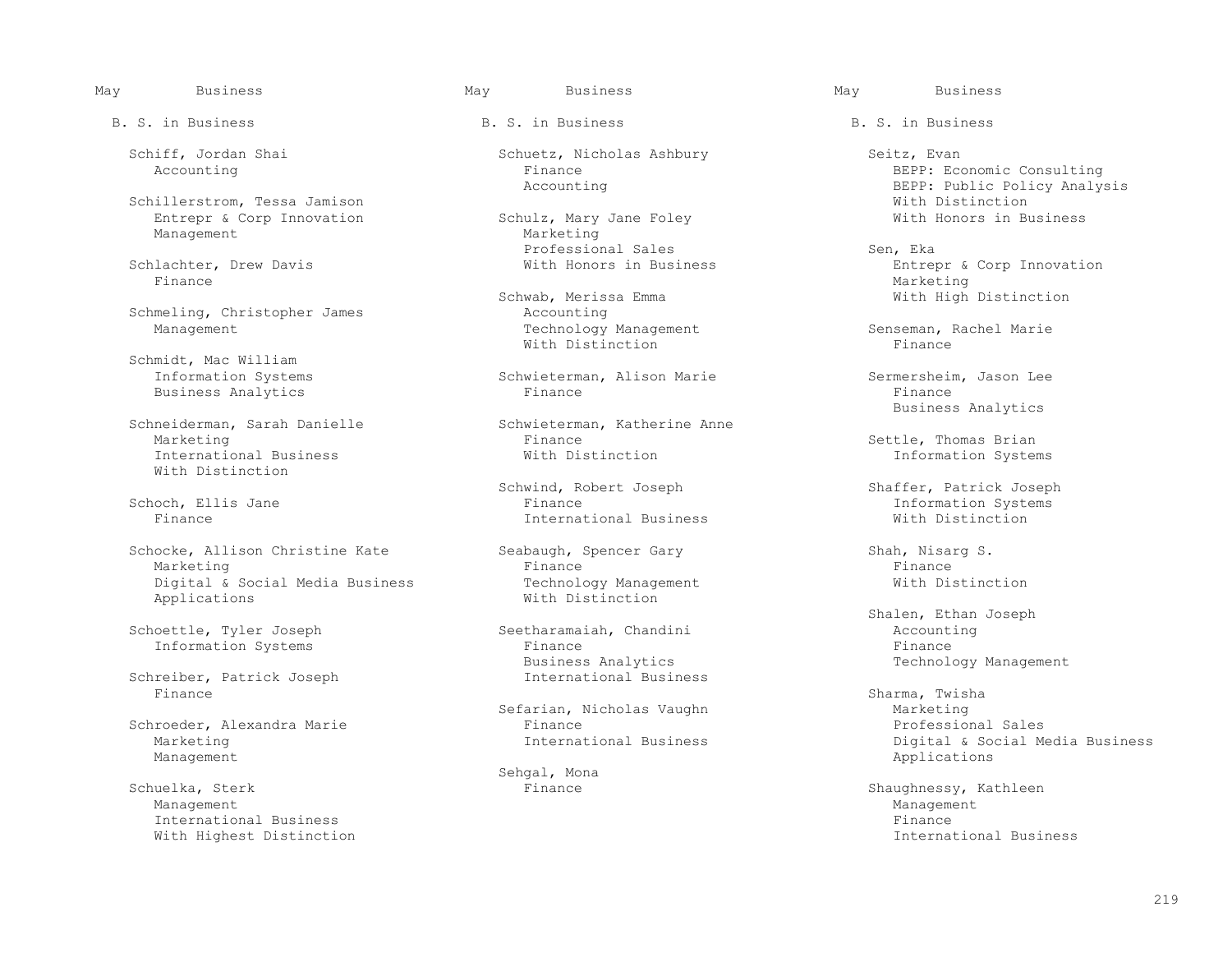May Business

B. S. in Business

Schiff, Jordan Shai
- Accounting

Schillerstrom, Tessa Jamison
- Entrepr & Corp Innovation
- Management

Schlachter, Drew Davis
- Finance

Schmeling, Christopher James
- Management

Schmidt, Mac William
- Information Systems
- Business Analytics

Schneiderman, Sarah Danielle
- Marketing
- International Business
- With Distinction

Schoch, Ellis Jane
- Finance

Schocke, Allison Christine Kate
- Marketing
- Digital & Social Media Business Applications

Schoettle, Tyler Joseph
- Information Systems

Schreiber, Patrick Joseph
- Finance

Schroeder, Alexandra Marie
- Marketing
- Management

Schuelka, Sterk
- Management
- International Business
- With Highest Distinction

Schuetz, Nicholas Ashbury
- Finance
- Accounting

Schulz, Mary Jane Foley
- Marketing
- Professional Sales
- With Honors in Business

Schwab, Merissa Emma
- Accounting
- Technology Management
- With Distinction

Schwieterman, Alison Marie
- Finance

Schwieterman, Katherine Anne
- Finance
- With Distinction

Schwind, Robert Joseph
- Finance
- International Business

Seabaugh, Spencer Gary
- Finance
- Technology Management
- With Distinction

Seetharamaiah, Chandini
- Finance
- Business Analytics
- International Business

Sefarian, Nicholas Vaughn
- Finance
- International Business

Sehgal, Mona
- Finance

Seitz, Evan
- BEPP: Economic Consulting
- BEPP: Public Policy Analysis
- With Distinction
- With Honors in Business

Sen, Eka
- Entrepr & Corp Innovation
- Marketing
- With High Distinction

Senseman, Rachel Marie
- Finance

Sermersheim, Jason Lee
- Finance
- Business Analytics

Settle, Thomas Brian
- Information Systems

Shaffer, Patrick Joseph
- Information Systems
- With Distinction

Shah, Nisarg S.
- Finance
- With Distinction

Shalen, Ethan Joseph
- Accounting
- Finance
- Technology Management

Sharma, Twisha
- Marketing
- Professional Sales
- Digital & Social Media Business Applications

Shaughnessy, Kathleen
- Management
- Finance
- International Business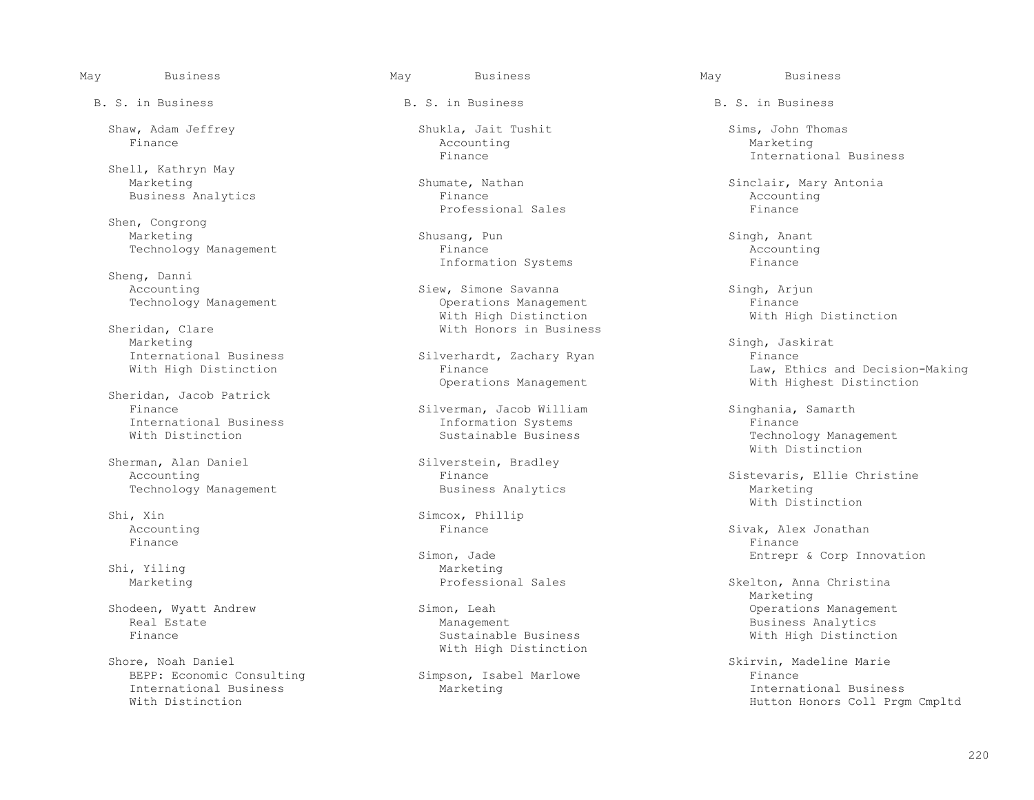May Business

B. S. in Business

Shaw, Adam Jeffrey
- Finance

Shell, Kathryn May
- Marketing
- Business Analytics

Shen, Congrong
- Marketing
- Technology Management

Sheng, Danni
- Accounting
- Technology Management

Sheridan, Clare
- Marketing
- International Business
- With High Distinction

Sheridan, Jacob Patrick
- Finance
- International Business
- With Distinction

Sherman, Alan Daniel
- Accounting
- Technology Management

Shi, Xin
- Accounting
- Finance

Shi, Yiling
- Marketing

Shodeen, Wyatt Andrew
- Real Estate
- Finance

Shore, Noah Daniel
- BEPP: Economic Consulting
- International Business
- With Distinction

Shukla, Jait Tushit
- Accounting
- Finance

Shumate, Nathan
- Finance
- Professional Sales

Shusang, Pun
- Finance
- Information Systems

Siew, Simone Savanna
- Operations Management
- With High Distinction
- With Honors in Business

Silverhardt, Zachary Ryan
- Finance
- Operations Management

Silverman, Jacob William
- Information Systems
- Sustainable Business

Silverstein, Bradley
- Finance
- Business Analytics

Simcox, Phillip
- Finance

Simon, Jade
- Marketing
- Professional Sales

Simon, Leah
- Management
- Sustainable Business
- With High Distinction

Simpson, Isabel Marlowe
- Marketing

Sims, John Thomas
- Marketing
- International Business

Sinclair, Mary Antonia
- Accounting
- Finance

Singh, Anant
- Accounting
- Finance

Singh, Arjun
- Finance
- With High Distinction

Singh, Jaskirat
- Finance
- Law, Ethics and Decision-Making
- With Highest Distinction

Singhania, Samarth
- Finance
- Technology Management
- With Distinction

Sistevaris, Ellie Christine
- Marketing
- With Distinction

Sivak, Alex Jonathan
- Finance
- Entrepr & Corp Innovation

Skelton, Anna Christina
- Marketing
- Operations Management
- Business Analytics
- With High Distinction

Skirvin, Madeline Marie
- Finance
- International Business
- Hutton Honors Coll Prgm Cmpltd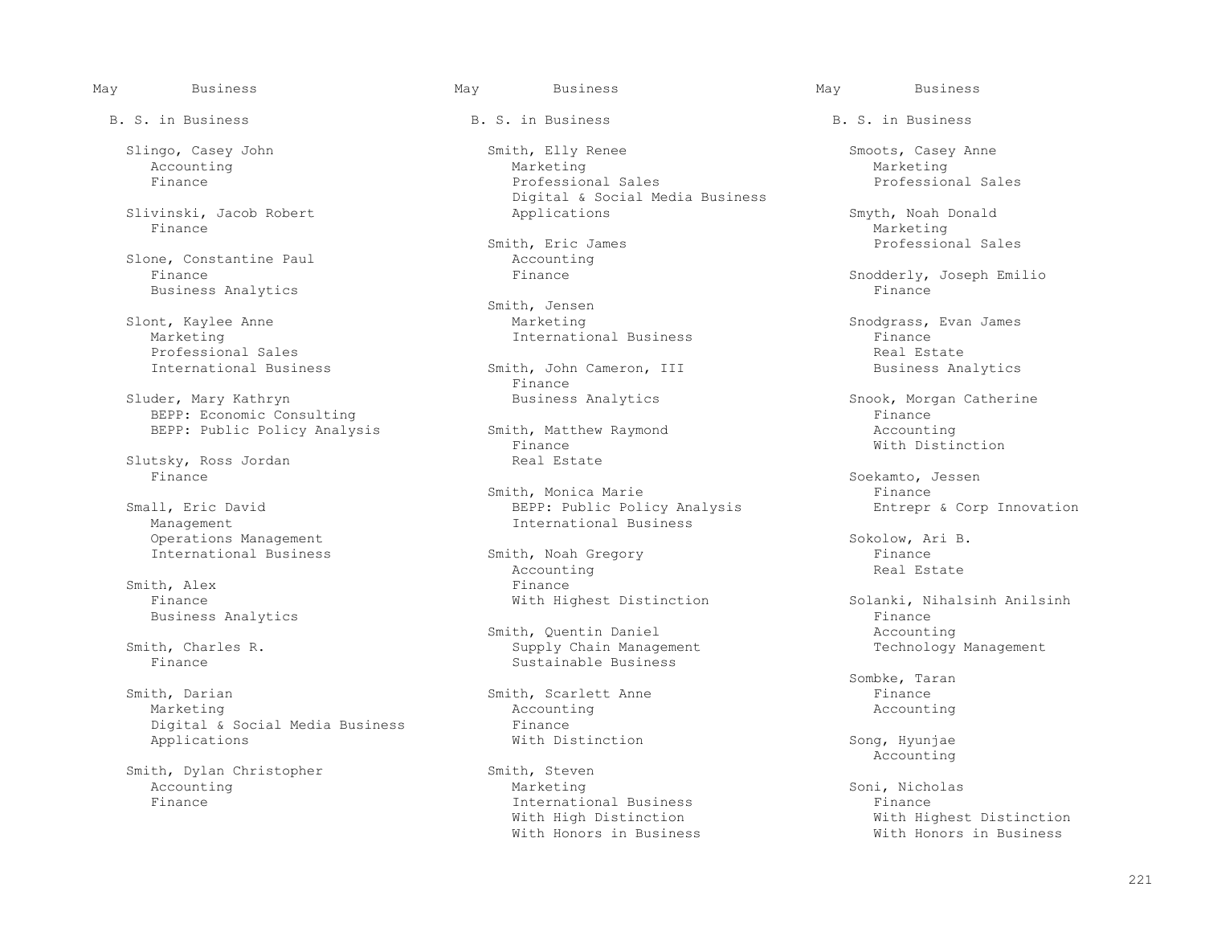May Business

B. S. in Business

Slingo, Casey John
- Accounting
- Finance

Slivinski, Jacob Robert
- Finance

Slone, Constantine Paul
- Finance
- Business Analytics

Slont, Kaylee Anne
- Marketing
- Professional Sales
- International Business

Sluder, Mary Kathryn
- BEPP: Economic Consulting
- BEPP: Public Policy Analysis

Slutsky, Ross Jordan
- Finance

Small, Eric David
- Management
- Operations Management
- International Business

Smith, Alex
- Finance
- Business Analytics

Smith, Charles R.
- Finance

Smith, Darian
- Marketing
- Digital & Social Media Business Applications

Smith, Dylan Christopher
- Accounting
- Finance

Smith, Elly Renee
- Marketing
- Professional Sales
- Digital & Social Media Business Applications

Smith, Eric James
- Accounting
- Finance

Smith, Jensen
- Marketing
- International Business

Smith, John Cameron, III
- Finance
- Business Analytics

Smith, Matthew Raymond
- Finance
- Real Estate

Smith, Monica Marie
- BEPP: Public Policy Analysis
- International Business

Smith, Noah Gregory
- Accounting
- Finance
- With Highest Distinction

Smith, Quentin Daniel
- Supply Chain Management
- Sustainable Business

Smith, Scarlett Anne
- Accounting
- Finance
- With Distinction

Smith, Steven
- Marketing
- International Business
- With High Distinction
- With Honors in Business

Smoots, Casey Anne
- Marketing
- Professional Sales

Smyth, Noah Donald
- Marketing
- Professional Sales

Snodderly, Joseph Emilio
- Finance

Snodgrass, Evan James
- Finance
- Real Estate
- Business Analytics

Snook, Morgan Catherine
- Finance
- Accounting
- With Distinction

Soekamto, Jessen
- Finance
- Entrepr & Corp Innovation

Sokolow, Ari B.
- Finance
- Real Estate

Solanki, Nihalsinh Anilsinh
- Finance
- Accounting
- Technology Management

Sombke, Taran
- Finance
- Accounting

Song, Hyunjae
- Accounting

Soni, Nicholas
- Finance
- With Highest Distinction
- With Honors in Business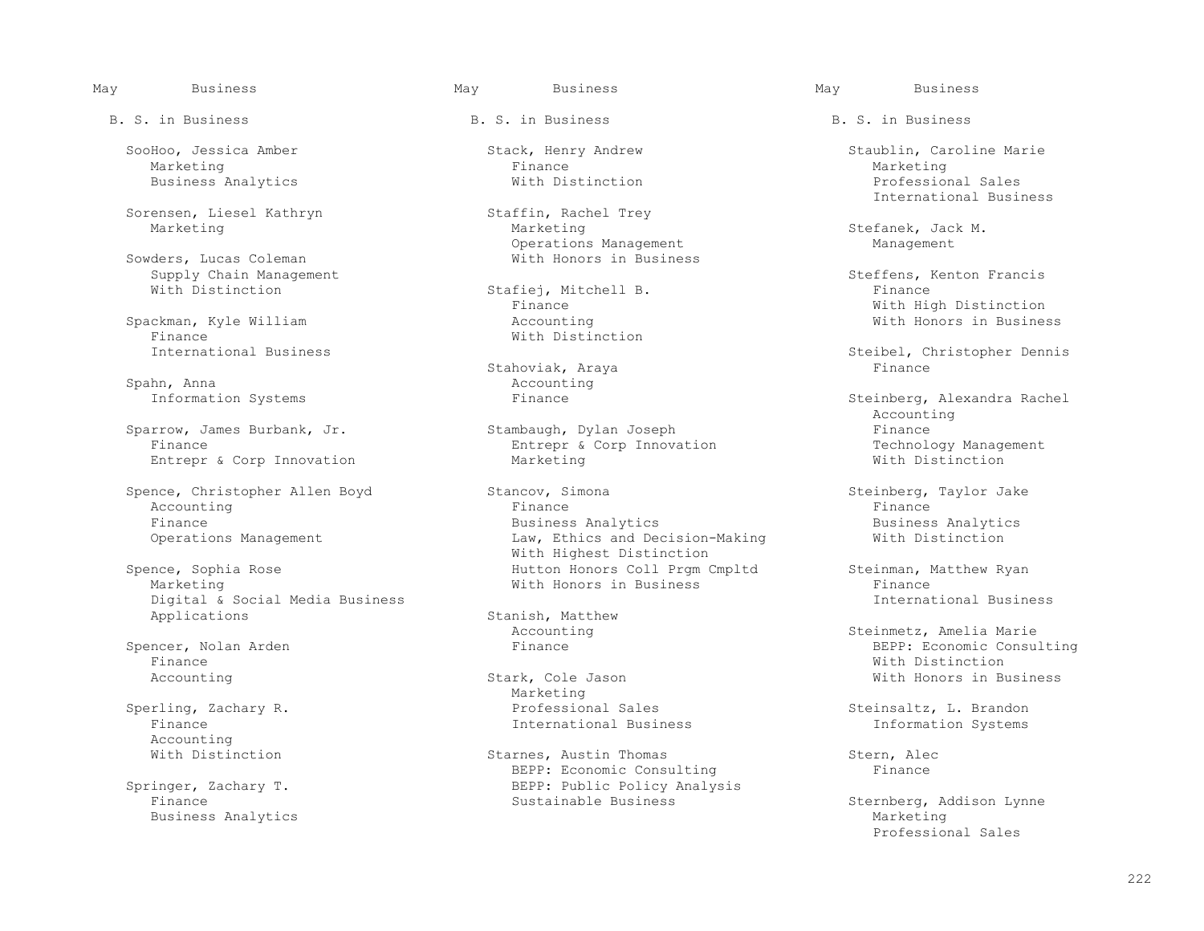## B. S. in Business

SooHoo, Jessica Amber
- Marketing
- Business Analytics

Sorensen, Liesel Kathryn
- Marketing

Sowders, Lucas Coleman
- Supply Chain Management
- With Distinction

Spackman, Kyle William
- Finance
- International Business

Spahn, Anna
- Information Systems

Sparrow, James Burbank, Jr.
- Finance
- Entrepr & Corp Innovation

Spence, Christopher Allen Boyd
- Accounting
- Finance
- Operations Management

Spence, Sophia Rose
- Marketing
- Digital & Social Media Business Applications

Spencer, Nolan Arden
- Finance
- Accounting

Sperling, Zachary R.
- Finance
- Accounting
- With Distinction

Springer, Zachary T.
- Finance
- Business Analytics

Stack, Henry Andrew
- Finance
- With Distinction

Staffin, Rachel Trey
- Marketing
- Operations Management
- With Honors in Business

Stafiej, Mitchell B.
- Finance
- Accounting
- With Distinction

Stahoviak, Araya
- Accounting
- Finance

Stambaugh, Dylan Joseph
- Entrepr & Corp Innovation
- Marketing

Stancov, Simona
- Finance
- Business Analytics
- Law, Ethics and Decision-Making
- With Highest Distinction
- Hutton Honors Coll Prgm Cmpltd
- With Honors in Business

Stanish, Matthew
- Accounting
- Finance

Stark, Cole Jason
- Marketing
- Professional Sales
- International Business

Starnes, Austin Thomas
- BEPP: Economic Consulting
- BEPP: Public Policy Analysis
- Sustainable Business

Staublin, Caroline Marie
- Marketing
- Professional Sales
- International Business

Stefanek, Jack M.
- Management

Steffens, Kenton Francis
- Finance
- With High Distinction
- With Honors in Business

Steibel, Christopher Dennis
- Finance

Steinberg, Alexandra Rachel
- Accounting
- Finance
- Technology Management
- With Distinction

Steinberg, Taylor Jake
- Finance
- Business Analytics
- With Distinction

Steinman, Matthew Ryan
- Finance
- International Business

Steinmetz, Amelia Marie
- BEPP: Economic Consulting
- With Distinction
- With Honors in Business

Steinsaltz, L. Brandon
- Information Systems

Stern, Alec
- Finance

Sternberg, Addison Lynne
- Marketing
- Professional Sales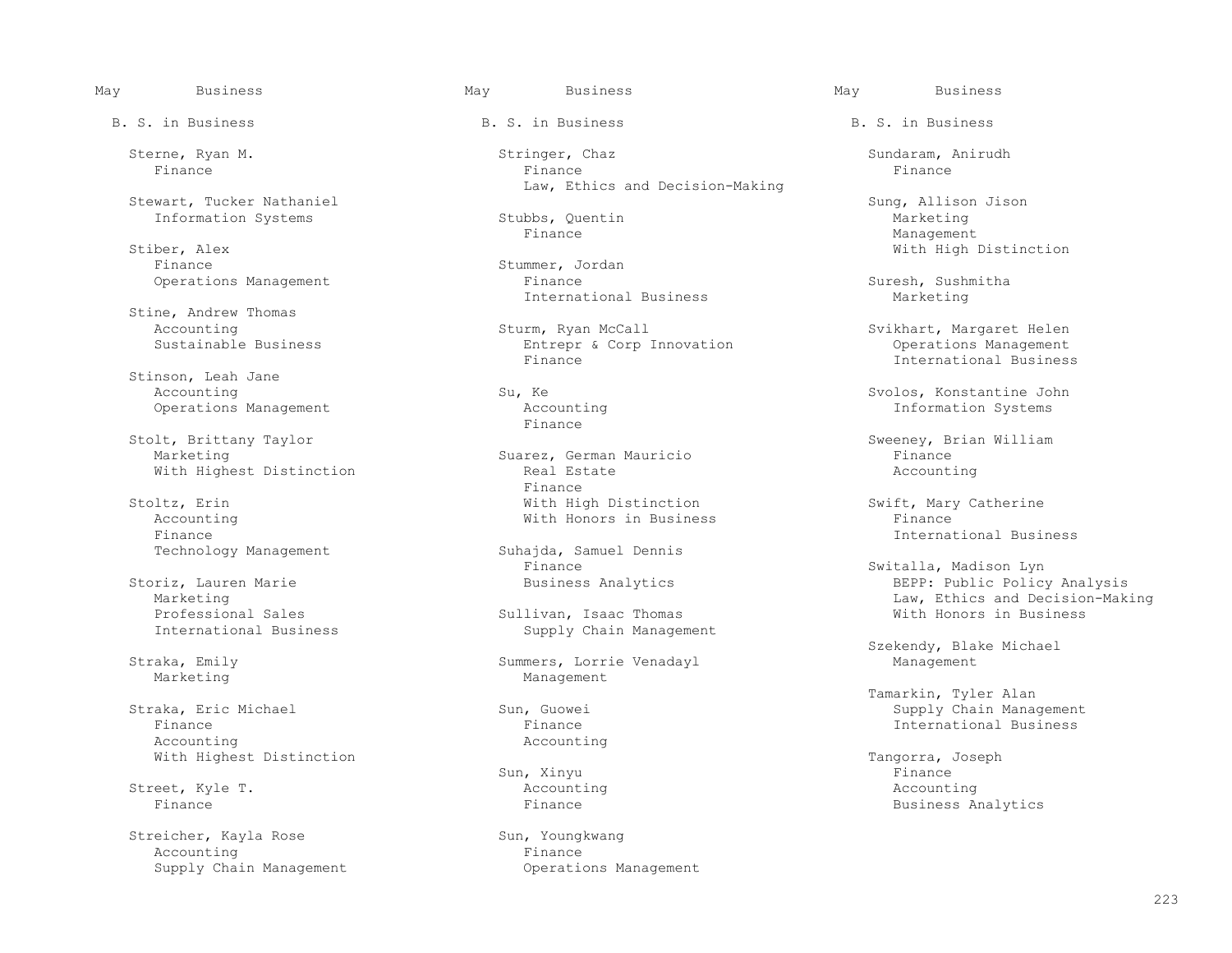May Business

B. S. in Business

Sterne, Ryan M.
Finance

Stewart, Tucker Nathaniel
Information Systems

Stiber, Alex
Finance
Operations Management

Stine, Andrew Thomas
Accounting
Sustainable Business

Stinson, Leah Jane
Accounting
Operations Management

Stolt, Brittany Taylor
Marketing
With Highest Distinction

Stoltz, Erin
Accounting
Finance
Technology Management

Storiz, Lauren Marie
Marketing
Professional Sales
International Business

Straka, Emily
Marketing

Straka, Eric Michael
Finance
Accounting
With Highest Distinction

Street, Kyle T.
Finance

Streicher, Kayla Rose
Accounting
Supply Chain Management

Stringer, Chaz
Finance
Law, Ethics and Decision-Making

Stubbs, Quentin
Finance

Stummer, Jordan
Finance
International Business

Sturm, Ryan McCall
Entrepr & Corp Innovation
Finance

Su, Ke
Accounting
Finance

Suarez, German Mauricio
Real Estate
Finance
With High Distinction
With Honors in Business

Suhajda, Samuel Dennis
Finance
Business Analytics

Sullivan, Isaac Thomas
Supply Chain Management

Summers, Lorrie Venadayl
Management

Sun, Guowei
Finance
Accounting

Sun, Xinyu
Accounting
Finance

Sun, Youngkwang
Finance
Operations Management

Sundaram, Anirudh
Finance

Sung, Allison Jison
Marketing
Management
With High Distinction

Suresh, Sushmitha
Marketing

Svikhart, Margaret Helen
Operations Management
International Business

Svolos, Konstantine John
Information Systems

Sweeney, Brian William
Finance
Accounting

Swift, Mary Catherine
Finance
International Business

Switalla, Madison Lyn
BEPP: Public Policy Analysis
Law, Ethics and Decision-Making
With Honors in Business

Szekendy, Blake Michael
Management

Tamarkin, Tyler Alan
Supply Chain Management
International Business

Tangorra, Joseph
Finance
Accounting
Business Analytics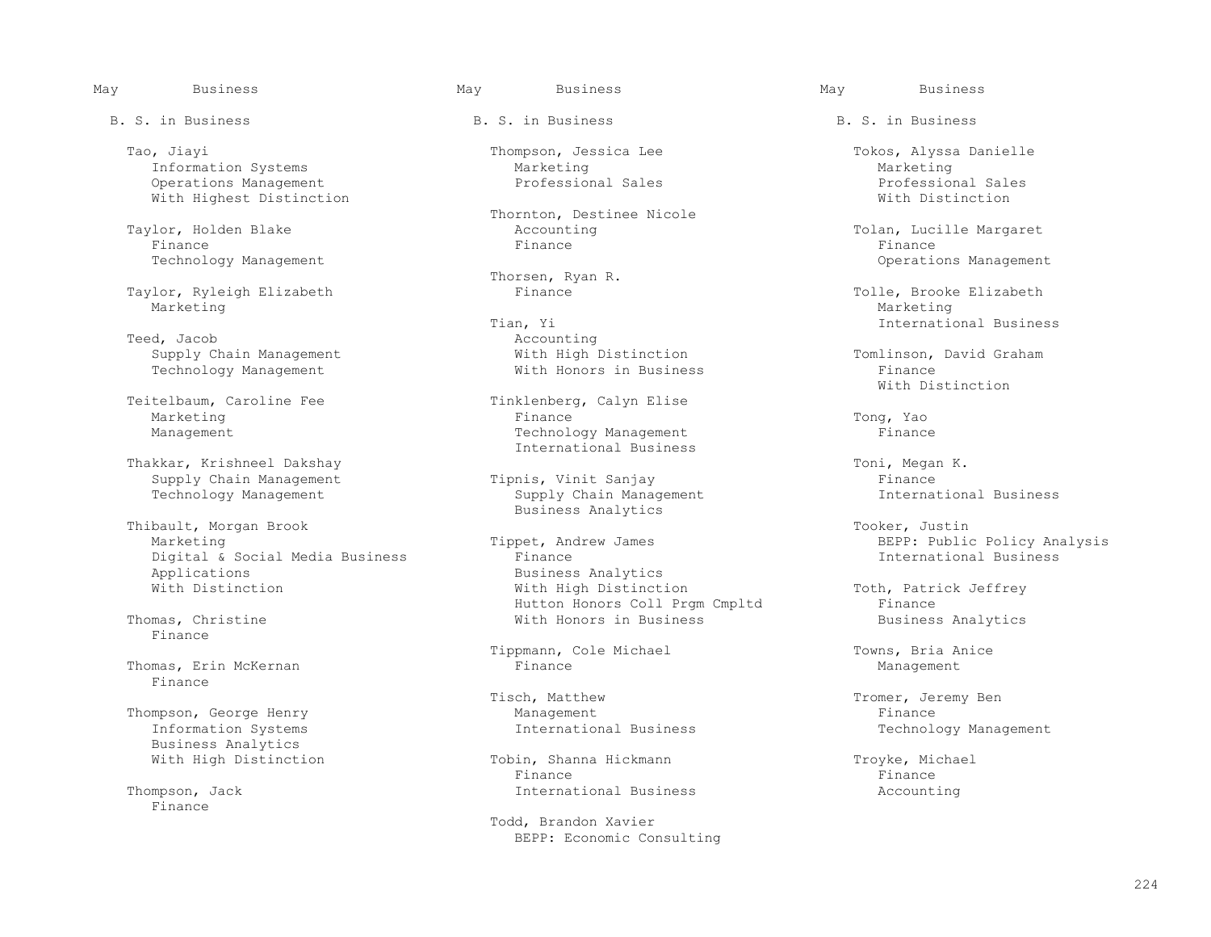May Business

B. S. in Business

Tao, Jiayi
- Information Systems
- Operations Management
- With Highest Distinction

Taylor, Holden Blake
- Finance
- Technology Management

Taylor, Ryleigh Elizabeth
- Marketing

Teed, Jacob
- Supply Chain Management
- Technology Management

Teitelbaum, Caroline Fee
- Marketing
- Management

Thakkar, Krishneel Dakshay
- Supply Chain Management
- Technology Management

Thibault, Morgan Brook
- Marketing
- Digital & Social Media Business Applications
- With Distinction

Thomas, Christine
- Finance

Thomas, Erin McKernan
- Finance

Thompson, George Henry
- Information Systems
- Business Analytics
- With High Distinction

Thompson, Jack
- Finance

Thompson, Jessica Lee
- Marketing
- Professional Sales

Thornton, Destinee Nicole
- Accounting
- Finance

Thorsen, Ryan R.
- Finance

Tian, Yi
- Accounting
- With High Distinction
- With Honors in Business

Tinklenberg, Calyn Elise
- Finance
- Technology Management
- International Business

Tipnis, Vinit Sanjay
- Supply Chain Management
- Business Analytics

Tippet, Andrew James
- Finance
- Business Analytics
- With High Distinction
- Hutton Honors Coll Prgm Cmpltd
- With Honors in Business

Tippmann, Cole Michael
- Finance

Tisch, Matthew
- Management
- International Business

Tobin, Shanna Hickmann
- Finance
- International Business

Todd, Brandon Xavier
- BEPP: Economic Consulting

Tokos, Alyssa Danielle
- Marketing
- Professional Sales
- With Distinction

Tolan, Lucille Margaret
- Finance
- Operations Management

Tolle, Brooke Elizabeth
- Marketing
- International Business

Tomlinson, David Graham
- Finance
- With Distinction

Tong, Yao
- Finance

Toni, Megan K.
- Finance
- International Business

Tooker, Justin
- BEPP: Public Policy Analysis
- International Business

Toth, Patrick Jeffrey
- Finance
- Business Analytics

Towns, Bria Anice
- Management

Tromer, Jeremy Ben
- Finance
- Technology Management

Troyke, Michael
- Finance
- Accounting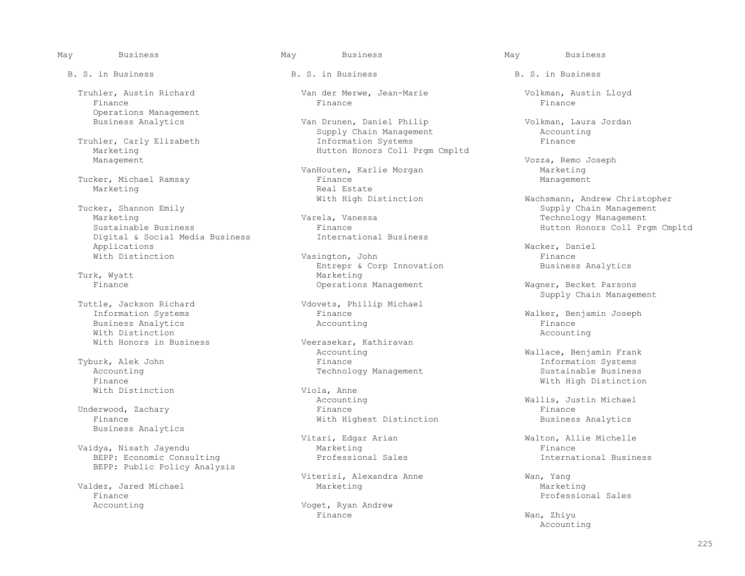## May Business

### B. S. in Business

Truhler, Austin Richard
- Finance
- Operations Management
- Business Analytics

Truhler, Carly Elizabeth
- Marketing
- Management

Tucker, Michael Ramsay
- Marketing

Tucker, Shannon Emily
- Marketing
- Sustainable Business
- Digital & Social Media Business Applications
- With Distinction

Turk, Wyatt
- Finance

Tuttle, Jackson Richard
- Information Systems
- Business Analytics
- With Distinction
- With Honors in Business

Tyburk, Alek John
- Accounting
- Finance
- With Distinction

Underwood, Zachary
- Finance
- Business Analytics

Vaidya, Nisath Jayendu
- BEPP: Economic Consulting
- BEPP: Public Policy Analysis

Valdez, Jared Michael
- Finance
- Accounting

Van der Merwe, Jean-Marie
- Finance

Van Drunen, Daniel Philip
- Supply Chain Management
- Information Systems
- Hutton Honors Coll Prgm Cmpltd

VanHouten, Karlie Morgan
- Finance
- Real Estate
- With High Distinction

Varela, Vanessa
- Finance
- International Business

Vasington, John
- Entrepr & Corp Innovation
- Marketing
- Operations Management

Vdovets, Phillip Michael
- Finance
- Accounting

Veerasekar, Kathiravan
- Accounting
- Finance
- Technology Management

Viola, Anne
- Accounting
- Finance
- With Highest Distinction

Vitari, Edgar Arian
- Marketing
- Professional Sales

Viterisi, Alexandra Anne
- Marketing

Voget, Ryan Andrew
- Finance

Volkman, Austin Lloyd
- Finance

Volkman, Laura Jordan
- Accounting
- Finance

Vozza, Remo Joseph
- Marketing
- Management

Wachsmann, Andrew Christopher
- Supply Chain Management
- Technology Management
- Hutton Honors Coll Prgm Cmpltd

Wacker, Daniel
- Finance
- Business Analytics

Wagner, Becket Parsons
- Supply Chain Management

Walker, Benjamin Joseph
- Finance
- Accounting

Wallace, Benjamin Frank
- Information Systems
- Sustainable Business
- With High Distinction

Wallis, Justin Michael
- Finance
- Business Analytics

Walton, Allie Michelle
- Finance
- International Business

Wan, Yang
- Marketing
- Professional Sales

Wan, Zhiyu
- Accounting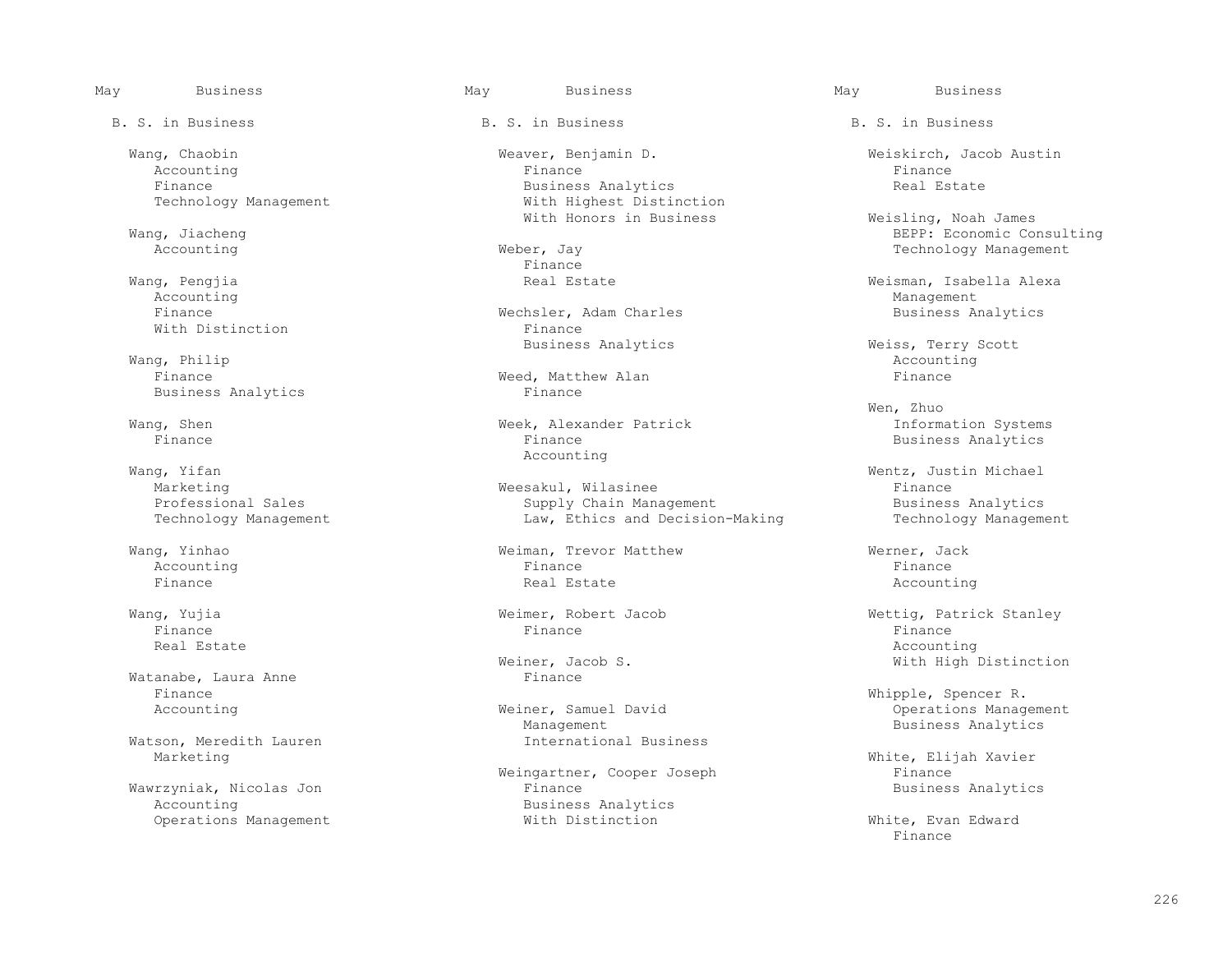May Business

B. S. in Business

Wang, Chaobin
- Accounting
- Finance
- Technology Management

Wang, Jiacheng
- Accounting

Wang, Pengjia
- Accounting
- Finance
- With Distinction

Wang, Philip
- Finance
- Business Analytics

Wang, Shen
- Finance

Wang, Yifan
- Marketing
- Professional Sales
- Technology Management

Wang, Yinhao
- Accounting
- Finance

Wang, Yujia
- Finance
- Real Estate

Watanabe, Laura Anne
- Finance
- Accounting

Watson, Meredith Lauren
- Marketing

Wawrzyniak, Nicolas Jon
- Accounting
- Operations Management

Weaver, Benjamin D.
- Finance
- Business Analytics
- With Highest Distinction
- With Honors in Business

Weber, Jay
- Finance
- Real Estate

Wechsler, Adam Charles
- Finance
- Business Analytics

Weed, Matthew Alan
- Finance

Week, Alexander Patrick
- Finance
- Accounting

Weesakul, Wilasinee
- Supply Chain Management
- Law, Ethics and Decision-Making

Weiman, Trevor Matthew
- Finance
- Real Estate

Weimer, Robert Jacob
- Finance

Weiner, Jacob S.
- Finance

Weiner, Samuel David
- Management
- International Business

Weingartner, Cooper Joseph
- Finance
- Business Analytics
- With Distinction

Weiskirch, Jacob Austin
- Finance
- Real Estate

Weisling, Noah James
- BEPP: Economic Consulting
- Technology Management

Weisman, Isabella Alexa
- Management
- Business Analytics

Weiss, Terry Scott
- Accounting
- Finance

Wen, Zhuo
- Information Systems
- Business Analytics

Wentz, Justin Michael
- Finance
- Business Analytics
- Technology Management

Werner, Jack
- Finance
- Accounting

Wettig, Patrick Stanley
- Finance
- Accounting
- With High Distinction

Whipple, Spencer R.
- Operations Management
- Business Analytics

White, Elijah Xavier
- Finance
- Business Analytics

White, Evan Edward
- Finance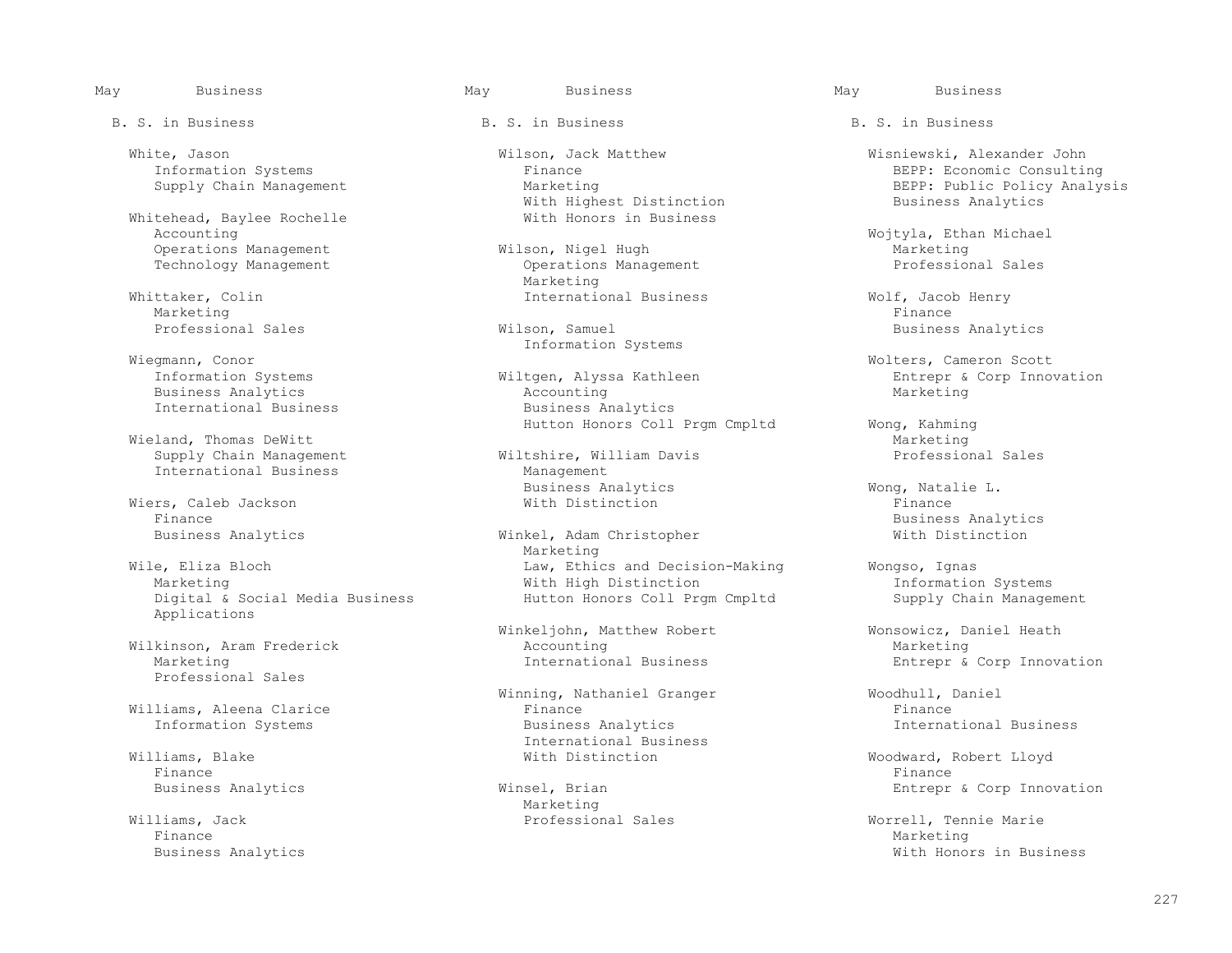May Business

B. S. in Business

White, Jason
- Information Systems
- Supply Chain Management

Whitehead, Baylee Rochelle
- Accounting
- Operations Management
- Technology Management

Whittaker, Colin
- Marketing
- Professional Sales

Wiegmann, Conor
- Information Systems
- Business Analytics
- International Business

Wieland, Thomas DeWitt
- Supply Chain Management
- International Business

Wiers, Caleb Jackson
- Finance
- Business Analytics

Wile, Eliza Bloch
- Marketing
- Digital & Social Media Business Applications

Wilkinson, Aram Frederick
- Marketing
- Professional Sales

Williams, Aleena Clarice
- Information Systems

Williams, Blake
- Finance
- Business Analytics

Williams, Jack
- Finance
- Business Analytics

Wilson, Jack Matthew
- Finance
- Marketing
- With Highest Distinction
- With Honors in Business

Wilson, Nigel Hugh
- Operations Management
- Marketing
- International Business

Wilson, Samuel
- Information Systems

Wiltgen, Alyssa Kathleen
- Accounting
- Business Analytics
- Hutton Honors Coll Prgm Cmpltd

Wiltshire, William Davis
- Management
- Business Analytics
- With Distinction

Winkel, Adam Christopher
- Marketing
- Law, Ethics and Decision-Making
- With High Distinction
- Hutton Honors Coll Prgm Cmpltd

Winkeljohn, Matthew Robert
- Accounting
- International Business

Winning, Nathaniel Granger
- Finance
- Business Analytics
- International Business
- With Distinction

Winsel, Brian
- Marketing
- Professional Sales

Wisniewski, Alexander John
- BEPP: Economic Consulting
- BEPP: Public Policy Analysis
- Business Analytics

Wojtyla, Ethan Michael
- Marketing
- Professional Sales

Wolf, Jacob Henry
- Finance
- Business Analytics

Wolters, Cameron Scott
- Entrepr & Corp Innovation
- Marketing

Wong, Kahming
- Marketing
- Professional Sales

Wong, Natalie L.
- Finance
- Business Analytics
- With Distinction

Wongso, Ignas
- Information Systems
- Supply Chain Management

Wonsowicz, Daniel Heath
- Marketing
- Entrepr & Corp Innovation

Woodhull, Daniel
- Finance
- International Business

Woodward, Robert Lloyd
- Finance
- Entrepr & Corp Innovation

Worrell, Tennie Marie
- Marketing
- With Honors in Business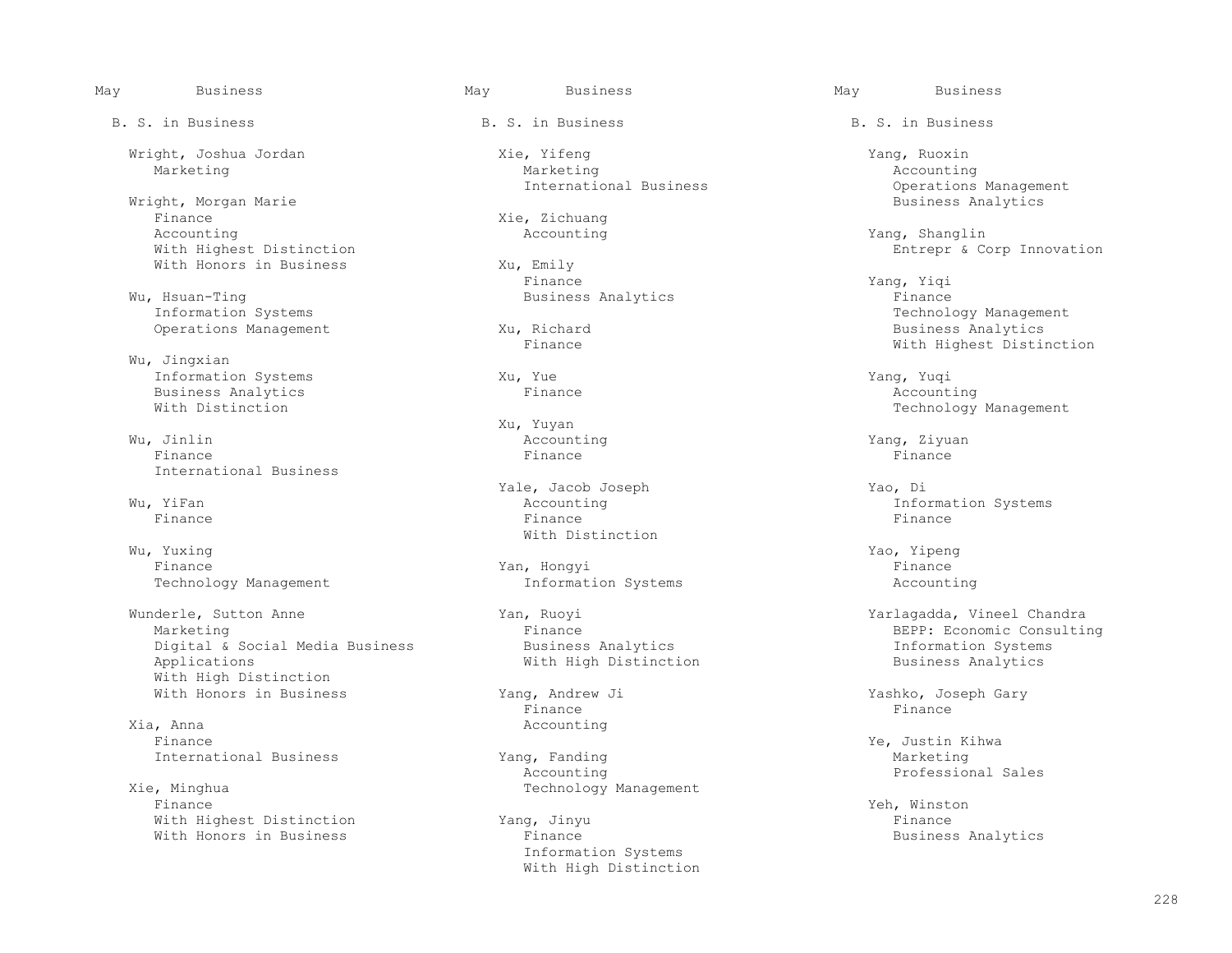May Business

B. S. in Business

Wright, Joshua Jordan
- Marketing

Wright, Morgan Marie
- Finance
- Accounting
- With Highest Distinction
- With Honors in Business

Wu, Hsuan-Ting
- Information Systems
- Operations Management

Wu, Jingxian
- Information Systems
- Business Analytics
- With Distinction

Wu, Jinlin
- Finance
- International Business

Wu, YiFan
- Finance

Wu, Yuxing
- Finance
- Technology Management

Wunderle, Sutton Anne
- Marketing
- Digital & Social Media Business Applications
- With High Distinction
- With Honors in Business

Xia, Anna
- Finance
- International Business

Xie, Minghua
- Finance
- With Highest Distinction
- With Honors in Business

Xie, Yifeng
- Marketing
- International Business

Xie, Zichuang
- Accounting

Xu, Emily
- Finance
- Business Analytics

Xu, Richard
- Finance

Xu, Yue
- Finance

Xu, Yuyan
- Accounting
- Finance

Yale, Jacob Joseph
- Accounting
- Finance
- With Distinction

Yan, Hongyi
- Information Systems

Yan, Ruoyi
- Finance
- Business Analytics
- With High Distinction

Yang, Andrew Ji
- Finance
- Accounting

Yang, Fanding
- Accounting
- Technology Management

Yang, Jinyu
- Finance
- Information Systems
- With High Distinction

Yang, Ruoxin
- Accounting
- Operations Management
- Business Analytics

Yang, Shanglin
- Entrepr & Corp Innovation

Yang, Yiqi
- Finance
- Technology Management
- Business Analytics
- With Highest Distinction

Yang, Yuqi
- Accounting
- Technology Management

Yang, Ziyuan
- Finance

Yao, Di
- Information Systems
- Finance

Yao, Yipeng
- Finance
- Accounting

Yarlagadda, Vineel Chandra
- BEPP: Economic Consulting
- Information Systems
- Business Analytics

Yashko, Joseph Gary
- Finance

Ye, Justin Kihwa
- Marketing
- Professional Sales

Yeh, Winston
- Finance
- Business Analytics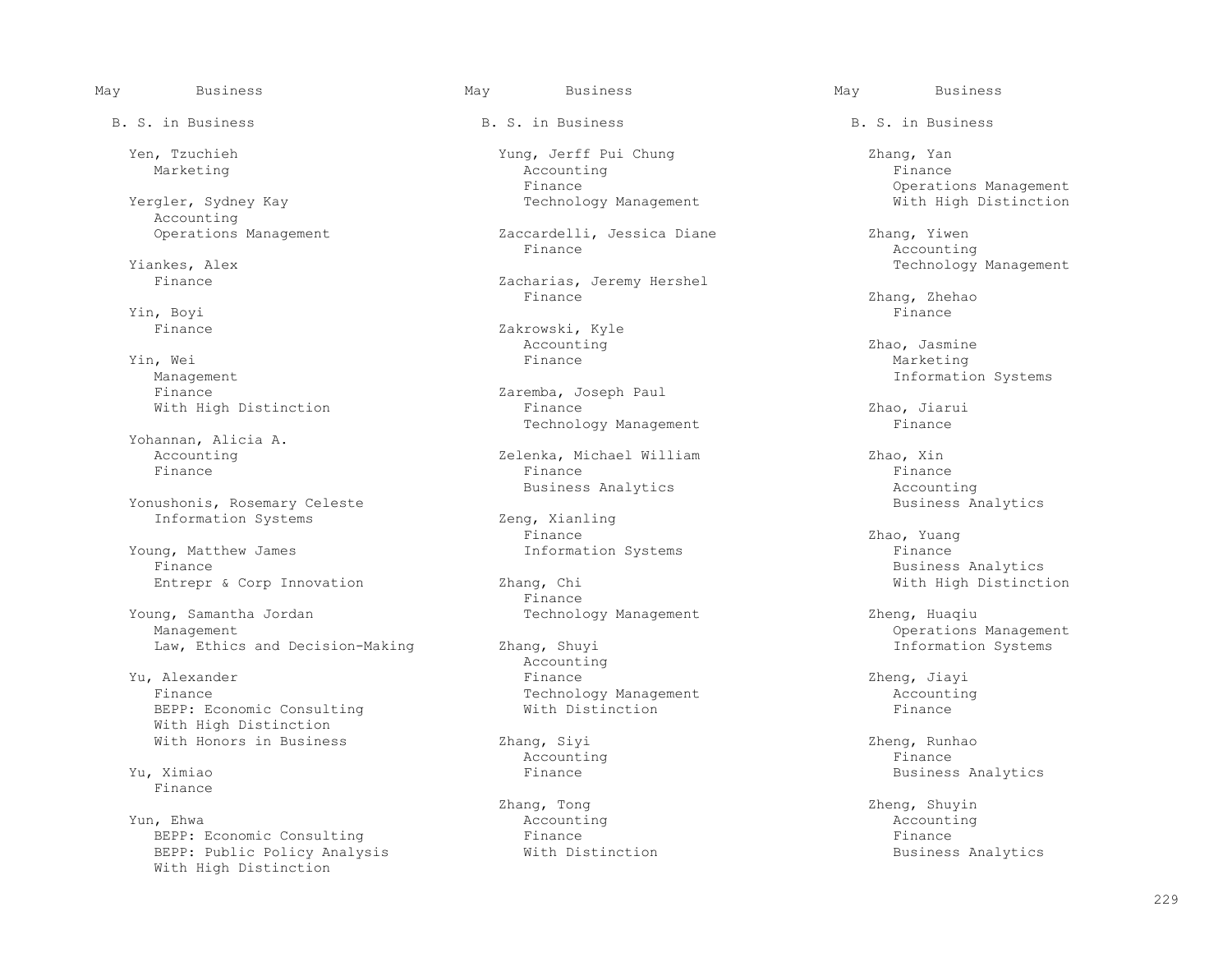## May Business

### B. S. in Business

Yen, Tzuchieh
- Marketing

Yergler, Sydney Kay
- Accounting
- Operations Management

Yiankes, Alex
- Finance

Yin, Boyi
- Finance

Yin, Wei
- Management
- Finance
- With High Distinction

Yohannan, Alicia A.
- Accounting
- Finance

Yonushonis, Rosemary Celeste
- Information Systems

Young, Matthew James
- Finance
- Entrepr & Corp Innovation

Young, Samantha Jordan
- Management
- Law, Ethics and Decision-Making

Yu, Alexander
- Finance
- BEPP: Economic Consulting
- With High Distinction
- With Honors in Business

Yu, Ximiao
- Finance

Yun, Ehwa
- BEPP: Economic Consulting
- BEPP: Public Policy Analysis
- With High Distinction

Yung, Jerff Pui Chung
- Accounting
- Finance
- Technology Management

Zaccardelli, Jessica Diane
- Finance

Zacharias, Jeremy Hershel
- Finance

Zakrowski, Kyle
- Accounting
- Finance

Zaremba, Joseph Paul
- Finance
- Technology Management

Zelenka, Michael William
- Finance
- Business Analytics

Zeng, Xianling
- Finance
- Information Systems

Zhang, Chi
- Finance
- Technology Management

Zhang, Shuyi
- Accounting
- Finance
- Technology Management
- With Distinction

Zhang, Siyi
- Accounting
- Finance

Zhang, Tong
- Accounting
- Finance
- With Distinction

Zhang, Yan
- Finance
- Operations Management
- With High Distinction

Zhang, Yiwen
- Accounting
- Technology Management

Zhang, Zhehao
- Finance

Zhao, Jasmine
- Marketing
- Information Systems

Zhao, Jiarui
- Finance

Zhao, Xin
- Finance
- Accounting
- Business Analytics

Zhao, Yuang
- Finance
- Business Analytics
- With High Distinction

Zheng, Huaqiu
- Operations Management
- Information Systems

Zheng, Jiayi
- Accounting
- Finance

Zheng, Runhao
- Finance
- Business Analytics

Zheng, Shuyin
- Accounting
- Finance
- Business Analytics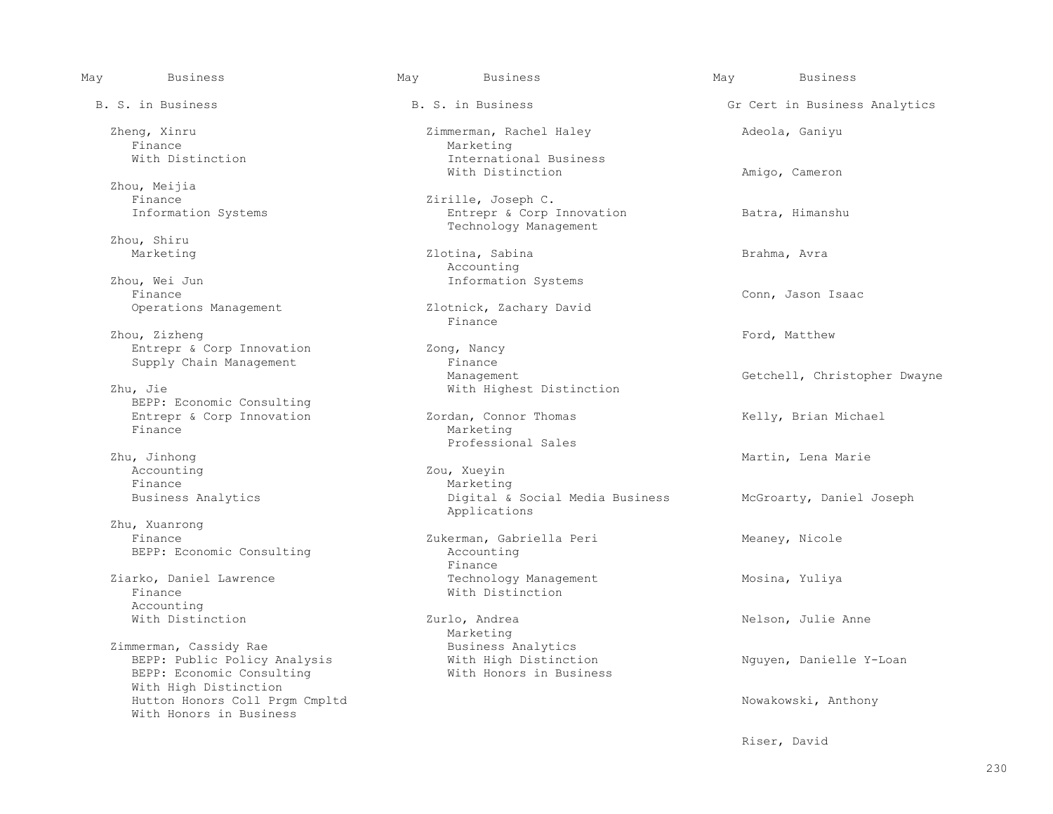May Business

## B. S. in Business

Zheng, Xinru
- Finance
- With Distinction

Zhou, Meijia
- Finance
- Information Systems

Zhou, Shiru
- Marketing

Zhou, Wei Jun
- Finance
- Operations Management

Zhou, Zizheng
- Entrepr & Corp Innovation
- Supply Chain Management

Zhu, Jie
- BEPP: Economic Consulting
- Entrepr & Corp Innovation
- Finance

Zhu, Jinhong
- Accounting
- Finance
- Business Analytics

Zhu, Xuanrong
- Finance
- BEPP: Economic Consulting

Ziarko, Daniel Lawrence
- Finance
- Accounting
- With Distinction

Zimmerman, Cassidy Rae
- BEPP: Public Policy Analysis
- BEPP: Economic Consulting
- With High Distinction
- Hutton Honors Coll Prgm Cmpltd
- With Honors in Business

May Business

## B. S. in Business

Zimmerman, Rachel Haley
- Marketing
- International Business
- With Distinction

Zirille, Joseph C.
- Entrepr & Corp Innovation
- Technology Management

Zlotina, Sabina
- Accounting
- Information Systems

Zlotnick, Zachary David
- Finance

Zong, Nancy
- Finance
- Management
- With Highest Distinction

Zordan, Connor Thomas
- Marketing
- Professional Sales

Zou, Xueyin
- Marketing
- Digital & Social Media Business Applications

Zukerman, Gabriella Peri
- Accounting
- Finance
- Technology Management
- With Distinction

Zurlo, Andrea
- Marketing
- Business Analytics
- With High Distinction
- With Honors in Business

May Business

## Gr Cert in Business Analytics

Adeola, Ganiyu

Amigo, Cameron

Batra, Himanshu

Brahma, Avra

Conn, Jason Isaac

Ford, Matthew

Getchell, Christopher Dwayne

Kelly, Brian Michael

Martin, Lena Marie

McGroarty, Daniel Joseph

Meaney, Nicole

Mosina, Yuliya

Nelson, Julie Anne

Nguyen, Danielle Y-Loan

Nowakowski, Anthony

Riser, David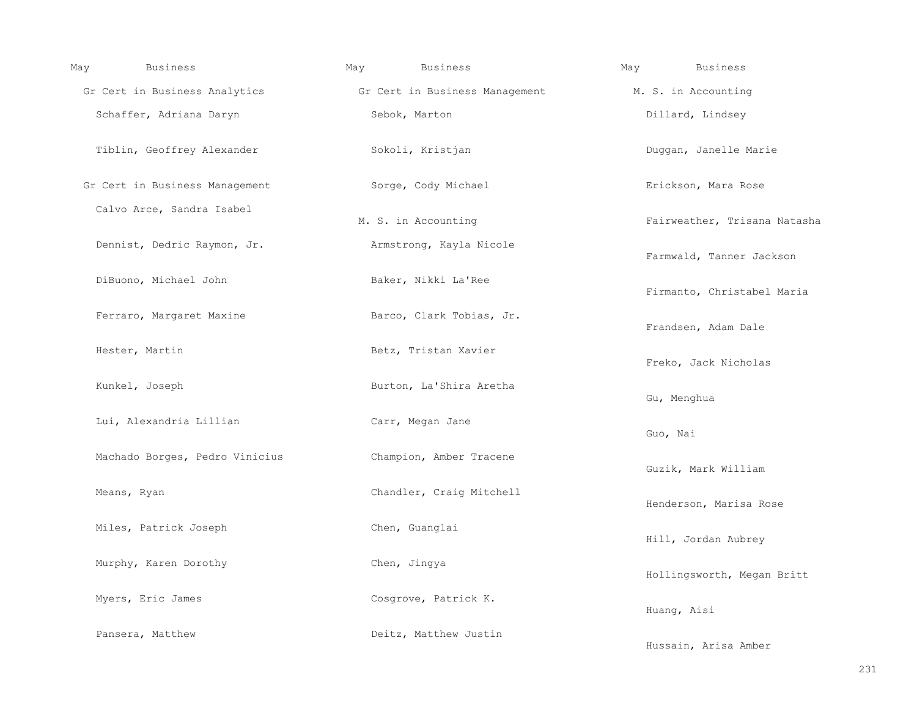May Business

Gr Cert in Business Analytics

Schaffer, Adriana Daryn

Tiblin, Geoffrey Alexander

Gr Cert in Business Management

Calvo Arce, Sandra Isabel

Dennist, Dedric Raymon, Jr.

DiBuono, Michael John

Ferraro, Margaret Maxine

Hester, Martin

Kunkel, Joseph

Lui, Alexandria Lillian

Machado Borges, Pedro Vinicius

Means, Ryan

Miles, Patrick Joseph

Murphy, Karen Dorothy

Myers, Eric James

Pansera, Matthew

May Business

Gr Cert in Business Management

Sebok, Marton

Sokoli, Kristjan

Sorge, Cody Michael

M. S. in Accounting

Armstrong, Kayla Nicole

Baker, Nikki La'Ree

Barco, Clark Tobias, Jr.

Betz, Tristan Xavier

Burton, La'Shira Aretha

Carr, Megan Jane

Champion, Amber Tracene

Chandler, Craig Mitchell

Chen, Guanglai

Chen, Jingya

Cosgrove, Patrick K.

Deitz, Matthew Justin

May Business

M. S. in Accounting

Dillard, Lindsey

Duggan, Janelle Marie

Erickson, Mara Rose

Fairweather, Trisana Natasha

Farmwald, Tanner Jackson

Firmanto, Christabel Maria

Frandsen, Adam Dale

Freko, Jack Nicholas

Gu, Menghua

Guo, Nai

Guzik, Mark William

Henderson, Marisa Rose

Hill, Jordan Aubrey

Hollingsworth, Megan Britt

Huang, Aisi

Hussain, Arisa Amber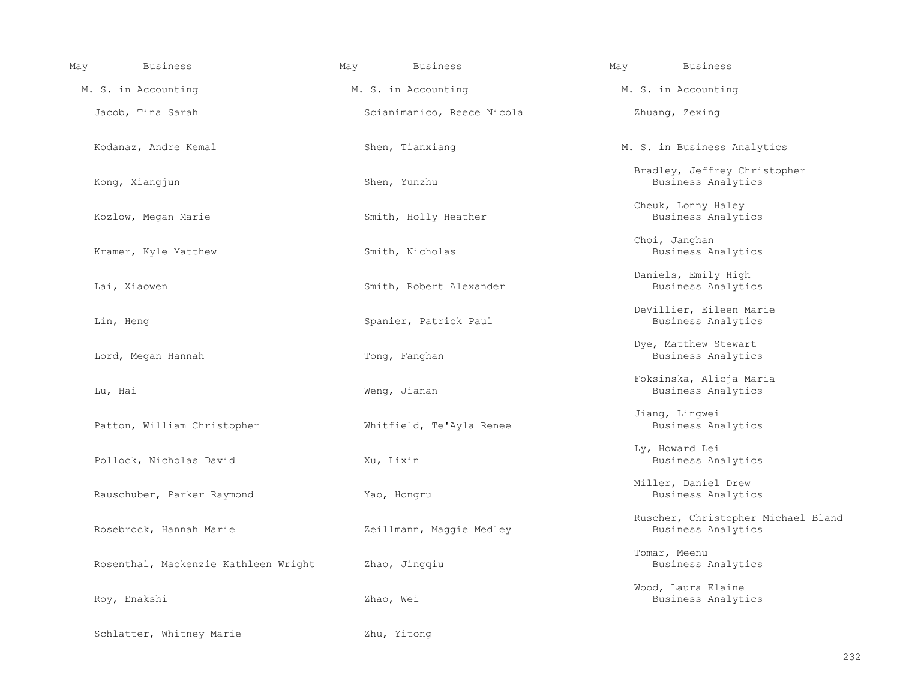May Business

M. S. in Accounting

Jacob, Tina Sarah

Kodanaz, Andre Kemal

Kong, Xiangjun

Kozlow, Megan Marie

Kramer, Kyle Matthew

Lai, Xiaowen

Lin, Heng

Lord, Megan Hannah

Lu, Hai

Patton, William Christopher

Pollock, Nicholas David

Rauschuber, Parker Raymond

Rosebrock, Hannah Marie

Rosenthal, Mackenzie Kathleen Wright

Roy, Enakshi

Schlatter, Whitney Marie

Scianimanico, Reece Nicola

Shen, Tianxiang

Shen, Yunzhu

Smith, Holly Heather

Smith, Nicholas

Smith, Robert Alexander

Spanier, Patrick Paul

Tong, Fanghan

Weng, Jianan

Whitfield, Te'Ayla Renee

Xu, Lixin

Yao, Hongru

Zeillmann, Maggie Medley

Zhao, Jingqiu

Zhao, Wei

Zhu, Yitong

Zhuang, Zexing

M. S. in Business Analytics

Bradley, Jeffrey Christopher
Business Analytics

Cheuk, Lonny Haley
Business Analytics

Choi, Janghan
Business Analytics

Daniels, Emily High
Business Analytics

DeVillier, Eileen Marie
Business Analytics

Dye, Matthew Stewart
Business Analytics

Foksinska, Alicja Maria
Business Analytics

Jiang, Lingwei
Business Analytics

Ly, Howard Lei
Business Analytics

Miller, Daniel Drew
Business Analytics

Ruscher, Christopher Michael Bland
Business Analytics

Tomar, Meenu
Business Analytics

Wood, Laura Elaine
Business Analytics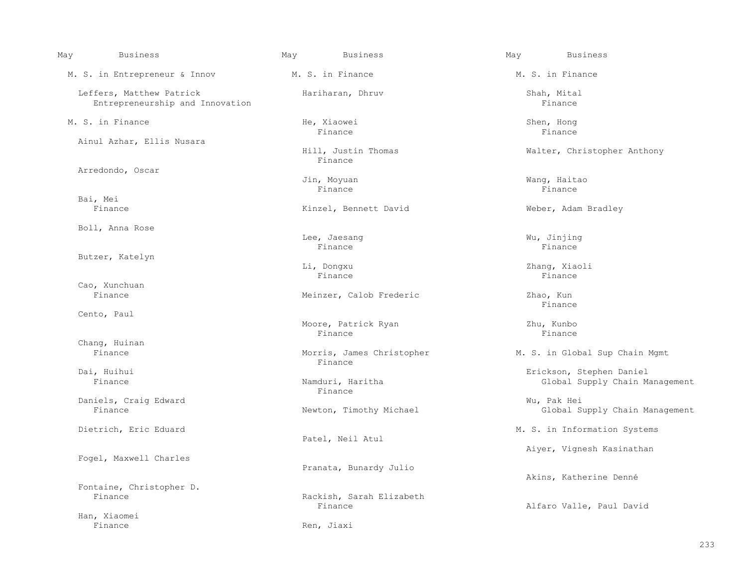May Business

## M. S. in Entrepreneur & Innov

Leffers, Matthew Patrick
Entrepreneurship and Innovation

## M. S. in Finance

Ainul Azhar, Ellis Nusara

Arredondo, Oscar

Bai, Mei
Finance

Boll, Anna Rose

Butzer, Katelyn

Cao, Xunchuan
Finance

Cento, Paul

Chang, Huinan
Finance

Dai, Huihui
Finance

Daniels, Craig Edward
Finance

Dietrich, Eric Eduard

Fogel, Maxwell Charles

Fontaine, Christopher D.
Finance

Han, Xiaomei
Finance

Hariharan, Dhruv

He, Xiaowei
Finance

Hill, Justin Thomas
Finance

Jin, Moyuan
Finance

Kinzel, Bennett David

Lee, Jaesang
Finance

Li, Dongxu
Finance

Meinzer, Calob Frederic

Moore, Patrick Ryan
Finance

Morris, James Christopher
Finance

Namduri, Haritha
Finance

Newton, Timothy Michael

Patel, Neil Atul

Pranata, Bunardy Julio

Rackish, Sarah Elizabeth
Finance

Ren, Jiaxi

Shah, Mital
Finance

Shen, Hong
Finance

Walter, Christopher Anthony

Wang, Haitao
Finance

Weber, Adam Bradley

Wu, Jinjing
Finance

Zhang, Xiaoli
Finance

Zhao, Kun
Finance

Zhu, Kunbo
Finance

## M. S. in Global Sup Chain Mgmt

Erickson, Stephen Daniel
Global Supply Chain Management

Wu, Pak Hei
Global Supply Chain Management

## M. S. in Information Systems

Aiyer, Vignesh Kasinathan

Akins, Katherine Denné

Alfaro Valle, Paul David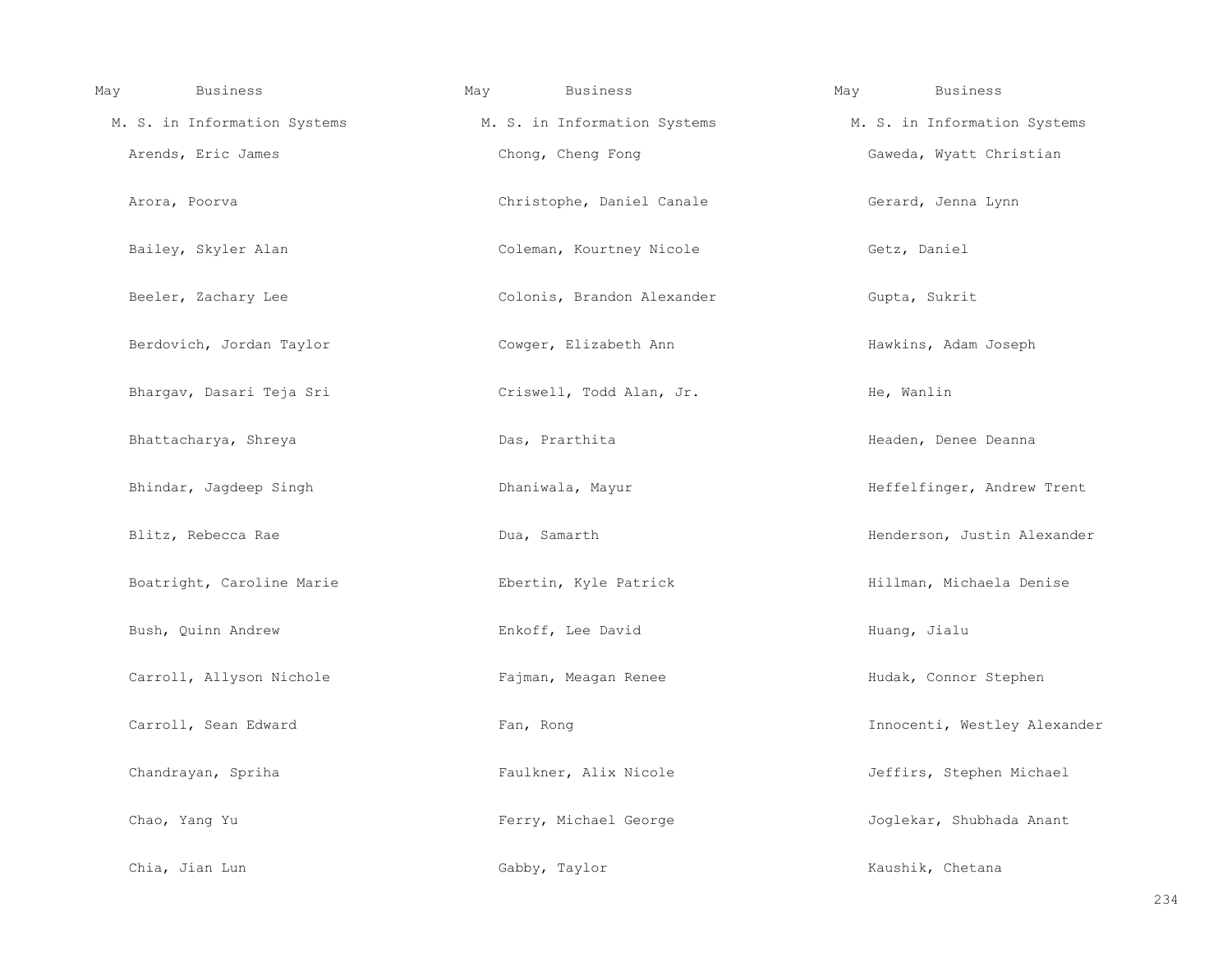May Business

M. S. in Information Systems

Arends, Eric James

Arora, Poorva

Bailey, Skyler Alan

Beeler, Zachary Lee

Berdovich, Jordan Taylor

Bhargav, Dasari Teja Sri

Bhattacharya, Shreya

Bhindar, Jagdeep Singh

Blitz, Rebecca Rae

Boatright, Caroline Marie

Bush, Quinn Andrew

Carroll, Allyson Nichole

Carroll, Sean Edward

Chandrayan, Spriha

Chao, Yang Yu

Chia, Jian Lun

May Business

M. S. in Information Systems

Chong, Cheng Fong

Christophe, Daniel Canale

Coleman, Kourtney Nicole

Colonis, Brandon Alexander

Cowger, Elizabeth Ann

Criswell, Todd Alan, Jr.

Das, Prarthita

Dhaniwala, Mayur

Dua, Samarth

Ebertin, Kyle Patrick

Enkoff, Lee David

Fajman, Meagan Renee

Fan, Rong

Faulkner, Alix Nicole

Ferry, Michael George

Gabby, Taylor

May Business

M. S. in Information Systems

Gaweda, Wyatt Christian

Gerard, Jenna Lynn

Getz, Daniel

Gupta, Sukrit

Hawkins, Adam Joseph

He, Wanlin

Headen, Denee Deanna

Heffelfinger, Andrew Trent

Henderson, Justin Alexander

Hillman, Michaela Denise

Huang, Jialu

Hudak, Connor Stephen

Innocenti, Westley Alexander

Jeffirs, Stephen Michael

Joglekar, Shubhada Anant

Kaushik, Chetana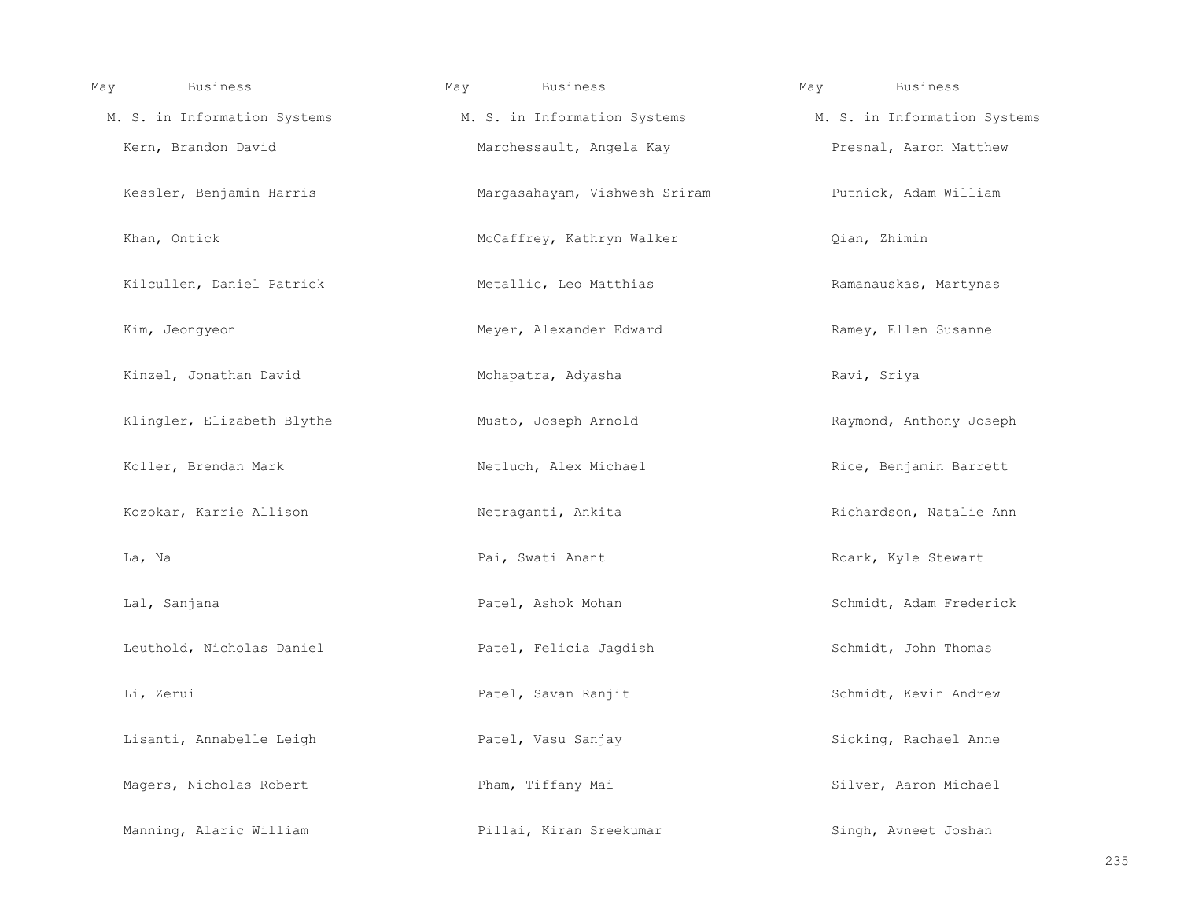May Business

M. S. in Information Systems

Kern, Brandon David

Kessler, Benjamin Harris

Khan, Ontick

Kilcullen, Daniel Patrick

Kim, Jeongyeon

Kinzel, Jonathan David

Klingler, Elizabeth Blythe

Koller, Brendan Mark

Kozokar, Karrie Allison

La, Na

Lal, Sanjana

Leuthold, Nicholas Daniel

Li, Zerui

Lisanti, Annabelle Leigh

Magers, Nicholas Robert

Manning, Alaric William

May Business

M. S. in Information Systems

Marchessault, Angela Kay

Margasahayam, Vishwesh Sriram

McCaffrey, Kathryn Walker

Metallic, Leo Matthias

Meyer, Alexander Edward

Mohapatra, Adyasha

Musto, Joseph Arnold

Netluch, Alex Michael

Netraganti, Ankita

Pai, Swati Anant

Patel, Ashok Mohan

Patel, Felicia Jagdish

Patel, Savan Ranjit

Patel, Vasu Sanjay

Pham, Tiffany Mai

Pillai, Kiran Sreekumar

May Business

M. S. in Information Systems

Presnal, Aaron Matthew

Putnick, Adam William

Qian, Zhimin

Ramanauskas, Martynas

Ramey, Ellen Susanne

Ravi, Sriya

Raymond, Anthony Joseph

Rice, Benjamin Barrett

Richardson, Natalie Ann

Roark, Kyle Stewart

Schmidt, Adam Frederick

Schmidt, John Thomas

Schmidt, Kevin Andrew

Sicking, Rachael Anne

Silver, Aaron Michael

Singh, Avneet Joshan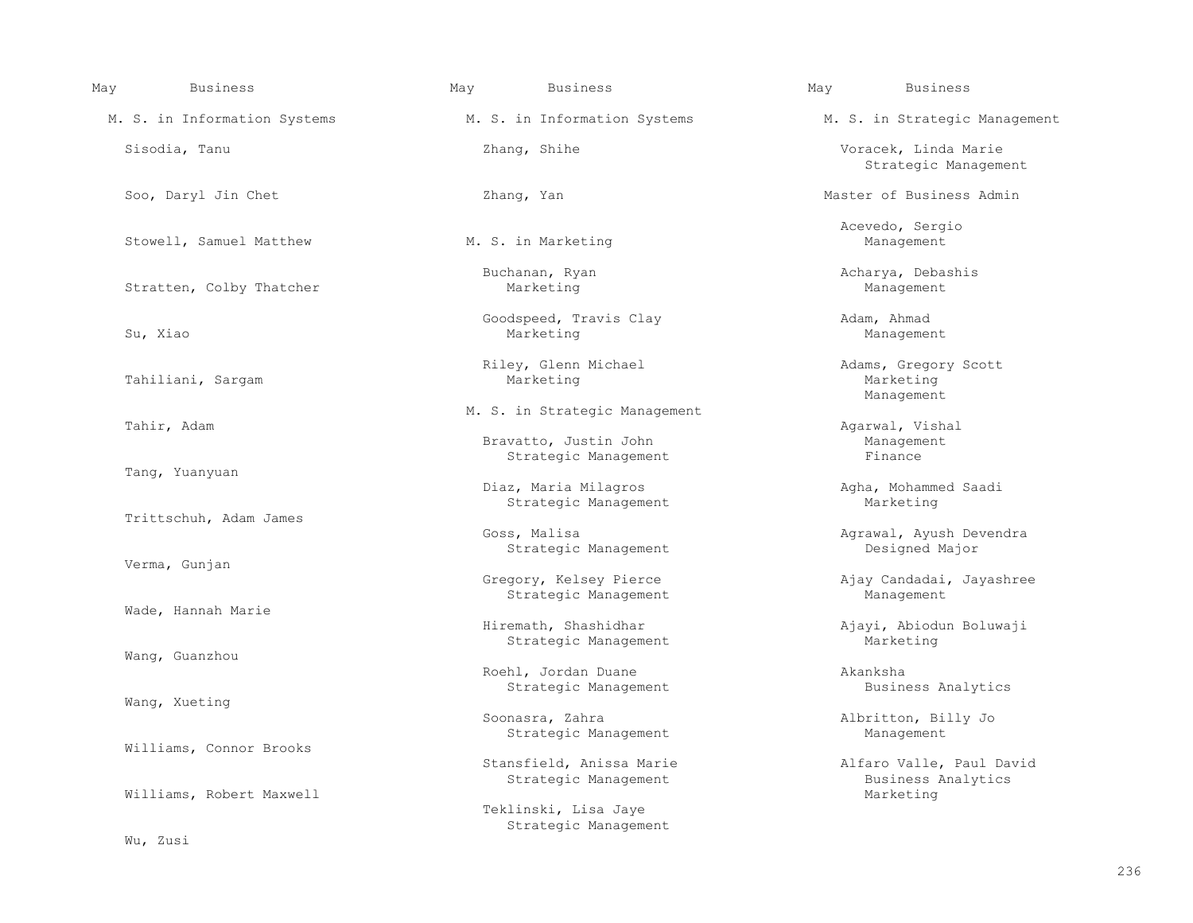May Business

M. S. in Information Systems

Sisodia, Tanu

Soo, Daryl Jin Chet

Stowell, Samuel Matthew

Stratten, Colby Thatcher

Su, Xiao

Tahiliani, Sargam

Tahir, Adam

Tang, Yuanyuan

Trittschuh, Adam James

Verma, Gunjan

Wade, Hannah Marie

Wang, Guanzhou

Wang, Xueting

Williams, Connor Brooks

Williams, Robert Maxwell

Wu, Zusi

May Business

M. S. in Information Systems

Zhang, Shihe

Zhang, Yan

M. S. in Marketing

Buchanan, Ryan
Marketing

Goodspeed, Travis Clay
Marketing

Riley, Glenn Michael
Marketing

M. S. in Strategic Management

Bravatto, Justin John
Strategic Management

Diaz, Maria Milagros
Strategic Management

Goss, Malisa
Strategic Management

Gregory, Kelsey Pierce
Strategic Management

Hiremath, Shashidhar
Strategic Management

Roehl, Jordan Duane
Strategic Management

Soonasra, Zahra
Strategic Management

Stansfield, Anissa Marie
Strategic Management

Teklinski, Lisa Jaye
Strategic Management

May Business

M. S. in Strategic Management

Voracek, Linda Marie
Strategic Management

Master of Business Admin

Acevedo, Sergio
Management

Acharya, Debashis
Management

Adam, Ahmad
Management

Adams, Gregory Scott
Marketing
Management

Agarwal, Vishal
Management
Finance

Agha, Mohammed Saadi
Marketing

Agrawal, Ayush Devendra
Designed Major

Ajay Candadai, Jayashree
Management

Ajayi, Abiodun Boluwaji
Marketing

Akanksha
Business Analytics

Albritton, Billy Jo
Management

Alfaro Valle, Paul David
Business Analytics
Marketing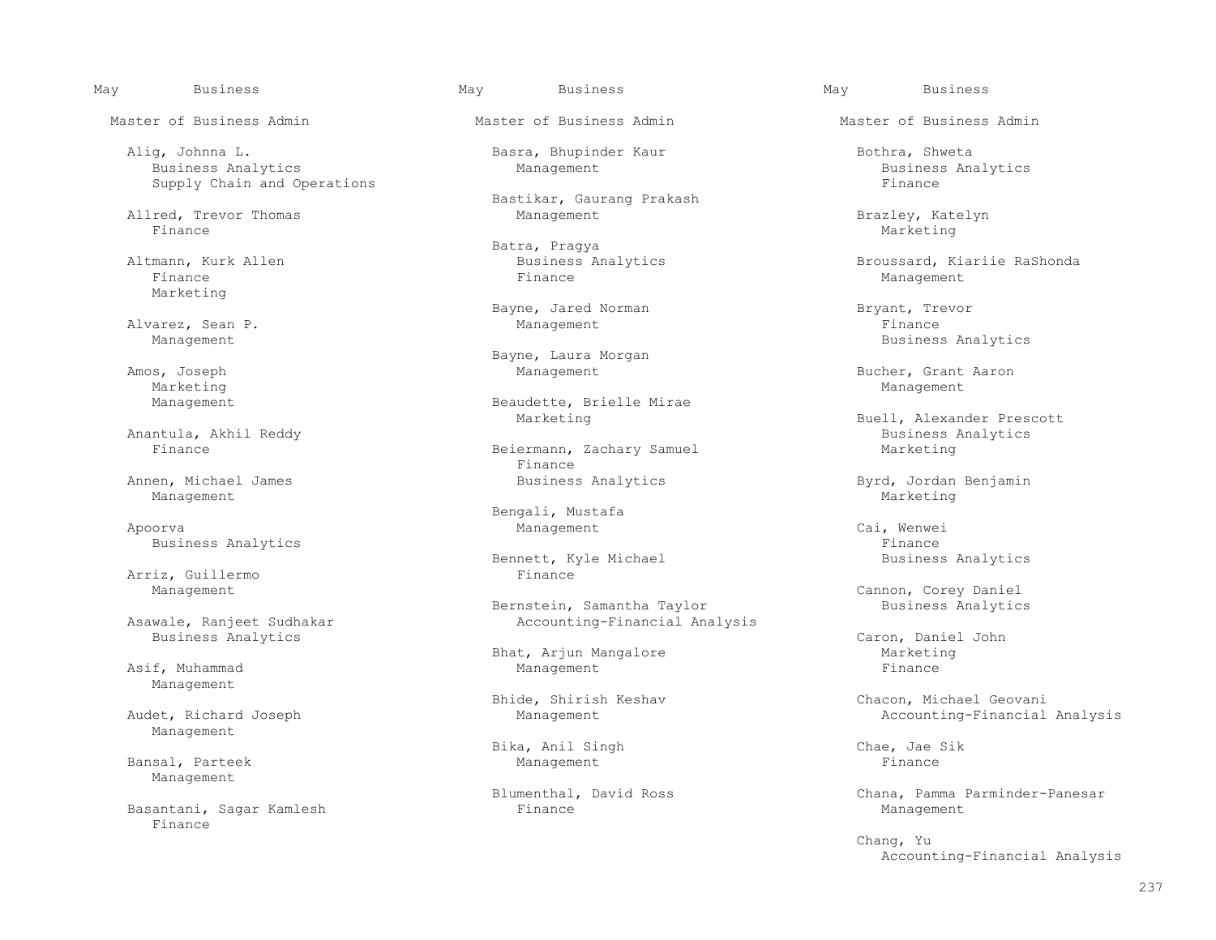## May — Business

### Master of Business Admin

Alig, Johnna L.
- Business Analytics
- Supply Chain and Operations

Allred, Trevor Thomas
- Finance

Altmann, Kurk Allen
- Finance
- Marketing

Alvarez, Sean P.
- Management

Amos, Joseph
- Marketing
- Management

Anantula, Akhil Reddy
- Finance

Annen, Michael James
- Management

Apoorva
- Business Analytics

Arriz, Guillermo
- Management

Asawale, Ranjeet Sudhakar
- Business Analytics

Asif, Muhammad
- Management

Audet, Richard Joseph
- Management

Bansal, Parteek
- Management

Basantani, Sagar Kamlesh
- Finance

Basra, Bhupinder Kaur
- Management

Bastikar, Gaurang Prakash
- Management

Batra, Pragya
- Business Analytics
- Finance

Bayne, Jared Norman
- Management

Bayne, Laura Morgan
- Management

Beaudette, Brielle Mirae
- Marketing

Beiermann, Zachary Samuel
- Finance
- Business Analytics

Bengali, Mustafa
- Management

Bennett, Kyle Michael
- Finance

Bernstein, Samantha Taylor
- Accounting-Financial Analysis

Bhat, Arjun Mangalore
- Management

Bhide, Shirish Keshav
- Management

Bika, Anil Singh
- Management

Blumenthal, David Ross
- Finance

Bothra, Shweta
- Business Analytics
- Finance

Brazley, Katelyn
- Marketing

Broussard, Kiariie RaShonda
- Management

Bryant, Trevor
- Finance
- Business Analytics

Bucher, Grant Aaron
- Management

Buell, Alexander Prescott
- Business Analytics
- Marketing

Byrd, Jordan Benjamin
- Marketing

Cai, Wenwei
- Finance
- Business Analytics

Cannon, Corey Daniel
- Business Analytics

Caron, Daniel John
- Marketing
- Finance

Chacon, Michael Geovani
- Accounting-Financial Analysis

Chae, Jae Sik
- Finance

Chana, Pamma Parminder-Panesar
- Management

Chang, Yu
- Accounting-Financial Analysis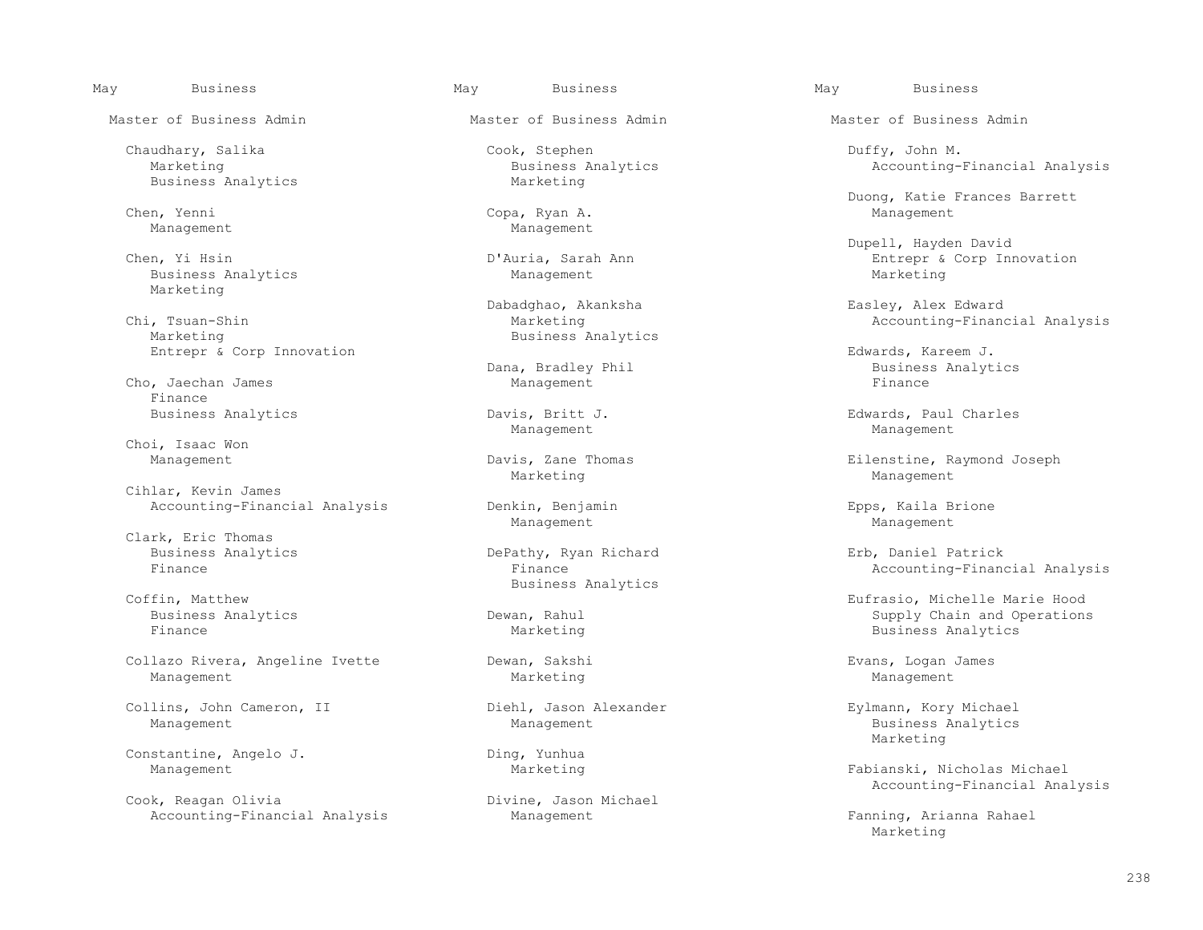May Business

Master of Business Admin

Chaudhary, Salika
Marketing
Business Analytics

Chen, Yenni
Management

Chen, Yi Hsin
Business Analytics
Marketing

Chi, Tsuan-Shin
Marketing
Entrepr & Corp Innovation

Cho, Jaechan James
Finance
Business Analytics

Choi, Isaac Won
Management

Cihlar, Kevin James
Accounting-Financial Analysis

Clark, Eric Thomas
Business Analytics
Finance

Coffin, Matthew
Business Analytics
Finance

Collazo Rivera, Angeline Ivette
Management

Collins, John Cameron, II
Management

Constantine, Angelo J.
Management

Cook, Reagan Olivia
Accounting-Financial Analysis

Cook, Stephen
Business Analytics
Marketing

Copa, Ryan A.
Management

D'Auria, Sarah Ann
Management

Dabadghao, Akanksha
Marketing
Business Analytics

Dana, Bradley Phil
Management

Davis, Britt J.
Management

Davis, Zane Thomas
Marketing

Denkin, Benjamin
Management

DePathy, Ryan Richard
Finance
Business Analytics

Dewan, Rahul
Marketing

Dewan, Sakshi
Marketing

Diehl, Jason Alexander
Management

Ding, Yunhua
Marketing

Divine, Jason Michael
Management

Duffy, John M.
Accounting-Financial Analysis

Duong, Katie Frances Barrett
Management

Dupell, Hayden David
Entrepr & Corp Innovation
Marketing

Easley, Alex Edward
Accounting-Financial Analysis

Edwards, Kareem J.
Business Analytics
Finance

Edwards, Paul Charles
Management

Eilenstine, Raymond Joseph
Management

Epps, Kaila Brione
Management

Erb, Daniel Patrick
Accounting-Financial Analysis

Eufrasio, Michelle Marie Hood
Supply Chain and Operations
Business Analytics

Evans, Logan James
Management

Eylmann, Kory Michael
Business Analytics
Marketing

Fabianski, Nicholas Michael
Accounting-Financial Analysis

Fanning, Arianna Rahael
Marketing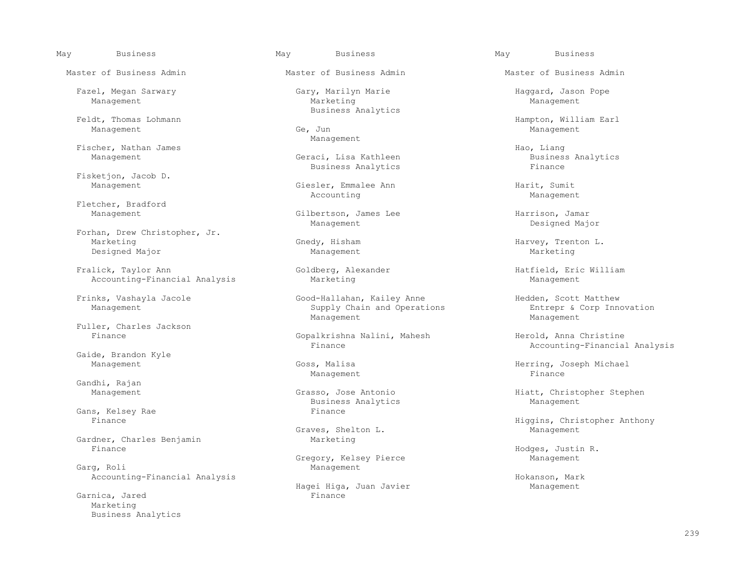May Business

Master of Business Admin

Fazel, Megan Sarwary
Management

Feldt, Thomas Lohmann
Management

Fischer, Nathan James
Management

Fisketjon, Jacob D.
Management

Fletcher, Bradford
Management

Forhan, Drew Christopher, Jr.
Marketing
Designed Major

Fralick, Taylor Ann
Accounting-Financial Analysis

Frinks, Vashayla Jacole
Management

Fuller, Charles Jackson
Finance

Gaide, Brandon Kyle
Management

Gandhi, Rajan
Management

Gans, Kelsey Rae
Finance

Gardner, Charles Benjamin
Finance

Garg, Roli
Accounting-Financial Analysis

Garnica, Jared
Marketing
Business Analytics

Gary, Marilyn Marie
Marketing
Business Analytics

Ge, Jun
Management

Geraci, Lisa Kathleen
Business Analytics

Giesler, Emmalee Ann
Accounting

Gilbertson, James Lee
Management

Gnedy, Hisham
Management

Goldberg, Alexander
Marketing

Good-Hallahan, Kailey Anne
Supply Chain and Operations
Management

Gopalkrishna Nalini, Mahesh
Finance

Goss, Malisa
Management

Grasso, Jose Antonio
Business Analytics
Finance

Graves, Shelton L.
Marketing

Gregory, Kelsey Pierce
Management

Hagei Higa, Juan Javier
Finance

Haggard, Jason Pope
Management

Hampton, William Earl
Management

Hao, Liang
Business Analytics
Finance

Harit, Sumit
Management

Harrison, Jamar
Designed Major

Harvey, Trenton L.
Marketing

Hatfield, Eric William
Management

Hedden, Scott Matthew
Entrepr & Corp Innovation
Management

Herold, Anna Christine
Accounting-Financial Analysis

Herring, Joseph Michael
Finance

Hiatt, Christopher Stephen
Management

Higgins, Christopher Anthony
Management

Hodges, Justin R.
Management

Hokanson, Mark
Management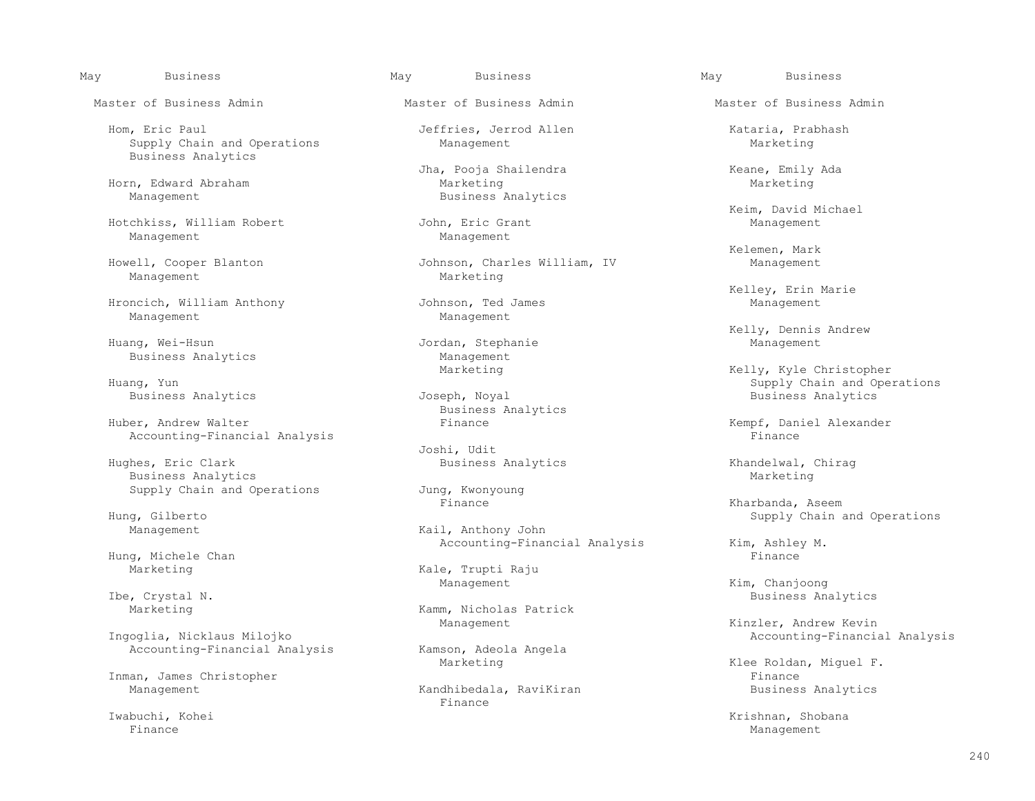May Business

Master of Business Admin

Hom, Eric Paul
Supply Chain and Operations
Business Analytics

Horn, Edward Abraham
Management

Hotchkiss, William Robert
Management

Howell, Cooper Blanton
Management

Hroncich, William Anthony
Management

Huang, Wei-Hsun
Business Analytics

Huang, Yun
Business Analytics

Huber, Andrew Walter
Accounting-Financial Analysis

Hughes, Eric Clark
Business Analytics
Supply Chain and Operations

Hung, Gilberto
Management

Hung, Michele Chan
Marketing

Ibe, Crystal N.
Marketing

Ingoglia, Nicklaus Milojko
Accounting-Financial Analysis

Inman, James Christopher
Management

Iwabuchi, Kohei
Finance

May Business

Master of Business Admin

Jeffries, Jerrod Allen
Management

Jha, Pooja Shailendra
Marketing
Business Analytics

John, Eric Grant
Management

Johnson, Charles William, IV
Marketing

Johnson, Ted James
Management

Jordan, Stephanie
Management
Marketing

Joseph, Noyal
Business Analytics
Finance

Joshi, Udit
Business Analytics

Jung, Kwonyoung
Finance

Kail, Anthony John
Accounting-Financial Analysis

Kale, Trupti Raju
Management

Kamm, Nicholas Patrick
Management

Kamson, Adeola Angela
Marketing

Kandhibedala, RaviKiran
Finance

May Business

Master of Business Admin

Kataria, Prabhash
Marketing

Keane, Emily Ada
Marketing

Keim, David Michael
Management

Kelemen, Mark
Management

Kelley, Erin Marie
Management

Kelly, Dennis Andrew
Management

Kelly, Kyle Christopher
Supply Chain and Operations
Business Analytics

Kempf, Daniel Alexander
Finance

Khandelwal, Chirag
Marketing

Kharbanda, Aseem
Supply Chain and Operations

Kim, Ashley M.
Finance

Kim, Chanjoong
Business Analytics

Kinzler, Andrew Kevin
Accounting-Financial Analysis

Klee Roldan, Miguel F.
Finance
Business Analytics

Krishnan, Shobana
Management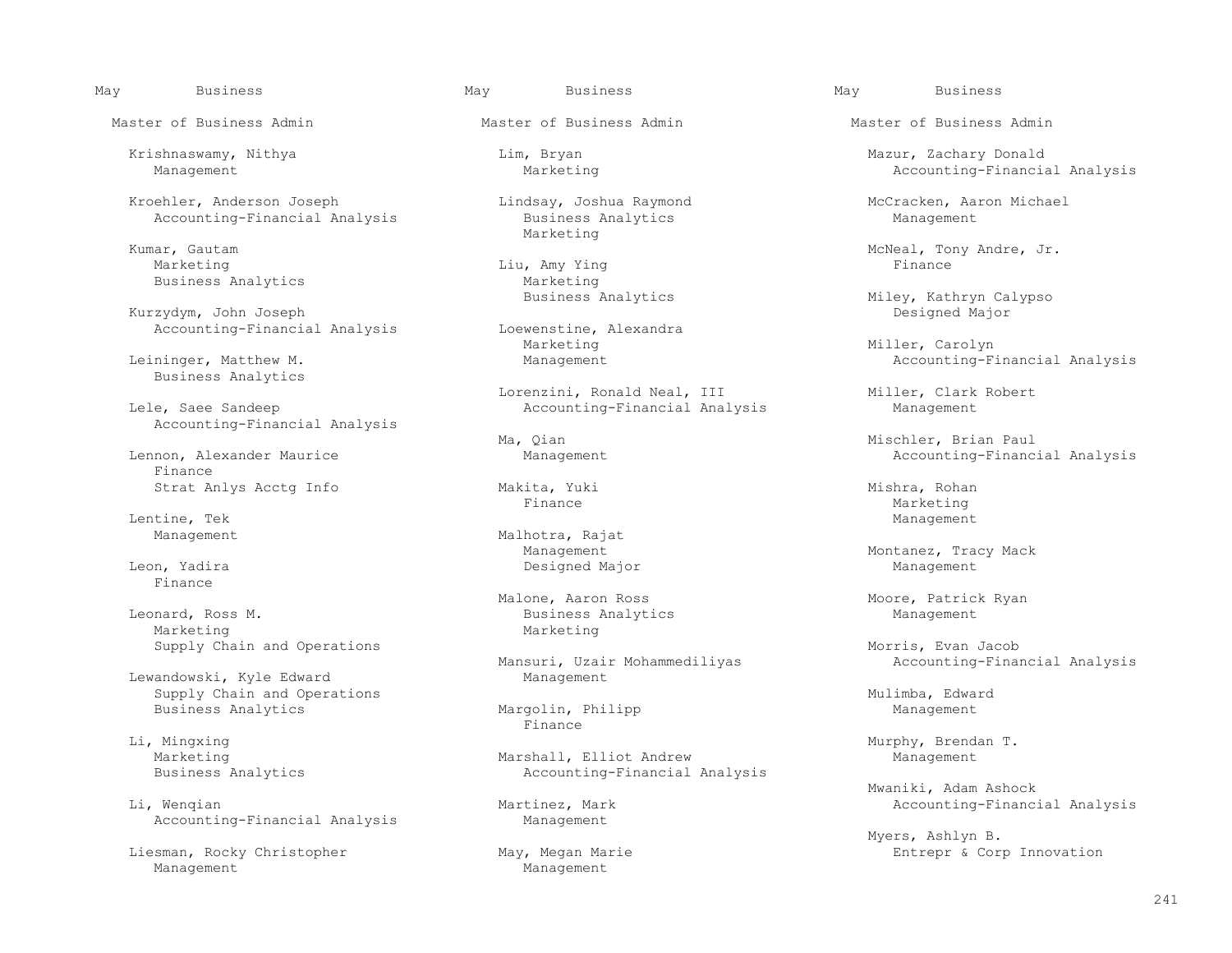May Business

Master of Business Admin

Krishnaswamy, Nithya
- Management

Kroehler, Anderson Joseph
- Accounting-Financial Analysis

Kumar, Gautam
- Marketing
- Business Analytics

Kurzydym, John Joseph
- Accounting-Financial Analysis

Leininger, Matthew M.
- Business Analytics

Lele, Saee Sandeep
- Accounting-Financial Analysis

Lennon, Alexander Maurice
- Finance
- Strat Anlys Acctg Info

Lentine, Tek
- Management

Leon, Yadira
- Finance

Leonard, Ross M.
- Marketing
- Supply Chain and Operations

Lewandowski, Kyle Edward
- Supply Chain and Operations
- Business Analytics

Li, Mingxing
- Marketing
- Business Analytics

Li, Wenqian
- Accounting-Financial Analysis

Liesman, Rocky Christopher
- Management

Lim, Bryan
- Marketing

Lindsay, Joshua Raymond
- Business Analytics
- Marketing

Liu, Amy Ying
- Marketing
- Business Analytics

Loewenstine, Alexandra
- Marketing
- Management

Lorenzini, Ronald Neal, III
- Accounting-Financial Analysis

Ma, Qian
- Management

Makita, Yuki
- Finance

Malhotra, Rajat
- Management
- Designed Major

Malone, Aaron Ross
- Business Analytics
- Marketing

Mansuri, Uzair Mohammediliyas
- Management

Margolin, Philipp
- Finance

Marshall, Elliot Andrew
- Accounting-Financial Analysis

Martinez, Mark
- Management

May, Megan Marie
- Management

Mazur, Zachary Donald
- Accounting-Financial Analysis

McCracken, Aaron Michael
- Management

McNeal, Tony Andre, Jr.
- Finance

Miley, Kathryn Calypso
- Designed Major

Miller, Carolyn
- Accounting-Financial Analysis

Miller, Clark Robert
- Management

Mischler, Brian Paul
- Accounting-Financial Analysis

Mishra, Rohan
- Marketing
- Management

Montanez, Tracy Mack
- Management

Moore, Patrick Ryan
- Management

Morris, Evan Jacob
- Accounting-Financial Analysis

Mulimba, Edward
- Management

Murphy, Brendan T.
- Management

Mwaniki, Adam Ashock
- Accounting-Financial Analysis

Myers, Ashlyn B.
- Entrepr & Corp Innovation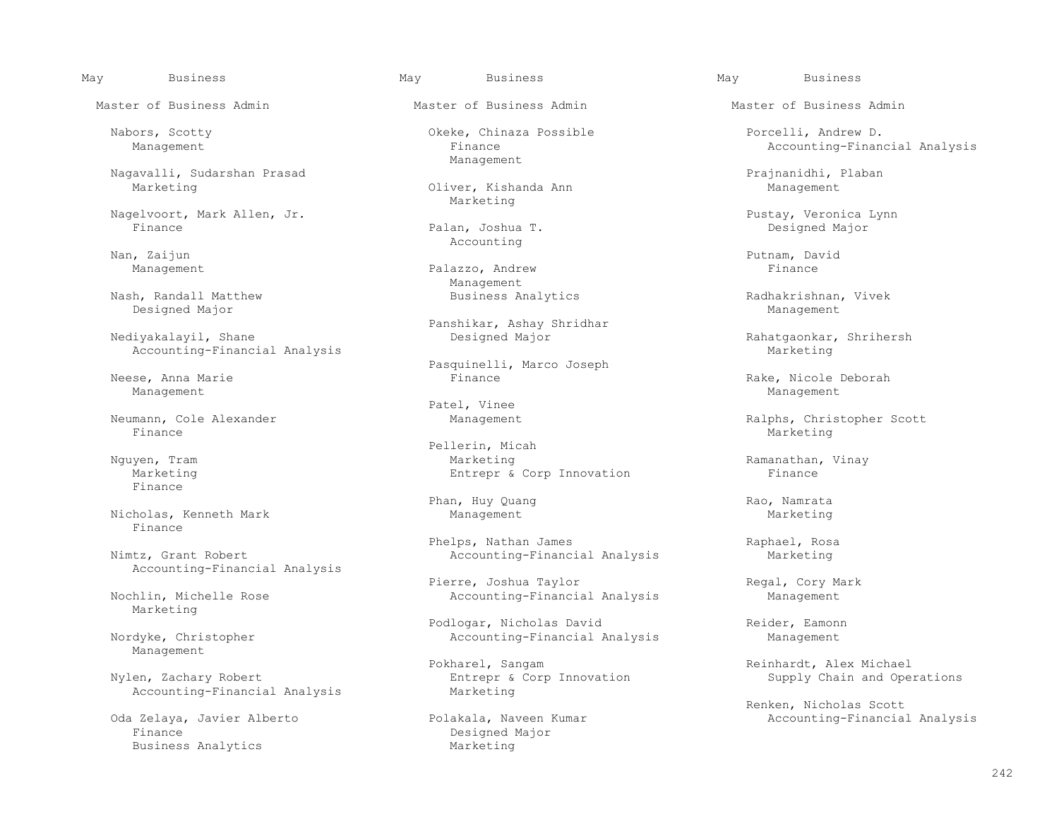May Business

Master of Business Admin

Nabors, Scotty
Management

Nagavalli, Sudarshan Prasad
Marketing

Nagelvoort, Mark Allen, Jr.
Finance

Nan, Zaijun
Management

Nash, Randall Matthew
Designed Major

Nediyakalayil, Shane
Accounting-Financial Analysis

Neese, Anna Marie
Management

Neumann, Cole Alexander
Finance

Nguyen, Tram
Marketing
Finance

Nicholas, Kenneth Mark
Finance

Nimtz, Grant Robert
Accounting-Financial Analysis

Nochlin, Michelle Rose
Marketing

Nordyke, Christopher
Management

Nylen, Zachary Robert
Accounting-Financial Analysis

Oda Zelaya, Javier Alberto
Finance
Business Analytics

May Business

Master of Business Admin

Okeke, Chinaza Possible
Finance
Management

Oliver, Kishanda Ann
Marketing

Palan, Joshua T.
Accounting

Palazzo, Andrew
Management
Business Analytics

Panshikar, Ashay Shridhar
Designed Major

Pasquinelli, Marco Joseph
Finance

Patel, Vinee
Management

Pellerin, Micah
Marketing
Entrepr & Corp Innovation

Phan, Huy Quang
Management

Phelps, Nathan James
Accounting-Financial Analysis

Pierre, Joshua Taylor
Accounting-Financial Analysis

Podlogar, Nicholas David
Accounting-Financial Analysis

Pokharel, Sangam
Entrepr & Corp Innovation
Marketing

Polakala, Naveen Kumar
Designed Major
Marketing

May Business

Master of Business Admin

Porcelli, Andrew D.
Accounting-Financial Analysis

Prajnanidhi, Plaban
Management

Pustay, Veronica Lynn
Designed Major

Putnam, David
Finance

Radhakrishnan, Vivek
Management

Rahatgaonkar, Shrihersh
Marketing

Rake, Nicole Deborah
Management

Ralphs, Christopher Scott
Marketing

Ramanathan, Vinay
Finance

Rao, Namrata
Marketing

Raphael, Rosa
Marketing

Regal, Cory Mark
Management

Reider, Eamonn
Management

Reinhardt, Alex Michael
Supply Chain and Operations

Renken, Nicholas Scott
Accounting-Financial Analysis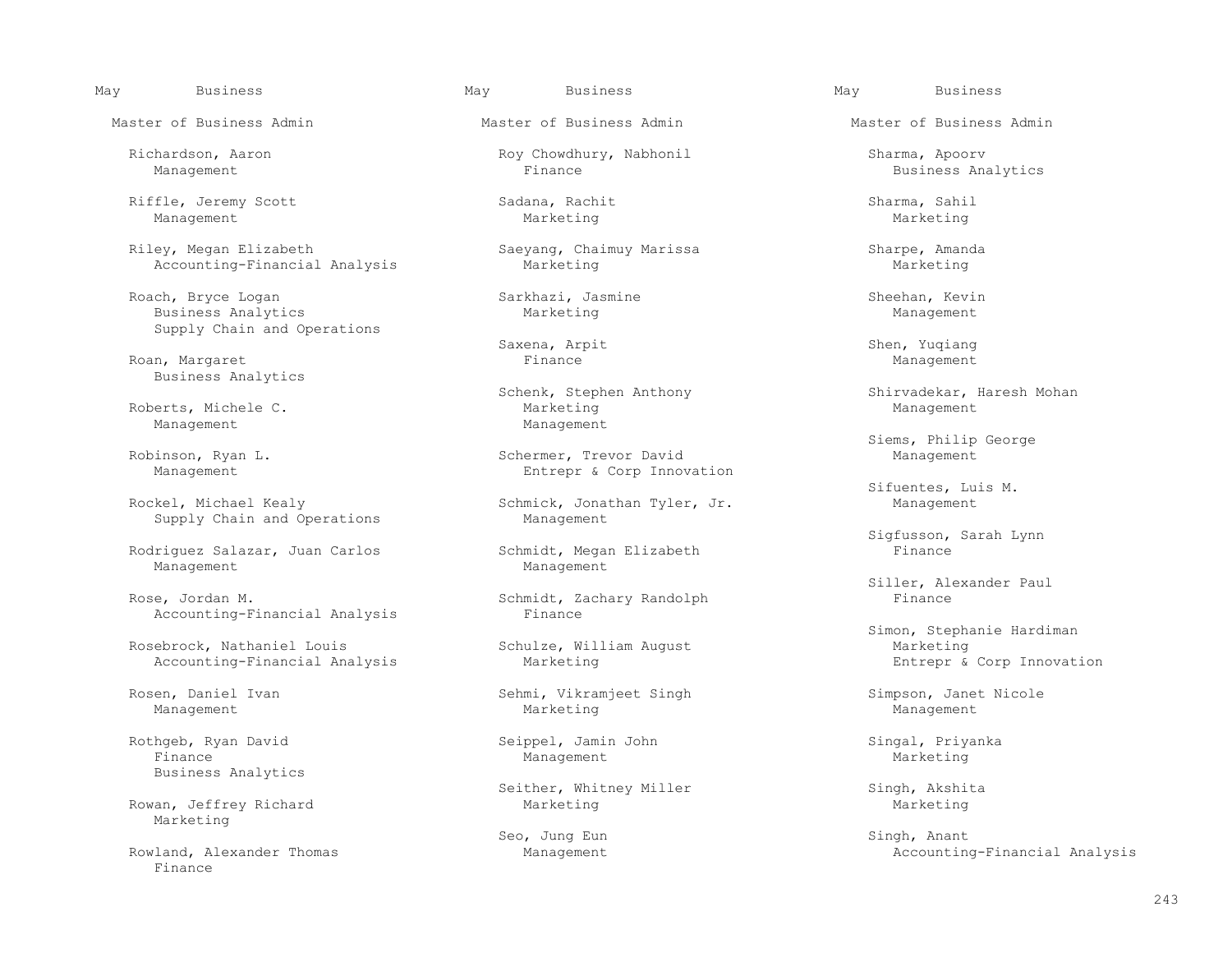May Business

Master of Business Admin

Richardson, Aaron
Management

Riffle, Jeremy Scott
Management

Riley, Megan Elizabeth
Accounting-Financial Analysis

Roach, Bryce Logan
Business Analytics
Supply Chain and Operations

Roan, Margaret
Business Analytics

Roberts, Michele C.
Management

Robinson, Ryan L.
Management

Rockel, Michael Kealy
Supply Chain and Operations

Rodriguez Salazar, Juan Carlos
Management

Rose, Jordan M.
Accounting-Financial Analysis

Rosebrock, Nathaniel Louis
Accounting-Financial Analysis

Rosen, Daniel Ivan
Management

Rothgeb, Ryan David
Finance
Business Analytics

Rowan, Jeffrey Richard
Marketing

Rowland, Alexander Thomas
Finance

May Business

Master of Business Admin

Roy Chowdhury, Nabhonil
Finance

Sadana, Rachit
Marketing

Saeyang, Chaimuy Marissa
Marketing

Sarkhazi, Jasmine
Marketing

Saxena, Arpit
Finance

Schenk, Stephen Anthony
Marketing
Management

Schermer, Trevor David
Entrepr & Corp Innovation

Schmick, Jonathan Tyler, Jr.
Management

Schmidt, Megan Elizabeth
Management

Schmidt, Zachary Randolph
Finance

Schulze, William August
Marketing

Sehmi, Vikramjeet Singh
Marketing

Seippel, Jamin John
Management

Seither, Whitney Miller
Marketing

Seo, Jung Eun
Management

May Business

Master of Business Admin

Sharma, Apoorv
Business Analytics

Sharma, Sahil
Marketing

Sharpe, Amanda
Marketing

Sheehan, Kevin
Management

Shen, Yuqiang
Management

Shirvadekar, Haresh Mohan
Management

Siems, Philip George
Management

Sifuentes, Luis M.
Management

Sigfusson, Sarah Lynn
Finance

Siller, Alexander Paul
Finance

Simon, Stephanie Hardiman
Marketing
Entrepr & Corp Innovation

Simpson, Janet Nicole
Management

Singal, Priyanka
Marketing

Singh, Akshita
Marketing

Singh, Anant
Accounting-Financial Analysis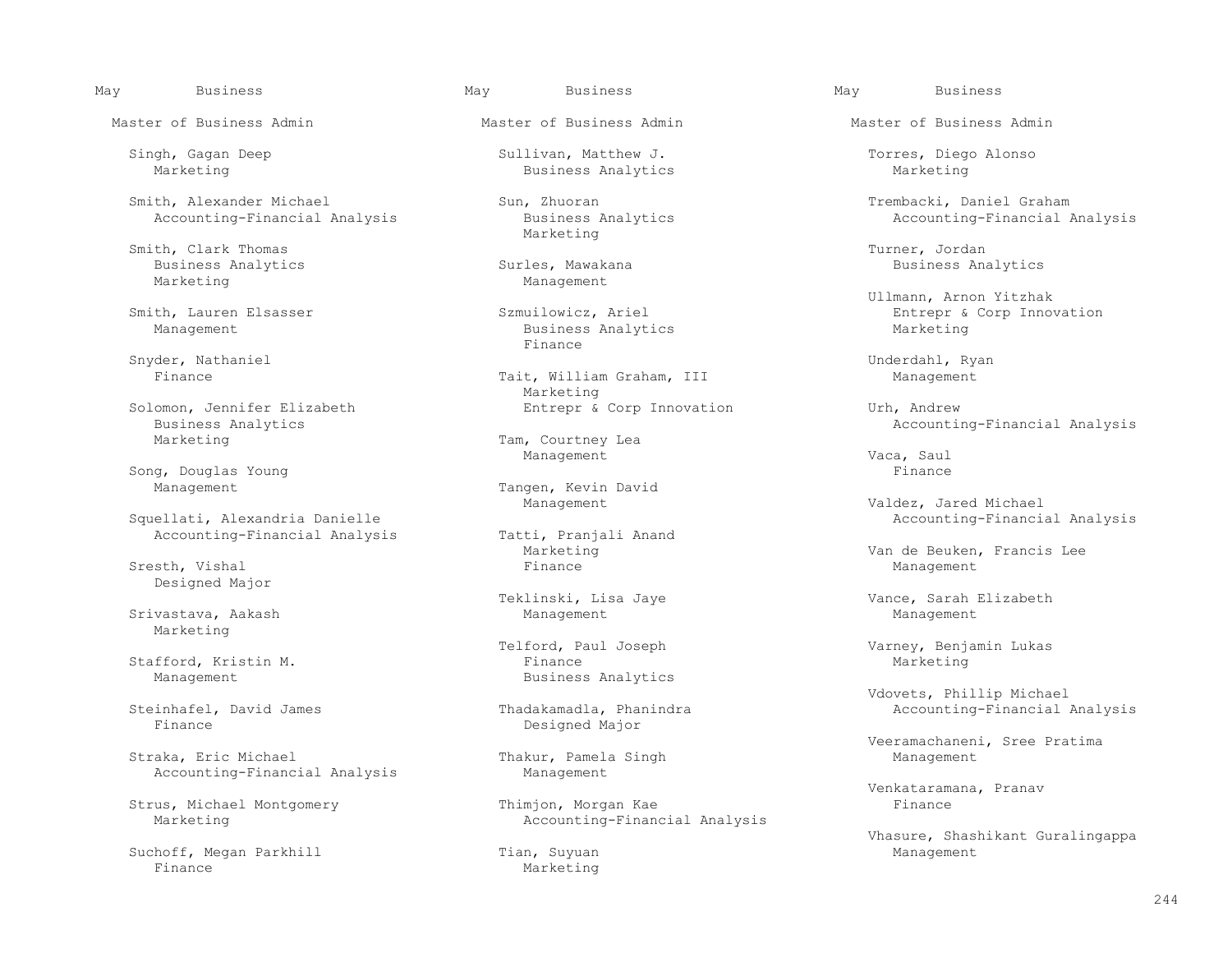May Business

Master of Business Admin

Singh, Gagan Deep
Marketing

Smith, Alexander Michael
Accounting-Financial Analysis

Smith, Clark Thomas
Business Analytics
Marketing

Smith, Lauren Elsasser
Management

Snyder, Nathaniel
Finance

Solomon, Jennifer Elizabeth
Business Analytics
Marketing

Song, Douglas Young
Management

Squellati, Alexandria Danielle
Accounting-Financial Analysis

Sresth, Vishal
Designed Major

Srivastava, Aakash
Marketing

Stafford, Kristin M.
Management

Steinhafel, David James
Finance

Straka, Eric Michael
Accounting-Financial Analysis

Strus, Michael Montgomery
Marketing

Suchoff, Megan Parkhill
Finance

May Business

Master of Business Admin

Sullivan, Matthew J.
Business Analytics

Sun, Zhuoran
Business Analytics
Marketing

Surles, Mawakana
Management

Szmuilowicz, Ariel
Business Analytics
Finance

Tait, William Graham, III
Marketing
Entrepr & Corp Innovation

Tam, Courtney Lea
Management

Tangen, Kevin David
Management

Tatti, Pranjali Anand
Marketing
Finance

Teklinski, Lisa Jaye
Management

Telford, Paul Joseph
Finance
Business Analytics

Thadakamadla, Phanindra
Designed Major

Thakur, Pamela Singh
Management

Thimjon, Morgan Kae
Accounting-Financial Analysis

Tian, Suyuan
Marketing

May Business

Master of Business Admin

Torres, Diego Alonso
Marketing

Trembacki, Daniel Graham
Accounting-Financial Analysis

Turner, Jordan
Business Analytics

Ullmann, Arnon Yitzhak
Entrepr & Corp Innovation
Marketing

Underdahl, Ryan
Management

Urh, Andrew
Accounting-Financial Analysis

Vaca, Saul
Finance

Valdez, Jared Michael
Accounting-Financial Analysis

Van de Beuken, Francis Lee
Management

Vance, Sarah Elizabeth
Management

Varney, Benjamin Lukas
Marketing

Vdovets, Phillip Michael
Accounting-Financial Analysis

Veeramachaneni, Sree Pratima
Management

Venkataramana, Pranav
Finance

Vhasure, Shashikant Guralingappa
Management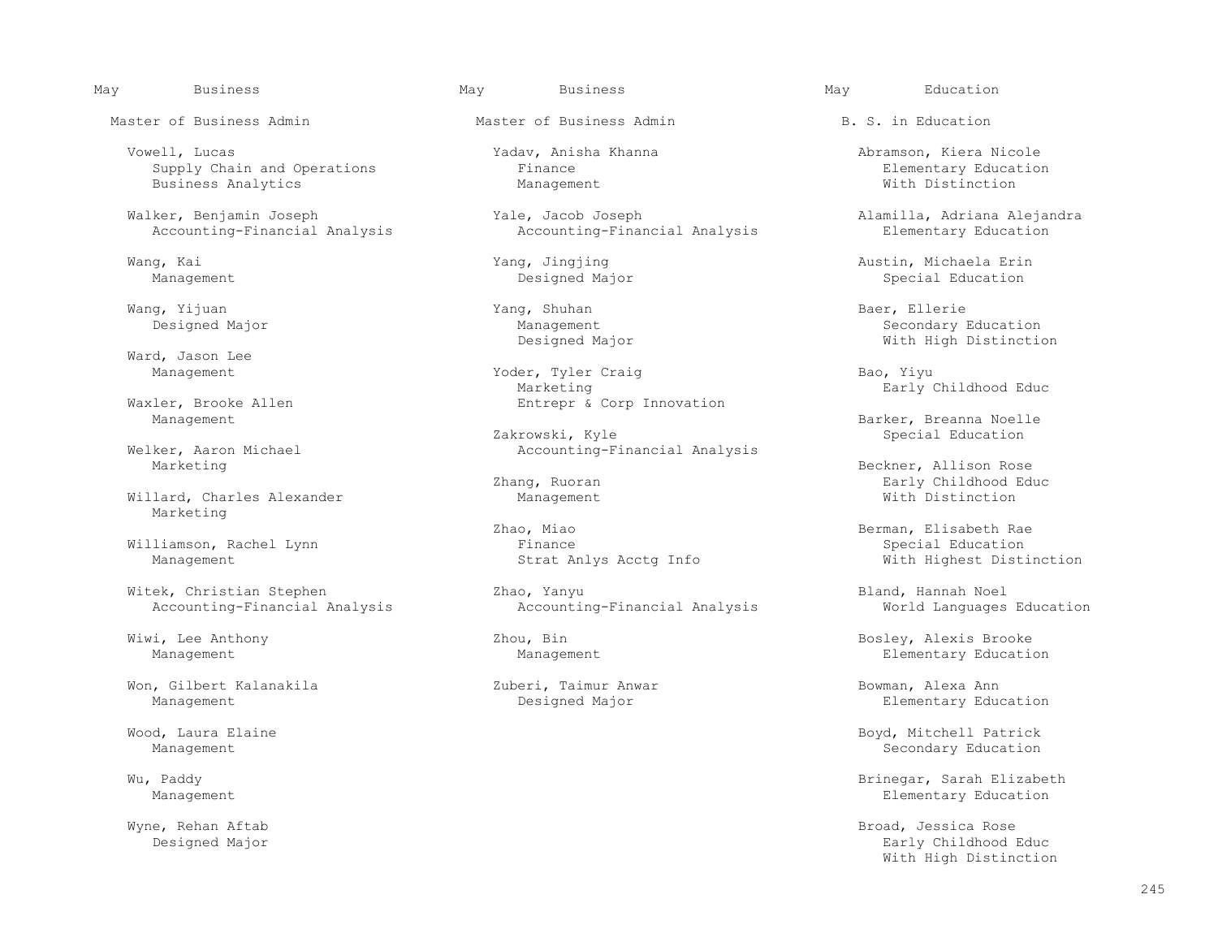## May — Business

### Master of Business Admin

Vowell, Lucas
Supply Chain and Operations
Business Analytics

Walker, Benjamin Joseph
Accounting-Financial Analysis

Wang, Kai
Management

Wang, Yijuan
Designed Major

Ward, Jason Lee
Management

Waxler, Brooke Allen
Management

Welker, Aaron Michael
Marketing

Willard, Charles Alexander
Marketing

Williamson, Rachel Lynn
Management

Witek, Christian Stephen
Accounting-Financial Analysis

Wiwi, Lee Anthony
Management

Won, Gilbert Kalanakila
Management

Wood, Laura Elaine
Management

Wu, Paddy
Management

Wyne, Rehan Aftab
Designed Major

## May — Business

### Master of Business Admin

Yadav, Anisha Khanna
Finance
Management

Yale, Jacob Joseph
Accounting-Financial Analysis

Yang, Jingjing
Designed Major

Yang, Shuhan
Management
Designed Major

Yoder, Tyler Craig
Marketing
Entrepr & Corp Innovation

Zakrowski, Kyle
Accounting-Financial Analysis

Zhang, Ruoran
Management

Zhao, Miao
Finance
Strat Anlys Acctg Info

Zhao, Yanyu
Accounting-Financial Analysis

Zhou, Bin
Management

Zuberi, Taimur Anwar
Designed Major

## May — Education

### B. S. in Education

Abramson, Kiera Nicole
Elementary Education
With Distinction

Alamilla, Adriana Alejandra
Elementary Education

Austin, Michaela Erin
Special Education

Baer, Ellerie
Secondary Education
With High Distinction

Bao, Yiyu
Early Childhood Educ

Barker, Breanna Noelle
Special Education

Beckner, Allison Rose
Early Childhood Educ
With Distinction

Berman, Elisabeth Rae
Special Education
With Highest Distinction

Bland, Hannah Noel
World Languages Education

Bosley, Alexis Brooke
Elementary Education

Bowman, Alexa Ann
Elementary Education

Boyd, Mitchell Patrick
Secondary Education

Brinegar, Sarah Elizabeth
Elementary Education

Broad, Jessica Rose
Early Childhood Educ
With High Distinction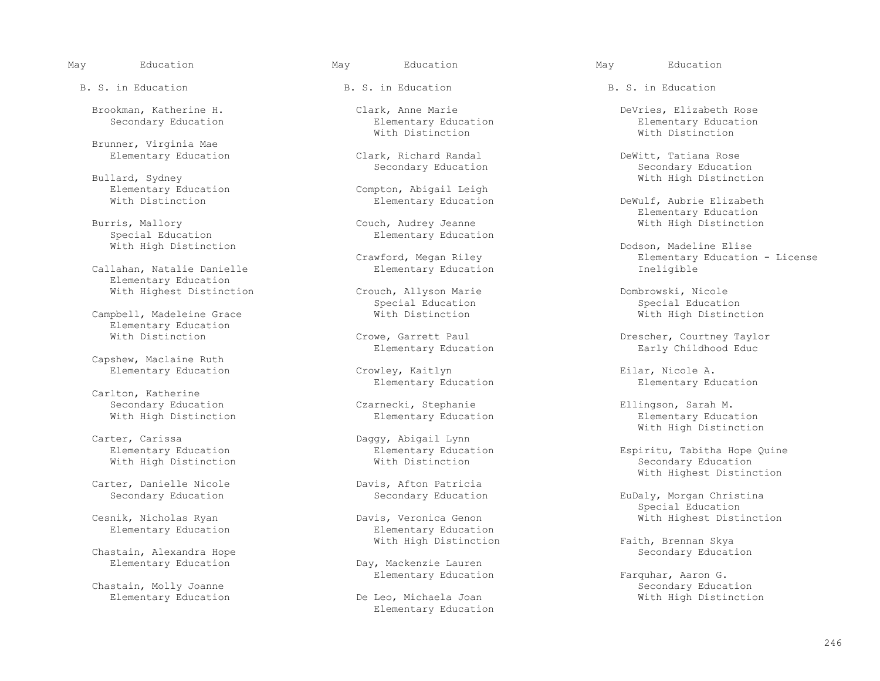May Education

B. S. in Education

Brookman, Katherine H.
Secondary Education

Brunner, Virginia Mae
Elementary Education

Bullard, Sydney
Elementary Education
With Distinction

Burris, Mallory
Special Education
With High Distinction

Callahan, Natalie Danielle
Elementary Education
With Highest Distinction

Campbell, Madeleine Grace
Elementary Education
With Distinction

Capshew, Maclaine Ruth
Elementary Education

Carlton, Katherine
Secondary Education
With High Distinction

Carter, Carissa
Elementary Education
With High Distinction

Carter, Danielle Nicole
Secondary Education

Cesnik, Nicholas Ryan
Elementary Education

Chastain, Alexandra Hope
Elementary Education

Chastain, Molly Joanne
Elementary Education

May Education

B. S. in Education

Clark, Anne Marie
Elementary Education
With Distinction

Clark, Richard Randal
Secondary Education

Compton, Abigail Leigh
Elementary Education

Couch, Audrey Jeanne
Elementary Education

Crawford, Megan Riley
Elementary Education

Crouch, Allyson Marie
Special Education
With Distinction

Crowe, Garrett Paul
Elementary Education

Crowley, Kaitlyn
Elementary Education

Czarnecki, Stephanie
Elementary Education

Daggy, Abigail Lynn
Elementary Education
With Distinction

Davis, Afton Patricia
Secondary Education

Davis, Veronica Genon
Elementary Education
With High Distinction

Day, Mackenzie Lauren
Elementary Education

De Leo, Michaela Joan
Elementary Education

May Education

B. S. in Education

DeVries, Elizabeth Rose
Elementary Education
With Distinction

DeWitt, Tatiana Rose
Secondary Education
With High Distinction

DeWulf, Aubrie Elizabeth
Elementary Education
With High Distinction

Dodson, Madeline Elise
Elementary Education - License Ineligible

Dombrowski, Nicole
Special Education
With High Distinction

Drescher, Courtney Taylor
Early Childhood Educ

Eilar, Nicole A.
Elementary Education

Ellingson, Sarah M.
Elementary Education
With High Distinction

Espiritu, Tabitha Hope Quine
Secondary Education
With Highest Distinction

EuDaly, Morgan Christina
Special Education
With Highest Distinction

Faith, Brennan Skya
Secondary Education

Farquhar, Aaron G.
Secondary Education
With High Distinction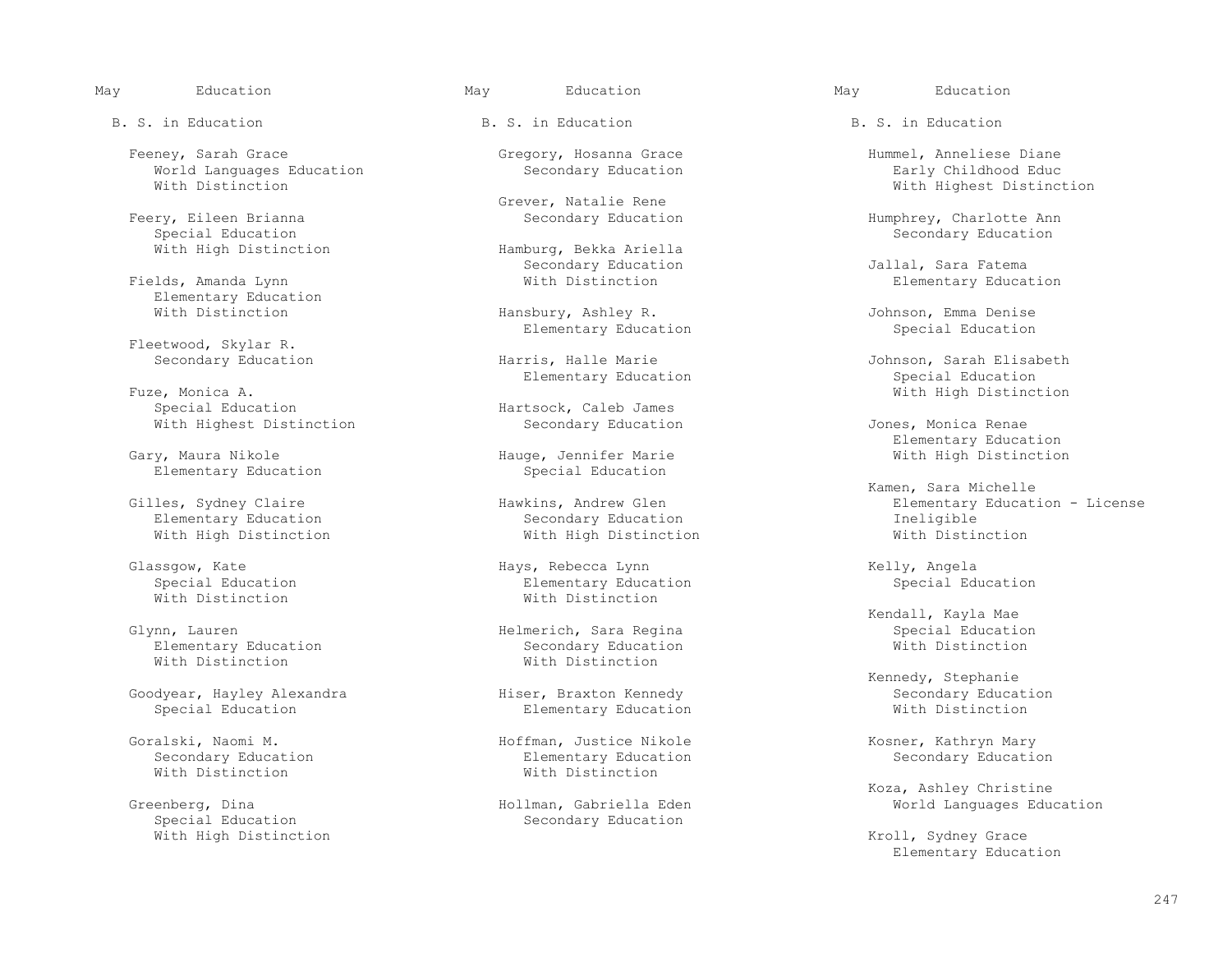May Education

B. S. in Education

Feeney, Sarah Grace
World Languages Education
With Distinction

Feery, Eileen Brianna
Special Education
With High Distinction

Fields, Amanda Lynn
Elementary Education
With Distinction

Fleetwood, Skylar R.
Secondary Education

Fuze, Monica A.
Special Education
With Highest Distinction

Gary, Maura Nikole
Elementary Education

Gilles, Sydney Claire
Elementary Education
With High Distinction

Glassgow, Kate
Special Education
With Distinction

Glynn, Lauren
Elementary Education
With Distinction

Goodyear, Hayley Alexandra
Special Education

Goralski, Naomi M.
Secondary Education
With Distinction

Greenberg, Dina
Special Education
With High Distinction

Gregory, Hosanna Grace
Secondary Education

Grever, Natalie Rene
Secondary Education

Hamburg, Bekka Ariella
Secondary Education
With Distinction

Hansbury, Ashley R.
Elementary Education

Harris, Halle Marie
Elementary Education

Hartsock, Caleb James
Secondary Education

Hauge, Jennifer Marie
Special Education

Hawkins, Andrew Glen
Secondary Education
With High Distinction

Hays, Rebecca Lynn
Elementary Education
With Distinction

Helmerich, Sara Regina
Secondary Education
With Distinction

Hiser, Braxton Kennedy
Elementary Education

Hoffman, Justice Nikole
Elementary Education
With Distinction

Hollman, Gabriella Eden
Secondary Education

Hummel, Anneliese Diane
Early Childhood Educ
With Highest Distinction

Humphrey, Charlotte Ann
Secondary Education

Jallal, Sara Fatema
Elementary Education

Johnson, Emma Denise
Special Education

Johnson, Sarah Elisabeth
Special Education
With High Distinction

Jones, Monica Renae
Elementary Education
With High Distinction

Kamen, Sara Michelle
Elementary Education - License Ineligible
With Distinction

Kelly, Angela
Special Education

Kendall, Kayla Mae
Special Education
With Distinction

Kennedy, Stephanie
Secondary Education
With Distinction

Kosner, Kathryn Mary
Secondary Education

Koza, Ashley Christine
World Languages Education

Kroll, Sydney Grace
Elementary Education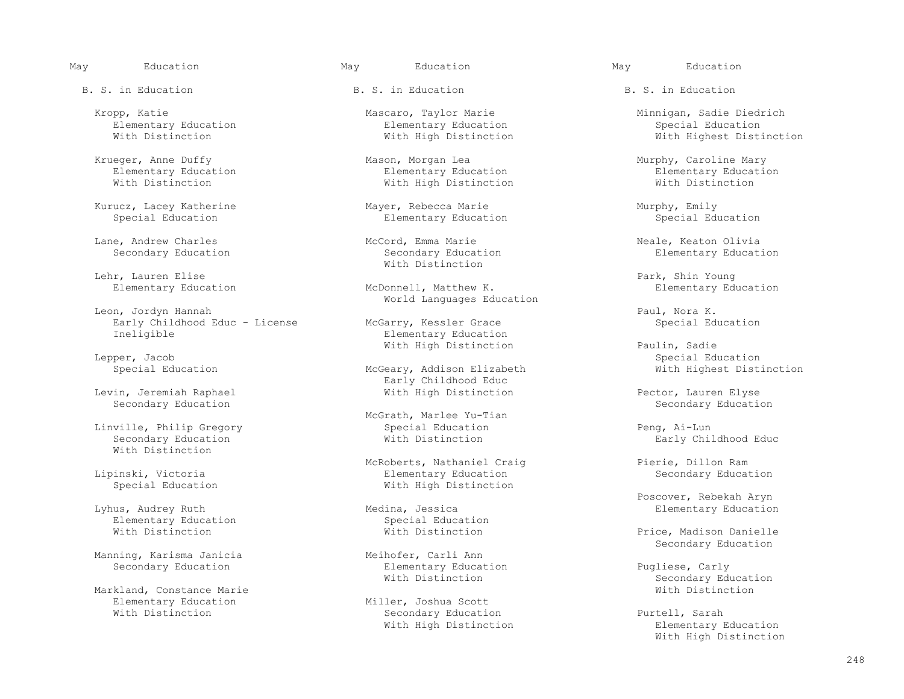May Education

B. S. in Education

Kropp, Katie
Elementary Education
With Distinction

Krueger, Anne Duffy
Elementary Education
With Distinction

Kurucz, Lacey Katherine
Special Education

Lane, Andrew Charles
Secondary Education

Lehr, Lauren Elise
Elementary Education

Leon, Jordyn Hannah
Early Childhood Educ - License Ineligible

Lepper, Jacob
Special Education

Levin, Jeremiah Raphael
Secondary Education

Linville, Philip Gregory
Secondary Education
With Distinction

Lipinski, Victoria
Special Education

Lyhus, Audrey Ruth
Elementary Education
With Distinction

Manning, Karisma Janicia
Secondary Education

Markland, Constance Marie
Elementary Education
With Distinction

May Education

B. S. in Education

Mascaro, Taylor Marie
Elementary Education
With High Distinction

Mason, Morgan Lea
Elementary Education
With High Distinction

Mayer, Rebecca Marie
Elementary Education

McCord, Emma Marie
Secondary Education
With Distinction

McDonnell, Matthew K.
World Languages Education

McGarry, Kessler Grace
Elementary Education
With High Distinction

McGeary, Addison Elizabeth
Early Childhood Educ
With High Distinction

McGrath, Marlee Yu-Tian
Special Education
With Distinction

McRoberts, Nathaniel Craig
Elementary Education
With High Distinction

Medina, Jessica
Special Education
With Distinction

Meihofer, Carli Ann
Elementary Education
With Distinction

Miller, Joshua Scott
Secondary Education
With High Distinction

May Education

B. S. in Education

Minnigan, Sadie Diedrich
Special Education
With Highest Distinction

Murphy, Caroline Mary
Elementary Education
With Distinction

Murphy, Emily
Special Education

Neale, Keaton Olivia
Elementary Education

Park, Shin Young
Elementary Education

Paul, Nora K.
Special Education

Paulin, Sadie
Special Education
With Highest Distinction

Pector, Lauren Elyse
Secondary Education

Peng, Ai-Lun
Early Childhood Educ

Pierie, Dillon Ram
Secondary Education

Poscover, Rebekah Aryn
Elementary Education

Price, Madison Danielle
Secondary Education

Pugliese, Carly
Secondary Education
With Distinction

Purtell, Sarah
Elementary Education
With High Distinction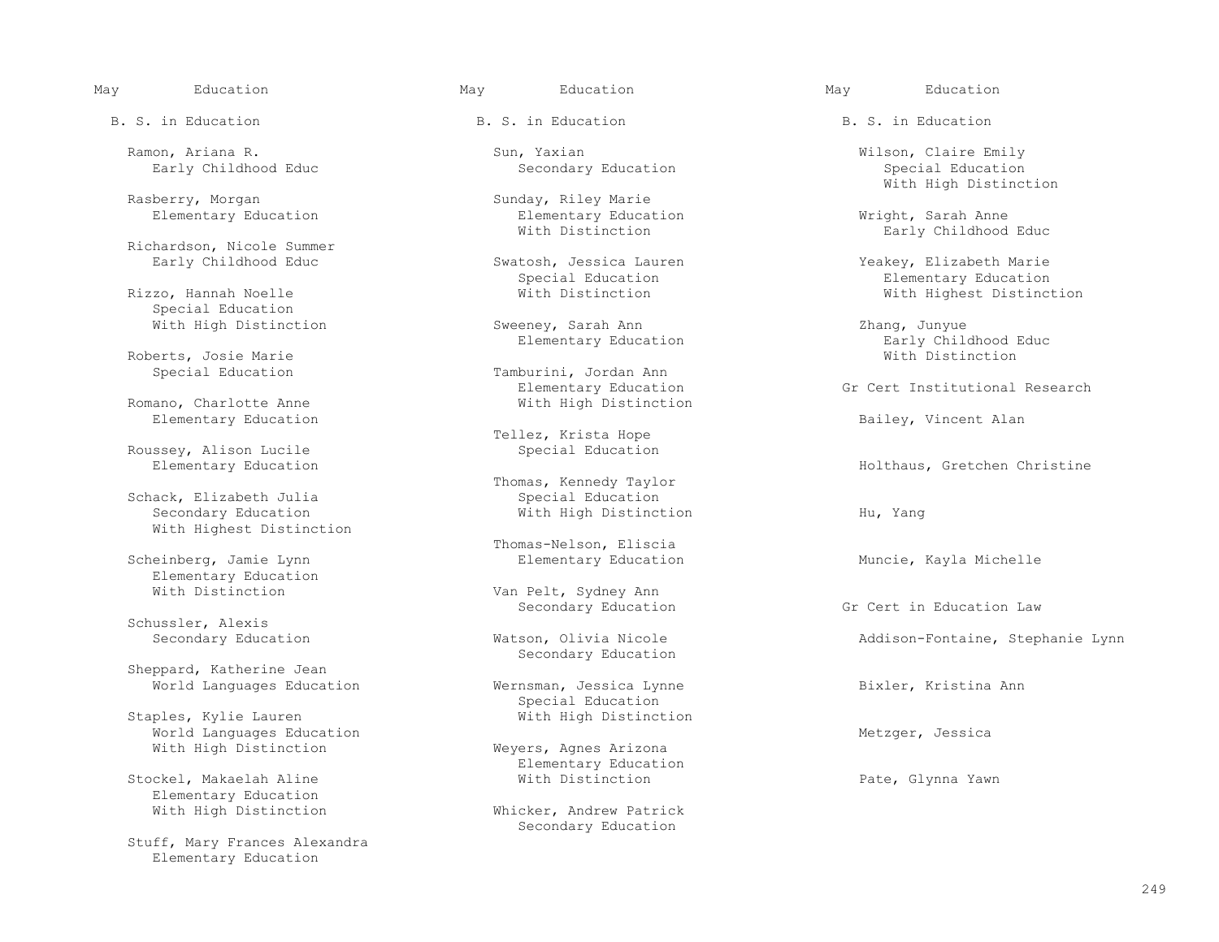## May Education

### B. S. in Education

Ramon, Ariana R.
Early Childhood Educ

Rasberry, Morgan
Elementary Education

Richardson, Nicole Summer
Early Childhood Educ

Rizzo, Hannah Noelle
Special Education
With High Distinction

Roberts, Josie Marie
Special Education

Romano, Charlotte Anne
Elementary Education

Roussey, Alison Lucile
Elementary Education

Schack, Elizabeth Julia
Secondary Education
With Highest Distinction

Scheinberg, Jamie Lynn
Elementary Education
With Distinction

Schussler, Alexis
Secondary Education

Sheppard, Katherine Jean
World Languages Education

Staples, Kylie Lauren
World Languages Education
With High Distinction

Stockel, Makaelah Aline
Elementary Education
With High Distinction

Stuff, Mary Frances Alexandra
Elementary Education

Sun, Yaxian
Secondary Education

Sunday, Riley Marie
Elementary Education
With Distinction

Swatosh, Jessica Lauren
Special Education
With Distinction

Sweeney, Sarah Ann
Elementary Education

Tamburini, Jordan Ann
Elementary Education
With High Distinction

Tellez, Krista Hope
Special Education

Thomas, Kennedy Taylor
Special Education
With High Distinction

Thomas-Nelson, Eliscia
Elementary Education

Van Pelt, Sydney Ann
Secondary Education

Watson, Olivia Nicole
Secondary Education

Wernsman, Jessica Lynne
Special Education
With High Distinction

Weyers, Agnes Arizona
Elementary Education
With Distinction

Whicker, Andrew Patrick
Secondary Education

Wilson, Claire Emily
Special Education
With High Distinction

Wright, Sarah Anne
Early Childhood Educ

Yeakey, Elizabeth Marie
Elementary Education
With Highest Distinction

Zhang, Junyue
Early Childhood Educ
With Distinction

### Gr Cert Institutional Research

Bailey, Vincent Alan

Holthaus, Gretchen Christine

Hu, Yang

Muncie, Kayla Michelle

### Gr Cert in Education Law

Addison-Fontaine, Stephanie Lynn

Bixler, Kristina Ann

Metzger, Jessica

Pate, Glynna Yawn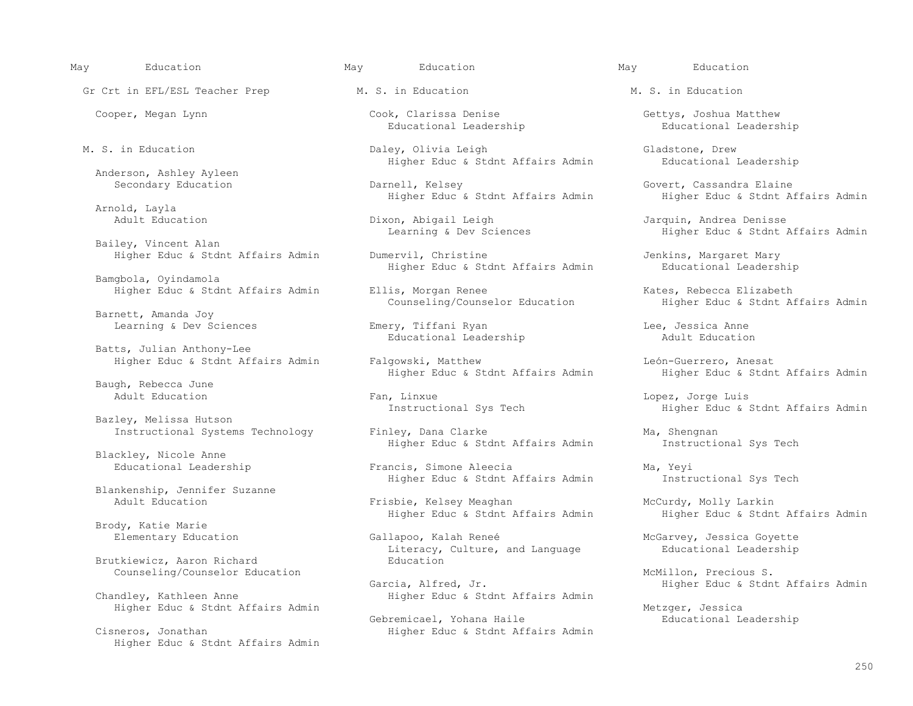May Education

Gr Crt in EFL/ESL Teacher Prep

Cooper, Megan Lynn

M. S. in Education

Anderson, Ashley Ayleen
Secondary Education

Arnold, Layla
Adult Education

Bailey, Vincent Alan
Higher Educ & Stdnt Affairs Admin

Bamgbola, Oyindamola
Higher Educ & Stdnt Affairs Admin

Barnett, Amanda Joy
Learning & Dev Sciences

Batts, Julian Anthony-Lee
Higher Educ & Stdnt Affairs Admin

Baugh, Rebecca June
Adult Education

Bazley, Melissa Hutson
Instructional Systems Technology

Blackley, Nicole Anne
Educational Leadership

Blankenship, Jennifer Suzanne
Adult Education

Brody, Katie Marie
Elementary Education

Brutkiewicz, Aaron Richard
Counseling/Counselor Education

Chandley, Kathleen Anne
Higher Educ & Stdnt Affairs Admin

Cisneros, Jonathan
Higher Educ & Stdnt Affairs Admin

May Education

M. S. in Education

Cook, Clarissa Denise
Educational Leadership

Daley, Olivia Leigh
Higher Educ & Stdnt Affairs Admin

Darnell, Kelsey
Higher Educ & Stdnt Affairs Admin

Dixon, Abigail Leigh
Learning & Dev Sciences

Dumervil, Christine
Higher Educ & Stdnt Affairs Admin

Ellis, Morgan Renee
Counseling/Counselor Education

Emery, Tiffani Ryan
Educational Leadership

Falgowski, Matthew
Higher Educ & Stdnt Affairs Admin

Fan, Linxue
Instructional Sys Tech

Finley, Dana Clarke
Higher Educ & Stdnt Affairs Admin

Francis, Simone Aleecia
Higher Educ & Stdnt Affairs Admin

Frisbie, Kelsey Meaghan
Higher Educ & Stdnt Affairs Admin

Gallapoo, Kalah Reneé
Literacy, Culture, and Language Education

Garcia, Alfred, Jr.
Higher Educ & Stdnt Affairs Admin

Gebremicael, Yohana Haile
Higher Educ & Stdnt Affairs Admin

May Education

M. S. in Education

Gettys, Joshua Matthew
Educational Leadership

Gladstone, Drew
Educational Leadership

Govert, Cassandra Elaine
Higher Educ & Stdnt Affairs Admin

Jarquin, Andrea Denisse
Higher Educ & Stdnt Affairs Admin

Jenkins, Margaret Mary
Educational Leadership

Kates, Rebecca Elizabeth
Higher Educ & Stdnt Affairs Admin

Lee, Jessica Anne
Adult Education

León-Guerrero, Anesat
Higher Educ & Stdnt Affairs Admin

Lopez, Jorge Luis
Higher Educ & Stdnt Affairs Admin

Ma, Shengnan
Instructional Sys Tech

Ma, Yeyi
Instructional Sys Tech

McCurdy, Molly Larkin
Higher Educ & Stdnt Affairs Admin

McGarvey, Jessica Goyette
Educational Leadership

McMillon, Precious S.
Higher Educ & Stdnt Affairs Admin

Metzger, Jessica
Educational Leadership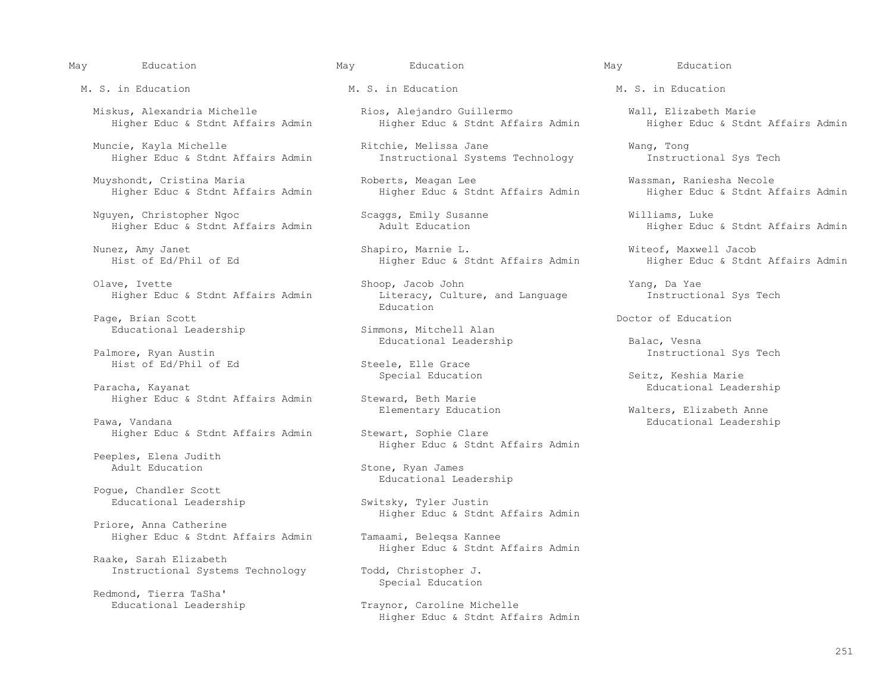May Education

## M. S. in Education

Miskus, Alexandria Michelle
Higher Educ & Stdnt Affairs Admin

Muncie, Kayla Michelle
Higher Educ & Stdnt Affairs Admin

Muyshondt, Cristina Maria
Higher Educ & Stdnt Affairs Admin

Nguyen, Christopher Ngoc
Higher Educ & Stdnt Affairs Admin

Nunez, Amy Janet
Hist of Ed/Phil of Ed

Olave, Ivette
Higher Educ & Stdnt Affairs Admin

Page, Brian Scott
Educational Leadership

Palmore, Ryan Austin
Hist of Ed/Phil of Ed

Paracha, Kayanat
Higher Educ & Stdnt Affairs Admin

Pawa, Vandana
Higher Educ & Stdnt Affairs Admin

Peeples, Elena Judith
Adult Education

Pogue, Chandler Scott
Educational Leadership

Priore, Anna Catherine
Higher Educ & Stdnt Affairs Admin

Raake, Sarah Elizabeth
Instructional Systems Technology

Redmond, Tierra TaSha'
Educational Leadership

Rios, Alejandro Guillermo
Higher Educ & Stdnt Affairs Admin

Ritchie, Melissa Jane
Instructional Systems Technology

Roberts, Meagan Lee
Higher Educ & Stdnt Affairs Admin

Scaggs, Emily Susanne
Adult Education

Shapiro, Marnie L.
Higher Educ & Stdnt Affairs Admin

Shoop, Jacob John
Literacy, Culture, and Language Education

Simmons, Mitchell Alan
Educational Leadership

Steele, Elle Grace
Special Education

Steward, Beth Marie
Elementary Education

Stewart, Sophie Clare
Higher Educ & Stdnt Affairs Admin

Stone, Ryan James
Educational Leadership

Switsky, Tyler Justin
Higher Educ & Stdnt Affairs Admin

Tamaami, Beleqsa Kannee
Higher Educ & Stdnt Affairs Admin

Todd, Christopher J.
Special Education

Traynor, Caroline Michelle
Higher Educ & Stdnt Affairs Admin

Wall, Elizabeth Marie
Higher Educ & Stdnt Affairs Admin

Wang, Tong
Instructional Sys Tech

Wassman, Raniesha Necole
Higher Educ & Stdnt Affairs Admin

Williams, Luke
Higher Educ & Stdnt Affairs Admin

Witeof, Maxwell Jacob
Higher Educ & Stdnt Affairs Admin

Yang, Da Yae
Instructional Sys Tech

## Doctor of Education

Balac, Vesna
Instructional Sys Tech

Seitz, Keshia Marie
Educational Leadership

Walters, Elizabeth Anne
Educational Leadership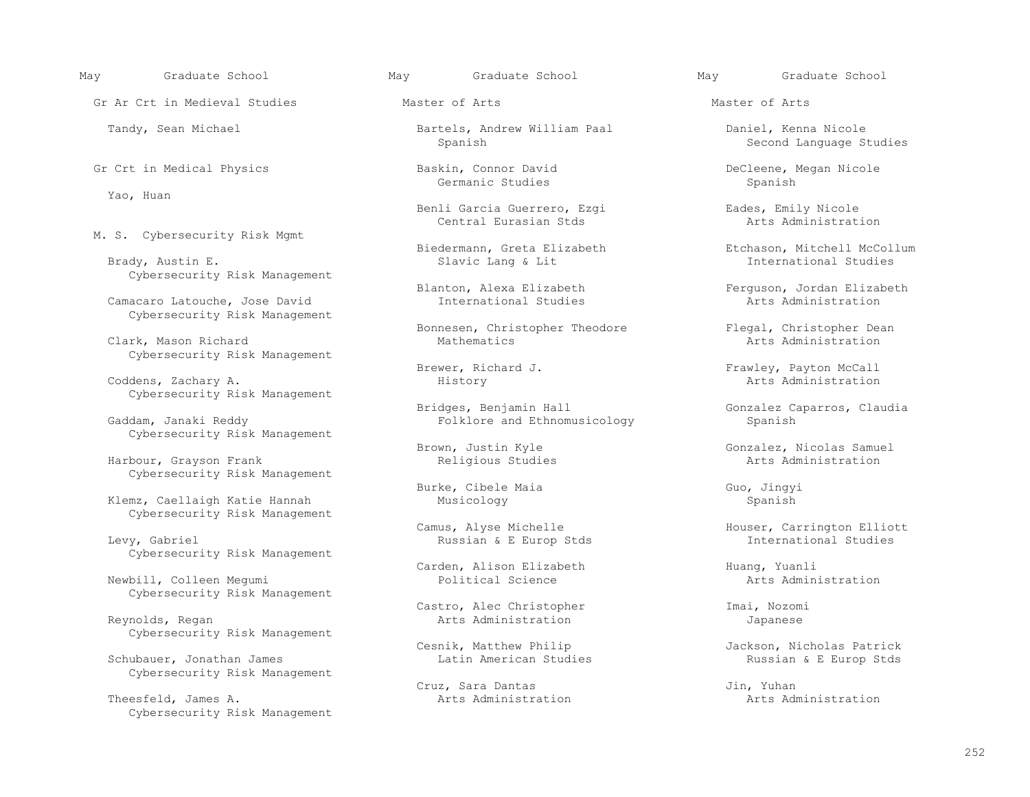## Gr Ar Crt in Medieval Studies

Tandy, Sean Michael

## Gr Crt in Medical Physics

Yao, Huan

## M. S. Cybersecurity Risk Mgmt

Brady, Austin E.
Cybersecurity Risk Management

Camacaro Latouche, Jose David
Cybersecurity Risk Management

Clark, Mason Richard
Cybersecurity Risk Management

Coddens, Zachary A.
Cybersecurity Risk Management

Gaddam, Janaki Reddy
Cybersecurity Risk Management

Harbour, Grayson Frank
Cybersecurity Risk Management

Klemz, Caellaigh Katie Hannah
Cybersecurity Risk Management

Levy, Gabriel
Cybersecurity Risk Management

Newbill, Colleen Megumi
Cybersecurity Risk Management

Reynolds, Regan
Cybersecurity Risk Management

Schubauer, Jonathan James
Cybersecurity Risk Management

Theesfeld, James A.
Cybersecurity Risk Management

## Master of Arts

Bartels, Andrew William Paal
Spanish

Baskin, Connor David
Germanic Studies

Benli Garcia Guerrero, Ezgi
Central Eurasian Stds

Biedermann, Greta Elizabeth
Slavic Lang & Lit

Blanton, Alexa Elizabeth
International Studies

Bonnesen, Christopher Theodore
Mathematics

Brewer, Richard J.
History

Bridges, Benjamin Hall
Folklore and Ethnomusicology

Brown, Justin Kyle
Religious Studies

Burke, Cibele Maia
Musicology

Camus, Alyse Michelle
Russian & E Europ Stds

Carden, Alison Elizabeth
Political Science

Castro, Alec Christopher
Arts Administration

Cesnik, Matthew Philip
Latin American Studies

Cruz, Sara Dantas
Arts Administration

## Master of Arts

Daniel, Kenna Nicole
Second Language Studies

DeCleene, Megan Nicole
Spanish

Eades, Emily Nicole
Arts Administration

Etchason, Mitchell McCollum
International Studies

Ferguson, Jordan Elizabeth
Arts Administration

Flegal, Christopher Dean
Arts Administration

Frawley, Payton McCall
Arts Administration

Gonzalez Caparros, Claudia
Spanish

Gonzalez, Nicolas Samuel
Arts Administration

Guo, Jingyi
Spanish

Houser, Carrington Elliott
International Studies

Huang, Yuanli
Arts Administration

Imai, Nozomi
Japanese

Jackson, Nicholas Patrick
Russian & E Europ Stds

Jin, Yuhan
Arts Administration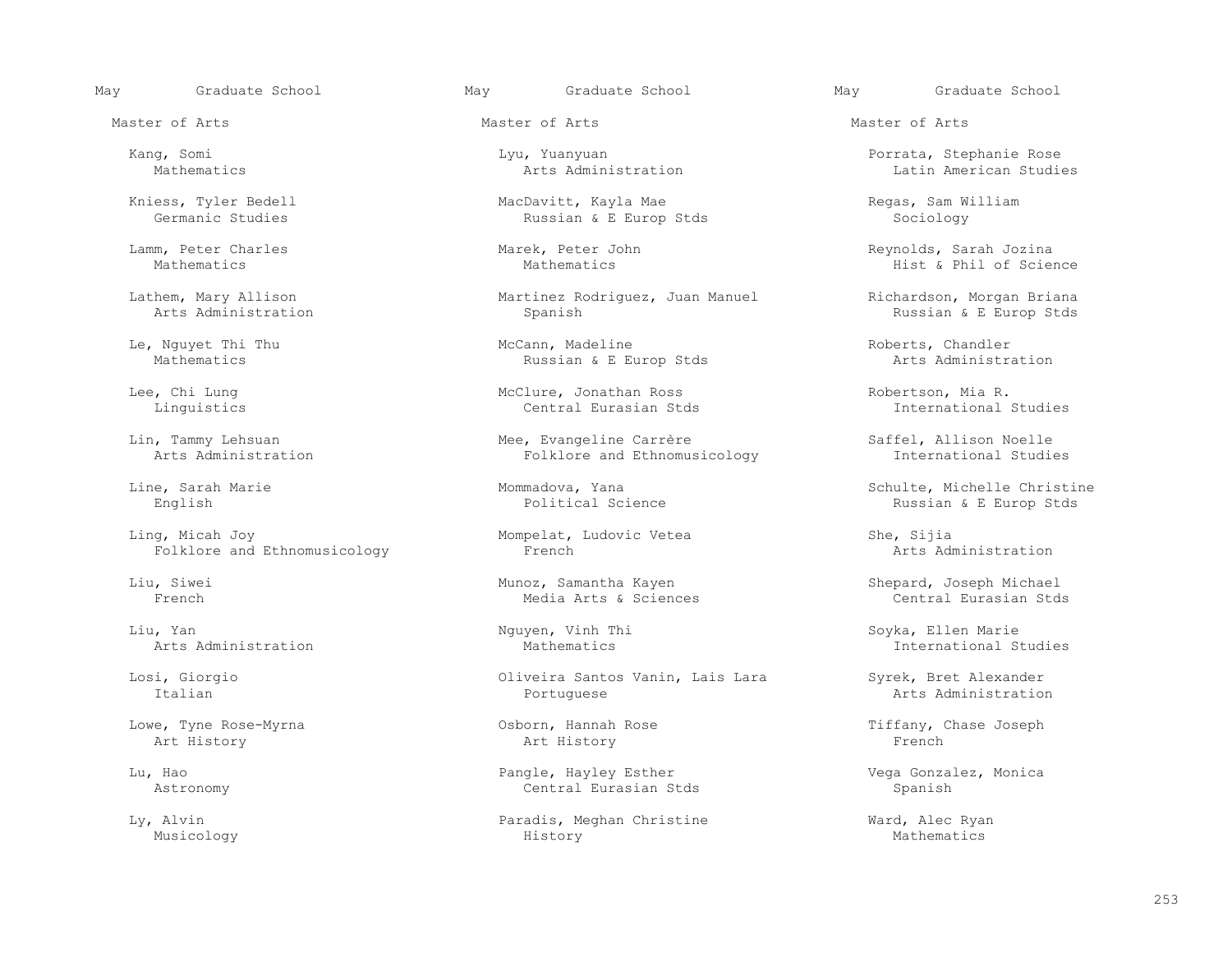May Graduate School

Master of Arts

Kang, Somi
Mathematics

Kniess, Tyler Bedell
Germanic Studies

Lamm, Peter Charles
Mathematics

Lathem, Mary Allison
Arts Administration

Le, Nguyet Thi Thu
Mathematics

Lee, Chi Lung
Linguistics

Lin, Tammy Lehsuan
Arts Administration

Line, Sarah Marie
English

Ling, Micah Joy
Folklore and Ethnomusicology

Liu, Siwei
French

Liu, Yan
Arts Administration

Losi, Giorgio
Italian

Lowe, Tyne Rose-Myrna
Art History

Lu, Hao
Astronomy

Ly, Alvin
Musicology

Lyu, Yuanyuan
Arts Administration

MacDavitt, Kayla Mae
Russian & E Europ Stds

Marek, Peter John
Mathematics

Martinez Rodriguez, Juan Manuel
Spanish

McCann, Madeline
Russian & E Europ Stds

McClure, Jonathan Ross
Central Eurasian Stds

Mee, Evangeline Carrère
Folklore and Ethnomusicology

Mommadova, Yana
Political Science

Mompelat, Ludovic Vetea
French

Munoz, Samantha Kayen
Media Arts & Sciences

Nguyen, Vinh Thi
Mathematics

Oliveira Santos Vanin, Lais Lara
Portuguese

Osborn, Hannah Rose
Art History

Pangle, Hayley Esther
Central Eurasian Stds

Paradis, Meghan Christine
History

Porrata, Stephanie Rose
Latin American Studies

Regas, Sam William
Sociology

Reynolds, Sarah Jozina
Hist & Phil of Science

Richardson, Morgan Briana
Russian & E Europ Stds

Roberts, Chandler
Arts Administration

Robertson, Mia R.
International Studies

Saffel, Allison Noelle
International Studies

Schulte, Michelle Christine
Russian & E Europ Stds

She, Sijia
Arts Administration

Shepard, Joseph Michael
Central Eurasian Stds

Soyka, Ellen Marie
International Studies

Syrek, Bret Alexander
Arts Administration

Tiffany, Chase Joseph
French

Vega Gonzalez, Monica
Spanish

Ward, Alec Ryan
Mathematics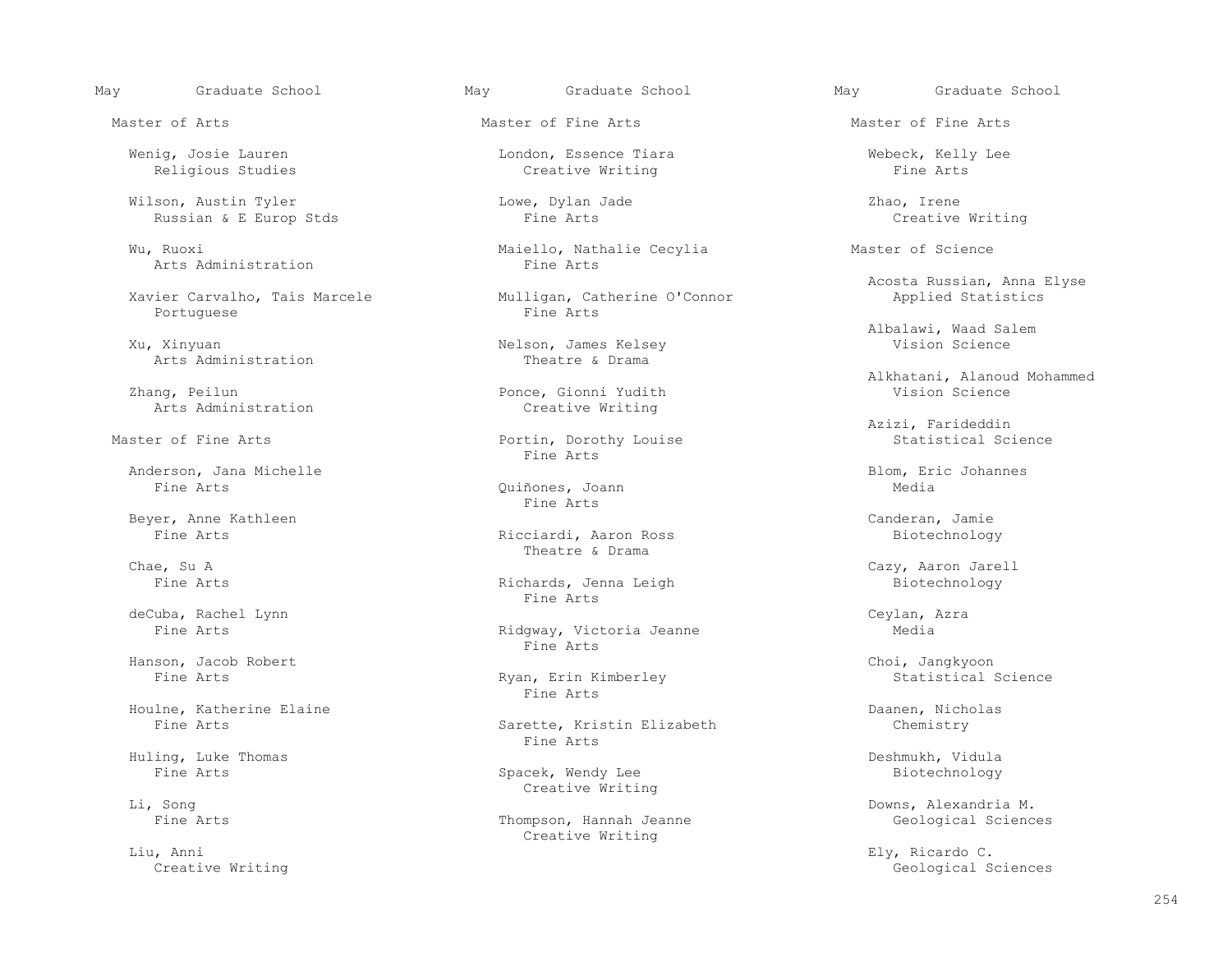May Graduate School

## Master of Arts

Wenig, Josie Lauren
Religious Studies

Wilson, Austin Tyler
Russian & E Europ Stds

Wu, Ruoxi
Arts Administration

Xavier Carvalho, Taís Marcele
Portuguese

Xu, Xinyuan
Arts Administration

Zhang, Peilun
Arts Administration

## Master of Fine Arts

Anderson, Jana Michelle
Fine Arts

Beyer, Anne Kathleen
Fine Arts

Chae, Su A
Fine Arts

deCuba, Rachel Lynn
Fine Arts

Hanson, Jacob Robert
Fine Arts

Houlne, Katherine Elaine
Fine Arts

Huling, Luke Thomas
Fine Arts

Li, Song
Fine Arts

Liu, Anni
Creative Writing

London, Essence Tiara
Creative Writing

Lowe, Dylan Jade
Fine Arts

Maiello, Nathalie Cecylia
Fine Arts

Mulligan, Catherine O'Connor
Fine Arts

Nelson, James Kelsey
Theatre & Drama

Ponce, Gionni Yudith
Creative Writing

Portin, Dorothy Louise
Fine Arts

Quiñones, Joann
Fine Arts

Ricciardi, Aaron Ross
Theatre & Drama

Richards, Jenna Leigh
Fine Arts

Ridgway, Victoria Jeanne
Fine Arts

Ryan, Erin Kimberley
Fine Arts

Sarette, Kristin Elizabeth
Fine Arts

Spacek, Wendy Lee
Creative Writing

Thompson, Hannah Jeanne
Creative Writing

Webeck, Kelly Lee
Fine Arts

Zhao, Irene
Creative Writing

## Master of Science

Acosta Russian, Anna Elyse
Applied Statistics

Albalawi, Waad Salem
Vision Science

Alkhatani, Alanoud Mohammed
Vision Science

Azizi, Farideddin
Statistical Science

Blom, Eric Johannes
Media

Canderan, Jamie
Biotechnology

Cazy, Aaron Jarell
Biotechnology

Ceylan, Azra
Media

Choi, Jangkyoon
Statistical Science

Daanen, Nicholas
Chemistry

Deshmukh, Vidula
Biotechnology

Downs, Alexandria M.
Geological Sciences

Ely, Ricardo C.
Geological Sciences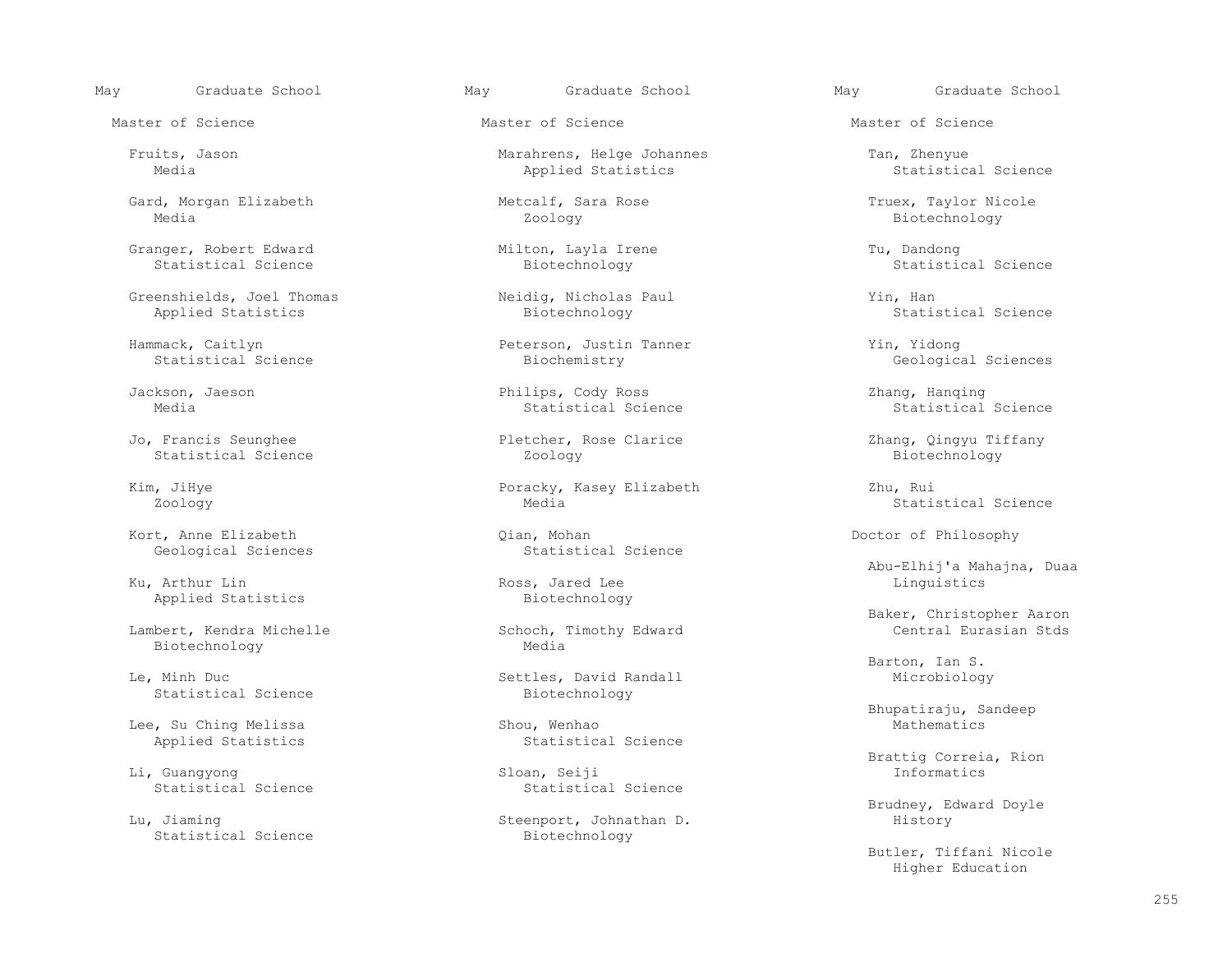May Graduate School

## Master of Science

Fruits, Jason
Media

Gard, Morgan Elizabeth
Media

Granger, Robert Edward
Statistical Science

Greenshields, Joel Thomas
Applied Statistics

Hammack, Caitlyn
Statistical Science

Jackson, Jaeson
Media

Jo, Francis Seunghee
Statistical Science

Kim, JiHye
Zoology

Kort, Anne Elizabeth
Geological Sciences

Ku, Arthur Lin
Applied Statistics

Lambert, Kendra Michelle
Biotechnology

Le, Minh Duc
Statistical Science

Lee, Su Ching Melissa
Applied Statistics

Li, Guangyong
Statistical Science

Lu, Jiaming
Statistical Science

Marahrens, Helge Johannes
Applied Statistics

Metcalf, Sara Rose
Zoology

Milton, Layla Irene
Biotechnology

Neidig, Nicholas Paul
Biotechnology

Peterson, Justin Tanner
Biochemistry

Philips, Cody Ross
Statistical Science

Pletcher, Rose Clarice
Zoology

Poracky, Kasey Elizabeth
Media

Qian, Mohan
Statistical Science

Ross, Jared Lee
Biotechnology

Schoch, Timothy Edward
Media

Settles, David Randall
Biotechnology

Shou, Wenhao
Statistical Science

Sloan, Seiji
Statistical Science

Steenport, Johnathan D.
Biotechnology

Tan, Zhenyue
Statistical Science

Truex, Taylor Nicole
Biotechnology

Tu, Dandong
Statistical Science

Yin, Han
Statistical Science

Yin, Yidong
Geological Sciences

Zhang, Hanqing
Statistical Science

Zhang, Qingyu Tiffany
Biotechnology

Zhu, Rui
Statistical Science

## Doctor of Philosophy

Abu-Elhij'a Mahajna, Duaa
Linguistics

Baker, Christopher Aaron
Central Eurasian Stds

Barton, Ian S.
Microbiology

Bhupatiraju, Sandeep
Mathematics

Brattig Correia, Rion
Informatics

Brudney, Edward Doyle
History

Butler, Tiffani Nicole
Higher Education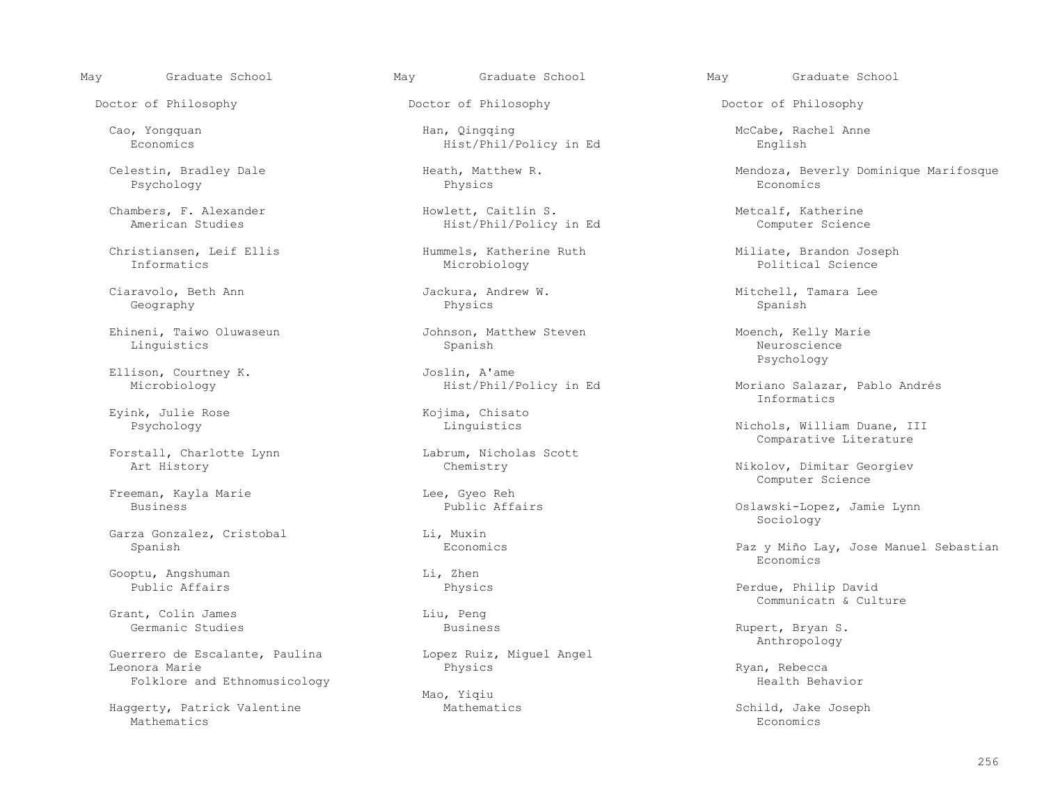May Graduate School

Doctor of Philosophy

Cao, Yongquan
Economics

Celestin, Bradley Dale
Psychology

Chambers, F. Alexander
American Studies

Christiansen, Leif Ellis
Informatics

Ciaravolo, Beth Ann
Geography

Ehineni, Taiwo Oluwaseun
Linguistics

Ellison, Courtney K.
Microbiology

Eyink, Julie Rose
Psychology

Forstall, Charlotte Lynn
Art History

Freeman, Kayla Marie
Business

Garza Gonzalez, Cristobal
Spanish

Gooptu, Angshuman
Public Affairs

Grant, Colin James
Germanic Studies

Guerrero de Escalante, Paulina Leonora Marie
Folklore and Ethnomusicology

Haggerty, Patrick Valentine
Mathematics

Han, Qingqing
Hist/Phil/Policy in Ed

Heath, Matthew R.
Physics

Howlett, Caitlin S.
Hist/Phil/Policy in Ed

Hummels, Katherine Ruth
Microbiology

Jackura, Andrew W.
Physics

Johnson, Matthew Steven
Spanish

Joslin, A'ame
Hist/Phil/Policy in Ed

Kojima, Chisato
Linguistics

Labrum, Nicholas Scott
Chemistry

Lee, Gyeo Reh
Public Affairs

Li, Muxin
Economics

Li, Zhen
Physics

Liu, Peng
Business

Lopez Ruiz, Miguel Angel
Physics

Mao, Yiqiu
Mathematics

McCabe, Rachel Anne
English

Mendoza, Beverly Dominique Marifosque
Economics

Metcalf, Katherine
Computer Science

Miliate, Brandon Joseph
Political Science

Mitchell, Tamara Lee
Spanish

Moench, Kelly Marie
Neuroscience
Psychology

Moriano Salazar, Pablo Andrés
Informatics

Nichols, William Duane, III
Comparative Literature

Nikolov, Dimitar Georgiev
Computer Science

Oslawski-Lopez, Jamie Lynn
Sociology

Paz y Miño Lay, Jose Manuel Sebastian
Economics

Perdue, Philip David
Communicatn & Culture

Rupert, Bryan S.
Anthropology

Ryan, Rebecca
Health Behavior

Schild, Jake Joseph
Economics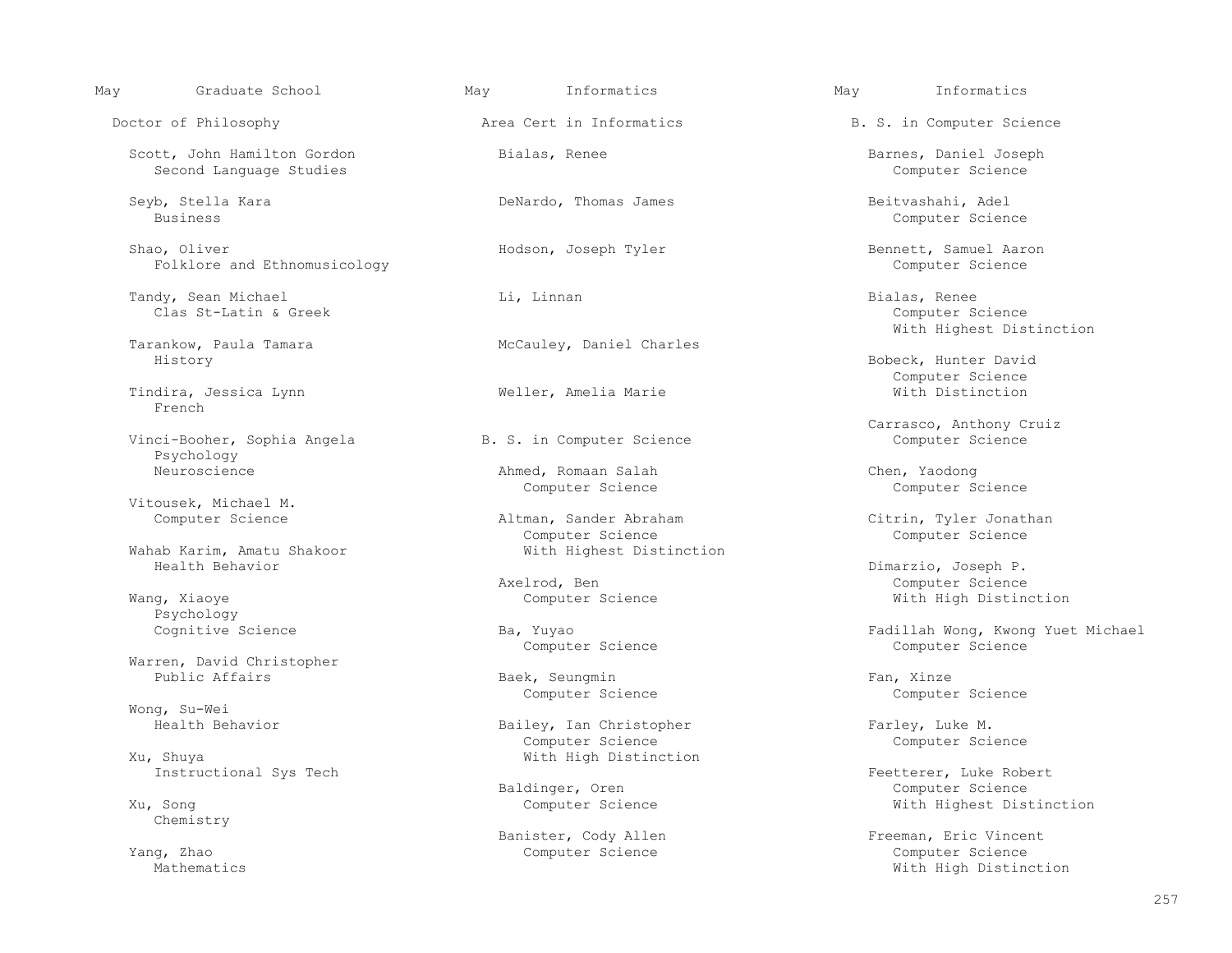## May — Graduate School

### Doctor of Philosophy

Scott, John Hamilton Gordon
Second Language Studies

Seyb, Stella Kara
Business

Shao, Oliver
Folklore and Ethnomusicology

Tandy, Sean Michael
Clas St-Latin & Greek

Tarankow, Paula Tamara
History

Tindira, Jessica Lynn
French

Vinci-Booher, Sophia Angela
Psychology
Neuroscience

Vitousek, Michael M.
Computer Science

Wahab Karim, Amatu Shakoor
Health Behavior

Wang, Xiaoye
Psychology
Cognitive Science

Warren, David Christopher
Public Affairs

Wong, Su-Wei
Health Behavior

Xu, Shuya
Instructional Sys Tech

Xu, Song
Chemistry

Yang, Zhao
Mathematics

## May — Informatics

### Area Cert in Informatics

Bialas, Renee

DeNardo, Thomas James

Hodson, Joseph Tyler

Li, Linnan

McCauley, Daniel Charles

Weller, Amelia Marie

### B. S. in Computer Science

Ahmed, Romaan Salah
Computer Science

Altman, Sander Abraham
Computer Science
With Highest Distinction

Axelrod, Ben
Computer Science

Ba, Yuyao
Computer Science

Baek, Seungmin
Computer Science

Bailey, Ian Christopher
Computer Science
With High Distinction

Baldinger, Oren
Computer Science

Banister, Cody Allen
Computer Science

Barnes, Daniel Joseph
Computer Science

Beitvashahi, Adel
Computer Science

Bennett, Samuel Aaron
Computer Science

Bialas, Renee
Computer Science
With Highest Distinction

Bobeck, Hunter David
Computer Science
With Distinction

Carrasco, Anthony Cruiz
Computer Science

Chen, Yaodong
Computer Science

Citrin, Tyler Jonathan
Computer Science

Dimarzio, Joseph P.
Computer Science
With High Distinction

Fadillah Wong, Kwong Yuet Michael
Computer Science

Fan, Xinze
Computer Science

Farley, Luke M.
Computer Science

Feetterer, Luke Robert
Computer Science
With Highest Distinction

Freeman, Eric Vincent
Computer Science
With High Distinction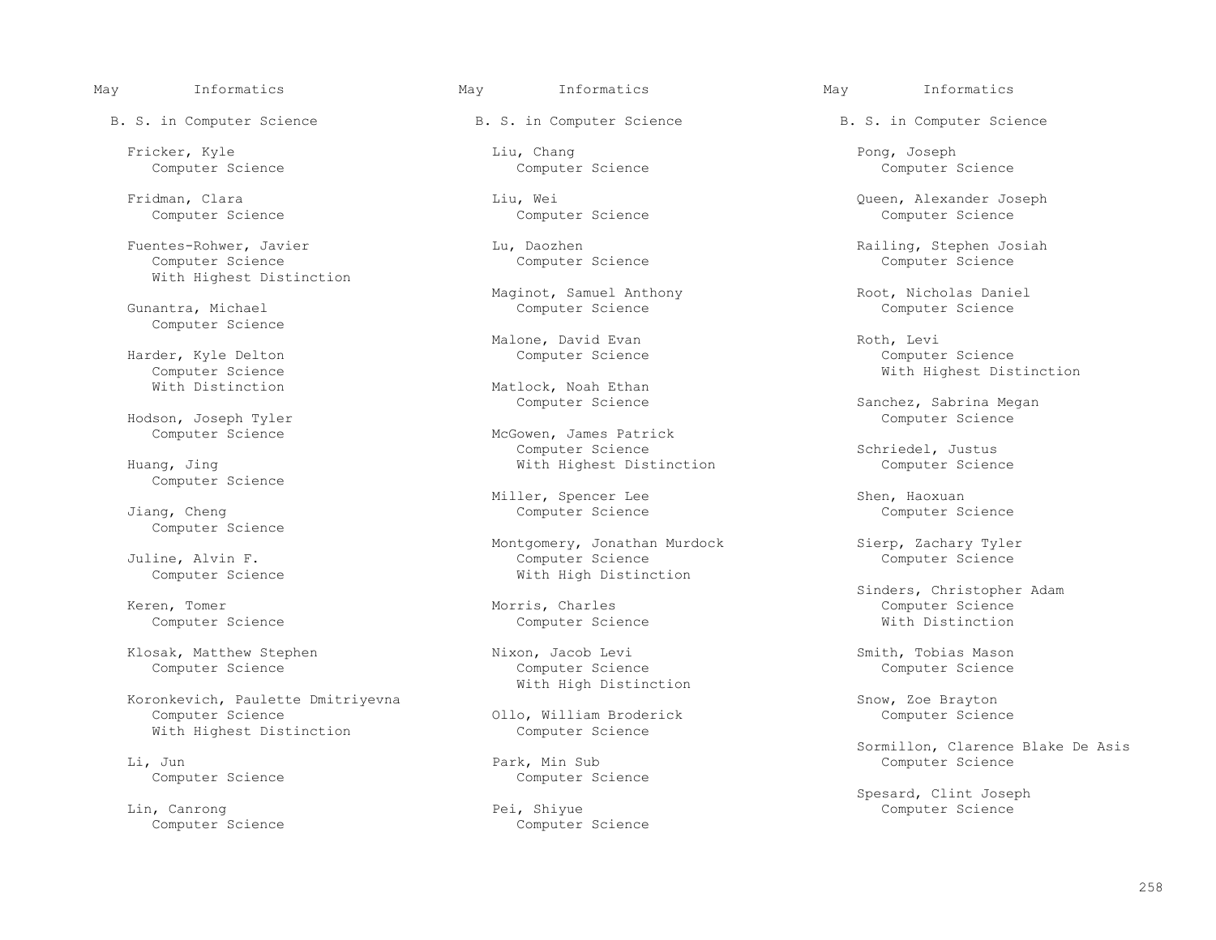May Informatics

B. S. in Computer Science

Fricker, Kyle
Computer Science

Fridman, Clara
Computer Science

Fuentes-Rohwer, Javier
Computer Science
With Highest Distinction

Gunantra, Michael
Computer Science

Harder, Kyle Delton
Computer Science
With Distinction

Hodson, Joseph Tyler
Computer Science

Huang, Jing
Computer Science

Jiang, Cheng
Computer Science

Juline, Alvin F.
Computer Science

Keren, Tomer
Computer Science

Klosak, Matthew Stephen
Computer Science

Koronkevich, Paulette Dmitriyevna
Computer Science
With Highest Distinction

Li, Jun
Computer Science

Lin, Canrong
Computer Science

Liu, Chang
Computer Science

Liu, Wei
Computer Science

Lu, Daozhen
Computer Science

Maginot, Samuel Anthony
Computer Science

Malone, David Evan
Computer Science

Matlock, Noah Ethan
Computer Science

McGowen, James Patrick
Computer Science
With Highest Distinction

Miller, Spencer Lee
Computer Science

Montgomery, Jonathan Murdock
Computer Science
With High Distinction

Morris, Charles
Computer Science

Nixon, Jacob Levi
Computer Science
With High Distinction

Ollo, William Broderick
Computer Science

Park, Min Sub
Computer Science

Pei, Shiyue
Computer Science

Pong, Joseph
Computer Science

Queen, Alexander Joseph
Computer Science

Railing, Stephen Josiah
Computer Science

Root, Nicholas Daniel
Computer Science

Roth, Levi
Computer Science
With Highest Distinction

Sanchez, Sabrina Megan
Computer Science

Schriedel, Justus
Computer Science

Shen, Haoxuan
Computer Science

Sierp, Zachary Tyler
Computer Science

Sinders, Christopher Adam
Computer Science
With Distinction

Smith, Tobias Mason
Computer Science

Snow, Zoe Brayton
Computer Science

Sormillon, Clarence Blake De Asis
Computer Science

Spesard, Clint Joseph
Computer Science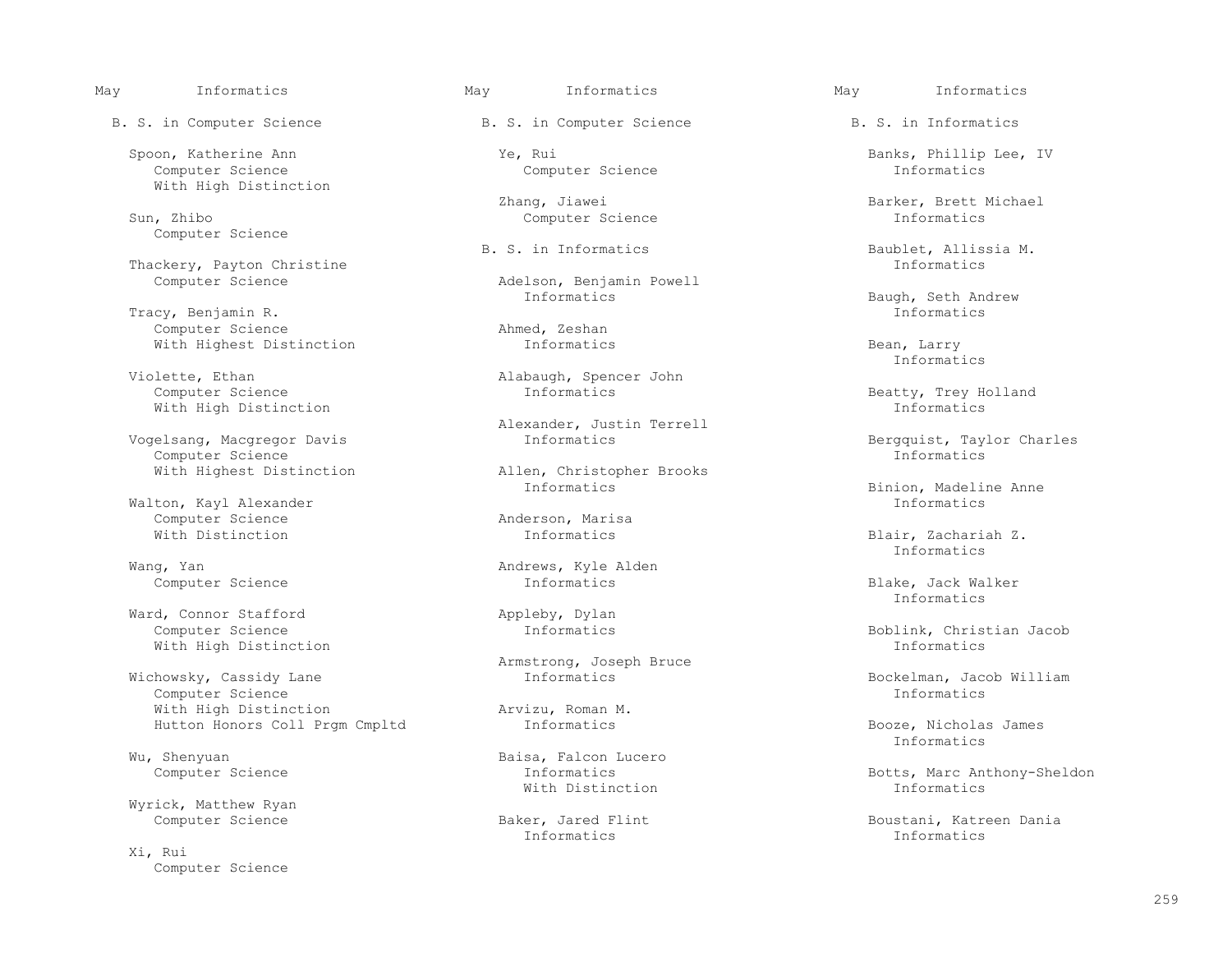May Informatics

## B. S. in Computer Science

Spoon, Katherine Ann
Computer Science
With High Distinction

Sun, Zhibo
Computer Science

Thackery, Payton Christine
Computer Science

Tracy, Benjamin R.
Computer Science
With Highest Distinction

Violette, Ethan
Computer Science
With High Distinction

Vogelsang, Macgregor Davis
Computer Science
With Highest Distinction

Walton, Kayl Alexander
Computer Science
With Distinction

Wang, Yan
Computer Science

Ward, Connor Stafford
Computer Science
With High Distinction

Wichowsky, Cassidy Lane
Computer Science
With High Distinction
Hutton Honors Coll Prgm Cmpltd

Wu, Shenyuan
Computer Science

Wyrick, Matthew Ryan
Computer Science

Xi, Rui
Computer Science

Ye, Rui
Computer Science

Zhang, Jiawei
Computer Science

## B. S. in Informatics

Adelson, Benjamin Powell
Informatics

Ahmed, Zeshan
Informatics

Alabaugh, Spencer John
Informatics

Alexander, Justin Terrell
Informatics

Allen, Christopher Brooks
Informatics

Anderson, Marisa
Informatics

Andrews, Kyle Alden
Informatics

Appleby, Dylan
Informatics

Armstrong, Joseph Bruce
Informatics

Arvizu, Roman M.
Informatics

Baisa, Falcon Lucero
Informatics
With Distinction

Baker, Jared Flint
Informatics

Banks, Phillip Lee, IV
Informatics

Barker, Brett Michael
Informatics

Baublet, Allissia M.
Informatics

Baugh, Seth Andrew
Informatics

Bean, Larry
Informatics

Beatty, Trey Holland
Informatics

Bergquist, Taylor Charles
Informatics

Binion, Madeline Anne
Informatics

Blair, Zachariah Z.
Informatics

Blake, Jack Walker
Informatics

Boblink, Christian Jacob
Informatics

Bockelman, Jacob William
Informatics

Booze, Nicholas James
Informatics

Botts, Marc Anthony-Sheldon
Informatics

Boustani, Katreen Dania
Informatics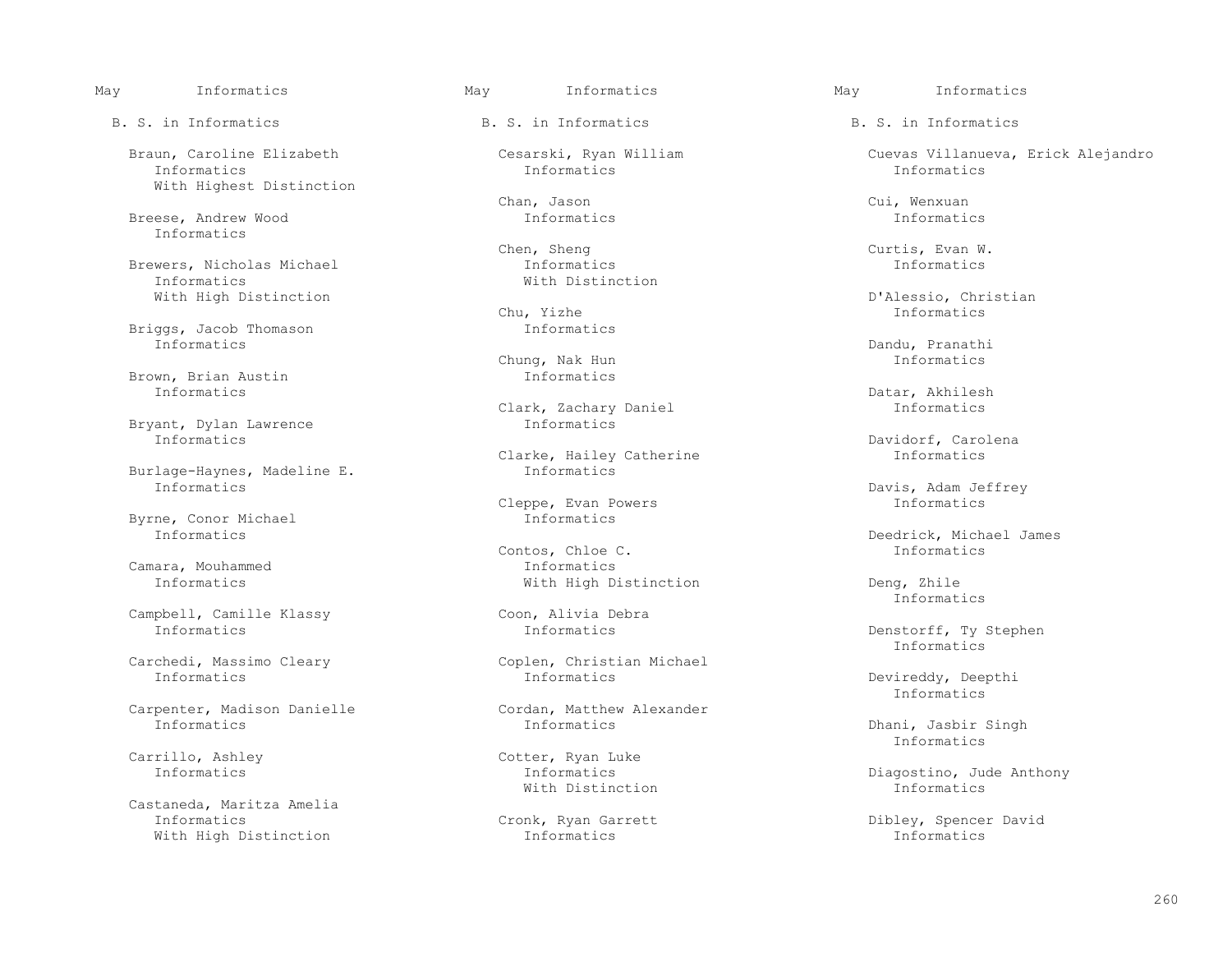May Informatics

B. S. in Informatics

Braun, Caroline Elizabeth
Informatics
With Highest Distinction

Breese, Andrew Wood
Informatics

Brewers, Nicholas Michael
Informatics
With High Distinction

Briggs, Jacob Thomason
Informatics

Brown, Brian Austin
Informatics

Bryant, Dylan Lawrence
Informatics

Burlage-Haynes, Madeline E.
Informatics

Byrne, Conor Michael
Informatics

Camara, Mouhammed
Informatics

Campbell, Camille Klassy
Informatics

Carchedi, Massimo Cleary
Informatics

Carpenter, Madison Danielle
Informatics

Carrillo, Ashley
Informatics

Castaneda, Maritza Amelia
Informatics
With High Distinction

Cesarski, Ryan William
Informatics

Chan, Jason
Informatics

Chen, Sheng
Informatics
With Distinction

Chu, Yizhe
Informatics

Chung, Nak Hun
Informatics

Clark, Zachary Daniel
Informatics

Clarke, Hailey Catherine
Informatics

Cleppe, Evan Powers
Informatics

Contos, Chloe C.
Informatics
With High Distinction

Coon, Alivia Debra
Informatics

Coplen, Christian Michael
Informatics

Cordan, Matthew Alexander
Informatics

Cotter, Ryan Luke
Informatics
With Distinction

Cronk, Ryan Garrett
Informatics

Cuevas Villanueva, Erick Alejandro
Informatics

Cui, Wenxuan
Informatics

Curtis, Evan W.
Informatics

D'Alessio, Christian
Informatics

Dandu, Pranathi
Informatics

Datar, Akhilesh
Informatics

Davidorf, Carolena
Informatics

Davis, Adam Jeffrey
Informatics

Deedrick, Michael James
Informatics

Deng, Zhile
Informatics

Denstorff, Ty Stephen
Informatics

Devireddy, Deepthi
Informatics

Dhani, Jasbir Singh
Informatics

Diagostino, Jude Anthony
Informatics

Dibley, Spencer David
Informatics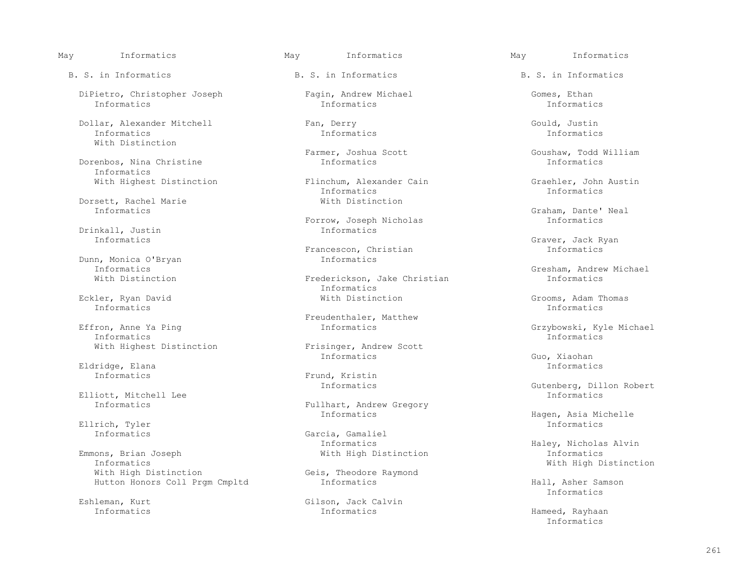May Informatics

B. S. in Informatics

DiPietro, Christopher Joseph
Informatics

Dollar, Alexander Mitchell
Informatics
With Distinction

Dorenbos, Nina Christine
Informatics
With Highest Distinction

Dorsett, Rachel Marie
Informatics

Drinkall, Justin
Informatics

Dunn, Monica O'Bryan
Informatics
With Distinction

Eckler, Ryan David
Informatics

Effron, Anne Ya Ping
Informatics
With Highest Distinction

Eldridge, Elana
Informatics

Elliott, Mitchell Lee
Informatics

Ellrich, Tyler
Informatics

Emmons, Brian Joseph
Informatics
With High Distinction
Hutton Honors Coll Prgm Cmpltd

Eshleman, Kurt
Informatics

Fagin, Andrew Michael
Informatics

Fan, Derry
Informatics

Farmer, Joshua Scott
Informatics

Flinchum, Alexander Cain
Informatics
With Distinction

Forrow, Joseph Nicholas
Informatics

Francescon, Christian
Informatics

Frederickson, Jake Christian
Informatics
With Distinction

Freudenthaler, Matthew
Informatics

Frisinger, Andrew Scott
Informatics

Frund, Kristin
Informatics

Fullhart, Andrew Gregory
Informatics

Garcia, Gamaliel
Informatics
With High Distinction

Geis, Theodore Raymond
Informatics

Gilson, Jack Calvin
Informatics

Gomes, Ethan
Informatics

Gould, Justin
Informatics

Goushaw, Todd William
Informatics

Graehler, John Austin
Informatics

Graham, Dante' Neal
Informatics

Graver, Jack Ryan
Informatics

Gresham, Andrew Michael
Informatics

Grooms, Adam Thomas
Informatics

Grzybowski, Kyle Michael
Informatics

Guo, Xiaohan
Informatics

Gutenberg, Dillon Robert
Informatics

Hagen, Asia Michelle
Informatics

Haley, Nicholas Alvin
Informatics
With High Distinction

Hall, Asher Samson
Informatics

Hameed, Rayhaan
Informatics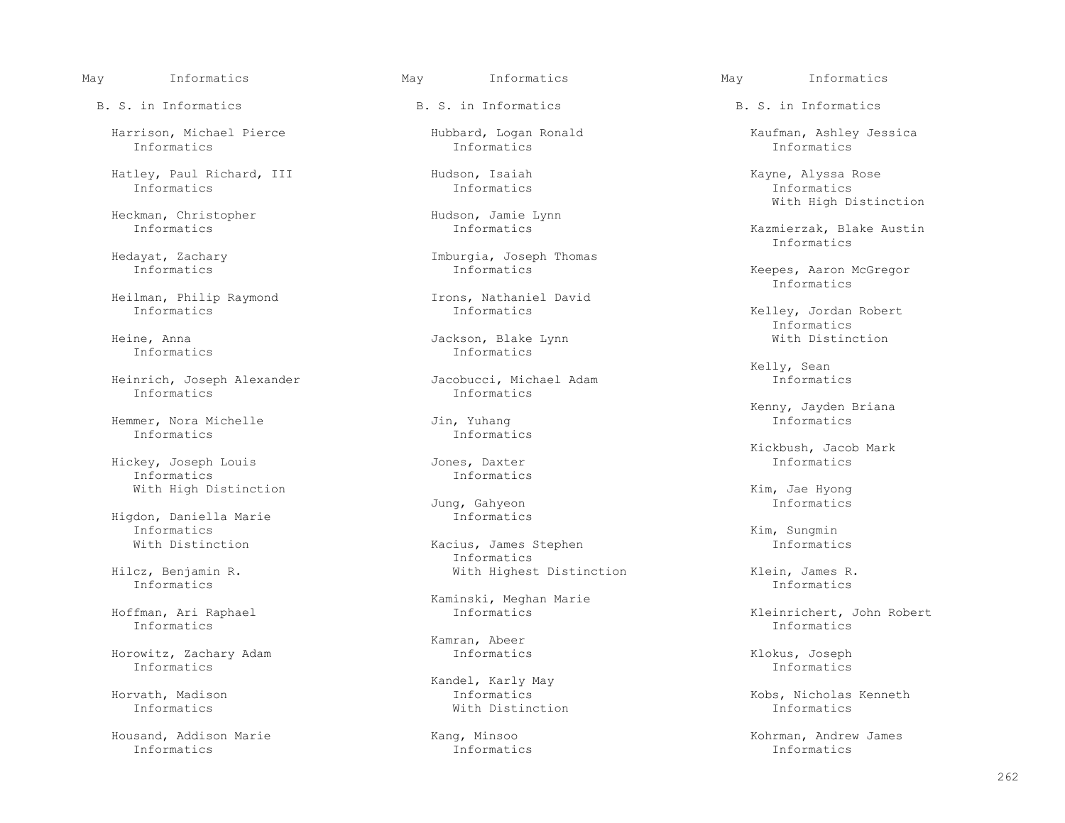May Informatics

B. S. in Informatics

Harrison, Michael Pierce
Informatics

Hatley, Paul Richard, III
Informatics

Heckman, Christopher
Informatics

Hedayat, Zachary
Informatics

Heilman, Philip Raymond
Informatics

Heine, Anna
Informatics

Heinrich, Joseph Alexander
Informatics

Hemmer, Nora Michelle
Informatics

Hickey, Joseph Louis
Informatics
With High Distinction

Higdon, Daniella Marie
Informatics
With Distinction

Hilcz, Benjamin R.
Informatics

Hoffman, Ari Raphael
Informatics

Horowitz, Zachary Adam
Informatics

Horvath, Madison
Informatics

Housand, Addison Marie
Informatics

Hubbard, Logan Ronald
Informatics

Hudson, Isaiah
Informatics

Hudson, Jamie Lynn
Informatics

Imburgia, Joseph Thomas
Informatics

Irons, Nathaniel David
Informatics

Jackson, Blake Lynn
Informatics

Jacobucci, Michael Adam
Informatics

Jin, Yuhang
Informatics

Jones, Daxter
Informatics

Jung, Gahyeon
Informatics

Kacius, James Stephen
Informatics
With Highest Distinction

Kaminski, Meghan Marie
Informatics

Kamran, Abeer
Informatics

Kandel, Karly May
Informatics
With Distinction

Kang, Minsoo
Informatics

Kaufman, Ashley Jessica
Informatics

Kayne, Alyssa Rose
Informatics
With High Distinction

Kazmierzak, Blake Austin
Informatics

Keepes, Aaron McGregor
Informatics

Kelley, Jordan Robert
Informatics
With Distinction

Kelly, Sean
Informatics

Kenny, Jayden Briana
Informatics

Kickbush, Jacob Mark
Informatics

Kim, Jae Hyong
Informatics

Kim, Sungmin
Informatics

Klein, James R.
Informatics

Kleinrichert, John Robert
Informatics

Klokus, Joseph
Informatics

Kobs, Nicholas Kenneth
Informatics

Kohrman, Andrew James
Informatics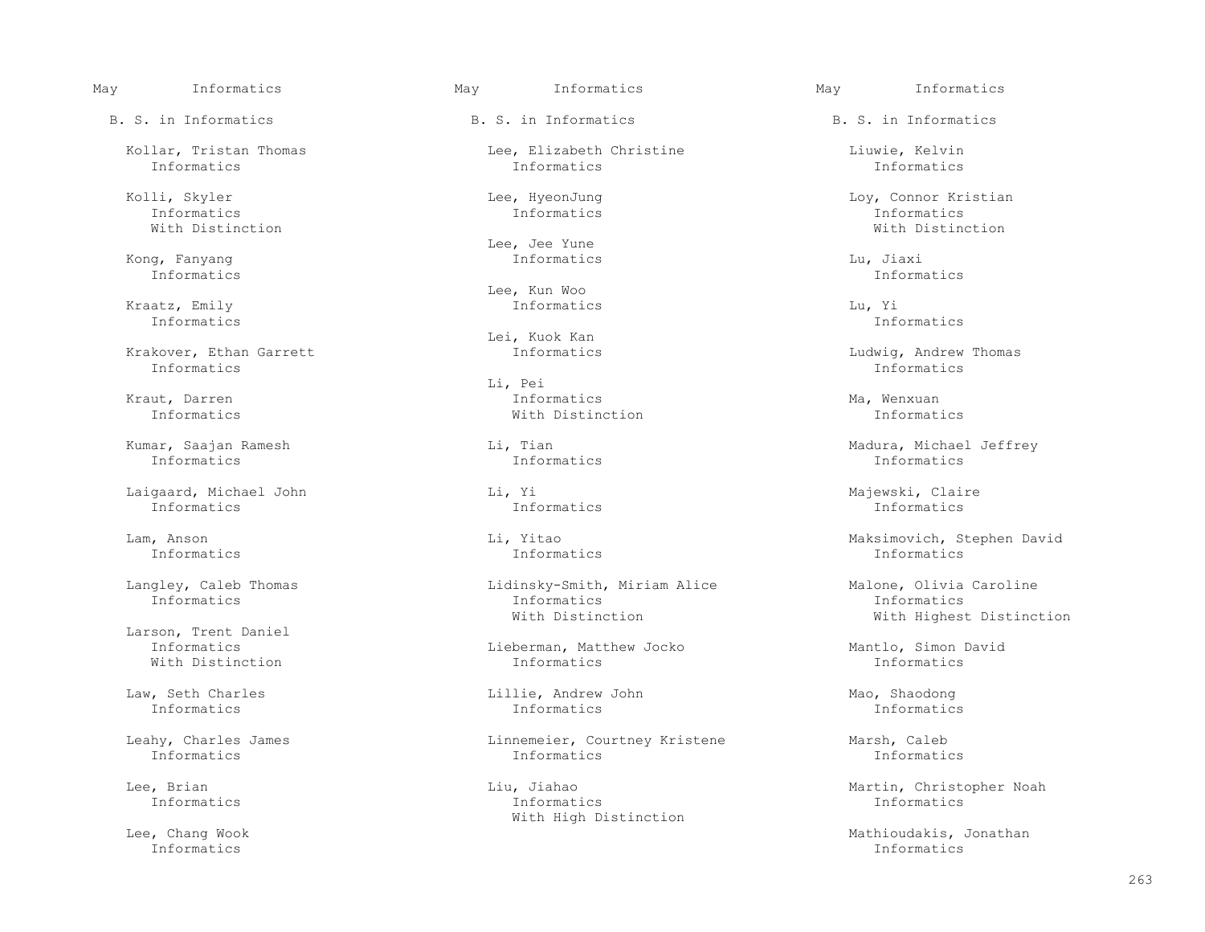May Informatics

## B. S. in Informatics

Kollar, Tristan Thomas
Informatics

Kolli, Skyler
Informatics
With Distinction

Kong, Fanyang
Informatics

Kraatz, Emily
Informatics

Krakover, Ethan Garrett
Informatics

Kraut, Darren
Informatics

Kumar, Saajan Ramesh
Informatics

Laigaard, Michael John
Informatics

Lam, Anson
Informatics

Langley, Caleb Thomas
Informatics

Larson, Trent Daniel
Informatics
With Distinction

Law, Seth Charles
Informatics

Leahy, Charles James
Informatics

Lee, Brian
Informatics

Lee, Chang Wook
Informatics

Lee, Elizabeth Christine
Informatics

Lee, HyeonJung
Informatics

Lee, Jee Yune
Informatics

Lee, Kun Woo
Informatics

Lei, Kuok Kan
Informatics

Li, Pei
Informatics
With Distinction

Li, Tian
Informatics

Li, Yi
Informatics

Li, Yitao
Informatics

Lidinsky-Smith, Miriam Alice
Informatics
With Distinction

Lieberman, Matthew Jocko
Informatics

Lillie, Andrew John
Informatics

Linnemeier, Courtney Kristene
Informatics

Liu, Jiahao
Informatics
With High Distinction

Liuwie, Kelvin
Informatics

Loy, Connor Kristian
Informatics
With Distinction

Lu, Jiaxi
Informatics

Lu, Yi
Informatics

Ludwig, Andrew Thomas
Informatics

Ma, Wenxuan
Informatics

Madura, Michael Jeffrey
Informatics

Majewski, Claire
Informatics

Maksimovich, Stephen David
Informatics

Malone, Olivia Caroline
Informatics
With Highest Distinction

Mantlo, Simon David
Informatics

Mao, Shaodong
Informatics

Marsh, Caleb
Informatics

Martin, Christopher Noah
Informatics

Mathioudakis, Jonathan
Informatics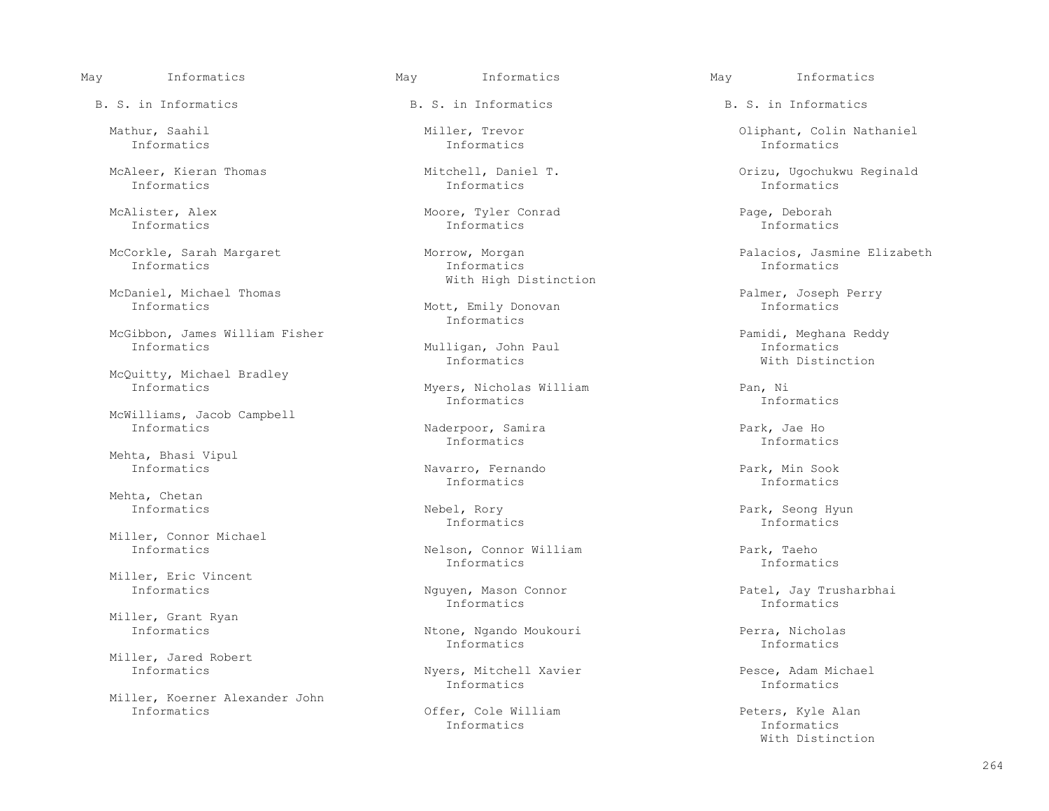May Informatics

B. S. in Informatics

Mathur, Saahil
Informatics

McAleer, Kieran Thomas
Informatics

McAlister, Alex
Informatics

McCorkle, Sarah Margaret
Informatics

McDaniel, Michael Thomas
Informatics

McGibbon, James William Fisher
Informatics

McQuitty, Michael Bradley
Informatics

McWilliams, Jacob Campbell
Informatics

Mehta, Bhasi Vipul
Informatics

Mehta, Chetan
Informatics

Miller, Connor Michael
Informatics

Miller, Eric Vincent
Informatics

Miller, Grant Ryan
Informatics

Miller, Jared Robert
Informatics

Miller, Koerner Alexander John
Informatics

May Informatics

B. S. in Informatics

Miller, Trevor
Informatics

Mitchell, Daniel T.
Informatics

Moore, Tyler Conrad
Informatics

Morrow, Morgan
Informatics
With High Distinction

Mott, Emily Donovan
Informatics

Mulligan, John Paul
Informatics

Myers, Nicholas William
Informatics

Naderpoor, Samira
Informatics

Navarro, Fernando
Informatics

Nebel, Rory
Informatics

Nelson, Connor William
Informatics

Nguyen, Mason Connor
Informatics

Ntone, Ngando Moukouri
Informatics

Nyers, Mitchell Xavier
Informatics

Offer, Cole William
Informatics

May Informatics

B. S. in Informatics

Oliphant, Colin Nathaniel
Informatics

Orizu, Ugochukwu Reginald
Informatics

Page, Deborah
Informatics

Palacios, Jasmine Elizabeth
Informatics

Palmer, Joseph Perry
Informatics

Pamidi, Meghana Reddy
Informatics
With Distinction

Pan, Ni
Informatics

Park, Jae Ho
Informatics

Park, Min Sook
Informatics

Park, Seong Hyun
Informatics

Park, Taeho
Informatics

Patel, Jay Trusharbhai
Informatics

Perra, Nicholas
Informatics

Pesce, Adam Michael
Informatics

Peters, Kyle Alan
Informatics
With Distinction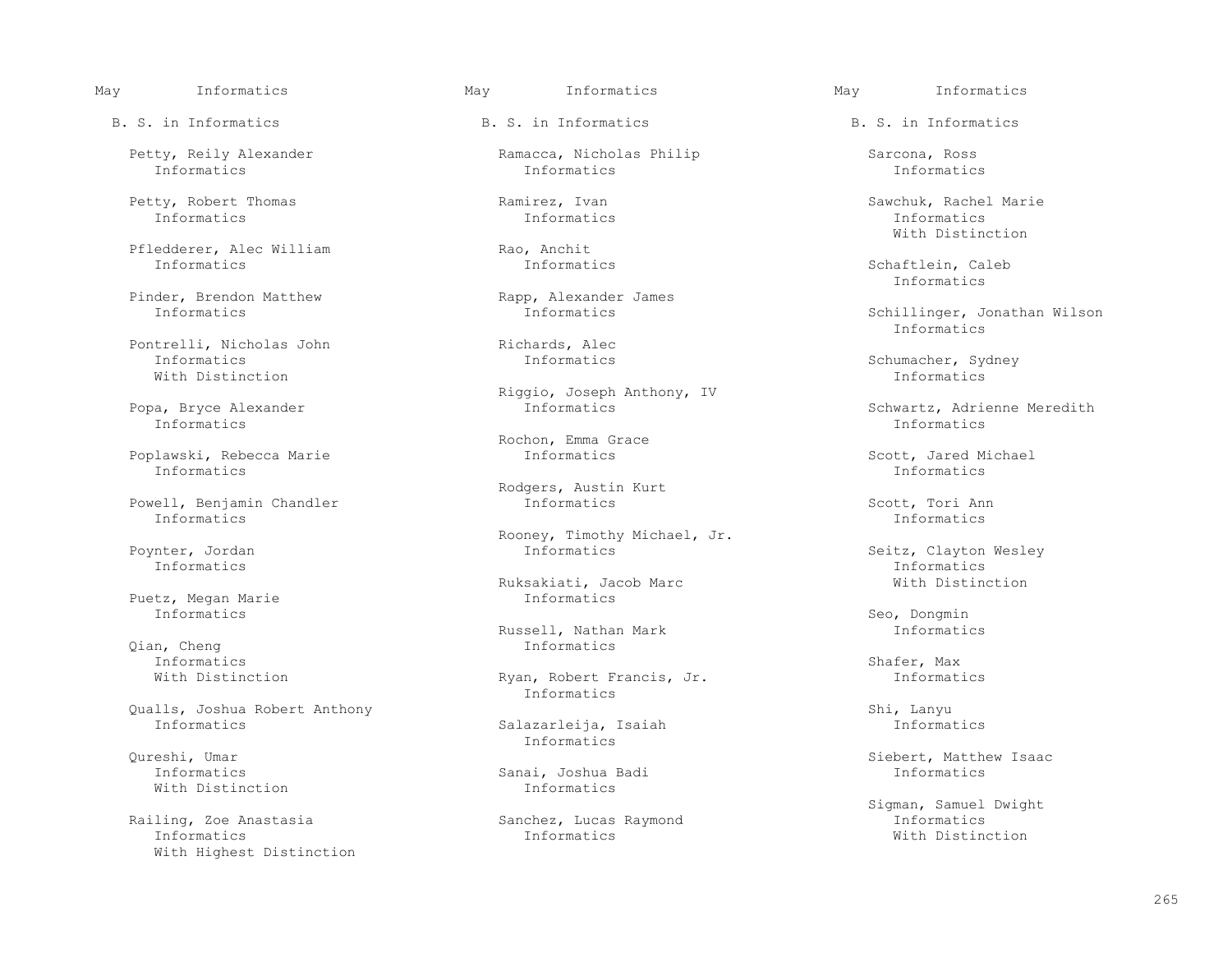May Informatics

B. S. in Informatics

Petty, Reily Alexander
Informatics

Petty, Robert Thomas
Informatics

Pfledderer, Alec William
Informatics

Pinder, Brendon Matthew
Informatics

Pontrelli, Nicholas John
Informatics
With Distinction

Popa, Bryce Alexander
Informatics

Poplawski, Rebecca Marie
Informatics

Powell, Benjamin Chandler
Informatics

Poynter, Jordan
Informatics

Puetz, Megan Marie
Informatics

Qian, Cheng
Informatics
With Distinction

Qualls, Joshua Robert Anthony
Informatics

Qureshi, Umar
Informatics
With Distinction

Railing, Zoe Anastasia
Informatics
With Highest Distinction

Ramacca, Nicholas Philip
Informatics

Ramirez, Ivan
Informatics

Rao, Anchit
Informatics

Rapp, Alexander James
Informatics

Richards, Alec
Informatics

Riggio, Joseph Anthony, IV
Informatics

Rochon, Emma Grace
Informatics

Rodgers, Austin Kurt
Informatics

Rooney, Timothy Michael, Jr.
Informatics

Ruksakiati, Jacob Marc
Informatics

Russell, Nathan Mark
Informatics

Ryan, Robert Francis, Jr.
Informatics

Salazarleija, Isaiah
Informatics

Sanai, Joshua Badi
Informatics

Sanchez, Lucas Raymond
Informatics

Sarcona, Ross
Informatics

Sawchuk, Rachel Marie
Informatics
With Distinction

Schaftlein, Caleb
Informatics

Schillinger, Jonathan Wilson
Informatics

Schumacher, Sydney
Informatics

Schwartz, Adrienne Meredith
Informatics

Scott, Jared Michael
Informatics

Scott, Tori Ann
Informatics

Seitz, Clayton Wesley
Informatics
With Distinction

Seo, Dongmin
Informatics

Shafer, Max
Informatics

Shi, Lanyu
Informatics

Siebert, Matthew Isaac
Informatics

Sigman, Samuel Dwight
Informatics
With Distinction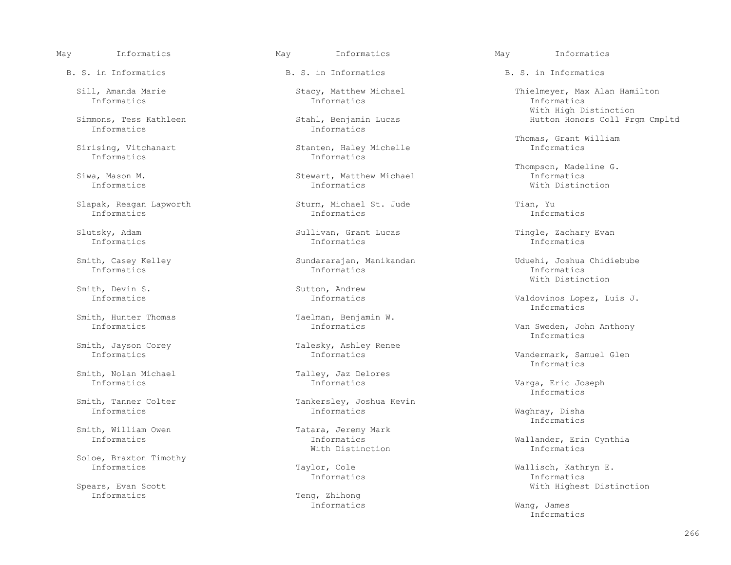May Informatics

B. S. in Informatics

Sill, Amanda Marie
Informatics

Simmons, Tess Kathleen
Informatics

Sirising, Vitchanart
Informatics

Siwa, Mason M.
Informatics

Slapak, Reagan Lapworth
Informatics

Slutsky, Adam
Informatics

Smith, Casey Kelley
Informatics

Smith, Devin S.
Informatics

Smith, Hunter Thomas
Informatics

Smith, Jayson Corey
Informatics

Smith, Nolan Michael
Informatics

Smith, Tanner Colter
Informatics

Smith, William Owen
Informatics

Soloe, Braxton Timothy
Informatics

Spears, Evan Scott
Informatics

May Informatics

B. S. in Informatics

Stacy, Matthew Michael
Informatics

Stahl, Benjamin Lucas
Informatics

Stanten, Haley Michelle
Informatics

Stewart, Matthew Michael
Informatics

Sturm, Michael St. Jude
Informatics

Sullivan, Grant Lucas
Informatics

Sundararajan, Manikandan
Informatics

Sutton, Andrew
Informatics

Taelman, Benjamin W.
Informatics

Talesky, Ashley Renee
Informatics

Talley, Jaz Delores
Informatics

Tankersley, Joshua Kevin
Informatics

Tatara, Jeremy Mark
Informatics
With Distinction

Taylor, Cole
Informatics

Teng, Zhihong
Informatics

May Informatics

B. S. in Informatics

Thielmeyer, Max Alan Hamilton
Informatics
With High Distinction
Hutton Honors Coll Prgm Cmpltd

Thomas, Grant William
Informatics

Thompson, Madeline G.
Informatics
With Distinction

Tian, Yu
Informatics

Tingle, Zachary Evan
Informatics

Uduehi, Joshua Chidiebube
Informatics
With Distinction

Valdovinos Lopez, Luis J.
Informatics

Van Sweden, John Anthony
Informatics

Vandermark, Samuel Glen
Informatics

Varga, Eric Joseph
Informatics

Waghray, Disha
Informatics

Wallander, Erin Cynthia
Informatics

Wallisch, Kathryn E.
Informatics
With Highest Distinction

Wang, James
Informatics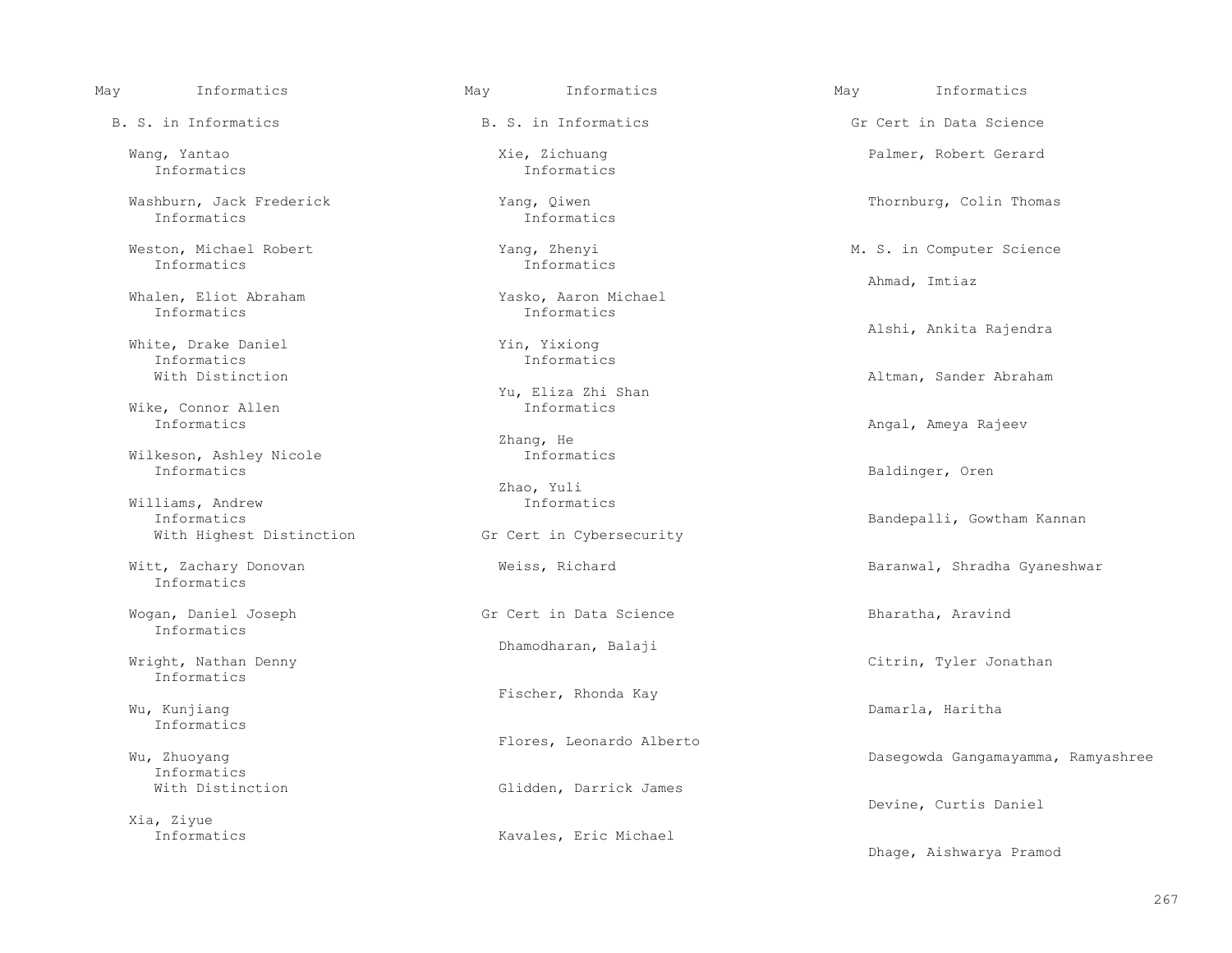May Informatics

B. S. in Informatics

Wang, Yantao
Informatics

Washburn, Jack Frederick
Informatics

Weston, Michael Robert
Informatics

Whalen, Eliot Abraham
Informatics

White, Drake Daniel
Informatics
With Distinction

Wike, Connor Allen
Informatics

Wilkeson, Ashley Nicole
Informatics

Williams, Andrew
Informatics
With Highest Distinction

Witt, Zachary Donovan
Informatics

Wogan, Daniel Joseph
Informatics

Wright, Nathan Denny
Informatics

Wu, Kunjiang
Informatics

Wu, Zhuoyang
Informatics
With Distinction

Xia, Ziyue
Informatics

May Informatics

B. S. in Informatics

Xie, Zichuang
Informatics

Yang, Qiwen
Informatics

Yang, Zhenyi
Informatics

Yasko, Aaron Michael
Informatics

Yin, Yixiong
Informatics

Yu, Eliza Zhi Shan
Informatics

Zhang, He
Informatics

Zhao, Yuli
Informatics

Gr Cert in Cybersecurity

Weiss, Richard

Gr Cert in Data Science

Dhamodharan, Balaji

Fischer, Rhonda Kay

Flores, Leonardo Alberto

Glidden, Darrick James

Kavales, Eric Michael

May Informatics

Gr Cert in Data Science

Palmer, Robert Gerard

Thornburg, Colin Thomas

M. S. in Computer Science

Ahmad, Imtiaz

Alshi, Ankita Rajendra

Altman, Sander Abraham

Angal, Ameya Rajeev

Baldinger, Oren

Bandepalli, Gowtham Kannan

Baranwal, Shradha Gyaneshwar

Bharatha, Aravind

Citrin, Tyler Jonathan

Damarla, Haritha

Dasegowda Gangamayamma, Ramyashree

Devine, Curtis Daniel

Dhage, Aishwarya Pramod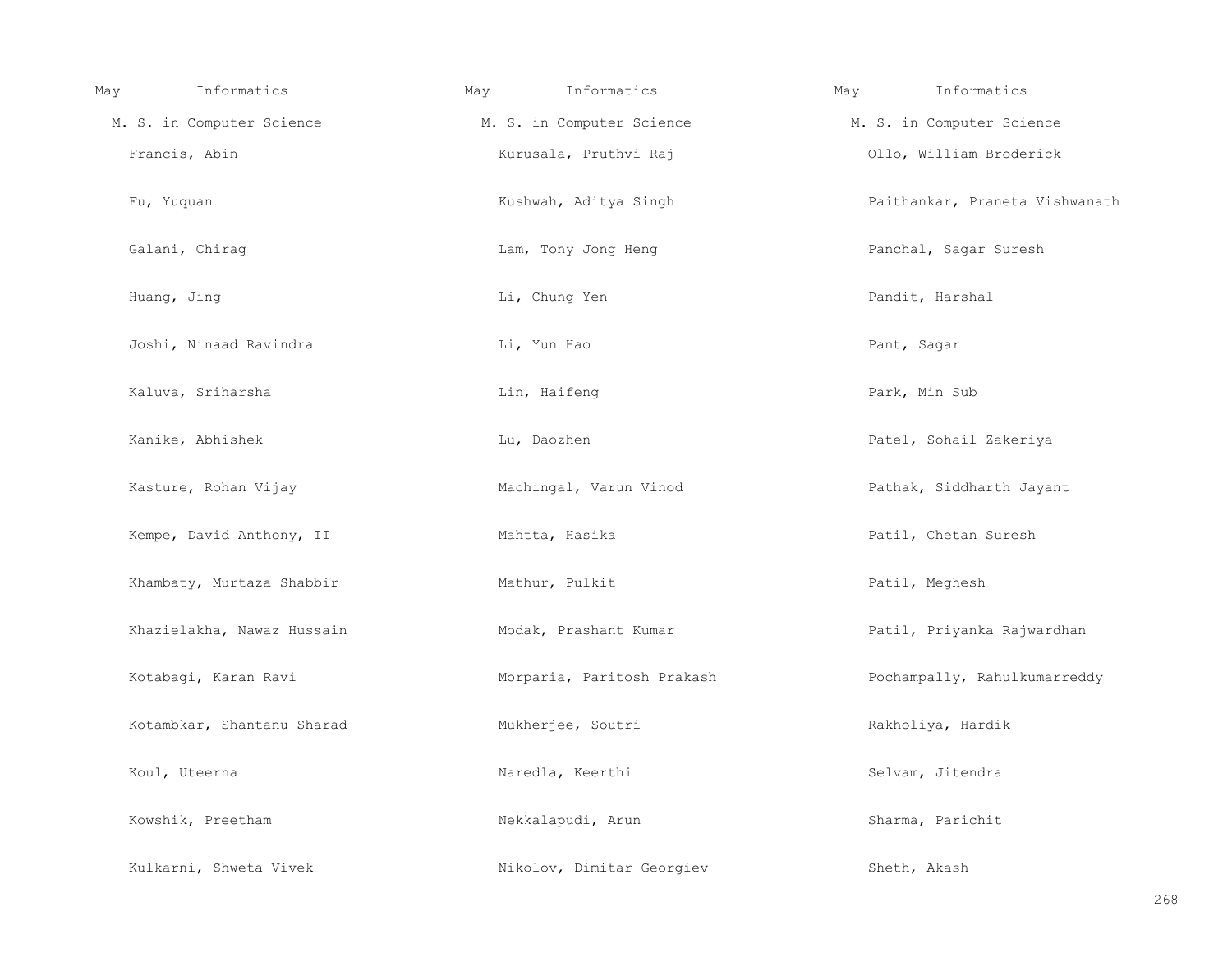May Informatics

M. S. in Computer Science

Francis, Abin

Fu, Yuquan

Galani, Chirag

Huang, Jing

Joshi, Ninaad Ravindra

Kaluva, Sriharsha

Kanike, Abhishek

Kasture, Rohan Vijay

Kempe, David Anthony, II

Khambaty, Murtaza Shabbir

Khazielakha, Nawaz Hussain

Kotabagi, Karan Ravi

Kotambkar, Shantanu Sharad

Koul, Uteerna

Kowshik, Preetham

Kulkarni, Shweta Vivek

May Informatics

M. S. in Computer Science

Kurusala, Pruthvi Raj

Kushwah, Aditya Singh

Lam, Tony Jong Heng

Li, Chung Yen

Li, Yun Hao

Lin, Haifeng

Lu, Daozhen

Machingal, Varun Vinod

Mahtta, Hasika

Mathur, Pulkit

Modak, Prashant Kumar

Morparia, Paritosh Prakash

Mukherjee, Soutri

Naredla, Keerthi

Nekkalapudi, Arun

Nikolov, Dimitar Georgiev

May Informatics

M. S. in Computer Science

Ollo, William Broderick

Paithankar, Praneta Vishwanath

Panchal, Sagar Suresh

Pandit, Harshal

Pant, Sagar

Park, Min Sub

Patel, Sohail Zakeriya

Pathak, Siddharth Jayant

Patil, Chetan Suresh

Patil, Meghesh

Patil, Priyanka Rajwardhan

Pochampally, Rahulkumarreddy

Rakholiya, Hardik

Selvam, Jitendra

Sharma, Parichit

Sheth, Akash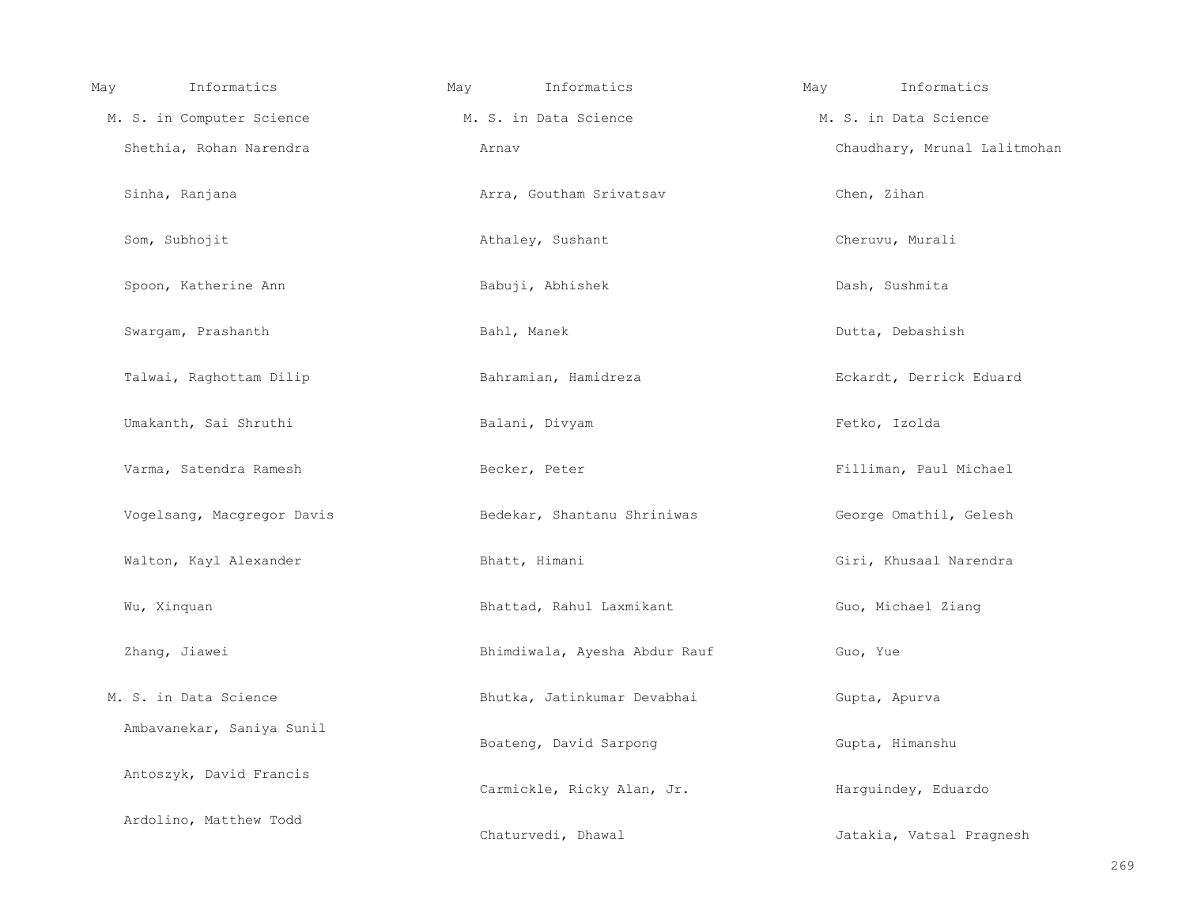May Informatics

M. S. in Computer Science

Shethia, Rohan Narendra

Sinha, Ranjana

Som, Subhojit

Spoon, Katherine Ann

Swargam, Prashanth

Talwai, Raghottam Dilip

Umakanth, Sai Shruthi

Varma, Satendra Ramesh

Vogelsang, Macgregor Davis

Walton, Kayl Alexander

Wu, Xinquan

Zhang, Jiawei

M. S. in Data Science

Ambavanekar, Saniya Sunil

Antoszyk, David Francis

Ardolino, Matthew Todd

May Informatics

M. S. in Data Science

Arnav

Arra, Goutham Srivatsav

Athaley, Sushant

Babuji, Abhishek

Bahl, Manek

Bahramian, Hamidreza

Balani, Divyam

Becker, Peter

Bedekar, Shantanu Shriniwas

Bhatt, Himani

Bhattad, Rahul Laxmikant

Bhimdiwala, Ayesha Abdur Rauf

Bhutka, Jatinkumar Devabhai

Boateng, David Sarpong

Carmickle, Ricky Alan, Jr.

Chaturvedi, Dhawal

May Informatics

M. S. in Data Science

Chaudhary, Mrunal Lalitmohan

Chen, Zihan

Cheruvu, Murali

Dash, Sushmita

Dutta, Debashish

Eckardt, Derrick Eduard

Fetko, Izolda

Filliman, Paul Michael

George Omathil, Gelesh

Giri, Khusaal Narendra

Guo, Michael Ziang

Guo, Yue

Gupta, Apurva

Gupta, Himanshu

Harguindey, Eduardo

Jatakia, Vatsal Pragnesh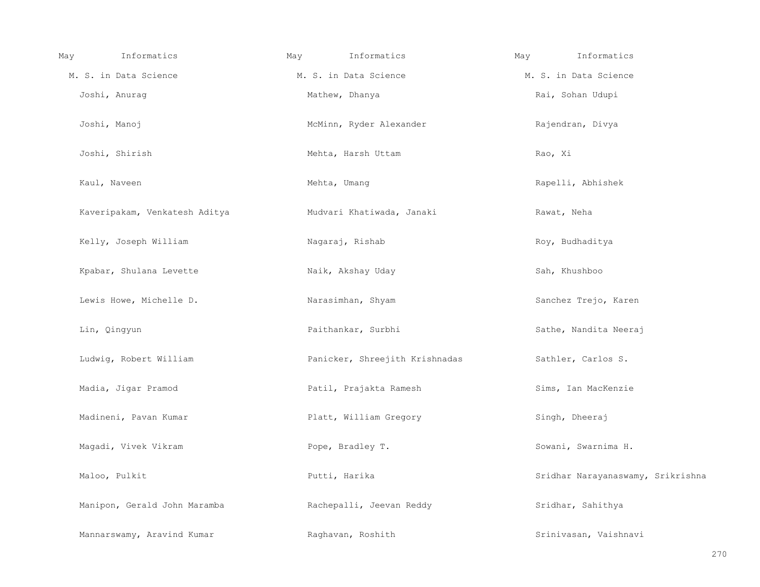May Informatics

M. S. in Data Science

Joshi, Anurag

Joshi, Manoj

Joshi, Shirish

Kaul, Naveen

Kaveripakam, Venkatesh Aditya

Kelly, Joseph William

Kpabar, Shulana Levette

Lewis Howe, Michelle D.

Lin, Qingyun

Ludwig, Robert William

Madia, Jigar Pramod

Madineni, Pavan Kumar

Magadi, Vivek Vikram

Maloo, Pulkit

Manipon, Gerald John Maramba

Mannarswamy, Aravind Kumar

May Informatics

M. S. in Data Science

Mathew, Dhanya

McMinn, Ryder Alexander

Mehta, Harsh Uttam

Mehta, Umang

Mudvari Khatiwada, Janaki

Nagaraj, Rishab

Naik, Akshay Uday

Narasimhan, Shyam

Paithankar, Surbhi

Panicker, Shreejith Krishnadas

Patil, Prajakta Ramesh

Platt, William Gregory

Pope, Bradley T.

Putti, Harika

Rachepalli, Jeevan Reddy

Raghavan, Roshith

May Informatics

M. S. in Data Science

Rai, Sohan Udupi

Rajendran, Divya

Rao, Xi

Rapelli, Abhishek

Rawat, Neha

Roy, Budhaditya

Sah, Khushboo

Sanchez Trejo, Karen

Sathe, Nandita Neeraj

Sathler, Carlos S.

Sims, Ian MacKenzie

Singh, Dheeraj

Sowani, Swarnima H.

Sridhar Narayanaswamy, Srikrishna

Sridhar, Sahithya

Srinivasan, Vaishnavi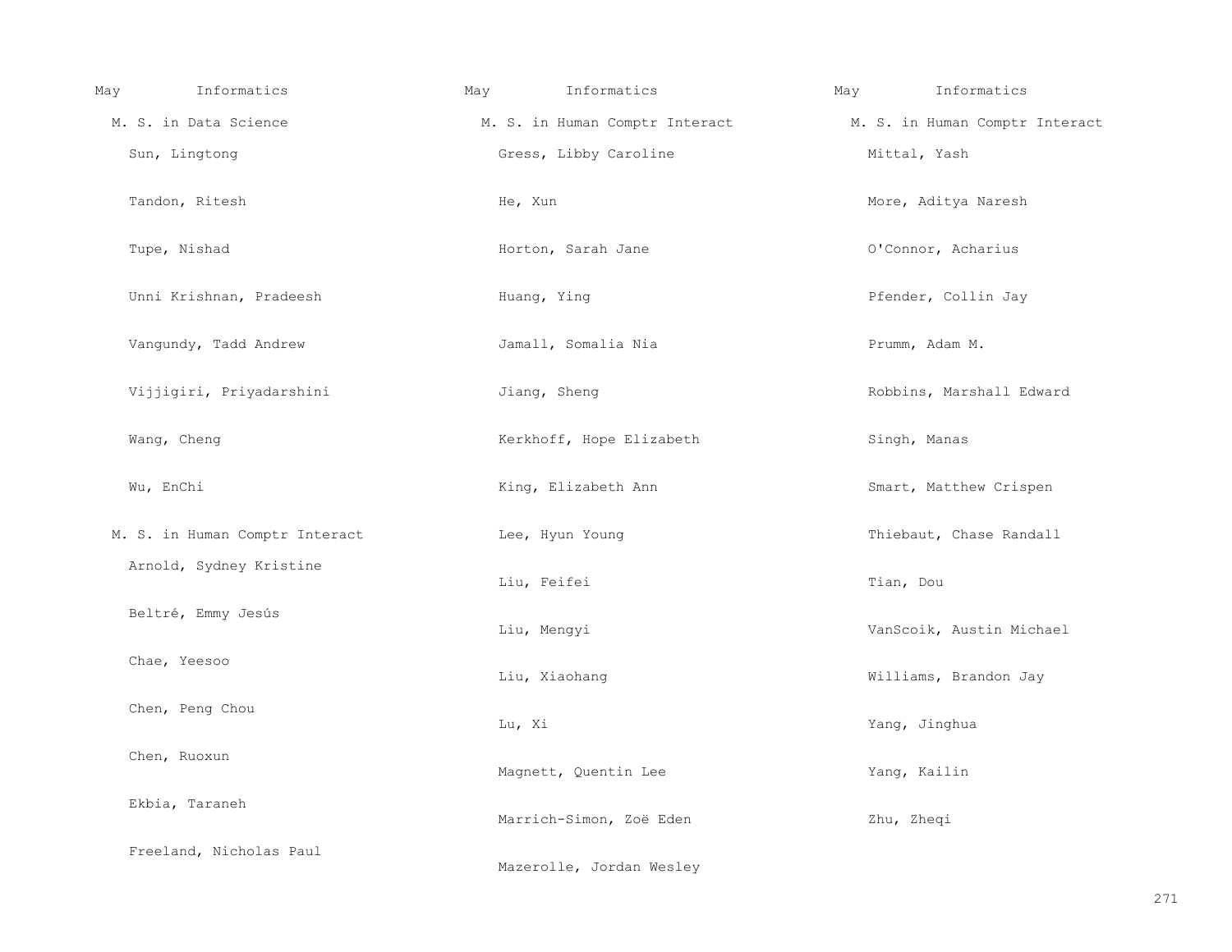May Informatics

M. S. in Data Science

Sun, Lingtong

Tandon, Ritesh

Tupe, Nishad

Unni Krishnan, Pradeesh

Vangundy, Tadd Andrew

Vijjigiri, Priyadarshini

Wang, Cheng

Wu, EnChi

M. S. in Human Comptr Interact

Arnold, Sydney Kristine

Beltré, Emmy Jesús

Chae, Yeesoo

Chen, Peng Chou

Chen, Ruoxun

Ekbia, Taraneh

Freeland, Nicholas Paul

May Informatics

M. S. in Human Comptr Interact

Gress, Libby Caroline

He, Xun

Horton, Sarah Jane

Huang, Ying

Jamall, Somalia Nia

Jiang, Sheng

Kerkhoff, Hope Elizabeth

King, Elizabeth Ann

Lee, Hyun Young

Liu, Feifei

Liu, Mengyi

Liu, Xiaohang

Lu, Xi

Magnett, Quentin Lee

Marrich-Simon, Zoë Eden

Mazerolle, Jordan Wesley

May Informatics

M. S. in Human Comptr Interact

Mittal, Yash

More, Aditya Naresh

O'Connor, Acharius

Pfender, Collin Jay

Prumm, Adam M.

Robbins, Marshall Edward

Singh, Manas

Smart, Matthew Crispen

Thiebaut, Chase Randall

Tian, Dou

VanScoik, Austin Michael

Williams, Brandon Jay

Yang, Jinghua

Yang, Kailin

Zhu, Zheqi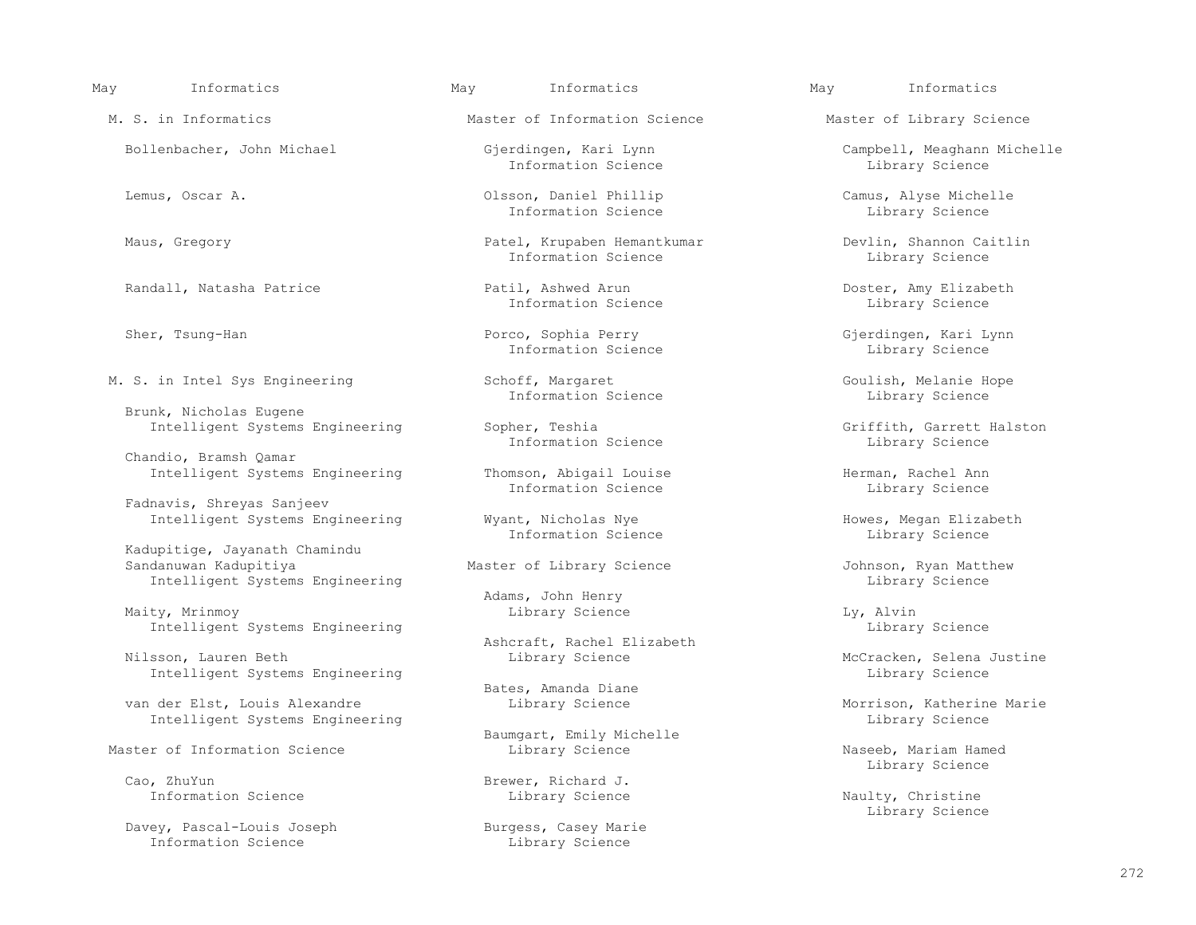## M. S. in Informatics

Bollenbacher, John Michael

Lemus, Oscar A.

Maus, Gregory

Randall, Natasha Patrice

Sher, Tsung-Han

## M. S. in Intel Sys Engineering

Brunk, Nicholas Eugene
Intelligent Systems Engineering

Chandio, Bramsh Qamar
Intelligent Systems Engineering

Fadnavis, Shreyas Sanjeev
Intelligent Systems Engineering

Kadupitige, Jayanath Chamindu Sandanuwan Kadupitiya
Intelligent Systems Engineering

Maity, Mrinmoy
Intelligent Systems Engineering

Nilsson, Lauren Beth
Intelligent Systems Engineering

van der Elst, Louis Alexandre
Intelligent Systems Engineering

## Master of Information Science

Cao, ZhuYun
Information Science

Davey, Pascal-Louis Joseph
Information Science

Gjerdingen, Kari Lynn
Information Science

Olsson, Daniel Phillip
Information Science

Patel, Krupaben Hemantkumar
Information Science

Patil, Ashwed Arun
Information Science

Porco, Sophia Perry
Information Science

Schoff, Margaret
Information Science

Sopher, Teshia
Information Science

Thomson, Abigail Louise
Information Science

Wyant, Nicholas Nye
Information Science

## Master of Library Science

Adams, John Henry
Library Science

Ashcraft, Rachel Elizabeth
Library Science

Bates, Amanda Diane
Library Science

Baumgart, Emily Michelle
Library Science

Brewer, Richard J.
Library Science

Burgess, Casey Marie
Library Science

Campbell, Meaghann Michelle
Library Science

Camus, Alyse Michelle
Library Science

Devlin, Shannon Caitlin
Library Science

Doster, Amy Elizabeth
Library Science

Gjerdingen, Kari Lynn
Library Science

Goulish, Melanie Hope
Library Science

Griffith, Garrett Halston
Library Science

Herman, Rachel Ann
Library Science

Howes, Megan Elizabeth
Library Science

Johnson, Ryan Matthew
Library Science

Ly, Alvin
Library Science

McCracken, Selena Justine
Library Science

Morrison, Katherine Marie
Library Science

Naseeb, Mariam Hamed
Library Science

Naulty, Christine
Library Science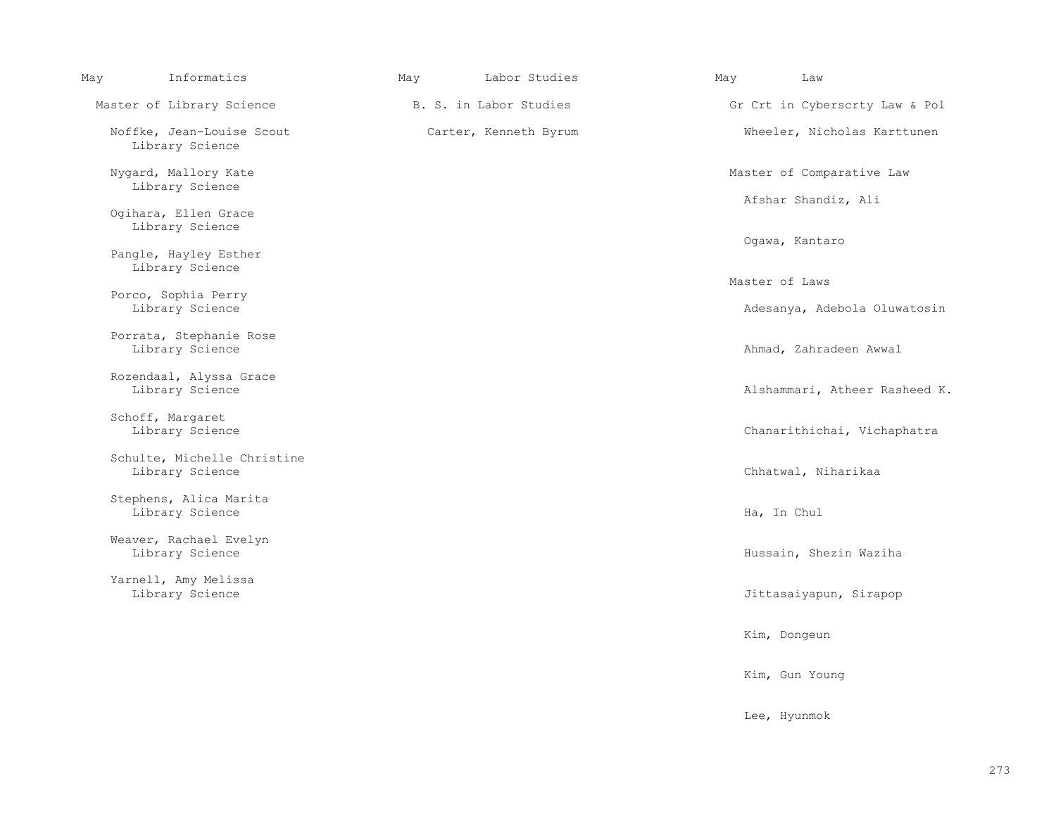## May Informatics

### Master of Library Science

Noffke, Jean-Louise Scout
Library Science

Nygard, Mallory Kate
Library Science

Ogihara, Ellen Grace
Library Science

Pangle, Hayley Esther
Library Science

Porco, Sophia Perry
Library Science

Porrata, Stephanie Rose
Library Science

Rozendaal, Alyssa Grace
Library Science

Schoff, Margaret
Library Science

Schulte, Michelle Christine
Library Science

Stephens, Alica Marita
Library Science

Weaver, Rachael Evelyn
Library Science

Yarnell, Amy Melissa
Library Science

## May Labor Studies

### B. S. in Labor Studies

Carter, Kenneth Byrum

## May Law

### Gr Crt in Cyberscrty Law & Pol

Wheeler, Nicholas Karttunen

### Master of Comparative Law

Afshar Shandiz, Ali

Ogawa, Kantaro

### Master of Laws

Adesanya, Adebola Oluwatosin

Ahmad, Zahradeen Awwal

Alshammari, Atheer Rasheed K.

Chanarithichai, Vichaphatra

Chhatwal, Niharikaa

Ha, In Chul

Hussain, Shezin Waziha

Jittasaiyapun, Sirapop

Kim, Dongeun

Kim, Gun Young

Lee, Hyunmok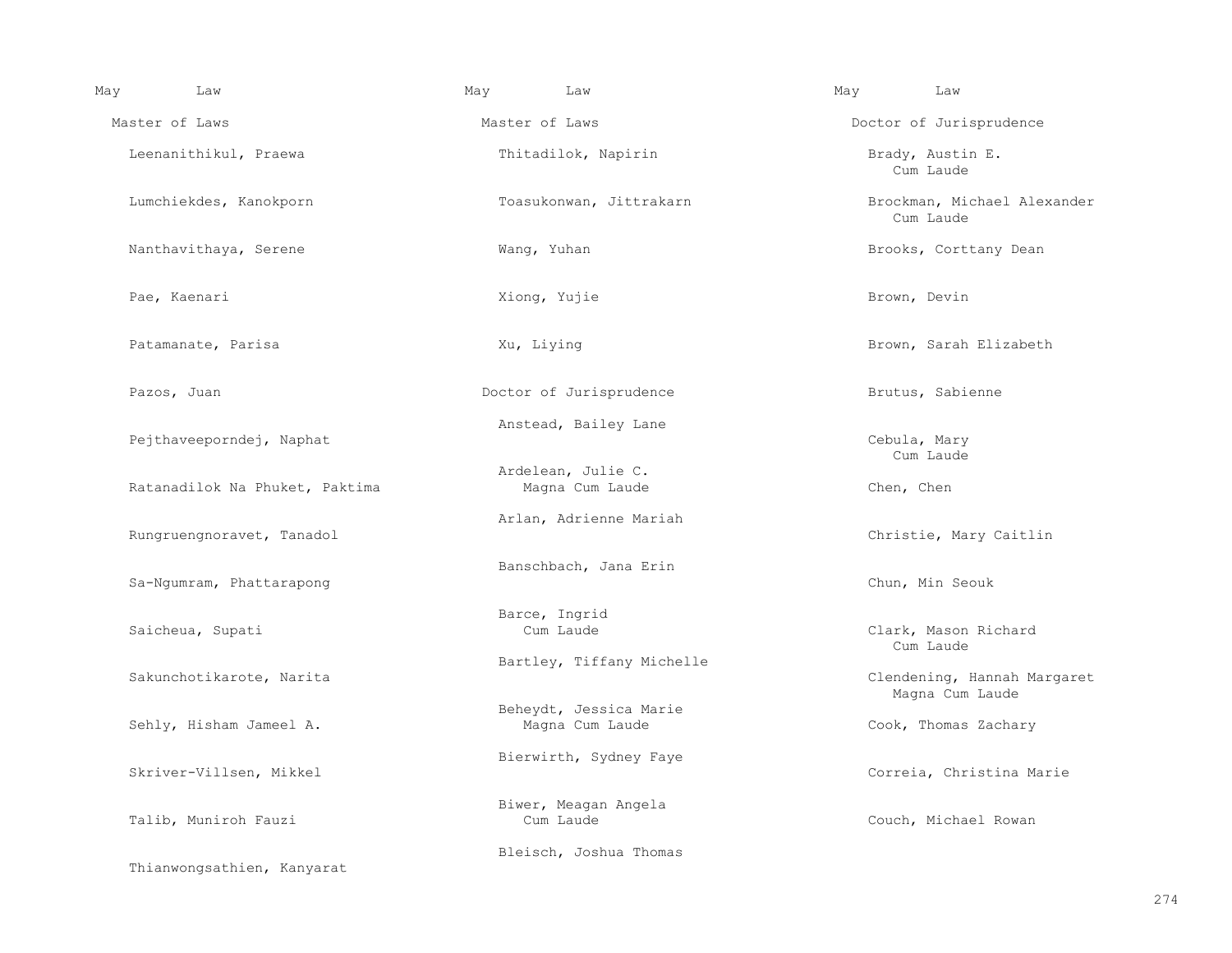May Law

## Master of Laws

Leenanithikul, Praewa

Lumchiekdes, Kanokporn

Nanthavithaya, Serene

Pae, Kaenari

Patamanate, Parisa

Pazos, Juan

Pejthaveeporndej, Naphat

Ratanadilok Na Phuket, Paktima

Rungruengnoravet, Tanadol

Sa-Ngumram, Phattarapong

Saicheua, Supati

Sakunchotikarote, Narita

Sehly, Hisham Jameel A.

Skriver-Villsen, Mikkel

Talib, Muniroh Fauzi

Thianwongsathien, Kanyarat

Thitadilok, Napirin

Toasukonwan, Jittrakarn

Wang, Yuhan

Xiong, Yujie

Xu, Liying

## Doctor of Jurisprudence

Anstead, Bailey Lane

Ardelean, Julie C.
Magna Cum Laude

Arlan, Adrienne Mariah

Banschbach, Jana Erin

Barce, Ingrid
Cum Laude

Bartley, Tiffany Michelle

Beheydt, Jessica Marie
Magna Cum Laude

Bierwirth, Sydney Faye

Biwer, Meagan Angela
Cum Laude

Bleisch, Joshua Thomas

Brady, Austin E.
Cum Laude

Brockman, Michael Alexander
Cum Laude

Brooks, Corttany Dean

Brown, Devin

Brown, Sarah Elizabeth

Brutus, Sabienne

Cebula, Mary
Cum Laude

Chen, Chen

Christie, Mary Caitlin

Chun, Min Seouk

Clark, Mason Richard
Cum Laude

Clendening, Hannah Margaret
Magna Cum Laude

Cook, Thomas Zachary

Correia, Christina Marie

Couch, Michael Rowan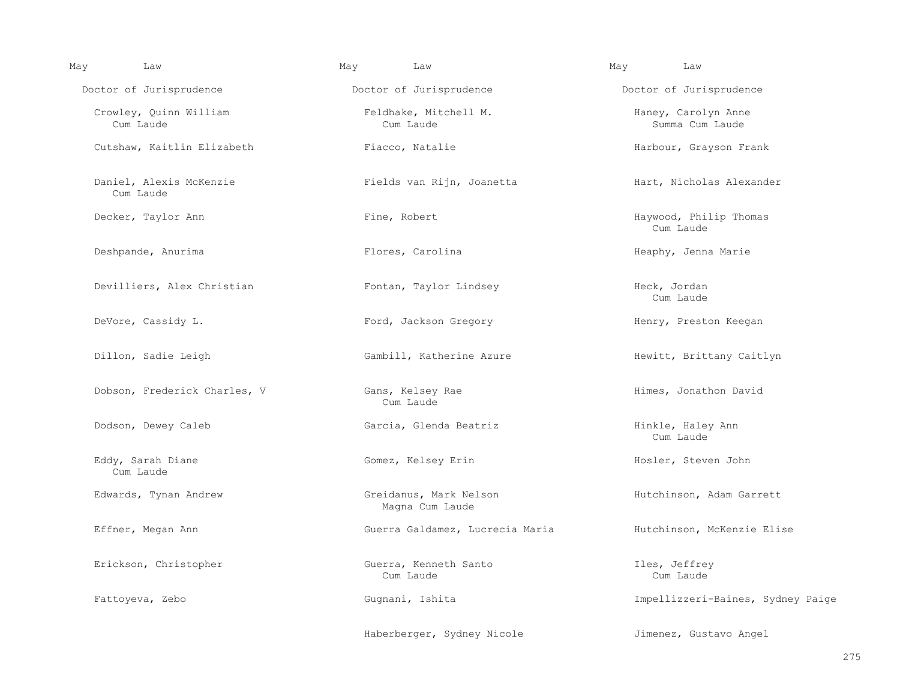May Law

Doctor of Jurisprudence

Crowley, Quinn William
Cum Laude

Cutshaw, Kaitlin Elizabeth

Daniel, Alexis McKenzie
Cum Laude

Decker, Taylor Ann

Deshpande, Anurima

Devilliers, Alex Christian

DeVore, Cassidy L.

Dillon, Sadie Leigh

Dobson, Frederick Charles, V

Dodson, Dewey Caleb

Eddy, Sarah Diane
Cum Laude

Edwards, Tynan Andrew

Effner, Megan Ann

Erickson, Christopher

Fattoyeva, Zebo

May Law

Doctor of Jurisprudence

Feldhake, Mitchell M.
Cum Laude

Fiacco, Natalie

Fields van Rijn, Joanetta

Fine, Robert

Flores, Carolina

Fontan, Taylor Lindsey

Ford, Jackson Gregory

Gambill, Katherine Azure

Gans, Kelsey Rae
Cum Laude

Garcia, Glenda Beatriz

Gomez, Kelsey Erin

Greidanus, Mark Nelson
Magna Cum Laude

Guerra Galdamez, Lucrecia Maria

Guerra, Kenneth Santo
Cum Laude

Gugnani, Ishita

Haberberger, Sydney Nicole

May Law

Doctor of Jurisprudence

Haney, Carolyn Anne
Summa Cum Laude

Harbour, Grayson Frank

Hart, Nicholas Alexander

Haywood, Philip Thomas
Cum Laude

Heaphy, Jenna Marie

Heck, Jordan
Cum Laude

Henry, Preston Keegan

Hewitt, Brittany Caitlyn

Himes, Jonathon David

Hinkle, Haley Ann
Cum Laude

Hosler, Steven John

Hutchinson, Adam Garrett

Hutchinson, McKenzie Elise

Iles, Jeffrey
Cum Laude

Impellizzeri-Baines, Sydney Paige

Jimenez, Gustavo Angel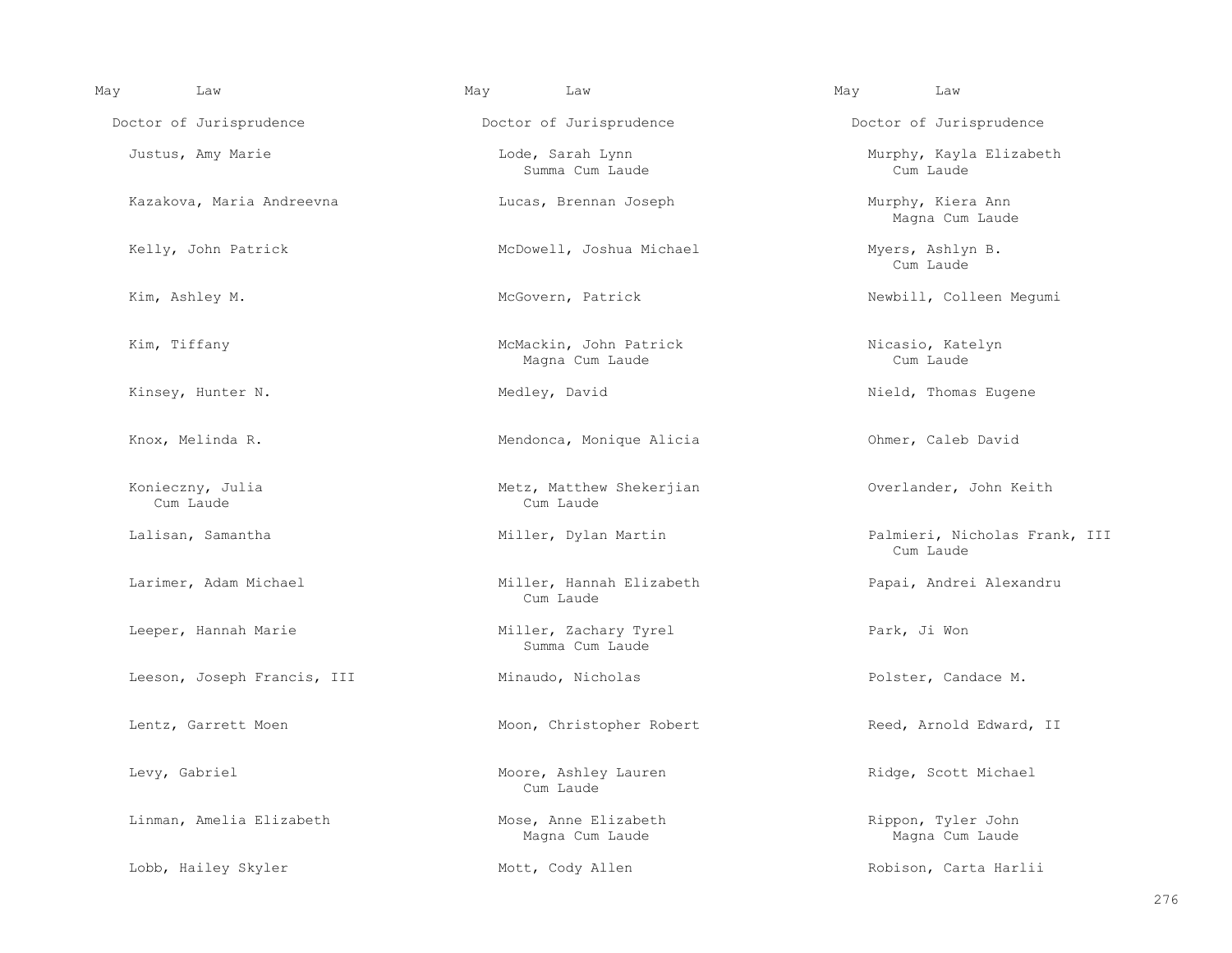May Law

Doctor of Jurisprudence

Justus, Amy Marie

Kazakova, Maria Andreevna

Kelly, John Patrick

Kim, Ashley M.

Kim, Tiffany

Kinsey, Hunter N.

Knox, Melinda R.

Konieczny, Julia
Cum Laude

Lalisan, Samantha

Larimer, Adam Michael

Leeper, Hannah Marie

Leeson, Joseph Francis, III

Lentz, Garrett Moen

Levy, Gabriel

Linman, Amelia Elizabeth

Lobb, Hailey Skyler

May Law

Doctor of Jurisprudence

Lode, Sarah Lynn
Summa Cum Laude

Lucas, Brennan Joseph

McDowell, Joshua Michael

McGovern, Patrick

McMackin, John Patrick
Magna Cum Laude

Medley, David

Mendonca, Monique Alicia

Metz, Matthew Shekerjian
Cum Laude

Miller, Dylan Martin

Miller, Hannah Elizabeth
Cum Laude

Miller, Zachary Tyrel
Summa Cum Laude

Minaudo, Nicholas

Moon, Christopher Robert

Moore, Ashley Lauren
Cum Laude

Mose, Anne Elizabeth
Magna Cum Laude

Mott, Cody Allen

May Law

Doctor of Jurisprudence

Murphy, Kayla Elizabeth
Cum Laude

Murphy, Kiera Ann
Magna Cum Laude

Myers, Ashlyn B.
Cum Laude

Newbill, Colleen Megumi

Nicasio, Katelyn
Cum Laude

Nield, Thomas Eugene

Ohmer, Caleb David

Overlander, John Keith

Palmieri, Nicholas Frank, III
Cum Laude

Papai, Andrei Alexandru

Park, Ji Won

Polster, Candace M.

Reed, Arnold Edward, II

Ridge, Scott Michael

Rippon, Tyler John
Magna Cum Laude

Robison, Carta Harlii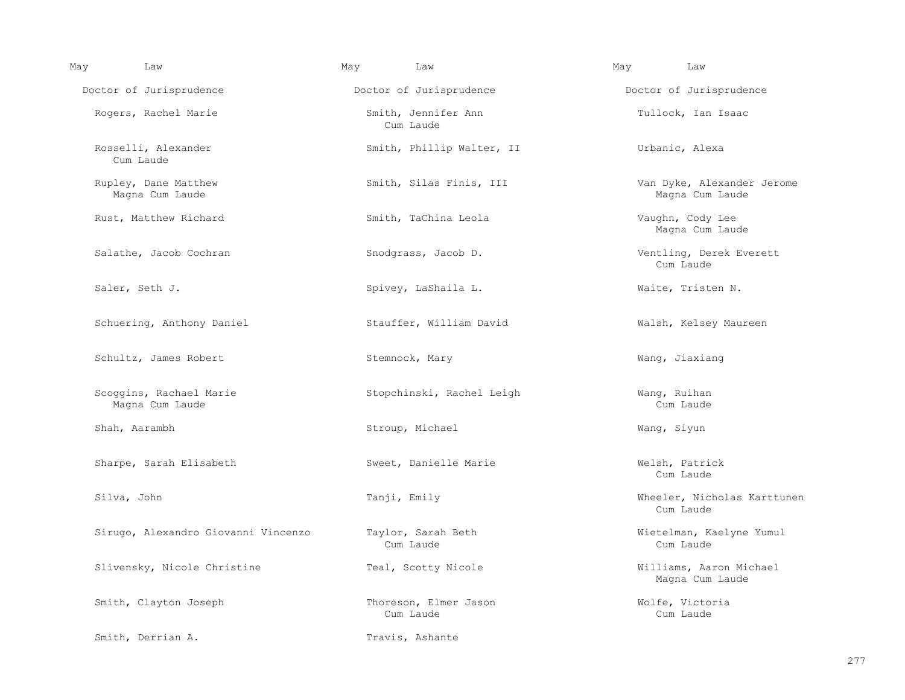May Law

Doctor of Jurisprudence

Rogers, Rachel Marie

Rosselli, Alexander
Cum Laude

Rupley, Dane Matthew
Magna Cum Laude

Rust, Matthew Richard

Salathe, Jacob Cochran

Saler, Seth J.

Schuering, Anthony Daniel

Schultz, James Robert

Scoggins, Rachael Marie
Magna Cum Laude

Shah, Aarambh

Sharpe, Sarah Elisabeth

Silva, John

Sirugo, Alexandro Giovanni Vincenzo

Slivensky, Nicole Christine

Smith, Clayton Joseph

Smith, Derrian A.

May Law

Doctor of Jurisprudence

Smith, Jennifer Ann
Cum Laude

Smith, Phillip Walter, II

Smith, Silas Finis, III

Smith, TaChina Leola

Snodgrass, Jacob D.

Spivey, LaShaila L.

Stauffer, William David

Stemnock, Mary

Stopchinski, Rachel Leigh

Stroup, Michael

Sweet, Danielle Marie

Tanji, Emily

Taylor, Sarah Beth
Cum Laude

Teal, Scotty Nicole

Thoreson, Elmer Jason
Cum Laude

Travis, Ashante

May Law

Doctor of Jurisprudence

Tullock, Ian Isaac

Urbanic, Alexa

Van Dyke, Alexander Jerome
Magna Cum Laude

Vaughn, Cody Lee
Magna Cum Laude

Ventling, Derek Everett
Cum Laude

Waite, Tristen N.

Walsh, Kelsey Maureen

Wang, Jiaxiang

Wang, Ruihan
Cum Laude

Wang, Siyun

Welsh, Patrick
Cum Laude

Wheeler, Nicholas Karttunen
Cum Laude

Wietelman, Kaelyne Yumul
Cum Laude

Williams, Aaron Michael
Magna Cum Laude

Wolfe, Victoria
Cum Laude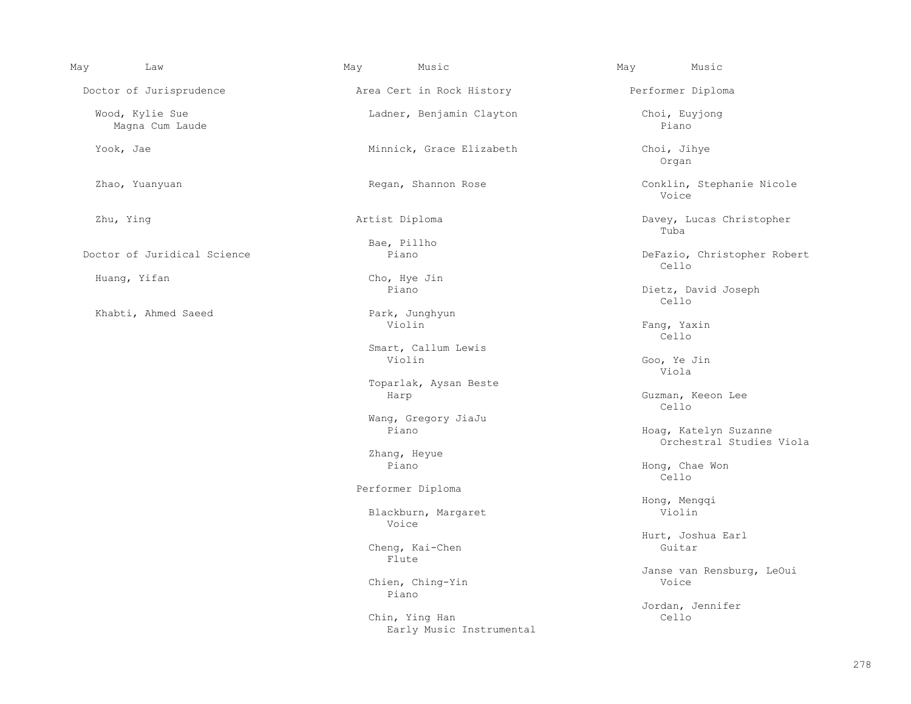May Law

## Doctor of Jurisprudence

Wood, Kylie Sue
Magna Cum Laude

Yook, Jae

Zhao, Yuanyuan

Zhu, Ying

## Doctor of Juridical Science

Huang, Yifan

Khabti, Ahmed Saeed

May Music

## Area Cert in Rock History

Ladner, Benjamin Clayton

Minnick, Grace Elizabeth

Regan, Shannon Rose

## Artist Diploma

Bae, Pillho
Piano

Cho, Hye Jin
Piano

Park, Junghyun
Violin

Smart, Callum Lewis
Violin

Toparlak, Aysan Beste
Harp

Wang, Gregory JiaJu
Piano

Zhang, Heyue
Piano

## Performer Diploma

Blackburn, Margaret
Voice

Cheng, Kai-Chen
Flute

Chien, Ching-Yin
Piano

Chin, Ying Han
Early Music Instrumental

May Music

## Performer Diploma

Choi, Euyjong
Piano

Choi, Jihye
Organ

Conklin, Stephanie Nicole
Voice

Davey, Lucas Christopher
Tuba

DeFazio, Christopher Robert
Cello

Dietz, David Joseph
Cello

Fang, Yaxin
Cello

Goo, Ye Jin
Viola

Guzman, Keeon Lee
Cello

Hoag, Katelyn Suzanne
Orchestral Studies Viola

Hong, Chae Won
Cello

Hong, Mengqi
Violin

Hurt, Joshua Earl
Guitar

Janse van Rensburg, LeOui
Voice

Jordan, Jennifer
Cello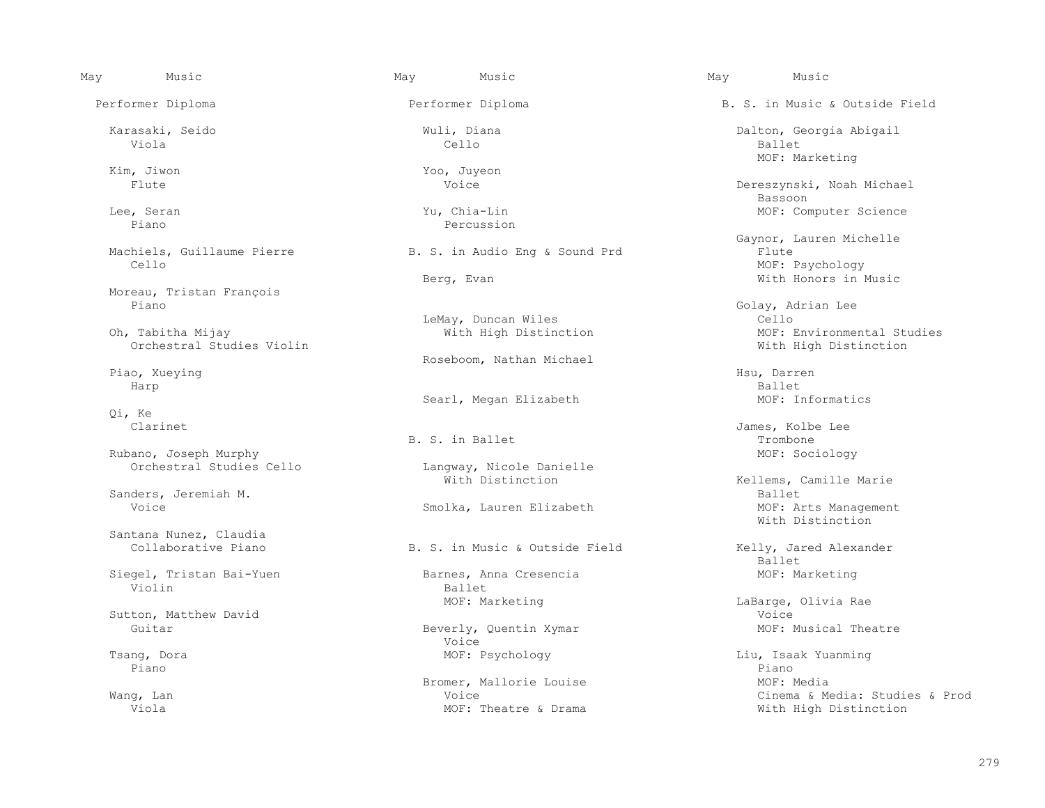May Music

## Performer Diploma

Karasaki, Seido
Viola

Kim, Jiwon
Flute

Lee, Seran
Piano

Machiels, Guillaume Pierre
Cello

Moreau, Tristan François
Piano

Oh, Tabitha Mijay
Orchestral Studies Violin

Piao, Xueying
Harp

Qi, Ke
Clarinet

Rubano, Joseph Murphy
Orchestral Studies Cello

Sanders, Jeremiah M.
Voice

Santana Nunez, Claudia
Collaborative Piano

Siegel, Tristan Bai-Yuen
Violin

Sutton, Matthew David
Guitar

Tsang, Dora
Piano

Wang, Lan
Viola

Wuli, Diana
Cello

Yoo, Juyeon
Voice

Yu, Chia-Lin
Percussion

## B. S. in Audio Eng & Sound Prd

Berg, Evan

LeMay, Duncan Wiles
With High Distinction

Roseboom, Nathan Michael

Searl, Megan Elizabeth

## B. S. in Ballet

Langway, Nicole Danielle
With Distinction

Smolka, Lauren Elizabeth

## B. S. in Music & Outside Field

Barnes, Anna Cresencia
Ballet
MOF: Marketing

Beverly, Quentin Xymar
Voice
MOF: Psychology

Bromer, Mallorie Louise
Voice
MOF: Theatre & Drama

Dalton, Georgia Abigail
Ballet
MOF: Marketing

Dereszynski, Noah Michael
Bassoon
MOF: Computer Science

Gaynor, Lauren Michelle
Flute
MOF: Psychology
With Honors in Music

Golay, Adrian Lee
Cello
MOF: Environmental Studies
With High Distinction

Hsu, Darren
Ballet
MOF: Informatics

James, Kolbe Lee
Trombone
MOF: Sociology

Kellems, Camille Marie
Ballet
MOF: Arts Management
With Distinction

Kelly, Jared Alexander
Ballet
MOF: Marketing

LaBarge, Olivia Rae
Voice
MOF: Musical Theatre

Liu, Isaak Yuanming
Piano
MOF: Media
Cinema & Media: Studies & Prod
With High Distinction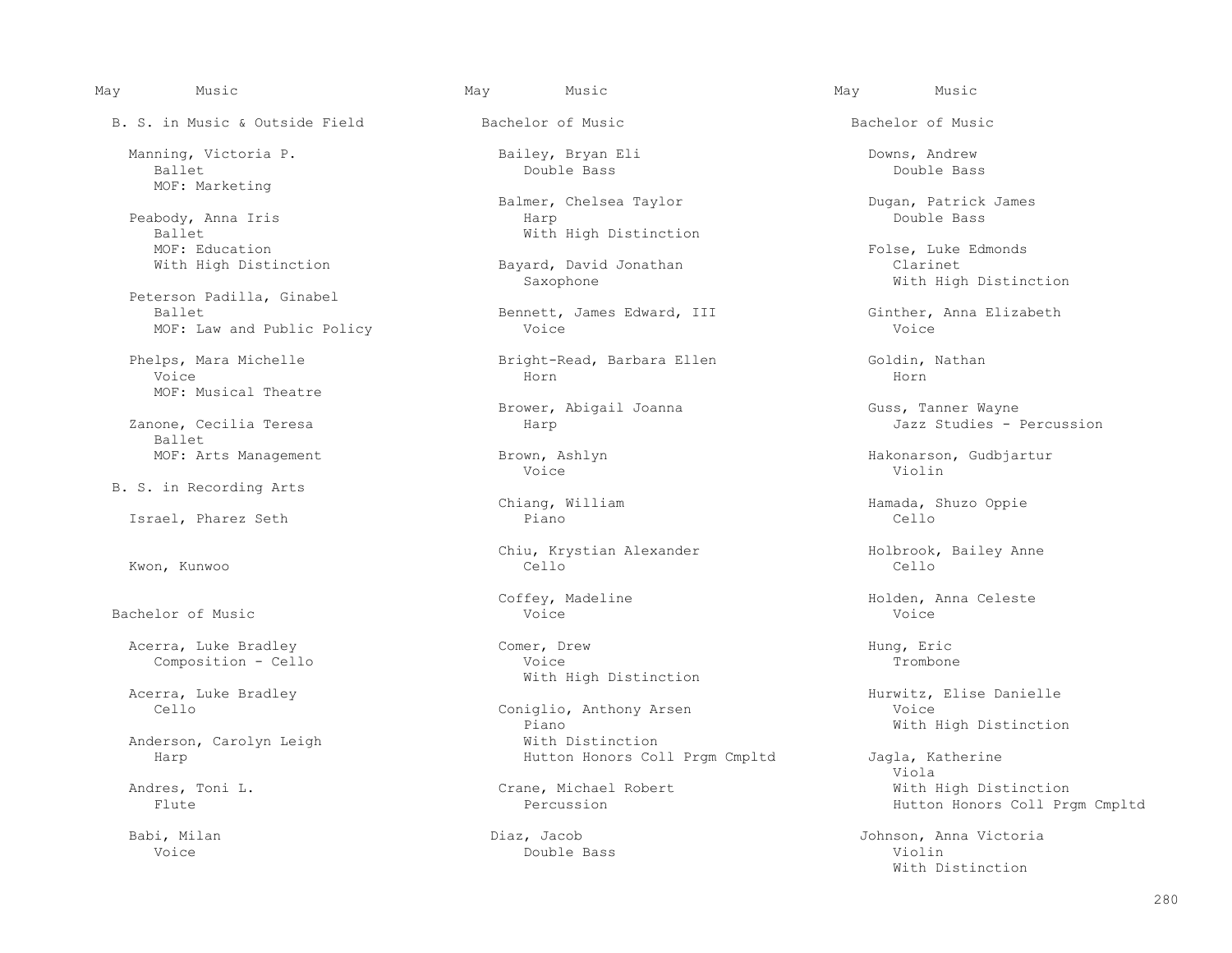May Music

## B. S. in Music & Outside Field

Manning, Victoria P.
Ballet
MOF: Marketing

Peabody, Anna Iris
Ballet
MOF: Education
With High Distinction

Peterson Padilla, Ginabel
Ballet
MOF: Law and Public Policy

Phelps, Mara Michelle
Voice
MOF: Musical Theatre

Zanone, Cecilia Teresa
Ballet
MOF: Arts Management

## B. S. in Recording Arts

Israel, Pharez Seth

Kwon, Kunwoo

## Bachelor of Music

Acerra, Luke Bradley
Composition - Cello

Acerra, Luke Bradley
Cello

Anderson, Carolyn Leigh
Harp

Andres, Toni L.
Flute

Babi, Milan
Voice

May Music

## Bachelor of Music

Bailey, Bryan Eli
Double Bass

Balmer, Chelsea Taylor
Harp
With High Distinction

Bayard, David Jonathan
Saxophone

Bennett, James Edward, III
Voice

Bright-Read, Barbara Ellen
Horn

Brower, Abigail Joanna
Harp

Brown, Ashlyn
Voice

Chiang, William
Piano

Chiu, Krystian Alexander
Cello

Coffey, Madeline
Voice

Comer, Drew
Voice
With High Distinction

Coniglio, Anthony Arsen
Piano
With Distinction
Hutton Honors Coll Prgm Cmpltd

Crane, Michael Robert
Percussion

Diaz, Jacob
Double Bass

May Music

## Bachelor of Music

Downs, Andrew
Double Bass

Dugan, Patrick James
Double Bass

Folse, Luke Edmonds
Clarinet
With High Distinction

Ginther, Anna Elizabeth
Voice

Goldin, Nathan
Horn

Guss, Tanner Wayne
Jazz Studies - Percussion

Hakonarson, Gudbjartur
Violin

Hamada, Shuzo Oppie
Cello

Holbrook, Bailey Anne
Cello

Holden, Anna Celeste
Voice

Hung, Eric
Trombone

Hurwitz, Elise Danielle
Voice
With High Distinction

Jagla, Katherine
Viola
With High Distinction
Hutton Honors Coll Prgm Cmpltd

Johnson, Anna Victoria
Violin
With Distinction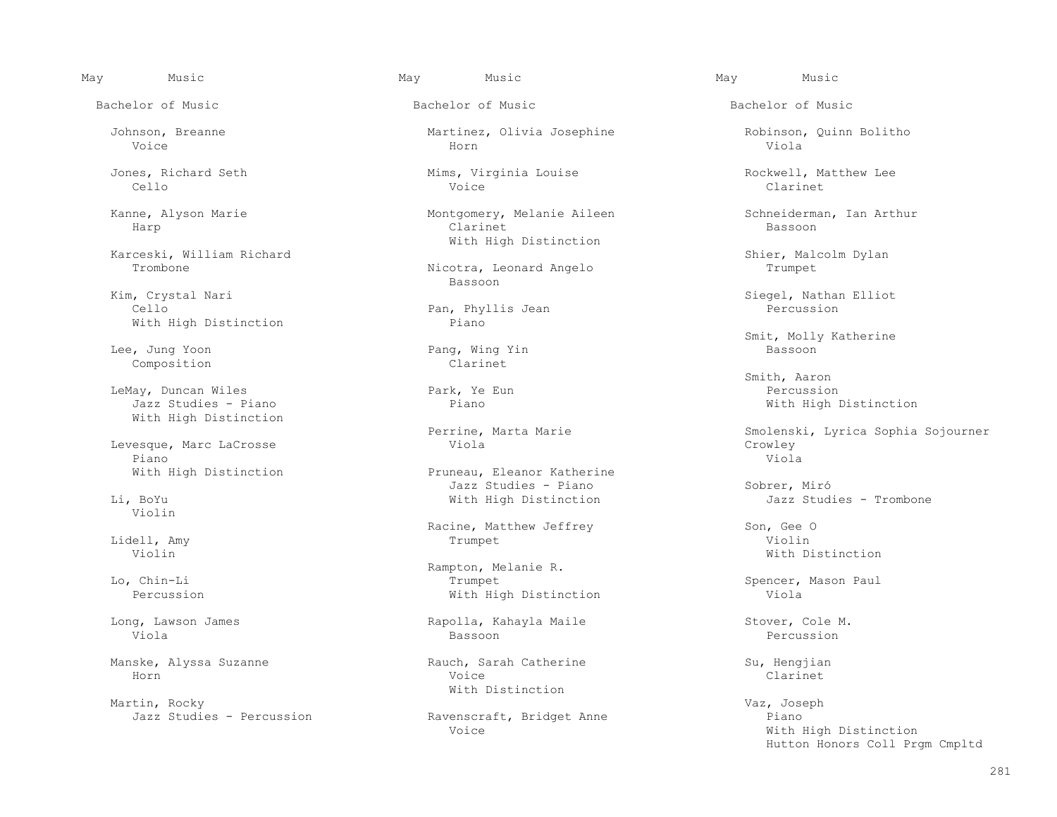May Music

## Bachelor of Music

Johnson, Breanne
Voice

Jones, Richard Seth
Cello

Kanne, Alyson Marie
Harp

Karceski, William Richard
Trombone

Kim, Crystal Nari
Cello
With High Distinction

Lee, Jung Yoon
Composition

LeMay, Duncan Wiles
Jazz Studies - Piano
With High Distinction

Levesque, Marc LaCrosse
Piano
With High Distinction

Li, BoYu
Violin

Lidell, Amy
Violin

Lo, Chin-Li
Percussion

Long, Lawson James
Viola

Manske, Alyssa Suzanne
Horn

Martin, Rocky
Jazz Studies - Percussion

Martinez, Olivia Josephine
Horn

Mims, Virginia Louise
Voice

Montgomery, Melanie Aileen
Clarinet
With High Distinction

Nicotra, Leonard Angelo
Bassoon

Pan, Phyllis Jean
Piano

Pang, Wing Yin
Clarinet

Park, Ye Eun
Piano

Perrine, Marta Marie
Viola

Pruneau, Eleanor Katherine
Jazz Studies - Piano
With High Distinction

Racine, Matthew Jeffrey
Trumpet

Rampton, Melanie R.
Trumpet
With High Distinction

Rapolla, Kahayla Maile
Bassoon

Rauch, Sarah Catherine
Voice
With Distinction

Ravenscraft, Bridget Anne
Voice

Robinson, Quinn Bolitho
Viola

Rockwell, Matthew Lee
Clarinet

Schneiderman, Ian Arthur
Bassoon

Shier, Malcolm Dylan
Trumpet

Siegel, Nathan Elliot
Percussion

Smit, Molly Katherine
Bassoon

Smith, Aaron
Percussion
With High Distinction

Smolenski, Lyrica Sophia Sojourner Crowley
Viola

Sobrer, Miró
Jazz Studies - Trombone

Son, Gee O
Violin
With Distinction

Spencer, Mason Paul
Viola

Stover, Cole M.
Percussion

Su, Hengjian
Clarinet

Vaz, Joseph
Piano
With High Distinction
Hutton Honors Coll Prgm Cmpltd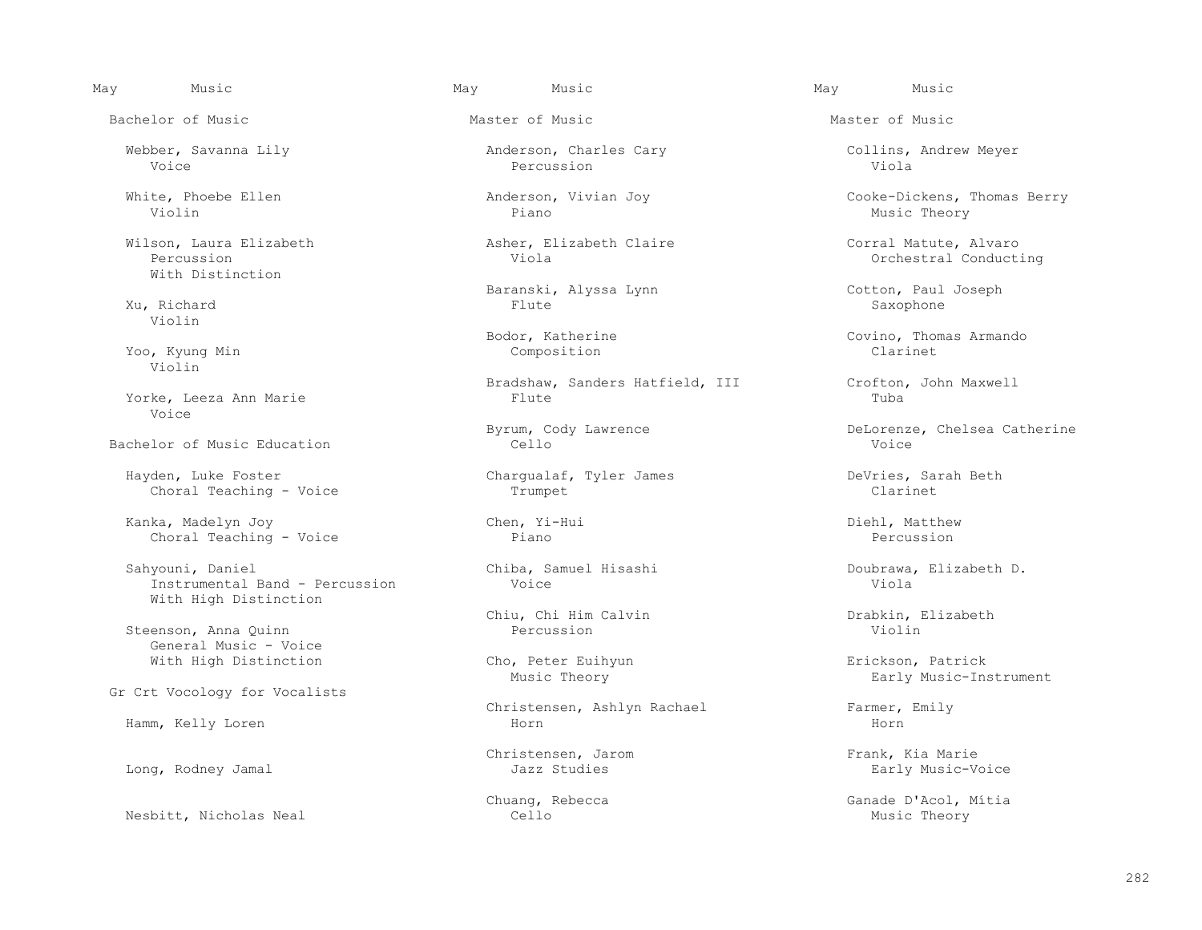May Music

## Bachelor of Music

Webber, Savanna Lily
Voice

White, Phoebe Ellen
Violin

Wilson, Laura Elizabeth
Percussion
With Distinction

Xu, Richard
Violin

Yoo, Kyung Min
Violin

Yorke, Leeza Ann Marie
Voice

## Bachelor of Music Education

Hayden, Luke Foster
Choral Teaching - Voice

Kanka, Madelyn Joy
Choral Teaching - Voice

Sahyouni, Daniel
Instrumental Band - Percussion
With High Distinction

Steenson, Anna Quinn
General Music - Voice
With High Distinction

## Gr Crt Vocology for Vocalists

Hamm, Kelly Loren

Long, Rodney Jamal

Nesbitt, Nicholas Neal

May Music

## Master of Music

Anderson, Charles Cary
Percussion

Anderson, Vivian Joy
Piano

Asher, Elizabeth Claire
Viola

Baranski, Alyssa Lynn
Flute

Bodor, Katherine
Composition

Bradshaw, Sanders Hatfield, III
Flute

Byrum, Cody Lawrence
Cello

Chargualaf, Tyler James
Trumpet

Chen, Yi-Hui
Piano

Chiba, Samuel Hisashi
Voice

Chiu, Chi Him Calvin
Percussion

Cho, Peter Euihyun
Music Theory

Christensen, Ashlyn Rachael
Horn

Christensen, Jarom
Jazz Studies

Chuang, Rebecca
Cello

May Music

## Master of Music

Collins, Andrew Meyer
Viola

Cooke-Dickens, Thomas Berry
Music Theory

Corral Matute, Alvaro
Orchestral Conducting

Cotton, Paul Joseph
Saxophone

Covino, Thomas Armando
Clarinet

Crofton, John Maxwell
Tuba

DeLorenze, Chelsea Catherine
Voice

DeVries, Sarah Beth
Clarinet

Diehl, Matthew
Percussion

Doubrawa, Elizabeth D.
Viola

Drabkin, Elizabeth
Violin

Erickson, Patrick
Early Music-Instrument

Farmer, Emily
Horn

Frank, Kia Marie
Early Music-Voice

Ganade D'Acol, Mítia
Music Theory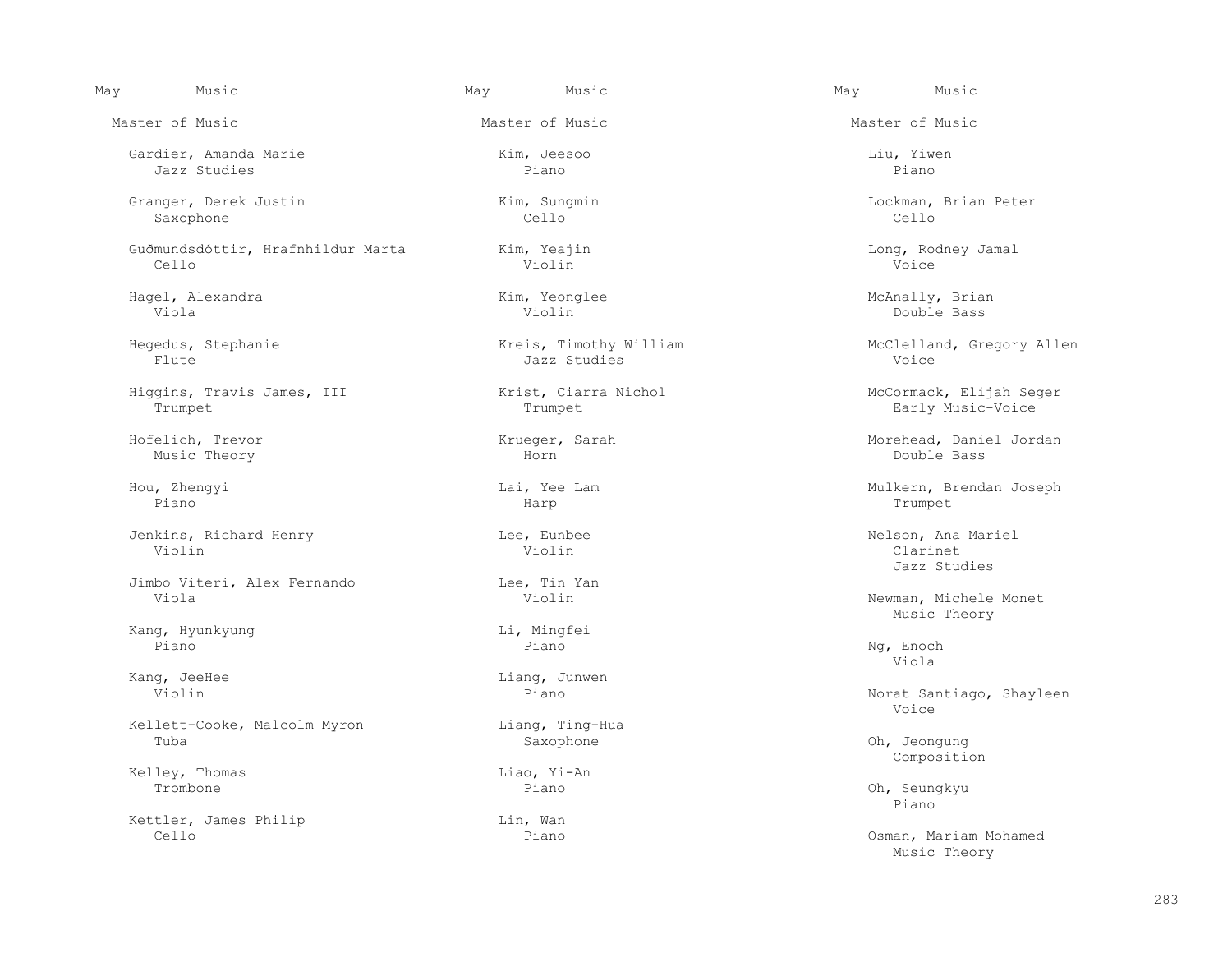May Music

## Master of Music

Gardier, Amanda Marie
Jazz Studies

Granger, Derek Justin
Saxophone

Guðmundsdóttir, Hrafnhildur Marta
Cello

Hagel, Alexandra
Viola

Hegedus, Stephanie
Flute

Higgins, Travis James, III
Trumpet

Hofelich, Trevor
Music Theory

Hou, Zhengyi
Piano

Jenkins, Richard Henry
Violin

Jimbo Viteri, Alex Fernando
Viola

Kang, Hyunkyung
Piano

Kang, JeeHee
Violin

Kellett-Cooke, Malcolm Myron
Tuba

Kelley, Thomas
Trombone

Kettler, James Philip
Cello

Kim, Jeesoo
Piano

Kim, Sungmin
Cello

Kim, Yeajin
Violin

Kim, Yeonglee
Violin

Kreis, Timothy William
Jazz Studies

Krist, Ciarra Nichol
Trumpet

Krueger, Sarah
Horn

Lai, Yee Lam
Harp

Lee, Eunbee
Violin

Lee, Tin Yan
Violin

Li, Mingfei
Piano

Liang, Junwen
Piano

Liang, Ting-Hua
Saxophone

Liao, Yi-An
Piano

Lin, Wan
Piano

Liu, Yiwen
Piano

Lockman, Brian Peter
Cello

Long, Rodney Jamal
Voice

McAnally, Brian
Double Bass

McClelland, Gregory Allen
Voice

McCormack, Elijah Seger
Early Music-Voice

Morehead, Daniel Jordan
Double Bass

Mulkern, Brendan Joseph
Trumpet

Nelson, Ana Mariel
Clarinet
Jazz Studies

Newman, Michele Monet
Music Theory

Ng, Enoch
Viola

Norat Santiago, Shayleen
Voice

Oh, Jeongung
Composition

Oh, Seungkyu
Piano

Osman, Mariam Mohamed
Music Theory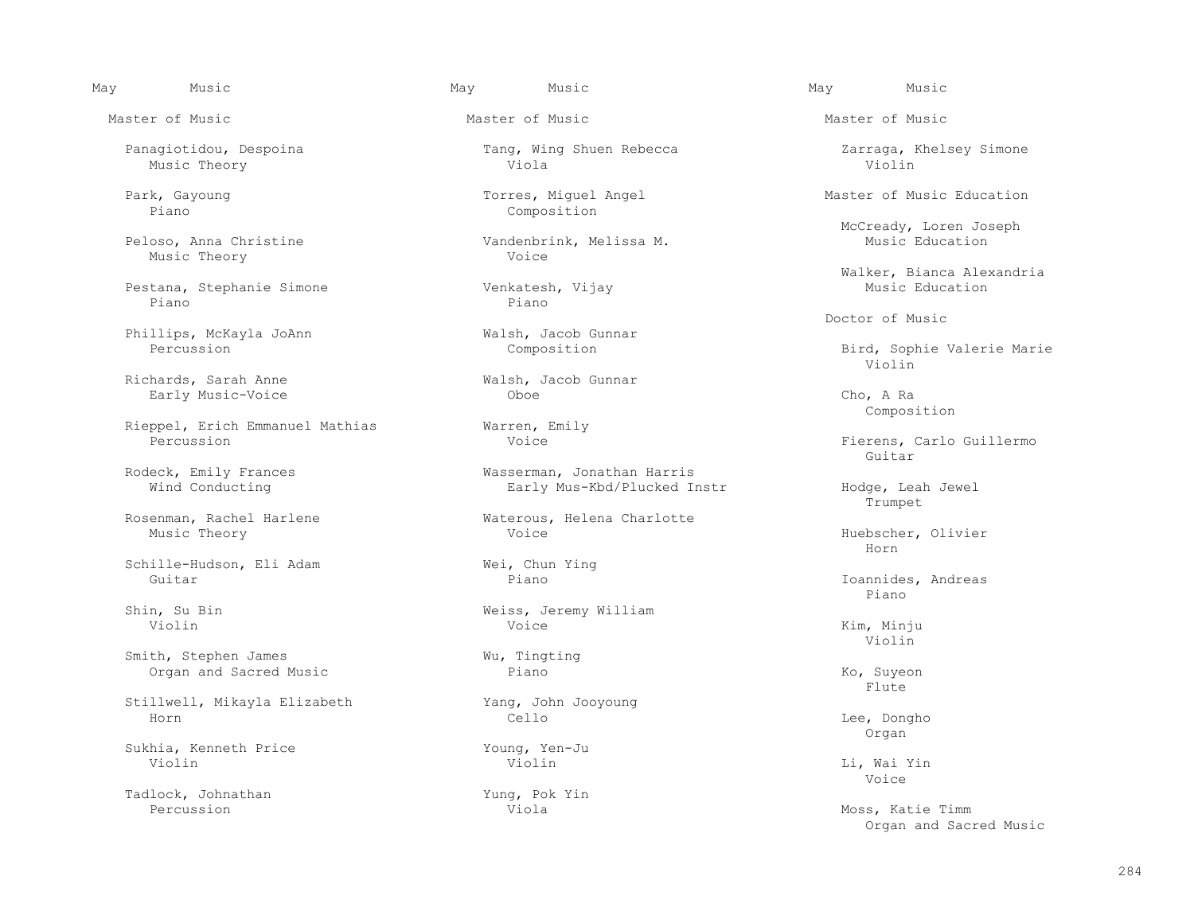May Music

## Master of Music

Panagiotidou, Despoina
Music Theory

Park, Gayoung
Piano

Peloso, Anna Christine
Music Theory

Pestana, Stephanie Simone
Piano

Phillips, McKayla JoAnn
Percussion

Richards, Sarah Anne
Early Music-Voice

Rieppel, Erich Emmanuel Mathias
Percussion

Rodeck, Emily Frances
Wind Conducting

Rosenman, Rachel Harlene
Music Theory

Schille-Hudson, Eli Adam
Guitar

Shin, Su Bin
Violin

Smith, Stephen James
Organ and Sacred Music

Stillwell, Mikayla Elizabeth
Horn

Sukhia, Kenneth Price
Violin

Tadlock, Johnathan
Percussion

Tang, Wing Shuen Rebecca
Viola

Torres, Miguel Angel
Composition

Vandenbrink, Melissa M.
Voice

Venkatesh, Vijay
Piano

Walsh, Jacob Gunnar
Composition

Walsh, Jacob Gunnar
Oboe

Warren, Emily
Voice

Wasserman, Jonathan Harris
Early Mus-Kbd/Plucked Instr

Waterous, Helena Charlotte
Voice

Wei, Chun Ying
Piano

Weiss, Jeremy William
Voice

Wu, Tingting
Piano

Yang, John Jooyoung
Cello

Young, Yen-Ju
Violin

Yung, Pok Yin
Viola

Zarraga, Khelsey Simone
Violin

## Master of Music Education

McCready, Loren Joseph
Music Education

Walker, Bianca Alexandria
Music Education

## Doctor of Music

Bird, Sophie Valerie Marie
Violin

Cho, A Ra
Composition

Fierens, Carlo Guillermo
Guitar

Hodge, Leah Jewel
Trumpet

Huebscher, Olivier
Horn

Ioannides, Andreas
Piano

Kim, Minju
Violin

Ko, Suyeon
Flute

Lee, Dongho
Organ

Li, Wai Yin
Voice

Moss, Katie Timm
Organ and Sacred Music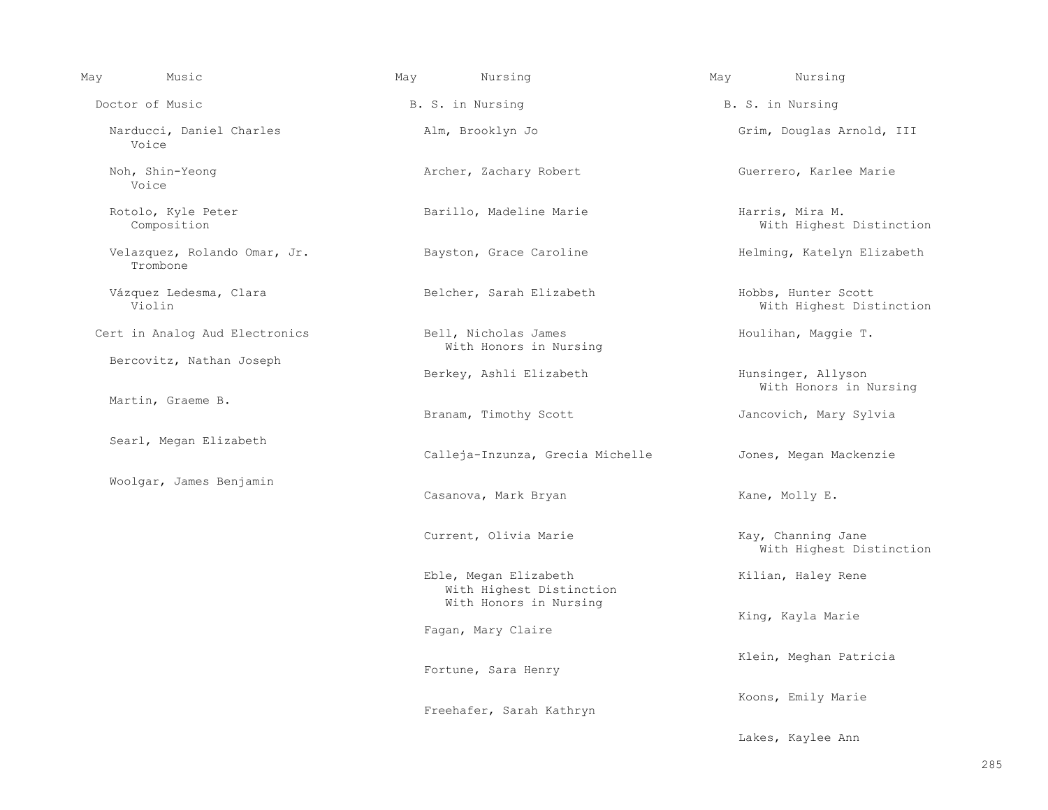## May — Music

### Doctor of Music

- Narducci, Daniel Charles
  - Voice
- Noh, Shin-Yeong
  - Voice
- Rotolo, Kyle Peter
  - Composition
- Velazquez, Rolando Omar, Jr.
  - Trombone
- Vázquez Ledesma, Clara
  - Violin

### Cert in Analog Aud Electronics

- Bercovitz, Nathan Joseph
- Martin, Graeme B.
- Searl, Megan Elizabeth
- Woolgar, James Benjamin

## May — Nursing

### B. S. in Nursing

- Alm, Brooklyn Jo
- Archer, Zachary Robert
- Barillo, Madeline Marie
- Bayston, Grace Caroline
- Belcher, Sarah Elizabeth
- Bell, Nicholas James
  - With Honors in Nursing
- Berkey, Ashli Elizabeth
- Branam, Timothy Scott
- Calleja-Inzunza, Grecia Michelle
- Casanova, Mark Bryan
- Current, Olivia Marie
- Eble, Megan Elizabeth
  - With Highest Distinction
  - With Honors in Nursing
- Fagan, Mary Claire
- Fortune, Sara Henry
- Freehafer, Sarah Kathryn

## May — Nursing

### B. S. in Nursing

- Grim, Douglas Arnold, III
- Guerrero, Karlee Marie
- Harris, Mira M.
  - With Highest Distinction
- Helming, Katelyn Elizabeth
- Hobbs, Hunter Scott
  - With Highest Distinction
- Houlihan, Maggie T.
- Hunsinger, Allyson
  - With Honors in Nursing
- Jancovich, Mary Sylvia
- Jones, Megan Mackenzie
- Kane, Molly E.
- Kay, Channing Jane
  - With Highest Distinction
- Kilian, Haley Rene
- King, Kayla Marie
- Klein, Meghan Patricia
- Koons, Emily Marie
- Lakes, Kaylee Ann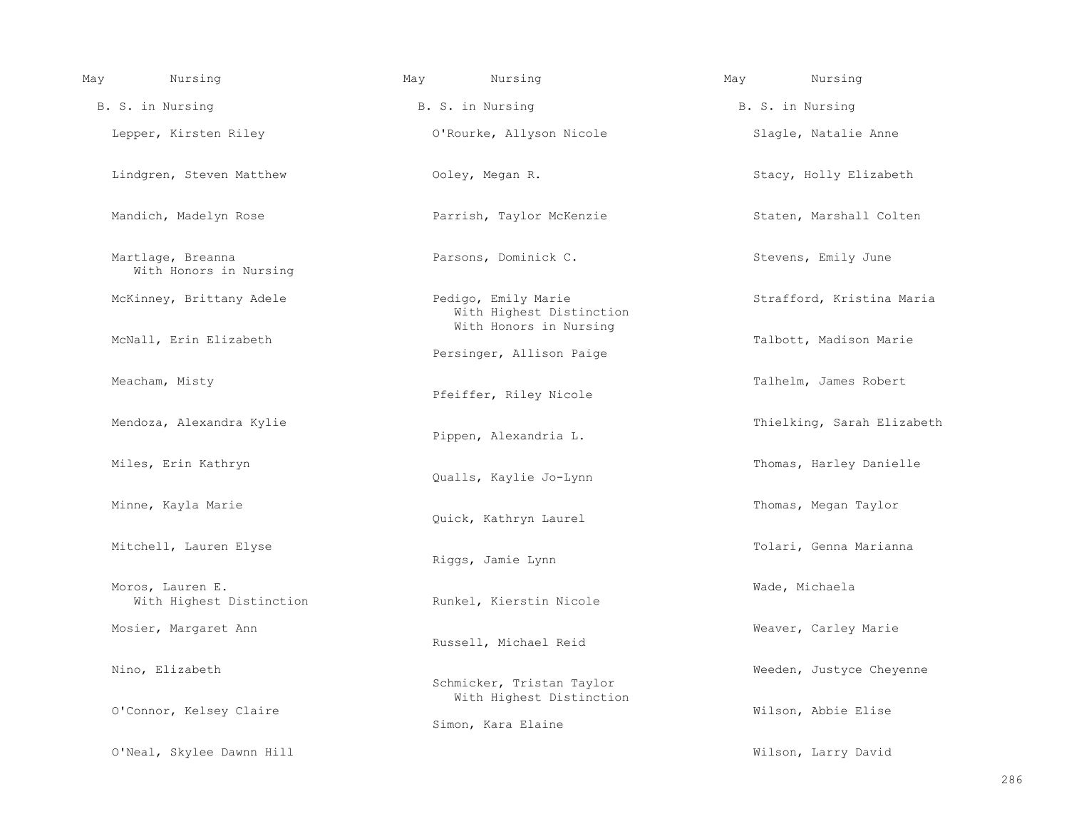May Nursing

B. S. in Nursing

Lepper, Kirsten Riley

Lindgren, Steven Matthew

Mandich, Madelyn Rose

Martlage, Breanna
With Honors in Nursing

McKinney, Brittany Adele

McNall, Erin Elizabeth

Meacham, Misty

Mendoza, Alexandra Kylie

Miles, Erin Kathryn

Minne, Kayla Marie

Mitchell, Lauren Elyse

Moros, Lauren E.
With Highest Distinction

Mosier, Margaret Ann

Nino, Elizabeth

O'Connor, Kelsey Claire

O'Neal, Skylee Dawnn Hill

O'Rourke, Allyson Nicole

Ooley, Megan R.

Parrish, Taylor McKenzie

Parsons, Dominick C.

Pedigo, Emily Marie
With Highest Distinction
With Honors in Nursing

Persinger, Allison Paige

Pfeiffer, Riley Nicole

Pippen, Alexandria L.

Qualls, Kaylie Jo-Lynn

Quick, Kathryn Laurel

Riggs, Jamie Lynn

Runkel, Kierstin Nicole

Russell, Michael Reid

Schmicker, Tristan Taylor
With Highest Distinction

Simon, Kara Elaine

Slagle, Natalie Anne

Stacy, Holly Elizabeth

Staten, Marshall Colten

Stevens, Emily June

Strafford, Kristina Maria

Talbott, Madison Marie

Talhelm, James Robert

Thielking, Sarah Elizabeth

Thomas, Harley Danielle

Thomas, Megan Taylor

Tolari, Genna Marianna

Wade, Michaela

Weaver, Carley Marie

Weeden, Justyce Cheyenne

Wilson, Abbie Elise

Wilson, Larry David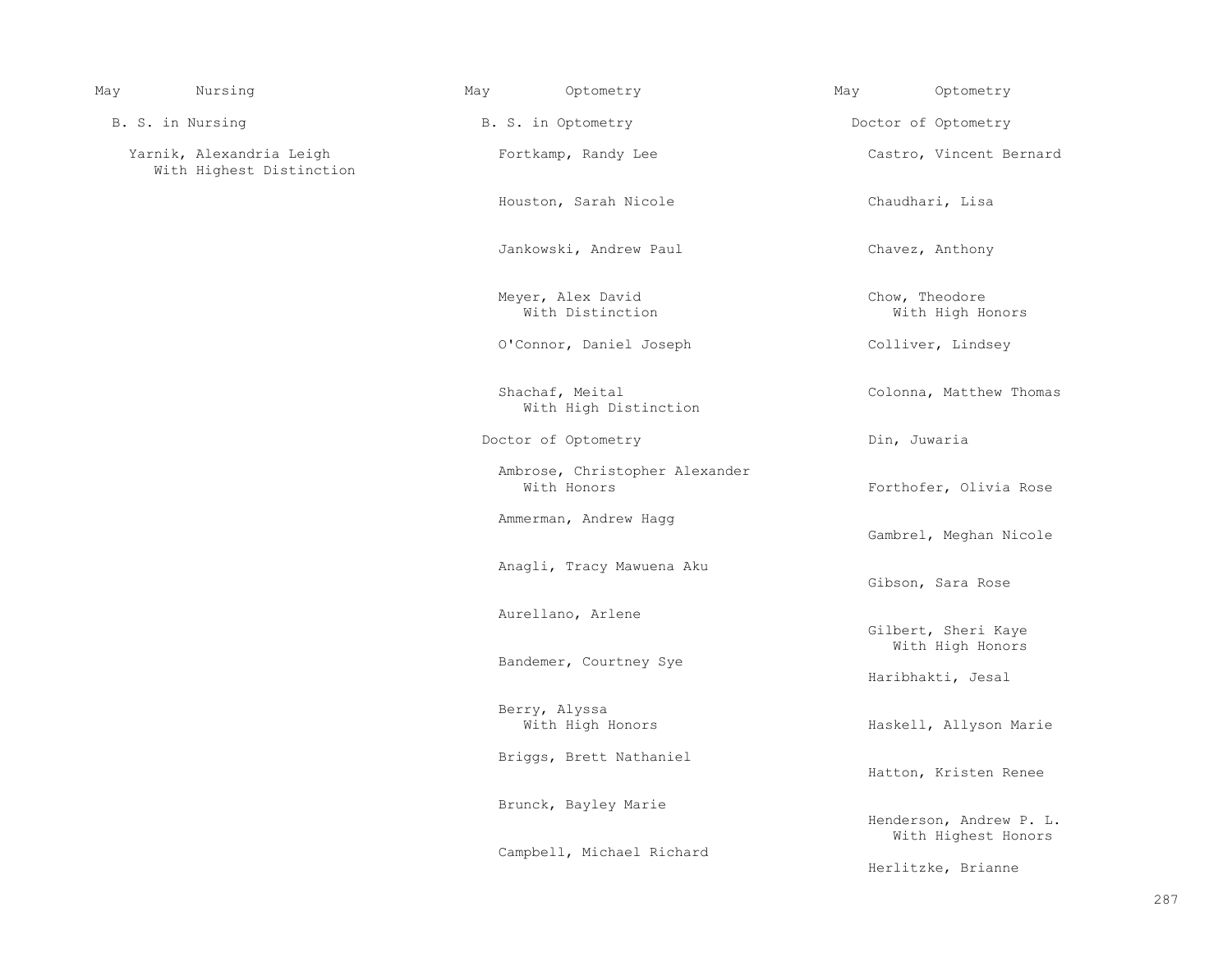May Nursing

B. S. in Nursing

Yarnik, Alexandria Leigh
With Highest Distinction

May Optometry

B. S. in Optometry

Fortkamp, Randy Lee

Houston, Sarah Nicole

Jankowski, Andrew Paul

Meyer, Alex David
With Distinction

O'Connor, Daniel Joseph

Shachaf, Meital
With High Distinction

Doctor of Optometry

Ambrose, Christopher Alexander
With Honors

Ammerman, Andrew Hagg

Anagli, Tracy Mawuena Aku

Aurellano, Arlene

Bandemer, Courtney Sye

Berry, Alyssa
With High Honors

Briggs, Brett Nathaniel

Brunck, Bayley Marie

Campbell, Michael Richard

May Optometry

Doctor of Optometry

Castro, Vincent Bernard

Chaudhari, Lisa

Chavez, Anthony

Chow, Theodore
With High Honors

Colliver, Lindsey

Colonna, Matthew Thomas

Din, Juwaria

Forthofer, Olivia Rose

Gambrel, Meghan Nicole

Gibson, Sara Rose

Gilbert, Sheri Kaye
With High Honors

Haribhakti, Jesal

Haskell, Allyson Marie

Hatton, Kristen Renee

Henderson, Andrew P. L.
With Highest Honors

Herlitzke, Brianne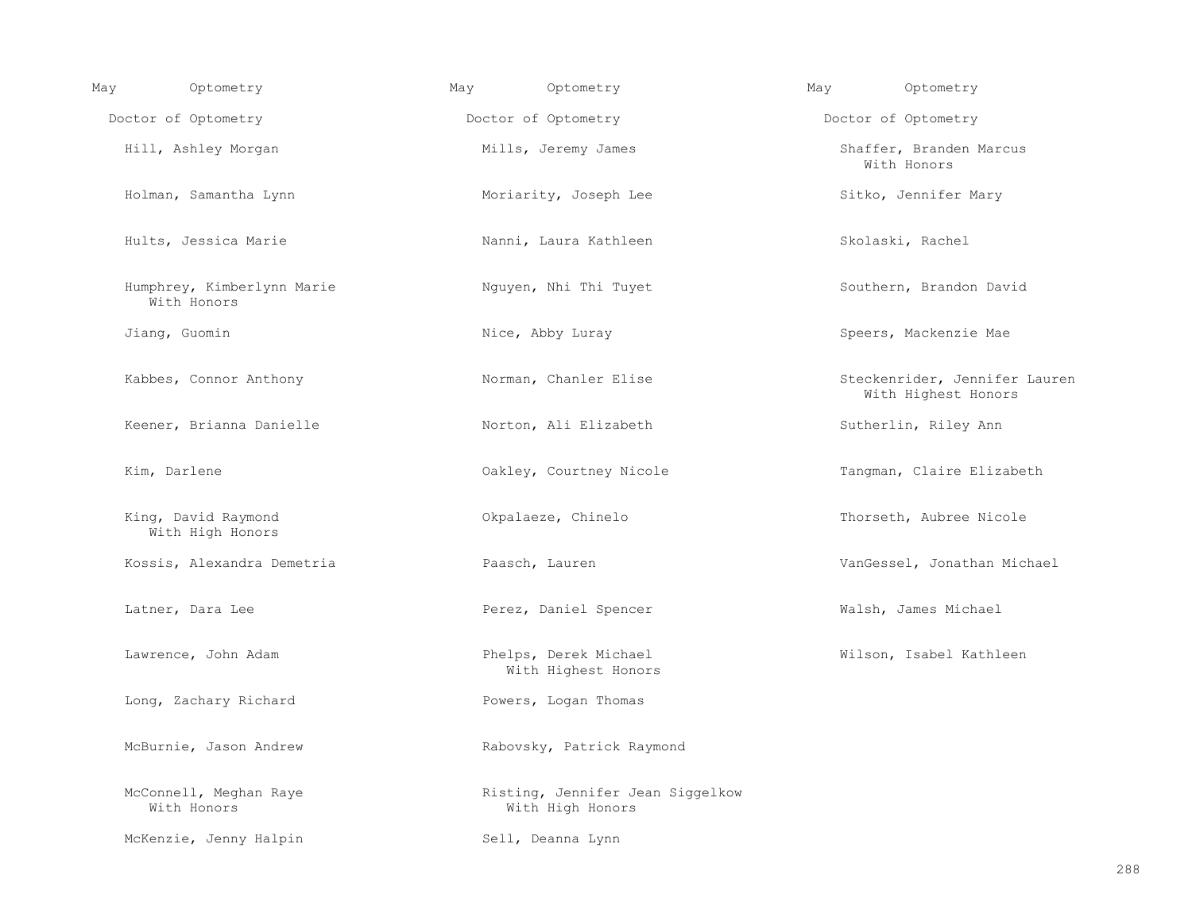May Optometry

Doctor of Optometry

Hill, Ashley Morgan

Holman, Samantha Lynn

Hults, Jessica Marie

Humphrey, Kimberlynn Marie
With Honors

Jiang, Guomin

Kabbes, Connor Anthony

Keener, Brianna Danielle

Kim, Darlene

King, David Raymond
With High Honors

Kossis, Alexandra Demetria

Latner, Dara Lee

Lawrence, John Adam

Long, Zachary Richard

McBurnie, Jason Andrew

McConnell, Meghan Raye
With Honors

McKenzie, Jenny Halpin

May Optometry

Doctor of Optometry

Mills, Jeremy James

Moriarity, Joseph Lee

Nanni, Laura Kathleen

Nguyen, Nhi Thi Tuyet

Nice, Abby Luray

Norman, Chanler Elise

Norton, Ali Elizabeth

Oakley, Courtney Nicole

Okpalaeze, Chinelo

Paasch, Lauren

Perez, Daniel Spencer

Phelps, Derek Michael
With Highest Honors

Powers, Logan Thomas

Rabovsky, Patrick Raymond

Risting, Jennifer Jean Siggelkow
With High Honors

Sell, Deanna Lynn

May Optometry

Doctor of Optometry

Shaffer, Branden Marcus
With Honors

Sitko, Jennifer Mary

Skolaski, Rachel

Southern, Brandon David

Speers, Mackenzie Mae

Steckenrider, Jennifer Lauren
With Highest Honors

Sutherlin, Riley Ann

Tangman, Claire Elizabeth

Thorseth, Aubree Nicole

VanGessel, Jonathan Michael

Walsh, James Michael

Wilson, Isabel Kathleen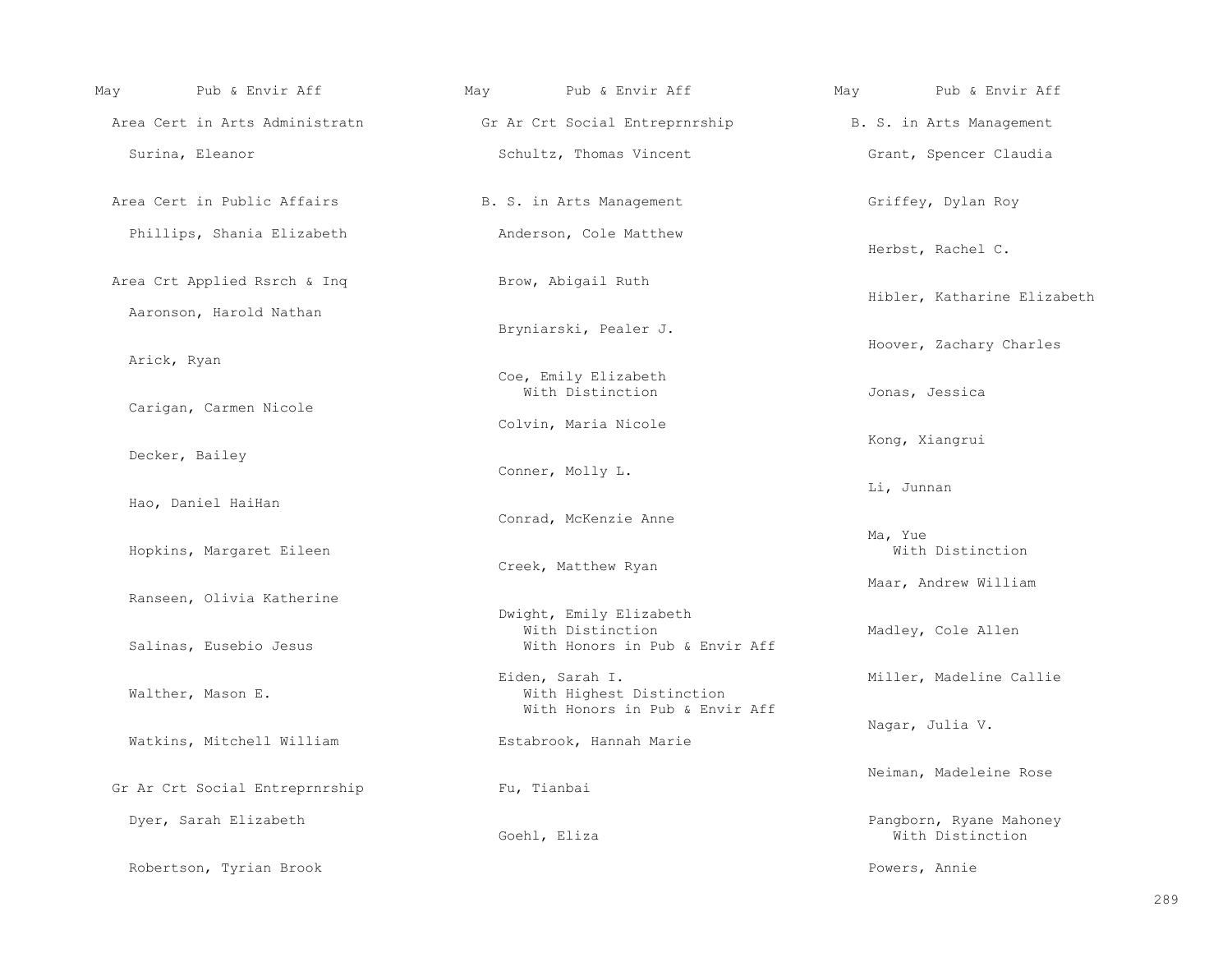May Pub & Envir Aff

## Area Cert in Arts Administratn

Surina, Eleanor

## Area Cert in Public Affairs

Phillips, Shania Elizabeth

## Area Crt Applied Rsrch & Inq

Aaronson, Harold Nathan

Arick, Ryan

Carigan, Carmen Nicole

Decker, Bailey

Hao, Daniel HaiHan

Hopkins, Margaret Eileen

Ranseen, Olivia Katherine

Salinas, Eusebio Jesus

Walther, Mason E.

Watkins, Mitchell William

## Gr Ar Crt Social Entreprnrship

Dyer, Sarah Elizabeth

Robertson, Tyrian Brook

Schultz, Thomas Vincent

## B. S. in Arts Management

Anderson, Cole Matthew

Brow, Abigail Ruth

Bryniarski, Pealer J.

Coe, Emily Elizabeth
With Distinction

Colvin, Maria Nicole

Conner, Molly L.

Conrad, McKenzie Anne

Creek, Matthew Ryan

Dwight, Emily Elizabeth
With Distinction
With Honors in Pub & Envir Aff

Eiden, Sarah I.
With Highest Distinction
With Honors in Pub & Envir Aff

Estabrook, Hannah Marie

Fu, Tianbai

Goehl, Eliza

Grant, Spencer Claudia

Griffey, Dylan Roy

Herbst, Rachel C.

Hibler, Katharine Elizabeth

Hoover, Zachary Charles

Jonas, Jessica

Kong, Xiangrui

Li, Junnan

Ma, Yue
With Distinction

Maar, Andrew William

Madley, Cole Allen

Miller, Madeline Callie

Nagar, Julia V.

Neiman, Madeleine Rose

Pangborn, Ryane Mahoney
With Distinction

Powers, Annie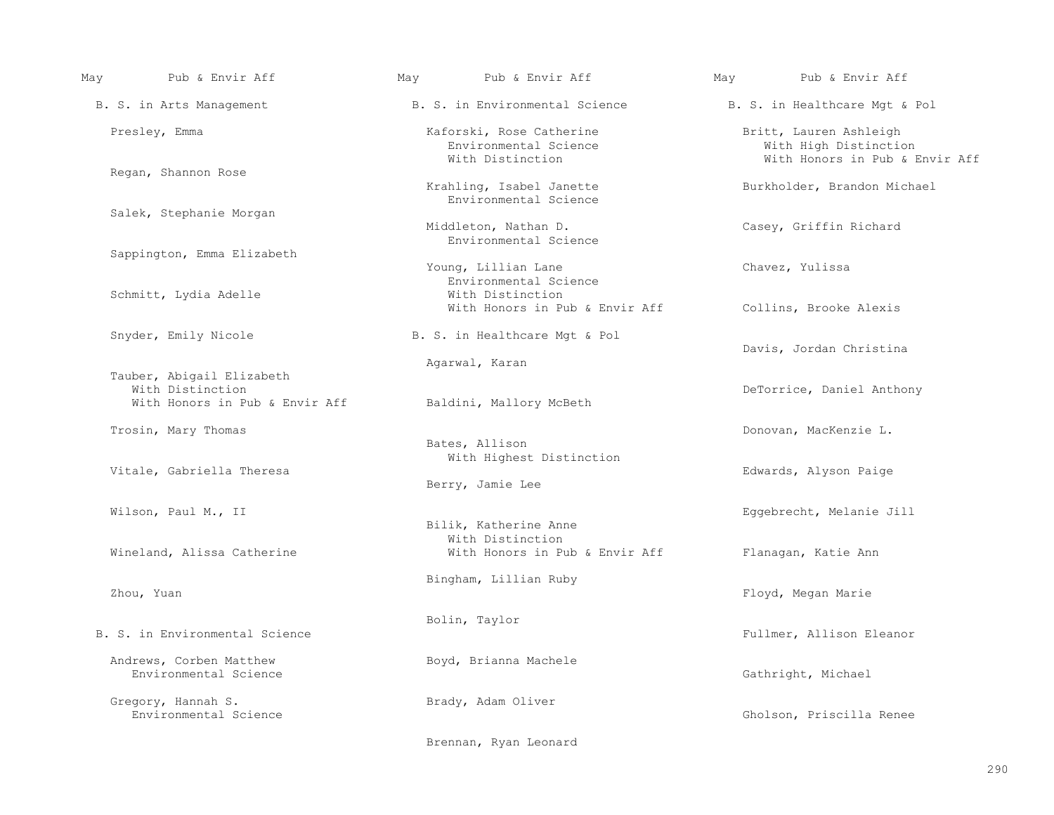May Pub & Envir Aff

## B. S. in Arts Management

Presley, Emma

Regan, Shannon Rose

Salek, Stephanie Morgan

Sappington, Emma Elizabeth

Schmitt, Lydia Adelle

Snyder, Emily Nicole

Tauber, Abigail Elizabeth
With Distinction
With Honors in Pub & Envir Aff

Trosin, Mary Thomas

Vitale, Gabriella Theresa

Wilson, Paul M., II

Wineland, Alissa Catherine

Zhou, Yuan

## B. S. in Environmental Science

Andrews, Corben Matthew
Environmental Science

Gregory, Hannah S.
Environmental Science

Kaforski, Rose Catherine
Environmental Science
With Distinction

Krahling, Isabel Janette
Environmental Science

Middleton, Nathan D.
Environmental Science

Young, Lillian Lane
Environmental Science
With Distinction
With Honors in Pub & Envir Aff

## B. S. in Healthcare Mgt & Pol

Agarwal, Karan

Baldini, Mallory McBeth

Bates, Allison
With Highest Distinction

Berry, Jamie Lee

Bilik, Katherine Anne
With Distinction
With Honors in Pub & Envir Aff

Bingham, Lillian Ruby

Bolin, Taylor

Boyd, Brianna Machele

Brady, Adam Oliver

Brennan, Ryan Leonard

Britt, Lauren Ashleigh
With High Distinction
With Honors in Pub & Envir Aff

Burkholder, Brandon Michael

Casey, Griffin Richard

Chavez, Yulissa

Collins, Brooke Alexis

Davis, Jordan Christina

DeTorrice, Daniel Anthony

Donovan, MacKenzie L.

Edwards, Alyson Paige

Eggebrecht, Melanie Jill

Flanagan, Katie Ann

Floyd, Megan Marie

Fullmer, Allison Eleanor

Gathright, Michael

Gholson, Priscilla Renee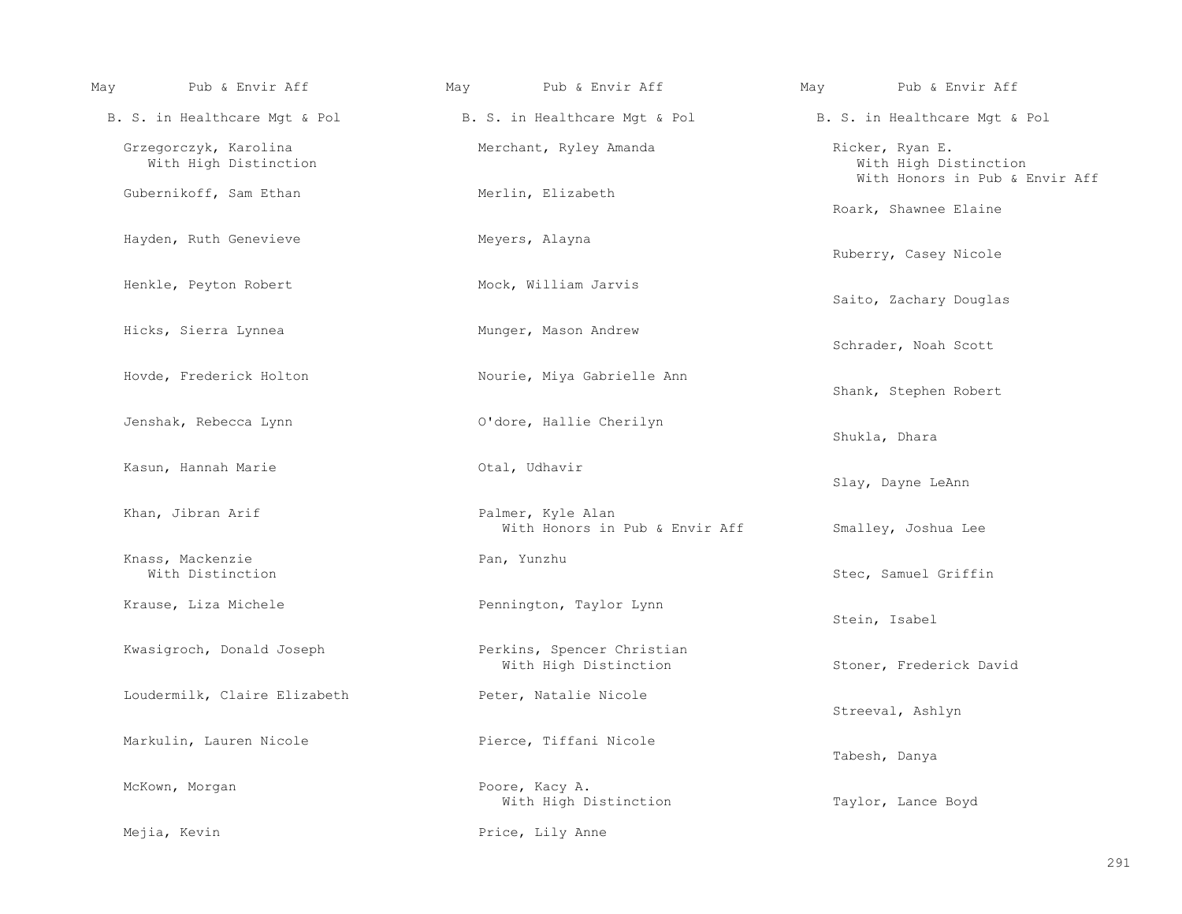May Pub & Envir Aff

B. S. in Healthcare Mgt & Pol

Grzegorczyk, Karolina
With High Distinction

Gubernikoff, Sam Ethan

Hayden, Ruth Genevieve

Henkle, Peyton Robert

Hicks, Sierra Lynnea

Hovde, Frederick Holton

Jenshak, Rebecca Lynn

Kasun, Hannah Marie

Khan, Jibran Arif

Knass, Mackenzie
With Distinction

Krause, Liza Michele

Kwasigroch, Donald Joseph

Loudermilk, Claire Elizabeth

Markulin, Lauren Nicole

McKown, Morgan

Mejia, Kevin

Merchant, Ryley Amanda

Merlin, Elizabeth

Meyers, Alayna

Mock, William Jarvis

Munger, Mason Andrew

Nourie, Miya Gabrielle Ann

O'dore, Hallie Cherilyn

Otal, Udhavir

Palmer, Kyle Alan
With Honors in Pub & Envir Aff

Pan, Yunzhu

Pennington, Taylor Lynn

Perkins, Spencer Christian
With High Distinction

Peter, Natalie Nicole

Pierce, Tiffani Nicole

Poore, Kacy A.
With High Distinction

Price, Lily Anne

Ricker, Ryan E.
With High Distinction
With Honors in Pub & Envir Aff

Roark, Shawnee Elaine

Ruberry, Casey Nicole

Saito, Zachary Douglas

Schrader, Noah Scott

Shank, Stephen Robert

Shukla, Dhara

Slay, Dayne LeAnn

Smalley, Joshua Lee

Stec, Samuel Griffin

Stein, Isabel

Stoner, Frederick David

Streeval, Ashlyn

Tabesh, Danya

Taylor, Lance Boyd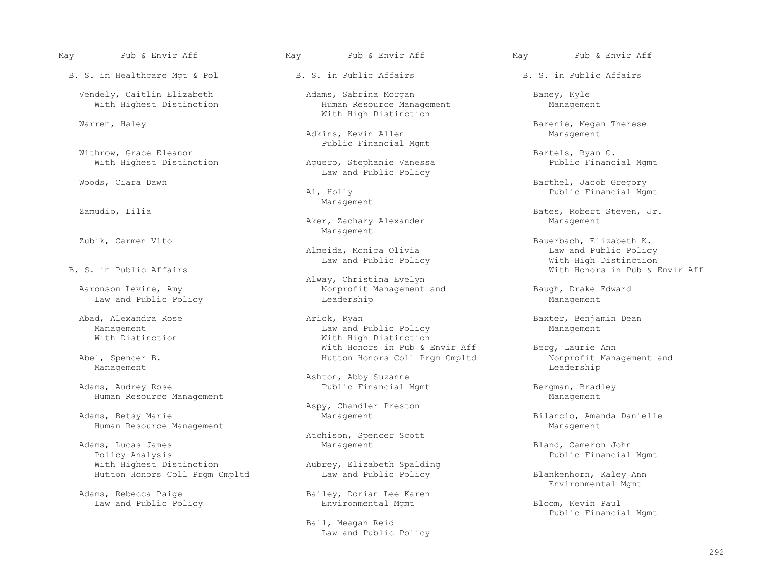May Pub & Envir Aff

## B. S. in Healthcare Mgt & Pol

Vendely, Caitlin Elizabeth
With Highest Distinction

Warren, Haley

Withrow, Grace Eleanor
With Highest Distinction

Woods, Ciara Dawn

Zamudio, Lilia

Zubik, Carmen Vito

## B. S. in Public Affairs

Aaronson Levine, Amy
Law and Public Policy

Abad, Alexandra Rose
Management
With Distinction

Abel, Spencer B.
Management

Adams, Audrey Rose
Human Resource Management

Adams, Betsy Marie
Human Resource Management

Adams, Lucas James
Policy Analysis
With Highest Distinction
Hutton Honors Coll Prgm Cmpltd

Adams, Rebecca Paige
Law and Public Policy

Adams, Sabrina Morgan
Human Resource Management
With High Distinction

Adkins, Kevin Allen
Public Financial Mgmt

Aguero, Stephanie Vanessa
Law and Public Policy

Ai, Holly
Management

Aker, Zachary Alexander
Management

Almeida, Monica Olivia
Law and Public Policy

Alway, Christina Evelyn
Nonprofit Management and Leadership

Arick, Ryan
Law and Public Policy
With High Distinction
With Honors in Pub & Envir Aff
Hutton Honors Coll Prgm Cmpltd

Ashton, Abby Suzanne
Public Financial Mgmt

Aspy, Chandler Preston
Management

Atchison, Spencer Scott
Management

Aubrey, Elizabeth Spalding
Law and Public Policy

Bailey, Dorian Lee Karen
Environmental Mgmt

Ball, Meagan Reid
Law and Public Policy

Baney, Kyle
Management

Barenie, Megan Therese
Management

Bartels, Ryan C.
Public Financial Mgmt

Barthel, Jacob Gregory
Public Financial Mgmt

Bates, Robert Steven, Jr.
Management

Bauerbach, Elizabeth K.
Law and Public Policy
With High Distinction
With Honors in Pub & Envir Aff

Baugh, Drake Edward
Management

Baxter, Benjamin Dean
Management

Berg, Laurie Ann
Nonprofit Management and Leadership

Bergman, Bradley
Management

Bilancio, Amanda Danielle
Management

Bland, Cameron John
Public Financial Mgmt

Blankenhorn, Kaley Ann
Environmental Mgmt

Bloom, Kevin Paul
Public Financial Mgmt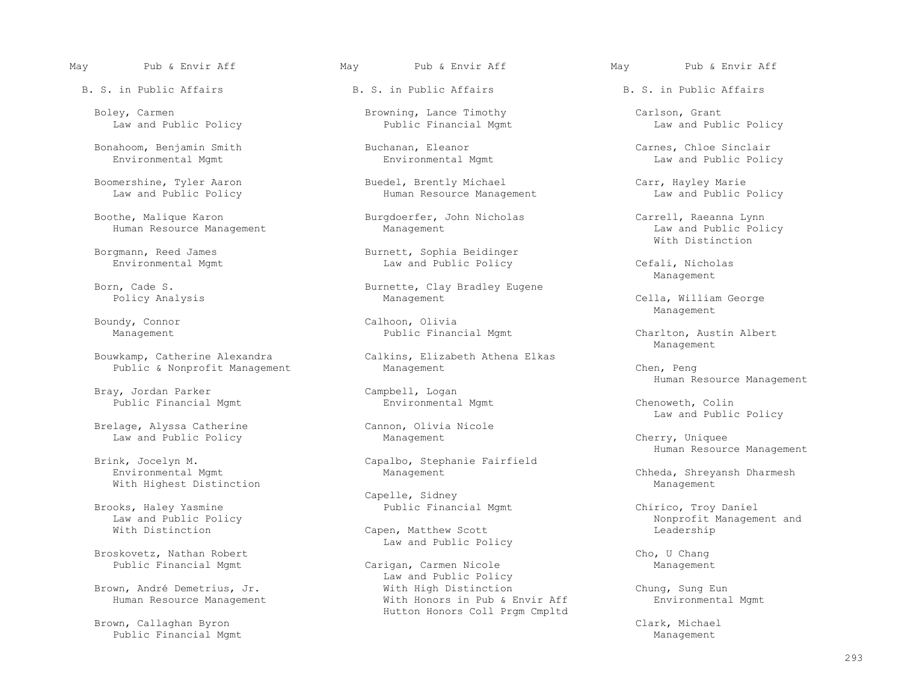May Pub & Envir Aff

B. S. in Public Affairs

Boley, Carmen
Law and Public Policy

Bonahoom, Benjamin Smith
Environmental Mgmt

Boomershine, Tyler Aaron
Law and Public Policy

Boothe, Malique Karon
Human Resource Management

Borgmann, Reed James
Environmental Mgmt

Born, Cade S.
Policy Analysis

Boundy, Connor
Management

Bouwkamp, Catherine Alexandra
Public & Nonprofit Management

Bray, Jordan Parker
Public Financial Mgmt

Brelage, Alyssa Catherine
Law and Public Policy

Brink, Jocelyn M.
Environmental Mgmt
With Highest Distinction

Brooks, Haley Yasmine
Law and Public Policy
With Distinction

Broskovetz, Nathan Robert
Public Financial Mgmt

Brown, André Demetrius, Jr.
Human Resource Management

Brown, Callaghan Byron
Public Financial Mgmt

Browning, Lance Timothy
Public Financial Mgmt

Buchanan, Eleanor
Environmental Mgmt

Buedel, Brently Michael
Human Resource Management

Burgdoerfer, John Nicholas
Management

Burnett, Sophia Beidinger
Law and Public Policy

Burnette, Clay Bradley Eugene
Management

Calhoon, Olivia
Public Financial Mgmt

Calkins, Elizabeth Athena Elkas
Management

Campbell, Logan
Environmental Mgmt

Cannon, Olivia Nicole
Management

Capalbo, Stephanie Fairfield
Management

Capelle, Sidney
Public Financial Mgmt

Capen, Matthew Scott
Law and Public Policy

Carigan, Carmen Nicole
Law and Public Policy
With High Distinction
With Honors in Pub & Envir Aff
Hutton Honors Coll Prgm Cmpltd

Carlson, Grant
Law and Public Policy

Carnes, Chloe Sinclair
Law and Public Policy

Carr, Hayley Marie
Law and Public Policy

Carrell, Raeanna Lynn
Law and Public Policy
With Distinction

Cefali, Nicholas
Management

Cella, William George
Management

Charlton, Austin Albert
Management

Chen, Peng
Human Resource Management

Chenoweth, Colin
Law and Public Policy

Cherry, Uniquee
Human Resource Management

Chheda, Shreyansh Dharmesh
Management

Chirico, Troy Daniel
Nonprofit Management and Leadership

Cho, U Chang
Management

Chung, Sung Eun
Environmental Mgmt

Clark, Michael
Management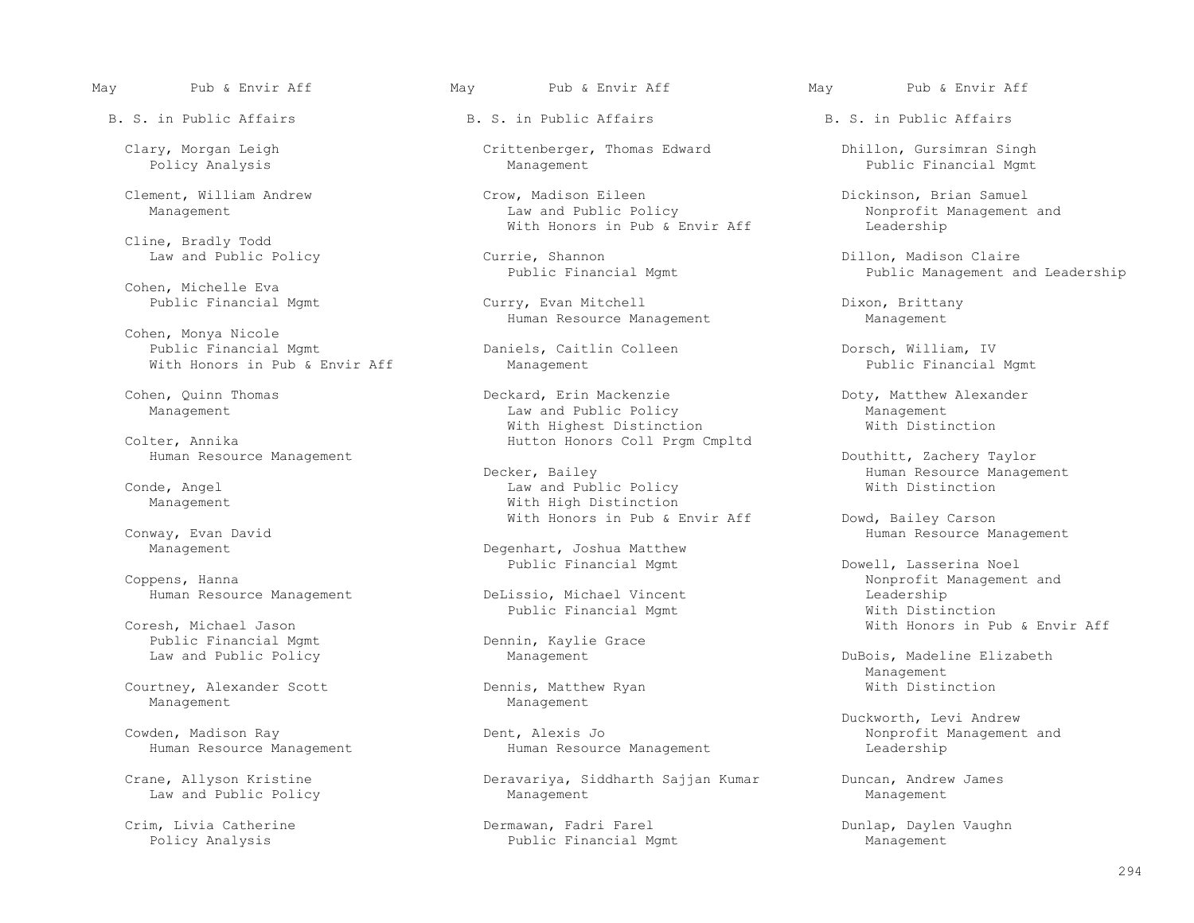May Pub & Envir Aff

B. S. in Public Affairs

Clary, Morgan Leigh
Policy Analysis

Clement, William Andrew
Management

Cline, Bradly Todd
Law and Public Policy

Cohen, Michelle Eva
Public Financial Mgmt

Cohen, Monya Nicole
Public Financial Mgmt
With Honors in Pub & Envir Aff

Cohen, Quinn Thomas
Management

Colter, Annika
Human Resource Management

Conde, Angel
Management

Conway, Evan David
Management

Coppens, Hanna
Human Resource Management

Coresh, Michael Jason
Public Financial Mgmt
Law and Public Policy

Courtney, Alexander Scott
Management

Cowden, Madison Ray
Human Resource Management

Crane, Allyson Kristine
Law and Public Policy

Crim, Livia Catherine
Policy Analysis

Crittenberger, Thomas Edward
Management

Crow, Madison Eileen
Law and Public Policy
With Honors in Pub & Envir Aff

Currie, Shannon
Public Financial Mgmt

Curry, Evan Mitchell
Human Resource Management

Daniels, Caitlin Colleen
Management

Deckard, Erin Mackenzie
Law and Public Policy
With Highest Distinction
Hutton Honors Coll Prgm Cmpltd

Decker, Bailey
Law and Public Policy
With High Distinction
With Honors in Pub & Envir Aff

Degenhart, Joshua Matthew
Public Financial Mgmt

DeLissio, Michael Vincent
Public Financial Mgmt

Dennin, Kaylie Grace
Management

Dennis, Matthew Ryan
Management

Dent, Alexis Jo
Human Resource Management

Deravariya, Siddharth Sajjan Kumar
Management

Dermawan, Fadri Farel
Public Financial Mgmt

Dhillon, Gursimran Singh
Public Financial Mgmt

Dickinson, Brian Samuel
Nonprofit Management and Leadership

Dillon, Madison Claire
Public Management and Leadership

Dixon, Brittany
Management

Dorsch, William, IV
Public Financial Mgmt

Doty, Matthew Alexander
Management
With Distinction

Douthitt, Zachery Taylor
Human Resource Management
With Distinction

Dowd, Bailey Carson
Human Resource Management

Dowell, Lasserina Noel
Nonprofit Management and Leadership
With Distinction
With Honors in Pub & Envir Aff

DuBois, Madeline Elizabeth
Management
With Distinction

Duckworth, Levi Andrew
Nonprofit Management and Leadership

Duncan, Andrew James
Management

Dunlap, Daylen Vaughn
Management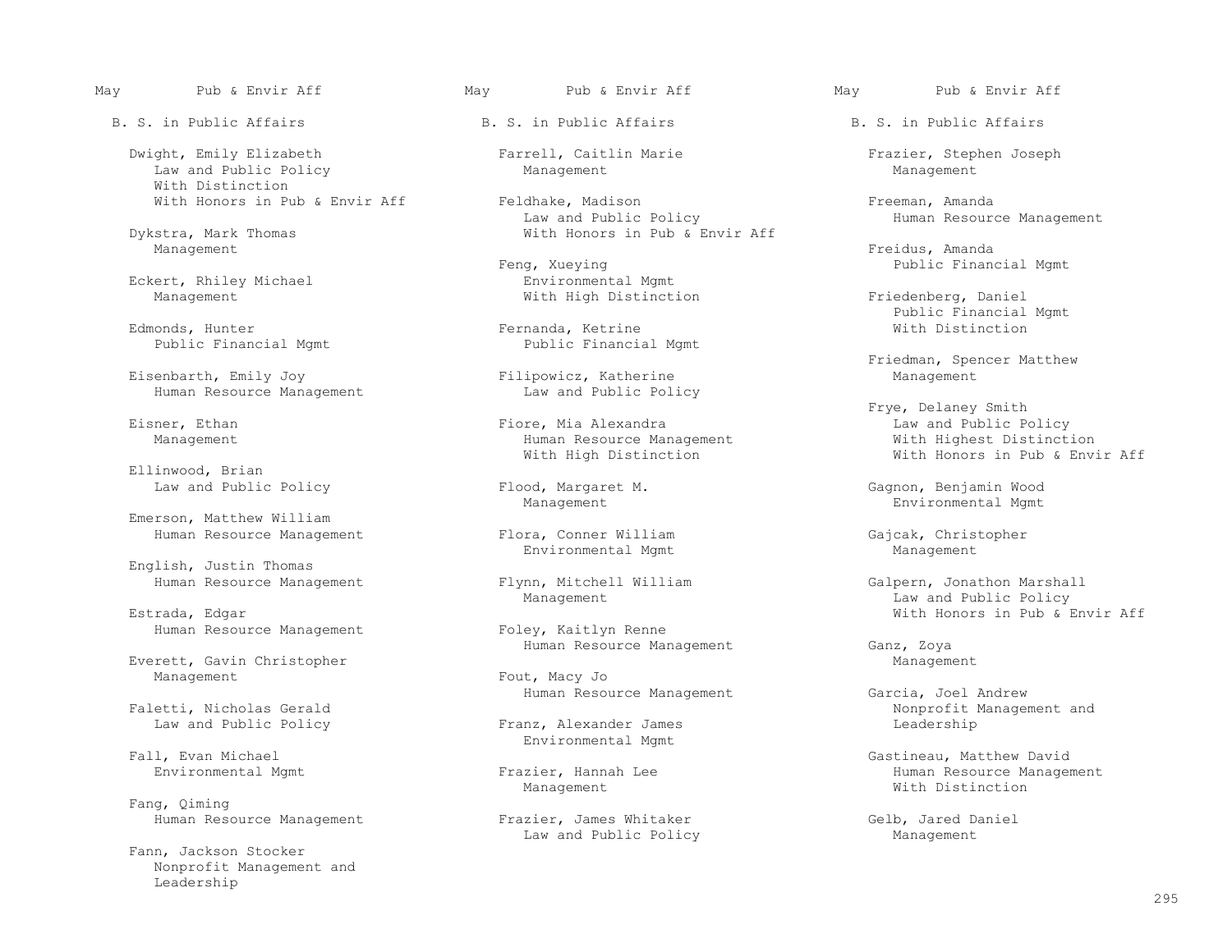## B. S. in Public Affairs

Dwight, Emily Elizabeth
Law and Public Policy
With Distinction
With Honors in Pub & Envir Aff

Dykstra, Mark Thomas
Management

Eckert, Rhiley Michael
Management

Edmonds, Hunter
Public Financial Mgmt

Eisenbarth, Emily Joy
Human Resource Management

Eisner, Ethan
Management

Ellinwood, Brian
Law and Public Policy

Emerson, Matthew William
Human Resource Management

English, Justin Thomas
Human Resource Management

Estrada, Edgar
Human Resource Management

Everett, Gavin Christopher
Management

Faletti, Nicholas Gerald
Law and Public Policy

Fall, Evan Michael
Environmental Mgmt

Fang, Qiming
Human Resource Management

Fann, Jackson Stocker
Nonprofit Management and Leadership

Farrell, Caitlin Marie
Management

Feldhake, Madison
Law and Public Policy
With Honors in Pub & Envir Aff

Feng, Xueying
Environmental Mgmt
With High Distinction

Fernanda, Ketrine
Public Financial Mgmt

Filipowicz, Katherine
Law and Public Policy

Fiore, Mia Alexandra
Human Resource Management
With High Distinction

Flood, Margaret M.
Management

Flora, Conner William
Environmental Mgmt

Flynn, Mitchell William
Management

Foley, Kaitlyn Renne
Human Resource Management

Fout, Macy Jo
Human Resource Management

Franz, Alexander James
Environmental Mgmt

Frazier, Hannah Lee
Management

Frazier, James Whitaker
Law and Public Policy

Frazier, Stephen Joseph
Management

Freeman, Amanda
Human Resource Management

Freidus, Amanda
Public Financial Mgmt

Friedenberg, Daniel
Public Financial Mgmt
With Distinction

Friedman, Spencer Matthew
Management

Frye, Delaney Smith
Law and Public Policy
With Highest Distinction
With Honors in Pub & Envir Aff

Gagnon, Benjamin Wood
Environmental Mgmt

Gajcak, Christopher
Management

Galpern, Jonathon Marshall
Law and Public Policy
With Honors in Pub & Envir Aff

Ganz, Zoya
Management

Garcia, Joel Andrew
Nonprofit Management and Leadership

Gastineau, Matthew David
Human Resource Management
With Distinction

Gelb, Jared Daniel
Management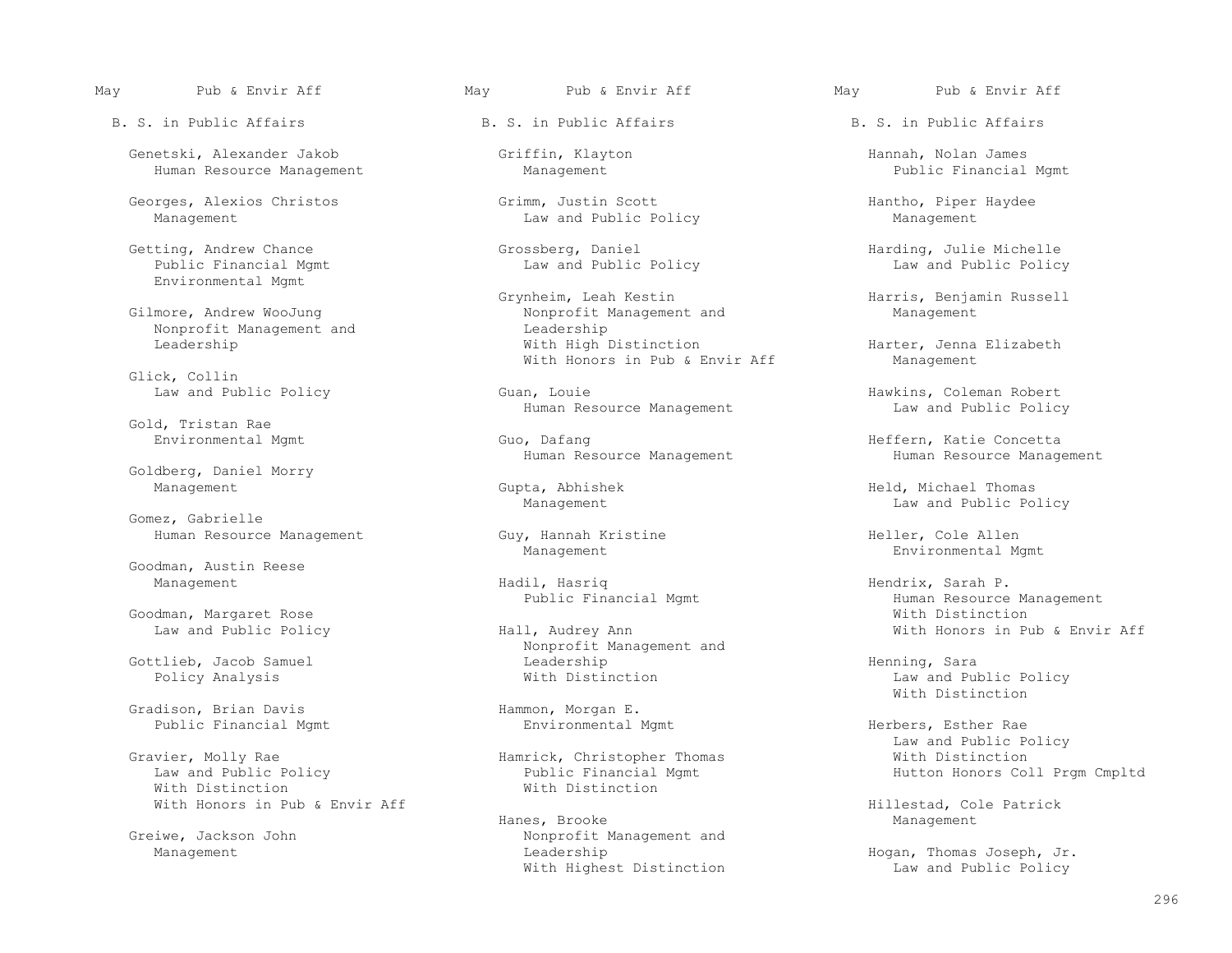May Pub & Envir Aff

B. S. in Public Affairs

Genetski, Alexander Jakob
Human Resource Management

Georges, Alexios Christos
Management

Getting, Andrew Chance
Public Financial Mgmt
Environmental Mgmt

Gilmore, Andrew WooJung
Nonprofit Management and Leadership

Glick, Collin
Law and Public Policy

Gold, Tristan Rae
Environmental Mgmt

Goldberg, Daniel Morry
Management

Gomez, Gabrielle
Human Resource Management

Goodman, Austin Reese
Management

Goodman, Margaret Rose
Law and Public Policy

Gottlieb, Jacob Samuel
Policy Analysis

Gradison, Brian Davis
Public Financial Mgmt

Gravier, Molly Rae
Law and Public Policy
With Distinction
With Honors in Pub & Envir Aff

Greiwe, Jackson John
Management

Griffin, Klayton
Management

Grimm, Justin Scott
Law and Public Policy

Grossberg, Daniel
Law and Public Policy

Grynheim, Leah Kestin
Nonprofit Management and Leadership
With High Distinction
With Honors in Pub & Envir Aff

Guan, Louie
Human Resource Management

Guo, Dafang
Human Resource Management

Gupta, Abhishek
Management

Guy, Hannah Kristine
Management

Hadil, Hasriq
Public Financial Mgmt

Hall, Audrey Ann
Nonprofit Management and Leadership
With Distinction

Hammon, Morgan E.
Environmental Mgmt

Hamrick, Christopher Thomas
Public Financial Mgmt
With Distinction

Hanes, Brooke
Nonprofit Management and Leadership
With Highest Distinction

Hannah, Nolan James
Public Financial Mgmt

Hantho, Piper Haydee
Management

Harding, Julie Michelle
Law and Public Policy

Harris, Benjamin Russell
Management

Harter, Jenna Elizabeth
Management

Hawkins, Coleman Robert
Law and Public Policy

Heffern, Katie Concetta
Human Resource Management

Held, Michael Thomas
Law and Public Policy

Heller, Cole Allen
Environmental Mgmt

Hendrix, Sarah P.
Human Resource Management
With Distinction
With Honors in Pub & Envir Aff

Henning, Sara
Law and Public Policy
With Distinction

Herbers, Esther Rae
Law and Public Policy
With Distinction
Hutton Honors Coll Prgm Cmpltd

Hillestad, Cole Patrick
Management

Hogan, Thomas Joseph, Jr.
Law and Public Policy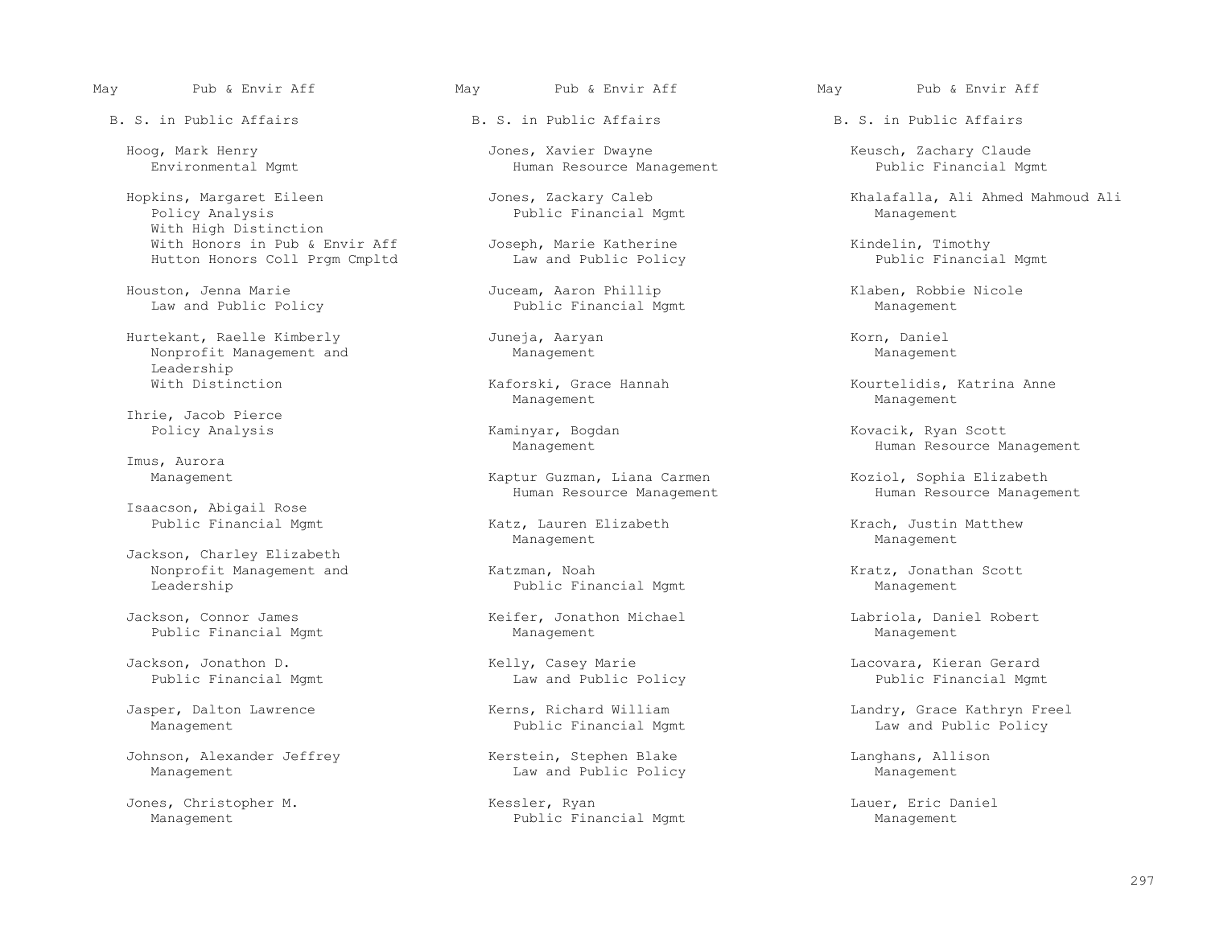May Pub & Envir Aff

B. S. in Public Affairs

Hoog, Mark Henry
Environmental Mgmt

Hopkins, Margaret Eileen
Policy Analysis
With High Distinction
With Honors in Pub & Envir Aff
Hutton Honors Coll Prgm Cmpltd

Houston, Jenna Marie
Law and Public Policy

Hurtekant, Raelle Kimberly
Nonprofit Management and Leadership
With Distinction

Ihrie, Jacob Pierce
Policy Analysis

Imus, Aurora
Management

Isaacson, Abigail Rose
Public Financial Mgmt

Jackson, Charley Elizabeth
Nonprofit Management and Leadership

Jackson, Connor James
Public Financial Mgmt

Jackson, Jonathon D.
Public Financial Mgmt

Jasper, Dalton Lawrence
Management

Johnson, Alexander Jeffrey
Management

Jones, Christopher M.
Management

May Pub & Envir Aff

B. S. in Public Affairs

Jones, Xavier Dwayne
Human Resource Management

Jones, Zackary Caleb
Public Financial Mgmt

Joseph, Marie Katherine
Law and Public Policy

Juceam, Aaron Phillip
Public Financial Mgmt

Juneja, Aaryan
Management

Kaforski, Grace Hannah
Management

Kaminyar, Bogdan
Management

Kaptur Guzman, Liana Carmen
Human Resource Management

Katz, Lauren Elizabeth
Management

Katzman, Noah
Public Financial Mgmt

Keifer, Jonathon Michael
Management

Kelly, Casey Marie
Law and Public Policy

Kerns, Richard William
Public Financial Mgmt

Kerstein, Stephen Blake
Law and Public Policy

Kessler, Ryan
Public Financial Mgmt

May Pub & Envir Aff

B. S. in Public Affairs

Keusch, Zachary Claude
Public Financial Mgmt

Khalafalla, Ali Ahmed Mahmoud Ali
Management

Kindelin, Timothy
Public Financial Mgmt

Klaben, Robbie Nicole
Management

Korn, Daniel
Management

Kourtelidis, Katrina Anne
Management

Kovacik, Ryan Scott
Human Resource Management

Koziol, Sophia Elizabeth
Human Resource Management

Krach, Justin Matthew
Management

Kratz, Jonathan Scott
Management

Labriola, Daniel Robert
Management

Lacovara, Kieran Gerard
Public Financial Mgmt

Landry, Grace Kathryn Freel
Law and Public Policy

Langhans, Allison
Management

Lauer, Eric Daniel
Management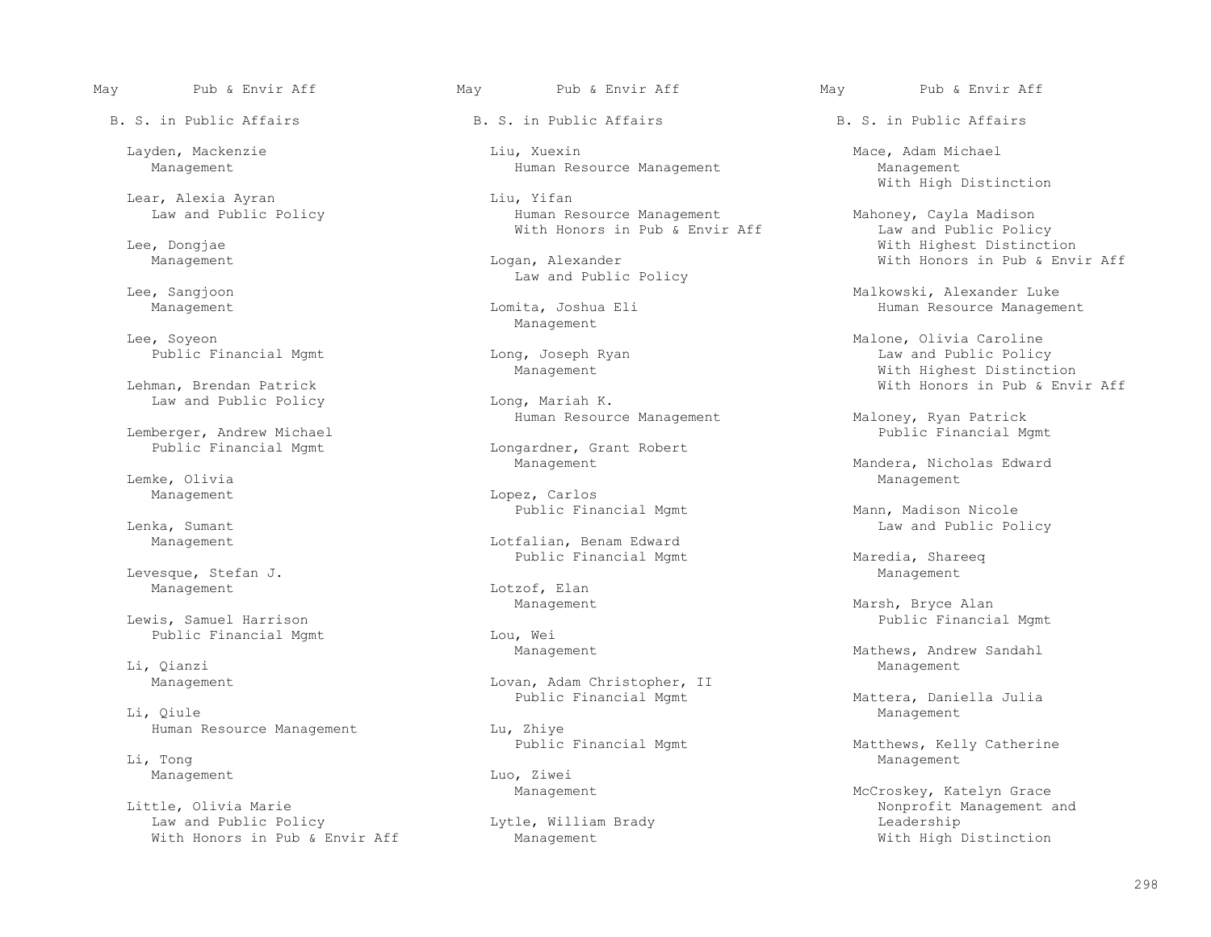May Pub & Envir Aff

B. S. in Public Affairs

Layden, Mackenzie
Management

Lear, Alexia Ayran
Law and Public Policy

Lee, Dongjae
Management

Lee, Sangjoon
Management

Lee, Soyeon
Public Financial Mgmt

Lehman, Brendan Patrick
Law and Public Policy

Lemberger, Andrew Michael
Public Financial Mgmt

Lemke, Olivia
Management

Lenka, Sumant
Management

Levesque, Stefan J.
Management

Lewis, Samuel Harrison
Public Financial Mgmt

Li, Qianzi
Management

Li, Qiule
Human Resource Management

Li, Tong
Management

Little, Olivia Marie
Law and Public Policy
With Honors in Pub & Envir Aff

Liu, Xuexin
Human Resource Management

Liu, Yifan
Human Resource Management
With Honors in Pub & Envir Aff

Logan, Alexander
Law and Public Policy

Lomita, Joshua Eli
Management

Long, Joseph Ryan
Management

Long, Mariah K.
Human Resource Management

Longardner, Grant Robert
Management

Lopez, Carlos
Public Financial Mgmt

Lotfalian, Benam Edward
Public Financial Mgmt

Lotzof, Elan
Management

Lou, Wei
Management

Lovan, Adam Christopher, II
Public Financial Mgmt

Lu, Zhiye
Public Financial Mgmt

Luo, Ziwei
Management

Lytle, William Brady
Management

Mace, Adam Michael
Management
With High Distinction

Mahoney, Cayla Madison
Law and Public Policy
With Highest Distinction
With Honors in Pub & Envir Aff

Malkowski, Alexander Luke
Human Resource Management

Malone, Olivia Caroline
Law and Public Policy
With Highest Distinction
With Honors in Pub & Envir Aff

Maloney, Ryan Patrick
Public Financial Mgmt

Mandera, Nicholas Edward
Management

Mann, Madison Nicole
Law and Public Policy

Maredia, Shareeq
Management

Marsh, Bryce Alan
Public Financial Mgmt

Mathews, Andrew Sandahl
Management

Mattera, Daniella Julia
Management

Matthews, Kelly Catherine
Management

McCroskey, Katelyn Grace
Nonprofit Management and Leadership
With High Distinction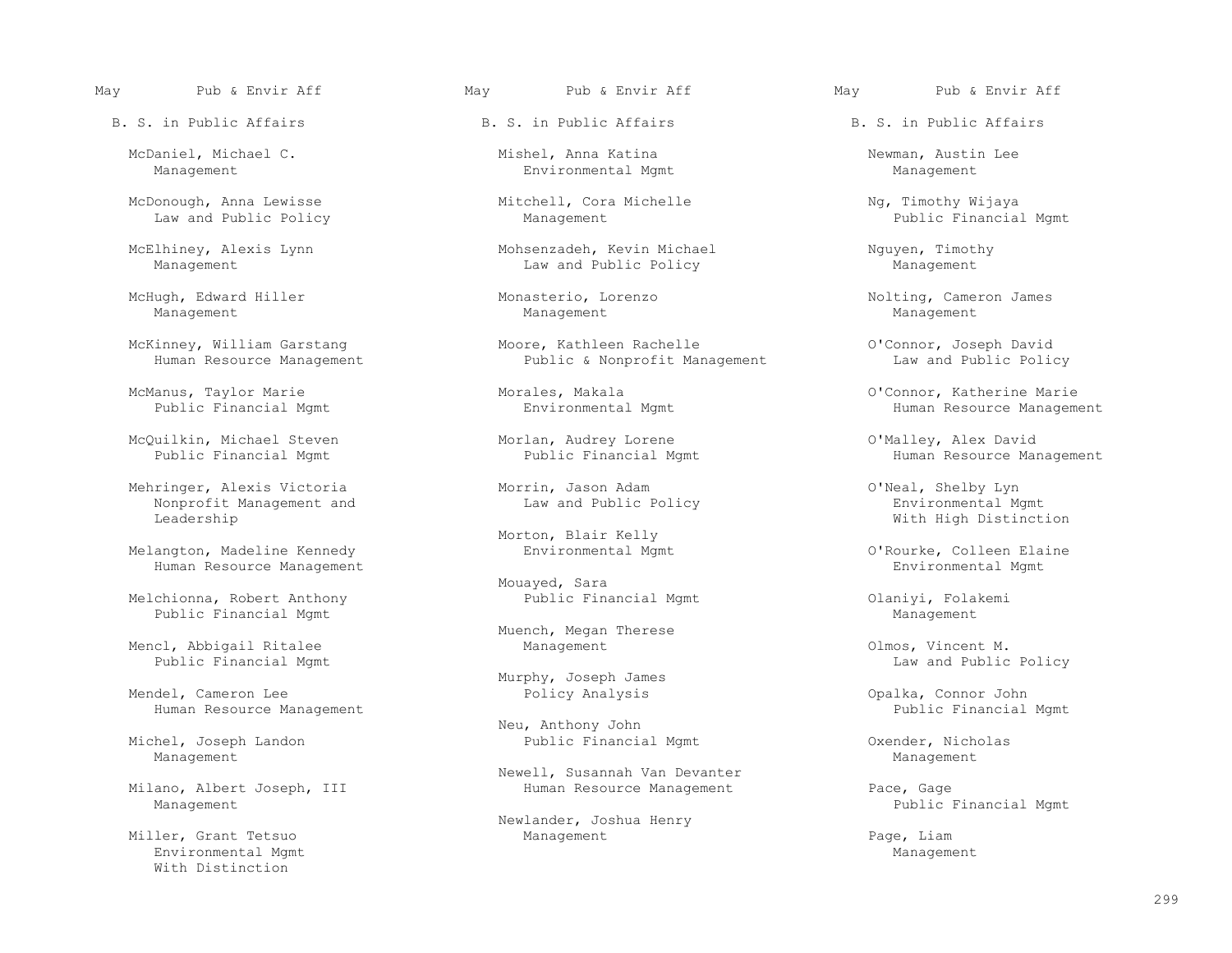May Pub & Envir Aff

B. S. in Public Affairs

McDaniel, Michael C.
Management

McDonough, Anna Lewisse
Law and Public Policy

McElhiney, Alexis Lynn
Management

McHugh, Edward Hiller
Management

McKinney, William Garstang
Human Resource Management

McManus, Taylor Marie
Public Financial Mgmt

McQuilkin, Michael Steven
Public Financial Mgmt

Mehringer, Alexis Victoria
Nonprofit Management and Leadership

Melangton, Madeline Kennedy
Human Resource Management

Melchionna, Robert Anthony
Public Financial Mgmt

Mencl, Abbigail Ritalee
Public Financial Mgmt

Mendel, Cameron Lee
Human Resource Management

Michel, Joseph Landon
Management

Milano, Albert Joseph, III
Management

Miller, Grant Tetsuo
Environmental Mgmt
With Distinction

Mishel, Anna Katina
Environmental Mgmt

Mitchell, Cora Michelle
Management

Mohsenzadeh, Kevin Michael
Law and Public Policy

Monasterio, Lorenzo
Management

Moore, Kathleen Rachelle
Public & Nonprofit Management

Morales, Makala
Environmental Mgmt

Morlan, Audrey Lorene
Public Financial Mgmt

Morrin, Jason Adam
Law and Public Policy

Morton, Blair Kelly
Environmental Mgmt

Mouayed, Sara
Public Financial Mgmt

Muench, Megan Therese
Management

Murphy, Joseph James
Policy Analysis

Neu, Anthony John
Public Financial Mgmt

Newell, Susannah Van Devanter
Human Resource Management

Newlander, Joshua Henry
Management

Newman, Austin Lee
Management

Ng, Timothy Wijaya
Public Financial Mgmt

Nguyen, Timothy
Management

Nolting, Cameron James
Management

O'Connor, Joseph David
Law and Public Policy

O'Connor, Katherine Marie
Human Resource Management

O'Malley, Alex David
Human Resource Management

O'Neal, Shelby Lyn
Environmental Mgmt
With High Distinction

O'Rourke, Colleen Elaine
Environmental Mgmt

Olaniyi, Folakemi
Management

Olmos, Vincent M.
Law and Public Policy

Opalka, Connor John
Public Financial Mgmt

Oxender, Nicholas
Management

Pace, Gage
Public Financial Mgmt

Page, Liam
Management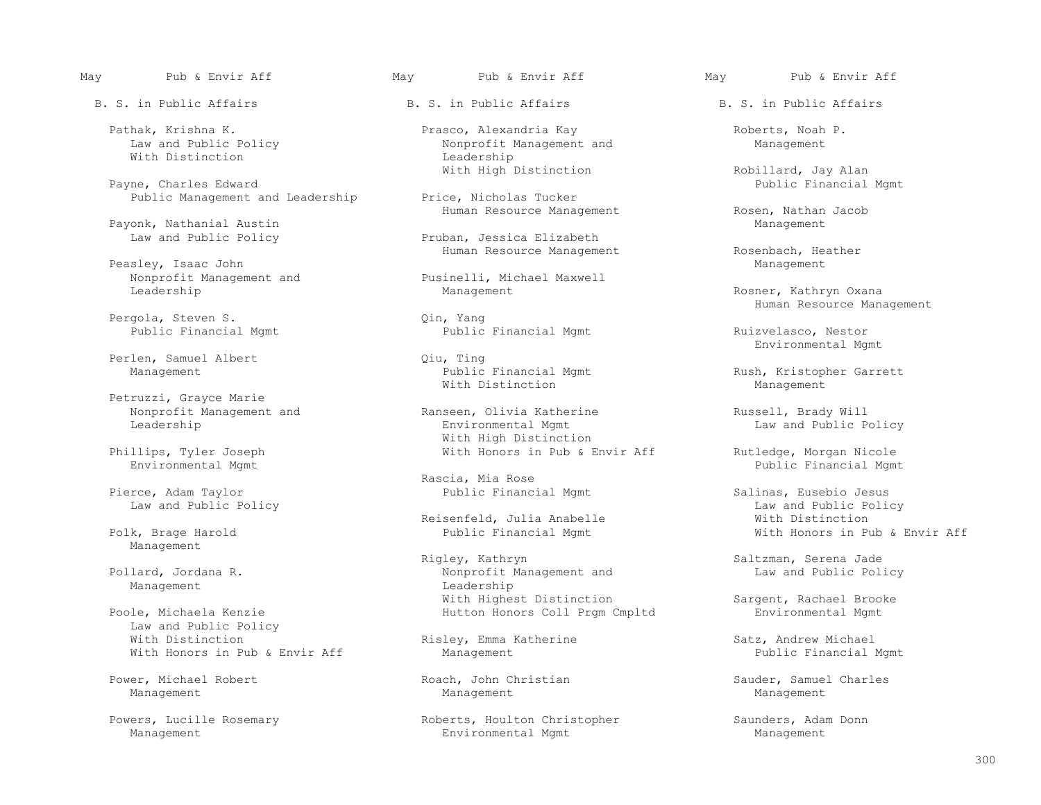May Pub & Envir Aff

B. S. in Public Affairs

Pathak, Krishna K.
Law and Public Policy
With Distinction

Payne, Charles Edward
Public Management and Leadership

Payonk, Nathanial Austin
Law and Public Policy

Peasley, Isaac John
Nonprofit Management and Leadership

Pergola, Steven S.
Public Financial Mgmt

Perlen, Samuel Albert
Management

Petruzzi, Grayce Marie
Nonprofit Management and Leadership

Phillips, Tyler Joseph
Environmental Mgmt

Pierce, Adam Taylor
Law and Public Policy

Polk, Brage Harold
Management

Pollard, Jordana R.
Management

Poole, Michaela Kenzie
Law and Public Policy
With Distinction
With Honors in Pub & Envir Aff

Power, Michael Robert
Management

Powers, Lucille Rosemary
Management

Prasco, Alexandria Kay
Nonprofit Management and Leadership
With High Distinction

Price, Nicholas Tucker
Human Resource Management

Pruban, Jessica Elizabeth
Human Resource Management

Pusinelli, Michael Maxwell
Management

Qin, Yang
Public Financial Mgmt

Qiu, Ting
Public Financial Mgmt
With Distinction

Ranseen, Olivia Katherine
Environmental Mgmt
With High Distinction
With Honors in Pub & Envir Aff

Rascia, Mia Rose
Public Financial Mgmt

Reisenfeld, Julia Anabelle
Public Financial Mgmt

Rigley, Kathryn
Nonprofit Management and Leadership
With Highest Distinction
Hutton Honors Coll Prgm Cmpltd

Risley, Emma Katherine
Management

Roach, John Christian
Management

Roberts, Houlton Christopher
Environmental Mgmt

Roberts, Noah P.
Management

Robillard, Jay Alan
Public Financial Mgmt

Rosen, Nathan Jacob
Management

Rosenbach, Heather
Management

Rosner, Kathryn Oxana
Human Resource Management

Ruizvelasco, Nestor
Environmental Mgmt

Rush, Kristopher Garrett
Management

Russell, Brady Will
Law and Public Policy

Rutledge, Morgan Nicole
Public Financial Mgmt

Salinas, Eusebio Jesus
Law and Public Policy
With Distinction
With Honors in Pub & Envir Aff

Saltzman, Serena Jade
Law and Public Policy

Sargent, Rachael Brooke
Environmental Mgmt

Satz, Andrew Michael
Public Financial Mgmt

Sauder, Samuel Charles
Management

Saunders, Adam Donn
Management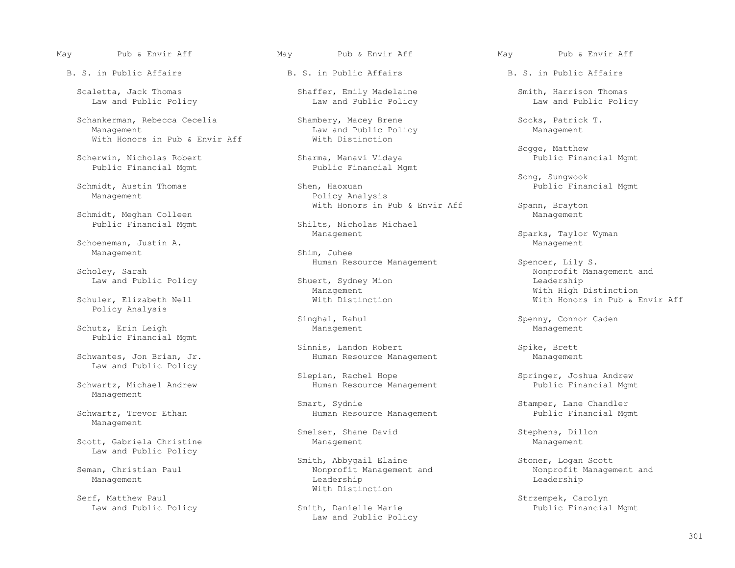May Pub & Envir Aff

## B. S. in Public Affairs

Scaletta, Jack Thomas
Law and Public Policy

Schankerman, Rebecca Cecelia
Management
With Honors in Pub & Envir Aff

Scherwin, Nicholas Robert
Public Financial Mgmt

Schmidt, Austin Thomas
Management

Schmidt, Meghan Colleen
Public Financial Mgmt

Schoeneman, Justin A.
Management

Scholey, Sarah
Law and Public Policy

Schuler, Elizabeth Nell
Policy Analysis

Schutz, Erin Leigh
Public Financial Mgmt

Schwantes, Jon Brian, Jr.
Law and Public Policy

Schwartz, Michael Andrew
Management

Schwartz, Trevor Ethan
Management

Scott, Gabriela Christine
Law and Public Policy

Seman, Christian Paul
Management

Serf, Matthew Paul
Law and Public Policy

Shaffer, Emily Madelaine
Law and Public Policy

Shambery, Macey Brene
Law and Public Policy
With Distinction

Sharma, Manavi Vidaya
Public Financial Mgmt

Shen, Haoxuan
Policy Analysis
With Honors in Pub & Envir Aff

Shilts, Nicholas Michael
Management

Shim, Juhee
Human Resource Management

Shuert, Sydney Mion
Management
With Distinction

Singhal, Rahul
Management

Sinnis, Landon Robert
Human Resource Management

Slepian, Rachel Hope
Human Resource Management

Smart, Sydnie
Human Resource Management

Smelser, Shane David
Management

Smith, Abbygail Elaine
Nonprofit Management and Leadership
With Distinction

Smith, Danielle Marie
Law and Public Policy

Smith, Harrison Thomas
Law and Public Policy

Socks, Patrick T.
Management

Sogge, Matthew
Public Financial Mgmt

Song, Sungwook
Public Financial Mgmt

Spann, Brayton
Management

Sparks, Taylor Wyman
Management

Spencer, Lily S.
Nonprofit Management and Leadership
With High Distinction
With Honors in Pub & Envir Aff

Spenny, Connor Caden
Management

Spike, Brett
Management

Springer, Joshua Andrew
Public Financial Mgmt

Stamper, Lane Chandler
Public Financial Mgmt

Stephens, Dillon
Management

Stoner, Logan Scott
Nonprofit Management and Leadership

Strzempek, Carolyn
Public Financial Mgmt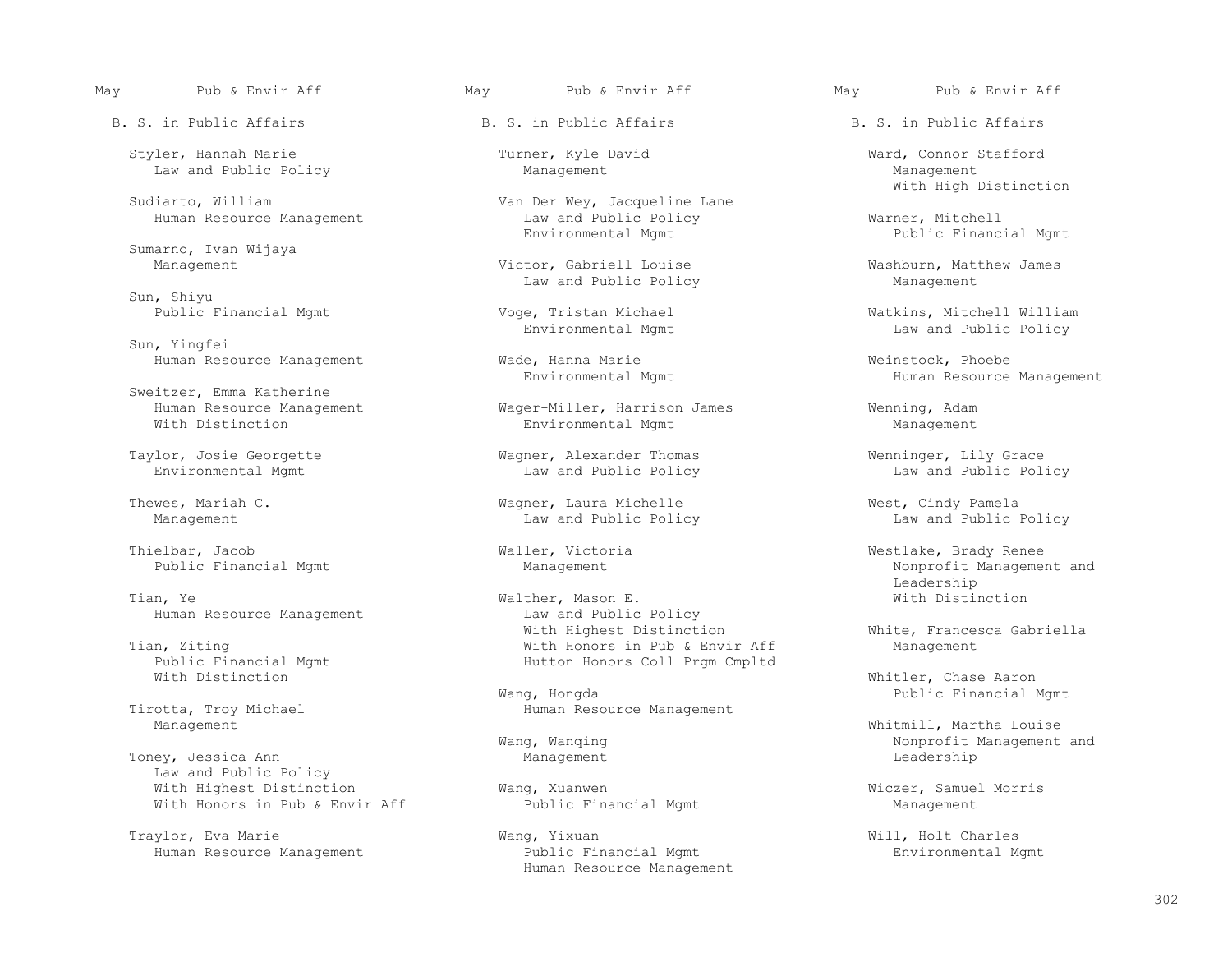May Pub & Envir Aff

## B. S. in Public Affairs

Styler, Hannah Marie
Law and Public Policy

Sudiarto, William
Human Resource Management

Sumarno, Ivan Wijaya
Management

Sun, Shiyu
Public Financial Mgmt

Sun, Yingfei
Human Resource Management

Sweitzer, Emma Katherine
Human Resource Management
With Distinction

Taylor, Josie Georgette
Environmental Mgmt

Thewes, Mariah C.
Management

Thielbar, Jacob
Public Financial Mgmt

Tian, Ye
Human Resource Management

Tian, Ziting
Public Financial Mgmt
With Distinction

Tirotta, Troy Michael
Management

Toney, Jessica Ann
Law and Public Policy
With Highest Distinction
With Honors in Pub & Envir Aff

Traylor, Eva Marie
Human Resource Management

Turner, Kyle David
Management

Van Der Wey, Jacqueline Lane
Law and Public Policy
Environmental Mgmt

Victor, Gabriell Louise
Law and Public Policy

Voge, Tristan Michael
Environmental Mgmt

Wade, Hanna Marie
Environmental Mgmt

Wager-Miller, Harrison James
Environmental Mgmt

Wagner, Alexander Thomas
Law and Public Policy

Wagner, Laura Michelle
Law and Public Policy

Waller, Victoria
Management

Walther, Mason E.
Law and Public Policy
With Highest Distinction
With Honors in Pub & Envir Aff
Hutton Honors Coll Prgm Cmpltd

Wang, Hongda
Human Resource Management

Wang, Wanqing
Management

Wang, Xuanwen
Public Financial Mgmt

Wang, Yixuan
Public Financial Mgmt
Human Resource Management

Ward, Connor Stafford
Management
With High Distinction

Warner, Mitchell
Public Financial Mgmt

Washburn, Matthew James
Management

Watkins, Mitchell William
Law and Public Policy

Weinstock, Phoebe
Human Resource Management

Wenning, Adam
Management

Wenninger, Lily Grace
Law and Public Policy

West, Cindy Pamela
Law and Public Policy

Westlake, Brady Renee
Nonprofit Management and Leadership
With Distinction

White, Francesca Gabriella
Management

Whitler, Chase Aaron
Public Financial Mgmt

Whitmill, Martha Louise
Nonprofit Management and Leadership

Wiczer, Samuel Morris
Management

Will, Holt Charles
Environmental Mgmt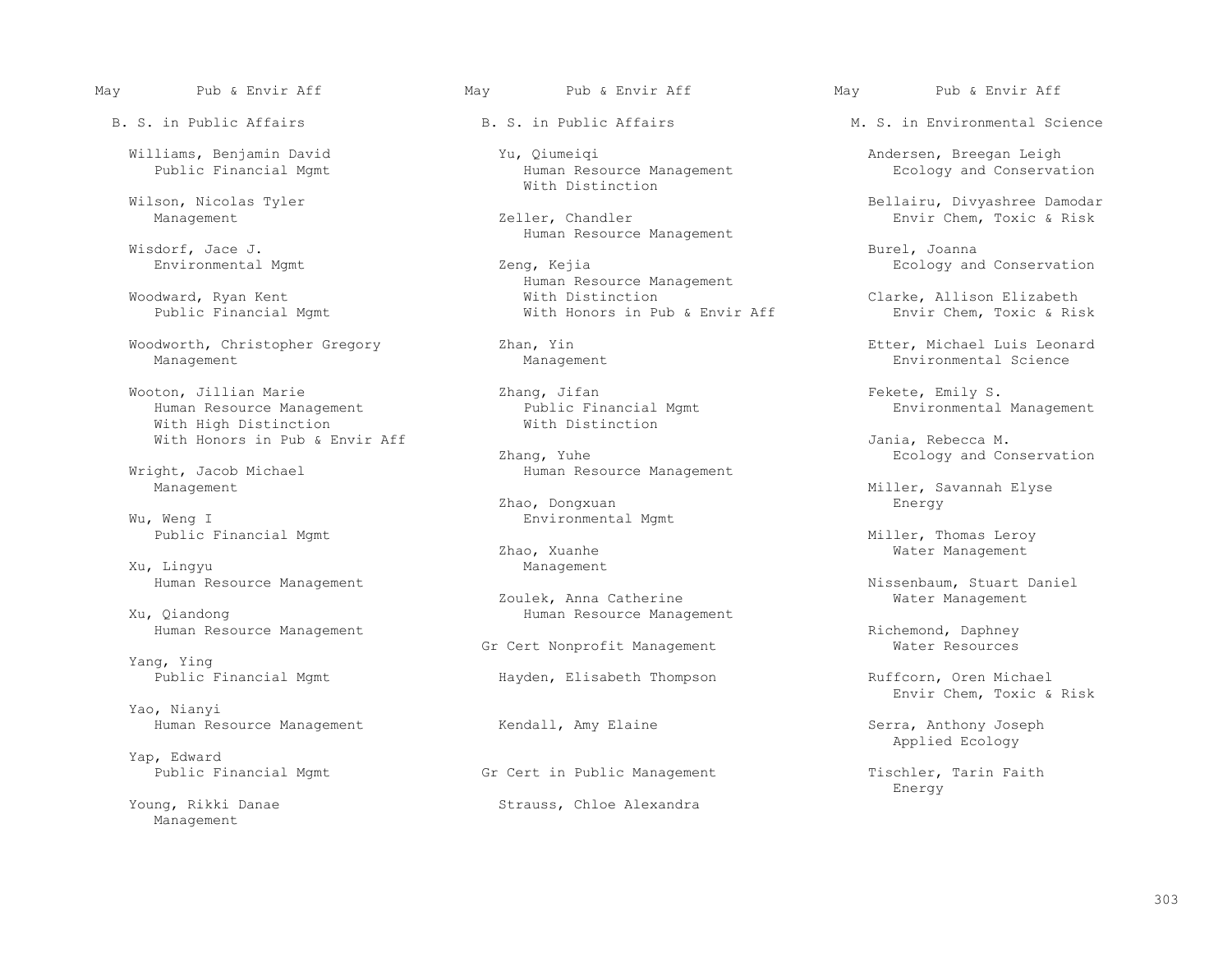## B. S. in Public Affairs

Williams, Benjamin David
Public Financial Mgmt

Wilson, Nicolas Tyler
Management

Wisdorf, Jace J.
Environmental Mgmt

Woodward, Ryan Kent
Public Financial Mgmt

Woodworth, Christopher Gregory
Management

Wooton, Jillian Marie
Human Resource Management
With High Distinction
With Honors in Pub & Envir Aff

Wright, Jacob Michael
Management

Wu, Weng I
Public Financial Mgmt

Xu, Lingyu
Human Resource Management

Xu, Qiandong
Human Resource Management

Yang, Ying
Public Financial Mgmt

Yao, Nianyi
Human Resource Management

Yap, Edward
Public Financial Mgmt

Young, Rikki Danae
Management

Yu, Qiumeiqi
Human Resource Management
With Distinction

Zeller, Chandler
Human Resource Management

Zeng, Kejia
Human Resource Management
With Distinction
With Honors in Pub & Envir Aff

Zhan, Yin
Management

Zhang, Jifan
Public Financial Mgmt
With Distinction

Zhang, Yuhe
Human Resource Management

Zhao, Dongxuan
Environmental Mgmt

Zhao, Xuanhe
Management

Zoulek, Anna Catherine
Human Resource Management

## Gr Cert Nonprofit Management

Hayden, Elisabeth Thompson

Kendall, Amy Elaine

## Gr Cert in Public Management

Strauss, Chloe Alexandra

## M. S. in Environmental Science

Andersen, Breegan Leigh
Ecology and Conservation

Bellairu, Divyashree Damodar
Envir Chem, Toxic & Risk

Burel, Joanna
Ecology and Conservation

Clarke, Allison Elizabeth
Envir Chem, Toxic & Risk

Etter, Michael Luis Leonard
Environmental Science

Fekete, Emily S.
Environmental Management

Jania, Rebecca M.
Ecology and Conservation

Miller, Savannah Elyse
Energy

Miller, Thomas Leroy
Water Management

Nissenbaum, Stuart Daniel
Water Management

Richemond, Daphney
Water Resources

Ruffcorn, Oren Michael
Envir Chem, Toxic & Risk

Serra, Anthony Joseph
Applied Ecology

Tischler, Tarin Faith
Energy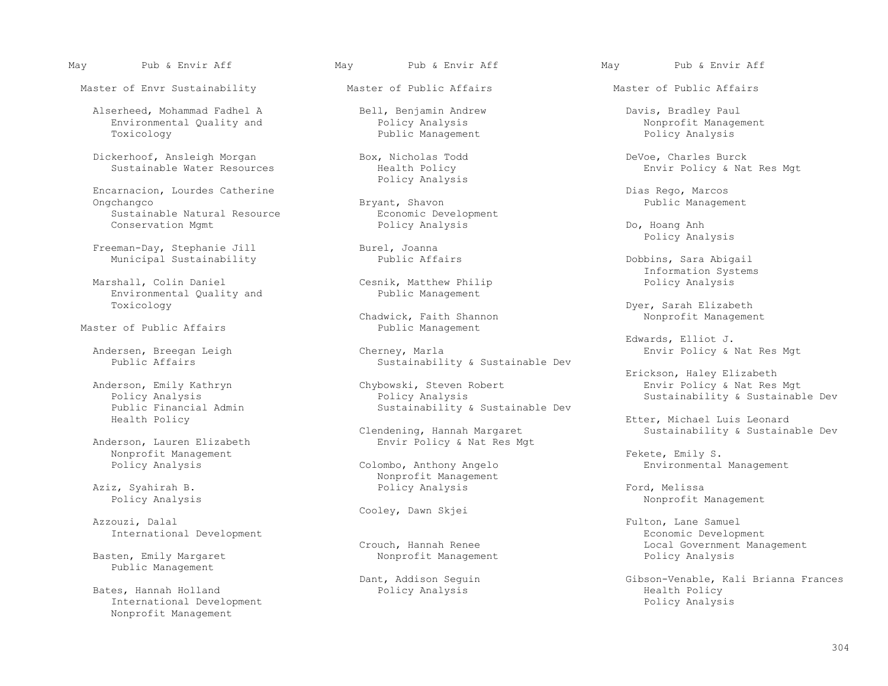May Pub & Envir Aff

## Master of Envr Sustainability

Alserheed, Mohammad Fadhel A
- Environmental Quality and Toxicology

Dickerhoof, Ansleigh Morgan
- Sustainable Water Resources

Encarnacion, Lourdes Catherine Ongchangco
- Sustainable Natural Resource Conservation Mgmt

Freeman-Day, Stephanie Jill
- Municipal Sustainability

Marshall, Colin Daniel
- Environmental Quality and Toxicology

## Master of Public Affairs

Andersen, Breegan Leigh
- Public Affairs

Anderson, Emily Kathryn
- Policy Analysis
- Public Financial Admin
- Health Policy

Anderson, Lauren Elizabeth
- Nonprofit Management
- Policy Analysis

Aziz, Syahirah B.
- Policy Analysis

Azzouzi, Dalal
- International Development

Basten, Emily Margaret
- Public Management

Bates, Hannah Holland
- International Development
- Nonprofit Management

Bell, Benjamin Andrew
- Policy Analysis
- Public Management

Box, Nicholas Todd
- Health Policy
- Policy Analysis

Bryant, Shavon
- Economic Development
- Policy Analysis

Burel, Joanna
- Public Affairs

Cesnik, Matthew Philip
- Public Management

Chadwick, Faith Shannon
- Public Management

Cherney, Marla
- Sustainability & Sustainable Dev

Chybowski, Steven Robert
- Policy Analysis
- Sustainability & Sustainable Dev

Clendening, Hannah Margaret
- Envir Policy & Nat Res Mgt

Colombo, Anthony Angelo
- Nonprofit Management
- Policy Analysis

Cooley, Dawn Skjei

Crouch, Hannah Renee
- Nonprofit Management

Dant, Addison Seguin
- Policy Analysis

Davis, Bradley Paul
- Nonprofit Management
- Policy Analysis

DeVoe, Charles Burck
- Envir Policy & Nat Res Mgt

Dias Rego, Marcos
- Public Management

Do, Hoang Anh
- Policy Analysis

Dobbins, Sara Abigail
- Information Systems
- Policy Analysis

Dyer, Sarah Elizabeth
- Nonprofit Management

Edwards, Elliot J.
- Envir Policy & Nat Res Mgt

Erickson, Haley Elizabeth
- Envir Policy & Nat Res Mgt
- Sustainability & Sustainable Dev

Etter, Michael Luis Leonard
- Sustainability & Sustainable Dev

Fekete, Emily S.
- Environmental Management

Ford, Melissa
- Nonprofit Management

Fulton, Lane Samuel
- Economic Development
- Local Government Management
- Policy Analysis

Gibson-Venable, Kali Brianna Frances
- Health Policy
- Policy Analysis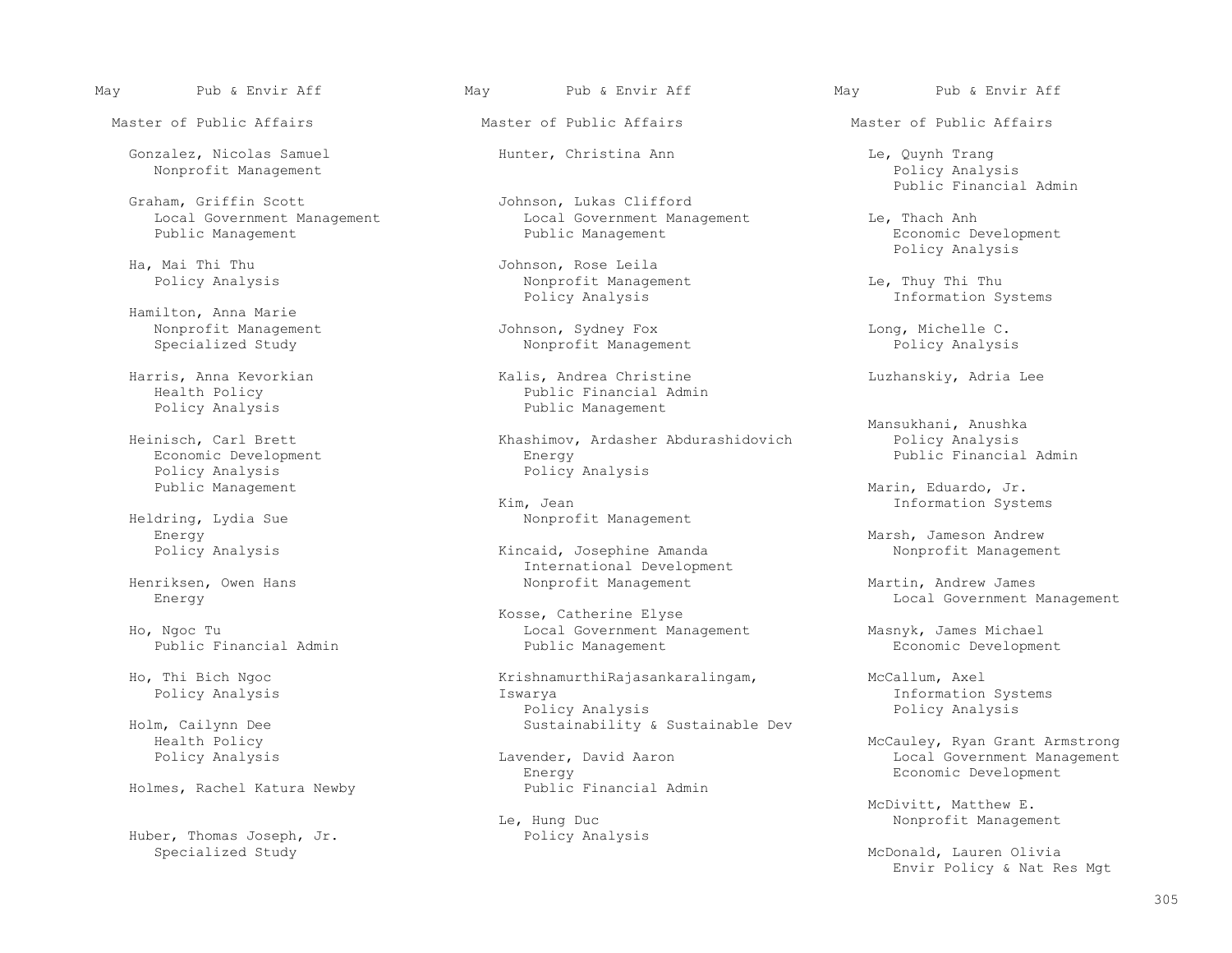May Pub & Envir Aff

## Master of Public Affairs

Gonzalez, Nicolas Samuel
Nonprofit Management

Graham, Griffin Scott
Local Government Management
Public Management

Ha, Mai Thi Thu
Policy Analysis

Hamilton, Anna Marie
Nonprofit Management
Specialized Study

Harris, Anna Kevorkian
Health Policy
Policy Analysis

Heinisch, Carl Brett
Economic Development
Policy Analysis
Public Management

Heldring, Lydia Sue
Energy
Policy Analysis

Henriksen, Owen Hans
Energy

Ho, Ngoc Tu
Public Financial Admin

Ho, Thi Bich Ngoc
Policy Analysis

Holm, Cailynn Dee
Health Policy
Policy Analysis

Holmes, Rachel Katura Newby

Huber, Thomas Joseph, Jr.
Specialized Study

Hunter, Christina Ann

Johnson, Lukas Clifford
Local Government Management
Public Management

Johnson, Rose Leila
Nonprofit Management
Policy Analysis

Johnson, Sydney Fox
Nonprofit Management

Kalis, Andrea Christine
Public Financial Admin
Public Management

Khashimov, Ardasher Abdurashidovich
Energy
Policy Analysis

Kim, Jean
Nonprofit Management

Kincaid, Josephine Amanda
International Development
Nonprofit Management

Kosse, Catherine Elyse
Local Government Management
Public Management

KrishnamurthiRajasankaralingam, Iswarya
Policy Analysis
Sustainability & Sustainable Dev

Lavender, David Aaron
Energy
Public Financial Admin

Le, Hung Duc
Policy Analysis

Le, Quynh Trang
Policy Analysis
Public Financial Admin

Le, Thach Anh
Economic Development
Policy Analysis

Le, Thuy Thi Thu
Information Systems

Long, Michelle C.
Policy Analysis

Luzhanskiy, Adria Lee

Mansukhani, Anushka
Policy Analysis
Public Financial Admin

Marin, Eduardo, Jr.
Information Systems

Marsh, Jameson Andrew
Nonprofit Management

Martin, Andrew James
Local Government Management

Masnyk, James Michael
Economic Development

McCallum, Axel
Information Systems
Policy Analysis

McCauley, Ryan Grant Armstrong
Local Government Management
Economic Development

McDivitt, Matthew E.
Nonprofit Management

McDonald, Lauren Olivia
Envir Policy & Nat Res Mgt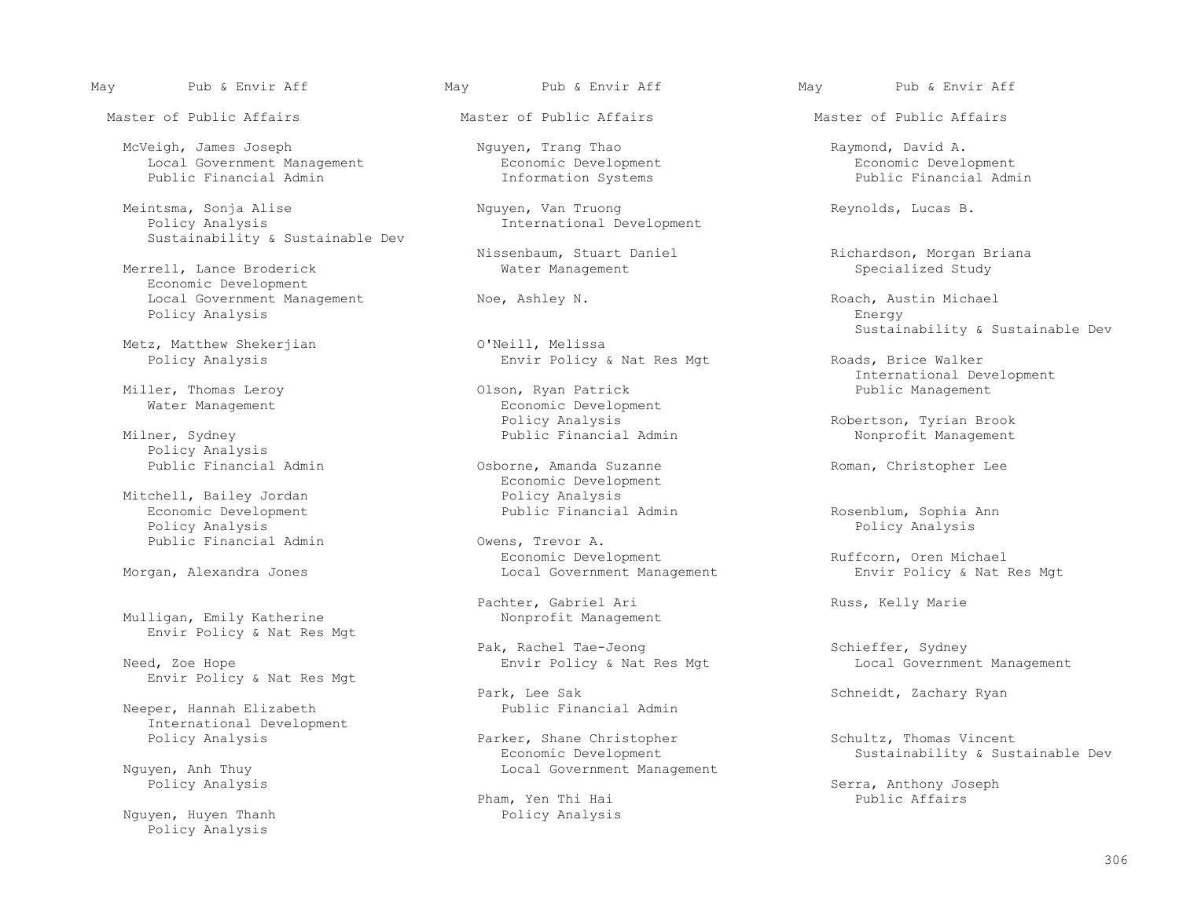May Pub & Envir Aff

## Master of Public Affairs

McVeigh, James Joseph
- Local Government Management
- Public Financial Admin

Meintsma, Sonja Alise
- Policy Analysis
- Sustainability & Sustainable Dev

Merrell, Lance Broderick
- Economic Development
- Local Government Management
- Policy Analysis

Metz, Matthew Shekerjian
- Policy Analysis

Miller, Thomas Leroy
- Water Management

Milner, Sydney
- Policy Analysis
- Public Financial Admin

Mitchell, Bailey Jordan
- Economic Development
- Policy Analysis
- Public Financial Admin

Morgan, Alexandra Jones

Mulligan, Emily Katherine
- Envir Policy & Nat Res Mgt

Need, Zoe Hope
- Envir Policy & Nat Res Mgt

Neeper, Hannah Elizabeth
- International Development
- Policy Analysis

Nguyen, Anh Thuy
- Policy Analysis

Nguyen, Huyen Thanh
- Policy Analysis

Nguyen, Trang Thao
- Economic Development
- Information Systems

Nguyen, Van Truong
- International Development

Nissenbaum, Stuart Daniel
- Water Management

Noe, Ashley N.

O'Neill, Melissa
- Envir Policy & Nat Res Mgt

Olson, Ryan Patrick
- Economic Development
- Policy Analysis
- Public Financial Admin

Osborne, Amanda Suzanne
- Economic Development
- Policy Analysis
- Public Financial Admin

Owens, Trevor A.
- Economic Development
- Local Government Management

Pachter, Gabriel Ari
- Nonprofit Management

Pak, Rachel Tae-Jeong
- Envir Policy & Nat Res Mgt

Park, Lee Sak
- Public Financial Admin

Parker, Shane Christopher
- Economic Development
- Local Government Management

Pham, Yen Thi Hai
- Policy Analysis

Raymond, David A.
- Economic Development
- Public Financial Admin

Reynolds, Lucas B.

Richardson, Morgan Briana
- Specialized Study

Roach, Austin Michael
- Energy
- Sustainability & Sustainable Dev

Roads, Brice Walker
- International Development
- Public Management

Robertson, Tyrian Brook
- Nonprofit Management

Roman, Christopher Lee

Rosenblum, Sophia Ann
- Policy Analysis

Ruffcorn, Oren Michael
- Envir Policy & Nat Res Mgt

Russ, Kelly Marie

Schieffer, Sydney
- Local Government Management

Schneidt, Zachary Ryan

Schultz, Thomas Vincent
- Sustainability & Sustainable Dev

Serra, Anthony Joseph
- Public Affairs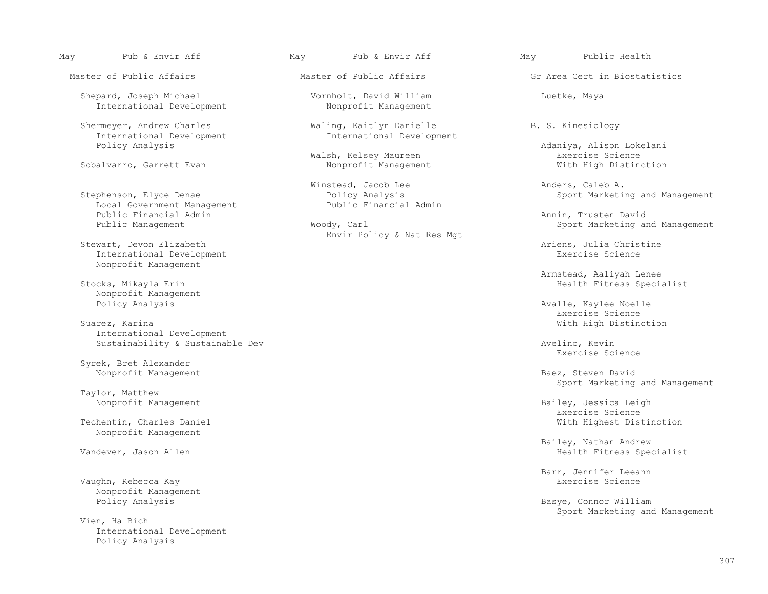May Pub & Envir Aff

Master of Public Affairs

Shepard, Joseph Michael
International Development

Shermeyer, Andrew Charles
International Development
Policy Analysis

Sobalvarro, Garrett Evan

Stephenson, Elyce Denae
Local Government Management
Public Financial Admin
Public Management

Stewart, Devon Elizabeth
International Development
Nonprofit Management

Stocks, Mikayla Erin
Nonprofit Management
Policy Analysis

Suarez, Karina
International Development
Sustainability & Sustainable Dev

Syrek, Bret Alexander
Nonprofit Management

Taylor, Matthew
Nonprofit Management

Techentin, Charles Daniel
Nonprofit Management

Vandever, Jason Allen

Vaughn, Rebecca Kay
Nonprofit Management
Policy Analysis

Vien, Ha Bich
International Development
Policy Analysis

May Pub & Envir Aff

Master of Public Affairs

Vornholt, David William
Nonprofit Management

Waling, Kaitlyn Danielle
International Development

Walsh, Kelsey Maureen
Nonprofit Management

Winstead, Jacob Lee
Policy Analysis
Public Financial Admin

Woody, Carl
Envir Policy & Nat Res Mgt

May Public Health

Gr Area Cert in Biostatistics

Luetke, Maya

B. S. Kinesiology

Adaniya, Alison Lokelani
Exercise Science
With High Distinction

Anders, Caleb A.
Sport Marketing and Management

Annin, Trusten David
Sport Marketing and Management

Ariens, Julia Christine
Exercise Science

Armstead, Aaliyah Lenee
Health Fitness Specialist

Avalle, Kaylee Noelle
Exercise Science
With High Distinction

Avelino, Kevin
Exercise Science

Baez, Steven David
Sport Marketing and Management

Bailey, Jessica Leigh
Exercise Science
With Highest Distinction

Bailey, Nathan Andrew
Health Fitness Specialist

Barr, Jennifer Leeann
Exercise Science

Basye, Connor William
Sport Marketing and Management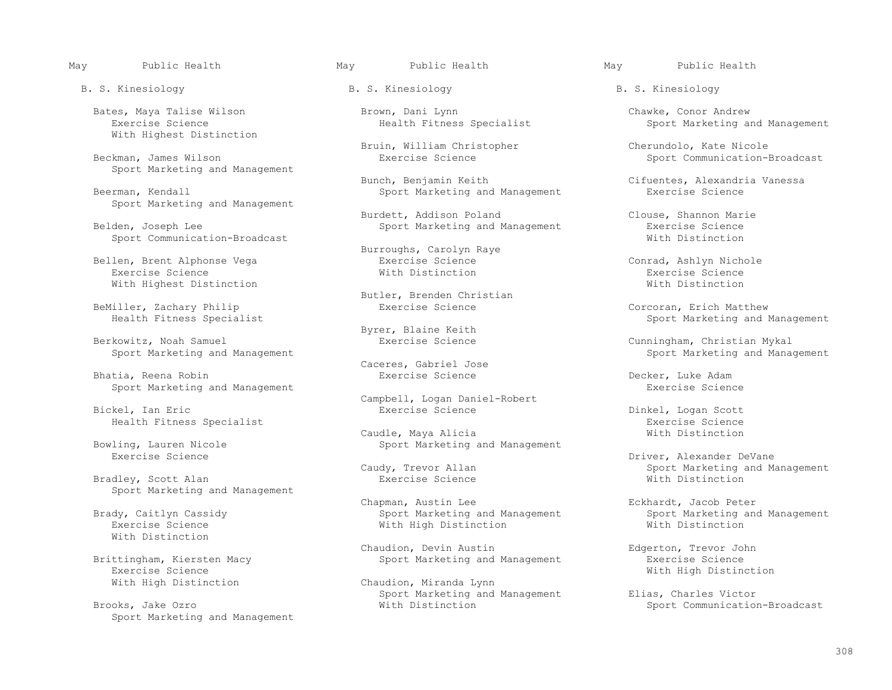May Public Health

B. S. Kinesiology

Bates, Maya Talise Wilson
Exercise Science
With Highest Distinction

Beckman, James Wilson
Sport Marketing and Management

Beerman, Kendall
Sport Marketing and Management

Belden, Joseph Lee
Sport Communication-Broadcast

Bellen, Brent Alphonse Vega
Exercise Science
With Highest Distinction

BeMiller, Zachary Philip
Health Fitness Specialist

Berkowitz, Noah Samuel
Sport Marketing and Management

Bhatia, Reena Robin
Sport Marketing and Management

Bickel, Ian Eric
Health Fitness Specialist

Bowling, Lauren Nicole
Exercise Science

Bradley, Scott Alan
Sport Marketing and Management

Brady, Caitlyn Cassidy
Exercise Science
With Distinction

Brittingham, Kiersten Macy
Exercise Science
With High Distinction

Brooks, Jake Ozro
Sport Marketing and Management

Brown, Dani Lynn
Health Fitness Specialist

Bruin, William Christopher
Exercise Science

Bunch, Benjamin Keith
Sport Marketing and Management

Burdett, Addison Poland
Sport Marketing and Management

Burroughs, Carolyn Raye
Exercise Science
With Distinction

Butler, Brenden Christian
Exercise Science

Byrer, Blaine Keith
Exercise Science

Caceres, Gabriel Jose
Exercise Science

Campbell, Logan Daniel-Robert
Exercise Science

Caudle, Maya Alicia
Sport Marketing and Management

Caudy, Trevor Allan
Exercise Science

Chapman, Austin Lee
Sport Marketing and Management
With High Distinction

Chaudion, Devin Austin
Sport Marketing and Management

Chaudion, Miranda Lynn
Sport Marketing and Management
With Distinction

Chawke, Conor Andrew
Sport Marketing and Management

Cherundolo, Kate Nicole
Sport Communication-Broadcast

Cifuentes, Alexandria Vanessa
Exercise Science

Clouse, Shannon Marie
Exercise Science
With Distinction

Conrad, Ashlyn Nichole
Exercise Science
With Distinction

Corcoran, Erich Matthew
Sport Marketing and Management

Cunningham, Christian Mykal
Sport Marketing and Management

Decker, Luke Adam
Exercise Science

Dinkel, Logan Scott
Exercise Science
With Distinction

Driver, Alexander DeVane
Sport Marketing and Management
With Distinction

Eckhardt, Jacob Peter
Sport Marketing and Management
With Distinction

Edgerton, Trevor John
Exercise Science
With High Distinction

Elias, Charles Victor
Sport Communication-Broadcast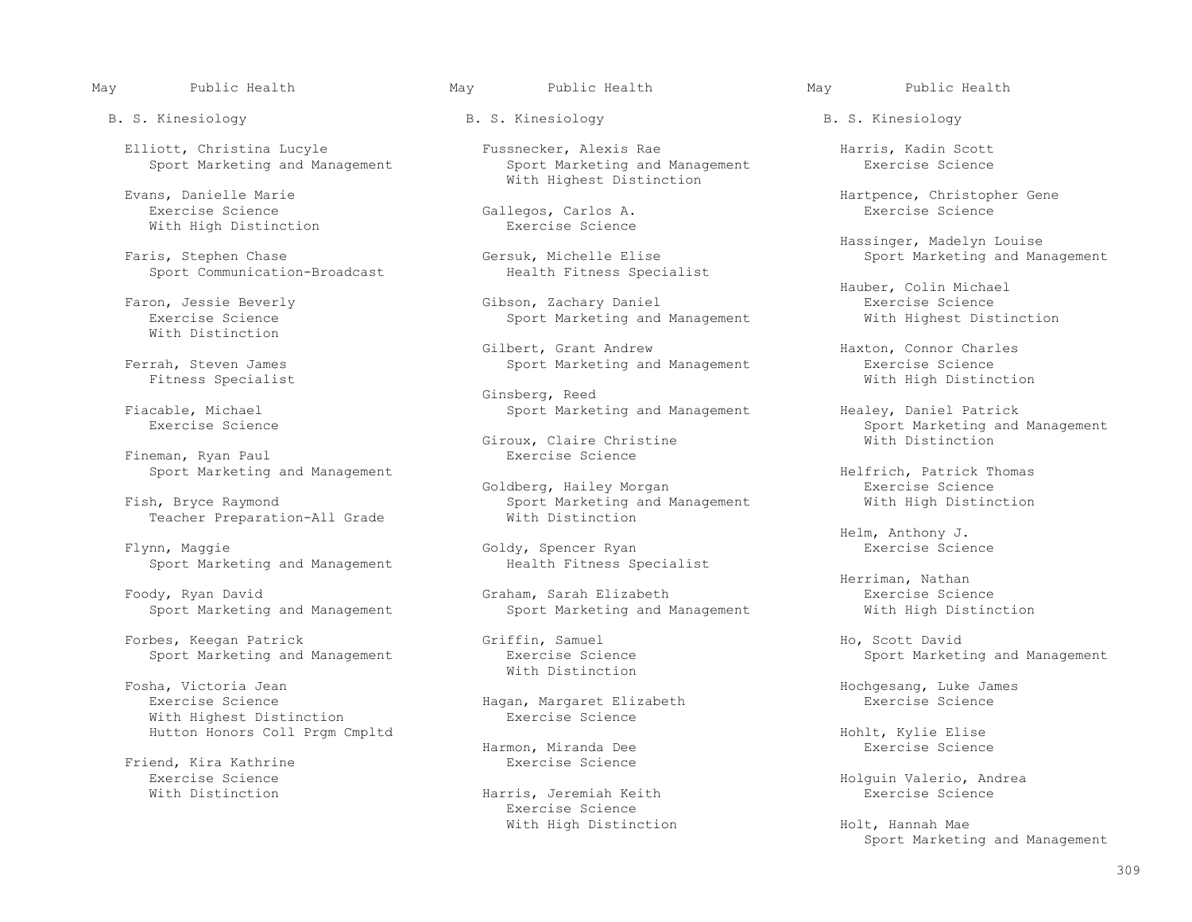May Public Health

B. S. Kinesiology

Elliott, Christina Lucyle
Sport Marketing and Management

Evans, Danielle Marie
Exercise Science
With High Distinction

Faris, Stephen Chase
Sport Communication-Broadcast

Faron, Jessie Beverly
Exercise Science
With Distinction

Ferrah, Steven James
Fitness Specialist

Fiacable, Michael
Exercise Science

Fineman, Ryan Paul
Sport Marketing and Management

Fish, Bryce Raymond
Teacher Preparation-All Grade

Flynn, Maggie
Sport Marketing and Management

Foody, Ryan David
Sport Marketing and Management

Forbes, Keegan Patrick
Sport Marketing and Management

Fosha, Victoria Jean
Exercise Science
With Highest Distinction
Hutton Honors Coll Prgm Cmpltd

Friend, Kira Kathrine
Exercise Science
With Distinction

Fussnecker, Alexis Rae
Sport Marketing and Management
With Highest Distinction

Gallegos, Carlos A.
Exercise Science

Gersuk, Michelle Elise
Health Fitness Specialist

Gibson, Zachary Daniel
Sport Marketing and Management

Gilbert, Grant Andrew
Sport Marketing and Management

Ginsberg, Reed
Sport Marketing and Management

Giroux, Claire Christine
Exercise Science

Goldberg, Hailey Morgan
Sport Marketing and Management
With Distinction

Goldy, Spencer Ryan
Health Fitness Specialist

Graham, Sarah Elizabeth
Sport Marketing and Management

Griffin, Samuel
Exercise Science
With Distinction

Hagan, Margaret Elizabeth
Exercise Science

Harmon, Miranda Dee
Exercise Science

Harris, Jeremiah Keith
Exercise Science
With High Distinction

Harris, Kadin Scott
Exercise Science

Hartpence, Christopher Gene
Exercise Science

Hassinger, Madelyn Louise
Sport Marketing and Management

Hauber, Colin Michael
Exercise Science
With Highest Distinction

Haxton, Connor Charles
Exercise Science
With High Distinction

Healey, Daniel Patrick
Sport Marketing and Management
With Distinction

Helfrich, Patrick Thomas
Exercise Science
With High Distinction

Helm, Anthony J.
Exercise Science

Herriman, Nathan
Exercise Science
With High Distinction

Ho, Scott David
Sport Marketing and Management

Hochgesang, Luke James
Exercise Science

Hohlt, Kylie Elise
Exercise Science

Holguin Valerio, Andrea
Exercise Science

Holt, Hannah Mae
Sport Marketing and Management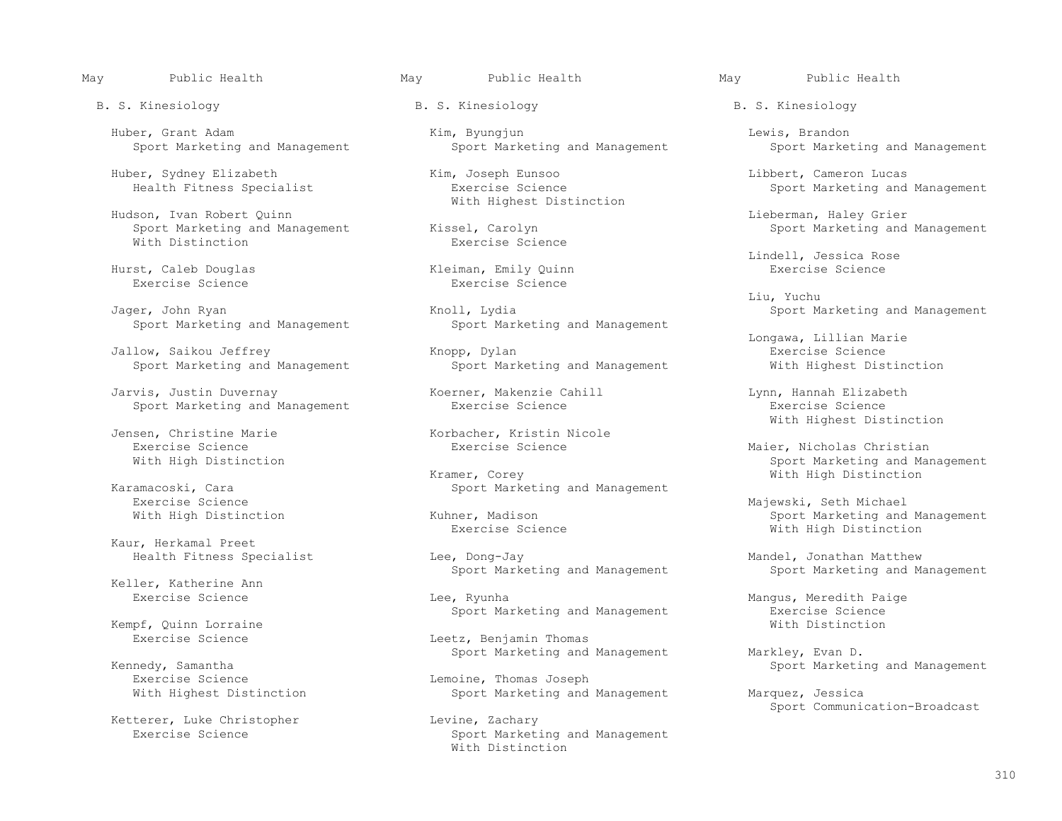May Public Health

B. S. Kinesiology

Huber, Grant Adam
Sport Marketing and Management

Huber, Sydney Elizabeth
Health Fitness Specialist

Hudson, Ivan Robert Quinn
Sport Marketing and Management
With Distinction

Hurst, Caleb Douglas
Exercise Science

Jager, John Ryan
Sport Marketing and Management

Jallow, Saikou Jeffrey
Sport Marketing and Management

Jarvis, Justin Duvernay
Sport Marketing and Management

Jensen, Christine Marie
Exercise Science
With High Distinction

Karamacoski, Cara
Exercise Science
With High Distinction

Kaur, Herkamal Preet
Health Fitness Specialist

Keller, Katherine Ann
Exercise Science

Kempf, Quinn Lorraine
Exercise Science

Kennedy, Samantha
Exercise Science
With Highest Distinction

Ketterer, Luke Christopher
Exercise Science

Kim, Byungjun
Sport Marketing and Management

Kim, Joseph Eunsoo
Exercise Science
With Highest Distinction

Kissel, Carolyn
Exercise Science

Kleiman, Emily Quinn
Exercise Science

Knoll, Lydia
Sport Marketing and Management

Knopp, Dylan
Sport Marketing and Management

Koerner, Makenzie Cahill
Exercise Science

Korbacher, Kristin Nicole
Exercise Science

Kramer, Corey
Sport Marketing and Management

Kuhner, Madison
Exercise Science

Lee, Dong-Jay
Sport Marketing and Management

Lee, Ryunha
Sport Marketing and Management

Leetz, Benjamin Thomas
Sport Marketing and Management

Lemoine, Thomas Joseph
Sport Marketing and Management

Levine, Zachary
Sport Marketing and Management
With Distinction

Lewis, Brandon
Sport Marketing and Management

Libbert, Cameron Lucas
Sport Marketing and Management

Lieberman, Haley Grier
Sport Marketing and Management

Lindell, Jessica Rose
Exercise Science

Liu, Yuchu
Sport Marketing and Management

Longawa, Lillian Marie
Exercise Science
With Highest Distinction

Lynn, Hannah Elizabeth
Exercise Science
With Highest Distinction

Maier, Nicholas Christian
Sport Marketing and Management
With High Distinction

Majewski, Seth Michael
Sport Marketing and Management
With High Distinction

Mandel, Jonathan Matthew
Sport Marketing and Management

Mangus, Meredith Paige
Exercise Science
With Distinction

Markley, Evan D.
Sport Marketing and Management

Marquez, Jessica
Sport Communication-Broadcast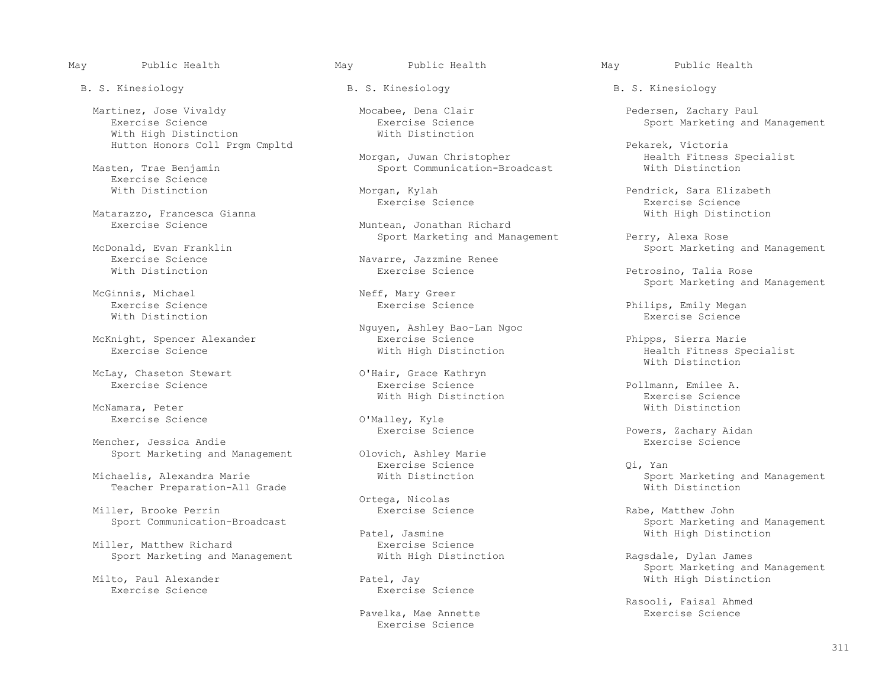May Public Health

B. S. Kinesiology

Martinez, Jose Vivaldy
Exercise Science
With High Distinction
Hutton Honors Coll Prgm Cmpltd

Masten, Trae Benjamin
Exercise Science
With Distinction

Matarazzo, Francesca Gianna
Exercise Science

McDonald, Evan Franklin
Exercise Science
With Distinction

McGinnis, Michael
Exercise Science
With Distinction

McKnight, Spencer Alexander
Exercise Science

McLay, Chaseton Stewart
Exercise Science

McNamara, Peter
Exercise Science

Mencher, Jessica Andie
Sport Marketing and Management

Michaelis, Alexandra Marie
Teacher Preparation-All Grade

Miller, Brooke Perrin
Sport Communication-Broadcast

Miller, Matthew Richard
Sport Marketing and Management

Milto, Paul Alexander
Exercise Science

Mocabee, Dena Clair
Exercise Science
With Distinction

Morgan, Juwan Christopher
Sport Communication-Broadcast

Morgan, Kylah
Exercise Science

Muntean, Jonathan Richard
Sport Marketing and Management

Navarre, Jazzmine Renee
Exercise Science

Neff, Mary Greer
Exercise Science

Nguyen, Ashley Bao-Lan Ngoc
Exercise Science
With High Distinction

O'Hair, Grace Kathryn
Exercise Science
With High Distinction

O'Malley, Kyle
Exercise Science

Olovich, Ashley Marie
Exercise Science
With Distinction

Ortega, Nicolas
Exercise Science

Patel, Jasmine
Exercise Science
With High Distinction

Patel, Jay
Exercise Science

Pavelka, Mae Annette
Exercise Science

Pedersen, Zachary Paul
Sport Marketing and Management

Pekarek, Victoria
Health Fitness Specialist
With Distinction

Pendrick, Sara Elizabeth
Exercise Science
With High Distinction

Perry, Alexa Rose
Sport Marketing and Management

Petrosino, Talia Rose
Sport Marketing and Management

Philips, Emily Megan
Exercise Science

Phipps, Sierra Marie
Health Fitness Specialist
With Distinction

Pollmann, Emilee A.
Exercise Science
With Distinction

Powers, Zachary Aidan
Exercise Science

Qi, Yan
Sport Marketing and Management
With Distinction

Rabe, Matthew John
Sport Marketing and Management
With High Distinction

Ragsdale, Dylan James
Sport Marketing and Management
With High Distinction

Rasooli, Faisal Ahmed
Exercise Science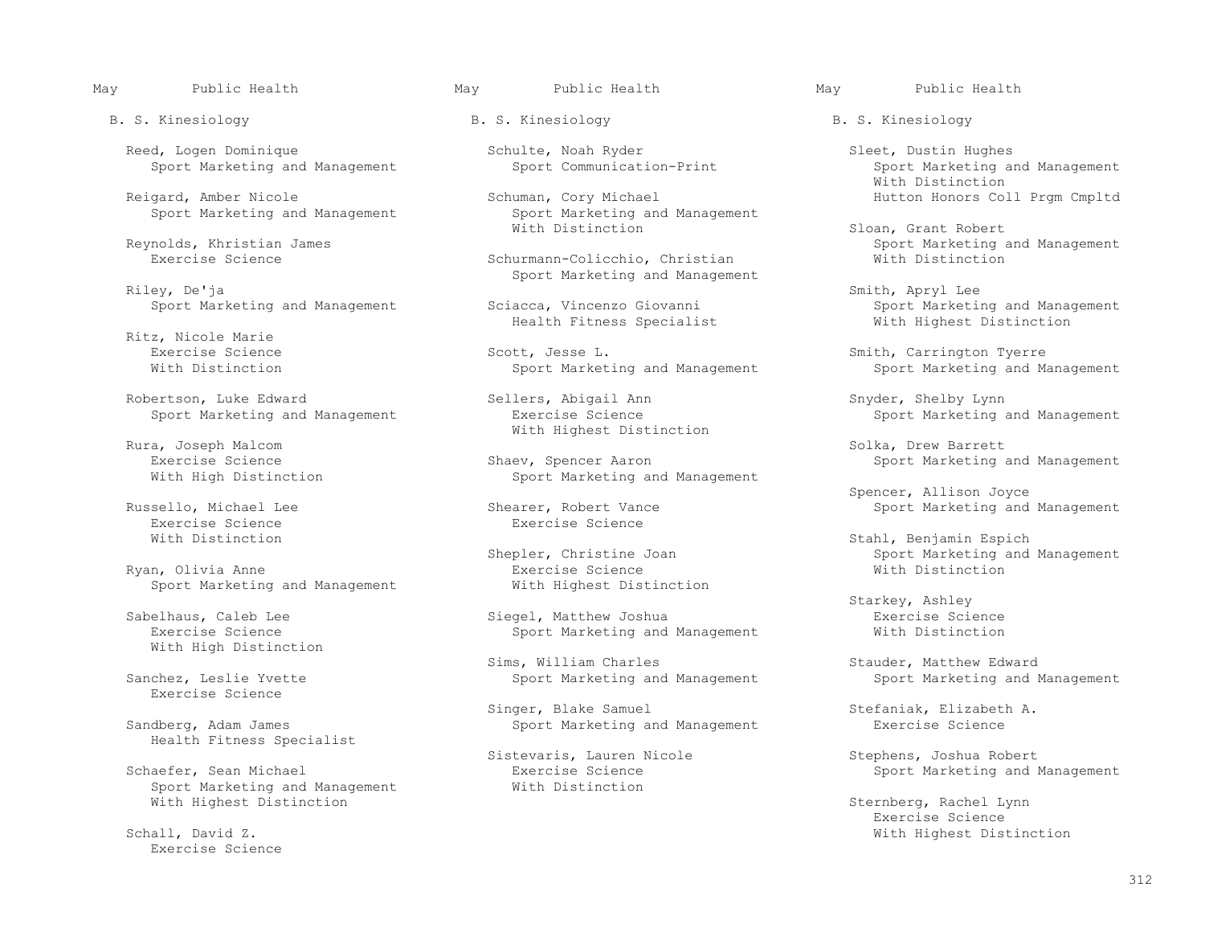May Public Health

B. S. Kinesiology

Reed, Logen Dominique
Sport Marketing and Management

Reigard, Amber Nicole
Sport Marketing and Management

Reynolds, Khristian James
Exercise Science

Riley, De'ja
Sport Marketing and Management

Ritz, Nicole Marie
Exercise Science
With Distinction

Robertson, Luke Edward
Sport Marketing and Management

Rura, Joseph Malcom
Exercise Science
With High Distinction

Russello, Michael Lee
Exercise Science
With Distinction

Ryan, Olivia Anne
Sport Marketing and Management

Sabelhaus, Caleb Lee
Exercise Science
With High Distinction

Sanchez, Leslie Yvette
Exercise Science

Sandberg, Adam James
Health Fitness Specialist

Schaefer, Sean Michael
Sport Marketing and Management
With Highest Distinction

Schall, David Z.
Exercise Science

Schulte, Noah Ryder
Sport Communication-Print

Schuman, Cory Michael
Sport Marketing and Management
With Distinction

Schurmann-Colicchio, Christian
Sport Marketing and Management

Sciacca, Vincenzo Giovanni
Health Fitness Specialist

Scott, Jesse L.
Sport Marketing and Management

Sellers, Abigail Ann
Exercise Science
With Highest Distinction

Shaev, Spencer Aaron
Sport Marketing and Management

Shearer, Robert Vance
Exercise Science

Shepler, Christine Joan
Exercise Science
With Highest Distinction

Siegel, Matthew Joshua
Sport Marketing and Management

Sims, William Charles
Sport Marketing and Management

Singer, Blake Samuel
Sport Marketing and Management

Sistevaris, Lauren Nicole
Exercise Science
With Distinction

Sleet, Dustin Hughes
Sport Marketing and Management
With Distinction
Hutton Honors Coll Prgm Cmpltd

Sloan, Grant Robert
Sport Marketing and Management
With Distinction

Smith, Apryl Lee
Sport Marketing and Management
With Highest Distinction

Smith, Carrington Tyerre
Sport Marketing and Management

Snyder, Shelby Lynn
Sport Marketing and Management

Solka, Drew Barrett
Sport Marketing and Management

Spencer, Allison Joyce
Sport Marketing and Management

Stahl, Benjamin Espich
Sport Marketing and Management
With Distinction

Starkey, Ashley
Exercise Science
With Distinction

Stauder, Matthew Edward
Sport Marketing and Management

Stefaniak, Elizabeth A.
Exercise Science

Stephens, Joshua Robert
Sport Marketing and Management

Sternberg, Rachel Lynn
Exercise Science
With Highest Distinction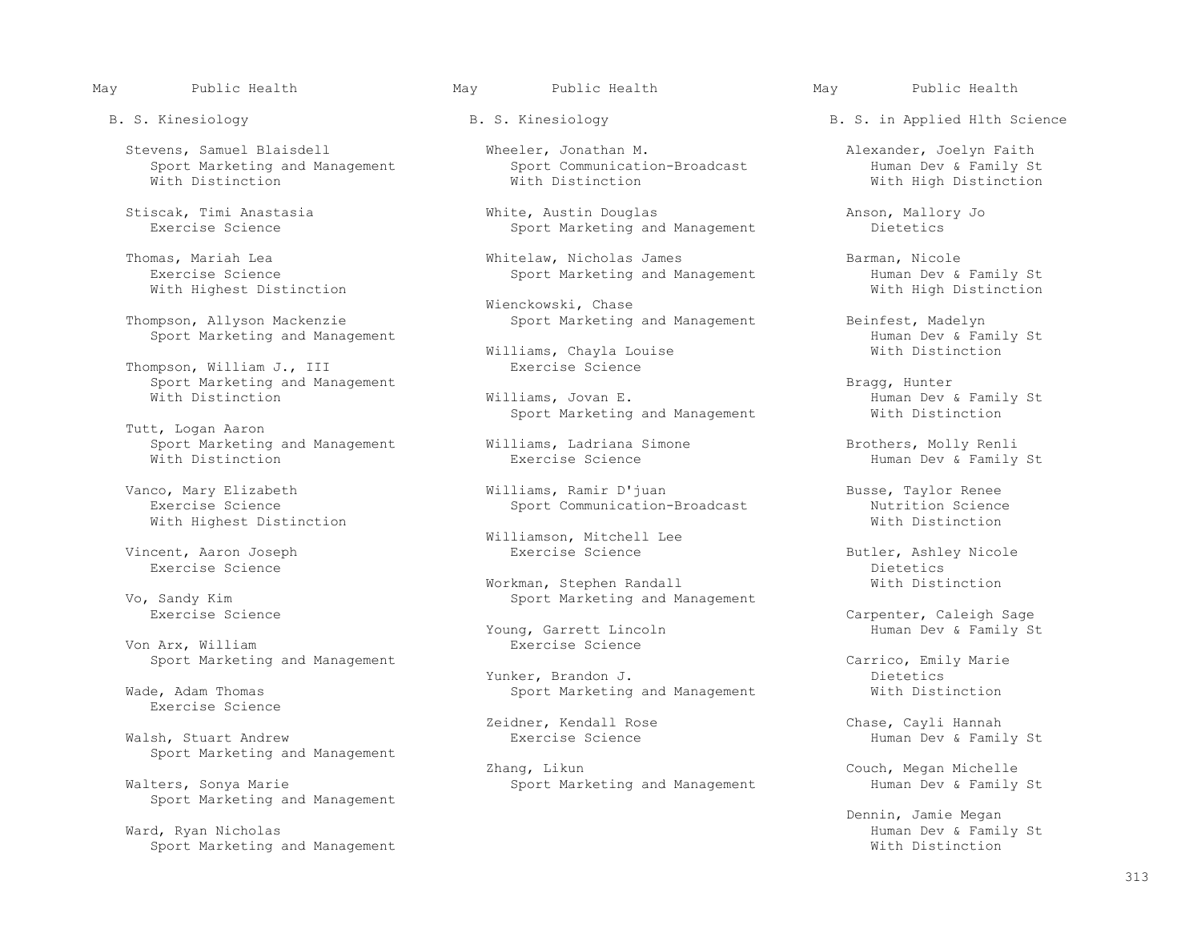May Public Health

B. S. Kinesiology

Stevens, Samuel Blaisdell
Sport Marketing and Management
With Distinction

Stiscak, Timi Anastasia
Exercise Science

Thomas, Mariah Lea
Exercise Science
With Highest Distinction

Thompson, Allyson Mackenzie
Sport Marketing and Management

Thompson, William J., III
Sport Marketing and Management
With Distinction

Tutt, Logan Aaron
Sport Marketing and Management
With Distinction

Vanco, Mary Elizabeth
Exercise Science
With Highest Distinction

Vincent, Aaron Joseph
Exercise Science

Vo, Sandy Kim
Exercise Science

Von Arx, William
Sport Marketing and Management

Wade, Adam Thomas
Exercise Science

Walsh, Stuart Andrew
Sport Marketing and Management

Walters, Sonya Marie
Sport Marketing and Management

Ward, Ryan Nicholas
Sport Marketing and Management

May Public Health

B. S. Kinesiology

Wheeler, Jonathan M.
Sport Communication-Broadcast
With Distinction

White, Austin Douglas
Sport Marketing and Management

Whitelaw, Nicholas James
Sport Marketing and Management

Wienckowski, Chase
Sport Marketing and Management

Williams, Chayla Louise
Exercise Science

Williams, Jovan E.
Sport Marketing and Management

Williams, Ladriana Simone
Exercise Science

Williams, Ramir D'juan
Sport Communication-Broadcast

Williamson, Mitchell Lee
Exercise Science

Workman, Stephen Randall
Sport Marketing and Management

Young, Garrett Lincoln
Exercise Science

Yunker, Brandon J.
Sport Marketing and Management

Zeidner, Kendall Rose
Exercise Science

Zhang, Likun
Sport Marketing and Management

May Public Health

B. S. in Applied Hlth Science

Alexander, Joelyn Faith
Human Dev & Family St
With High Distinction

Anson, Mallory Jo
Dietetics

Barman, Nicole
Human Dev & Family St
With High Distinction

Beinfest, Madelyn
Human Dev & Family St
With Distinction

Bragg, Hunter
Human Dev & Family St
With Distinction

Brothers, Molly Renli
Human Dev & Family St

Busse, Taylor Renee
Nutrition Science
With Distinction

Butler, Ashley Nicole
Dietetics
With Distinction

Carpenter, Caleigh Sage
Human Dev & Family St

Carrico, Emily Marie
Dietetics
With Distinction

Chase, Cayli Hannah
Human Dev & Family St

Couch, Megan Michelle
Human Dev & Family St

Dennin, Jamie Megan
Human Dev & Family St
With Distinction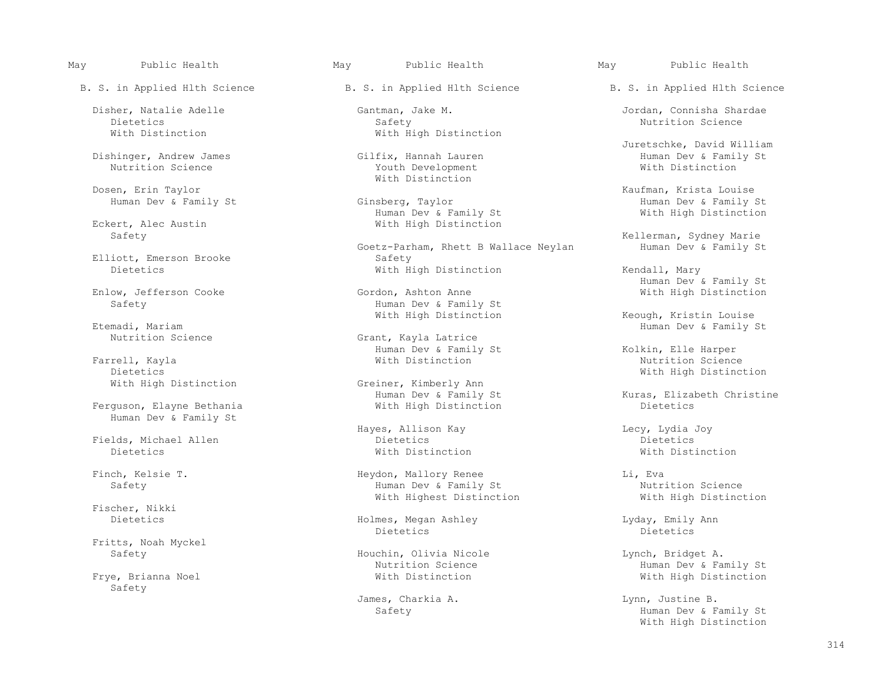May Public Health

B. S. in Applied Hlth Science

Disher, Natalie Adelle
Dietetics
With Distinction

Dishinger, Andrew James
Nutrition Science

Dosen, Erin Taylor
Human Dev & Family St

Eckert, Alec Austin
Safety

Elliott, Emerson Brooke
Dietetics

Enlow, Jefferson Cooke
Safety

Etemadi, Mariam
Nutrition Science

Farrell, Kayla
Dietetics
With High Distinction

Ferguson, Elayne Bethania
Human Dev & Family St

Fields, Michael Allen
Dietetics

Finch, Kelsie T.
Safety

Fischer, Nikki
Dietetics

Fritts, Noah Myckel
Safety

Frye, Brianna Noel
Safety

Gantman, Jake M.
Safety
With High Distinction

Gilfix, Hannah Lauren
Youth Development
With Distinction

Ginsberg, Taylor
Human Dev & Family St
With High Distinction

Goetz-Parham, Rhett B Wallace Neylan
Safety
With High Distinction

Gordon, Ashton Anne
Human Dev & Family St
With High Distinction

Grant, Kayla Latrice
Human Dev & Family St
With Distinction

Greiner, Kimberly Ann
Human Dev & Family St
With High Distinction

Hayes, Allison Kay
Dietetics
With Distinction

Heydon, Mallory Renee
Human Dev & Family St
With Highest Distinction

Holmes, Megan Ashley
Dietetics

Houchin, Olivia Nicole
Nutrition Science
With Distinction

James, Charkia A.
Safety

Jordan, Connisha Shardae
Nutrition Science

Juretschke, David William
Human Dev & Family St
With Distinction

Kaufman, Krista Louise
Human Dev & Family St
With High Distinction

Kellerman, Sydney Marie
Human Dev & Family St

Kendall, Mary
Human Dev & Family St
With High Distinction

Keough, Kristin Louise
Human Dev & Family St

Kolkin, Elle Harper
Nutrition Science
With High Distinction

Kuras, Elizabeth Christine
Dietetics

Lecy, Lydia Joy
Dietetics
With Distinction

Li, Eva
Nutrition Science
With High Distinction

Lyday, Emily Ann
Dietetics

Lynch, Bridget A.
Human Dev & Family St
With High Distinction

Lynn, Justine B.
Human Dev & Family St
With High Distinction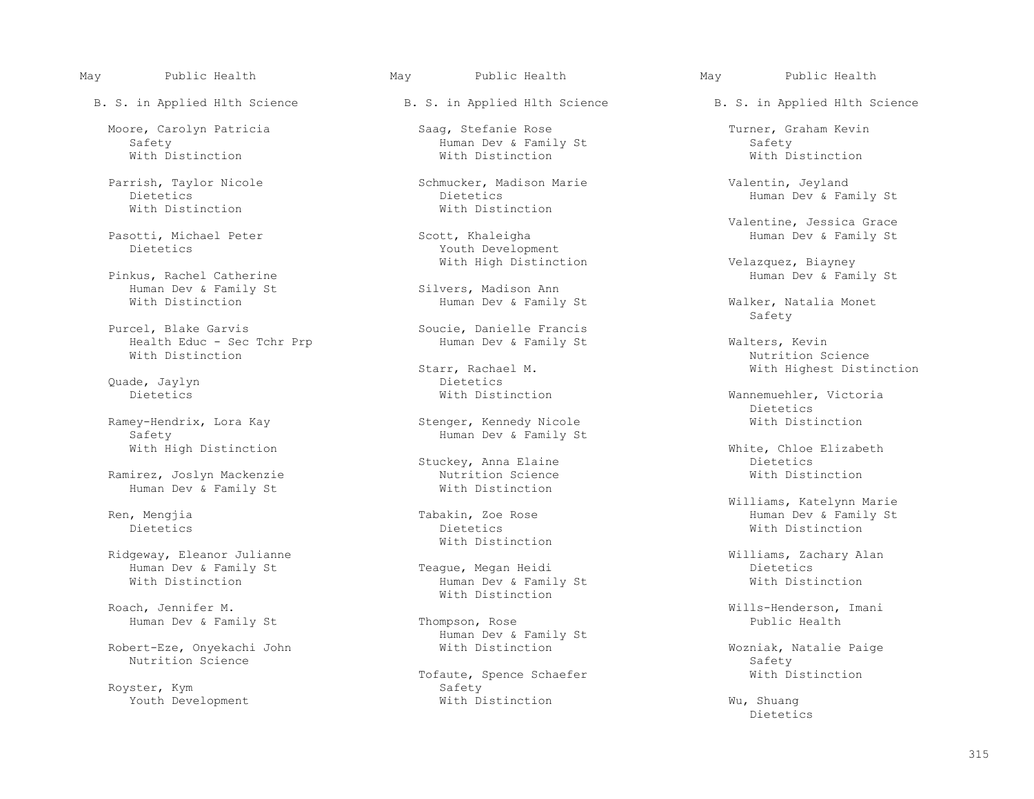May Public Health

B. S. in Applied Hlth Science

Moore, Carolyn Patricia
Safety
With Distinction

Parrish, Taylor Nicole
Dietetics
With Distinction

Pasotti, Michael Peter
Dietetics

Pinkus, Rachel Catherine
Human Dev & Family St
With Distinction

Purcel, Blake Garvis
Health Educ - Sec Tchr Prp
With Distinction

Quade, Jaylyn
Dietetics

Ramey-Hendrix, Lora Kay
Safety
With High Distinction

Ramirez, Joslyn Mackenzie
Human Dev & Family St

Ren, Mengjia
Dietetics

Ridgeway, Eleanor Julianne
Human Dev & Family St
With Distinction

Roach, Jennifer M.
Human Dev & Family St

Robert-Eze, Onyekachi John
Nutrition Science

Royster, Kym
Youth Development

May Public Health

B. S. in Applied Hlth Science

Saag, Stefanie Rose
Human Dev & Family St
With Distinction

Schmucker, Madison Marie
Dietetics
With Distinction

Scott, Khaleigha
Youth Development
With High Distinction

Silvers, Madison Ann
Human Dev & Family St

Soucie, Danielle Francis
Human Dev & Family St

Starr, Rachael M.
Dietetics
With Distinction

Stenger, Kennedy Nicole
Human Dev & Family St

Stuckey, Anna Elaine
Nutrition Science
With Distinction

Tabakin, Zoe Rose
Dietetics
With Distinction

Teague, Megan Heidi
Human Dev & Family St
With Distinction

Thompson, Rose
Human Dev & Family St
With Distinction

Tofaute, Spence Schaefer
Safety
With Distinction

May Public Health

B. S. in Applied Hlth Science

Turner, Graham Kevin
Safety
With Distinction

Valentin, Jeyland
Human Dev & Family St

Valentine, Jessica Grace
Human Dev & Family St

Velazquez, Biayney
Human Dev & Family St

Walker, Natalia Monet
Safety

Walters, Kevin
Nutrition Science
With Highest Distinction

Wannemuehler, Victoria
Dietetics
With Distinction

White, Chloe Elizabeth
Dietetics
With Distinction

Williams, Katelynn Marie
Human Dev & Family St
With Distinction

Williams, Zachary Alan
Dietetics
With Distinction

Wills-Henderson, Imani
Public Health

Wozniak, Natalie Paige
Safety
With Distinction

Wu, Shuang
Dietetics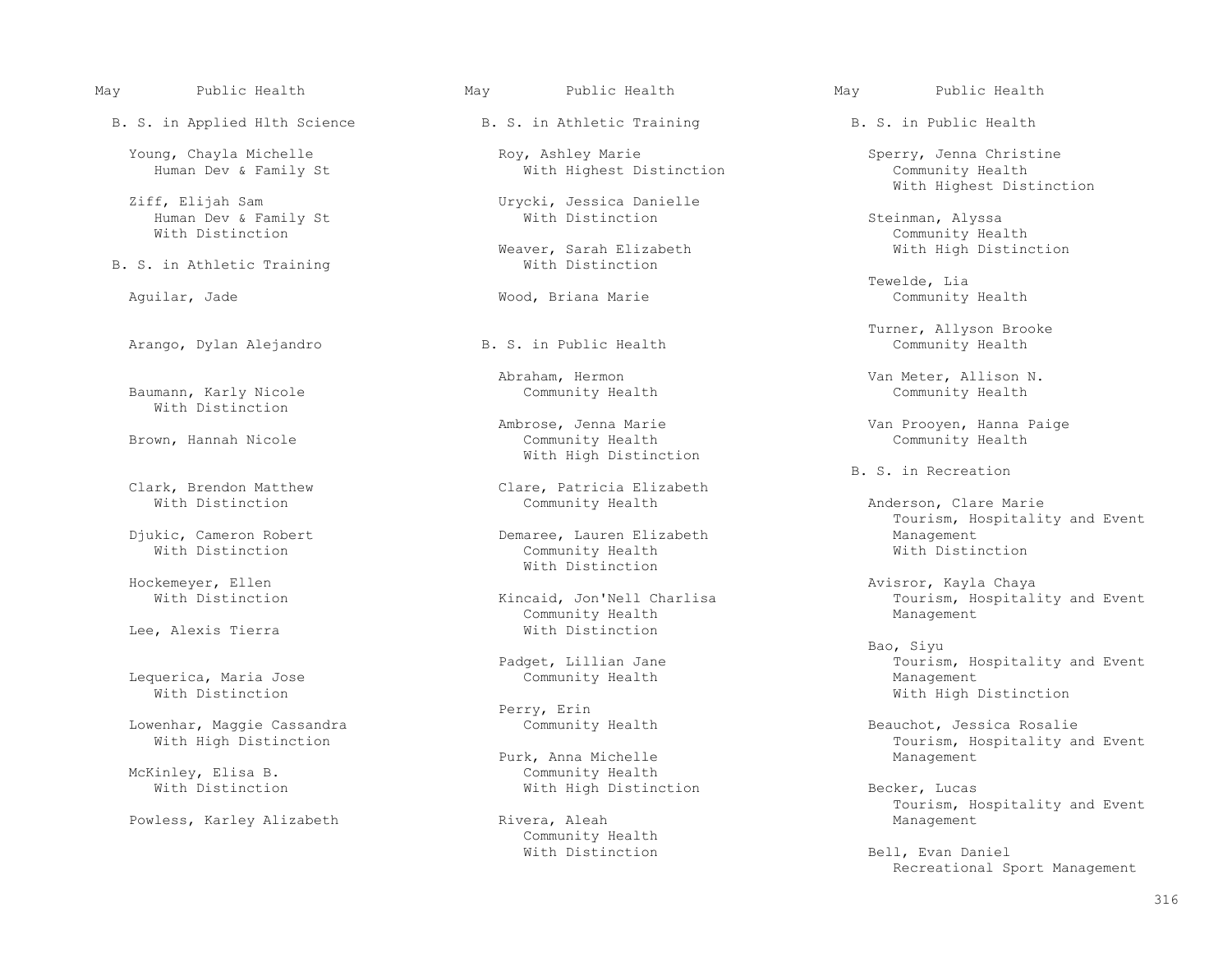May Public Health

## B. S. in Applied Hlth Science

Young, Chayla Michelle
Human Dev & Family St

Ziff, Elijah Sam
Human Dev & Family St
With Distinction

## B. S. in Athletic Training

Aguilar, Jade

Arango, Dylan Alejandro

Baumann, Karly Nicole
With Distinction

Brown, Hannah Nicole

Clark, Brendon Matthew
With Distinction

Djukic, Cameron Robert
With Distinction

Hockemeyer, Ellen
With Distinction

Lee, Alexis Tierra

Lequerica, Maria Jose
With Distinction

Lowenhar, Maggie Cassandra
With High Distinction

McKinley, Elisa B.
With Distinction

Powless, Karley Alizabeth

May Public Health

## B. S. in Athletic Training

Roy, Ashley Marie
With Highest Distinction

Urycki, Jessica Danielle
With Distinction

Weaver, Sarah Elizabeth
With Distinction

Wood, Briana Marie

## B. S. in Public Health

Abraham, Hermon
Community Health

Ambrose, Jenna Marie
Community Health
With High Distinction

Clare, Patricia Elizabeth
Community Health

Demaree, Lauren Elizabeth
Community Health
With Distinction

Kincaid, Jon'Nell Charlisa
Community Health
With Distinction

Padget, Lillian Jane
Community Health

Perry, Erin
Community Health

Purk, Anna Michelle
Community Health
With High Distinction

Rivera, Aleah
Community Health
With Distinction

May Public Health

## B. S. in Public Health

Sperry, Jenna Christine
Community Health
With Highest Distinction

Steinman, Alyssa
Community Health
With High Distinction

Tewelde, Lia
Community Health

Turner, Allyson Brooke
Community Health

Van Meter, Allison N.
Community Health

Van Prooyen, Hanna Paige
Community Health

## B. S. in Recreation

Anderson, Clare Marie
Tourism, Hospitality and Event Management
With Distinction

Avisror, Kayla Chaya
Tourism, Hospitality and Event Management

Bao, Siyu
Tourism, Hospitality and Event Management
With High Distinction

Beauchot, Jessica Rosalie
Tourism, Hospitality and Event Management

Becker, Lucas
Tourism, Hospitality and Event Management

Bell, Evan Daniel
Recreational Sport Management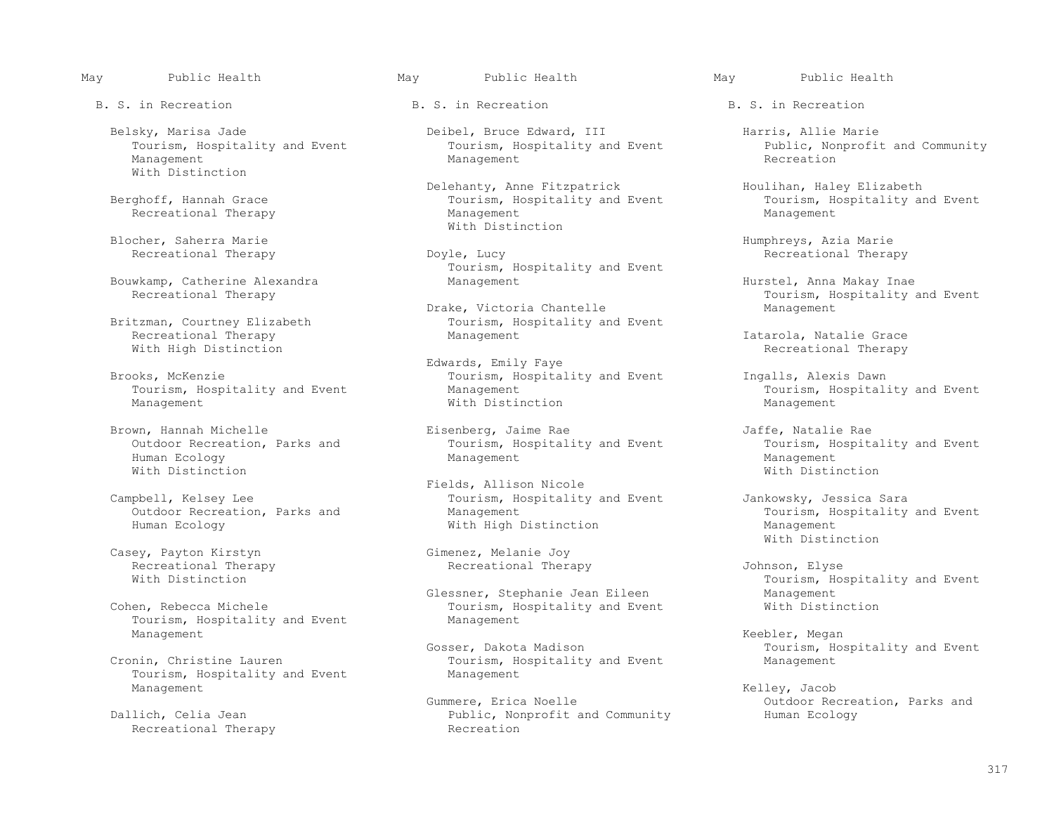May Public Health

B. S. in Recreation

Belsky, Marisa Jade
Tourism, Hospitality and Event Management
With Distinction

Berghoff, Hannah Grace
Recreational Therapy

Blocher, Saherra Marie
Recreational Therapy

Bouwkamp, Catherine Alexandra
Recreational Therapy

Britzman, Courtney Elizabeth
Recreational Therapy
With High Distinction

Brooks, McKenzie
Tourism, Hospitality and Event Management

Brown, Hannah Michelle
Outdoor Recreation, Parks and Human Ecology
With Distinction

Campbell, Kelsey Lee
Outdoor Recreation, Parks and Human Ecology

Casey, Payton Kirstyn
Recreational Therapy
With Distinction

Cohen, Rebecca Michele
Tourism, Hospitality and Event Management

Cronin, Christine Lauren
Tourism, Hospitality and Event Management

Dallich, Celia Jean
Recreational Therapy

Deibel, Bruce Edward, III
Tourism, Hospitality and Event Management

Delehanty, Anne Fitzpatrick
Tourism, Hospitality and Event Management
With Distinction

Doyle, Lucy
Tourism, Hospitality and Event Management

Drake, Victoria Chantelle
Tourism, Hospitality and Event Management

Edwards, Emily Faye
Tourism, Hospitality and Event Management
With Distinction

Eisenberg, Jaime Rae
Tourism, Hospitality and Event Management

Fields, Allison Nicole
Tourism, Hospitality and Event Management
With High Distinction

Gimenez, Melanie Joy
Recreational Therapy

Glessner, Stephanie Jean Eileen
Tourism, Hospitality and Event Management

Gosser, Dakota Madison
Tourism, Hospitality and Event Management

Gummere, Erica Noelle
Public, Nonprofit and Community Recreation

Harris, Allie Marie
Public, Nonprofit and Community Recreation

Houlihan, Haley Elizabeth
Tourism, Hospitality and Event Management

Humphreys, Azia Marie
Recreational Therapy

Hurstel, Anna Makay Inae
Tourism, Hospitality and Event Management

Iatarola, Natalie Grace
Recreational Therapy

Ingalls, Alexis Dawn
Tourism, Hospitality and Event Management

Jaffe, Natalie Rae
Tourism, Hospitality and Event Management
With Distinction

Jankowsky, Jessica Sara
Tourism, Hospitality and Event Management
With Distinction

Johnson, Elyse
Tourism, Hospitality and Event Management
With Distinction

Keebler, Megan
Tourism, Hospitality and Event Management

Kelley, Jacob
Outdoor Recreation, Parks and Human Ecology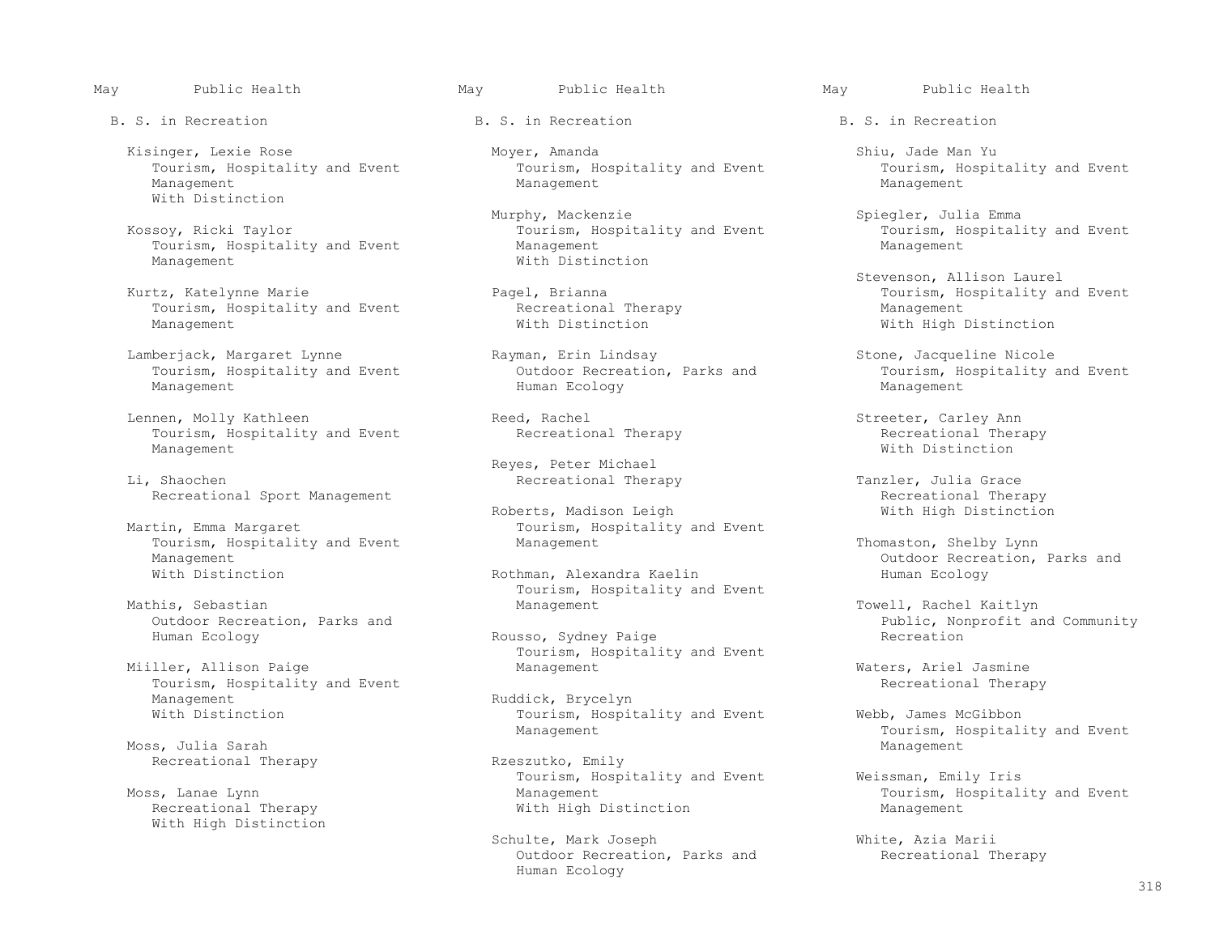May Public Health

B. S. in Recreation

Kisinger, Lexie Rose
Tourism, Hospitality and Event Management
With Distinction

Kossoy, Ricki Taylor
Tourism, Hospitality and Event Management

Kurtz, Katelynne Marie
Tourism, Hospitality and Event Management

Lamberjack, Margaret Lynne
Tourism, Hospitality and Event Management

Lennen, Molly Kathleen
Tourism, Hospitality and Event Management

Li, Shaochen
Recreational Sport Management

Martin, Emma Margaret
Tourism, Hospitality and Event Management
With Distinction

Mathis, Sebastian
Outdoor Recreation, Parks and Human Ecology

Miiller, Allison Paige
Tourism, Hospitality and Event Management
With Distinction

Moss, Julia Sarah
Recreational Therapy

Moss, Lanae Lynn
Recreational Therapy
With High Distinction

Moyer, Amanda
Tourism, Hospitality and Event Management

Murphy, Mackenzie
Tourism, Hospitality and Event Management
With Distinction

Pagel, Brianna
Recreational Therapy
With Distinction

Rayman, Erin Lindsay
Outdoor Recreation, Parks and Human Ecology

Reed, Rachel
Recreational Therapy

Reyes, Peter Michael
Recreational Therapy

Roberts, Madison Leigh
Tourism, Hospitality and Event Management

Rothman, Alexandra Kaelin
Tourism, Hospitality and Event Management

Rousso, Sydney Paige
Tourism, Hospitality and Event Management

Ruddick, Brycelyn
Tourism, Hospitality and Event Management

Rzeszutko, Emily
Tourism, Hospitality and Event Management
With High Distinction

Schulte, Mark Joseph
Outdoor Recreation, Parks and Human Ecology

Shiu, Jade Man Yu
Tourism, Hospitality and Event Management

Spiegler, Julia Emma
Tourism, Hospitality and Event Management

Stevenson, Allison Laurel
Tourism, Hospitality and Event Management
With High Distinction

Stone, Jacqueline Nicole
Tourism, Hospitality and Event Management

Streeter, Carley Ann
Recreational Therapy
With Distinction

Tanzler, Julia Grace
Recreational Therapy
With High Distinction

Thomaston, Shelby Lynn
Outdoor Recreation, Parks and Human Ecology

Towell, Rachel Kaitlyn
Public, Nonprofit and Community Recreation

Waters, Ariel Jasmine
Recreational Therapy

Webb, James McGibbon
Tourism, Hospitality and Event Management

Weissman, Emily Iris
Tourism, Hospitality and Event Management

White, Azia Marii
Recreational Therapy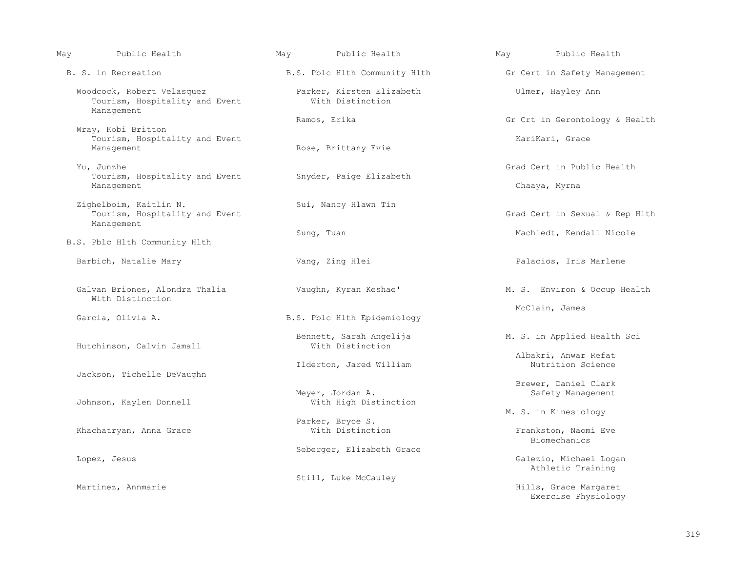## May Public Health

### B. S. in Recreation

Woodcock, Robert Velasquez
Tourism, Hospitality and Event Management

Wray, Kobi Britton
Tourism, Hospitality and Event Management

Yu, Junzhe
Tourism, Hospitality and Event Management

Zighelboim, Kaitlin N.
Tourism, Hospitality and Event Management

### B.S. Pblc Hlth Community Hlth

Barbich, Natalie Mary

Galvan Briones, Alondra Thalia
With Distinction

Garcia, Olivia A.

Hutchinson, Calvin Jamall

Jackson, Tichelle DeVaughn

Johnson, Kaylen Donnell

Khachatryan, Anna Grace

Lopez, Jesus

Martinez, Annmarie

## May Public Health

### B.S. Pblc Hlth Community Hlth

Parker, Kirsten Elizabeth
With Distinction

Ramos, Erika

Rose, Brittany Evie

Snyder, Paige Elizabeth

Sui, Nancy Hlawn Tin

Sung, Tuan

Vang, Zing Hlei

Vaughn, Kyran Keshae'

### B.S. Pblc Hlth Epidemiology

Bennett, Sarah Angelija
With Distinction

Ilderton, Jared William

Meyer, Jordan A.
With High Distinction

Parker, Bryce S.
With Distinction

Seberger, Elizabeth Grace

Still, Luke McCauley

## May Public Health

### Gr Cert in Safety Management

Ulmer, Hayley Ann

### Gr Crt in Gerontology & Health

KariKari, Grace

### Grad Cert in Public Health

Chaaya, Myrna

### Grad Cert in Sexual & Rep Hlth

Machledt, Kendall Nicole

Palacios, Iris Marlene

### M. S. Environ & Occup Health

McClain, James

### M. S. in Applied Health Sci

Albakri, Anwar Refat
Nutrition Science

Brewer, Daniel Clark
Safety Management

### M. S. in Kinesiology

Frankston, Naomi Eve
Biomechanics

Galezio, Michael Logan
Athletic Training

Hills, Grace Margaret
Exercise Physiology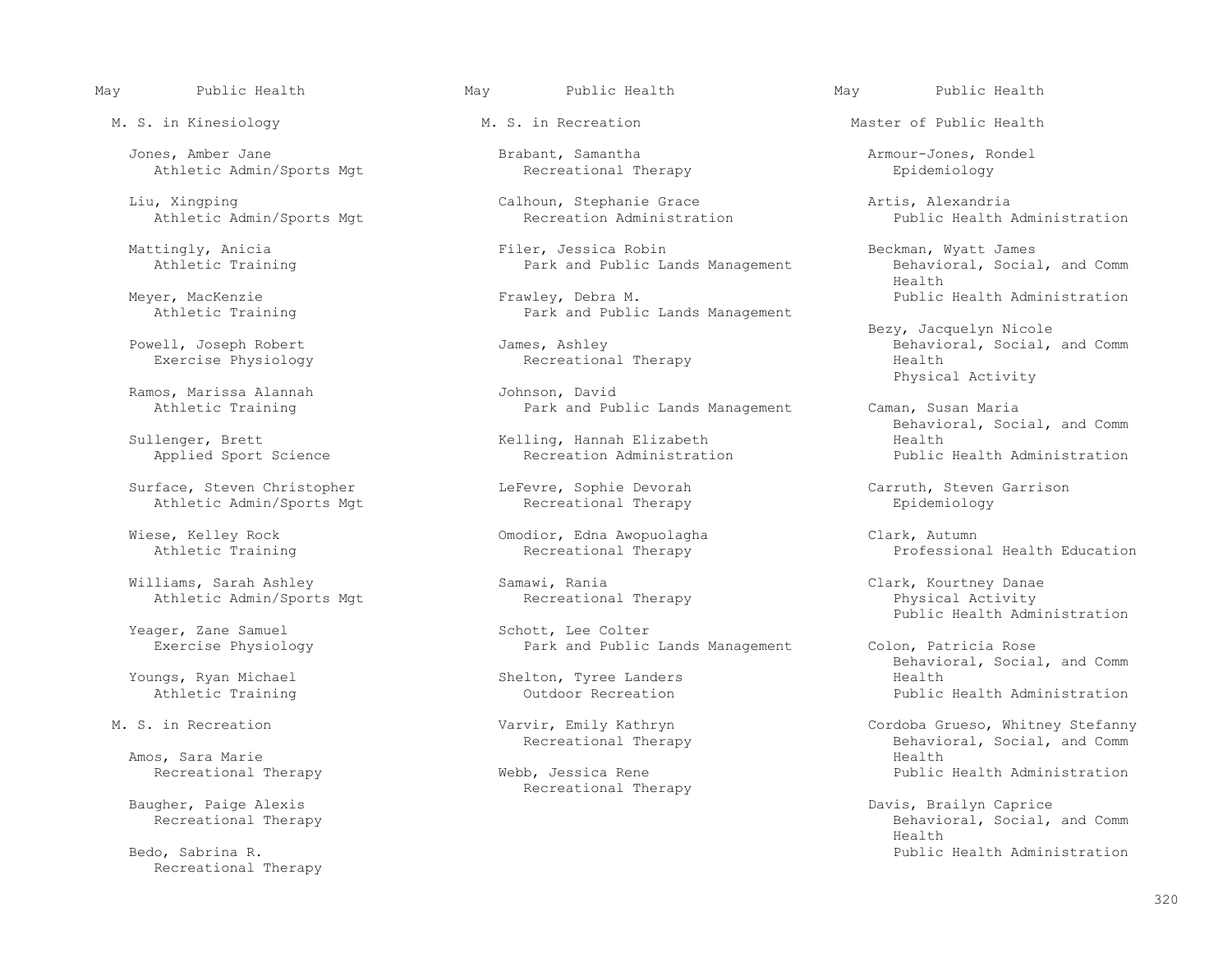May Public Health

## M. S. in Kinesiology

Jones, Amber Jane
Athletic Admin/Sports Mgt

Liu, Xingping
Athletic Admin/Sports Mgt

Mattingly, Anicia
Athletic Training

Meyer, MacKenzie
Athletic Training

Powell, Joseph Robert
Exercise Physiology

Ramos, Marissa Alannah
Athletic Training

Sullenger, Brett
Applied Sport Science

Surface, Steven Christopher
Athletic Admin/Sports Mgt

Wiese, Kelley Rock
Athletic Training

Williams, Sarah Ashley
Athletic Admin/Sports Mgt

Yeager, Zane Samuel
Exercise Physiology

Youngs, Ryan Michael
Athletic Training

## M. S. in Recreation

Amos, Sara Marie
Recreational Therapy

Baugher, Paige Alexis
Recreational Therapy

Bedo, Sabrina R.
Recreational Therapy

May Public Health

## M. S. in Recreation

Brabant, Samantha
Recreational Therapy

Calhoun, Stephanie Grace
Recreation Administration

Filer, Jessica Robin
Park and Public Lands Management

Frawley, Debra M.
Park and Public Lands Management

James, Ashley
Recreational Therapy

Johnson, David
Park and Public Lands Management

Kelling, Hannah Elizabeth
Recreation Administration

LeFevre, Sophie Devorah
Recreational Therapy

Omodior, Edna Awopuolagha
Recreational Therapy

Samawi, Rania
Recreational Therapy

Schott, Lee Colter
Park and Public Lands Management

Shelton, Tyree Landers
Outdoor Recreation

Varvir, Emily Kathryn
Recreational Therapy

Webb, Jessica Rene
Recreational Therapy

May Public Health

## Master of Public Health

Armour-Jones, Rondel
Epidemiology

Artis, Alexandria
Public Health Administration

Beckman, Wyatt James
Behavioral, Social, and Comm Health
Public Health Administration

Bezy, Jacquelyn Nicole
Behavioral, Social, and Comm Health
Physical Activity

Caman, Susan Maria
Behavioral, Social, and Comm Health
Public Health Administration

Carruth, Steven Garrison
Epidemiology

Clark, Autumn
Professional Health Education

Clark, Kourtney Danae
Physical Activity
Public Health Administration

Colon, Patricia Rose
Behavioral, Social, and Comm Health
Public Health Administration

Cordoba Grueso, Whitney Stefanny
Behavioral, Social, and Comm Health
Public Health Administration

Davis, Brailyn Caprice
Behavioral, Social, and Comm Health
Public Health Administration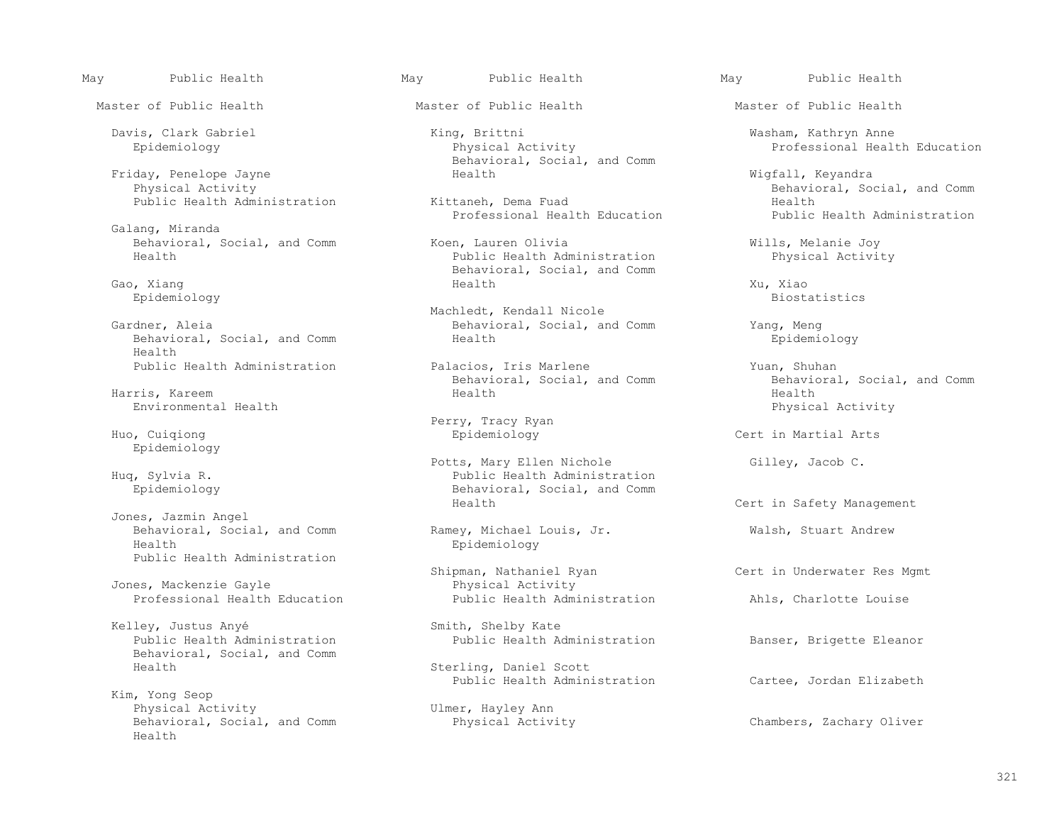May Public Health

## Master of Public Health

Davis, Clark Gabriel
Epidemiology

Friday, Penelope Jayne
Physical Activity
Public Health Administration

Galang, Miranda
Behavioral, Social, and Comm Health

Gao, Xiang
Epidemiology

Gardner, Aleia
Behavioral, Social, and Comm Health
Public Health Administration

Harris, Kareem
Environmental Health

Huo, Cuiqiong
Epidemiology

Huq, Sylvia R.
Epidemiology

Jones, Jazmin Angel
Behavioral, Social, and Comm Health
Public Health Administration

Jones, Mackenzie Gayle
Professional Health Education

Kelley, Justus Anyé
Public Health Administration
Behavioral, Social, and Comm Health

Kim, Yong Seop
Physical Activity
Behavioral, Social, and Comm Health

King, Brittni
Physical Activity
Behavioral, Social, and Comm Health

Kittaneh, Dema Fuad
Professional Health Education

Koen, Lauren Olivia
Public Health Administration
Behavioral, Social, and Comm Health

Machledt, Kendall Nicole
Behavioral, Social, and Comm Health

Palacios, Iris Marlene
Behavioral, Social, and Comm Health

Perry, Tracy Ryan
Epidemiology

Potts, Mary Ellen Nichole
Public Health Administration
Behavioral, Social, and Comm Health

Ramey, Michael Louis, Jr.
Epidemiology

Shipman, Nathaniel Ryan
Physical Activity
Public Health Administration

Smith, Shelby Kate
Public Health Administration

Sterling, Daniel Scott
Public Health Administration

Ulmer, Hayley Ann
Physical Activity

Washam, Kathryn Anne
Professional Health Education

Wigfall, Keyandra
Behavioral, Social, and Comm Health
Public Health Administration

Wills, Melanie Joy
Physical Activity

Xu, Xiao
Biostatistics

Yang, Meng
Epidemiology

Yuan, Shuhan
Behavioral, Social, and Comm Health
Physical Activity

## Cert in Martial Arts

Gilley, Jacob C.

## Cert in Safety Management

Walsh, Stuart Andrew

## Cert in Underwater Res Mgmt

Ahls, Charlotte Louise

Banser, Brigette Eleanor

Cartee, Jordan Elizabeth

Chambers, Zachary Oliver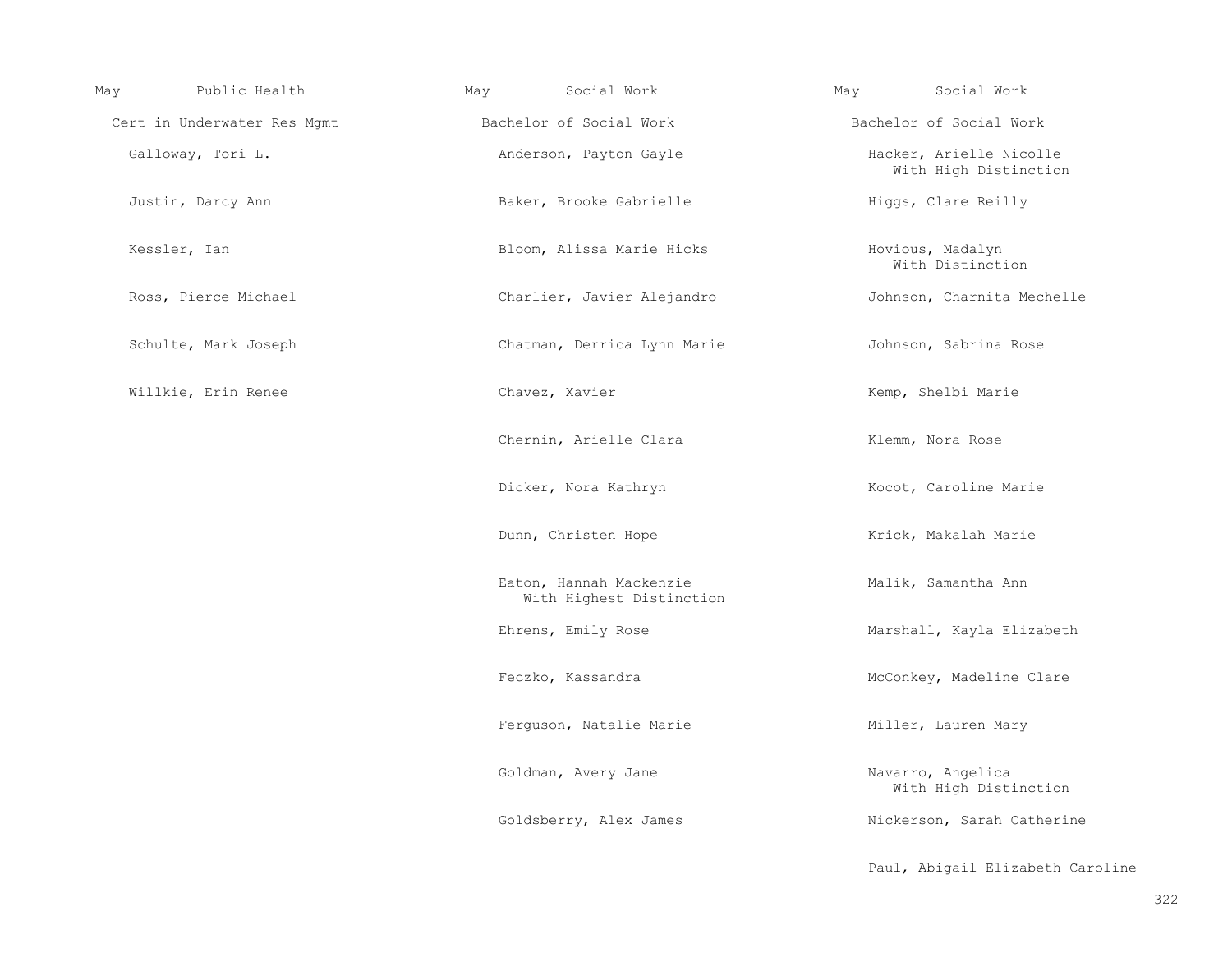## May — Public Health

### Cert in Underwater Res Mgmt

Galloway, Tori L.

Justin, Darcy Ann

Kessler, Ian

Ross, Pierce Michael

Schulte, Mark Joseph

Willkie, Erin Renee

## May — Social Work

### Bachelor of Social Work

Anderson, Payton Gayle

Baker, Brooke Gabrielle

Bloom, Alissa Marie Hicks

Charlier, Javier Alejandro

Chatman, Derrica Lynn Marie

Chavez, Xavier

Chernin, Arielle Clara

Dicker, Nora Kathryn

Dunn, Christen Hope

Eaton, Hannah Mackenzie
  With Highest Distinction

Ehrens, Emily Rose

Feczko, Kassandra

Ferguson, Natalie Marie

Goldman, Avery Jane

Goldsberry, Alex James

## May — Social Work

### Bachelor of Social Work

Hacker, Arielle Nicolle
  With High Distinction

Higgs, Clare Reilly

Hovious, Madalyn
  With Distinction

Johnson, Charnita Mechelle

Johnson, Sabrina Rose

Kemp, Shelbi Marie

Klemm, Nora Rose

Kocot, Caroline Marie

Krick, Makalah Marie

Malik, Samantha Ann

Marshall, Kayla Elizabeth

McConkey, Madeline Clare

Miller, Lauren Mary

Navarro, Angelica
  With High Distinction

Nickerson, Sarah Catherine

Paul, Abigail Elizabeth Caroline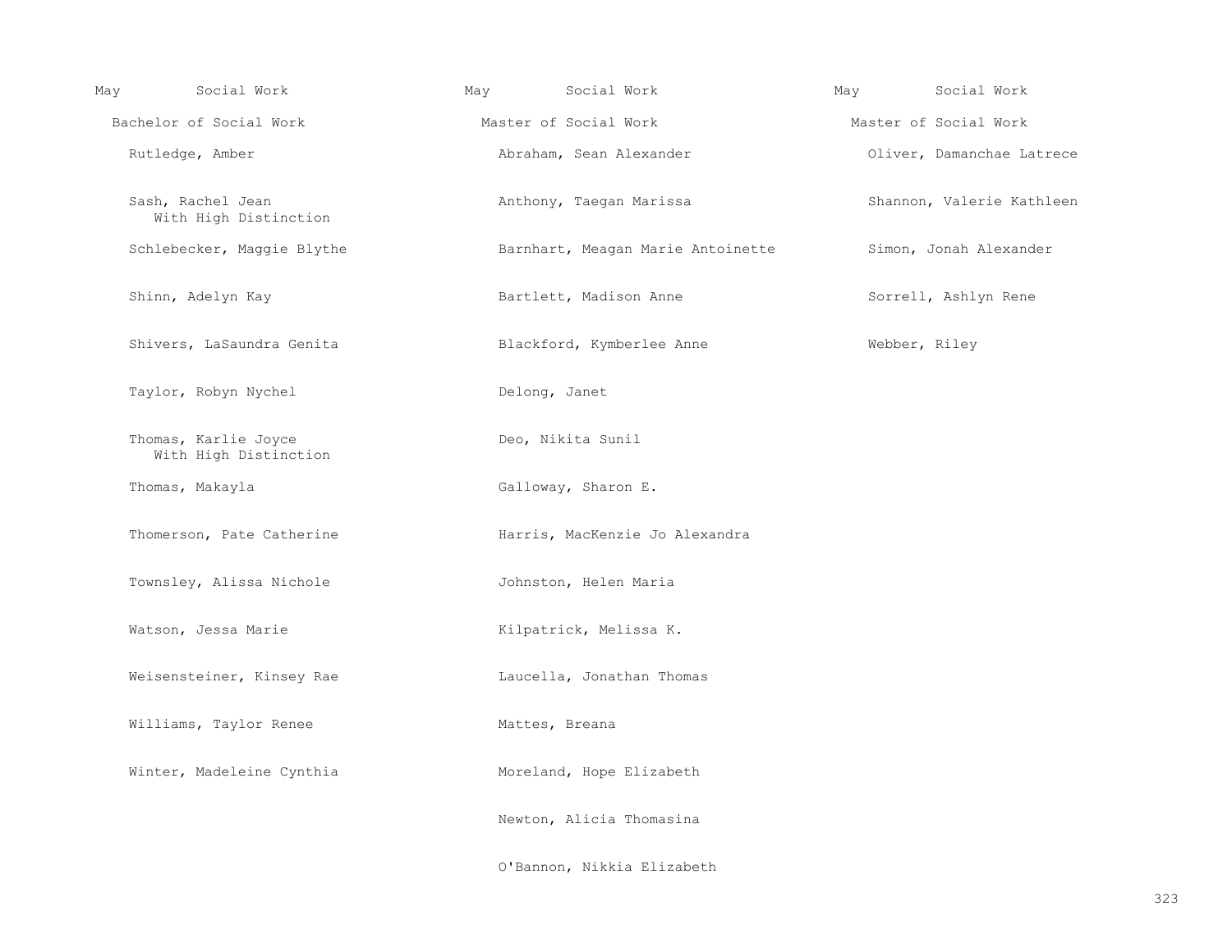May Social Work

Bachelor of Social Work

Rutledge, Amber

Sash, Rachel Jean
With High Distinction

Schlebecker, Maggie Blythe

Shinn, Adelyn Kay

Shivers, LaSaundra Genita

Taylor, Robyn Nychel

Thomas, Karlie Joyce
With High Distinction

Thomas, Makayla

Thomerson, Pate Catherine

Townsley, Alissa Nichole

Watson, Jessa Marie

Weisensteiner, Kinsey Rae

Williams, Taylor Renee

Winter, Madeleine Cynthia

May Social Work

Master of Social Work

Abraham, Sean Alexander

Anthony, Taegan Marissa

Barnhart, Meagan Marie Antoinette

Bartlett, Madison Anne

Blackford, Kymberlee Anne

Delong, Janet

Deo, Nikita Sunil

Galloway, Sharon E.

Harris, MacKenzie Jo Alexandra

Johnston, Helen Maria

Kilpatrick, Melissa K.

Laucella, Jonathan Thomas

Mattes, Breana

Moreland, Hope Elizabeth

Newton, Alicia Thomasina

O'Bannon, Nikkia Elizabeth

May Social Work

Master of Social Work

Oliver, Damanchae Latrece

Shannon, Valerie Kathleen

Simon, Jonah Alexander

Sorrell, Ashlyn Rene

Webber, Riley